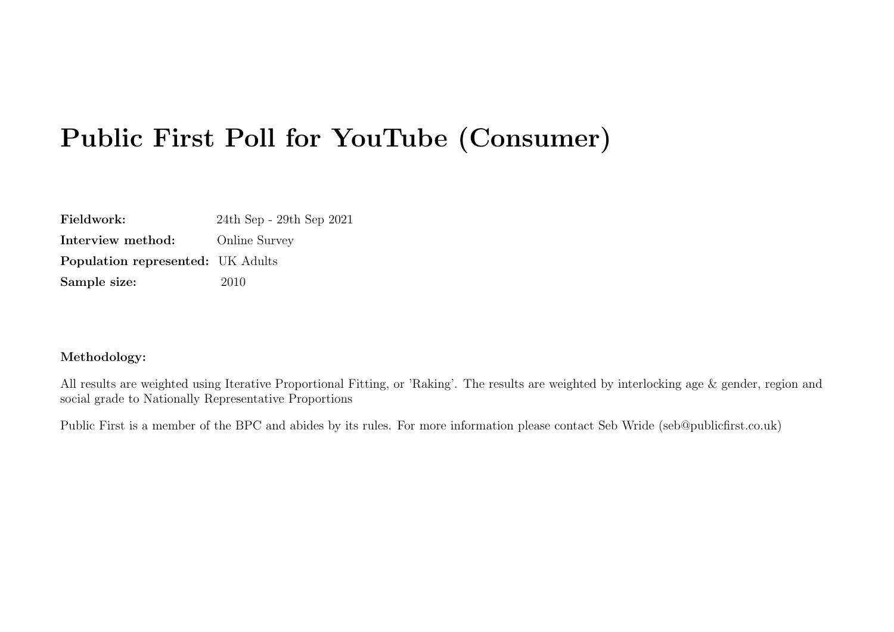# Public First Poll for YouTube (Consumer)

**Fieldwork:** 24th Sep - 29th Sep 2021

**Interview method:** Online Survey

**Population represented:** UK Adults

**Sample size:** 2010

**Methodology:**

All results are weighted using Iterative Proportional Fitting, or 'Raking'. The results are weighted by interlocking age & gender, region and social grade to Nationally Representative Proportions

Public First is a member of the BPC and abides by its rules. For more information please contact Seb Wride (seb@publicfirst.co.uk)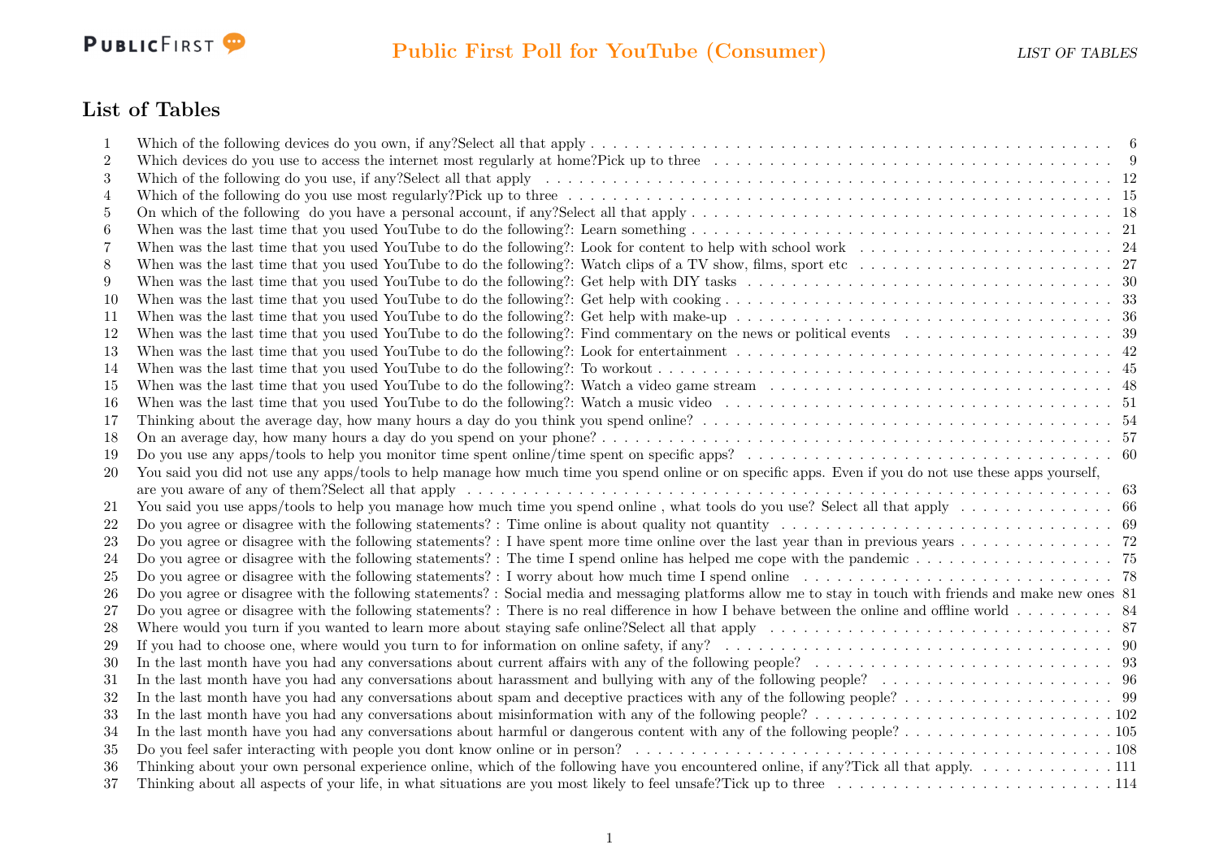## List of Tables

| | | |
|---|---|---|
| 1 | Which of the following devices do you own, if any?Select all that apply | 6 |
| 2 | Which devices do you use to access the internet most regularly at home?Pick up to three | 9 |
| 3 | Which of the following do you use, if any?Select all that apply | 12 |
| 4 | Which of the following do you use most regularly?Pick up to three | 15 |
| 5 | On which of the following  do you have a personal account, if any?Select all that apply | 18 |
| 6 | When was the last time that you used YouTube to do the following?: Learn something | 21 |
| 7 | When was the last time that you used YouTube to do the following?: Look for content to help with school work | 24 |
| 8 | When was the last time that you used YouTube to do the following?: Watch clips of a TV show, films, sport etc | 27 |
| 9 | When was the last time that you used YouTube to do the following?: Get help with DIY tasks | 30 |
| 10 | When was the last time that you used YouTube to do the following?: Get help with cooking | 33 |
| 11 | When was the last time that you used YouTube to do the following?: Get help with make-up | 36 |
| 12 | When was the last time that you used YouTube to do the following?: Find commentary on the news or political events | 39 |
| 13 | When was the last time that you used YouTube to do the following?: Look for entertainment | 42 |
| 14 | When was the last time that you used YouTube to do the following?: To workout | 45 |
| 15 | When was the last time that you used YouTube to do the following?: Watch a video game stream | 48 |
| 16 | When was the last time that you used YouTube to do the following?: Watch a music video | 51 |
| 17 | Thinking about the average day, how many hours a day do you think you spend online? | 54 |
| 18 | On an average day, how many hours a day do you spend on your phone? | 57 |
| 19 | Do you use any apps/tools to help you monitor time spent online/time spent on specific apps? | 60 |
| 20 | You said you did not use any apps/tools to help manage how much time you spend online or on specific apps. Even if you do not use these apps yourself, are you aware of any of them?Select all that apply | 63 |
| 21 | You said you use apps/tools to help you manage how much time you spend online , what tools do you use? Select all that apply | 66 |
| 22 | Do you agree or disagree with the following statements? : Time online is about quality not quantity | 69 |
| 23 | Do you agree or disagree with the following statements? : I have spent more time online over the last year than in previous years | 72 |
| 24 | Do you agree or disagree with the following statements? : The time I spend online has helped me cope with the pandemic | 75 |
| 25 | Do you agree or disagree with the following statements? : I worry about how much time I spend online | 78 |
| 26 | Do you agree or disagree with the following statements? : Social media and messaging platforms allow me to stay in touch with friends and make new ones | 81 |
| 27 | Do you agree or disagree with the following statements? : There is no real difference in how I behave between the online and offline world | 84 |
| 28 | Where would you turn if you wanted to learn more about staying safe online?Select all that apply | 87 |
| 29 | If you had to choose one, where would you turn to for information on online safety, if any? | 90 |
| 30 | In the last month have you had any conversations about current affairs with any of the following people? | 93 |
| 31 | In the last month have you had any conversations about harassment and bullying with any of the following people? | 96 |
| 32 | In the last month have you had any conversations about spam and deceptive practices with any of the following people? | 99 |
| 33 | In the last month have you had any conversations about misinformation with any of the following people? | 102 |
| 34 | In the last month have you had any conversations about harmful or dangerous content with any of the following people? | 105 |
| 35 | Do you feel safer interacting with people you dont know online or in person? | 108 |
| 36 | Thinking about your own personal experience online, which of the following have you encountered online, if any?Tick all that apply. | 111 |
| 37 | Thinking about all aspects of your life, in what situations are you most likely to feel unsafe?Tick up to three | 114 |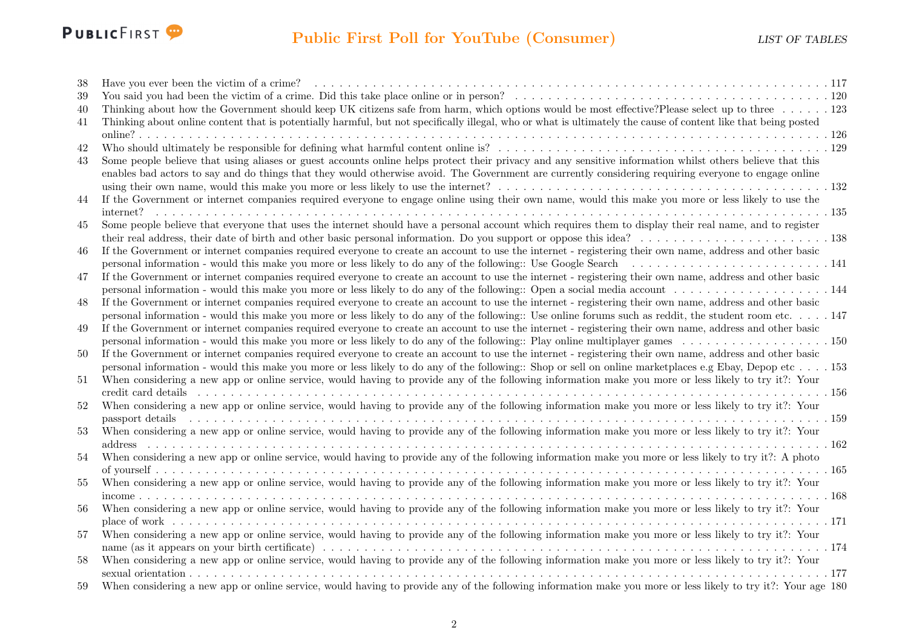| | | |
|---|---|---|
| 38 | Have you ever been the victim of a crime? | 117 |
| 39 | You said you had been the victim of a crime. Did this take place online or in person? | 120 |
| 40 | Thinking about how the Government should keep UK citizens safe from harm, which options would be most effective?Please select up to three | 123 |
| 41 | Thinking about online content that is potentially harmful, but not specifically illegal, who or what is ultimately the cause of content like that being posted online? | 126 |
| 42 | Who should ultimately be responsible for defining what harmful content online is? | 129 |
| 43 | Some people believe that using aliases or guest accounts online helps protect their privacy and any sensitive information whilst others believe that this enables bad actors to say and do things that they would otherwise avoid. The Government are currently considering requiring everyone to engage online using their own name, would this make you more or less likely to use the internet? | 132 |
| 44 | If the Government or internet companies required everyone to engage online using their own name, would this make you more or less likely to use the internet? | 135 |
| 45 | Some people believe that everyone that uses the internet should have a personal account which requires them to display their real name, and to register their real address, their date of birth and other basic personal information. Do you support or oppose this idea? | 138 |
| 46 | If the Government or internet companies required everyone to create an account to use the internet - registering their own name, address and other basic personal information - would this make you more or less likely to do any of the following:: Use Google Search | 141 |
| 47 | If the Government or internet companies required everyone to create an account to use the internet - registering their own name, address and other basic personal information - would this make you more or less likely to do any of the following:: Open a social media account | 144 |
| 48 | If the Government or internet companies required everyone to create an account to use the internet - registering their own name, address and other basic personal information - would this make you more or less likely to do any of the following:: Use online forums such as reddit, the student room etc. | 147 |
| 49 | If the Government or internet companies required everyone to create an account to use the internet - registering their own name, address and other basic personal information - would this make you more or less likely to do any of the following:: Play online multiplayer games | 150 |
| 50 | If the Government or internet companies required everyone to create an account to use the internet - registering their own name, address and other basic personal information - would this make you more or less likely to do any of the following:: Shop or sell on online marketplaces e.g Ebay, Depop etc | 153 |
| 51 | When considering a new app or online service, would having to provide any of the following information make you more or less likely to try it?: Your credit card details | 156 |
| 52 | When considering a new app or online service, would having to provide any of the following information make you more or less likely to try it?: Your passport details | 159 |
| 53 | When considering a new app or online service, would having to provide any of the following information make you more or less likely to try it?: Your address | 162 |
| 54 | When considering a new app or online service, would having to provide any of the following information make you more or less likely to try it?: A photo of yourself | 165 |
| 55 | When considering a new app or online service, would having to provide any of the following information make you more or less likely to try it?: Your income | 168 |
| 56 | When considering a new app or online service, would having to provide any of the following information make you more or less likely to try it?: Your place of work | 171 |
| 57 | When considering a new app or online service, would having to provide any of the following information make you more or less likely to try it?: Your name (as it appears on your birth certificate) | 174 |
| 58 | When considering a new app or online service, would having to provide any of the following information make you more or less likely to try it?: Your sexual orientation | 177 |
| 59 | When considering a new app or online service, would having to provide any of the following information make you more or less likely to try it?: Your age | 180 |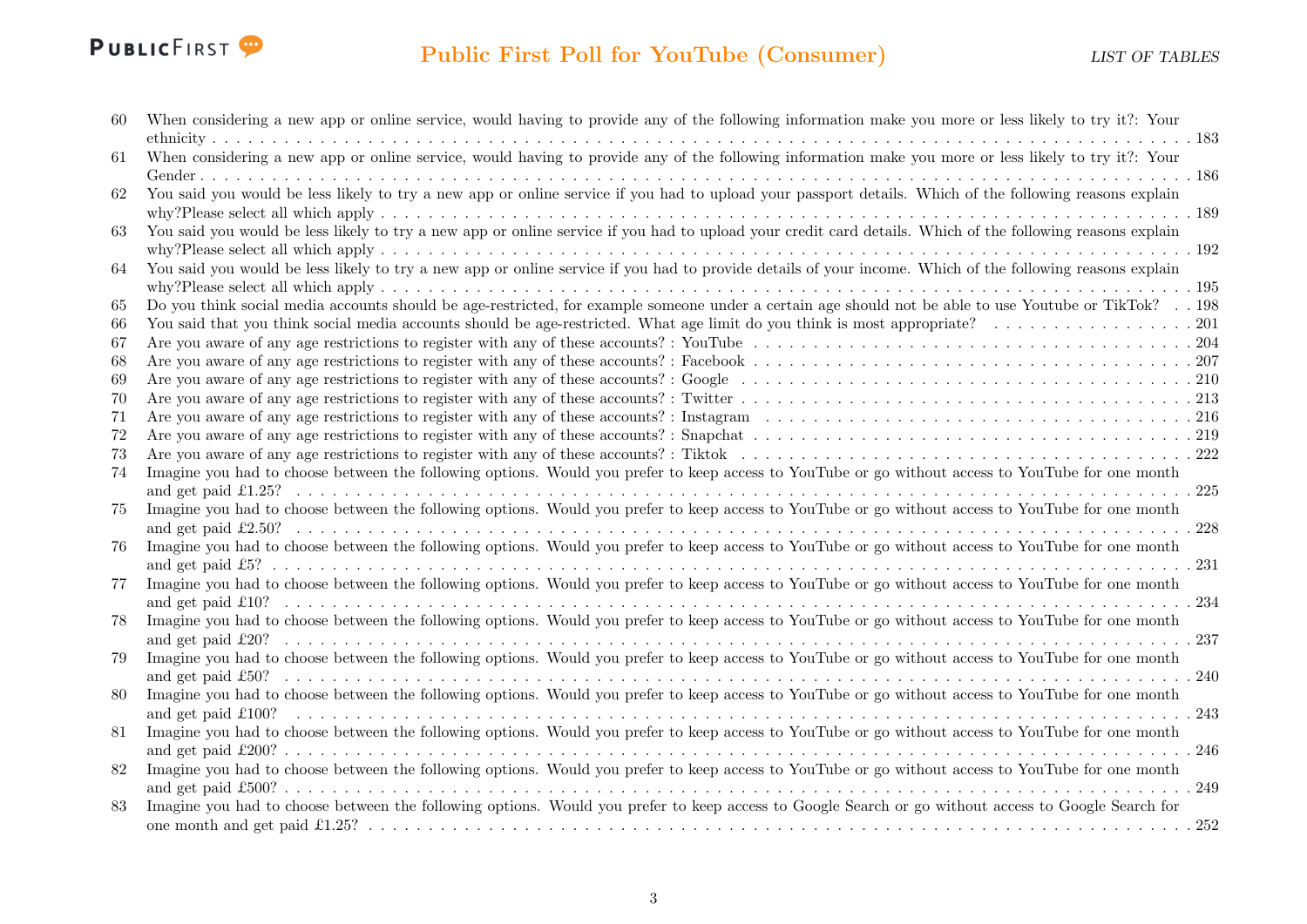| No. | Table | Page |
|---|---|---|
| 60 | When considering a new app or online service, would having to provide any of the following information make you more or less likely to try it?: Your ethnicity | 183 |
| 61 | When considering a new app or online service, would having to provide any of the following information make you more or less likely to try it?: Your Gender | 186 |
| 62 | You said you would be less likely to try a new app or online service if you had to upload your passport details. Which of the following reasons explain why?Please select all which apply | 189 |
| 63 | You said you would be less likely to try a new app or online service if you had to upload your credit card details. Which of the following reasons explain why?Please select all which apply | 192 |
| 64 | You said you would be less likely to try a new app or online service if you had to provide details of your income. Which of the following reasons explain why?Please select all which apply | 195 |
| 65 | Do you think social media accounts should be age-restricted, for example someone under a certain age should not be able to use Youtube or TikTok? | 198 |
| 66 | You said that you think social media accounts should be age-restricted. What age limit do you think is most appropriate? | 201 |
| 67 | Are you aware of any age restrictions to register with any of these accounts? : YouTube | 204 |
| 68 | Are you aware of any age restrictions to register with any of these accounts? : Facebook | 207 |
| 69 | Are you aware of any age restrictions to register with any of these accounts? : Google | 210 |
| 70 | Are you aware of any age restrictions to register with any of these accounts? : Twitter | 213 |
| 71 | Are you aware of any age restrictions to register with any of these accounts? : Instagram | 216 |
| 72 | Are you aware of any age restrictions to register with any of these accounts? : Snapchat | 219 |
| 73 | Are you aware of any age restrictions to register with any of these accounts? : Tiktok | 222 |
| 74 | Imagine you had to choose between the following options. Would you prefer to keep access to YouTube or go without access to YouTube for one month and get paid £1.25? | 225 |
| 75 | Imagine you had to choose between the following options. Would you prefer to keep access to YouTube or go without access to YouTube for one month and get paid £2.50? | 228 |
| 76 | Imagine you had to choose between the following options. Would you prefer to keep access to YouTube or go without access to YouTube for one month and get paid £5? | 231 |
| 77 | Imagine you had to choose between the following options. Would you prefer to keep access to YouTube or go without access to YouTube for one month and get paid £10? | 234 |
| 78 | Imagine you had to choose between the following options. Would you prefer to keep access to YouTube or go without access to YouTube for one month and get paid £20? | 237 |
| 79 | Imagine you had to choose between the following options. Would you prefer to keep access to YouTube or go without access to YouTube for one month and get paid £50? | 240 |
| 80 | Imagine you had to choose between the following options. Would you prefer to keep access to YouTube or go without access to YouTube for one month and get paid £100? | 243 |
| 81 | Imagine you had to choose between the following options. Would you prefer to keep access to YouTube or go without access to YouTube for one month and get paid £200? | 246 |
| 82 | Imagine you had to choose between the following options. Would you prefer to keep access to YouTube or go without access to YouTube for one month and get paid £500? | 249 |
| 83 | Imagine you had to choose between the following options. Would you prefer to keep access to Google Search or go without access to Google Search for one month and get paid £1.25? | 252 |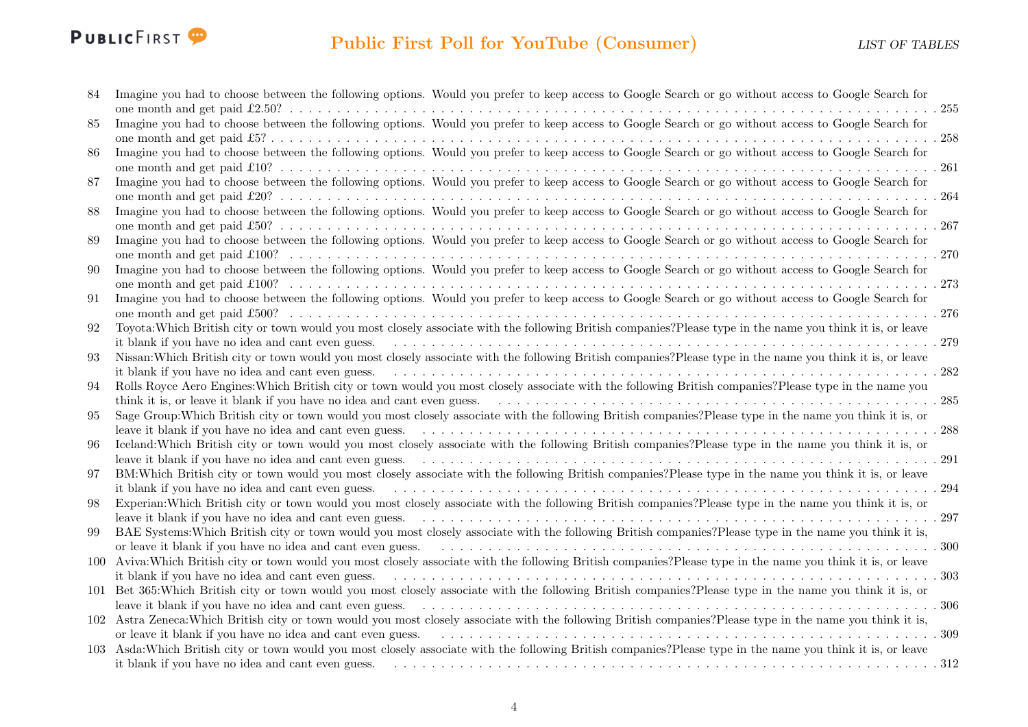84 Imagine you had to choose between the following options. Would you prefer to keep access to Google Search or go without access to Google Search for one month and get paid £2.50? . . . 255

85 Imagine you had to choose between the following options. Would you prefer to keep access to Google Search or go without access to Google Search for one month and get paid £5? . . . 258

86 Imagine you had to choose between the following options. Would you prefer to keep access to Google Search or go without access to Google Search for one month and get paid £10? . . . 261

87 Imagine you had to choose between the following options. Would you prefer to keep access to Google Search or go without access to Google Search for one month and get paid £20? . . . 264

88 Imagine you had to choose between the following options. Would you prefer to keep access to Google Search or go without access to Google Search for one month and get paid £50? . . . 267

89 Imagine you had to choose between the following options. Would you prefer to keep access to Google Search or go without access to Google Search for one month and get paid £100? . . . 270

90 Imagine you had to choose between the following options. Would you prefer to keep access to Google Search or go without access to Google Search for one month and get paid £100? . . . 273

91 Imagine you had to choose between the following options. Would you prefer to keep access to Google Search or go without access to Google Search for one month and get paid £500? . . . 276

92 Toyota:Which British city or town would you most closely associate with the following British companies?Please type in the name you think it is, or leave it blank if you have no idea and cant even guess. . . . 279

93 Nissan:Which British city or town would you most closely associate with the following British companies?Please type in the name you think it is, or leave it blank if you have no idea and cant even guess. . . . 282

94 Rolls Royce Aero Engines:Which British city or town would you most closely associate with the following British companies?Please type in the name you think it is, or leave it blank if you have no idea and cant even guess. . . . 285

95 Sage Group:Which British city or town would you most closely associate with the following British companies?Please type in the name you think it is, or leave it blank if you have no idea and cant even guess. . . . 288

96 Iceland:Which British city or town would you most closely associate with the following British companies?Please type in the name you think it is, or leave it blank if you have no idea and cant even guess. . . . 291

97 BM:Which British city or town would you most closely associate with the following British companies?Please type in the name you think it is, or leave it blank if you have no idea and cant even guess. . . . 294

98 Experian:Which British city or town would you most closely associate with the following British companies?Please type in the name you think it is, or leave it blank if you have no idea and cant even guess. . . . 297

99 BAE Systems:Which British city or town would you most closely associate with the following British companies?Please type in the name you think it is, or leave it blank if you have no idea and cant even guess. . . . 300

100 Aviva:Which British city or town would you most closely associate with the following British companies?Please type in the name you think it is, or leave it blank if you have no idea and cant even guess. . . . 303

101 Bet 365:Which British city or town would you most closely associate with the following British companies?Please type in the name you think it is, or leave it blank if you have no idea and cant even guess. . . . 306

102 Astra Zeneca:Which British city or town would you most closely associate with the following British companies?Please type in the name you think it is, or leave it blank if you have no idea and cant even guess. . . . 309

103 Asda:Which British city or town would you most closely associate with the following British companies?Please type in the name you think it is, or leave it blank if you have no idea and cant even guess. . . . 312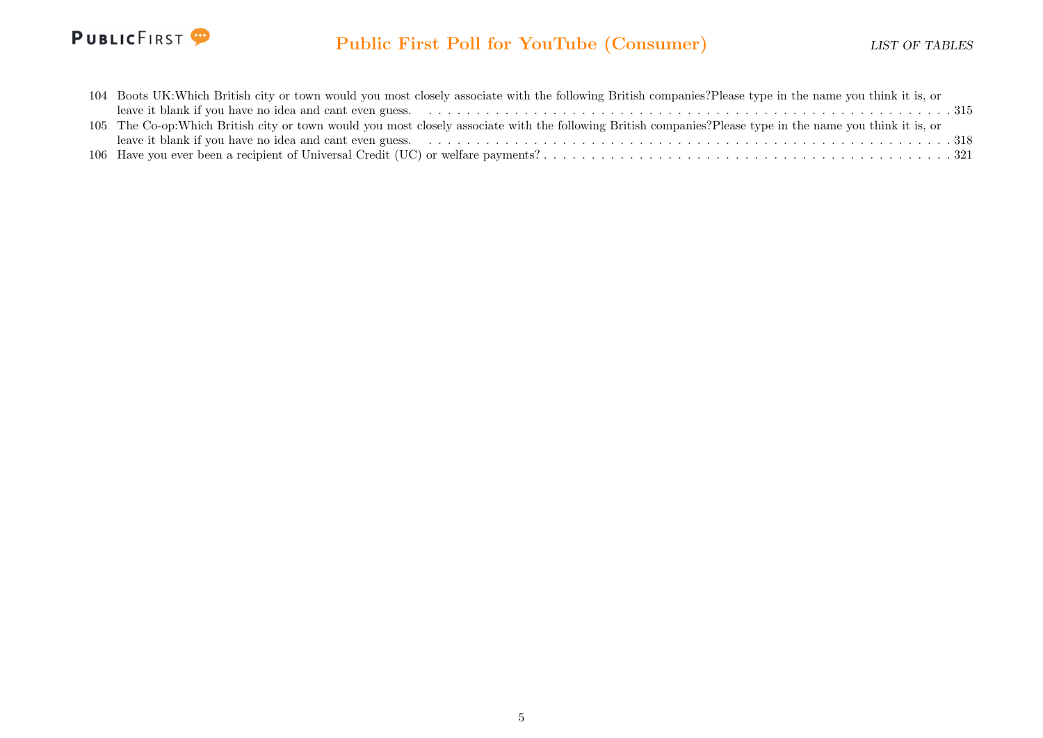104 Boots UK:Which British city or town would you most closely associate with the following British companies?Please type in the name you think it is, or leave it blank if you have no idea and cant even guess. . . . . . . . . . . . . . . . . . . . . . . . . . . . . . . . . . . . . . . . . . . . . . . . . . . . . . . . . . . . . 315

105 The Co-op:Which British city or town would you most closely associate with the following British companies?Please type in the name you think it is, or leave it blank if you have no idea and cant even guess. . . . . . . . . . . . . . . . . . . . . . . . . . . . . . . . . . . . . . . . . . . . . . . . . . . . . . . . . . . . . 318

106 Have you ever been a recipient of Universal Credit (UC) or welfare payments? . . . . . . . . . . . . . . . . . . . . . . . . . . . . . . . . . . . . . . . . . . 321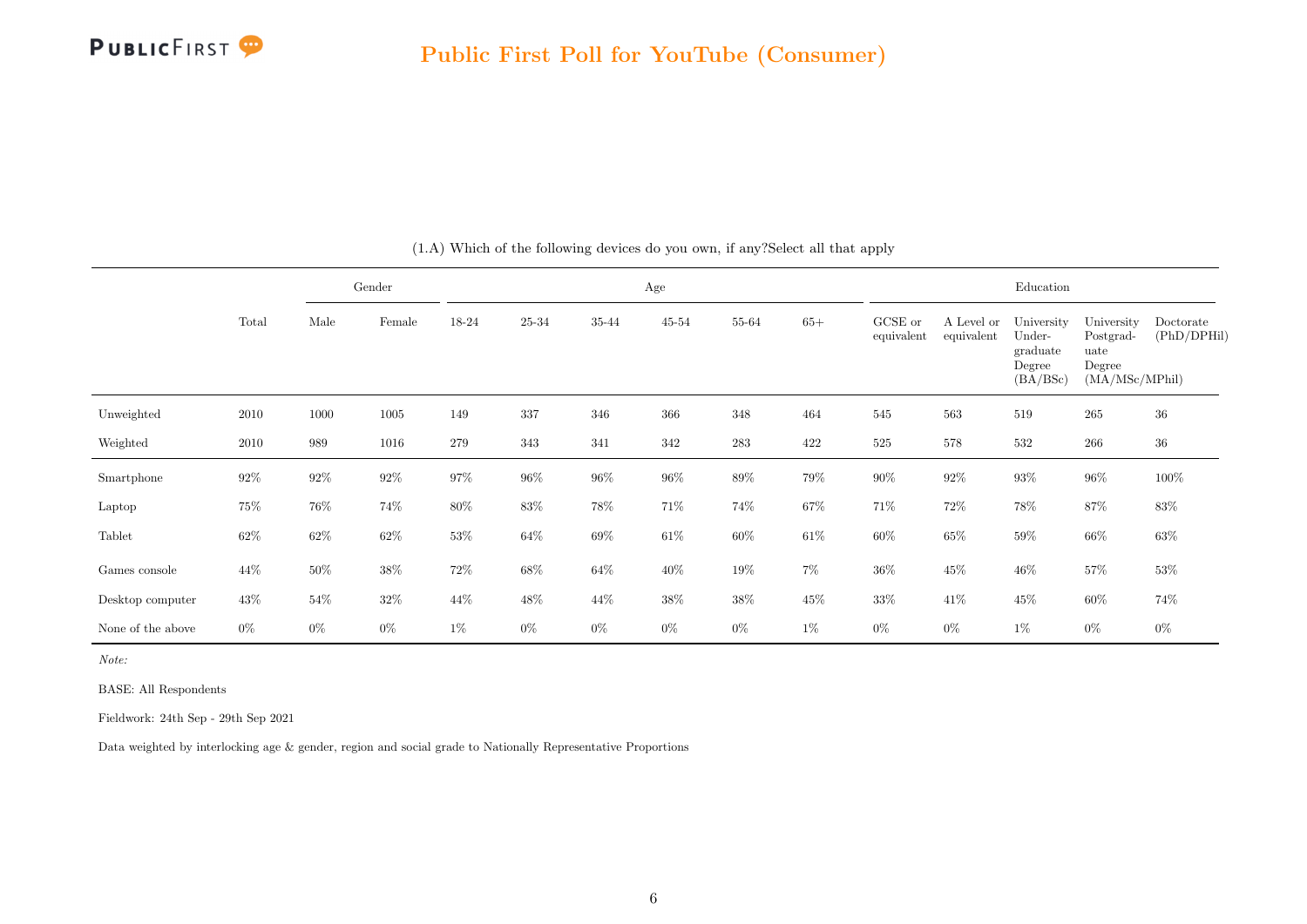## Public First Poll for YouTube (Consumer)

(1.A) Which of the following devices do you own, if any?Select all that apply

| | Total | Gender | | Age | | | | | | Education | | | | |
|---|---|---|---|---|---|---|---|---|---|---|---|---|---|---|
| | | Male | Female | 18-24 | 25-34 | 35-44 | 45-54 | 55-64 | 65+ | GCSE or equivalent | A Level or equivalent | University Undergraduate Degree (BA/BSc) | University Postgraduate Degree (MA/MSc/MPhil) | Doctorate (PhD/DPHil) |
| Unweighted | 2010 | 1000 | 1005 | 149 | 337 | 346 | 366 | 348 | 464 | 545 | 563 | 519 | 265 | 36 |
| Weighted | 2010 | 989 | 1016 | 279 | 343 | 341 | 342 | 283 | 422 | 525 | 578 | 532 | 266 | 36 |
| Smartphone | 92% | 92% | 92% | 97% | 96% | 96% | 96% | 89% | 79% | 90% | 92% | 93% | 96% | 100% |
| Laptop | 75% | 76% | 74% | 80% | 83% | 78% | 71% | 74% | 67% | 71% | 72% | 78% | 87% | 83% |
| Tablet | 62% | 62% | 62% | 53% | 64% | 69% | 61% | 60% | 61% | 60% | 65% | 59% | 66% | 63% |
| Games console | 44% | 50% | 38% | 72% | 68% | 64% | 40% | 19% | 7% | 36% | 45% | 46% | 57% | 53% |
| Desktop computer | 43% | 54% | 32% | 44% | 48% | 44% | 38% | 38% | 45% | 33% | 41% | 45% | 60% | 74% |
| None of the above | 0% | 0% | 0% | 1% | 0% | 0% | 0% | 0% | 1% | 0% | 0% | 1% | 0% | 0% |

*Note:*

BASE: All Respondents

Fieldwork: 24th Sep - 29th Sep 2021

Data weighted by interlocking age & gender, region and social grade to Nationally Representative Proportions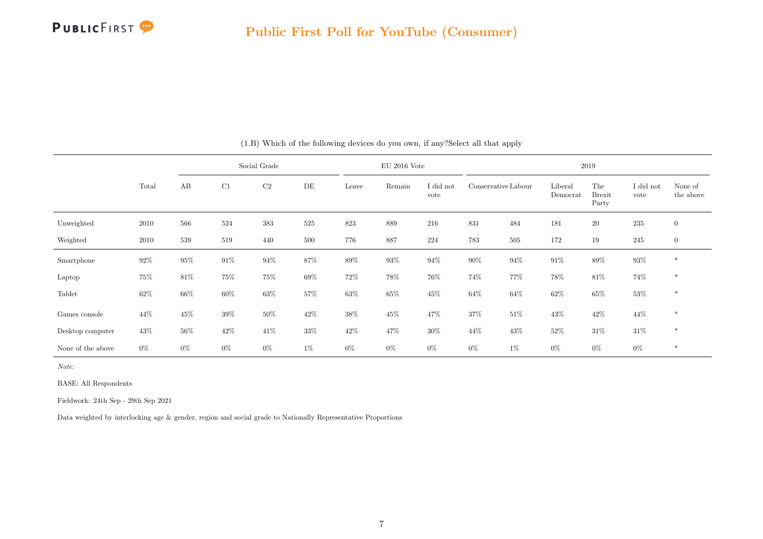(1.B) Which of the following devices do you own, if any?Select all that apply

| | Total | Social Grade | | | | EU 2016 Vote | | | 2019 | | | | | |
|---|---|---|---|---|---|---|---|---|---|---|---|---|---|---|
| | | AB | C1 | C2 | DE | Leave | Remain | I did not vote | Conservative | Labour | Liberal Democrat | The Brexit Party | I did not vote | None of the above |
| Unweighted | 2010 | 566 | 524 | 383 | 525 | 823 | 889 | 216 | 831 | 484 | 181 | 20 | 235 | 0 |
| Weighted | 2010 | 539 | 519 | 440 | 500 | 776 | 887 | 224 | 783 | 505 | 172 | 19 | 245 | 0 |
| Smartphone | 92% | 95% | 91% | 94% | 87% | 89% | 93% | 94% | 90% | 94% | 91% | 89% | 93% | * |
| Laptop | 75% | 81% | 75% | 75% | 69% | 72% | 78% | 76% | 74% | 77% | 78% | 81% | 74% | * |
| Tablet | 62% | 66% | 60% | 63% | 57% | 63% | 65% | 45% | 64% | 64% | 62% | 65% | 53% | * |
| Games console | 44% | 45% | 39% | 50% | 42% | 38% | 45% | 47% | 37% | 51% | 43% | 42% | 44% | * |
| Desktop computer | 43% | 56% | 42% | 41% | 33% | 42% | 47% | 30% | 44% | 43% | 52% | 31% | 31% | * |
| None of the above | 0% | 0% | 0% | 0% | 1% | 0% | 0% | 0% | 0% | 1% | 0% | 0% | 0% | * |

*Note:*

BASE: All Respondents

Fieldwork: 24th Sep - 29th Sep 2021

Data weighted by interlocking age & gender, region and social grade to Nationally Representative Proportions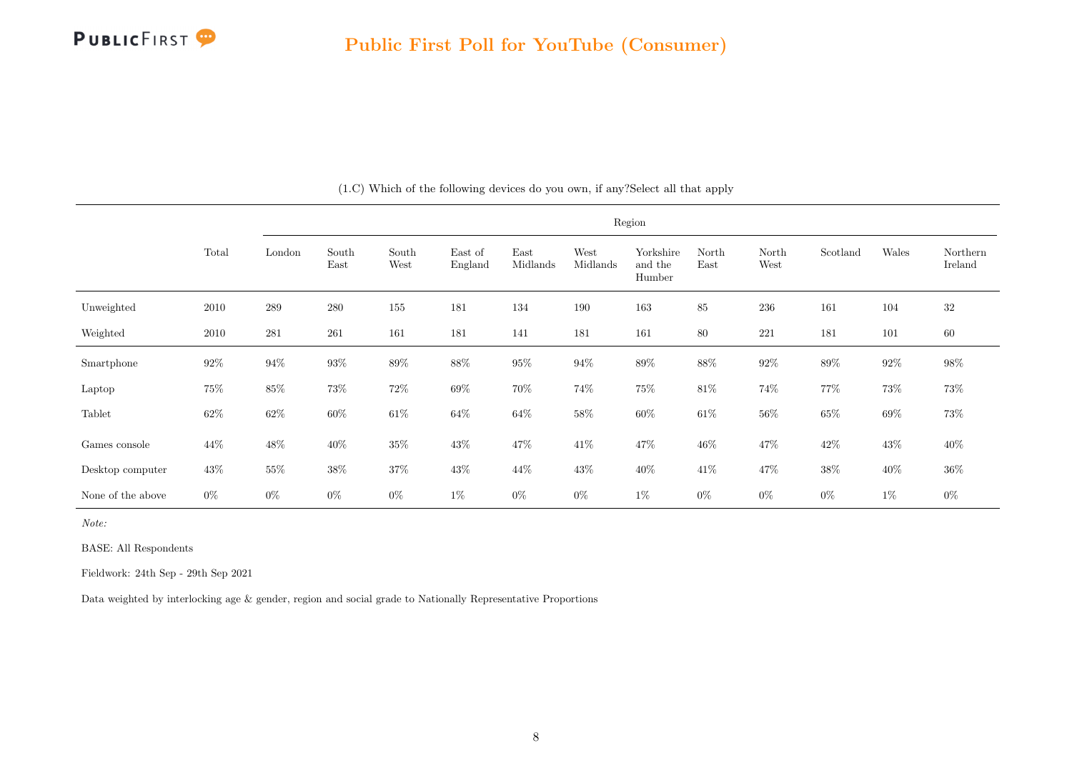# Public First Poll for YouTube (Consumer)

(1.C) Which of the following devices do you own, if any?Select all that apply

| | Total | Region | | | | | | | | | | | |
|---|---|---|---|---|---|---|---|---|---|---|---|---|---|
| | | London | South East | South West | East of England | East Midlands | West Midlands | Yorkshire and the Humber | North East | North West | Scotland | Wales | Northern Ireland |
| Unweighted | 2010 | 289 | 280 | 155 | 181 | 134 | 190 | 163 | 85 | 236 | 161 | 104 | 32 |
| Weighted | 2010 | 281 | 261 | 161 | 181 | 141 | 181 | 161 | 80 | 221 | 181 | 101 | 60 |
| Smartphone | 92% | 94% | 93% | 89% | 88% | 95% | 94% | 89% | 88% | 92% | 89% | 92% | 98% |
| Laptop | 75% | 85% | 73% | 72% | 69% | 70% | 74% | 75% | 81% | 74% | 77% | 73% | 73% |
| Tablet | 62% | 62% | 60% | 61% | 64% | 64% | 58% | 60% | 61% | 56% | 65% | 69% | 73% |
| Games console | 44% | 48% | 40% | 35% | 43% | 47% | 41% | 47% | 46% | 47% | 42% | 43% | 40% |
| Desktop computer | 43% | 55% | 38% | 37% | 43% | 44% | 43% | 40% | 41% | 47% | 38% | 40% | 36% |
| None of the above | 0% | 0% | 0% | 0% | 1% | 0% | 0% | 1% | 0% | 0% | 0% | 1% | 0% |

*Note:*

BASE: All Respondents

Fieldwork: 24th Sep - 29th Sep 2021

Data weighted by interlocking age & gender, region and social grade to Nationally Representative Proportions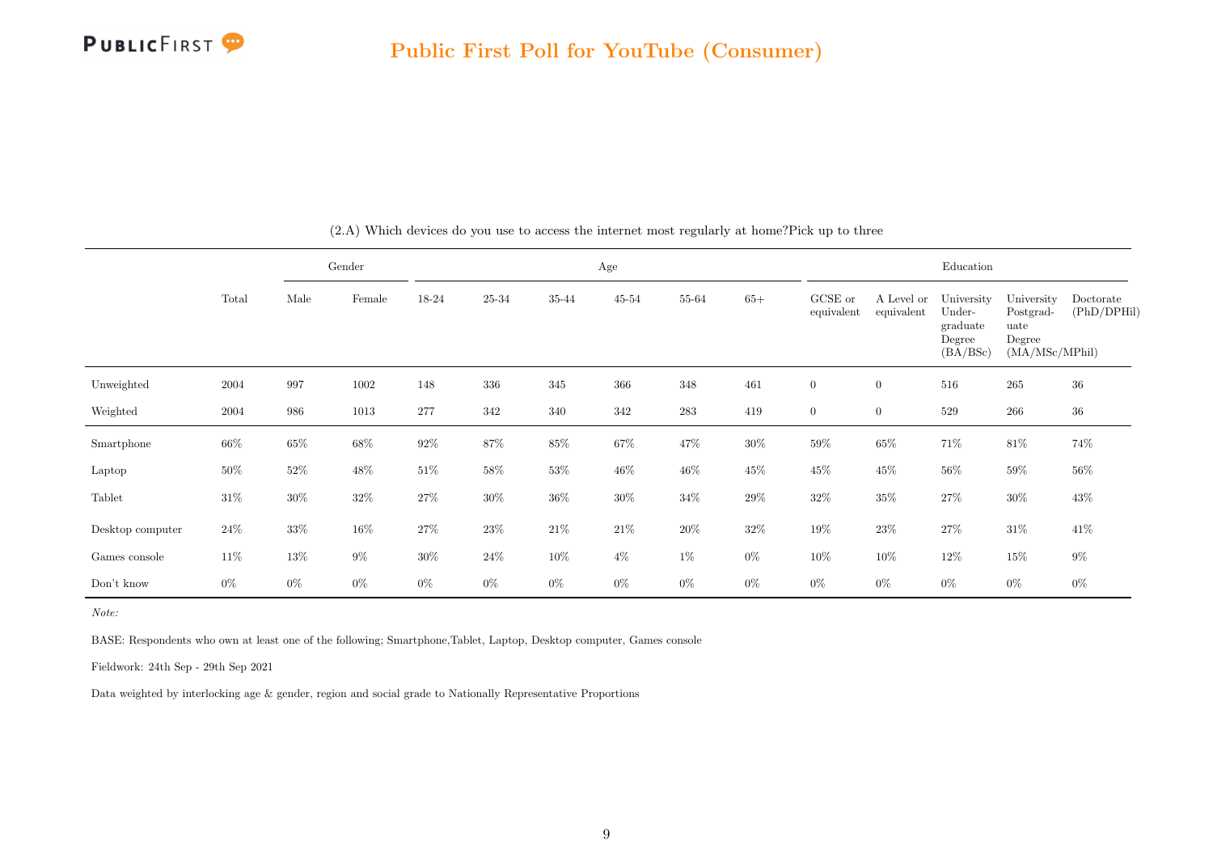(2.A) Which devices do you use to access the internet most regularly at home?Pick up to three

| | Total | Gender | | Age | | | | | | Education | | | | |
|---|---|---|---|---|---|---|---|---|---|---|---|---|---|---|
| | | Male | Female | 18-24 | 25-34 | 35-44 | 45-54 | 55-64 | 65+ | GCSE or equivalent | A Level or equivalent | University Undergraduate Degree (BA/BSc) | University Postgraduate Degree (MA/MSc/MPhil) | Doctorate (PhD/DPHil) |
| Unweighted | 2004 | 997 | 1002 | 148 | 336 | 345 | 366 | 348 | 461 | 0 | 0 | 516 | 265 | 36 |
| Weighted | 2004 | 986 | 1013 | 277 | 342 | 340 | 342 | 283 | 419 | 0 | 0 | 529 | 266 | 36 |
| Smartphone | 66% | 65% | 68% | 92% | 87% | 85% | 67% | 47% | 30% | 59% | 65% | 71% | 81% | 74% |
| Laptop | 50% | 52% | 48% | 51% | 58% | 53% | 46% | 46% | 45% | 45% | 45% | 56% | 59% | 56% |
| Tablet | 31% | 30% | 32% | 27% | 30% | 36% | 30% | 34% | 29% | 32% | 35% | 27% | 30% | 43% |
| Desktop computer | 24% | 33% | 16% | 27% | 23% | 21% | 21% | 20% | 32% | 19% | 23% | 27% | 31% | 41% |
| Games console | 11% | 13% | 9% | 30% | 24% | 10% | 4% | 1% | 0% | 10% | 10% | 12% | 15% | 9% |
| Don't know | 0% | 0% | 0% | 0% | 0% | 0% | 0% | 0% | 0% | 0% | 0% | 0% | 0% | 0% |

*Note:*

BASE: Respondents who own at least one of the following; Smartphone,Tablet, Laptop, Desktop computer, Games console

Fieldwork: 24th Sep - 29th Sep 2021

Data weighted by interlocking age & gender, region and social grade to Nationally Representative Proportions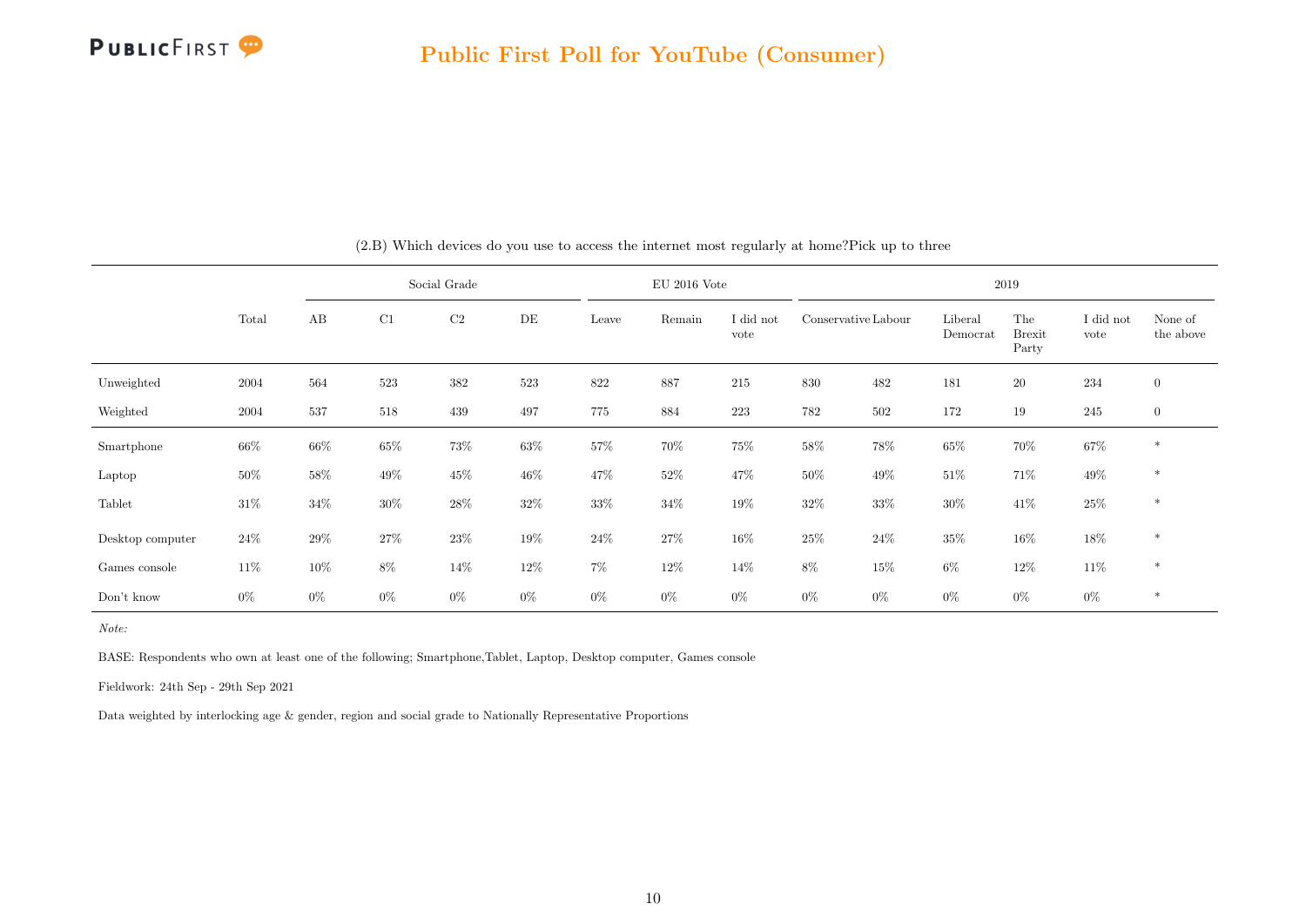## Public First Poll for YouTube (Consumer)

(2.B) Which devices do you use to access the internet most regularly at home?Pick up to three

| | Total | Social Grade | | | | EU 2016 Vote | | | 2019 | | | | | |
|---|---|---|---|---|---|---|---|---|---|---|---|---|---|---|
| | | AB | C1 | C2 | DE | Leave | Remain | I did not vote | Conservative | Labour | Liberal Democrat | The Brexit Party | I did not vote | None of the above |
| Unweighted | 2004 | 564 | 523 | 382 | 523 | 822 | 887 | 215 | 830 | 482 | 181 | 20 | 234 | 0 |
| Weighted | 2004 | 537 | 518 | 439 | 497 | 775 | 884 | 223 | 782 | 502 | 172 | 19 | 245 | 0 |
| Smartphone | 66% | 66% | 65% | 73% | 63% | 57% | 70% | 75% | 58% | 78% | 65% | 70% | 67% | * |
| Laptop | 50% | 58% | 49% | 45% | 46% | 47% | 52% | 47% | 50% | 49% | 51% | 71% | 49% | * |
| Tablet | 31% | 34% | 30% | 28% | 32% | 33% | 34% | 19% | 32% | 33% | 30% | 41% | 25% | * |
| Desktop computer | 24% | 29% | 27% | 23% | 19% | 24% | 27% | 16% | 25% | 24% | 35% | 16% | 18% | * |
| Games console | 11% | 10% | 8% | 14% | 12% | 7% | 12% | 14% | 8% | 15% | 6% | 12% | 11% | * |
| Don't know | 0% | 0% | 0% | 0% | 0% | 0% | 0% | 0% | 0% | 0% | 0% | 0% | 0% | * |

*Note:*

BASE: Respondents who own at least one of the following; Smartphone,Tablet, Laptop, Desktop computer, Games console

Fieldwork: 24th Sep - 29th Sep 2021

Data weighted by interlocking age & gender, region and social grade to Nationally Representative Proportions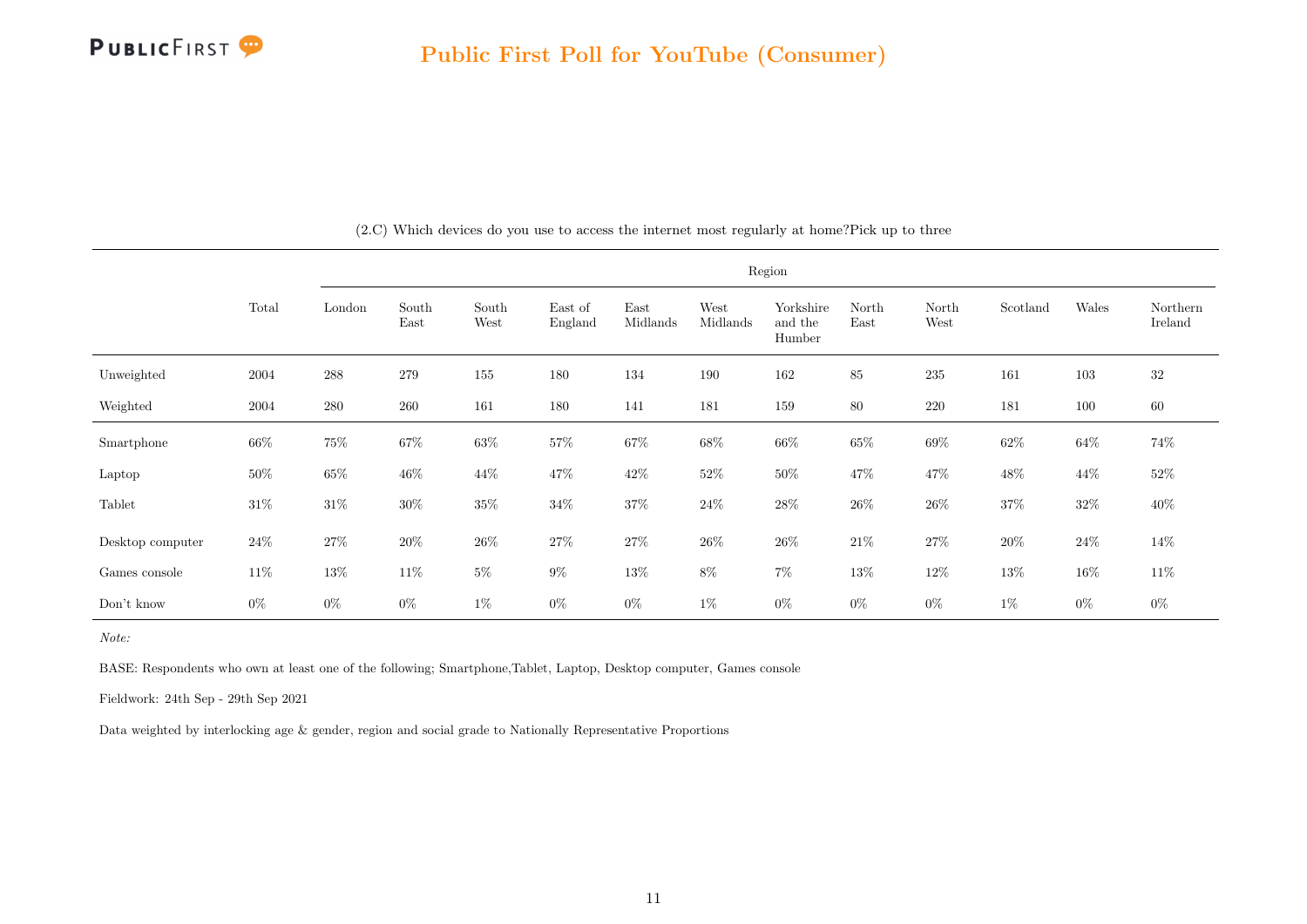## Public First Poll for YouTube (Consumer)

(2.C) Which devices do you use to access the internet most regularly at home?Pick up to three

| | Total | Region | | | | | | | | | | | |
|---|---|---|---|---|---|---|---|---|---|---|---|---|---|
| | | London | South East | South West | East of England | East Midlands | West Midlands | Yorkshire and the Humber | North East | North West | Scotland | Wales | Northern Ireland |
| Unweighted | 2004 | 288 | 279 | 155 | 180 | 134 | 190 | 162 | 85 | 235 | 161 | 103 | 32 |
| Weighted | 2004 | 280 | 260 | 161 | 180 | 141 | 181 | 159 | 80 | 220 | 181 | 100 | 60 |
| Smartphone | 66% | 75% | 67% | 63% | 57% | 67% | 68% | 66% | 65% | 69% | 62% | 64% | 74% |
| Laptop | 50% | 65% | 46% | 44% | 47% | 42% | 52% | 50% | 47% | 47% | 48% | 44% | 52% |
| Tablet | 31% | 31% | 30% | 35% | 34% | 37% | 24% | 28% | 26% | 26% | 37% | 32% | 40% |
| Desktop computer | 24% | 27% | 20% | 26% | 27% | 27% | 26% | 26% | 21% | 27% | 20% | 24% | 14% |
| Games console | 11% | 13% | 11% | 5% | 9% | 13% | 8% | 7% | 13% | 12% | 13% | 16% | 11% |
| Don't know | 0% | 0% | 0% | 1% | 0% | 0% | 1% | 0% | 0% | 0% | 1% | 0% | 0% |

*Note:*

BASE: Respondents who own at least one of the following; Smartphone,Tablet, Laptop, Desktop computer, Games console

Fieldwork: 24th Sep - 29th Sep 2021

Data weighted by interlocking age & gender, region and social grade to Nationally Representative Proportions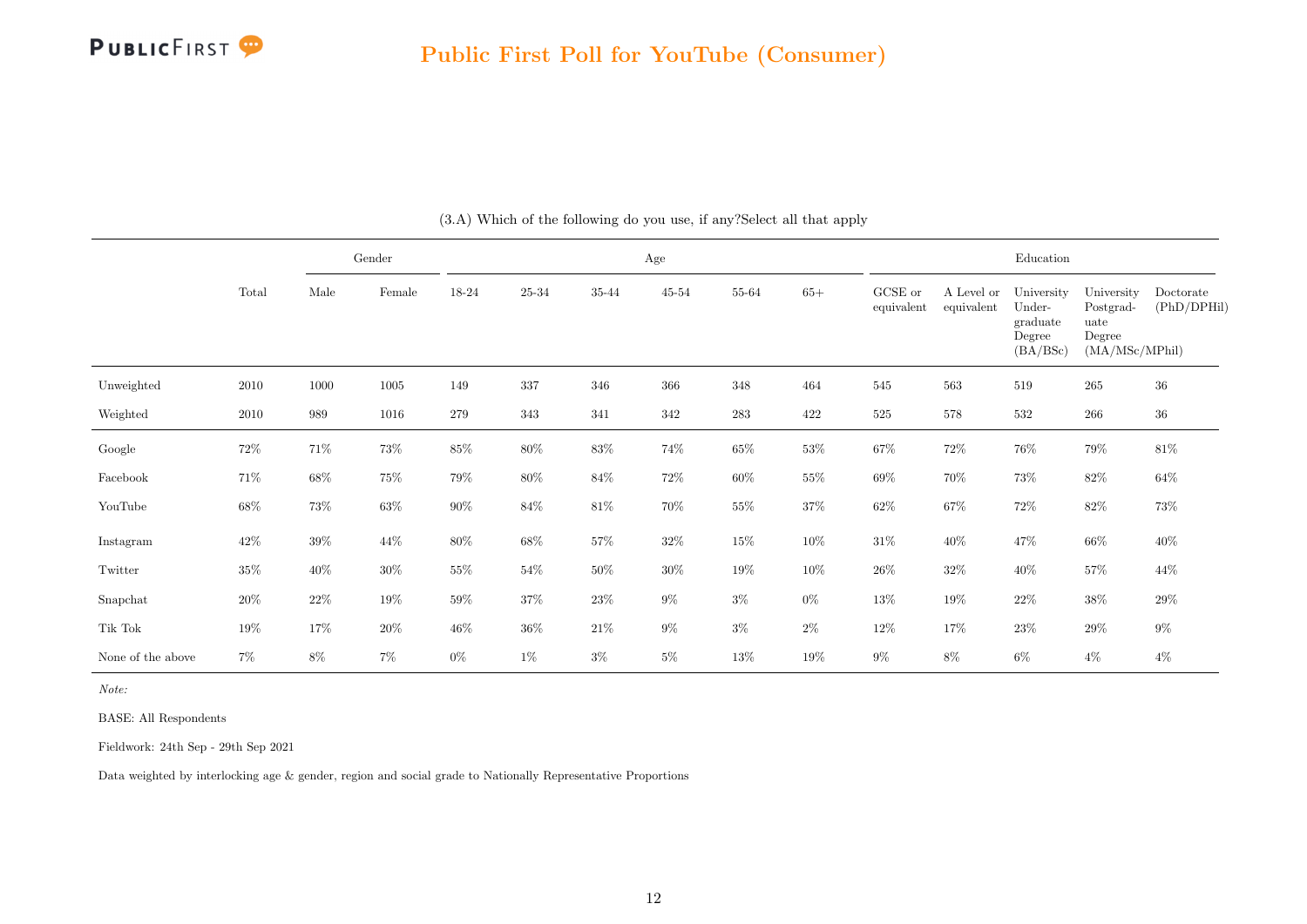(3.A) Which of the following do you use, if any?Select all that apply

| | Total | Gender | | Age | | | | | | Education | | | | |
|---|---|---|---|---|---|---|---|---|---|---|---|---|---|---|
| | | Male | Female | 18-24 | 25-34 | 35-44 | 45-54 | 55-64 | 65+ | GCSE or equivalent | A Level or equivalent | University Under-graduate Degree (BA/BSc) | University Postgrad-uate Degree (MA/MSc/MPhil) | Doctorate (PhD/DPHil) |
| Unweighted | 2010 | 1000 | 1005 | 149 | 337 | 346 | 366 | 348 | 464 | 545 | 563 | 519 | 265 | 36 |
| Weighted | 2010 | 989 | 1016 | 279 | 343 | 341 | 342 | 283 | 422 | 525 | 578 | 532 | 266 | 36 |
| Google | 72% | 71% | 73% | 85% | 80% | 83% | 74% | 65% | 53% | 67% | 72% | 76% | 79% | 81% |
| Facebook | 71% | 68% | 75% | 79% | 80% | 84% | 72% | 60% | 55% | 69% | 70% | 73% | 82% | 64% |
| YouTube | 68% | 73% | 63% | 90% | 84% | 81% | 70% | 55% | 37% | 62% | 67% | 72% | 82% | 73% |
| Instagram | 42% | 39% | 44% | 80% | 68% | 57% | 32% | 15% | 10% | 31% | 40% | 47% | 66% | 40% |
| Twitter | 35% | 40% | 30% | 55% | 54% | 50% | 30% | 19% | 10% | 26% | 32% | 40% | 57% | 44% |
| Snapchat | 20% | 22% | 19% | 59% | 37% | 23% | 9% | 3% | 0% | 13% | 19% | 22% | 38% | 29% |
| Tik Tok | 19% | 17% | 20% | 46% | 36% | 21% | 9% | 3% | 2% | 12% | 17% | 23% | 29% | 9% |
| None of the above | 7% | 8% | 7% | 0% | 1% | 3% | 5% | 13% | 19% | 9% | 8% | 6% | 4% | 4% |

*Note:*

BASE: All Respondents

Fieldwork: 24th Sep - 29th Sep 2021

Data weighted by interlocking age & gender, region and social grade to Nationally Representative Proportions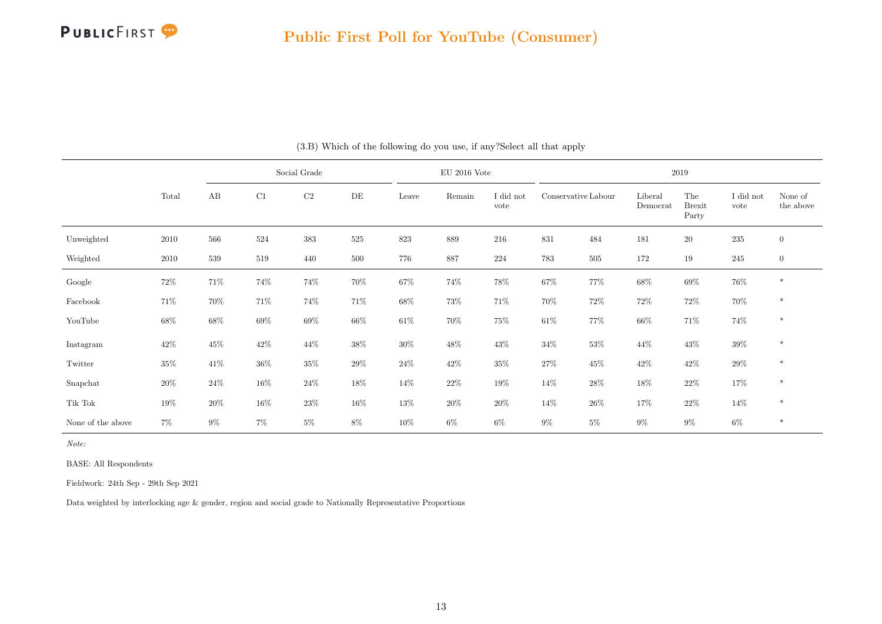(3.B) Which of the following do you use, if any?Select all that apply

| | Total | Social Grade | | | | EU 2016 Vote | | | 2019 | | | | | |
|---|---|---|---|---|---|---|---|---|---|---|---|---|---|---|
| | | AB | C1 | C2 | DE | Leave | Remain | I did not vote | Conservative | Labour | Liberal Democrat | The Brexit Party | I did not vote | None of the above |
| Unweighted | 2010 | 566 | 524 | 383 | 525 | 823 | 889 | 216 | 831 | 484 | 181 | 20 | 235 | 0 |
| Weighted | 2010 | 539 | 519 | 440 | 500 | 776 | 887 | 224 | 783 | 505 | 172 | 19 | 245 | 0 |
| Google | 72% | 71% | 74% | 74% | 70% | 67% | 74% | 78% | 67% | 77% | 68% | 69% | 76% | * |
| Facebook | 71% | 70% | 71% | 74% | 71% | 68% | 73% | 71% | 70% | 72% | 72% | 72% | 70% | * |
| YouTube | 68% | 68% | 69% | 69% | 66% | 61% | 70% | 75% | 61% | 77% | 66% | 71% | 74% | * |
| Instagram | 42% | 45% | 42% | 44% | 38% | 30% | 48% | 43% | 34% | 53% | 44% | 43% | 39% | * |
| Twitter | 35% | 41% | 36% | 35% | 29% | 24% | 42% | 35% | 27% | 45% | 42% | 42% | 29% | * |
| Snapchat | 20% | 24% | 16% | 24% | 18% | 14% | 22% | 19% | 14% | 28% | 18% | 22% | 17% | * |
| Tik Tok | 19% | 20% | 16% | 23% | 16% | 13% | 20% | 20% | 14% | 26% | 17% | 22% | 14% | * |
| None of the above | 7% | 9% | 7% | 5% | 8% | 10% | 6% | 6% | 9% | 5% | 9% | 9% | 6% | * |

*Note:*

BASE: All Respondents

Fieldwork: 24th Sep - 29th Sep 2021

Data weighted by interlocking age & gender, region and social grade to Nationally Representative Proportions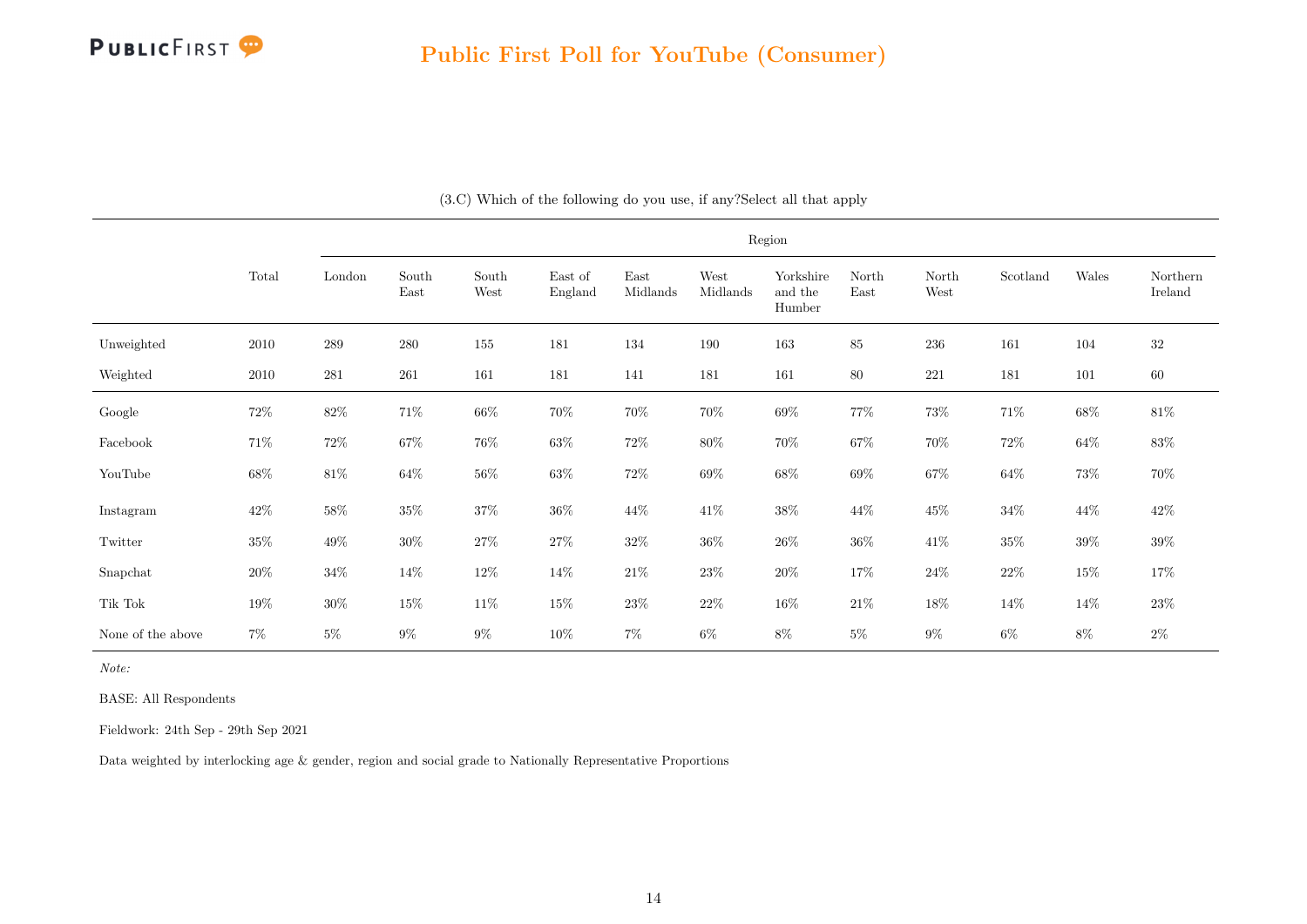## Public First Poll for YouTube (Consumer)

(3.C) Which of the following do you use, if any?Select all that apply

| | Total | Region | | | | | | | | | | | |
|---|---|---|---|---|---|---|---|---|---|---|---|---|---|
| | | London | South East | South West | East of England | East Midlands | West Midlands | Yorkshire and the Humber | North East | North West | Scotland | Wales | Northern Ireland |
| Unweighted | 2010 | 289 | 280 | 155 | 181 | 134 | 190 | 163 | 85 | 236 | 161 | 104 | 32 |
| Weighted | 2010 | 281 | 261 | 161 | 181 | 141 | 181 | 161 | 80 | 221 | 181 | 101 | 60 |
| Google | 72% | 82% | 71% | 66% | 70% | 70% | 70% | 69% | 77% | 73% | 71% | 68% | 81% |
| Facebook | 71% | 72% | 67% | 76% | 63% | 72% | 80% | 70% | 67% | 70% | 72% | 64% | 83% |
| YouTube | 68% | 81% | 64% | 56% | 63% | 72% | 69% | 68% | 69% | 67% | 64% | 73% | 70% |
| Instagram | 42% | 58% | 35% | 37% | 36% | 44% | 41% | 38% | 44% | 45% | 34% | 44% | 42% |
| Twitter | 35% | 49% | 30% | 27% | 27% | 32% | 36% | 26% | 36% | 41% | 35% | 39% | 39% |
| Snapchat | 20% | 34% | 14% | 12% | 14% | 21% | 23% | 20% | 17% | 24% | 22% | 15% | 17% |
| Tik Tok | 19% | 30% | 15% | 11% | 15% | 23% | 22% | 16% | 21% | 18% | 14% | 14% | 23% |
| None of the above | 7% | 5% | 9% | 9% | 10% | 7% | 6% | 8% | 5% | 9% | 6% | 8% | 2% |

*Note:*

BASE: All Respondents

Fieldwork: 24th Sep - 29th Sep 2021

Data weighted by interlocking age & gender, region and social grade to Nationally Representative Proportions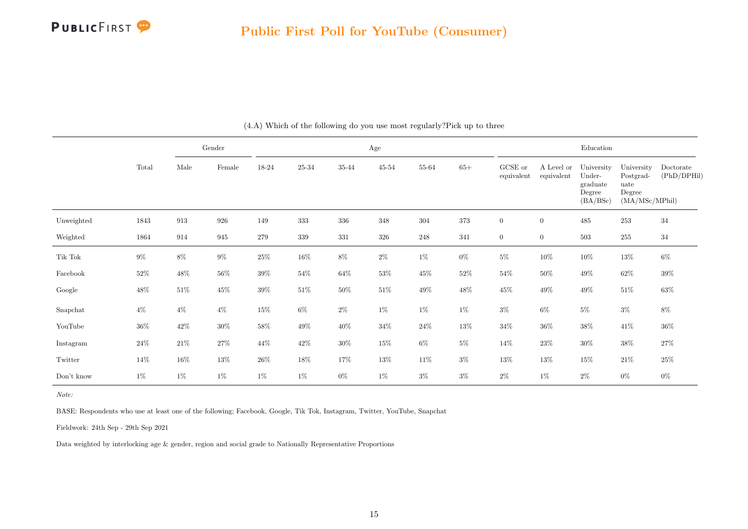## Public First Poll for YouTube (Consumer)

(4.A) Which of the following do you use most regularly?Pick up to three

| | Total | Gender | | Age | | | | | | Education | | | | |
|---|---|---|---|---|---|---|---|---|---|---|---|---|---|---|
| | | Male | Female | 18-24 | 25-34 | 35-44 | 45-54 | 55-64 | 65+ | GCSE or equivalent | A Level or equivalent | University Under-graduate Degree (BA/BSc) | University Postgrad-uate Degree (MA/MSc/MPhil) | Doctorate (PhD/DPHil) |
| Unweighted | 1843 | 913 | 926 | 149 | 333 | 336 | 348 | 304 | 373 | 0 | 0 | 485 | 253 | 34 |
| Weighted | 1864 | 914 | 945 | 279 | 339 | 331 | 326 | 248 | 341 | 0 | 0 | 503 | 255 | 34 |
| Tik Tok | 9% | 8% | 9% | 25% | 16% | 8% | 2% | 1% | 0% | 5% | 10% | 10% | 13% | 6% |
| Facebook | 52% | 48% | 56% | 39% | 54% | 64% | 53% | 45% | 52% | 54% | 50% | 49% | 62% | 39% |
| Google | 48% | 51% | 45% | 39% | 51% | 50% | 51% | 49% | 48% | 45% | 49% | 49% | 51% | 63% |
| Snapchat | 4% | 4% | 4% | 15% | 6% | 2% | 1% | 1% | 1% | 3% | 6% | 5% | 3% | 8% |
| YouTube | 36% | 42% | 30% | 58% | 49% | 40% | 34% | 24% | 13% | 34% | 36% | 38% | 41% | 36% |
| Instagram | 24% | 21% | 27% | 44% | 42% | 30% | 15% | 6% | 5% | 14% | 23% | 30% | 38% | 27% |
| Twitter | 14% | 16% | 13% | 26% | 18% | 17% | 13% | 11% | 3% | 13% | 13% | 15% | 21% | 25% |
| Don't know | 1% | 1% | 1% | 1% | 1% | 0% | 1% | 3% | 3% | 2% | 1% | 2% | 0% | 0% |

*Note:*

BASE: Respondents who use at least one of the following; Facebook, Google, Tik Tok, Instagram, Twitter, YouTube, Snapchat

Fieldwork: 24th Sep - 29th Sep 2021

Data weighted by interlocking age & gender, region and social grade to Nationally Representative Proportions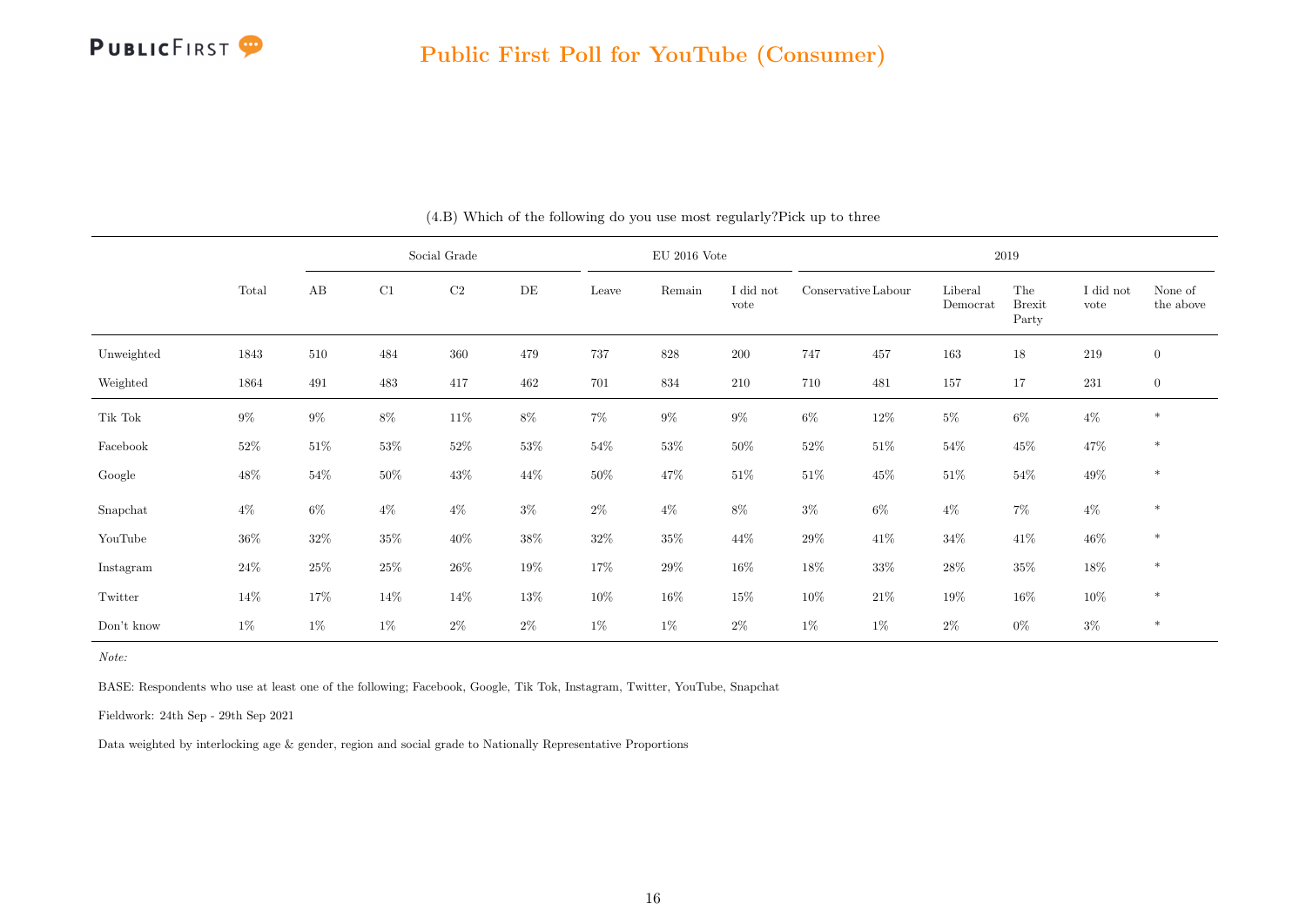## Public First Poll for YouTube (Consumer)

(4.B) Which of the following do you use most regularly?Pick up to three

| | Total | Social Grade | | | | EU 2016 Vote | | | 2019 | | | | | |
|---|---|---|---|---|---|---|---|---|---|---|---|---|---|---|
| | | AB | C1 | C2 | DE | Leave | Remain | I did not vote | Conservative | Labour | Liberal Democrat | The Brexit Party | I did not vote | None of the above |
| Unweighted | 1843 | 510 | 484 | 360 | 479 | 737 | 828 | 200 | 747 | 457 | 163 | 18 | 219 | 0 |
| Weighted | 1864 | 491 | 483 | 417 | 462 | 701 | 834 | 210 | 710 | 481 | 157 | 17 | 231 | 0 |
| Tik Tok | 9% | 9% | 8% | 11% | 8% | 7% | 9% | 9% | 6% | 12% | 5% | 6% | 4% | * |
| Facebook | 52% | 51% | 53% | 52% | 53% | 54% | 53% | 50% | 52% | 51% | 54% | 45% | 47% | * |
| Google | 48% | 54% | 50% | 43% | 44% | 50% | 47% | 51% | 51% | 45% | 51% | 54% | 49% | * |
| Snapchat | 4% | 6% | 4% | 4% | 3% | 2% | 4% | 8% | 3% | 6% | 4% | 7% | 4% | * |
| YouTube | 36% | 32% | 35% | 40% | 38% | 32% | 35% | 44% | 29% | 41% | 34% | 41% | 46% | * |
| Instagram | 24% | 25% | 25% | 26% | 19% | 17% | 29% | 16% | 18% | 33% | 28% | 35% | 18% | * |
| Twitter | 14% | 17% | 14% | 14% | 13% | 10% | 16% | 15% | 10% | 21% | 19% | 16% | 10% | * |
| Don't know | 1% | 1% | 1% | 2% | 2% | 1% | 1% | 2% | 1% | 1% | 2% | 0% | 3% | * |

*Note:*

BASE: Respondents who use at least one of the following; Facebook, Google, Tik Tok, Instagram, Twitter, YouTube, Snapchat

Fieldwork: 24th Sep - 29th Sep 2021

Data weighted by interlocking age & gender, region and social grade to Nationally Representative Proportions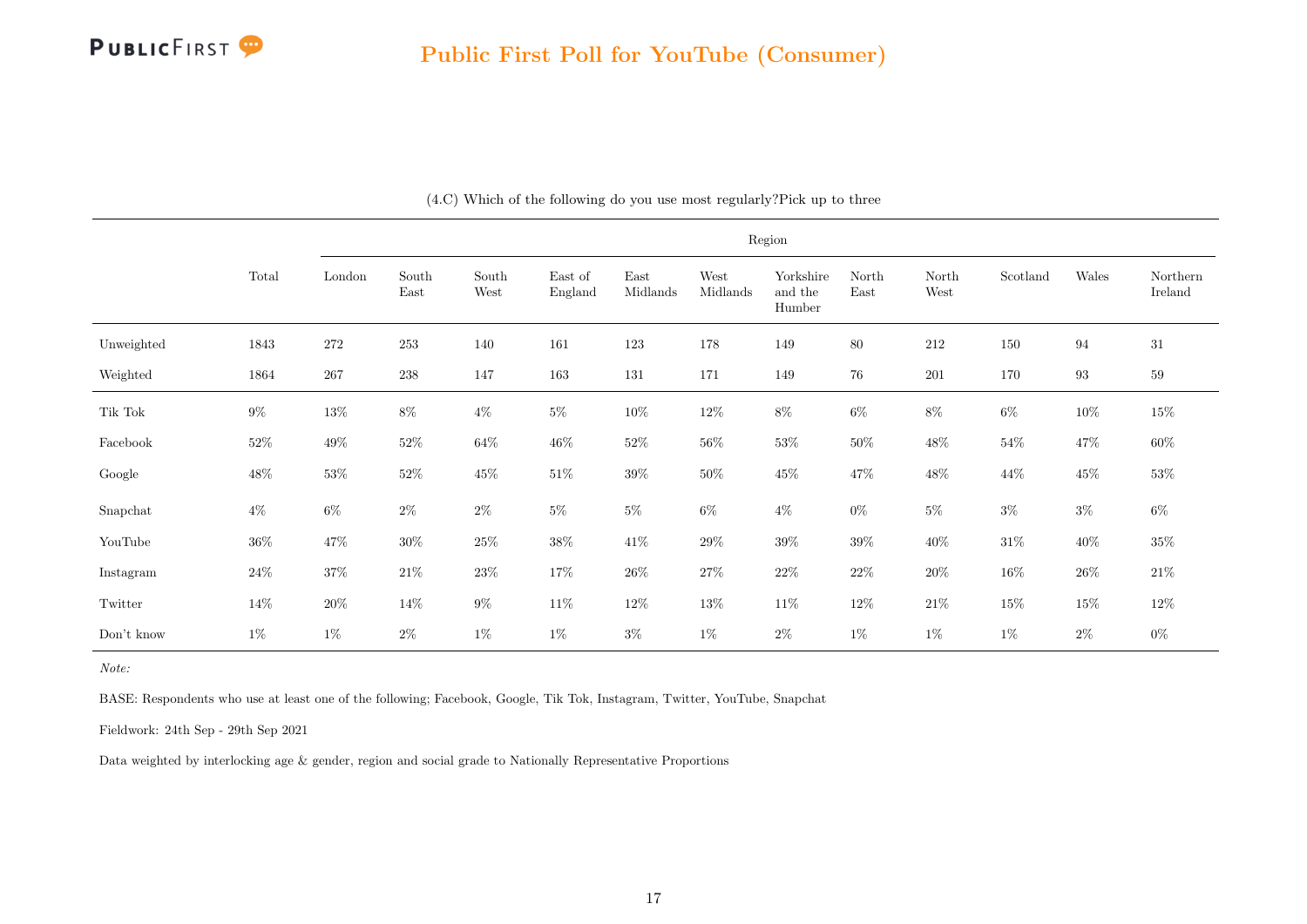# Public First Poll for YouTube (Consumer)

(4.C) Which of the following do you use most regularly?Pick up to three

| | Total | Region | | | | | | | | | | | |
|---|---|---|---|---|---|---|---|---|---|---|---|---|---|
| | | London | South East | South West | East of England | East Midlands | West Midlands | Yorkshire and the Humber | North East | North West | Scotland | Wales | Northern Ireland |
| Unweighted | 1843 | 272 | 253 | 140 | 161 | 123 | 178 | 149 | 80 | 212 | 150 | 94 | 31 |
| Weighted | 1864 | 267 | 238 | 147 | 163 | 131 | 171 | 149 | 76 | 201 | 170 | 93 | 59 |
| Tik Tok | 9% | 13% | 8% | 4% | 5% | 10% | 12% | 8% | 6% | 8% | 6% | 10% | 15% |
| Facebook | 52% | 49% | 52% | 64% | 46% | 52% | 56% | 53% | 50% | 48% | 54% | 47% | 60% |
| Google | 48% | 53% | 52% | 45% | 51% | 39% | 50% | 45% | 47% | 48% | 44% | 45% | 53% |
| Snapchat | 4% | 6% | 2% | 2% | 5% | 5% | 6% | 4% | 0% | 5% | 3% | 3% | 6% |
| YouTube | 36% | 47% | 30% | 25% | 38% | 41% | 29% | 39% | 39% | 40% | 31% | 40% | 35% |
| Instagram | 24% | 37% | 21% | 23% | 17% | 26% | 27% | 22% | 22% | 20% | 16% | 26% | 21% |
| Twitter | 14% | 20% | 14% | 9% | 11% | 12% | 13% | 11% | 12% | 21% | 15% | 15% | 12% |
| Don't know | 1% | 1% | 2% | 1% | 1% | 3% | 1% | 2% | 1% | 1% | 1% | 2% | 0% |

*Note:*

BASE: Respondents who use at least one of the following; Facebook, Google, Tik Tok, Instagram, Twitter, YouTube, Snapchat

Fieldwork: 24th Sep - 29th Sep 2021

Data weighted by interlocking age & gender, region and social grade to Nationally Representative Proportions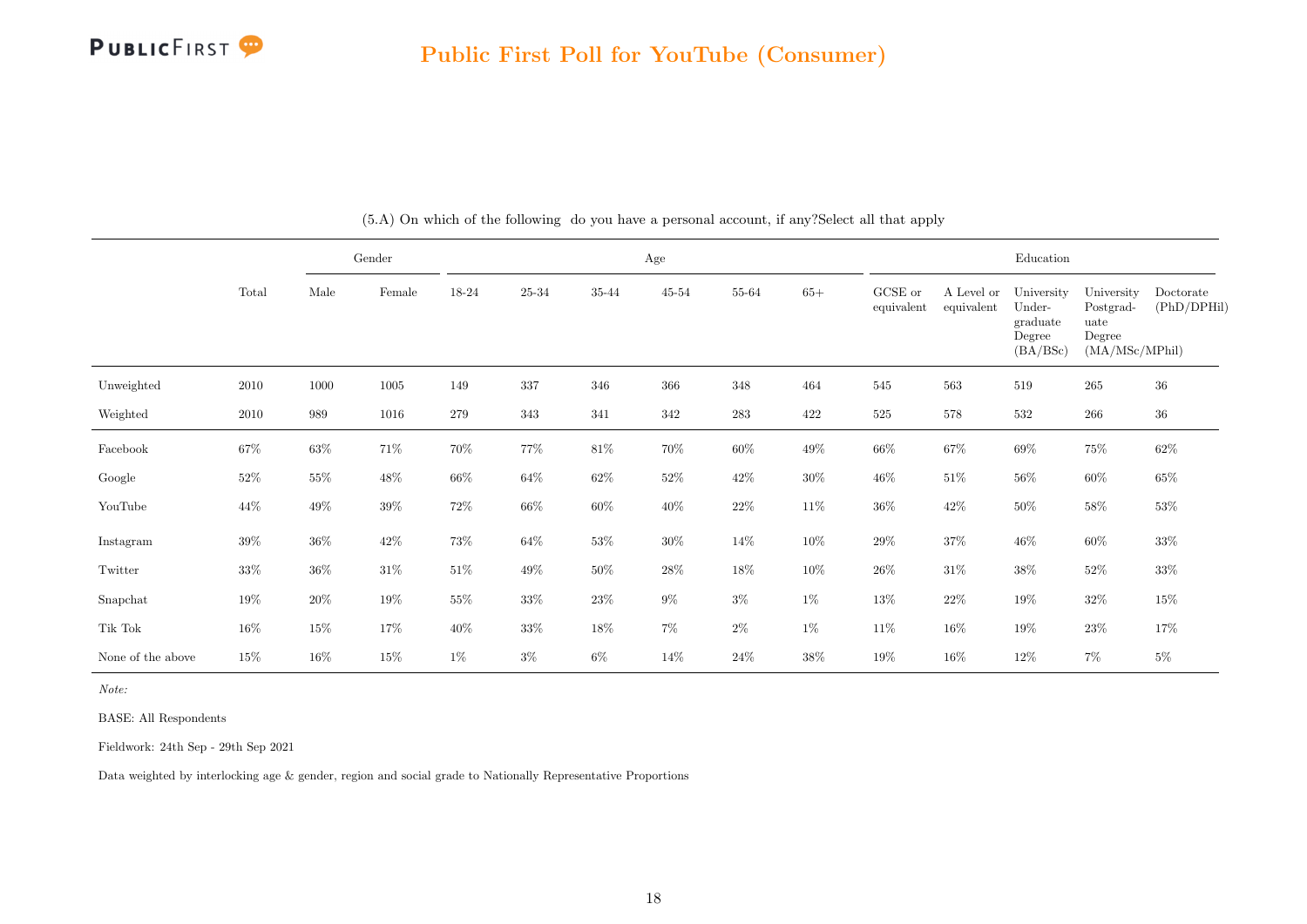(5.A) On which of the following do you have a personal account, if any?Select all that apply

| | Total | Gender | | Age | | | | | | Education | | | | |
|---|---|---|---|---|---|---|---|---|---|---|---|---|---|---|
| | | Male | Female | 18-24 | 25-34 | 35-44 | 45-54 | 55-64 | 65+ | GCSE or equivalent | A Level or equivalent | University Under-graduate Degree (BA/BSc) | University Postgrad-uate Degree (MA/MSc/MPhil) | Doctorate (PhD/DPHil) |
| Unweighted | 2010 | 1000 | 1005 | 149 | 337 | 346 | 366 | 348 | 464 | 545 | 563 | 519 | 265 | 36 |
| Weighted | 2010 | 989 | 1016 | 279 | 343 | 341 | 342 | 283 | 422 | 525 | 578 | 532 | 266 | 36 |
| Facebook | 67% | 63% | 71% | 70% | 77% | 81% | 70% | 60% | 49% | 66% | 67% | 69% | 75% | 62% |
| Google | 52% | 55% | 48% | 66% | 64% | 62% | 52% | 42% | 30% | 46% | 51% | 56% | 60% | 65% |
| YouTube | 44% | 49% | 39% | 72% | 66% | 60% | 40% | 22% | 11% | 36% | 42% | 50% | 58% | 53% |
| Instagram | 39% | 36% | 42% | 73% | 64% | 53% | 30% | 14% | 10% | 29% | 37% | 46% | 60% | 33% |
| Twitter | 33% | 36% | 31% | 51% | 49% | 50% | 28% | 18% | 10% | 26% | 31% | 38% | 52% | 33% |
| Snapchat | 19% | 20% | 19% | 55% | 33% | 23% | 9% | 3% | 1% | 13% | 22% | 19% | 32% | 15% |
| Tik Tok | 16% | 15% | 17% | 40% | 33% | 18% | 7% | 2% | 1% | 11% | 16% | 19% | 23% | 17% |
| None of the above | 15% | 16% | 15% | 1% | 3% | 6% | 14% | 24% | 38% | 19% | 16% | 12% | 7% | 5% |

*Note:*

BASE: All Respondents

Fieldwork: 24th Sep - 29th Sep 2021

Data weighted by interlocking age & gender, region and social grade to Nationally Representative Proportions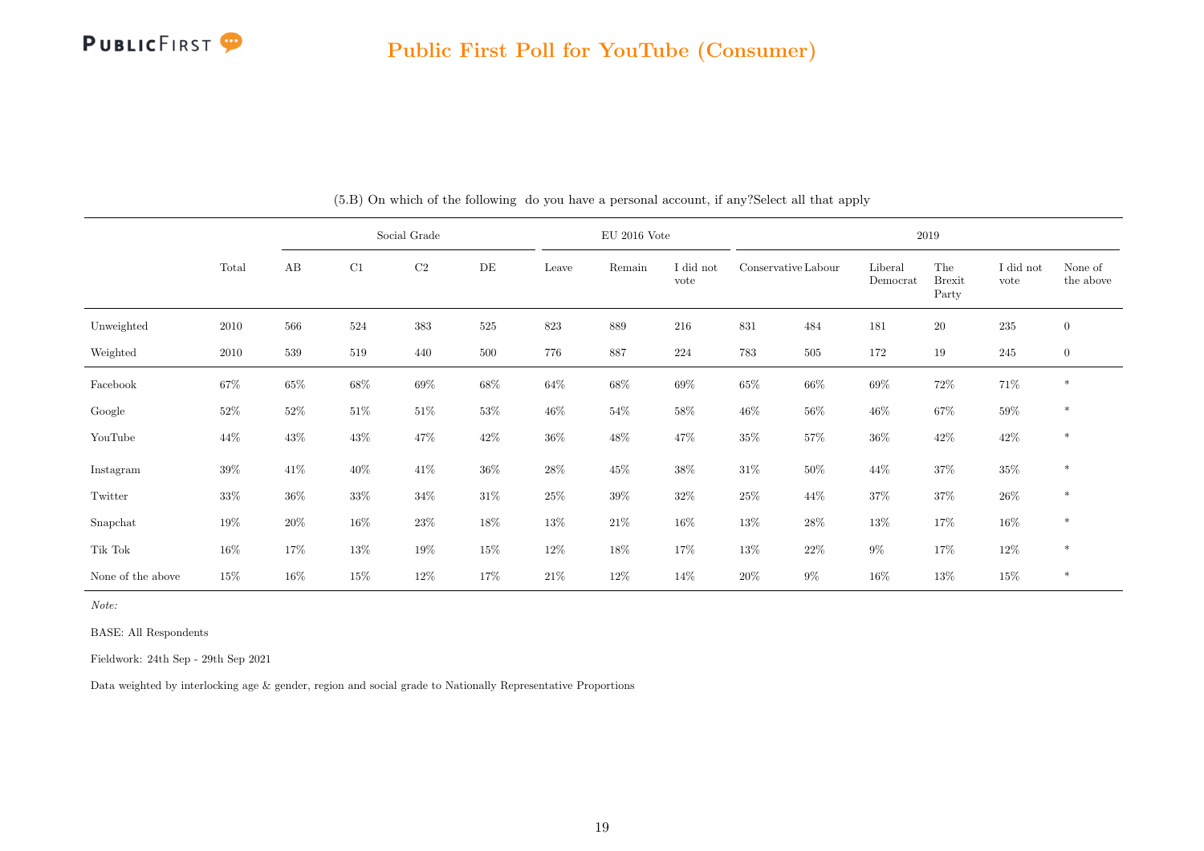## Public First Poll for YouTube (Consumer)

(5.B) On which of the following do you have a personal account, if any?Select all that apply

| | Total | Social Grade | | | | EU 2016 Vote | | | 2019 | | | | | |
|---|---|---|---|---|---|---|---|---|---|---|---|---|---|---|
| | | AB | C1 | C2 | DE | Leave | Remain | I did not vote | Conservative | Labour | Liberal Democrat | The Brexit Party | I did not vote | None of the above |
| Unweighted | 2010 | 566 | 524 | 383 | 525 | 823 | 889 | 216 | 831 | 484 | 181 | 20 | 235 | 0 |
| Weighted | 2010 | 539 | 519 | 440 | 500 | 776 | 887 | 224 | 783 | 505 | 172 | 19 | 245 | 0 |
| Facebook | 67% | 65% | 68% | 69% | 68% | 64% | 68% | 69% | 65% | 66% | 69% | 72% | 71% | * |
| Google | 52% | 52% | 51% | 51% | 53% | 46% | 54% | 58% | 46% | 56% | 46% | 67% | 59% | * |
| YouTube | 44% | 43% | 43% | 47% | 42% | 36% | 48% | 47% | 35% | 57% | 36% | 42% | 42% | * |
| Instagram | 39% | 41% | 40% | 41% | 36% | 28% | 45% | 38% | 31% | 50% | 44% | 37% | 35% | * |
| Twitter | 33% | 36% | 33% | 34% | 31% | 25% | 39% | 32% | 25% | 44% | 37% | 37% | 26% | * |
| Snapchat | 19% | 20% | 16% | 23% | 18% | 13% | 21% | 16% | 13% | 28% | 13% | 17% | 16% | * |
| Tik Tok | 16% | 17% | 13% | 19% | 15% | 12% | 18% | 17% | 13% | 22% | 9% | 17% | 12% | * |
| None of the above | 15% | 16% | 15% | 12% | 17% | 21% | 12% | 14% | 20% | 9% | 16% | 13% | 15% | * |

*Note:*

BASE: All Respondents

Fieldwork: 24th Sep - 29th Sep 2021

Data weighted by interlocking age & gender, region and social grade to Nationally Representative Proportions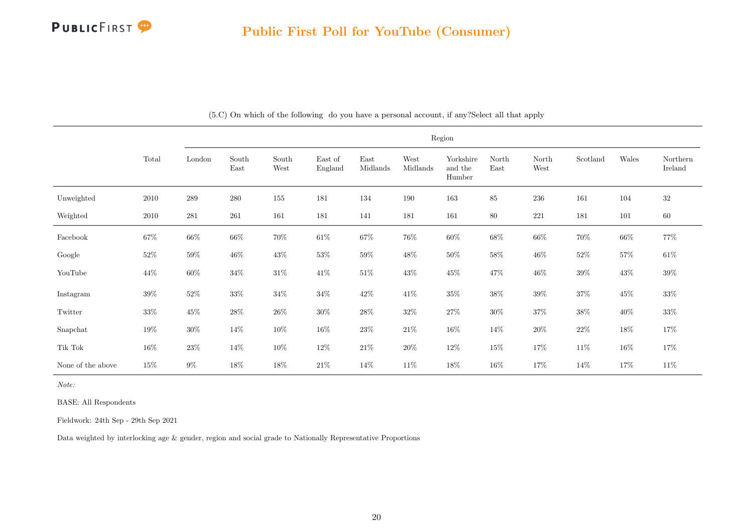## Public First Poll for YouTube (Consumer)

(5.C) On which of the following do you have a personal account, if any?Select all that apply

| | Total | Region | | | | | | | | | | | |
|---|---|---|---|---|---|---|---|---|---|---|---|---|---|
| | | London | South East | South West | East of England | East Midlands | West Midlands | Yorkshire and the Humber | North East | North West | Scotland | Wales | Northern Ireland |
| Unweighted | 2010 | 289 | 280 | 155 | 181 | 134 | 190 | 163 | 85 | 236 | 161 | 104 | 32 |
| Weighted | 2010 | 281 | 261 | 161 | 181 | 141 | 181 | 161 | 80 | 221 | 181 | 101 | 60 |
| Facebook | 67% | 66% | 66% | 70% | 61% | 67% | 76% | 60% | 68% | 66% | 70% | 66% | 77% |
| Google | 52% | 59% | 46% | 43% | 53% | 59% | 48% | 50% | 58% | 46% | 52% | 57% | 61% |
| YouTube | 44% | 60% | 34% | 31% | 41% | 51% | 43% | 45% | 47% | 46% | 39% | 43% | 39% |
| Instagram | 39% | 52% | 33% | 34% | 34% | 42% | 41% | 35% | 38% | 39% | 37% | 45% | 33% |
| Twitter | 33% | 45% | 28% | 26% | 30% | 28% | 32% | 27% | 30% | 37% | 38% | 40% | 33% |
| Snapchat | 19% | 30% | 14% | 10% | 16% | 23% | 21% | 16% | 14% | 20% | 22% | 18% | 17% |
| Tik Tok | 16% | 23% | 14% | 10% | 12% | 21% | 20% | 12% | 15% | 17% | 11% | 16% | 17% |
| None of the above | 15% | 9% | 18% | 18% | 21% | 14% | 11% | 18% | 16% | 17% | 14% | 17% | 11% |

*Note:*

BASE: All Respondents

Fieldwork: 24th Sep - 29th Sep 2021

Data weighted by interlocking age & gender, region and social grade to Nationally Representative Proportions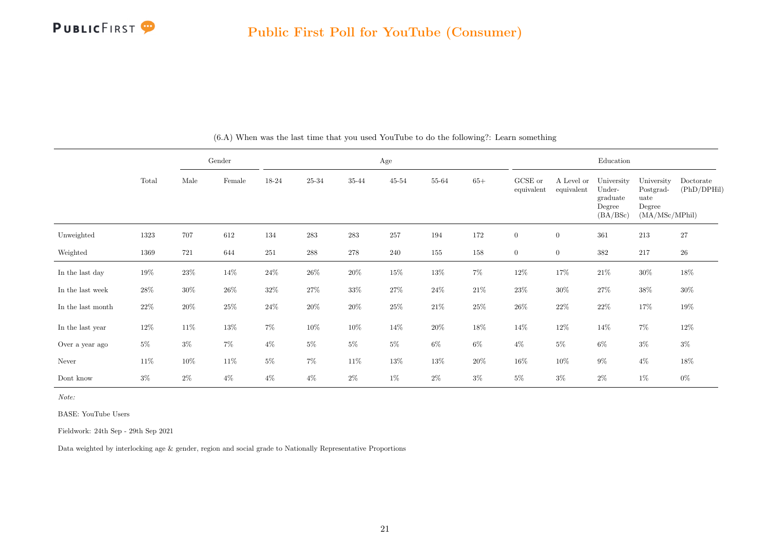## Public First Poll for YouTube (Consumer)

(6.A) When was the last time that you used YouTube to do the following?: Learn something

| | Total | Gender | | Age | | | | | | Education | | | | |
|---|---|---|---|---|---|---|---|---|---|---|---|---|---|---|
| | | Male | Female | 18-24 | 25-34 | 35-44 | 45-54 | 55-64 | 65+ | GCSE or equivalent | A Level or equivalent | University Undergraduate Degree (BA/BSc) | University Postgraduate Degree (MA/MSc/MPhil) | Doctorate (PhD/DPHil) |
| Unweighted | 1323 | 707 | 612 | 134 | 283 | 283 | 257 | 194 | 172 | 0 | 0 | 361 | 213 | 27 |
| Weighted | 1369 | 721 | 644 | 251 | 288 | 278 | 240 | 155 | 158 | 0 | 0 | 382 | 217 | 26 |
| In the last day | 19% | 23% | 14% | 24% | 26% | 20% | 15% | 13% | 7% | 12% | 17% | 21% | 30% | 18% |
| In the last week | 28% | 30% | 26% | 32% | 27% | 33% | 27% | 24% | 21% | 23% | 30% | 27% | 38% | 30% |
| In the last month | 22% | 20% | 25% | 24% | 20% | 20% | 25% | 21% | 25% | 26% | 22% | 22% | 17% | 19% |
| In the last year | 12% | 11% | 13% | 7% | 10% | 10% | 14% | 20% | 18% | 14% | 12% | 14% | 7% | 12% |
| Over a year ago | 5% | 3% | 7% | 4% | 5% | 5% | 5% | 6% | 6% | 4% | 5% | 6% | 3% | 3% |
| Never | 11% | 10% | 11% | 5% | 7% | 11% | 13% | 13% | 20% | 16% | 10% | 9% | 4% | 18% |
| Dont know | 3% | 2% | 4% | 4% | 4% | 2% | 1% | 2% | 3% | 5% | 3% | 2% | 1% | 0% |

*Note:*

BASE: YouTube Users

Fieldwork: 24th Sep - 29th Sep 2021

Data weighted by interlocking age & gender, region and social grade to Nationally Representative Proportions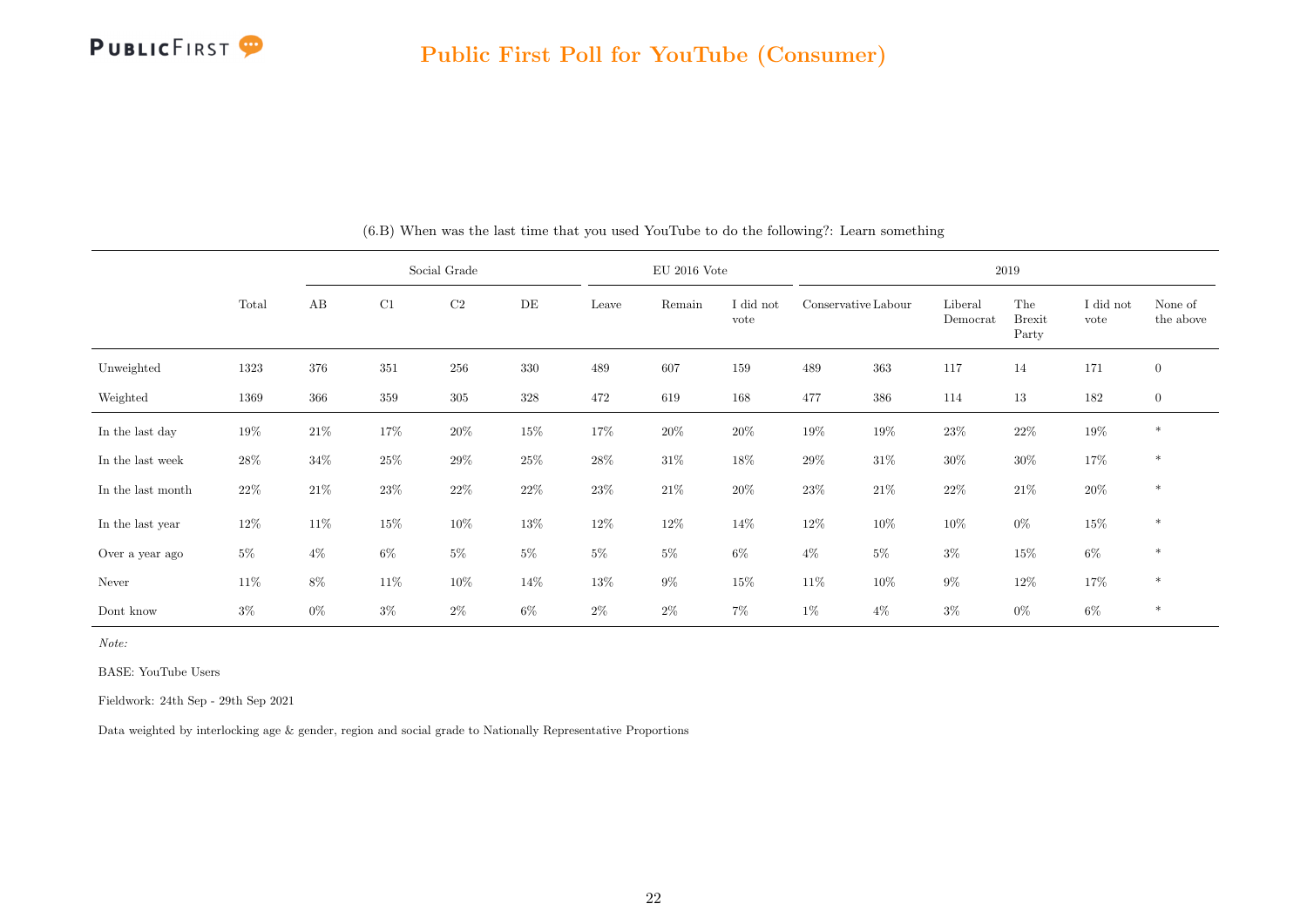(6.B) When was the last time that you used YouTube to do the following?: Learn something

| | Total | Social Grade | | | | EU 2016 Vote | | | 2019 | | | | | |
|---|---|---|---|---|---|---|---|---|---|---|---|---|---|---|
| | | AB | C1 | C2 | DE | Leave | Remain | I did not vote | Conservative | Labour | Liberal Democrat | The Brexit Party | I did not vote | None of the above |
| Unweighted | 1323 | 376 | 351 | 256 | 330 | 489 | 607 | 159 | 489 | 363 | 117 | 14 | 171 | 0 |
| Weighted | 1369 | 366 | 359 | 305 | 328 | 472 | 619 | 168 | 477 | 386 | 114 | 13 | 182 | 0 |
| In the last day | 19% | 21% | 17% | 20% | 15% | 17% | 20% | 20% | 19% | 19% | 23% | 22% | 19% | * |
| In the last week | 28% | 34% | 25% | 29% | 25% | 28% | 31% | 18% | 29% | 31% | 30% | 30% | 17% | * |
| In the last month | 22% | 21% | 23% | 22% | 22% | 23% | 21% | 20% | 23% | 21% | 22% | 21% | 20% | * |
| In the last year | 12% | 11% | 15% | 10% | 13% | 12% | 12% | 14% | 12% | 10% | 10% | 0% | 15% | * |
| Over a year ago | 5% | 4% | 6% | 5% | 5% | 5% | 5% | 6% | 4% | 5% | 3% | 15% | 6% | * |
| Never | 11% | 8% | 11% | 10% | 14% | 13% | 9% | 15% | 11% | 10% | 9% | 12% | 17% | * |
| Dont know | 3% | 0% | 3% | 2% | 6% | 2% | 2% | 7% | 1% | 4% | 3% | 0% | 6% | * |

*Note:*

BASE: YouTube Users

Fieldwork: 24th Sep - 29th Sep 2021

Data weighted by interlocking age & gender, region and social grade to Nationally Representative Proportions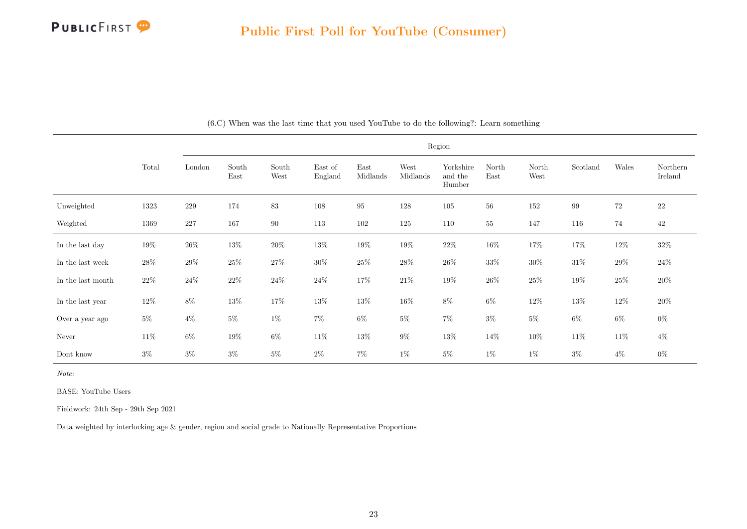# Public First Poll for YouTube (Consumer)

(6.C) When was the last time that you used YouTube to do the following?: Learn something

| | Total | Region | | | | | | | | | | | |
|---|---|---|---|---|---|---|---|---|---|---|---|---|---|
| | | London | South East | South West | East of England | East Midlands | West Midlands | Yorkshire and the Humber | North East | North West | Scotland | Wales | Northern Ireland |
| Unweighted | 1323 | 229 | 174 | 83 | 108 | 95 | 128 | 105 | 56 | 152 | 99 | 72 | 22 |
| Weighted | 1369 | 227 | 167 | 90 | 113 | 102 | 125 | 110 | 55 | 147 | 116 | 74 | 42 |
| In the last day | 19% | 26% | 13% | 20% | 13% | 19% | 19% | 22% | 16% | 17% | 17% | 12% | 32% |
| In the last week | 28% | 29% | 25% | 27% | 30% | 25% | 28% | 26% | 33% | 30% | 31% | 29% | 24% |
| In the last month | 22% | 24% | 22% | 24% | 24% | 17% | 21% | 19% | 26% | 25% | 19% | 25% | 20% |
| In the last year | 12% | 8% | 13% | 17% | 13% | 13% | 16% | 8% | 6% | 12% | 13% | 12% | 20% |
| Over a year ago | 5% | 4% | 5% | 1% | 7% | 6% | 5% | 7% | 3% | 5% | 6% | 6% | 0% |
| Never | 11% | 6% | 19% | 6% | 11% | 13% | 9% | 13% | 14% | 10% | 11% | 11% | 4% |
| Dont know | 3% | 3% | 3% | 5% | 2% | 7% | 1% | 5% | 1% | 1% | 3% | 4% | 0% |

*Note:*

BASE: YouTube Users

Fieldwork: 24th Sep - 29th Sep 2021

Data weighted by interlocking age & gender, region and social grade to Nationally Representative Proportions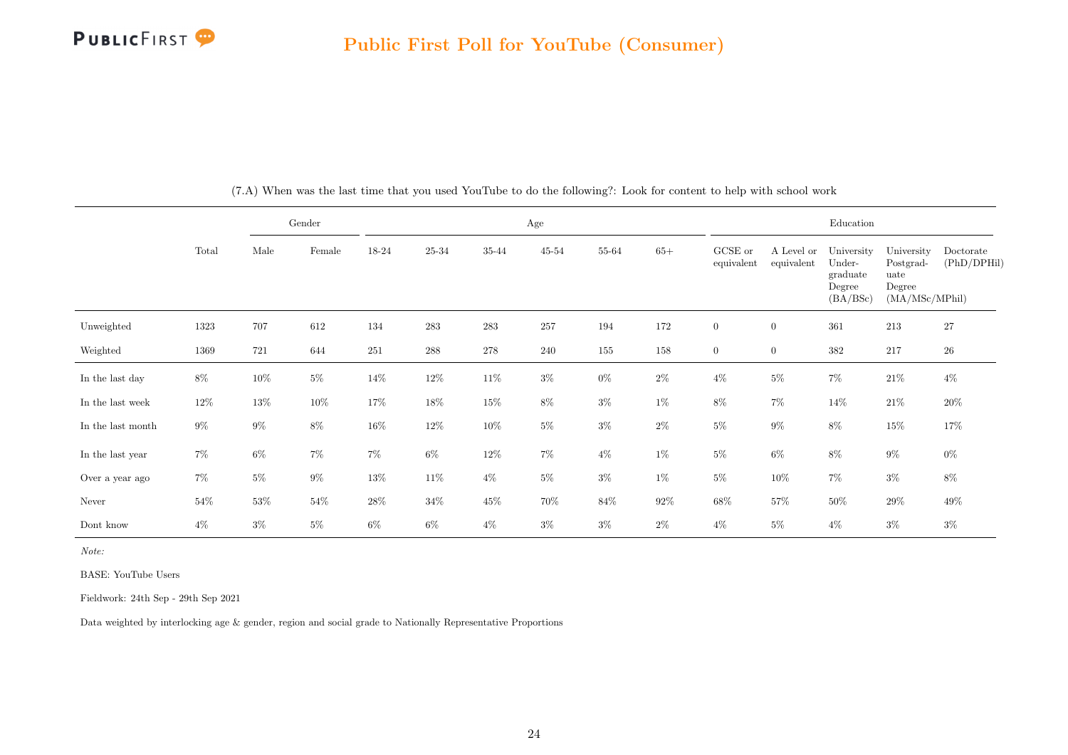## Public First Poll for YouTube (Consumer)

(7.A) When was the last time that you used YouTube to do the following?: Look for content to help with school work

| | Total | Gender | | Age | | | | | | Education | | | | |
|---|---|---|---|---|---|---|---|---|---|---|---|---|---|---|
| | | Male | Female | 18-24 | 25-34 | 35-44 | 45-54 | 55-64 | 65+ | GCSE or equivalent | A Level or equivalent | University Undergraduate Degree (BA/BSc) | University Postgraduate Degree (MA/MSc/MPhil) | Doctorate (PhD/DPHil) |
| Unweighted | 1323 | 707 | 612 | 134 | 283 | 283 | 257 | 194 | 172 | 0 | 0 | 361 | 213 | 27 |
| Weighted | 1369 | 721 | 644 | 251 | 288 | 278 | 240 | 155 | 158 | 0 | 0 | 382 | 217 | 26 |
| In the last day | 8% | 10% | 5% | 14% | 12% | 11% | 3% | 0% | 2% | 4% | 5% | 7% | 21% | 4% |
| In the last week | 12% | 13% | 10% | 17% | 18% | 15% | 8% | 3% | 1% | 8% | 7% | 14% | 21% | 20% |
| In the last month | 9% | 9% | 8% | 16% | 12% | 10% | 5% | 3% | 2% | 5% | 9% | 8% | 15% | 17% |
| In the last year | 7% | 6% | 7% | 7% | 6% | 12% | 7% | 4% | 1% | 5% | 6% | 8% | 9% | 0% |
| Over a year ago | 7% | 5% | 9% | 13% | 11% | 4% | 5% | 3% | 1% | 5% | 10% | 7% | 3% | 8% |
| Never | 54% | 53% | 54% | 28% | 34% | 45% | 70% | 84% | 92% | 68% | 57% | 50% | 29% | 49% |
| Dont know | 4% | 3% | 5% | 6% | 6% | 4% | 3% | 3% | 2% | 4% | 5% | 4% | 3% | 3% |

*Note:*

BASE: YouTube Users

Fieldwork: 24th Sep - 29th Sep 2021

Data weighted by interlocking age & gender, region and social grade to Nationally Representative Proportions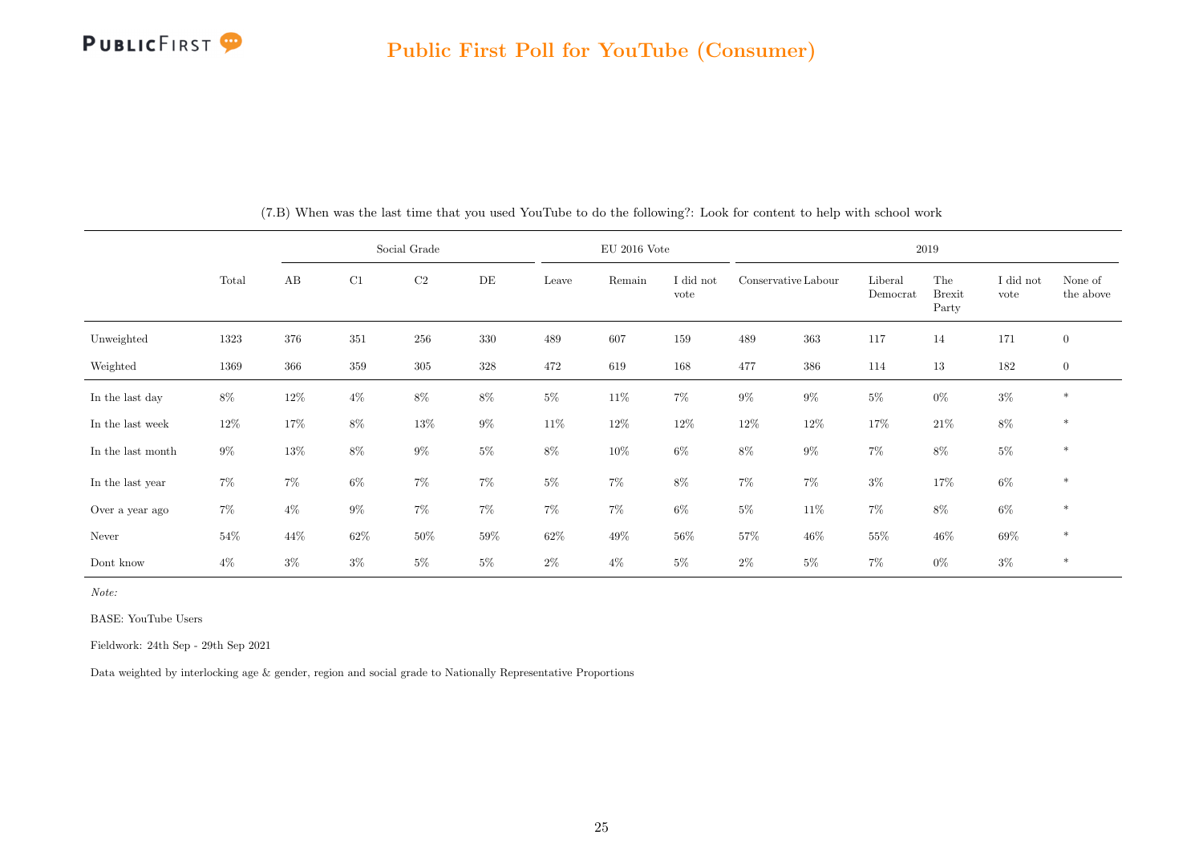## Public First Poll for YouTube (Consumer)

(7.B) When was the last time that you used YouTube to do the following?: Look for content to help with school work

| | Total | Social Grade | | | | EU 2016 Vote | | | 2019 | | | | | |
|---|---|---|---|---|---|---|---|---|---|---|---|---|---|---|
| | | AB | C1 | C2 | DE | Leave | Remain | I did not vote | Conservative | Labour | Liberal Democrat | The Brexit Party | I did not vote | None of the above |
| Unweighted | 1323 | 376 | 351 | 256 | 330 | 489 | 607 | 159 | 489 | 363 | 117 | 14 | 171 | 0 |
| Weighted | 1369 | 366 | 359 | 305 | 328 | 472 | 619 | 168 | 477 | 386 | 114 | 13 | 182 | 0 |
| In the last day | 8% | 12% | 4% | 8% | 8% | 5% | 11% | 7% | 9% | 9% | 5% | 0% | 3% | * |
| In the last week | 12% | 17% | 8% | 13% | 9% | 11% | 12% | 12% | 12% | 12% | 17% | 21% | 8% | * |
| In the last month | 9% | 13% | 8% | 9% | 5% | 8% | 10% | 6% | 8% | 9% | 7% | 8% | 5% | * |
| In the last year | 7% | 7% | 6% | 7% | 7% | 5% | 7% | 8% | 7% | 7% | 3% | 17% | 6% | * |
| Over a year ago | 7% | 4% | 9% | 7% | 7% | 7% | 7% | 6% | 5% | 11% | 7% | 8% | 6% | * |
| Never | 54% | 44% | 62% | 50% | 59% | 62% | 49% | 56% | 57% | 46% | 55% | 46% | 69% | * |
| Dont know | 4% | 3% | 3% | 5% | 5% | 2% | 4% | 5% | 2% | 5% | 7% | 0% | 3% | * |

*Note:*

BASE: YouTube Users

Fieldwork: 24th Sep - 29th Sep 2021

Data weighted by interlocking age & gender, region and social grade to Nationally Representative Proportions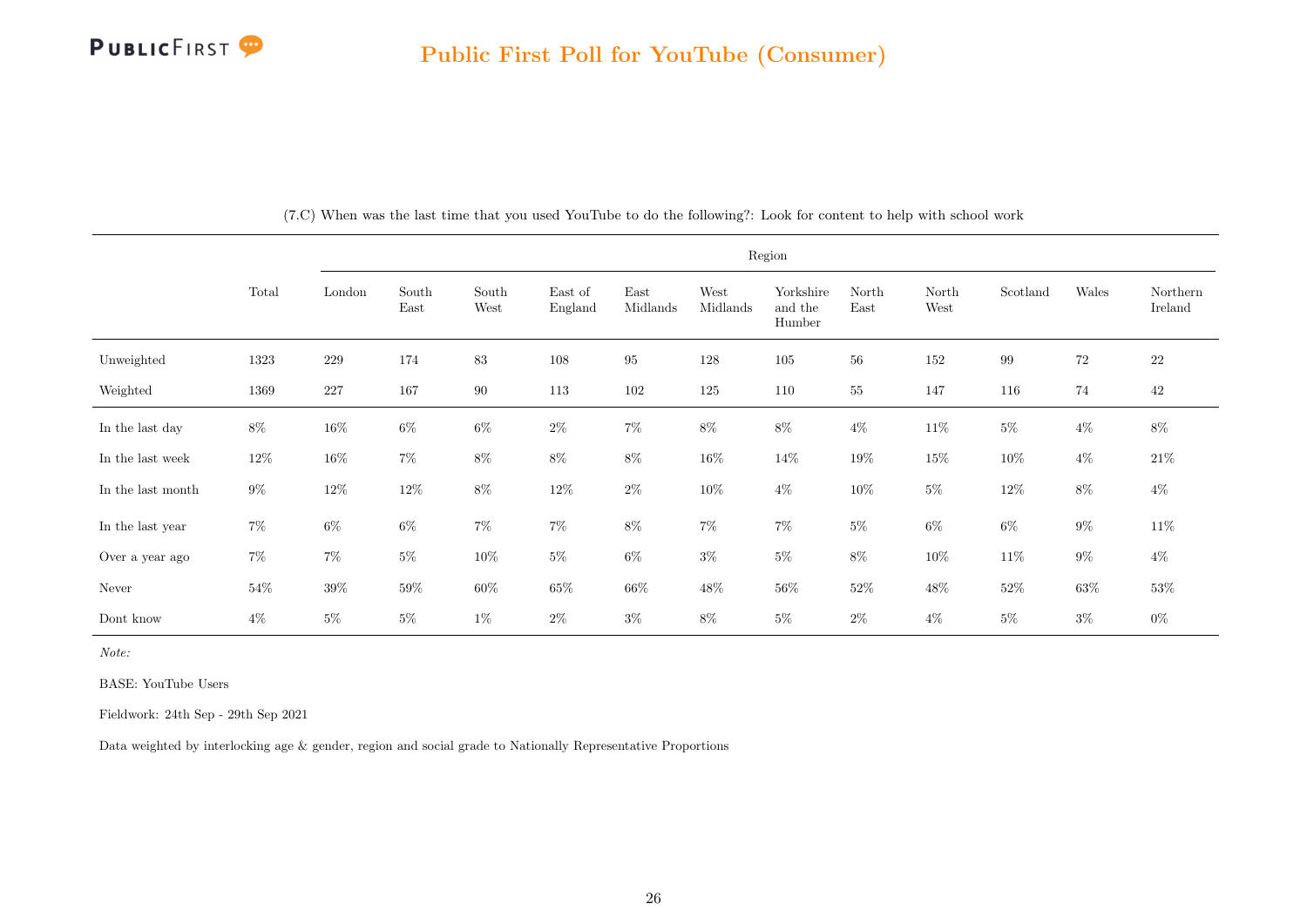## Public First Poll for YouTube (Consumer)

(7.C) When was the last time that you used YouTube to do the following?: Look for content to help with school work

| | Total | Region | | | | | | | | | | | |
|---|---|---|---|---|---|---|---|---|---|---|---|---|---|
| | | London | South East | South West | East of England | East Midlands | West Midlands | Yorkshire and the Humber | North East | North West | Scotland | Wales | Northern Ireland |
| Unweighted | 1323 | 229 | 174 | 83 | 108 | 95 | 128 | 105 | 56 | 152 | 99 | 72 | 22 |
| Weighted | 1369 | 227 | 167 | 90 | 113 | 102 | 125 | 110 | 55 | 147 | 116 | 74 | 42 |
| In the last day | 8% | 16% | 6% | 6% | 2% | 7% | 8% | 8% | 4% | 11% | 5% | 4% | 8% |
| In the last week | 12% | 16% | 7% | 8% | 8% | 8% | 16% | 14% | 19% | 15% | 10% | 4% | 21% |
| In the last month | 9% | 12% | 12% | 8% | 12% | 2% | 10% | 4% | 10% | 5% | 12% | 8% | 4% |
| In the last year | 7% | 6% | 6% | 7% | 7% | 8% | 7% | 7% | 5% | 6% | 6% | 9% | 11% |
| Over a year ago | 7% | 7% | 5% | 10% | 5% | 6% | 3% | 5% | 8% | 10% | 11% | 9% | 4% |
| Never | 54% | 39% | 59% | 60% | 65% | 66% | 48% | 56% | 52% | 48% | 52% | 63% | 53% |
| Dont know | 4% | 5% | 5% | 1% | 2% | 3% | 8% | 5% | 2% | 4% | 5% | 3% | 0% |

*Note:*

BASE: YouTube Users

Fieldwork: 24th Sep - 29th Sep 2021

Data weighted by interlocking age & gender, region and social grade to Nationally Representative Proportions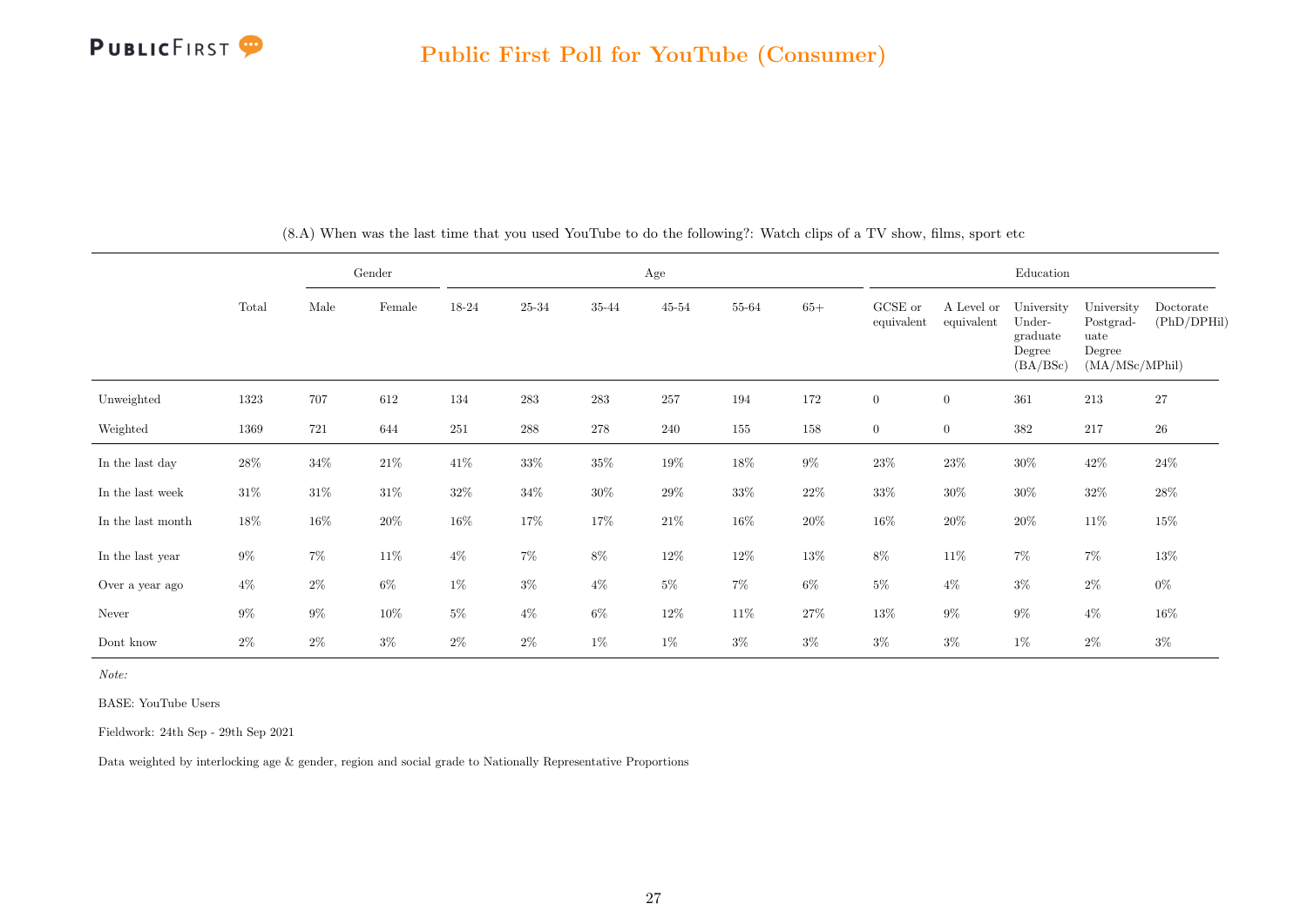# Public First Poll for YouTube (Consumer)

(8.A) When was the last time that you used YouTube to do the following?: Watch clips of a TV show, films, sport etc

| | Total | Gender | | Age | | | | | | Education | | | | |
|---|---|---|---|---|---|---|---|---|---|---|---|---|---|---|
| | | Male | Female | 18-24 | 25-34 | 35-44 | 45-54 | 55-64 | 65+ | GCSE or equivalent | A Level or equivalent | University Under-graduate Degree (BA/BSc) | University Postgrad-uate Degree (MA/MSc/MPhil) | Doctorate (PhD/DPHil) |
| Unweighted | 1323 | 707 | 612 | 134 | 283 | 283 | 257 | 194 | 172 | 0 | 0 | 361 | 213 | 27 |
| Weighted | 1369 | 721 | 644 | 251 | 288 | 278 | 240 | 155 | 158 | 0 | 0 | 382 | 217 | 26 |
| In the last day | 28% | 34% | 21% | 41% | 33% | 35% | 19% | 18% | 9% | 23% | 23% | 30% | 42% | 24% |
| In the last week | 31% | 31% | 31% | 32% | 34% | 30% | 29% | 33% | 22% | 33% | 30% | 30% | 32% | 28% |
| In the last month | 18% | 16% | 20% | 16% | 17% | 17% | 21% | 16% | 20% | 16% | 20% | 20% | 11% | 15% |
| In the last year | 9% | 7% | 11% | 4% | 7% | 8% | 12% | 12% | 13% | 8% | 11% | 7% | 7% | 13% |
| Over a year ago | 4% | 2% | 6% | 1% | 3% | 4% | 5% | 7% | 6% | 5% | 4% | 3% | 2% | 0% |
| Never | 9% | 9% | 10% | 5% | 4% | 6% | 12% | 11% | 27% | 13% | 9% | 9% | 4% | 16% |
| Dont know | 2% | 2% | 3% | 2% | 2% | 1% | 1% | 3% | 3% | 3% | 3% | 1% | 2% | 3% |

*Note:*

BASE: YouTube Users

Fieldwork: 24th Sep - 29th Sep 2021

Data weighted by interlocking age & gender, region and social grade to Nationally Representative Proportions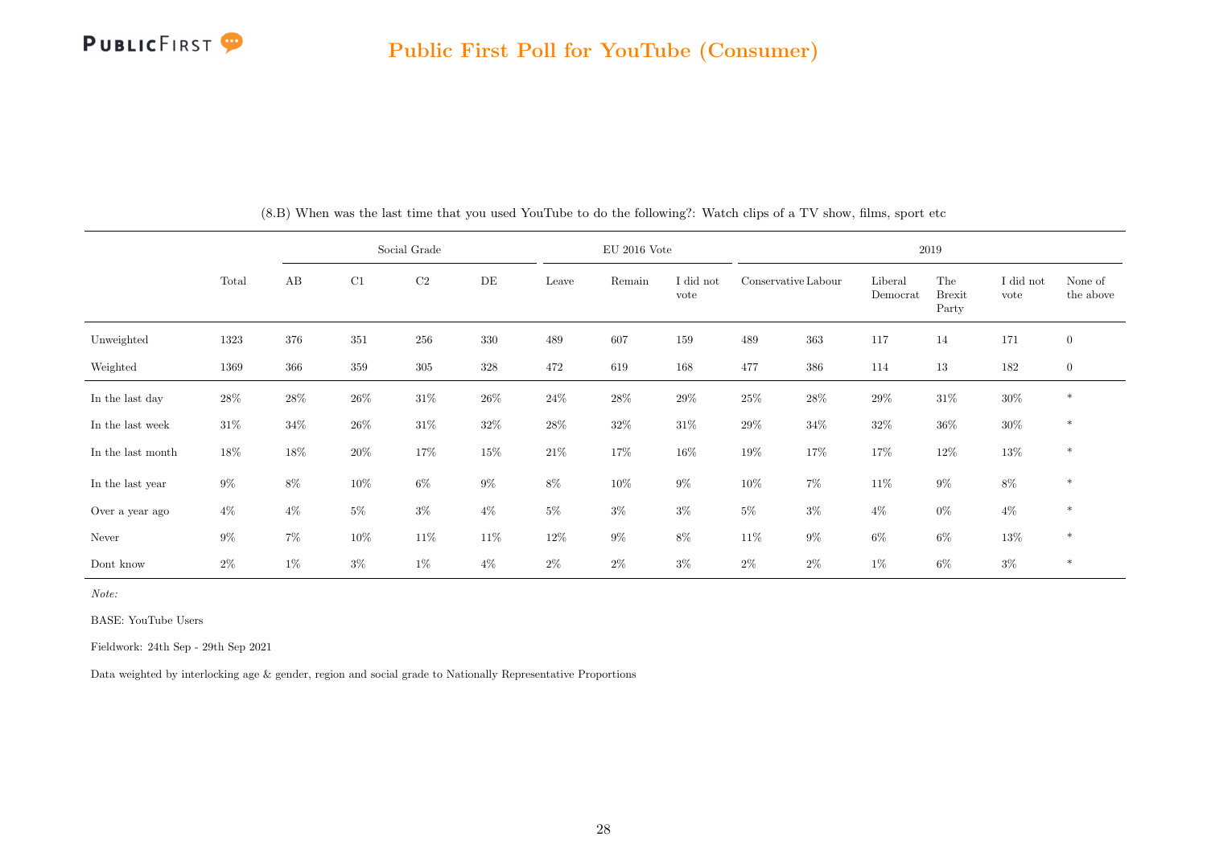## Public First Poll for YouTube (Consumer)

(8.B) When was the last time that you used YouTube to do the following?: Watch clips of a TV show, films, sport etc

| | Total | Social Grade | | | | EU 2016 Vote | | | 2019 | | | | | |
|---|---|---|---|---|---|---|---|---|---|---|---|---|---|---|
| | | AB | C1 | C2 | DE | Leave | Remain | I did not vote | Conservative | Labour | Liberal Democrat | The Brexit Party | I did not vote | None of the above |
| Unweighted | 1323 | 376 | 351 | 256 | 330 | 489 | 607 | 159 | 489 | 363 | 117 | 14 | 171 | 0 |
| Weighted | 1369 | 366 | 359 | 305 | 328 | 472 | 619 | 168 | 477 | 386 | 114 | 13 | 182 | 0 |
| In the last day | 28% | 28% | 26% | 31% | 26% | 24% | 28% | 29% | 25% | 28% | 29% | 31% | 30% | * |
| In the last week | 31% | 34% | 26% | 31% | 32% | 28% | 32% | 31% | 29% | 34% | 32% | 36% | 30% | * |
| In the last month | 18% | 18% | 20% | 17% | 15% | 21% | 17% | 16% | 19% | 17% | 17% | 12% | 13% | * |
| In the last year | 9% | 8% | 10% | 6% | 9% | 8% | 10% | 9% | 10% | 7% | 11% | 9% | 8% | * |
| Over a year ago | 4% | 4% | 5% | 3% | 4% | 5% | 3% | 3% | 5% | 3% | 4% | 0% | 4% | * |
| Never | 9% | 7% | 10% | 11% | 11% | 12% | 9% | 8% | 11% | 9% | 6% | 6% | 13% | * |
| Dont know | 2% | 1% | 3% | 1% | 4% | 2% | 2% | 3% | 2% | 2% | 1% | 6% | 3% | * |

*Note:*

BASE: YouTube Users

Fieldwork: 24th Sep - 29th Sep 2021

Data weighted by interlocking age & gender, region and social grade to Nationally Representative Proportions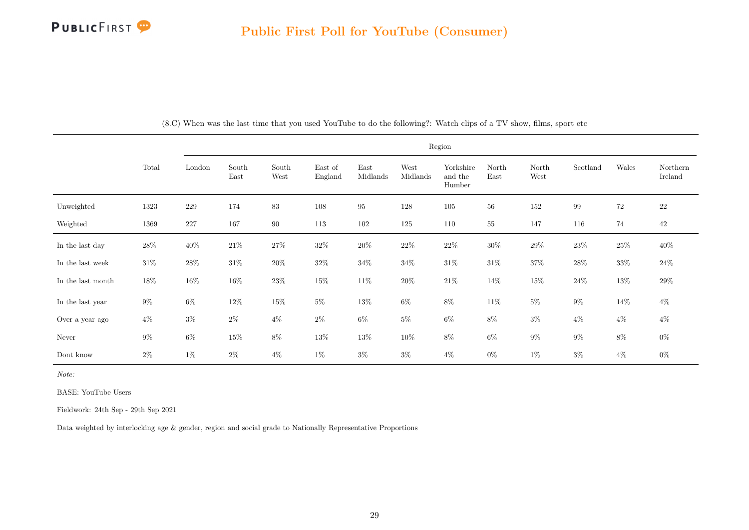(8.C) When was the last time that you used YouTube to do the following?: Watch clips of a TV show, films, sport etc

| | Total | Region | | | | | | | | | | | |
|---|---|---|---|---|---|---|---|---|---|---|---|---|---|
| | | London | South East | South West | East of England | East Midlands | West Midlands | Yorkshire and the Humber | North East | North West | Scotland | Wales | Northern Ireland |
| Unweighted | 1323 | 229 | 174 | 83 | 108 | 95 | 128 | 105 | 56 | 152 | 99 | 72 | 22 |
| Weighted | 1369 | 227 | 167 | 90 | 113 | 102 | 125 | 110 | 55 | 147 | 116 | 74 | 42 |
| In the last day | 28% | 40% | 21% | 27% | 32% | 20% | 22% | 22% | 30% | 29% | 23% | 25% | 40% |
| In the last week | 31% | 28% | 31% | 20% | 32% | 34% | 34% | 31% | 31% | 37% | 28% | 33% | 24% |
| In the last month | 18% | 16% | 16% | 23% | 15% | 11% | 20% | 21% | 14% | 15% | 24% | 13% | 29% |
| In the last year | 9% | 6% | 12% | 15% | 5% | 13% | 6% | 8% | 11% | 5% | 9% | 14% | 4% |
| Over a year ago | 4% | 3% | 2% | 4% | 2% | 6% | 5% | 6% | 8% | 3% | 4% | 4% | 4% |
| Never | 9% | 6% | 15% | 8% | 13% | 13% | 10% | 8% | 6% | 9% | 9% | 8% | 0% |
| Dont know | 2% | 1% | 2% | 4% | 1% | 3% | 3% | 4% | 0% | 1% | 3% | 4% | 0% |

*Note:*

BASE: YouTube Users

Fieldwork: 24th Sep - 29th Sep 2021

Data weighted by interlocking age & gender, region and social grade to Nationally Representative Proportions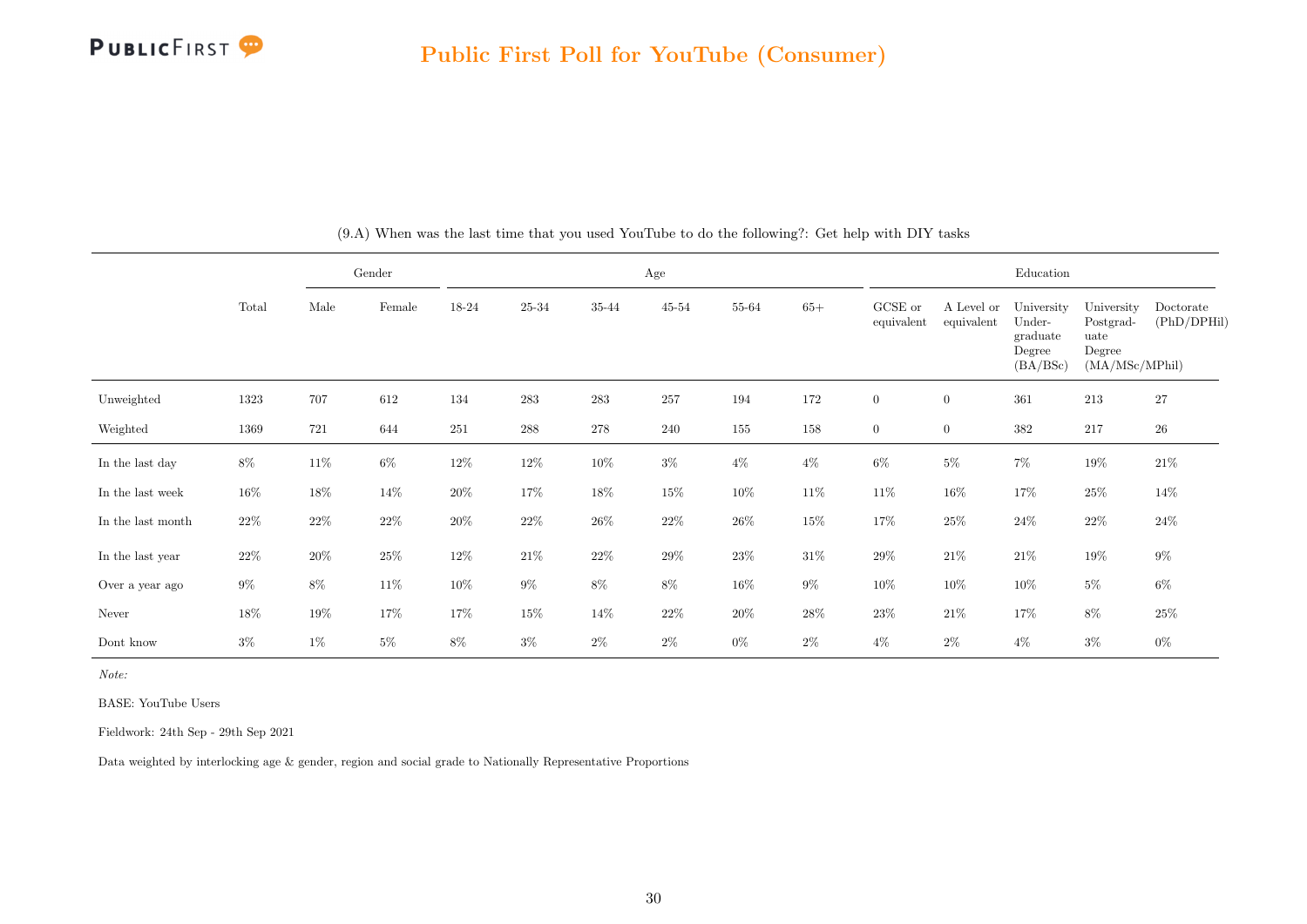## Public First Poll for YouTube (Consumer)

(9.A) When was the last time that you used YouTube to do the following?: Get help with DIY tasks

| | Total | Gender | | Age | | | | | | Education | | | | |
|---|---|---|---|---|---|---|---|---|---|---|---|---|---|---|
| | | Male | Female | 18-24 | 25-34 | 35-44 | 45-54 | 55-64 | 65+ | GCSE or equivalent | A Level or equivalent | University Under-graduate Degree (BA/BSc) | University Postgrad-uate Degree (MA/MSc/MPhil) | Doctorate (PhD/DPHil) |
| Unweighted | 1323 | 707 | 612 | 134 | 283 | 283 | 257 | 194 | 172 | 0 | 0 | 361 | 213 | 27 |
| Weighted | 1369 | 721 | 644 | 251 | 288 | 278 | 240 | 155 | 158 | 0 | 0 | 382 | 217 | 26 |
| In the last day | 8% | 11% | 6% | 12% | 12% | 10% | 3% | 4% | 4% | 6% | 5% | 7% | 19% | 21% |
| In the last week | 16% | 18% | 14% | 20% | 17% | 18% | 15% | 10% | 11% | 11% | 16% | 17% | 25% | 14% |
| In the last month | 22% | 22% | 22% | 20% | 22% | 26% | 22% | 26% | 15% | 17% | 25% | 24% | 22% | 24% |
| In the last year | 22% | 20% | 25% | 12% | 21% | 22% | 29% | 23% | 31% | 29% | 21% | 21% | 19% | 9% |
| Over a year ago | 9% | 8% | 11% | 10% | 9% | 8% | 8% | 16% | 9% | 10% | 10% | 10% | 5% | 6% |
| Never | 18% | 19% | 17% | 17% | 15% | 14% | 22% | 20% | 28% | 23% | 21% | 17% | 8% | 25% |
| Dont know | 3% | 1% | 5% | 8% | 3% | 2% | 2% | 0% | 2% | 4% | 2% | 4% | 3% | 0% |

*Note:*

BASE: YouTube Users

Fieldwork: 24th Sep - 29th Sep 2021

Data weighted by interlocking age & gender, region and social grade to Nationally Representative Proportions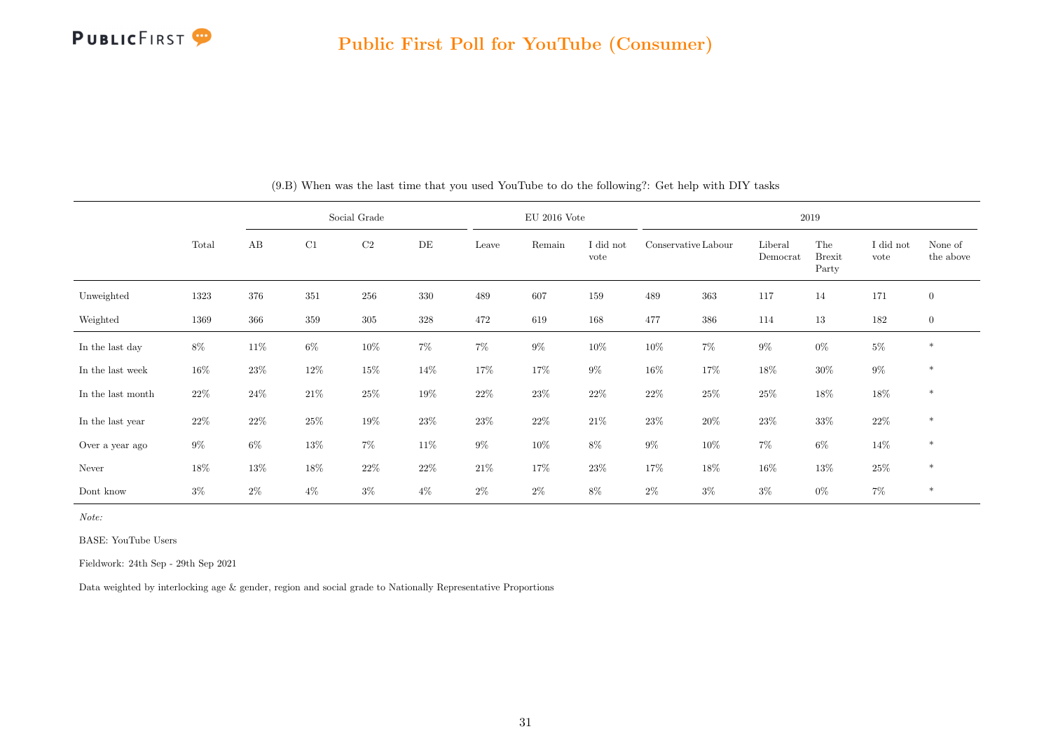## Public First Poll for YouTube (Consumer)

(9.B) When was the last time that you used YouTube to do the following?: Get help with DIY tasks

| | Total | Social Grade | | | | EU 2016 Vote | | | 2019 | | | | | |
|---|---|---|---|---|---|---|---|---|---|---|---|---|---|---|
| | | AB | C1 | C2 | DE | Leave | Remain | I did not vote | Conservative | Labour | Liberal Democrat | The Brexit Party | I did not vote | None of the above |
| Unweighted | 1323 | 376 | 351 | 256 | 330 | 489 | 607 | 159 | 489 | 363 | 117 | 14 | 171 | 0 |
| Weighted | 1369 | 366 | 359 | 305 | 328 | 472 | 619 | 168 | 477 | 386 | 114 | 13 | 182 | 0 |
| In the last day | 8% | 11% | 6% | 10% | 7% | 7% | 9% | 10% | 10% | 7% | 9% | 0% | 5% | * |
| In the last week | 16% | 23% | 12% | 15% | 14% | 17% | 17% | 9% | 16% | 17% | 18% | 30% | 9% | * |
| In the last month | 22% | 24% | 21% | 25% | 19% | 22% | 23% | 22% | 22% | 25% | 25% | 18% | 18% | * |
| In the last year | 22% | 22% | 25% | 19% | 23% | 23% | 22% | 21% | 23% | 20% | 23% | 33% | 22% | * |
| Over a year ago | 9% | 6% | 13% | 7% | 11% | 9% | 10% | 8% | 9% | 10% | 7% | 6% | 14% | * |
| Never | 18% | 13% | 18% | 22% | 22% | 21% | 17% | 23% | 17% | 18% | 16% | 13% | 25% | * |
| Dont know | 3% | 2% | 4% | 3% | 4% | 2% | 2% | 8% | 2% | 3% | 3% | 0% | 7% | * |

*Note:*

BASE: YouTube Users

Fieldwork: 24th Sep - 29th Sep 2021

Data weighted by interlocking age & gender, region and social grade to Nationally Representative Proportions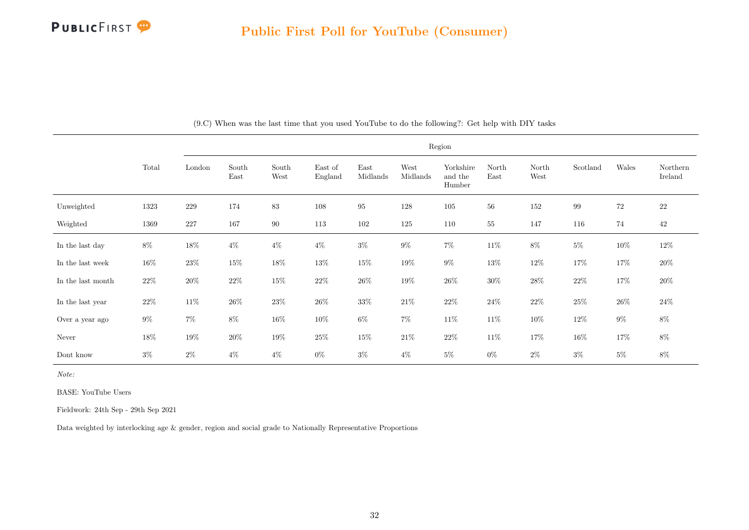# Public First Poll for YouTube (Consumer)

(9.C) When was the last time that you used YouTube to do the following?: Get help with DIY tasks

| | Total | Region | | | | | | | | | | | |
|---|---|---|---|---|---|---|---|---|---|---|---|---|---|
| | | London | South East | South West | East of England | East Midlands | West Midlands | Yorkshire and the Humber | North East | North West | Scotland | Wales | Northern Ireland |
| Unweighted | 1323 | 229 | 174 | 83 | 108 | 95 | 128 | 105 | 56 | 152 | 99 | 72 | 22 |
| Weighted | 1369 | 227 | 167 | 90 | 113 | 102 | 125 | 110 | 55 | 147 | 116 | 74 | 42 |
| In the last day | 8% | 18% | 4% | 4% | 4% | 3% | 9% | 7% | 11% | 8% | 5% | 10% | 12% |
| In the last week | 16% | 23% | 15% | 18% | 13% | 15% | 19% | 9% | 13% | 12% | 17% | 17% | 20% |
| In the last month | 22% | 20% | 22% | 15% | 22% | 26% | 19% | 26% | 30% | 28% | 22% | 17% | 20% |
| In the last year | 22% | 11% | 26% | 23% | 26% | 33% | 21% | 22% | 24% | 22% | 25% | 26% | 24% |
| Over a year ago | 9% | 7% | 8% | 16% | 10% | 6% | 7% | 11% | 11% | 10% | 12% | 9% | 8% |
| Never | 18% | 19% | 20% | 19% | 25% | 15% | 21% | 22% | 11% | 17% | 16% | 17% | 8% |
| Dont know | 3% | 2% | 4% | 4% | 0% | 3% | 4% | 5% | 0% | 2% | 3% | 5% | 8% |

*Note:*

BASE: YouTube Users

Fieldwork: 24th Sep - 29th Sep 2021

Data weighted by interlocking age & gender, region and social grade to Nationally Representative Proportions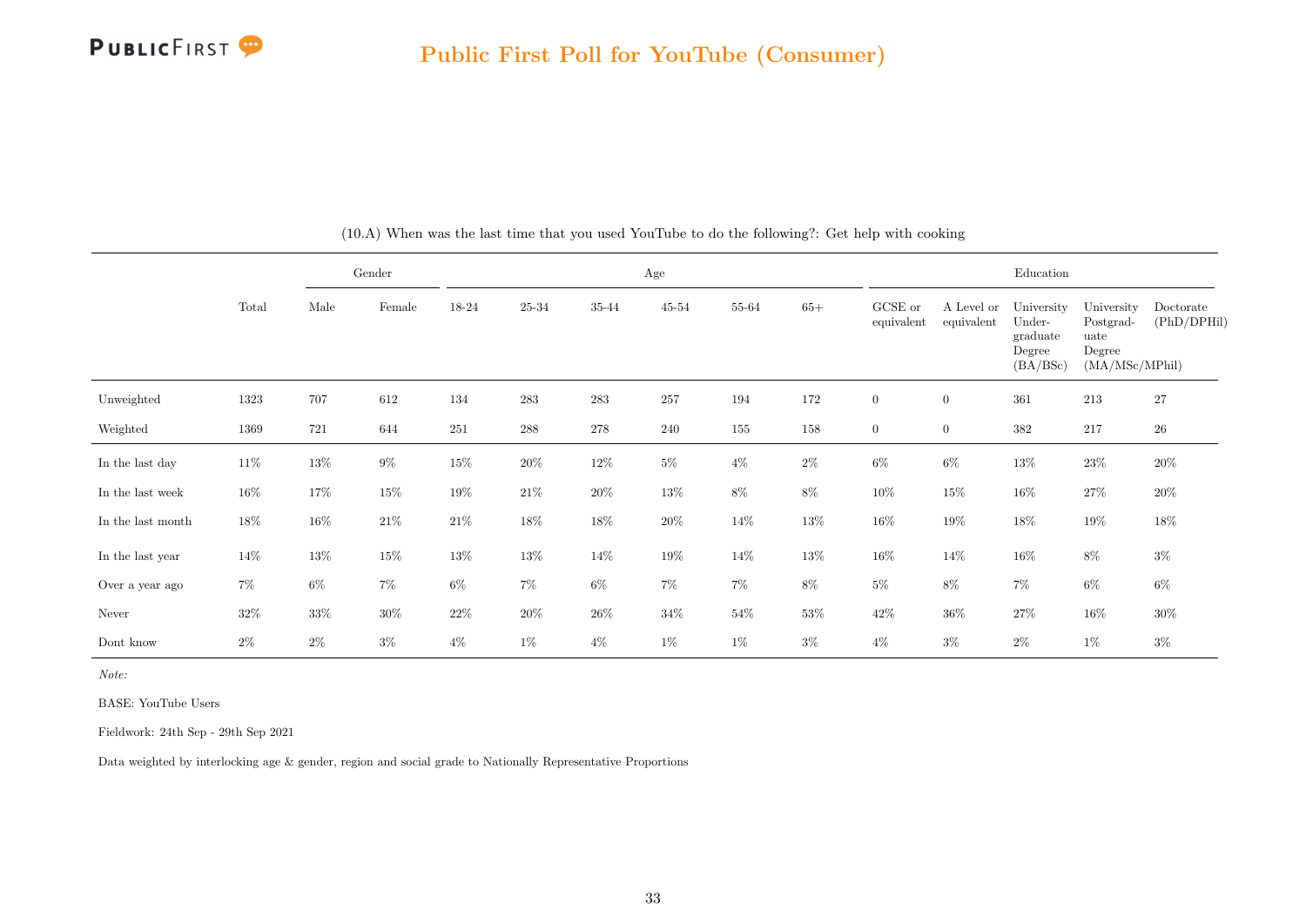# Public First Poll for YouTube (Consumer)

(10.A) When was the last time that you used YouTube to do the following?: Get help with cooking

| | Total | Gender | | Age | | | | | | Education | | | | |
|---|---|---|---|---|---|---|---|---|---|---|---|---|---|---|
| | | Male | Female | 18-24 | 25-34 | 35-44 | 45-54 | 55-64 | 65+ | GCSE or equivalent | A Level or equivalent | University Under-graduate Degree (BA/BSc) | University Postgrad-uate Degree (MA/MSc/MPhil) | Doctorate (PhD/DPHil) |
| Unweighted | 1323 | 707 | 612 | 134 | 283 | 283 | 257 | 194 | 172 | 0 | 0 | 361 | 213 | 27 |
| Weighted | 1369 | 721 | 644 | 251 | 288 | 278 | 240 | 155 | 158 | 0 | 0 | 382 | 217 | 26 |
| In the last day | 11% | 13% | 9% | 15% | 20% | 12% | 5% | 4% | 2% | 6% | 6% | 13% | 23% | 20% |
| In the last week | 16% | 17% | 15% | 19% | 21% | 20% | 13% | 8% | 8% | 10% | 15% | 16% | 27% | 20% |
| In the last month | 18% | 16% | 21% | 21% | 18% | 18% | 20% | 14% | 13% | 16% | 19% | 18% | 19% | 18% |
| In the last year | 14% | 13% | 15% | 13% | 13% | 14% | 19% | 14% | 13% | 16% | 14% | 16% | 8% | 3% |
| Over a year ago | 7% | 6% | 7% | 6% | 7% | 6% | 7% | 7% | 8% | 5% | 8% | 7% | 6% | 6% |
| Never | 32% | 33% | 30% | 22% | 20% | 26% | 34% | 54% | 53% | 42% | 36% | 27% | 16% | 30% |
| Dont know | 2% | 2% | 3% | 4% | 1% | 4% | 1% | 1% | 3% | 4% | 3% | 2% | 1% | 3% |

*Note:*

BASE: YouTube Users

Fieldwork: 24th Sep - 29th Sep 2021

Data weighted by interlocking age & gender, region and social grade to Nationally Representative Proportions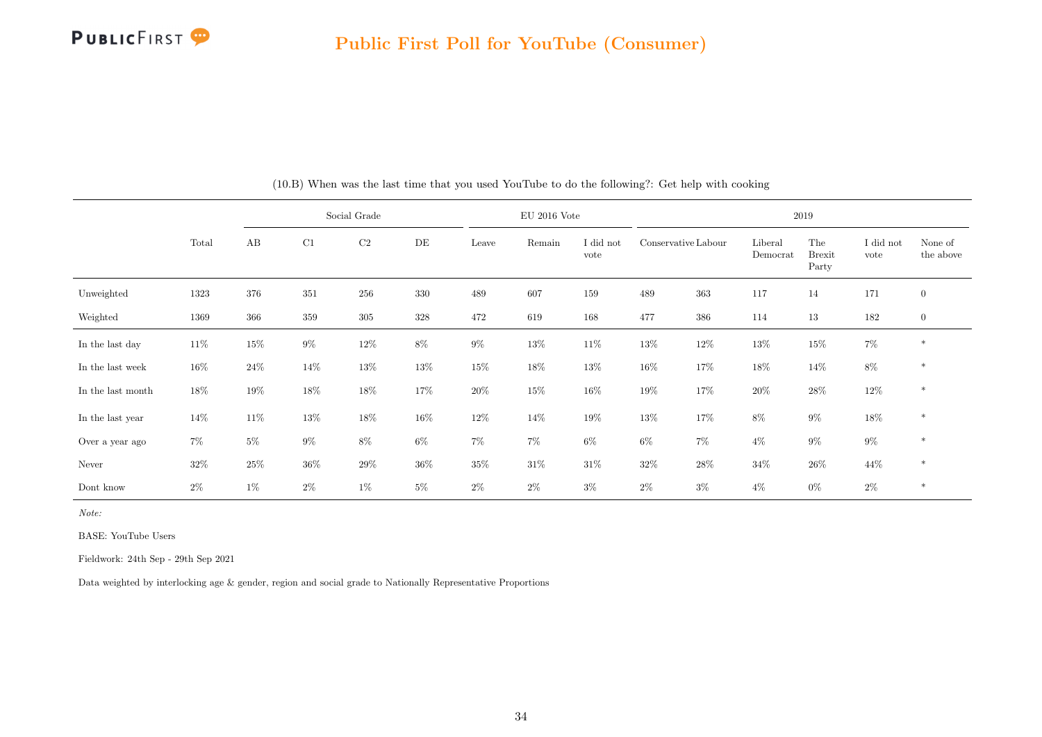## Public First Poll for YouTube (Consumer)

(10.B) When was the last time that you used YouTube to do the following?: Get help with cooking

| | Total | Social Grade | | | | EU 2016 Vote | | | 2019 | | | | | |
|---|---|---|---|---|---|---|---|---|---|---|---|---|---|---|
| | | AB | C1 | C2 | DE | Leave | Remain | I did not vote | Conservative | Labour | Liberal Democrat | The Brexit Party | I did not vote | None of the above |
| Unweighted | 1323 | 376 | 351 | 256 | 330 | 489 | 607 | 159 | 489 | 363 | 117 | 14 | 171 | 0 |
| Weighted | 1369 | 366 | 359 | 305 | 328 | 472 | 619 | 168 | 477 | 386 | 114 | 13 | 182 | 0 |
| In the last day | 11% | 15% | 9% | 12% | 8% | 9% | 13% | 11% | 13% | 12% | 13% | 15% | 7% | * |
| In the last week | 16% | 24% | 14% | 13% | 13% | 15% | 18% | 13% | 16% | 17% | 18% | 14% | 8% | * |
| In the last month | 18% | 19% | 18% | 18% | 17% | 20% | 15% | 16% | 19% | 17% | 20% | 28% | 12% | * |
| In the last year | 14% | 11% | 13% | 18% | 16% | 12% | 14% | 19% | 13% | 17% | 8% | 9% | 18% | * |
| Over a year ago | 7% | 5% | 9% | 8% | 6% | 7% | 7% | 6% | 6% | 7% | 4% | 9% | 9% | * |
| Never | 32% | 25% | 36% | 29% | 36% | 35% | 31% | 31% | 32% | 28% | 34% | 26% | 44% | * |
| Dont know | 2% | 1% | 2% | 1% | 5% | 2% | 2% | 3% | 2% | 3% | 4% | 0% | 2% | * |

*Note:*

BASE: YouTube Users

Fieldwork: 24th Sep - 29th Sep 2021

Data weighted by interlocking age & gender, region and social grade to Nationally Representative Proportions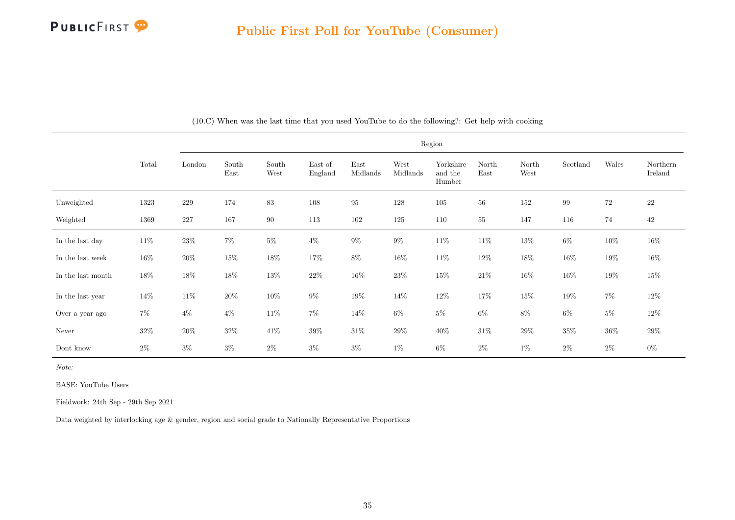(10.C) When was the last time that you used YouTube to do the following?: Get help with cooking

| | Total | Region | | | | | | | | | | | |
|---|---|---|---|---|---|---|---|---|---|---|---|---|---|
| | | London | South East | South West | East of England | East Midlands | West Midlands | Yorkshire and the Humber | North East | North West | Scotland | Wales | Northern Ireland |
| Unweighted | 1323 | 229 | 174 | 83 | 108 | 95 | 128 | 105 | 56 | 152 | 99 | 72 | 22 |
| Weighted | 1369 | 227 | 167 | 90 | 113 | 102 | 125 | 110 | 55 | 147 | 116 | 74 | 42 |
| In the last day | 11% | 23% | 7% | 5% | 4% | 9% | 9% | 11% | 11% | 13% | 6% | 10% | 16% |
| In the last week | 16% | 20% | 15% | 18% | 17% | 8% | 16% | 11% | 12% | 18% | 16% | 19% | 16% |
| In the last month | 18% | 18% | 18% | 13% | 22% | 16% | 23% | 15% | 21% | 16% | 16% | 19% | 15% |
| In the last year | 14% | 11% | 20% | 10% | 9% | 19% | 14% | 12% | 17% | 15% | 19% | 7% | 12% |
| Over a year ago | 7% | 4% | 4% | 11% | 7% | 14% | 6% | 5% | 6% | 8% | 6% | 5% | 12% |
| Never | 32% | 20% | 32% | 41% | 39% | 31% | 29% | 40% | 31% | 29% | 35% | 36% | 29% |
| Dont know | 2% | 3% | 3% | 2% | 3% | 3% | 1% | 6% | 2% | 1% | 2% | 2% | 0% |

*Note:*

BASE: YouTube Users

Fieldwork: 24th Sep - 29th Sep 2021

Data weighted by interlocking age & gender, region and social grade to Nationally Representative Proportions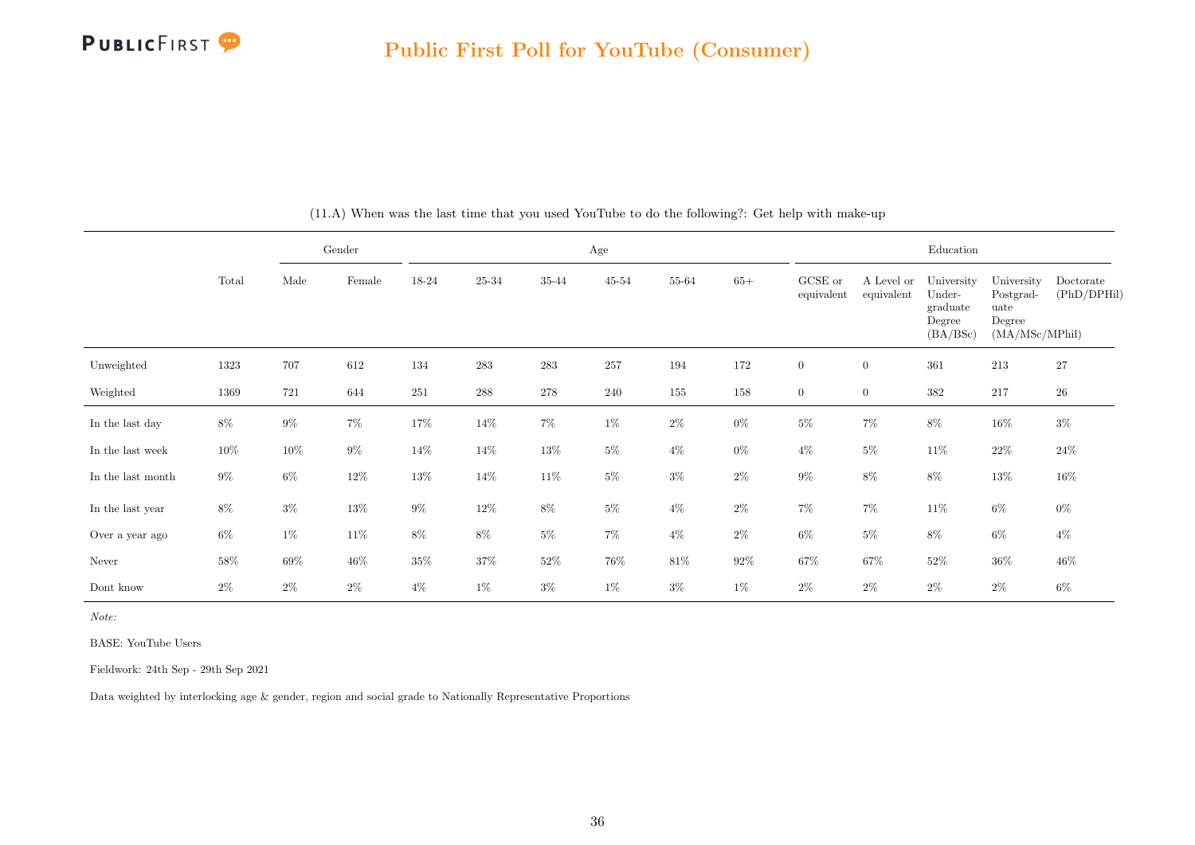## Public First Poll for YouTube (Consumer)

(11.A) When was the last time that you used YouTube to do the following?: Get help with make-up

| | Total | Gender | | Age | | | | | | Education | | | | |
|---|---|---|---|---|---|---|---|---|---|---|---|---|---|---|
| | | Male | Female | 18-24 | 25-34 | 35-44 | 45-54 | 55-64 | 65+ | GCSE or equivalent | A Level or equivalent | University Undergraduate Degree (BA/BSc) | University Postgraduate Degree (MA/MSc/MPhil) | Doctorate (PhD/DPHil) |
| Unweighted | 1323 | 707 | 612 | 134 | 283 | 283 | 257 | 194 | 172 | 0 | 0 | 361 | 213 | 27 |
| Weighted | 1369 | 721 | 644 | 251 | 288 | 278 | 240 | 155 | 158 | 0 | 0 | 382 | 217 | 26 |
| In the last day | 8% | 9% | 7% | 17% | 14% | 7% | 1% | 2% | 0% | 5% | 7% | 8% | 16% | 3% |
| In the last week | 10% | 10% | 9% | 14% | 14% | 13% | 5% | 4% | 0% | 4% | 5% | 11% | 22% | 24% |
| In the last month | 9% | 6% | 12% | 13% | 14% | 11% | 5% | 3% | 2% | 9% | 8% | 8% | 13% | 16% |
| In the last year | 8% | 3% | 13% | 9% | 12% | 8% | 5% | 4% | 2% | 7% | 7% | 11% | 6% | 0% |
| Over a year ago | 6% | 1% | 11% | 8% | 8% | 5% | 7% | 4% | 2% | 6% | 5% | 8% | 6% | 4% |
| Never | 58% | 69% | 46% | 35% | 37% | 52% | 76% | 81% | 92% | 67% | 67% | 52% | 36% | 46% |
| Dont know | 2% | 2% | 2% | 4% | 1% | 3% | 1% | 3% | 1% | 2% | 2% | 2% | 2% | 6% |

*Note:*

BASE: YouTube Users

Fieldwork: 24th Sep - 29th Sep 2021

Data weighted by interlocking age & gender, region and social grade to Nationally Representative Proportions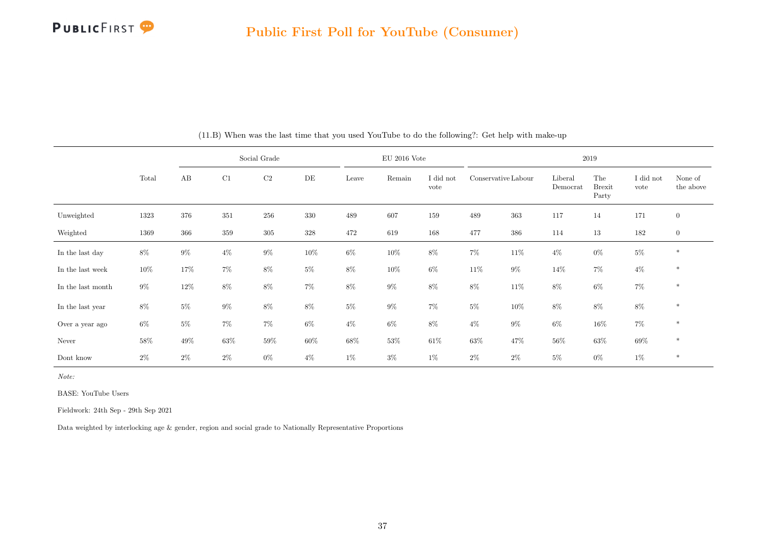## Public First Poll for YouTube (Consumer)

(11.B) When was the last time that you used YouTube to do the following?: Get help with make-up

| | Total | Social Grade | | | | EU 2016 Vote | | | 2019 | | | | | |
|---|---|---|---|---|---|---|---|---|---|---|---|---|---|---|
| | | AB | C1 | C2 | DE | Leave | Remain | I did not vote | Conservative | Labour | Liberal Democrat | The Brexit Party | I did not vote | None of the above |
| Unweighted | 1323 | 376 | 351 | 256 | 330 | 489 | 607 | 159 | 489 | 363 | 117 | 14 | 171 | 0 |
| Weighted | 1369 | 366 | 359 | 305 | 328 | 472 | 619 | 168 | 477 | 386 | 114 | 13 | 182 | 0 |
| In the last day | 8% | 9% | 4% | 9% | 10% | 6% | 10% | 8% | 7% | 11% | 4% | 0% | 5% | * |
| In the last week | 10% | 17% | 7% | 8% | 5% | 8% | 10% | 6% | 11% | 9% | 14% | 7% | 4% | * |
| In the last month | 9% | 12% | 8% | 8% | 7% | 8% | 9% | 8% | 8% | 11% | 8% | 6% | 7% | * |
| In the last year | 8% | 5% | 9% | 8% | 8% | 5% | 9% | 7% | 5% | 10% | 8% | 8% | 8% | * |
| Over a year ago | 6% | 5% | 7% | 7% | 6% | 4% | 6% | 8% | 4% | 9% | 6% | 16% | 7% | * |
| Never | 58% | 49% | 63% | 59% | 60% | 68% | 53% | 61% | 63% | 47% | 56% | 63% | 69% | * |
| Dont know | 2% | 2% | 2% | 0% | 4% | 1% | 3% | 1% | 2% | 2% | 5% | 0% | 1% | * |

*Note:*

BASE: YouTube Users

Fieldwork: 24th Sep - 29th Sep 2021

Data weighted by interlocking age & gender, region and social grade to Nationally Representative Proportions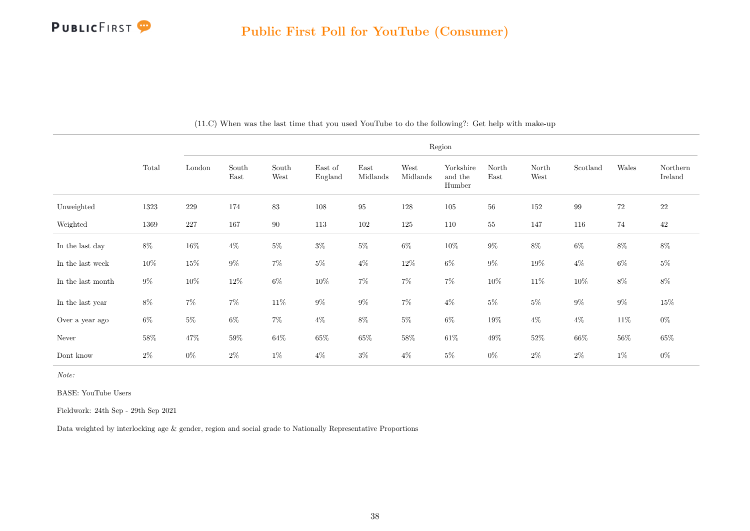## Public First Poll for YouTube (Consumer)

(11.C) When was the last time that you used YouTube to do the following?: Get help with make-up

| | Total | Region | | | | | | | | | | | |
|---|---|---|---|---|---|---|---|---|---|---|---|---|---|
| | | London | South East | South West | East of England | East Midlands | West Midlands | Yorkshire and the Humber | North East | North West | Scotland | Wales | Northern Ireland |
| Unweighted | 1323 | 229 | 174 | 83 | 108 | 95 | 128 | 105 | 56 | 152 | 99 | 72 | 22 |
| Weighted | 1369 | 227 | 167 | 90 | 113 | 102 | 125 | 110 | 55 | 147 | 116 | 74 | 42 |
| In the last day | 8% | 16% | 4% | 5% | 3% | 5% | 6% | 10% | 9% | 8% | 6% | 8% | 8% |
| In the last week | 10% | 15% | 9% | 7% | 5% | 4% | 12% | 6% | 9% | 19% | 4% | 6% | 5% |
| In the last month | 9% | 10% | 12% | 6% | 10% | 7% | 7% | 7% | 10% | 11% | 10% | 8% | 8% |
| In the last year | 8% | 7% | 7% | 11% | 9% | 9% | 7% | 4% | 5% | 5% | 9% | 9% | 15% |
| Over a year ago | 6% | 5% | 6% | 7% | 4% | 8% | 5% | 6% | 19% | 4% | 4% | 11% | 0% |
| Never | 58% | 47% | 59% | 64% | 65% | 65% | 58% | 61% | 49% | 52% | 66% | 56% | 65% |
| Dont know | 2% | 0% | 2% | 1% | 4% | 3% | 4% | 5% | 0% | 2% | 2% | 1% | 0% |

*Note:*

BASE: YouTube Users

Fieldwork: 24th Sep - 29th Sep 2021

Data weighted by interlocking age & gender, region and social grade to Nationally Representative Proportions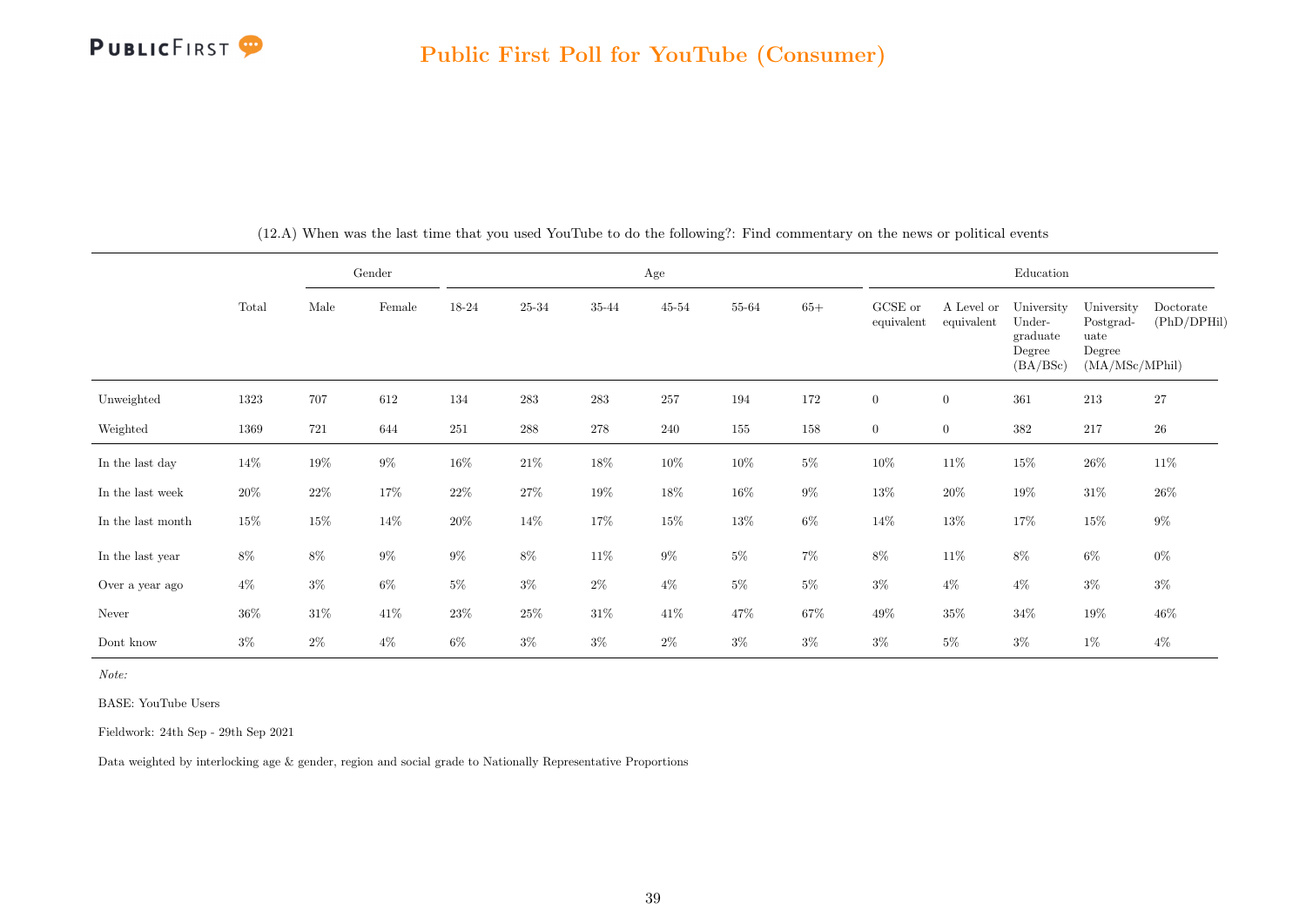## Public First Poll for YouTube (Consumer)

(12.A) When was the last time that you used YouTube to do the following?: Find commentary on the news or political events

| | Total | Gender | | Age | | | | | | Education | | | | |
|---|---|---|---|---|---|---|---|---|---|---|---|---|---|---|
| | | Male | Female | 18-24 | 25-34 | 35-44 | 45-54 | 55-64 | 65+ | GCSE or equivalent | A Level or equivalent | University Undergraduate Degree (BA/BSc) | University Postgraduate Degree (MA/MSc/MPhil) | Doctorate (PhD/DPHil) |
| Unweighted | 1323 | 707 | 612 | 134 | 283 | 283 | 257 | 194 | 172 | 0 | 0 | 361 | 213 | 27 |
| Weighted | 1369 | 721 | 644 | 251 | 288 | 278 | 240 | 155 | 158 | 0 | 0 | 382 | 217 | 26 |
| In the last day | 14% | 19% | 9% | 16% | 21% | 18% | 10% | 10% | 5% | 10% | 11% | 15% | 26% | 11% |
| In the last week | 20% | 22% | 17% | 22% | 27% | 19% | 18% | 16% | 9% | 13% | 20% | 19% | 31% | 26% |
| In the last month | 15% | 15% | 14% | 20% | 14% | 17% | 15% | 13% | 6% | 14% | 13% | 17% | 15% | 9% |
| In the last year | 8% | 8% | 9% | 9% | 8% | 11% | 9% | 5% | 7% | 8% | 11% | 8% | 6% | 0% |
| Over a year ago | 4% | 3% | 6% | 5% | 3% | 2% | 4% | 5% | 5% | 3% | 4% | 4% | 3% | 3% |
| Never | 36% | 31% | 41% | 23% | 25% | 31% | 41% | 47% | 67% | 49% | 35% | 34% | 19% | 46% |
| Dont know | 3% | 2% | 4% | 6% | 3% | 3% | 2% | 3% | 3% | 3% | 5% | 3% | 1% | 4% |

*Note:*

BASE: YouTube Users

Fieldwork: 24th Sep - 29th Sep 2021

Data weighted by interlocking age & gender, region and social grade to Nationally Representative Proportions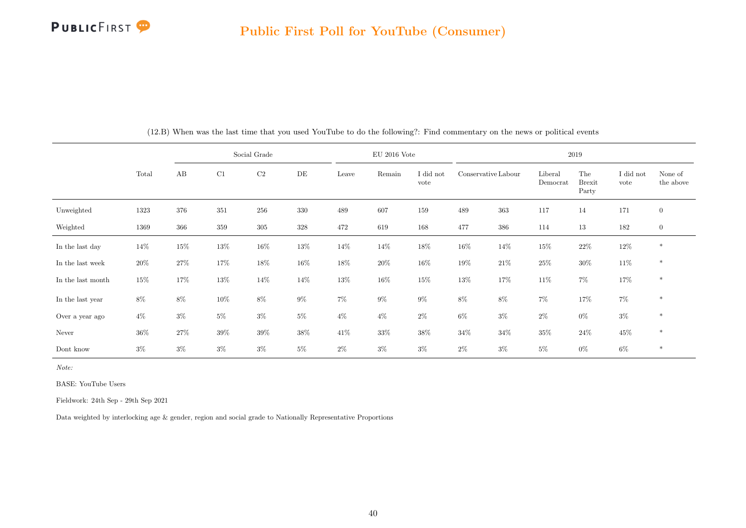(12.B) When was the last time that you used YouTube to do the following?: Find commentary on the news or political events

| | Total | Social Grade | | | | EU 2016 Vote | | | 2019 | | | | | |
|---|---|---|---|---|---|---|---|---|---|---|---|---|---|---|
| | | AB | C1 | C2 | DE | Leave | Remain | I did not vote | Conservative | Labour | Liberal Democrat | The Brexit Party | I did not vote | None of the above |
| Unweighted | 1323 | 376 | 351 | 256 | 330 | 489 | 607 | 159 | 489 | 363 | 117 | 14 | 171 | 0 |
| Weighted | 1369 | 366 | 359 | 305 | 328 | 472 | 619 | 168 | 477 | 386 | 114 | 13 | 182 | 0 |
| In the last day | 14% | 15% | 13% | 16% | 13% | 14% | 14% | 18% | 16% | 14% | 15% | 22% | 12% | * |
| In the last week | 20% | 27% | 17% | 18% | 16% | 18% | 20% | 16% | 19% | 21% | 25% | 30% | 11% | * |
| In the last month | 15% | 17% | 13% | 14% | 14% | 13% | 16% | 15% | 13% | 17% | 11% | 7% | 17% | * |
| In the last year | 8% | 8% | 10% | 8% | 9% | 7% | 9% | 9% | 8% | 8% | 7% | 17% | 7% | * |
| Over a year ago | 4% | 3% | 5% | 3% | 5% | 4% | 4% | 2% | 6% | 3% | 2% | 0% | 3% | * |
| Never | 36% | 27% | 39% | 39% | 38% | 41% | 33% | 38% | 34% | 34% | 35% | 24% | 45% | * |
| Dont know | 3% | 3% | 3% | 3% | 5% | 2% | 3% | 3% | 2% | 3% | 5% | 0% | 6% | * |

*Note:*

BASE: YouTube Users

Fieldwork: 24th Sep - 29th Sep 2021

Data weighted by interlocking age & gender, region and social grade to Nationally Representative Proportions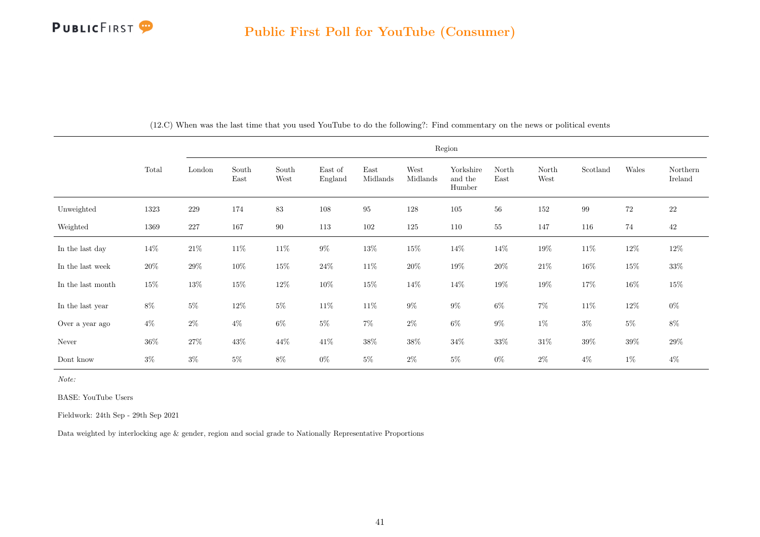(12.C) When was the last time that you used YouTube to do the following?: Find commentary on the news or political events

| | Total | Region | | | | | | | | | | | |
|---|---|---|---|---|---|---|---|---|---|---|---|---|---|
| | | London | South East | South West | East of England | East Midlands | West Midlands | Yorkshire and the Humber | North East | North West | Scotland | Wales | Northern Ireland |
| Unweighted | 1323 | 229 | 174 | 83 | 108 | 95 | 128 | 105 | 56 | 152 | 99 | 72 | 22 |
| Weighted | 1369 | 227 | 167 | 90 | 113 | 102 | 125 | 110 | 55 | 147 | 116 | 74 | 42 |
| In the last day | 14% | 21% | 11% | 11% | 9% | 13% | 15% | 14% | 14% | 19% | 11% | 12% | 12% |
| In the last week | 20% | 29% | 10% | 15% | 24% | 11% | 20% | 19% | 20% | 21% | 16% | 15% | 33% |
| In the last month | 15% | 13% | 15% | 12% | 10% | 15% | 14% | 14% | 19% | 19% | 17% | 16% | 15% |
| In the last year | 8% | 5% | 12% | 5% | 11% | 11% | 9% | 9% | 6% | 7% | 11% | 12% | 0% |
| Over a year ago | 4% | 2% | 4% | 6% | 5% | 7% | 2% | 6% | 9% | 1% | 3% | 5% | 8% |
| Never | 36% | 27% | 43% | 44% | 41% | 38% | 38% | 34% | 33% | 31% | 39% | 39% | 29% |
| Dont know | 3% | 3% | 5% | 8% | 0% | 5% | 2% | 5% | 0% | 2% | 4% | 1% | 4% |

*Note:*

BASE: YouTube Users

Fieldwork: 24th Sep - 29th Sep 2021

Data weighted by interlocking age & gender, region and social grade to Nationally Representative Proportions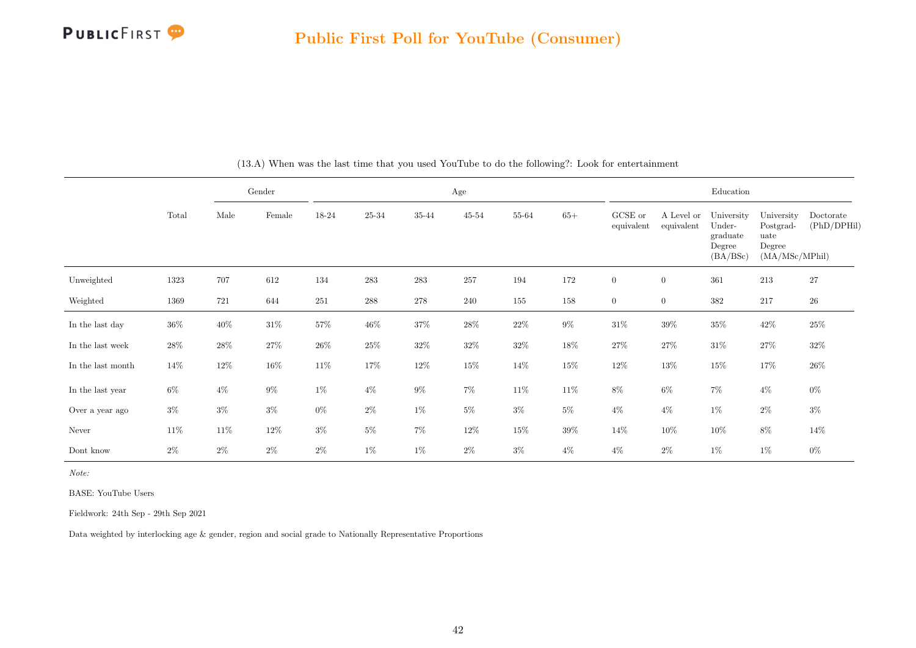(13.A) When was the last time that you used YouTube to do the following?: Look for entertainment

| | Total | Gender | | Age | | | | | | Education | | | | |
|---|---|---|---|---|---|---|---|---|---|---|---|---|---|---|
| | | Male | Female | 18-24 | 25-34 | 35-44 | 45-54 | 55-64 | 65+ | GCSE or equivalent | A Level or equivalent | University Under-graduate Degree (BA/BSc) | University Postgrad-uate Degree (MA/MSc/MPhil) | Doctorate (PhD/DPHil) |
| Unweighted | 1323 | 707 | 612 | 134 | 283 | 283 | 257 | 194 | 172 | 0 | 0 | 361 | 213 | 27 |
| Weighted | 1369 | 721 | 644 | 251 | 288 | 278 | 240 | 155 | 158 | 0 | 0 | 382 | 217 | 26 |
| In the last day | 36% | 40% | 31% | 57% | 46% | 37% | 28% | 22% | 9% | 31% | 39% | 35% | 42% | 25% |
| In the last week | 28% | 28% | 27% | 26% | 25% | 32% | 32% | 32% | 18% | 27% | 27% | 31% | 27% | 32% |
| In the last month | 14% | 12% | 16% | 11% | 17% | 12% | 15% | 14% | 15% | 12% | 13% | 15% | 17% | 26% |
| In the last year | 6% | 4% | 9% | 1% | 4% | 9% | 7% | 11% | 11% | 8% | 6% | 7% | 4% | 0% |
| Over a year ago | 3% | 3% | 3% | 0% | 2% | 1% | 5% | 3% | 5% | 4% | 4% | 1% | 2% | 3% |
| Never | 11% | 11% | 12% | 3% | 5% | 7% | 12% | 15% | 39% | 14% | 10% | 10% | 8% | 14% |
| Dont know | 2% | 2% | 2% | 2% | 1% | 1% | 2% | 3% | 4% | 4% | 2% | 1% | 1% | 0% |

*Note:*

BASE: YouTube Users

Fieldwork: 24th Sep - 29th Sep 2021

Data weighted by interlocking age & gender, region and social grade to Nationally Representative Proportions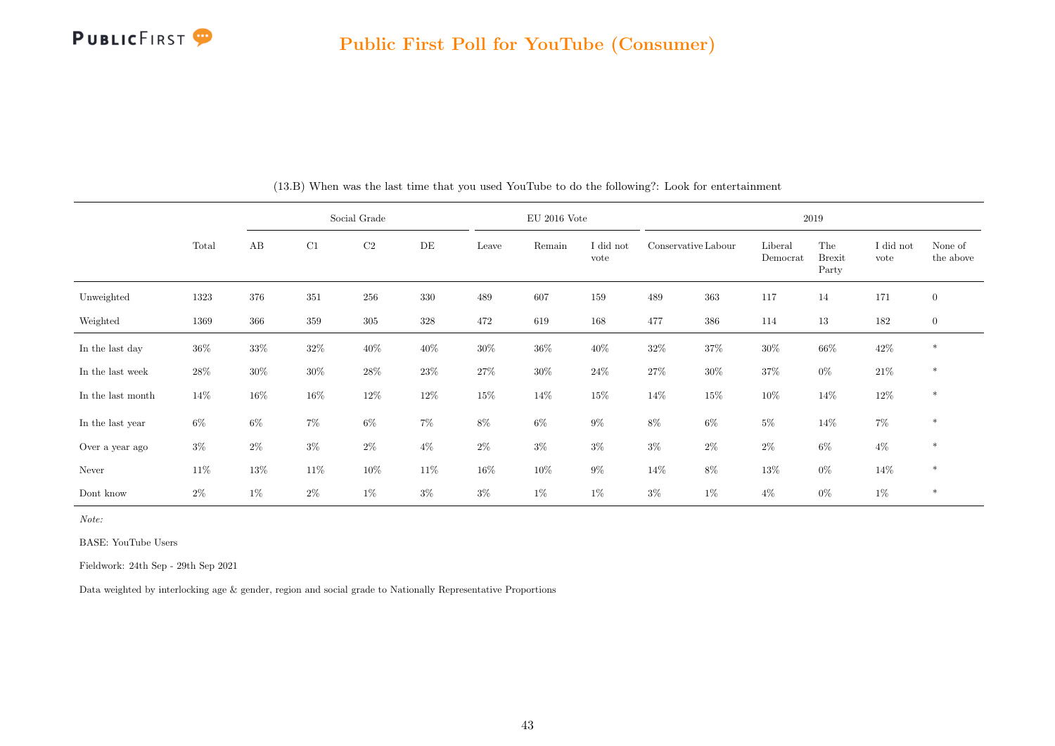(13.B) When was the last time that you used YouTube to do the following?: Look for entertainment

| | Total | Social Grade | | | | EU 2016 Vote | | | 2019 | | | | | |
|---|---|---|---|---|---|---|---|---|---|---|---|---|---|---|
| | | AB | C1 | C2 | DE | Leave | Remain | I did not vote | Conservative | Labour | Liberal Democrat | The Brexit Party | I did not vote | None of the above |
| Unweighted | 1323 | 376 | 351 | 256 | 330 | 489 | 607 | 159 | 489 | 363 | 117 | 14 | 171 | 0 |
| Weighted | 1369 | 366 | 359 | 305 | 328 | 472 | 619 | 168 | 477 | 386 | 114 | 13 | 182 | 0 |
| In the last day | 36% | 33% | 32% | 40% | 40% | 30% | 36% | 40% | 32% | 37% | 30% | 66% | 42% | * |
| In the last week | 28% | 30% | 30% | 28% | 23% | 27% | 30% | 24% | 27% | 30% | 37% | 0% | 21% | * |
| In the last month | 14% | 16% | 16% | 12% | 12% | 15% | 14% | 15% | 14% | 15% | 10% | 14% | 12% | * |
| In the last year | 6% | 6% | 7% | 6% | 7% | 8% | 6% | 9% | 8% | 6% | 5% | 14% | 7% | * |
| Over a year ago | 3% | 2% | 3% | 2% | 4% | 2% | 3% | 3% | 3% | 2% | 2% | 6% | 4% | * |
| Never | 11% | 13% | 11% | 10% | 11% | 16% | 10% | 9% | 14% | 8% | 13% | 0% | 14% | * |
| Dont know | 2% | 1% | 2% | 1% | 3% | 3% | 1% | 1% | 3% | 1% | 4% | 0% | 1% | * |

*Note:*

BASE: YouTube Users

Fieldwork: 24th Sep - 29th Sep 2021

Data weighted by interlocking age & gender, region and social grade to Nationally Representative Proportions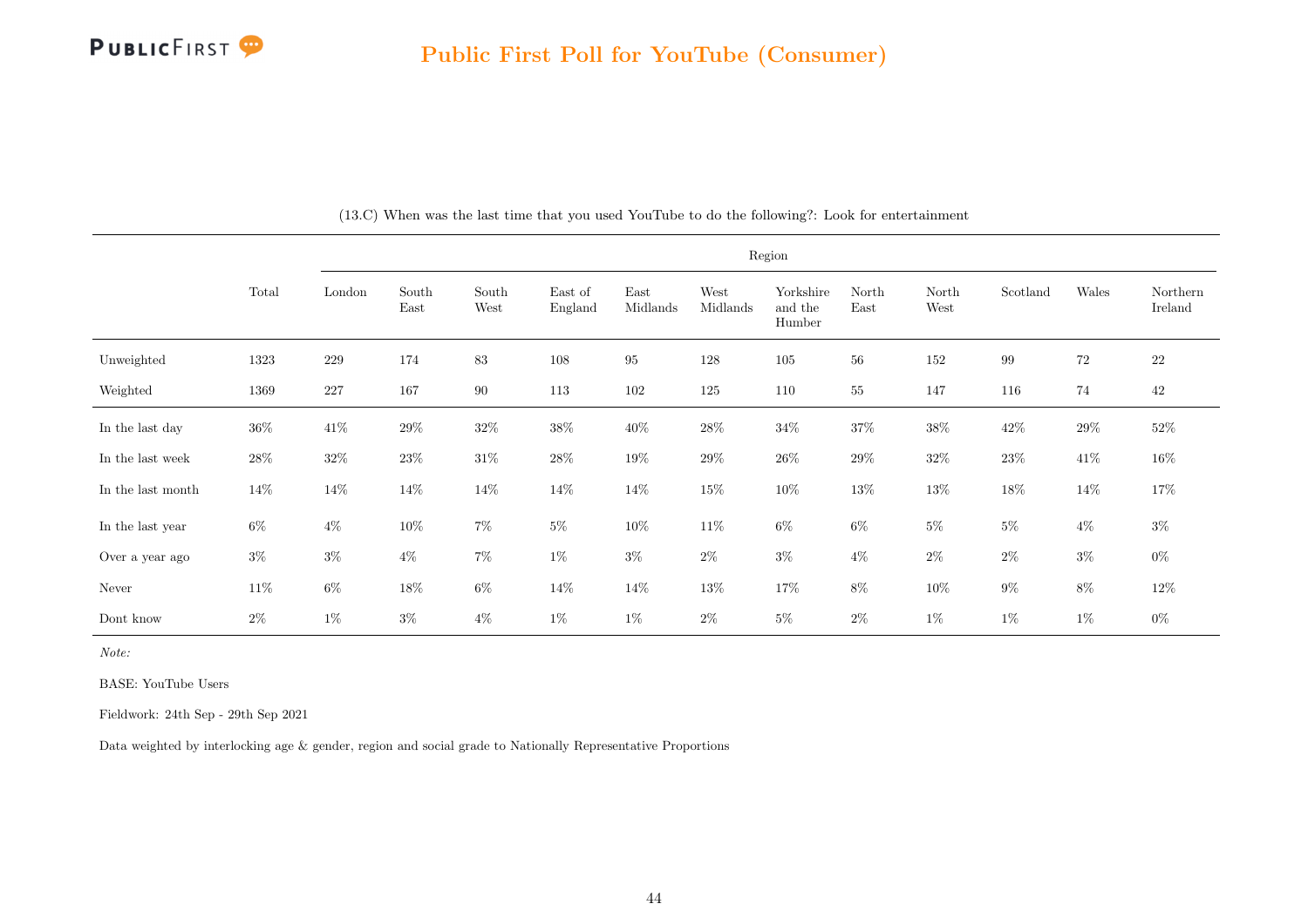## Public First Poll for YouTube (Consumer)

(13.C) When was the last time that you used YouTube to do the following?: Look for entertainment

| | Total | Region | | | | | | | | | | | |
|---|---|---|---|---|---|---|---|---|---|---|---|---|---|
| | | London | South East | South West | East of England | East Midlands | West Midlands | Yorkshire and the Humber | North East | North West | Scotland | Wales | Northern Ireland |
| Unweighted | 1323 | 229 | 174 | 83 | 108 | 95 | 128 | 105 | 56 | 152 | 99 | 72 | 22 |
| Weighted | 1369 | 227 | 167 | 90 | 113 | 102 | 125 | 110 | 55 | 147 | 116 | 74 | 42 |
| In the last day | 36% | 41% | 29% | 32% | 38% | 40% | 28% | 34% | 37% | 38% | 42% | 29% | 52% |
| In the last week | 28% | 32% | 23% | 31% | 28% | 19% | 29% | 26% | 29% | 32% | 23% | 41% | 16% |
| In the last month | 14% | 14% | 14% | 14% | 14% | 14% | 15% | 10% | 13% | 13% | 18% | 14% | 17% |
| In the last year | 6% | 4% | 10% | 7% | 5% | 10% | 11% | 6% | 6% | 5% | 5% | 4% | 3% |
| Over a year ago | 3% | 3% | 4% | 7% | 1% | 3% | 2% | 3% | 4% | 2% | 2% | 3% | 0% |
| Never | 11% | 6% | 18% | 6% | 14% | 14% | 13% | 17% | 8% | 10% | 9% | 8% | 12% |
| Dont know | 2% | 1% | 3% | 4% | 1% | 1% | 2% | 5% | 2% | 1% | 1% | 1% | 0% |

*Note:*

BASE: YouTube Users

Fieldwork: 24th Sep - 29th Sep 2021

Data weighted by interlocking age & gender, region and social grade to Nationally Representative Proportions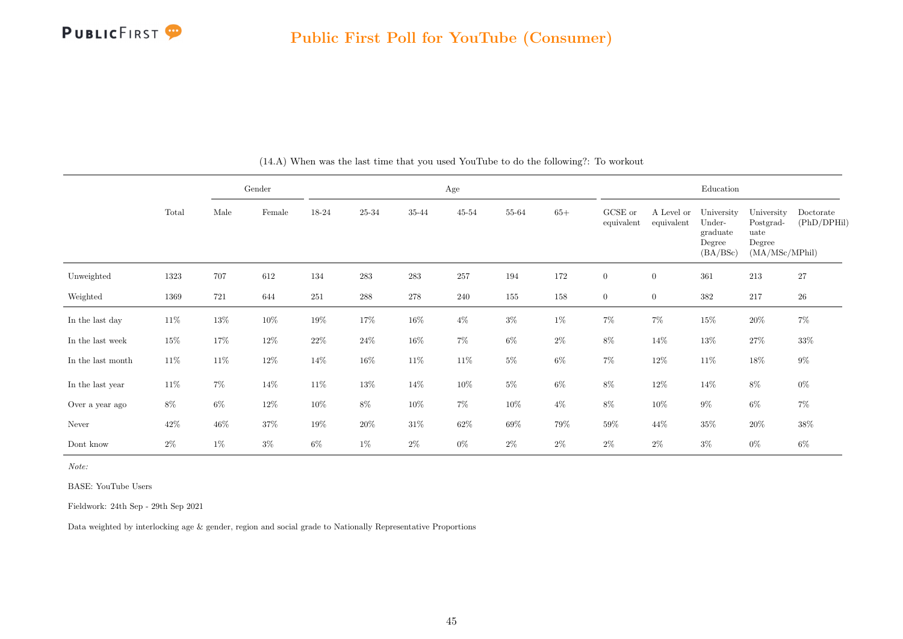## Public First Poll for YouTube (Consumer)

(14.A) When was the last time that you used YouTube to do the following?: To workout

| | Total | Gender | | Age | | | | | | Education | | | | |
|---|---|---|---|---|---|---|---|---|---|---|---|---|---|---|
| | | Male | Female | 18-24 | 25-34 | 35-44 | 45-54 | 55-64 | 65+ | GCSE or equivalent | A Level or equivalent | University Undergraduate Degree (BA/BSc) | University Postgraduate Degree (MA/MSc/MPhil) | Doctorate (PhD/DPHil) |
| Unweighted | 1323 | 707 | 612 | 134 | 283 | 283 | 257 | 194 | 172 | 0 | 0 | 361 | 213 | 27 |
| Weighted | 1369 | 721 | 644 | 251 | 288 | 278 | 240 | 155 | 158 | 0 | 0 | 382 | 217 | 26 |
| In the last day | 11% | 13% | 10% | 19% | 17% | 16% | 4% | 3% | 1% | 7% | 7% | 15% | 20% | 7% |
| In the last week | 15% | 17% | 12% | 22% | 24% | 16% | 7% | 6% | 2% | 8% | 14% | 13% | 27% | 33% |
| In the last month | 11% | 11% | 12% | 14% | 16% | 11% | 11% | 5% | 6% | 7% | 12% | 11% | 18% | 9% |
| In the last year | 11% | 7% | 14% | 11% | 13% | 14% | 10% | 5% | 6% | 8% | 12% | 14% | 8% | 0% |
| Over a year ago | 8% | 6% | 12% | 10% | 8% | 10% | 7% | 10% | 4% | 8% | 10% | 9% | 6% | 7% |
| Never | 42% | 46% | 37% | 19% | 20% | 31% | 62% | 69% | 79% | 59% | 44% | 35% | 20% | 38% |
| Dont know | 2% | 1% | 3% | 6% | 1% | 2% | 0% | 2% | 2% | 2% | 2% | 3% | 0% | 6% |

*Note:*

BASE: YouTube Users

Fieldwork: 24th Sep - 29th Sep 2021

Data weighted by interlocking age & gender, region and social grade to Nationally Representative Proportions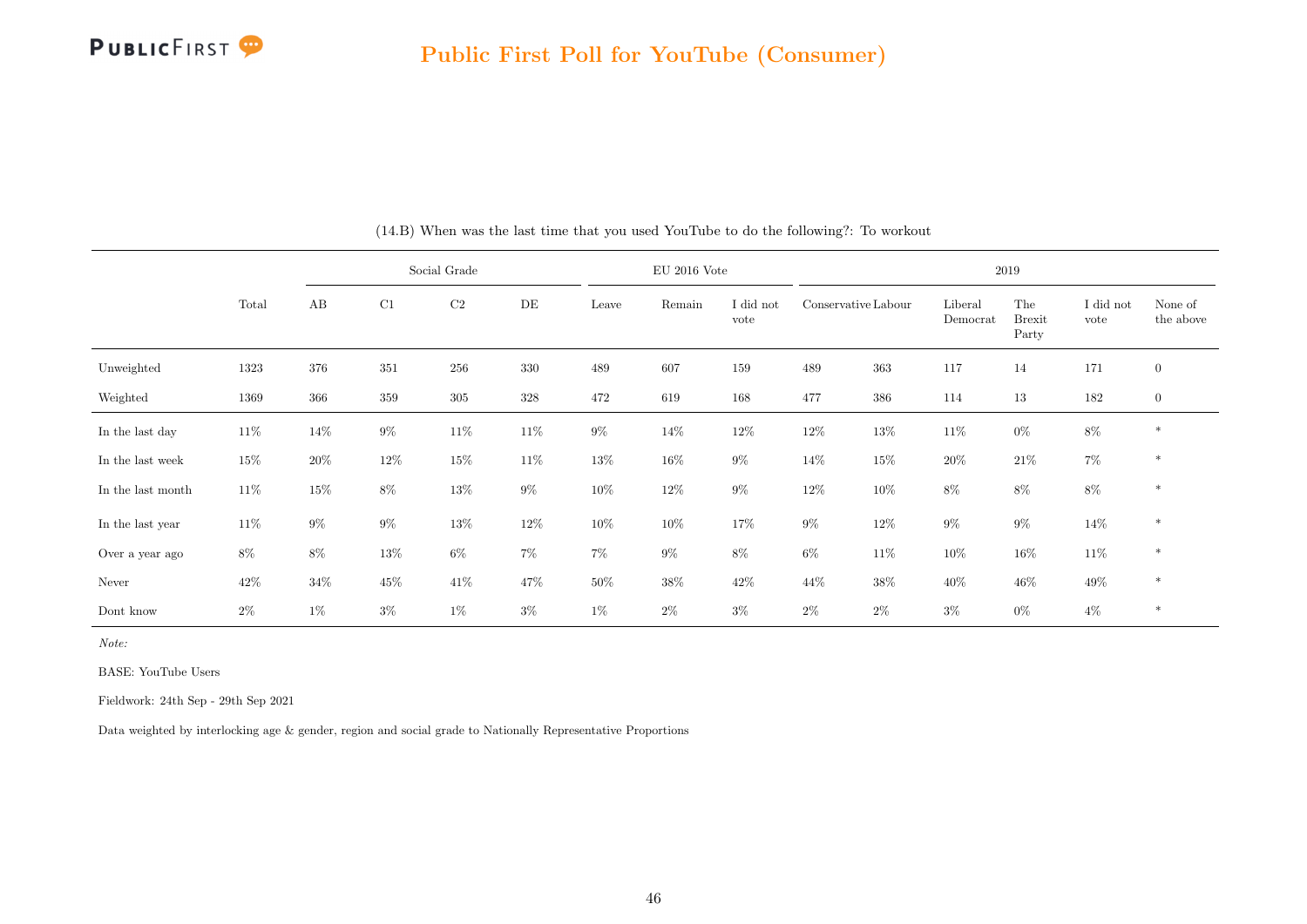## Public First Poll for YouTube (Consumer)

(14.B) When was the last time that you used YouTube to do the following?: To workout

| | Total | Social Grade | | | | EU 2016 Vote | | | 2019 | | | | | |
|---|---|---|---|---|---|---|---|---|---|---|---|---|---|---|
| | | AB | C1 | C2 | DE | Leave | Remain | I did not vote | Conservative | Labour | Liberal Democrat | The Brexit Party | I did not vote | None of the above |
| Unweighted | 1323 | 376 | 351 | 256 | 330 | 489 | 607 | 159 | 489 | 363 | 117 | 14 | 171 | 0 |
| Weighted | 1369 | 366 | 359 | 305 | 328 | 472 | 619 | 168 | 477 | 386 | 114 | 13 | 182 | 0 |
| In the last day | 11% | 14% | 9% | 11% | 11% | 9% | 14% | 12% | 12% | 13% | 11% | 0% | 8% | * |
| In the last week | 15% | 20% | 12% | 15% | 11% | 13% | 16% | 9% | 14% | 15% | 20% | 21% | 7% | * |
| In the last month | 11% | 15% | 8% | 13% | 9% | 10% | 12% | 9% | 12% | 10% | 8% | 8% | 8% | * |
| In the last year | 11% | 9% | 9% | 13% | 12% | 10% | 10% | 17% | 9% | 12% | 9% | 9% | 14% | * |
| Over a year ago | 8% | 8% | 13% | 6% | 7% | 7% | 9% | 8% | 6% | 11% | 10% | 16% | 11% | * |
| Never | 42% | 34% | 45% | 41% | 47% | 50% | 38% | 42% | 44% | 38% | 40% | 46% | 49% | * |
| Dont know | 2% | 1% | 3% | 1% | 3% | 1% | 2% | 3% | 2% | 2% | 3% | 0% | 4% | * |

*Note:*

BASE: YouTube Users

Fieldwork: 24th Sep - 29th Sep 2021

Data weighted by interlocking age & gender, region and social grade to Nationally Representative Proportions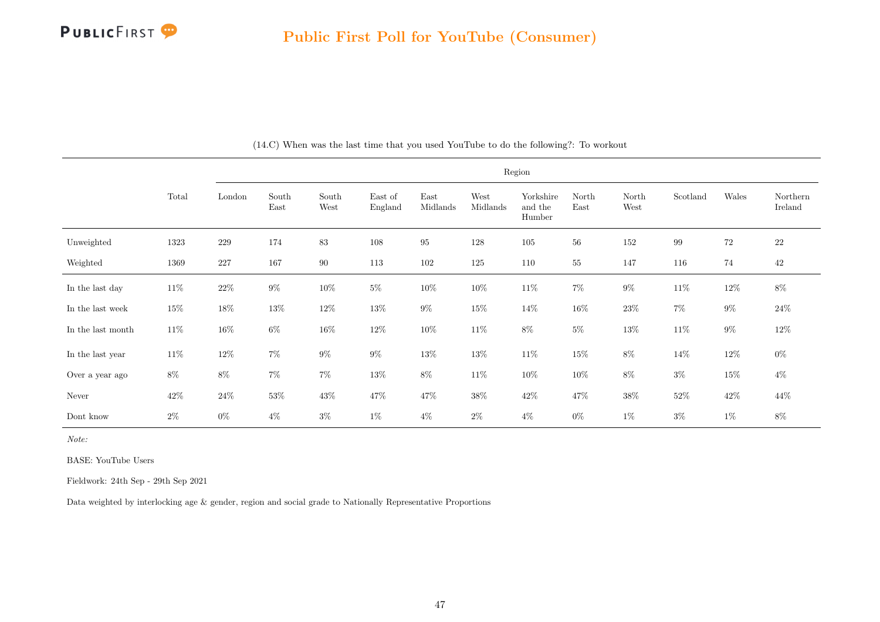(14.C) When was the last time that you used YouTube to do the following?: To workout

| | Total | Region | | | | | | | | | | | |
|---|---|---|---|---|---|---|---|---|---|---|---|---|---|
| | | London | South East | South West | East of England | East Midlands | West Midlands | Yorkshire and the Humber | North East | North West | Scotland | Wales | Northern Ireland |
| Unweighted | 1323 | 229 | 174 | 83 | 108 | 95 | 128 | 105 | 56 | 152 | 99 | 72 | 22 |
| Weighted | 1369 | 227 | 167 | 90 | 113 | 102 | 125 | 110 | 55 | 147 | 116 | 74 | 42 |
| In the last day | 11% | 22% | 9% | 10% | 5% | 10% | 10% | 11% | 7% | 9% | 11% | 12% | 8% |
| In the last week | 15% | 18% | 13% | 12% | 13% | 9% | 15% | 14% | 16% | 23% | 7% | 9% | 24% |
| In the last month | 11% | 16% | 6% | 16% | 12% | 10% | 11% | 8% | 5% | 13% | 11% | 9% | 12% |
| In the last year | 11% | 12% | 7% | 9% | 9% | 13% | 13% | 11% | 15% | 8% | 14% | 12% | 0% |
| Over a year ago | 8% | 8% | 7% | 7% | 13% | 8% | 11% | 10% | 10% | 8% | 3% | 15% | 4% |
| Never | 42% | 24% | 53% | 43% | 47% | 47% | 38% | 42% | 47% | 38% | 52% | 42% | 44% |
| Dont know | 2% | 0% | 4% | 3% | 1% | 4% | 2% | 4% | 0% | 1% | 3% | 1% | 8% |

*Note:*

BASE: YouTube Users

Fieldwork: 24th Sep - 29th Sep 2021

Data weighted by interlocking age & gender, region and social grade to Nationally Representative Proportions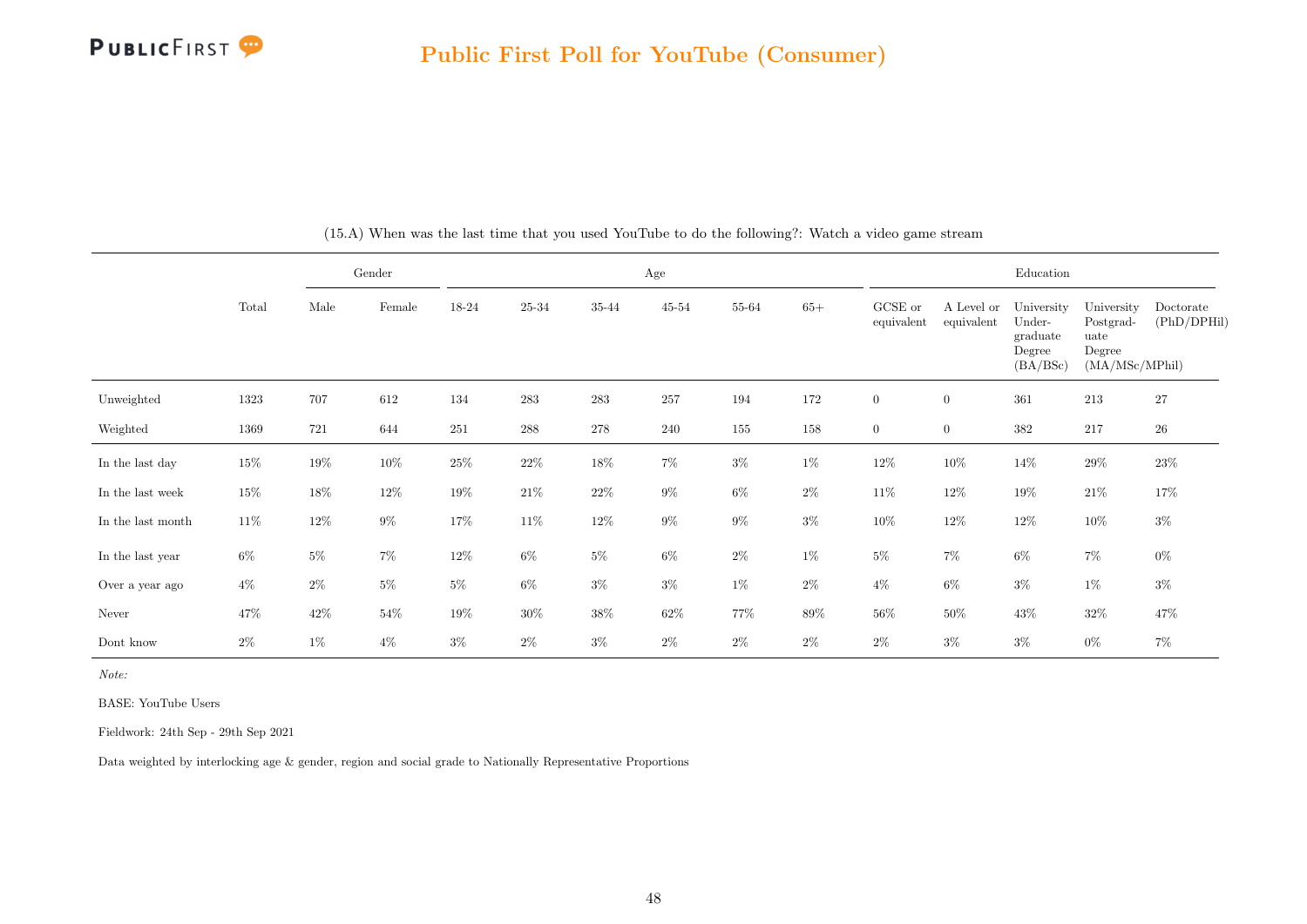## Public First Poll for YouTube (Consumer)

(15.A) When was the last time that you used YouTube to do the following?: Watch a video game stream

| | Total | Gender | | Age | | | | | | Education | | | | |
|---|---|---|---|---|---|---|---|---|---|---|---|---|---|---|
| | | Male | Female | 18-24 | 25-34 | 35-44 | 45-54 | 55-64 | 65+ | GCSE or equivalent | A Level or equivalent | University Under-graduate Degree (BA/BSc) | University Postgrad-uate Degree (MA/MSc/MPhil) | Doctorate (PhD/DPHil) |
| Unweighted | 1323 | 707 | 612 | 134 | 283 | 283 | 257 | 194 | 172 | 0 | 0 | 361 | 213 | 27 |
| Weighted | 1369 | 721 | 644 | 251 | 288 | 278 | 240 | 155 | 158 | 0 | 0 | 382 | 217 | 26 |
| In the last day | 15% | 19% | 10% | 25% | 22% | 18% | 7% | 3% | 1% | 12% | 10% | 14% | 29% | 23% |
| In the last week | 15% | 18% | 12% | 19% | 21% | 22% | 9% | 6% | 2% | 11% | 12% | 19% | 21% | 17% |
| In the last month | 11% | 12% | 9% | 17% | 11% | 12% | 9% | 9% | 3% | 10% | 12% | 12% | 10% | 3% |
| In the last year | 6% | 5% | 7% | 12% | 6% | 5% | 6% | 2% | 1% | 5% | 7% | 6% | 7% | 0% |
| Over a year ago | 4% | 2% | 5% | 5% | 6% | 3% | 3% | 1% | 2% | 4% | 6% | 3% | 1% | 3% |
| Never | 47% | 42% | 54% | 19% | 30% | 38% | 62% | 77% | 89% | 56% | 50% | 43% | 32% | 47% |
| Dont know | 2% | 1% | 4% | 3% | 2% | 3% | 2% | 2% | 2% | 2% | 3% | 3% | 0% | 7% |

*Note:*

BASE: YouTube Users

Fieldwork: 24th Sep - 29th Sep 2021

Data weighted by interlocking age & gender, region and social grade to Nationally Representative Proportions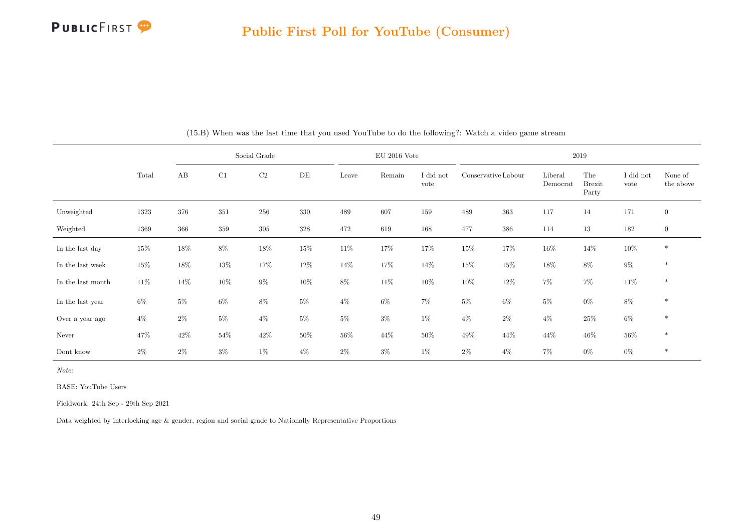## Public First Poll for YouTube (Consumer)

(15.B) When was the last time that you used YouTube to do the following?: Watch a video game stream

| | Total | Social Grade | | | | EU 2016 Vote | | | 2019 | | | | | |
|---|---|---|---|---|---|---|---|---|---|---|---|---|---|---|
| | | AB | C1 | C2 | DE | Leave | Remain | I did not vote | Conservative | Labour | Liberal Democrat | The Brexit Party | I did not vote | None of the above |
| Unweighted | 1323 | 376 | 351 | 256 | 330 | 489 | 607 | 159 | 489 | 363 | 117 | 14 | 171 | 0 |
| Weighted | 1369 | 366 | 359 | 305 | 328 | 472 | 619 | 168 | 477 | 386 | 114 | 13 | 182 | 0 |
| In the last day | 15% | 18% | 8% | 18% | 15% | 11% | 17% | 17% | 15% | 17% | 16% | 14% | 10% | * |
| In the last week | 15% | 18% | 13% | 17% | 12% | 14% | 17% | 14% | 15% | 15% | 18% | 8% | 9% | * |
| In the last month | 11% | 14% | 10% | 9% | 10% | 8% | 11% | 10% | 10% | 12% | 7% | 7% | 11% | * |
| In the last year | 6% | 5% | 6% | 8% | 5% | 4% | 6% | 7% | 5% | 6% | 5% | 0% | 8% | * |
| Over a year ago | 4% | 2% | 5% | 4% | 5% | 5% | 3% | 1% | 4% | 2% | 4% | 25% | 6% | * |
| Never | 47% | 42% | 54% | 42% | 50% | 56% | 44% | 50% | 49% | 44% | 44% | 46% | 56% | * |
| Dont know | 2% | 2% | 3% | 1% | 4% | 2% | 3% | 1% | 2% | 4% | 7% | 0% | 0% | * |

*Note:*

BASE: YouTube Users

Fieldwork: 24th Sep - 29th Sep 2021

Data weighted by interlocking age & gender, region and social grade to Nationally Representative Proportions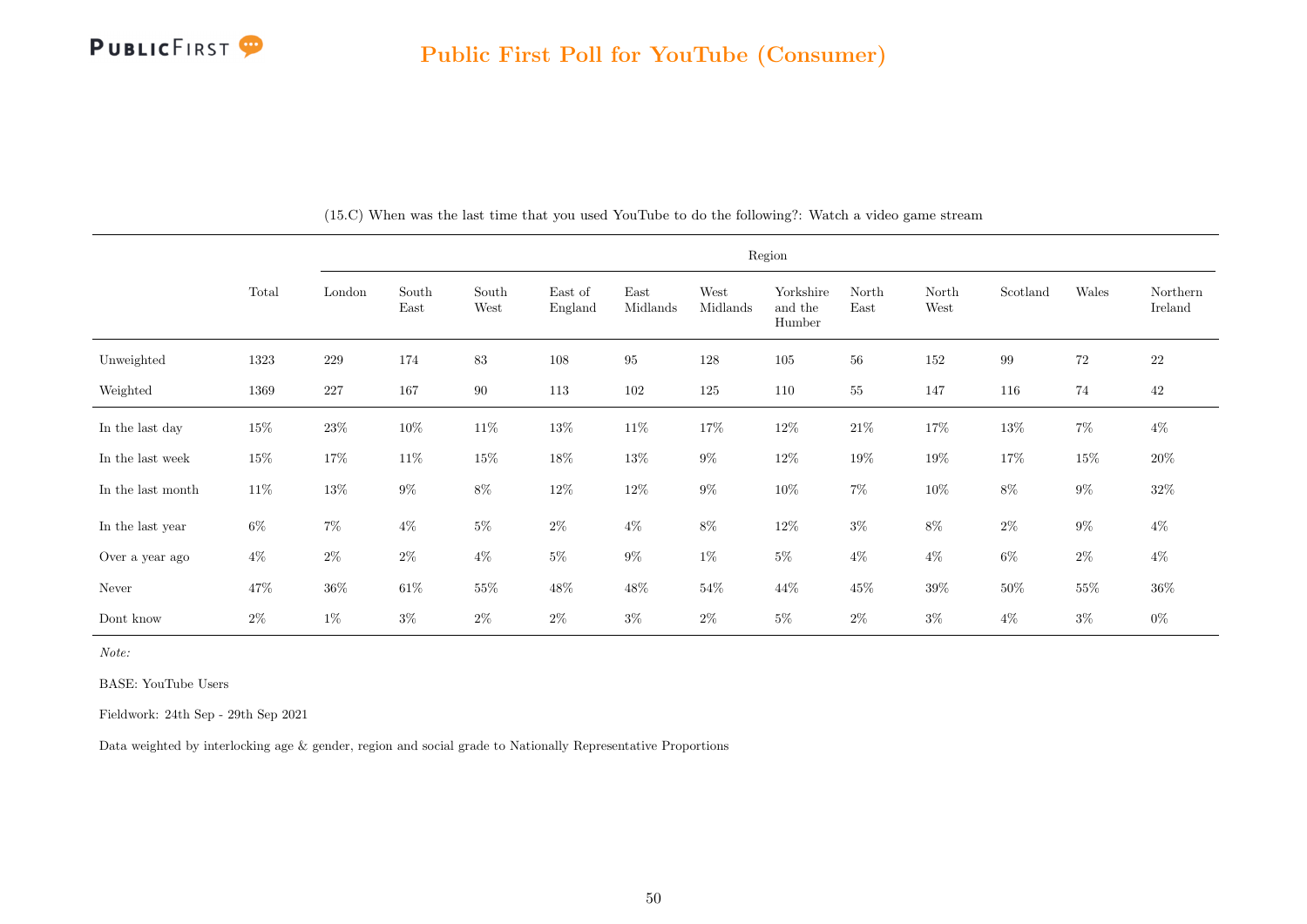(15.C) When was the last time that you used YouTube to do the following?: Watch a video game stream

| | Total | Region | | | | | | | | | | | |
|---|---|---|---|---|---|---|---|---|---|---|---|---|---|
| | | London | South East | South West | East of England | East Midlands | West Midlands | Yorkshire and the Humber | North East | North West | Scotland | Wales | Northern Ireland |
| Unweighted | 1323 | 229 | 174 | 83 | 108 | 95 | 128 | 105 | 56 | 152 | 99 | 72 | 22 |
| Weighted | 1369 | 227 | 167 | 90 | 113 | 102 | 125 | 110 | 55 | 147 | 116 | 74 | 42 |
| In the last day | 15% | 23% | 10% | 11% | 13% | 11% | 17% | 12% | 21% | 17% | 13% | 7% | 4% |
| In the last week | 15% | 17% | 11% | 15% | 18% | 13% | 9% | 12% | 19% | 19% | 17% | 15% | 20% |
| In the last month | 11% | 13% | 9% | 8% | 12% | 12% | 9% | 10% | 7% | 10% | 8% | 9% | 32% |
| In the last year | 6% | 7% | 4% | 5% | 2% | 4% | 8% | 12% | 3% | 8% | 2% | 9% | 4% |
| Over a year ago | 4% | 2% | 2% | 4% | 5% | 9% | 1% | 5% | 4% | 4% | 6% | 2% | 4% |
| Never | 47% | 36% | 61% | 55% | 48% | 48% | 54% | 44% | 45% | 39% | 50% | 55% | 36% |
| Dont know | 2% | 1% | 3% | 2% | 2% | 3% | 2% | 5% | 2% | 3% | 4% | 3% | 0% |

*Note:*

BASE: YouTube Users

Fieldwork: 24th Sep - 29th Sep 2021

Data weighted by interlocking age & gender, region and social grade to Nationally Representative Proportions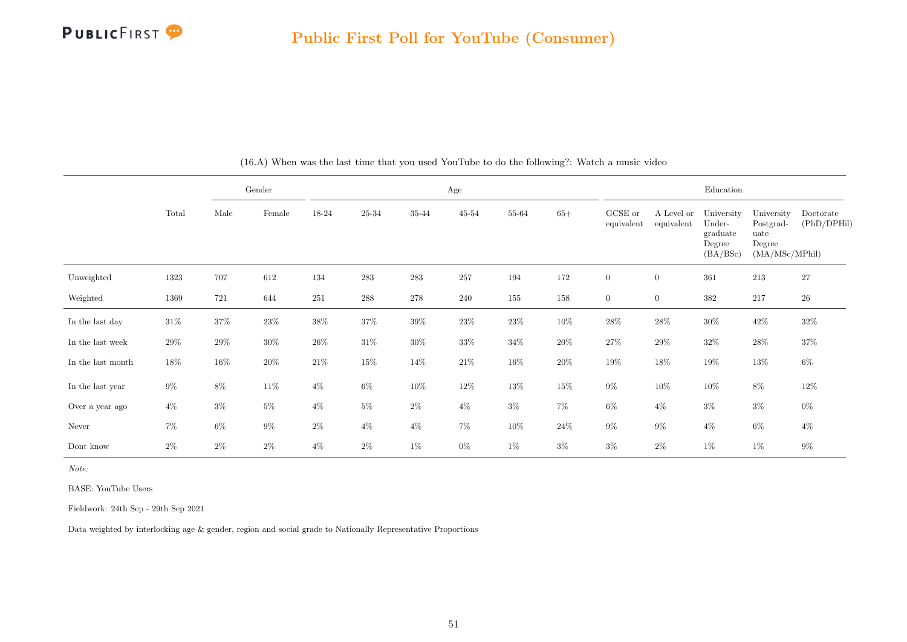## Public First Poll for YouTube (Consumer)

(16.A) When was the last time that you used YouTube to do the following?: Watch a music video

| | Total | Gender | | Age | | | | | | Education | | | | |
|---|---|---|---|---|---|---|---|---|---|---|---|---|---|---|
| | | Male | Female | 18-24 | 25-34 | 35-44 | 45-54 | 55-64 | 65+ | GCSE or equivalent | A Level or equivalent | University Undergraduate Degree (BA/BSc) | University Postgraduate Degree (MA/MSc/MPhil) | Doctorate (PhD/DPHil) |
| Unweighted | 1323 | 707 | 612 | 134 | 283 | 283 | 257 | 194 | 172 | 0 | 0 | 361 | 213 | 27 |
| Weighted | 1369 | 721 | 644 | 251 | 288 | 278 | 240 | 155 | 158 | 0 | 0 | 382 | 217 | 26 |
| In the last day | 31% | 37% | 23% | 38% | 37% | 39% | 23% | 23% | 10% | 28% | 28% | 30% | 42% | 32% |
| In the last week | 29% | 29% | 30% | 26% | 31% | 30% | 33% | 34% | 20% | 27% | 29% | 32% | 28% | 37% |
| In the last month | 18% | 16% | 20% | 21% | 15% | 14% | 21% | 16% | 20% | 19% | 18% | 19% | 13% | 6% |
| In the last year | 9% | 8% | 11% | 4% | 6% | 10% | 12% | 13% | 15% | 9% | 10% | 10% | 8% | 12% |
| Over a year ago | 4% | 3% | 5% | 4% | 5% | 2% | 4% | 3% | 7% | 6% | 4% | 3% | 3% | 0% |
| Never | 7% | 6% | 9% | 2% | 4% | 4% | 7% | 10% | 24% | 9% | 9% | 4% | 6% | 4% |
| Dont know | 2% | 2% | 2% | 4% | 2% | 1% | 0% | 1% | 3% | 3% | 2% | 1% | 1% | 9% |

*Note:*

BASE: YouTube Users

Fieldwork: 24th Sep - 29th Sep 2021

Data weighted by interlocking age & gender, region and social grade to Nationally Representative Proportions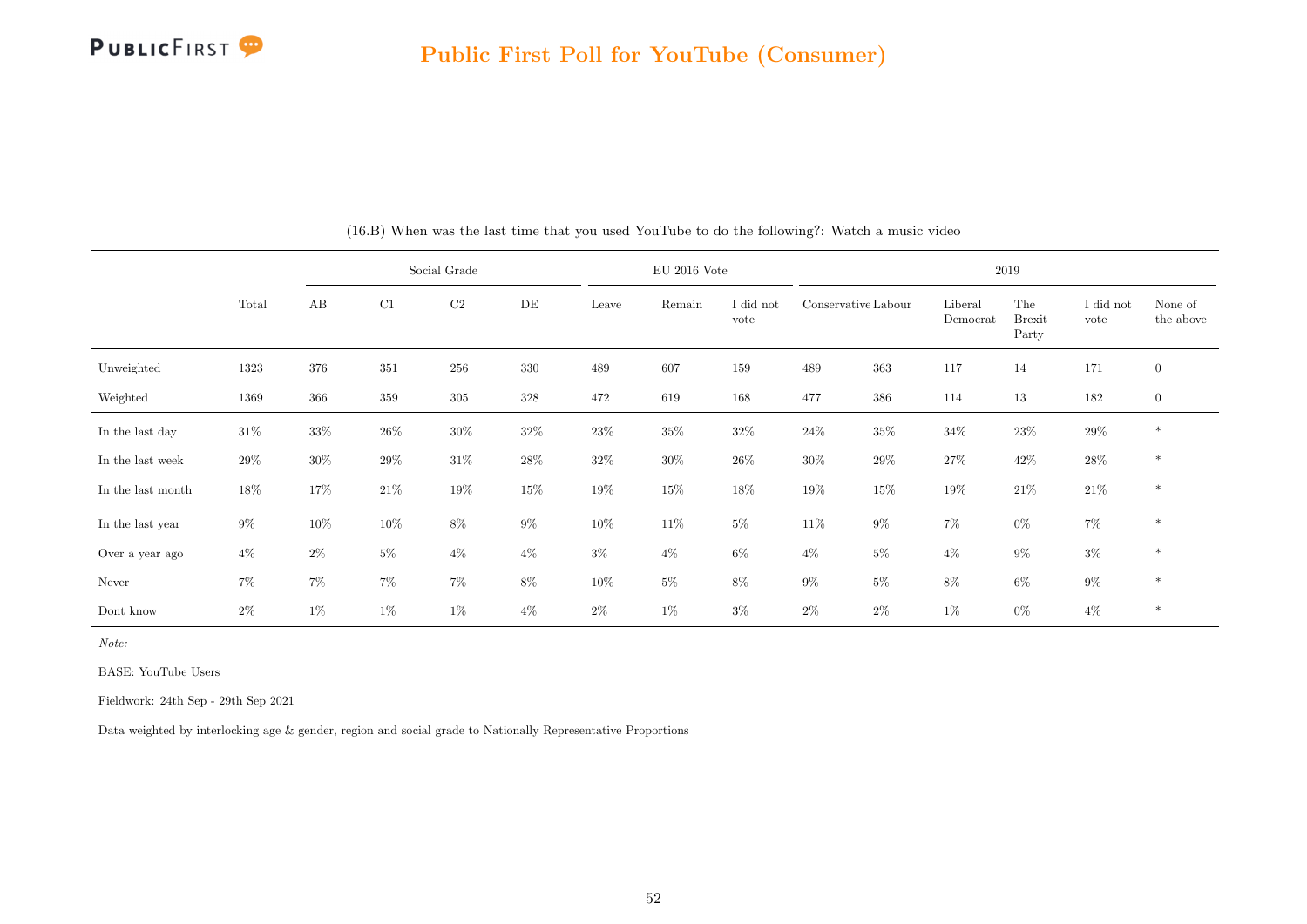## Public First Poll for YouTube (Consumer)

(16.B) When was the last time that you used YouTube to do the following?: Watch a music video

| | Total | Social Grade | | | | EU 2016 Vote | | | 2019 | | | | | |
|---|---|---|---|---|---|---|---|---|---|---|---|---|---|---|
| | | AB | C1 | C2 | DE | Leave | Remain | I did not vote | Conservative | Labour | Liberal Democrat | The Brexit Party | I did not vote | None of the above |
| Unweighted | 1323 | 376 | 351 | 256 | 330 | 489 | 607 | 159 | 489 | 363 | 117 | 14 | 171 | 0 |
| Weighted | 1369 | 366 | 359 | 305 | 328 | 472 | 619 | 168 | 477 | 386 | 114 | 13 | 182 | 0 |
| In the last day | 31% | 33% | 26% | 30% | 32% | 23% | 35% | 32% | 24% | 35% | 34% | 23% | 29% | * |
| In the last week | 29% | 30% | 29% | 31% | 28% | 32% | 30% | 26% | 30% | 29% | 27% | 42% | 28% | * |
| In the last month | 18% | 17% | 21% | 19% | 15% | 19% | 15% | 18% | 19% | 15% | 19% | 21% | 21% | * |
| In the last year | 9% | 10% | 10% | 8% | 9% | 10% | 11% | 5% | 11% | 9% | 7% | 0% | 7% | * |
| Over a year ago | 4% | 2% | 5% | 4% | 4% | 3% | 4% | 6% | 4% | 5% | 4% | 9% | 3% | * |
| Never | 7% | 7% | 7% | 7% | 8% | 10% | 5% | 8% | 9% | 5% | 8% | 6% | 9% | * |
| Dont know | 2% | 1% | 1% | 1% | 4% | 2% | 1% | 3% | 2% | 2% | 1% | 0% | 4% | * |

*Note:*

BASE: YouTube Users

Fieldwork: 24th Sep - 29th Sep 2021

Data weighted by interlocking age & gender, region and social grade to Nationally Representative Proportions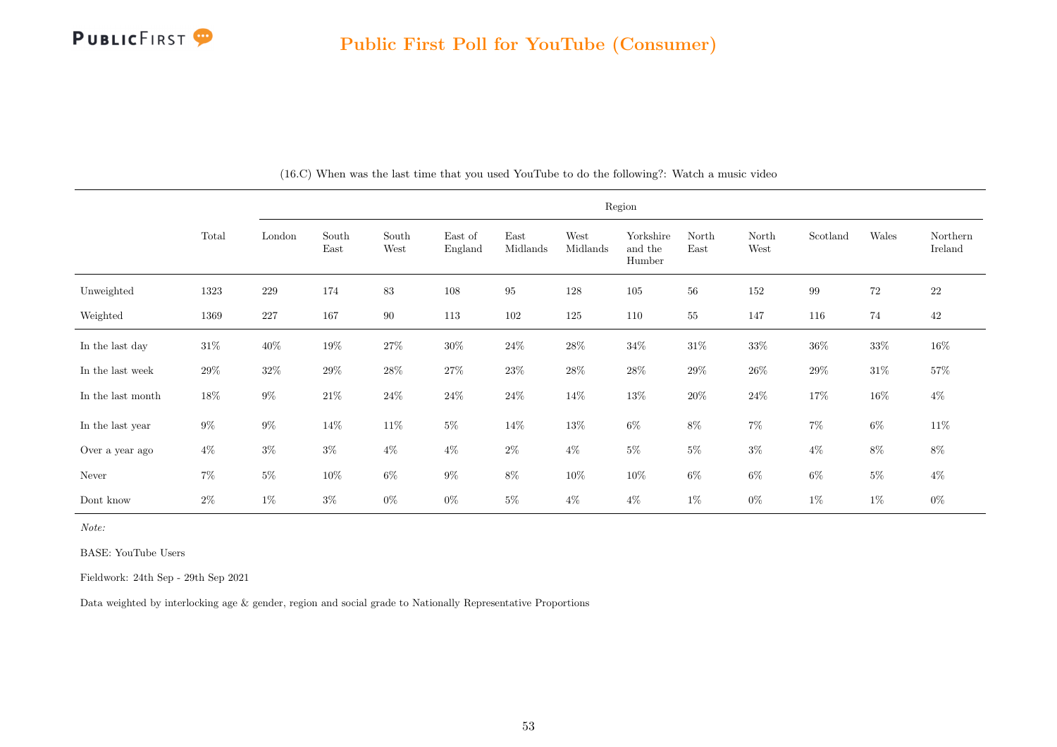## Public First Poll for YouTube (Consumer)

(16.C) When was the last time that you used YouTube to do the following?: Watch a music video

| | Total | Region | | | | | | | | | | | |
|---|---|---|---|---|---|---|---|---|---|---|---|---|---|
| | | London | South East | South West | East of England | East Midlands | West Midlands | Yorkshire and the Humber | North East | North West | Scotland | Wales | Northern Ireland |
| Unweighted | 1323 | 229 | 174 | 83 | 108 | 95 | 128 | 105 | 56 | 152 | 99 | 72 | 22 |
| Weighted | 1369 | 227 | 167 | 90 | 113 | 102 | 125 | 110 | 55 | 147 | 116 | 74 | 42 |
| In the last day | 31% | 40% | 19% | 27% | 30% | 24% | 28% | 34% | 31% | 33% | 36% | 33% | 16% |
| In the last week | 29% | 32% | 29% | 28% | 27% | 23% | 28% | 28% | 29% | 26% | 29% | 31% | 57% |
| In the last month | 18% | 9% | 21% | 24% | 24% | 24% | 14% | 13% | 20% | 24% | 17% | 16% | 4% |
| In the last year | 9% | 9% | 14% | 11% | 5% | 14% | 13% | 6% | 8% | 7% | 7% | 6% | 11% |
| Over a year ago | 4% | 3% | 3% | 4% | 4% | 2% | 4% | 5% | 5% | 3% | 4% | 8% | 8% |
| Never | 7% | 5% | 10% | 6% | 9% | 8% | 10% | 10% | 6% | 6% | 6% | 5% | 4% |
| Dont know | 2% | 1% | 3% | 0% | 0% | 5% | 4% | 4% | 1% | 0% | 1% | 1% | 0% |

*Note:*

BASE: YouTube Users

Fieldwork: 24th Sep - 29th Sep 2021

Data weighted by interlocking age & gender, region and social grade to Nationally Representative Proportions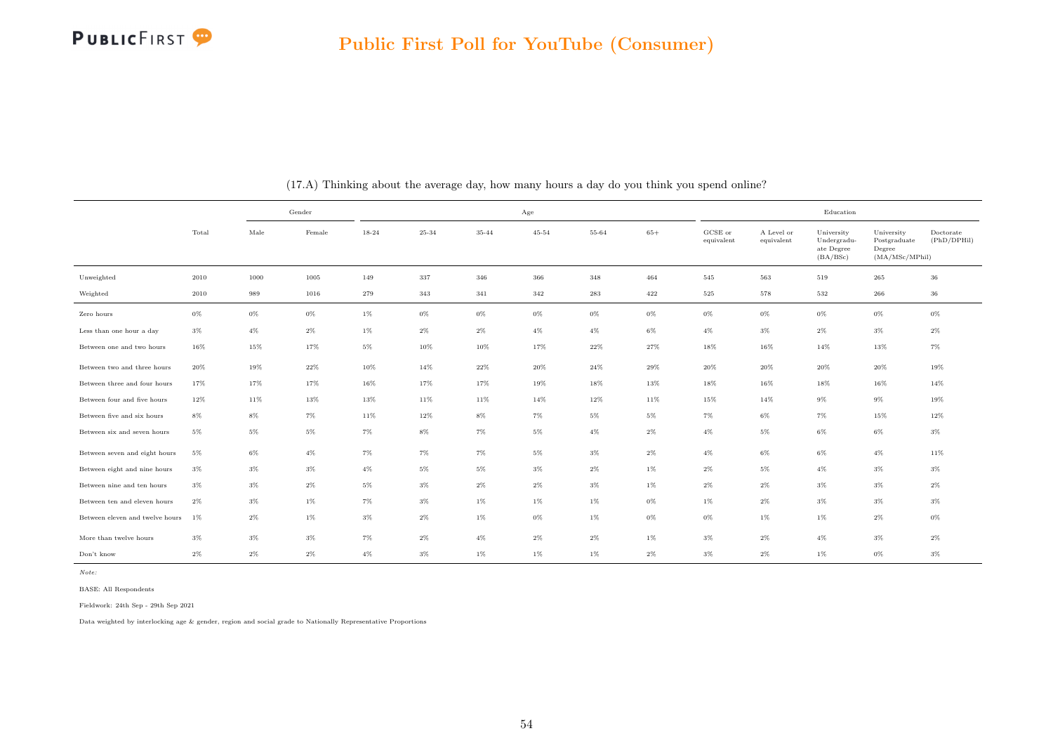## Public First Poll for YouTube (Consumer)

(17.A) Thinking about the average day, how many hours a day do you think you spend online?

| | Total | Gender | | Age | | | | | | Education | | | | |
|---|---|---|---|---|---|---|---|---|---|---|---|---|---|---|
| | | Male | Female | 18-24 | 25-34 | 35-44 | 45-54 | 55-64 | 65+ | GCSE or equivalent | A Level or equivalent | University Undergraduate Degree (BA/BSc) | University Postgraduate Degree (MA/MSc/MPhil) | Doctorate (PhD/DPHil) |
| Unweighted | 2010 | 1000 | 1005 | 149 | 337 | 346 | 366 | 348 | 464 | 545 | 563 | 519 | 265 | 36 |
| Weighted | 2010 | 989 | 1016 | 279 | 343 | 341 | 342 | 283 | 422 | 525 | 578 | 532 | 266 | 36 |
| Zero hours | 0% | 0% | 0% | 1% | 0% | 0% | 0% | 0% | 0% | 0% | 0% | 0% | 0% | 0% |
| Less than one hour a day | 3% | 4% | 2% | 1% | 2% | 2% | 4% | 4% | 6% | 4% | 3% | 2% | 3% | 2% |
| Between one and two hours | 16% | 15% | 17% | 5% | 10% | 10% | 17% | 22% | 27% | 18% | 16% | 14% | 13% | 7% |
| Between two and three hours | 20% | 19% | 22% | 10% | 14% | 22% | 20% | 24% | 29% | 20% | 20% | 20% | 20% | 19% |
| Between three and four hours | 17% | 17% | 17% | 16% | 17% | 17% | 19% | 18% | 13% | 18% | 16% | 18% | 16% | 14% |
| Between four and five hours | 12% | 11% | 13% | 13% | 11% | 11% | 14% | 12% | 11% | 15% | 14% | 9% | 9% | 19% |
| Between five and six hours | 8% | 8% | 7% | 11% | 12% | 8% | 7% | 5% | 5% | 7% | 6% | 7% | 15% | 12% |
| Between six and seven hours | 5% | 5% | 5% | 7% | 8% | 7% | 5% | 4% | 2% | 4% | 5% | 6% | 6% | 3% |
| Between seven and eight hours | 5% | 6% | 4% | 7% | 7% | 7% | 5% | 3% | 2% | 4% | 6% | 6% | 4% | 11% |
| Between eight and nine hours | 3% | 3% | 3% | 4% | 5% | 5% | 3% | 2% | 1% | 2% | 5% | 4% | 3% | 3% |
| Between nine and ten hours | 3% | 3% | 2% | 5% | 3% | 2% | 2% | 3% | 1% | 2% | 2% | 3% | 3% | 2% |
| Between ten and eleven hours | 2% | 3% | 1% | 7% | 3% | 1% | 1% | 1% | 0% | 1% | 2% | 3% | 3% | 3% |
| Between eleven and twelve hours | 1% | 2% | 1% | 3% | 2% | 1% | 0% | 1% | 0% | 0% | 1% | 1% | 2% | 0% |
| More than twelve hours | 3% | 3% | 3% | 7% | 2% | 4% | 2% | 2% | 1% | 3% | 2% | 4% | 3% | 2% |
| Don't know | 2% | 2% | 2% | 4% | 3% | 1% | 1% | 1% | 2% | 3% | 2% | 1% | 0% | 3% |

*Note:*

BASE: All Respondents

Fieldwork: 24th Sep - 29th Sep 2021

Data weighted by interlocking age & gender, region and social grade to Nationally Representative Proportions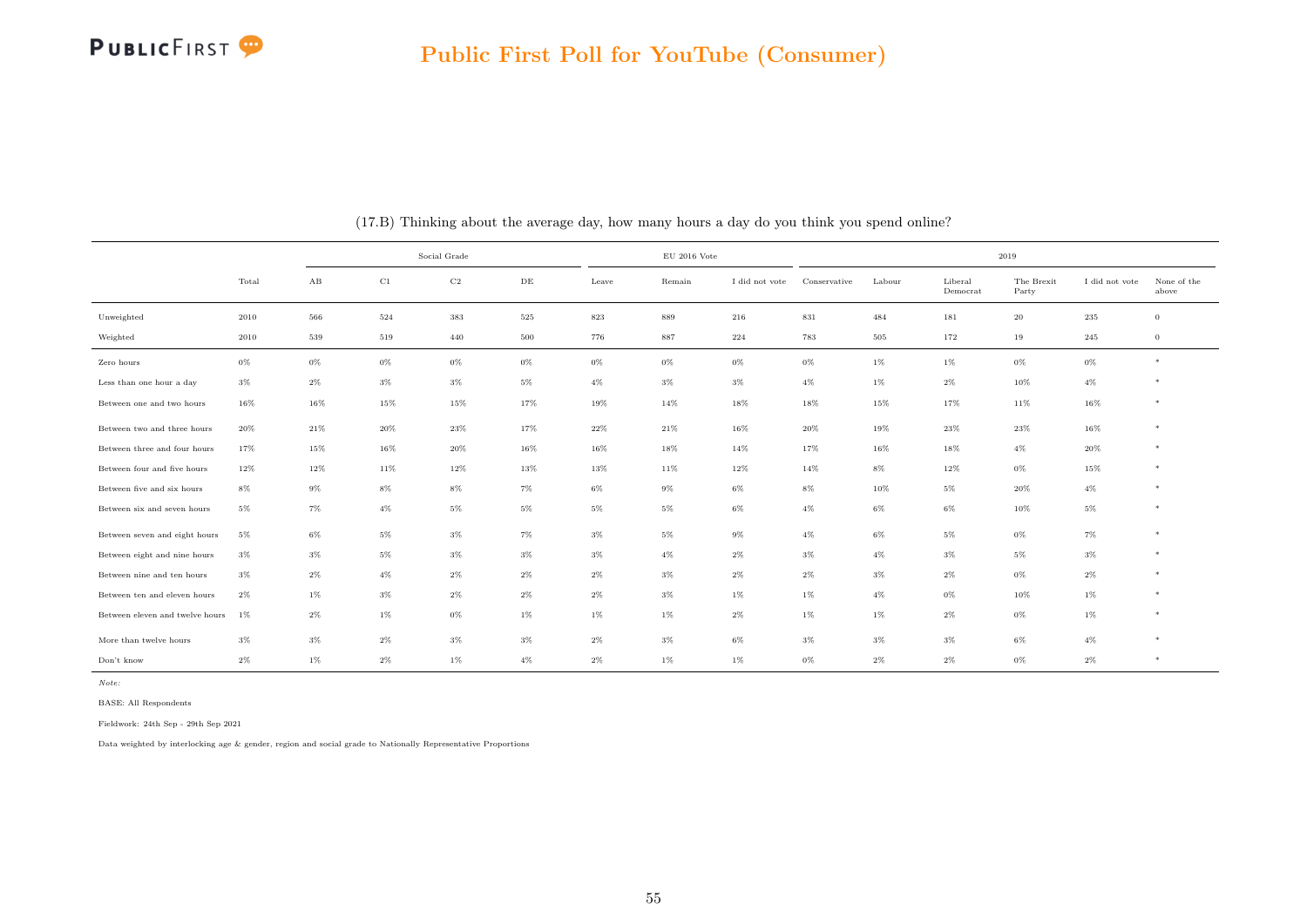## Public First Poll for YouTube (Consumer)

(17.B) Thinking about the average day, how many hours a day do you think you spend online?

| | Total | Social Grade | | | | EU 2016 Vote | | | 2019 | | | | | |
|---|---|---|---|---|---|---|---|---|---|---|---|---|---|---|
| | | AB | C1 | C2 | DE | Leave | Remain | I did not vote | Conservative | Labour | Liberal Democrat | The Brexit Party | I did not vote | None of the above |
| Unweighted | 2010 | 566 | 524 | 383 | 525 | 823 | 889 | 216 | 831 | 484 | 181 | 20 | 235 | 0 |
| Weighted | 2010 | 539 | 519 | 440 | 500 | 776 | 887 | 224 | 783 | 505 | 172 | 19 | 245 | 0 |
| Zero hours | 0% | 0% | 0% | 0% | 0% | 0% | 0% | 0% | 0% | 1% | 1% | 0% | 0% | * |
| Less than one hour a day | 3% | 2% | 3% | 3% | 5% | 4% | 3% | 3% | 4% | 1% | 2% | 10% | 4% | * |
| Between one and two hours | 16% | 16% | 15% | 15% | 17% | 19% | 14% | 18% | 18% | 15% | 17% | 11% | 16% | * |
| Between two and three hours | 20% | 21% | 20% | 23% | 17% | 22% | 21% | 16% | 20% | 19% | 23% | 23% | 16% | * |
| Between three and four hours | 17% | 15% | 16% | 20% | 16% | 16% | 18% | 14% | 17% | 16% | 18% | 4% | 20% | * |
| Between four and five hours | 12% | 12% | 11% | 12% | 13% | 13% | 11% | 12% | 14% | 8% | 12% | 0% | 15% | * |
| Between five and six hours | 8% | 9% | 8% | 8% | 7% | 6% | 9% | 6% | 8% | 10% | 5% | 20% | 4% | * |
| Between six and seven hours | 5% | 7% | 4% | 5% | 5% | 5% | 5% | 6% | 4% | 6% | 6% | 10% | 5% | * |
| Between seven and eight hours | 5% | 6% | 5% | 3% | 7% | 3% | 5% | 9% | 4% | 6% | 5% | 0% | 7% | * |
| Between eight and nine hours | 3% | 3% | 5% | 3% | 3% | 3% | 4% | 2% | 3% | 4% | 3% | 5% | 3% | * |
| Between nine and ten hours | 3% | 2% | 4% | 2% | 2% | 2% | 3% | 2% | 2% | 3% | 2% | 0% | 2% | * |
| Between ten and eleven hours | 2% | 1% | 3% | 2% | 2% | 2% | 3% | 1% | 1% | 4% | 0% | 10% | 1% | * |
| Between eleven and twelve hours | 1% | 2% | 1% | 0% | 1% | 1% | 1% | 2% | 1% | 1% | 2% | 0% | 1% | * |
| More than twelve hours | 3% | 3% | 2% | 3% | 3% | 2% | 3% | 6% | 3% | 3% | 3% | 6% | 4% | * |
| Don't know | 2% | 1% | 2% | 1% | 4% | 2% | 1% | 1% | 0% | 2% | 2% | 0% | 2% | * |

*Note:*

BASE: All Respondents

Fieldwork: 24th Sep - 29th Sep 2021

Data weighted by interlocking age & gender, region and social grade to Nationally Representative Proportions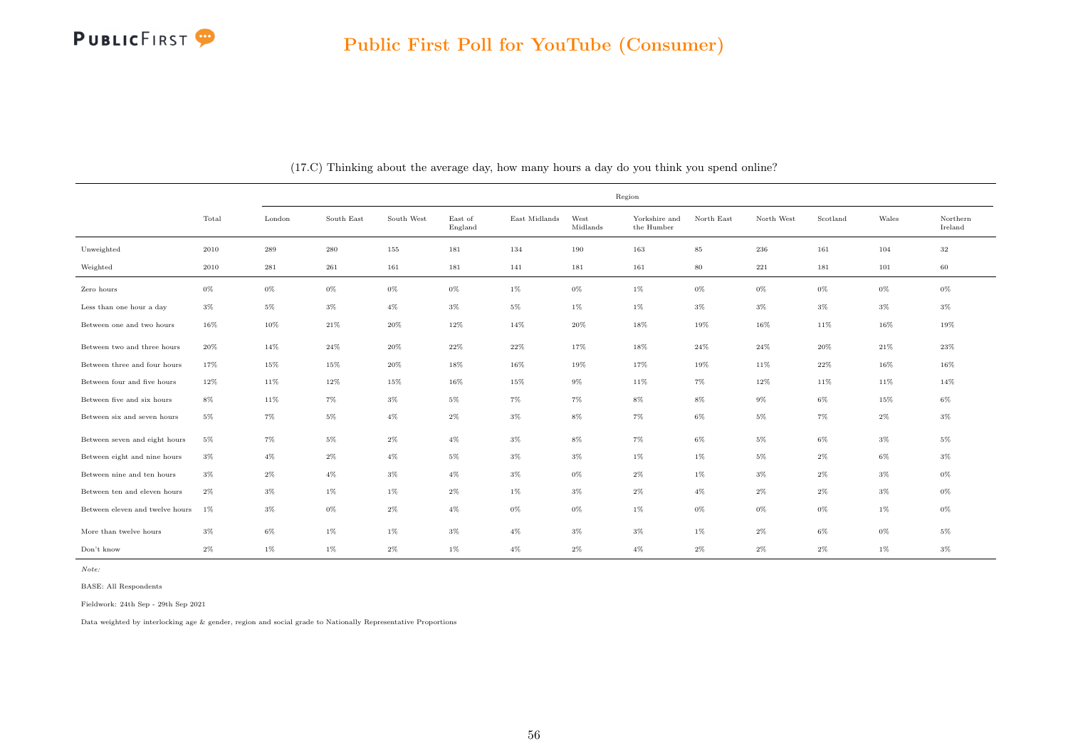# Public First Poll for YouTube (Consumer)

(17.C) Thinking about the average day, how many hours a day do you think you spend online?

| | Total | Region | | | | | | | | | | | |
|---|---|---|---|---|---|---|---|---|---|---|---|---|---|
| | | London | South East | South West | East of England | East Midlands | West Midlands | Yorkshire and the Humber | North East | North West | Scotland | Wales | Northern Ireland |
| Unweighted | 2010 | 289 | 280 | 155 | 181 | 134 | 190 | 163 | 85 | 236 | 161 | 104 | 32 |
| Weighted | 2010 | 281 | 261 | 161 | 181 | 141 | 181 | 161 | 80 | 221 | 181 | 101 | 60 |
| Zero hours | 0% | 0% | 0% | 0% | 0% | 1% | 0% | 1% | 0% | 0% | 0% | 0% | 0% |
| Less than one hour a day | 3% | 5% | 3% | 4% | 3% | 5% | 1% | 1% | 3% | 3% | 3% | 3% | 3% |
| Between one and two hours | 16% | 10% | 21% | 20% | 12% | 14% | 20% | 18% | 19% | 16% | 11% | 16% | 19% |
| Between two and three hours | 20% | 14% | 24% | 20% | 22% | 22% | 17% | 18% | 24% | 24% | 20% | 21% | 23% |
| Between three and four hours | 17% | 15% | 15% | 20% | 18% | 16% | 19% | 17% | 19% | 11% | 22% | 16% | 16% |
| Between four and five hours | 12% | 11% | 12% | 15% | 16% | 15% | 9% | 11% | 7% | 12% | 11% | 11% | 14% |
| Between five and six hours | 8% | 11% | 7% | 3% | 5% | 7% | 7% | 8% | 8% | 9% | 6% | 15% | 6% |
| Between six and seven hours | 5% | 7% | 5% | 4% | 2% | 3% | 8% | 7% | 6% | 5% | 7% | 2% | 3% |
| Between seven and eight hours | 5% | 7% | 5% | 2% | 4% | 3% | 8% | 7% | 6% | 5% | 6% | 3% | 5% |
| Between eight and nine hours | 3% | 4% | 2% | 4% | 5% | 3% | 3% | 1% | 1% | 5% | 2% | 6% | 3% |
| Between nine and ten hours | 3% | 2% | 4% | 3% | 4% | 3% | 0% | 2% | 1% | 3% | 2% | 3% | 0% |
| Between ten and eleven hours | 2% | 3% | 1% | 1% | 2% | 1% | 3% | 2% | 4% | 2% | 2% | 3% | 0% |
| Between eleven and twelve hours | 1% | 3% | 0% | 2% | 4% | 0% | 0% | 1% | 0% | 0% | 0% | 1% | 0% |
| More than twelve hours | 3% | 6% | 1% | 1% | 3% | 4% | 3% | 3% | 1% | 2% | 6% | 0% | 5% |
| Don't know | 2% | 1% | 1% | 2% | 1% | 4% | 2% | 4% | 2% | 2% | 2% | 1% | 3% |

*Note:*

BASE: All Respondents

Fieldwork: 24th Sep - 29th Sep 2021

Data weighted by interlocking age & gender, region and social grade to Nationally Representative Proportions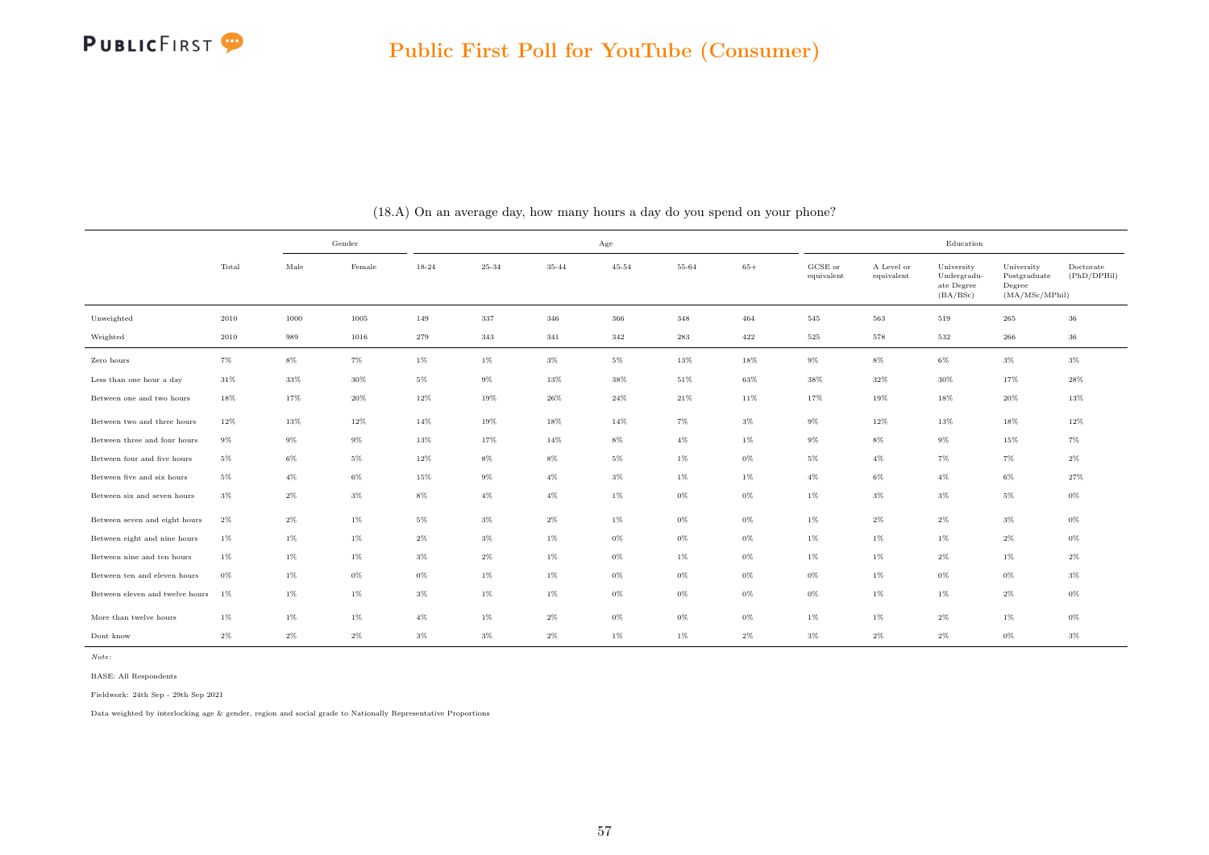## Public First Poll for YouTube (Consumer)

(18.A) On an average day, how many hours a day do you spend on your phone?

| | Total | Gender | | Age | | | | | | Education | | | | |
|---|---|---|---|---|---|---|---|---|---|---|---|---|---|---|
| | | Male | Female | 18-24 | 25-34 | 35-44 | 45-54 | 55-64 | 65+ | GCSE or equivalent | A Level or equivalent | University Undergraduate Degree (BA/BSc) | University Postgraduate Degree (MA/MSc/MPhil) | Doctorate (PhD/DPHil) |
| Unweighted | 2010 | 1000 | 1005 | 149 | 337 | 346 | 366 | 348 | 464 | 545 | 563 | 519 | 265 | 36 |
| Weighted | 2010 | 989 | 1016 | 279 | 343 | 341 | 342 | 283 | 422 | 525 | 578 | 532 | 266 | 36 |
| Zero hours | 7% | 8% | 7% | 1% | 1% | 3% | 5% | 13% | 18% | 9% | 8% | 6% | 3% | 3% |
| Less than one hour a day | 31% | 33% | 30% | 5% | 9% | 13% | 38% | 51% | 63% | 38% | 32% | 30% | 17% | 28% |
| Between one and two hours | 18% | 17% | 20% | 12% | 19% | 26% | 24% | 21% | 11% | 17% | 19% | 18% | 20% | 13% |
| Between two and three hours | 12% | 13% | 12% | 14% | 19% | 18% | 14% | 7% | 3% | 9% | 12% | 13% | 18% | 12% |
| Between three and four hours | 9% | 9% | 9% | 13% | 17% | 14% | 8% | 4% | 1% | 9% | 8% | 9% | 15% | 7% |
| Between four and five hours | 5% | 6% | 5% | 12% | 8% | 8% | 5% | 1% | 0% | 5% | 4% | 7% | 7% | 2% |
| Between five and six hours | 5% | 4% | 6% | 15% | 9% | 4% | 3% | 1% | 1% | 4% | 6% | 4% | 6% | 27% |
| Between six and seven hours | 3% | 2% | 3% | 8% | 4% | 4% | 1% | 0% | 0% | 1% | 3% | 3% | 5% | 0% |
| Between seven and eight hours | 2% | 2% | 1% | 5% | 3% | 2% | 1% | 0% | 0% | 1% | 2% | 2% | 3% | 0% |
| Between eight and nine hours | 1% | 1% | 1% | 2% | 3% | 1% | 0% | 0% | 0% | 1% | 1% | 1% | 2% | 0% |
| Between nine and ten hours | 1% | 1% | 1% | 3% | 2% | 1% | 0% | 1% | 0% | 1% | 1% | 2% | 1% | 2% |
| Between ten and eleven hours | 0% | 1% | 0% | 0% | 1% | 1% | 0% | 0% | 0% | 0% | 1% | 0% | 0% | 3% |
| Between eleven and twelve hours | 1% | 1% | 1% | 3% | 1% | 1% | 0% | 0% | 0% | 0% | 1% | 1% | 2% | 0% |
| More than twelve hours | 1% | 1% | 1% | 4% | 1% | 2% | 0% | 0% | 0% | 1% | 1% | 2% | 1% | 0% |
| Dont know | 2% | 2% | 2% | 3% | 3% | 2% | 1% | 1% | 2% | 3% | 2% | 2% | 0% | 3% |

*Note:*

BASE: All Respondents

Fieldwork: 24th Sep - 29th Sep 2021

Data weighted by interlocking age & gender, region and social grade to Nationally Representative Proportions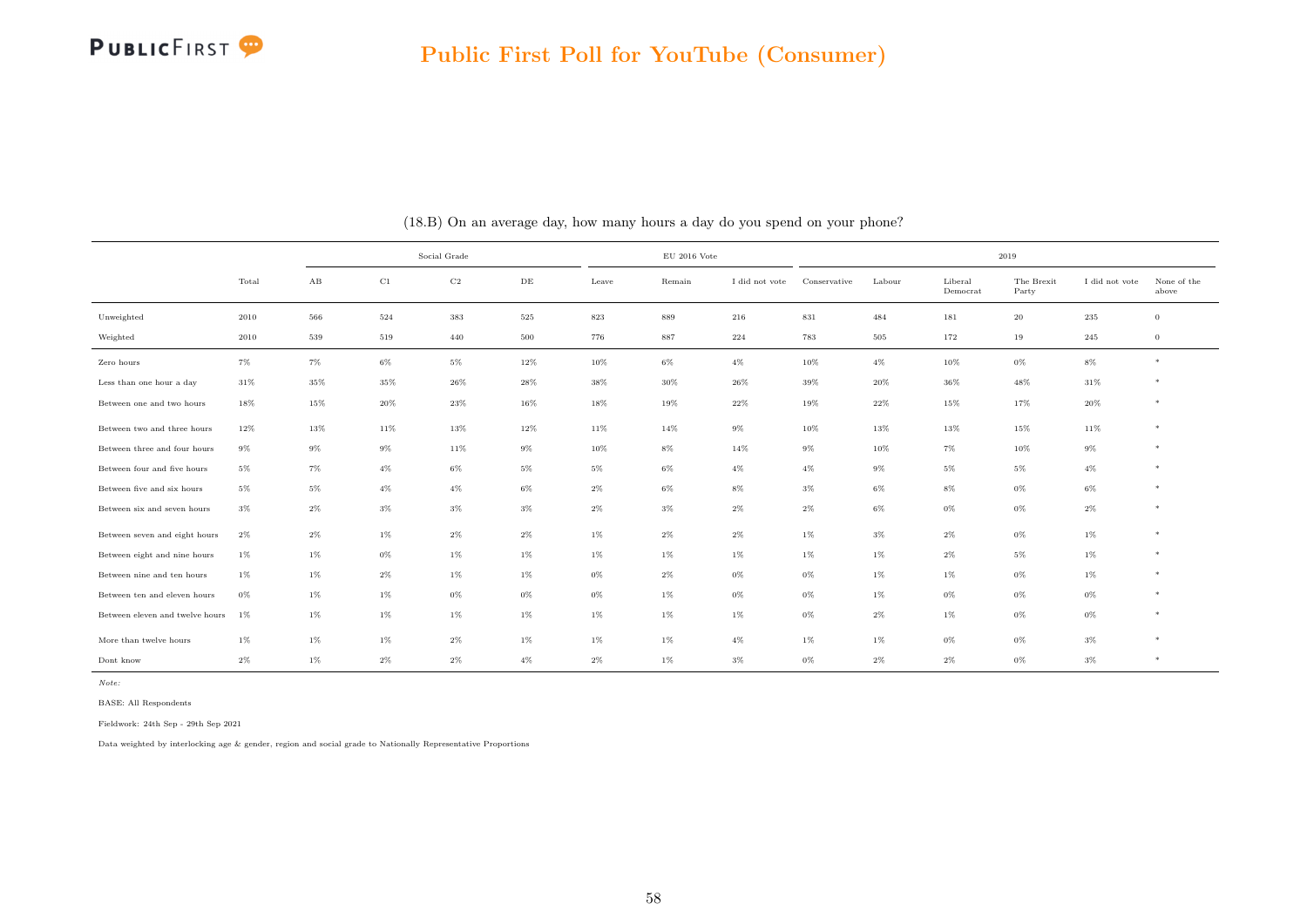# Public First Poll for YouTube (Consumer)

(18.B) On an average day, how many hours a day do you spend on your phone?

| | Total | Social Grade | | | | EU 2016 Vote | | | 2019 | | | | | |
|---|---|---|---|---|---|---|---|---|---|---|---|---|---|---|
| | | AB | C1 | C2 | DE | Leave | Remain | I did not vote | Conservative | Labour | Liberal Democrat | The Brexit Party | I did not vote | None of the above |
| Unweighted | 2010 | 566 | 524 | 383 | 525 | 823 | 889 | 216 | 831 | 484 | 181 | 20 | 235 | 0 |
| Weighted | 2010 | 539 | 519 | 440 | 500 | 776 | 887 | 224 | 783 | 505 | 172 | 19 | 245 | 0 |
| Zero hours | 7% | 7% | 6% | 5% | 12% | 10% | 6% | 4% | 10% | 4% | 10% | 0% | 8% | * |
| Less than one hour a day | 31% | 35% | 35% | 26% | 28% | 38% | 30% | 26% | 39% | 20% | 36% | 48% | 31% | * |
| Between one and two hours | 18% | 15% | 20% | 23% | 16% | 18% | 19% | 22% | 19% | 22% | 15% | 17% | 20% | * |
| Between two and three hours | 12% | 13% | 11% | 13% | 12% | 11% | 14% | 9% | 10% | 13% | 13% | 15% | 11% | * |
| Between three and four hours | 9% | 9% | 9% | 11% | 9% | 10% | 8% | 14% | 9% | 10% | 7% | 10% | 9% | * |
| Between four and five hours | 5% | 7% | 4% | 6% | 5% | 5% | 6% | 4% | 4% | 9% | 5% | 5% | 4% | * |
| Between five and six hours | 5% | 5% | 4% | 4% | 6% | 2% | 6% | 8% | 3% | 6% | 8% | 0% | 6% | * |
| Between six and seven hours | 3% | 2% | 3% | 3% | 3% | 2% | 3% | 2% | 2% | 6% | 0% | 0% | 2% | * |
| Between seven and eight hours | 2% | 2% | 1% | 2% | 2% | 1% | 2% | 2% | 1% | 3% | 2% | 0% | 1% | * |
| Between eight and nine hours | 1% | 1% | 0% | 1% | 1% | 1% | 1% | 1% | 1% | 1% | 2% | 5% | 1% | * |
| Between nine and ten hours | 1% | 1% | 2% | 1% | 1% | 0% | 2% | 0% | 0% | 1% | 1% | 0% | 1% | * |
| Between ten and eleven hours | 0% | 1% | 1% | 0% | 0% | 0% | 1% | 0% | 0% | 1% | 0% | 0% | 0% | * |
| Between eleven and twelve hours | 1% | 1% | 1% | 1% | 1% | 1% | 1% | 1% | 0% | 2% | 1% | 0% | 0% | * |
| More than twelve hours | 1% | 1% | 1% | 2% | 1% | 1% | 1% | 4% | 1% | 1% | 0% | 0% | 3% | * |
| Dont know | 2% | 1% | 2% | 2% | 4% | 2% | 1% | 3% | 0% | 2% | 2% | 0% | 3% | * |

*Note:*

BASE: All Respondents

Fieldwork: 24th Sep - 29th Sep 2021

Data weighted by interlocking age & gender, region and social grade to Nationally Representative Proportions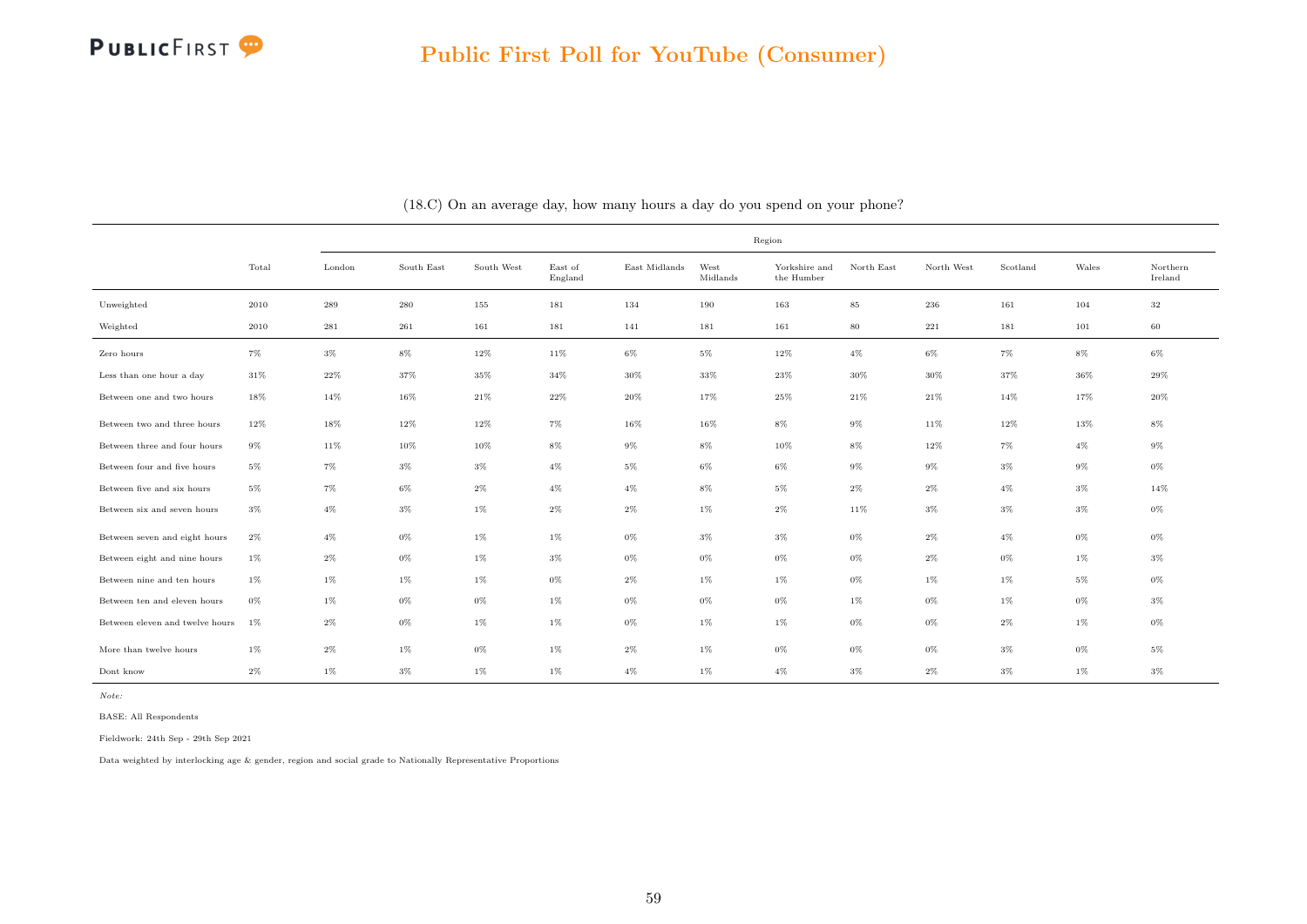## Public First Poll for YouTube (Consumer)

(18.C) On an average day, how many hours a day do you spend on your phone?

| | Total | Region | | | | | | | | | | | |
|---|---|---|---|---|---|---|---|---|---|---|---|---|---|
| | | London | South East | South West | East of England | East Midlands | West Midlands | Yorkshire and the Humber | North East | North West | Scotland | Wales | Northern Ireland |
| Unweighted | 2010 | 289 | 280 | 155 | 181 | 134 | 190 | 163 | 85 | 236 | 161 | 104 | 32 |
| Weighted | 2010 | 281 | 261 | 161 | 181 | 141 | 181 | 161 | 80 | 221 | 181 | 101 | 60 |
| Zero hours | 7% | 3% | 8% | 12% | 11% | 6% | 5% | 12% | 4% | 6% | 7% | 8% | 6% |
| Less than one hour a day | 31% | 22% | 37% | 35% | 34% | 30% | 33% | 23% | 30% | 30% | 37% | 36% | 29% |
| Between one and two hours | 18% | 14% | 16% | 21% | 22% | 20% | 17% | 25% | 21% | 21% | 14% | 17% | 20% |
| Between two and three hours | 12% | 18% | 12% | 12% | 7% | 16% | 16% | 8% | 9% | 11% | 12% | 13% | 8% |
| Between three and four hours | 9% | 11% | 10% | 10% | 8% | 9% | 8% | 10% | 8% | 12% | 7% | 4% | 9% |
| Between four and five hours | 5% | 7% | 3% | 3% | 4% | 5% | 6% | 6% | 9% | 9% | 3% | 9% | 0% |
| Between five and six hours | 5% | 7% | 6% | 2% | 4% | 4% | 8% | 5% | 2% | 2% | 4% | 3% | 14% |
| Between six and seven hours | 3% | 4% | 3% | 1% | 2% | 2% | 1% | 2% | 11% | 3% | 3% | 3% | 0% |
| Between seven and eight hours | 2% | 4% | 0% | 1% | 1% | 0% | 3% | 3% | 0% | 2% | 4% | 0% | 0% |
| Between eight and nine hours | 1% | 2% | 0% | 1% | 3% | 0% | 0% | 0% | 0% | 2% | 0% | 1% | 3% |
| Between nine and ten hours | 1% | 1% | 1% | 1% | 0% | 2% | 1% | 1% | 0% | 1% | 1% | 5% | 0% |
| Between ten and eleven hours | 0% | 1% | 0% | 0% | 1% | 0% | 0% | 0% | 1% | 0% | 1% | 0% | 3% |
| Between eleven and twelve hours | 1% | 2% | 0% | 1% | 1% | 0% | 1% | 1% | 0% | 0% | 2% | 1% | 0% |
| More than twelve hours | 1% | 2% | 1% | 0% | 1% | 2% | 1% | 0% | 0% | 0% | 3% | 0% | 5% |
| Dont know | 2% | 1% | 3% | 1% | 1% | 4% | 1% | 4% | 3% | 2% | 3% | 1% | 3% |

*Note:*

BASE: All Respondents

Fieldwork: 24th Sep - 29th Sep 2021

Data weighted by interlocking age & gender, region and social grade to Nationally Representative Proportions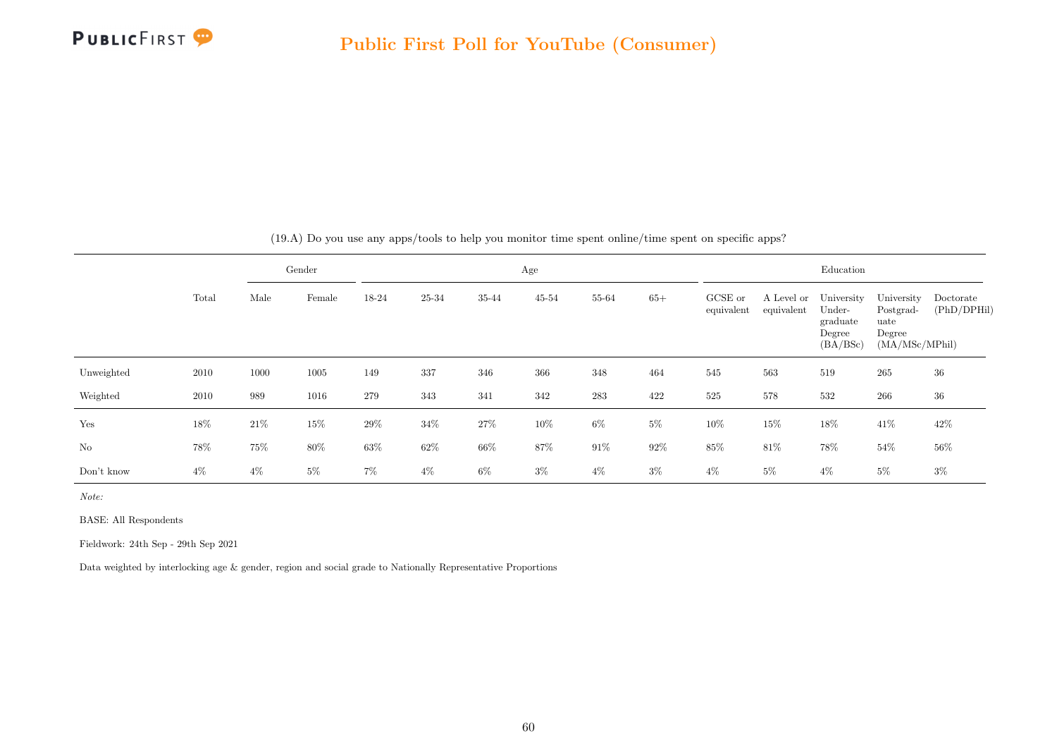## Public First Poll for YouTube (Consumer)

(19.A) Do you use any apps/tools to help you monitor time spent online/time spent on specific apps?

| | Total | Gender | | Age | | | | | | Education | | | | |
|---|---|---|---|---|---|---|---|---|---|---|---|---|---|---|
| | | Male | Female | 18-24 | 25-34 | 35-44 | 45-54 | 55-64 | 65+ | GCSE or equivalent | A Level or equivalent | University Under-graduate Degree (BA/BSc) | University Postgrad-uate Degree (MA/MSc/MPhil) | Doctorate (PhD/DPHil) |
| Unweighted | 2010 | 1000 | 1005 | 149 | 337 | 346 | 366 | 348 | 464 | 545 | 563 | 519 | 265 | 36 |
| Weighted | 2010 | 989 | 1016 | 279 | 343 | 341 | 342 | 283 | 422 | 525 | 578 | 532 | 266 | 36 |
| Yes | 18% | 21% | 15% | 29% | 34% | 27% | 10% | 6% | 5% | 10% | 15% | 18% | 41% | 42% |
| No | 78% | 75% | 80% | 63% | 62% | 66% | 87% | 91% | 92% | 85% | 81% | 78% | 54% | 56% |
| Don't know | 4% | 4% | 5% | 7% | 4% | 6% | 3% | 4% | 3% | 4% | 5% | 4% | 5% | 3% |

*Note:*

BASE: All Respondents

Fieldwork: 24th Sep - 29th Sep 2021

Data weighted by interlocking age & gender, region and social grade to Nationally Representative Proportions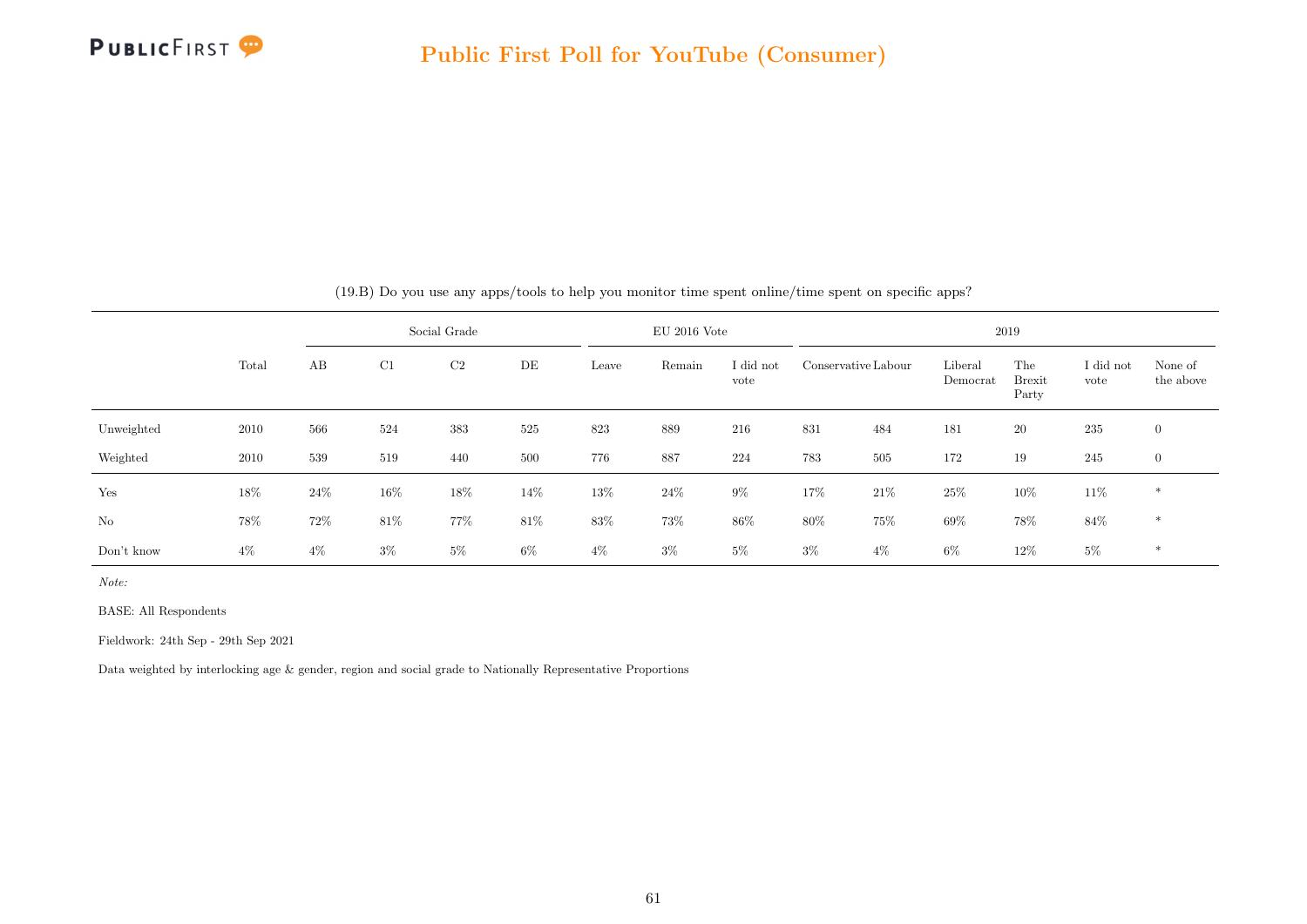(19.B) Do you use any apps/tools to help you monitor time spent online/time spent on specific apps?

| | Total | Social Grade | | | | EU 2016 Vote | | | 2019 | | | | | |
|---|---|---|---|---|---|---|---|---|---|---|---|---|---|---|
| | | AB | C1 | C2 | DE | Leave | Remain | I did not vote | Conservative | Labour | Liberal Democrat | The Brexit Party | I did not vote | None of the above |
| Unweighted | 2010 | 566 | 524 | 383 | 525 | 823 | 889 | 216 | 831 | 484 | 181 | 20 | 235 | 0 |
| Weighted | 2010 | 539 | 519 | 440 | 500 | 776 | 887 | 224 | 783 | 505 | 172 | 19 | 245 | 0 |
| Yes | 18% | 24% | 16% | 18% | 14% | 13% | 24% | 9% | 17% | 21% | 25% | 10% | 11% | * |
| No | 78% | 72% | 81% | 77% | 81% | 83% | 73% | 86% | 80% | 75% | 69% | 78% | 84% | * |
| Don't know | 4% | 4% | 3% | 5% | 6% | 4% | 3% | 5% | 3% | 4% | 6% | 12% | 5% | * |

*Note:*

BASE: All Respondents

Fieldwork: 24th Sep - 29th Sep 2021

Data weighted by interlocking age & gender, region and social grade to Nationally Representative Proportions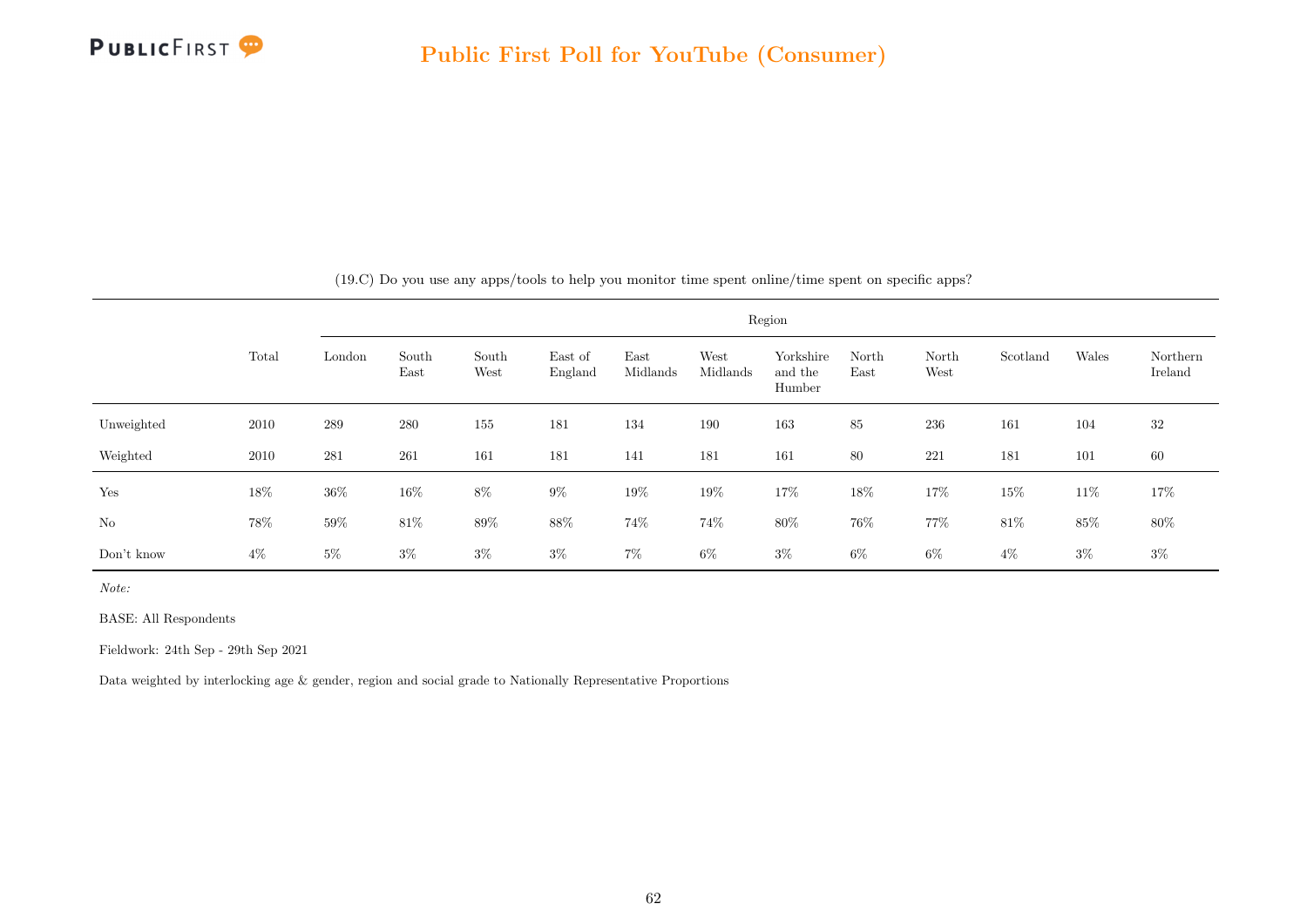(19.C) Do you use any apps/tools to help you monitor time spent online/time spent on specific apps?

| | Total | Region | | | | | | | | | | | |
|---|---|---|---|---|---|---|---|---|---|---|---|---|---|
| | | London | South East | South West | East of England | East Midlands | West Midlands | Yorkshire and the Humber | North East | North West | Scotland | Wales | Northern Ireland |
| Unweighted | 2010 | 289 | 280 | 155 | 181 | 134 | 190 | 163 | 85 | 236 | 161 | 104 | 32 |
| Weighted | 2010 | 281 | 261 | 161 | 181 | 141 | 181 | 161 | 80 | 221 | 181 | 101 | 60 |
| Yes | 18% | 36% | 16% | 8% | 9% | 19% | 19% | 17% | 18% | 17% | 15% | 11% | 17% |
| No | 78% | 59% | 81% | 89% | 88% | 74% | 74% | 80% | 76% | 77% | 81% | 85% | 80% |
| Don't know | 4% | 5% | 3% | 3% | 3% | 7% | 6% | 3% | 6% | 6% | 4% | 3% | 3% |

*Note:*

BASE: All Respondents

Fieldwork: 24th Sep - 29th Sep 2021

Data weighted by interlocking age & gender, region and social grade to Nationally Representative Proportions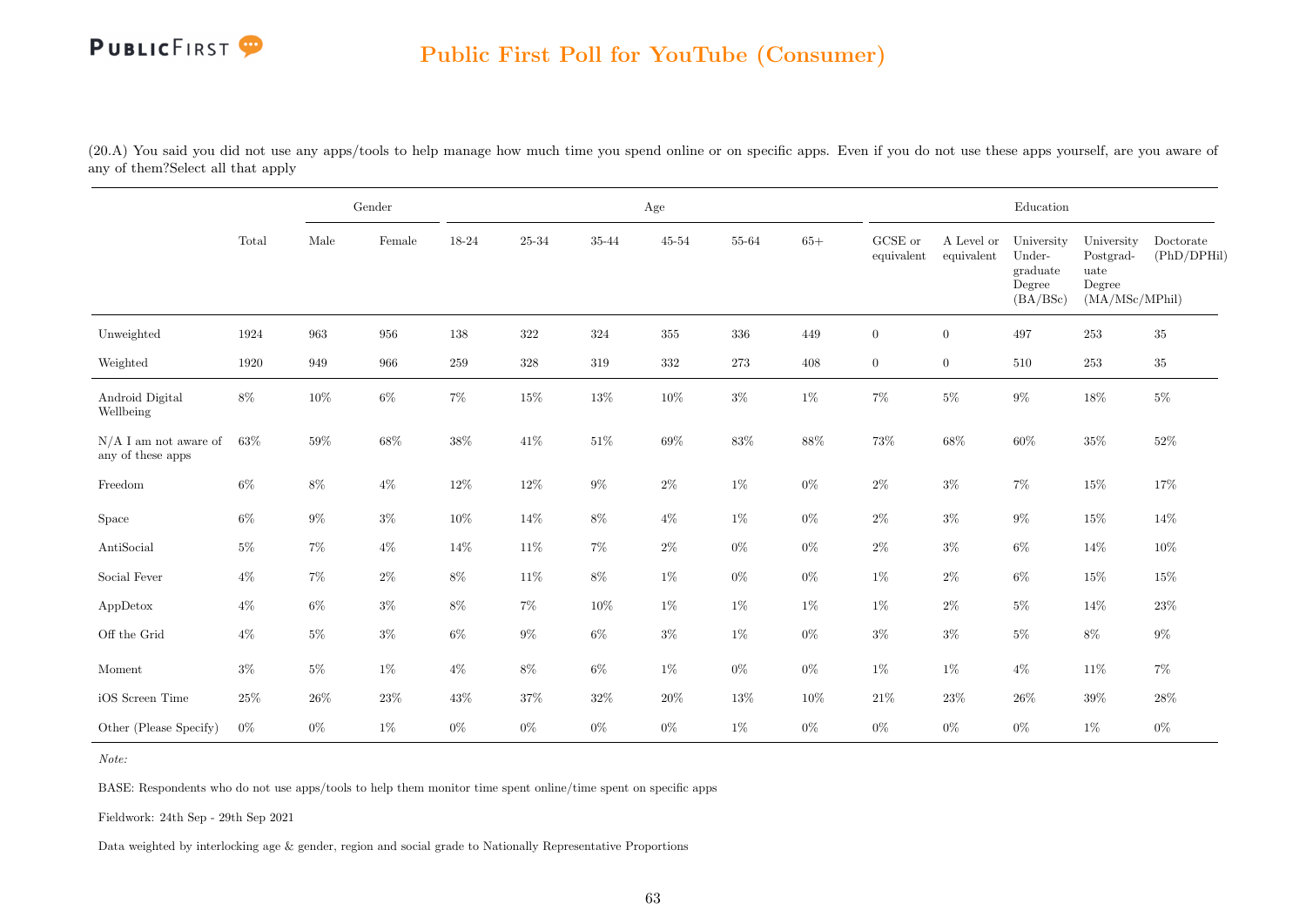(20.A) You said you did not use any apps/tools to help manage how much time you spend online or on specific apps. Even if you do not use these apps yourself, are you aware of any of them?Select all that apply

| | Total | Gender | | Age | | | | | | Education | | | | |
|---|---|---|---|---|---|---|---|---|---|---|---|---|---|---|
| | | Male | Female | 18-24 | 25-34 | 35-44 | 45-54 | 55-64 | 65+ | GCSE or equivalent | A Level or equivalent | University Under-graduate Degree (BA/BSc) | University Postgrad-uate Degree (MA/MSc/MPhil) | Doctorate (PhD/DPHil) |
| Unweighted | 1924 | 963 | 956 | 138 | 322 | 324 | 355 | 336 | 449 | 0 | 0 | 497 | 253 | 35 |
| Weighted | 1920 | 949 | 966 | 259 | 328 | 319 | 332 | 273 | 408 | 0 | 0 | 510 | 253 | 35 |
| Android Digital Wellbeing | 8% | 10% | 6% | 7% | 15% | 13% | 10% | 3% | 1% | 7% | 5% | 9% | 18% | 5% |
| N/A I am not aware of any of these apps | 63% | 59% | 68% | 38% | 41% | 51% | 69% | 83% | 88% | 73% | 68% | 60% | 35% | 52% |
| Freedom | 6% | 8% | 4% | 12% | 12% | 9% | 2% | 1% | 0% | 2% | 3% | 7% | 15% | 17% |
| Space | 6% | 9% | 3% | 10% | 14% | 8% | 4% | 1% | 0% | 2% | 3% | 9% | 15% | 14% |
| AntiSocial | 5% | 7% | 4% | 14% | 11% | 7% | 2% | 0% | 0% | 2% | 3% | 6% | 14% | 10% |
| Social Fever | 4% | 7% | 2% | 8% | 11% | 8% | 1% | 0% | 0% | 1% | 2% | 6% | 15% | 15% |
| AppDetox | 4% | 6% | 3% | 8% | 7% | 10% | 1% | 1% | 1% | 1% | 2% | 5% | 14% | 23% |
| Off the Grid | 4% | 5% | 3% | 6% | 9% | 6% | 3% | 1% | 0% | 3% | 3% | 5% | 8% | 9% |
| Moment | 3% | 5% | 1% | 4% | 8% | 6% | 1% | 0% | 0% | 1% | 1% | 4% | 11% | 7% |
| iOS Screen Time | 25% | 26% | 23% | 43% | 37% | 32% | 20% | 13% | 10% | 21% | 23% | 26% | 39% | 28% |
| Other (Please Specify) | 0% | 0% | 1% | 0% | 0% | 0% | 0% | 1% | 0% | 0% | 0% | 0% | 1% | 0% |

*Note:*

BASE: Respondents who do not use apps/tools to help them monitor time spent online/time spent on specific apps

Fieldwork: 24th Sep - 29th Sep 2021

Data weighted by interlocking age & gender, region and social grade to Nationally Representative Proportions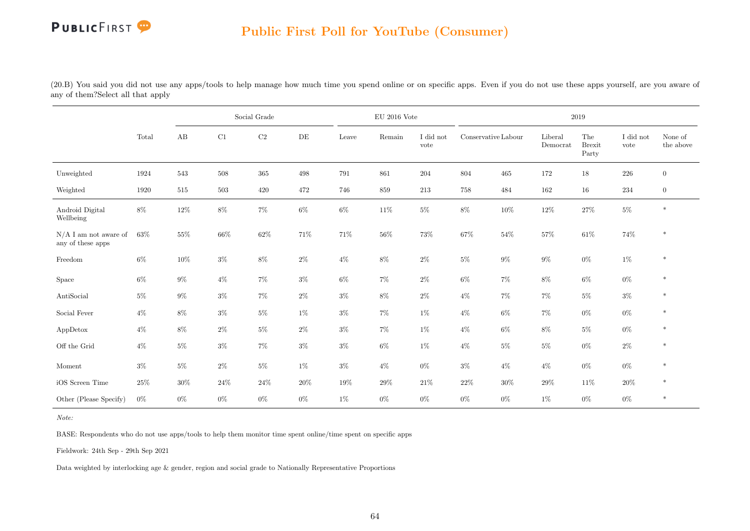## Public First Poll for YouTube (Consumer)

(20.B) You said you did not use any apps/tools to help manage how much time you spend online or on specific apps. Even if you do not use these apps yourself, are you aware of any of them?Select all that apply

| | Total | Social Grade | | | | EU 2016 Vote | | | 2019 | | | | | |
|---|---|---|---|---|---|---|---|---|---|---|---|---|---|---|
| | | AB | C1 | C2 | DE | Leave | Remain | I did not vote | Conservative | Labour | Liberal Democrat | The Brexit Party | I did not vote | None of the above |
| Unweighted | 1924 | 543 | 508 | 365 | 498 | 791 | 861 | 204 | 804 | 465 | 172 | 18 | 226 | 0 |
| Weighted | 1920 | 515 | 503 | 420 | 472 | 746 | 859 | 213 | 758 | 484 | 162 | 16 | 234 | 0 |
| Android Digital Wellbeing | 8% | 12% | 8% | 7% | 6% | 6% | 11% | 5% | 8% | 10% | 12% | 27% | 5% | * |
| N/A I am not aware of any of these apps | 63% | 55% | 66% | 62% | 71% | 71% | 56% | 73% | 67% | 54% | 57% | 61% | 74% | * |
| Freedom | 6% | 10% | 3% | 8% | 2% | 4% | 8% | 2% | 5% | 9% | 9% | 0% | 1% | * |
| Space | 6% | 9% | 4% | 7% | 3% | 6% | 7% | 2% | 6% | 7% | 8% | 6% | 0% | * |
| AntiSocial | 5% | 9% | 3% | 7% | 2% | 3% | 8% | 2% | 4% | 7% | 7% | 5% | 3% | * |
| Social Fever | 4% | 8% | 3% | 5% | 1% | 3% | 7% | 1% | 4% | 6% | 7% | 0% | 0% | * |
| AppDetox | 4% | 8% | 2% | 5% | 2% | 3% | 7% | 1% | 4% | 6% | 8% | 5% | 0% | * |
| Off the Grid | 4% | 5% | 3% | 7% | 3% | 3% | 6% | 1% | 4% | 5% | 5% | 0% | 2% | * |
| Moment | 3% | 5% | 2% | 5% | 1% | 3% | 4% | 0% | 3% | 4% | 4% | 0% | 0% | * |
| iOS Screen Time | 25% | 30% | 24% | 24% | 20% | 19% | 29% | 21% | 22% | 30% | 29% | 11% | 20% | * |
| Other (Please Specify) | 0% | 0% | 0% | 0% | 0% | 1% | 0% | 0% | 0% | 0% | 1% | 0% | 0% | * |

*Note:*

BASE: Respondents who do not use apps/tools to help them monitor time spent online/time spent on specific apps

Fieldwork: 24th Sep - 29th Sep 2021

Data weighted by interlocking age & gender, region and social grade to Nationally Representative Proportions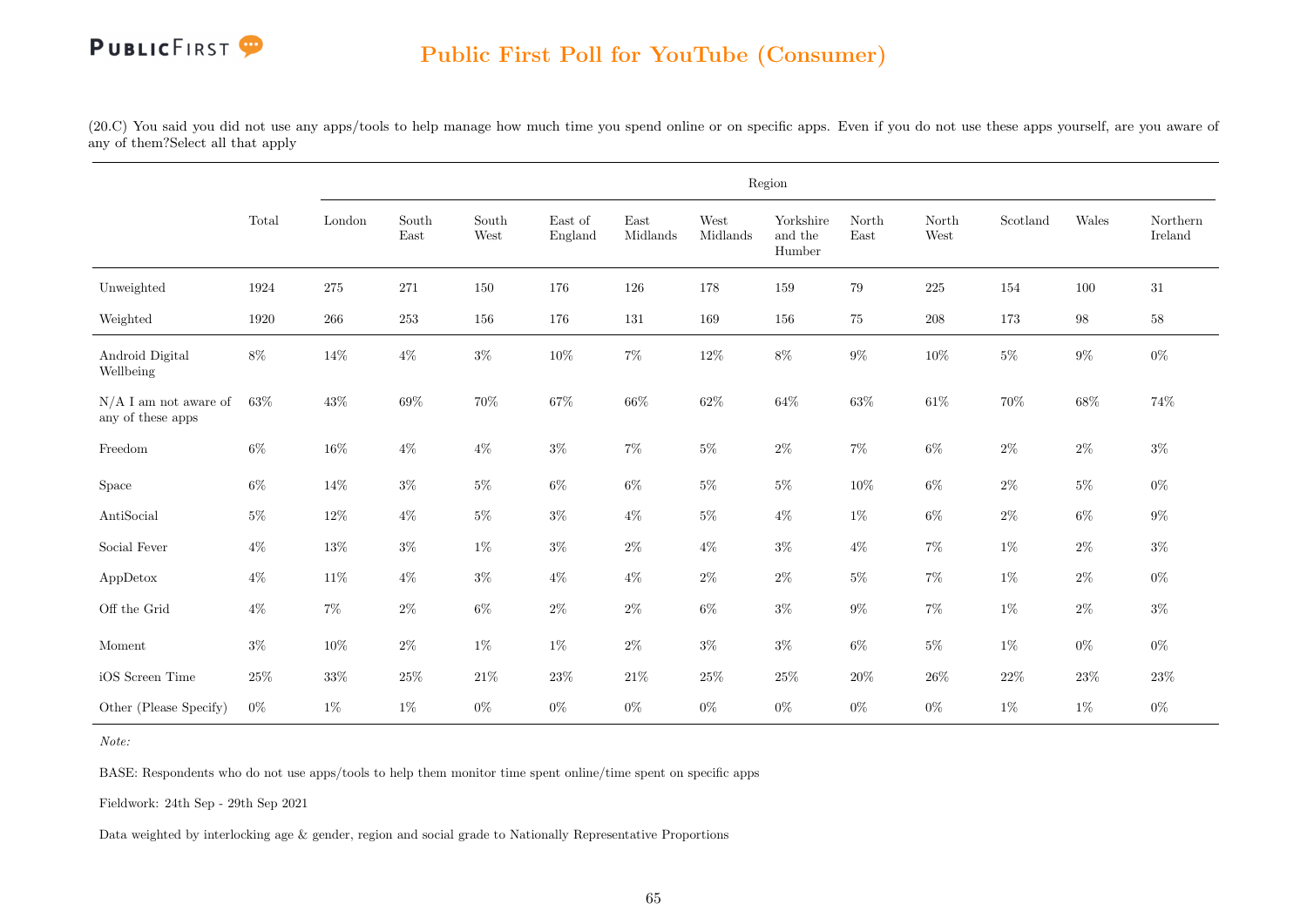## Public First Poll for YouTube (Consumer)

(20.C) You said you did not use any apps/tools to help manage how much time you spend online or on specific apps. Even if you do not use these apps yourself, are you aware of any of them?Select all that apply

| | Total | Region | | | | | | | | | | | |
|---|---|---|---|---|---|---|---|---|---|---|---|---|---|
| | | London | South East | South West | East of England | East Midlands | West Midlands | Yorkshire and the Humber | North East | North West | Scotland | Wales | Northern Ireland |
| Unweighted | 1924 | 275 | 271 | 150 | 176 | 126 | 178 | 159 | 79 | 225 | 154 | 100 | 31 |
| Weighted | 1920 | 266 | 253 | 156 | 176 | 131 | 169 | 156 | 75 | 208 | 173 | 98 | 58 |
| Android Digital Wellbeing | 8% | 14% | 4% | 3% | 10% | 7% | 12% | 8% | 9% | 10% | 5% | 9% | 0% |
| N/A I am not aware of any of these apps | 63% | 43% | 69% | 70% | 67% | 66% | 62% | 64% | 63% | 61% | 70% | 68% | 74% |
| Freedom | 6% | 16% | 4% | 4% | 3% | 7% | 5% | 2% | 7% | 6% | 2% | 2% | 3% |
| Space | 6% | 14% | 3% | 5% | 6% | 6% | 5% | 5% | 10% | 6% | 2% | 5% | 0% |
| AntiSocial | 5% | 12% | 4% | 5% | 3% | 4% | 5% | 4% | 1% | 6% | 2% | 6% | 9% |
| Social Fever | 4% | 13% | 3% | 1% | 3% | 2% | 4% | 3% | 4% | 7% | 1% | 2% | 3% |
| AppDetox | 4% | 11% | 4% | 3% | 4% | 4% | 2% | 2% | 5% | 7% | 1% | 2% | 0% |
| Off the Grid | 4% | 7% | 2% | 6% | 2% | 2% | 6% | 3% | 9% | 7% | 1% | 2% | 3% |
| Moment | 3% | 10% | 2% | 1% | 1% | 2% | 3% | 3% | 6% | 5% | 1% | 0% | 0% |
| iOS Screen Time | 25% | 33% | 25% | 21% | 23% | 21% | 25% | 25% | 20% | 26% | 22% | 23% | 23% |
| Other (Please Specify) | 0% | 1% | 1% | 0% | 0% | 0% | 0% | 0% | 0% | 0% | 1% | 1% | 0% |

*Note:*

BASE: Respondents who do not use apps/tools to help them monitor time spent online/time spent on specific apps

Fieldwork: 24th Sep - 29th Sep 2021

Data weighted by interlocking age & gender, region and social grade to Nationally Representative Proportions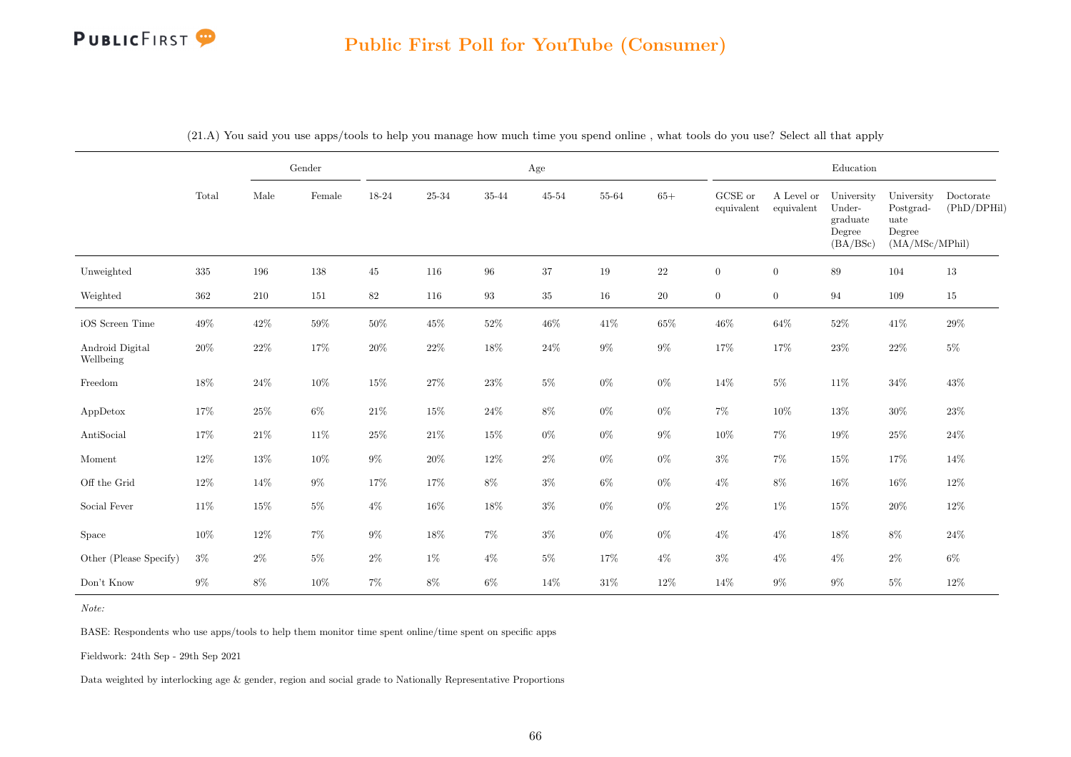## Public First Poll for YouTube (Consumer)

(21.A) You said you use apps/tools to help you manage how much time you spend online , what tools do you use? Select all that apply

| | Total | Gender | | Age | | | | | | Education | | | | |
|---|---|---|---|---|---|---|---|---|---|---|---|---|---|---|
| | | Male | Female | 18-24 | 25-34 | 35-44 | 45-54 | 55-64 | 65+ | GCSE or equivalent | A Level or equivalent | University Under-graduate Degree (BA/BSc) | University Postgrad-uate Degree (MA/MSc/MPhil) | Doctorate (PhD/DPHil) |
| Unweighted | 335 | 196 | 138 | 45 | 116 | 96 | 37 | 19 | 22 | 0 | 0 | 89 | 104 | 13 |
| Weighted | 362 | 210 | 151 | 82 | 116 | 93 | 35 | 16 | 20 | 0 | 0 | 94 | 109 | 15 |
| iOS Screen Time | 49% | 42% | 59% | 50% | 45% | 52% | 46% | 41% | 65% | 46% | 64% | 52% | 41% | 29% |
| Android Digital Wellbeing | 20% | 22% | 17% | 20% | 22% | 18% | 24% | 9% | 9% | 17% | 17% | 23% | 22% | 5% |
| Freedom | 18% | 24% | 10% | 15% | 27% | 23% | 5% | 0% | 0% | 14% | 5% | 11% | 34% | 43% |
| AppDetox | 17% | 25% | 6% | 21% | 15% | 24% | 8% | 0% | 0% | 7% | 10% | 13% | 30% | 23% |
| AntiSocial | 17% | 21% | 11% | 25% | 21% | 15% | 0% | 0% | 9% | 10% | 7% | 19% | 25% | 24% |
| Moment | 12% | 13% | 10% | 9% | 20% | 12% | 2% | 0% | 0% | 3% | 7% | 15% | 17% | 14% |
| Off the Grid | 12% | 14% | 9% | 17% | 17% | 8% | 3% | 6% | 0% | 4% | 8% | 16% | 16% | 12% |
| Social Fever | 11% | 15% | 5% | 4% | 16% | 18% | 3% | 0% | 0% | 2% | 1% | 15% | 20% | 12% |
| Space | 10% | 12% | 7% | 9% | 18% | 7% | 3% | 0% | 0% | 4% | 4% | 18% | 8% | 24% |
| Other (Please Specify) | 3% | 2% | 5% | 2% | 1% | 4% | 5% | 17% | 4% | 3% | 4% | 4% | 2% | 6% |
| Don't Know | 9% | 8% | 10% | 7% | 8% | 6% | 14% | 31% | 12% | 14% | 9% | 9% | 5% | 12% |

*Note:*

BASE: Respondents who use apps/tools to help them monitor time spent online/time spent on specific apps

Fieldwork: 24th Sep - 29th Sep 2021

Data weighted by interlocking age & gender, region and social grade to Nationally Representative Proportions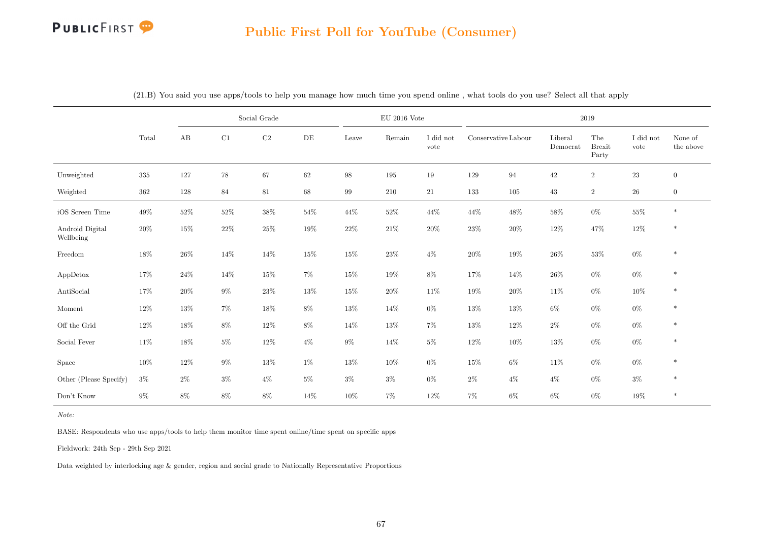## Public First Poll for YouTube (Consumer)

(21.B) You said you use apps/tools to help you manage how much time you spend online , what tools do you use? Select all that apply

| | Total | Social Grade | | | | EU 2016 Vote | | | 2019 | | | | | |
|---|---|---|---|---|---|---|---|---|---|---|---|---|---|---|
| | | AB | C1 | C2 | DE | Leave | Remain | I did not vote | Conservative | Labour | Liberal Democrat | The Brexit Party | I did not vote | None of the above |
| Unweighted | 335 | 127 | 78 | 67 | 62 | 98 | 195 | 19 | 129 | 94 | 42 | 2 | 23 | 0 |
| Weighted | 362 | 128 | 84 | 81 | 68 | 99 | 210 | 21 | 133 | 105 | 43 | 2 | 26 | 0 |
| iOS Screen Time | 49% | 52% | 52% | 38% | 54% | 44% | 52% | 44% | 44% | 48% | 58% | 0% | 55% | * |
| Android Digital Wellbeing | 20% | 15% | 22% | 25% | 19% | 22% | 21% | 20% | 23% | 20% | 12% | 47% | 12% | * |
| Freedom | 18% | 26% | 14% | 14% | 15% | 15% | 23% | 4% | 20% | 19% | 26% | 53% | 0% | * |
| AppDetox | 17% | 24% | 14% | 15% | 7% | 15% | 19% | 8% | 17% | 14% | 26% | 0% | 0% | * |
| AntiSocial | 17% | 20% | 9% | 23% | 13% | 15% | 20% | 11% | 19% | 20% | 11% | 0% | 10% | * |
| Moment | 12% | 13% | 7% | 18% | 8% | 13% | 14% | 0% | 13% | 13% | 6% | 0% | 0% | * |
| Off the Grid | 12% | 18% | 8% | 12% | 8% | 14% | 13% | 7% | 13% | 12% | 2% | 0% | 0% | * |
| Social Fever | 11% | 18% | 5% | 12% | 4% | 9% | 14% | 5% | 12% | 10% | 13% | 0% | 0% | * |
| Space | 10% | 12% | 9% | 13% | 1% | 13% | 10% | 0% | 15% | 6% | 11% | 0% | 0% | * |
| Other (Please Specify) | 3% | 2% | 3% | 4% | 5% | 3% | 3% | 0% | 2% | 4% | 4% | 0% | 3% | * |
| Don't Know | 9% | 8% | 8% | 8% | 14% | 10% | 7% | 12% | 7% | 6% | 6% | 0% | 19% | * |

*Note:*

BASE: Respondents who use apps/tools to help them monitor time spent online/time spent on specific apps

Fieldwork: 24th Sep - 29th Sep 2021

Data weighted by interlocking age & gender, region and social grade to Nationally Representative Proportions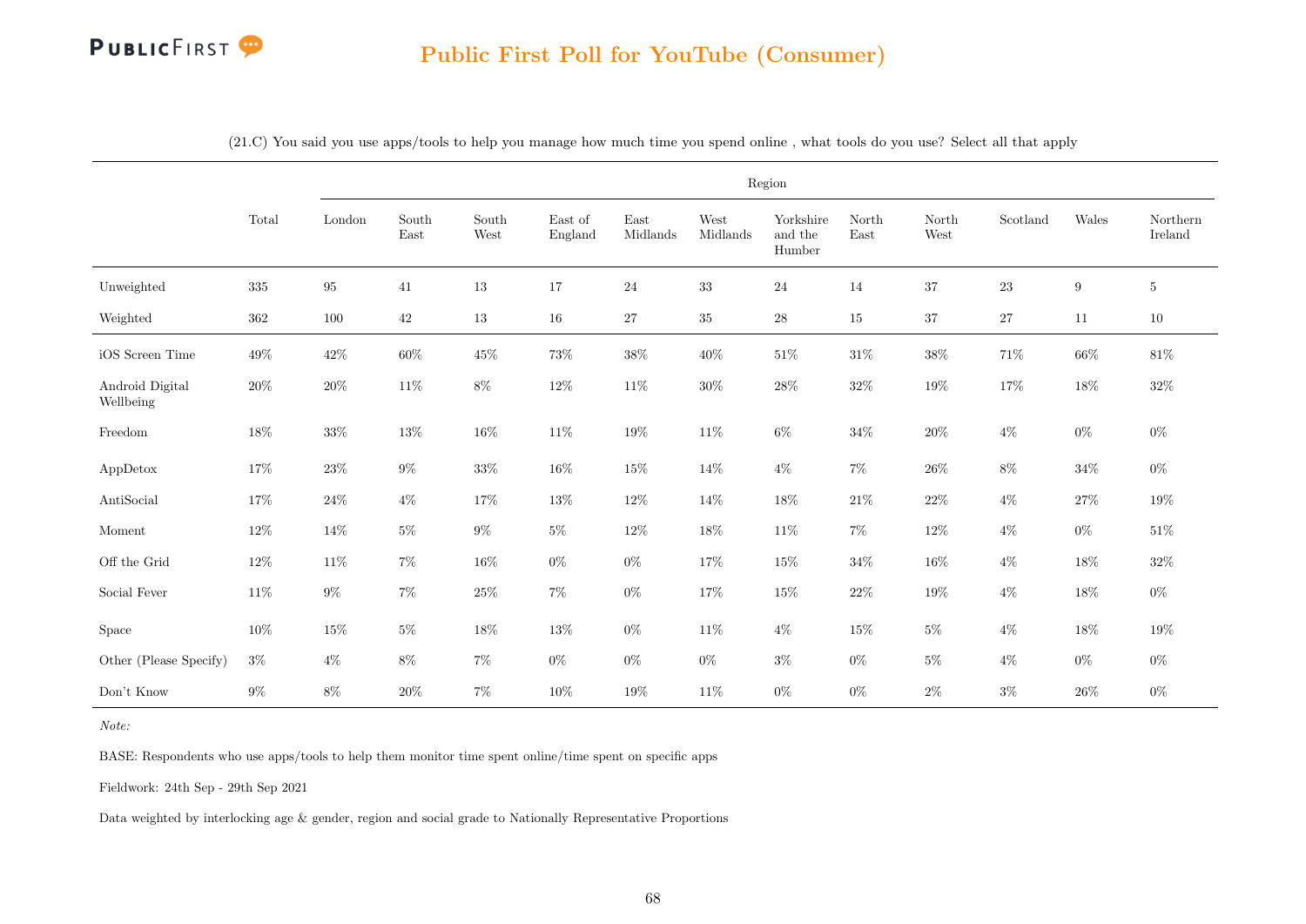## Public First Poll for YouTube (Consumer)

(21.C) You said you use apps/tools to help you manage how much time you spend online , what tools do you use? Select all that apply

| | Total | Region | | | | | | | | | | | |
|---|---|---|---|---|---|---|---|---|---|---|---|---|---|
| | | London | South East | South West | East of England | East Midlands | West Midlands | Yorkshire and the Humber | North East | North West | Scotland | Wales | Northern Ireland |
| Unweighted | 335 | 95 | 41 | 13 | 17 | 24 | 33 | 24 | 14 | 37 | 23 | 9 | 5 |
| Weighted | 362 | 100 | 42 | 13 | 16 | 27 | 35 | 28 | 15 | 37 | 27 | 11 | 10 |
| iOS Screen Time | 49% | 42% | 60% | 45% | 73% | 38% | 40% | 51% | 31% | 38% | 71% | 66% | 81% |
| Android Digital Wellbeing | 20% | 20% | 11% | 8% | 12% | 11% | 30% | 28% | 32% | 19% | 17% | 18% | 32% |
| Freedom | 18% | 33% | 13% | 16% | 11% | 19% | 11% | 6% | 34% | 20% | 4% | 0% | 0% |
| AppDetox | 17% | 23% | 9% | 33% | 16% | 15% | 14% | 4% | 7% | 26% | 8% | 34% | 0% |
| AntiSocial | 17% | 24% | 4% | 17% | 13% | 12% | 14% | 18% | 21% | 22% | 4% | 27% | 19% |
| Moment | 12% | 14% | 5% | 9% | 5% | 12% | 18% | 11% | 7% | 12% | 4% | 0% | 51% |
| Off the Grid | 12% | 11% | 7% | 16% | 0% | 0% | 17% | 15% | 34% | 16% | 4% | 18% | 32% |
| Social Fever | 11% | 9% | 7% | 25% | 7% | 0% | 17% | 15% | 22% | 19% | 4% | 18% | 0% |
| Space | 10% | 15% | 5% | 18% | 13% | 0% | 11% | 4% | 15% | 5% | 4% | 18% | 19% |
| Other (Please Specify) | 3% | 4% | 8% | 7% | 0% | 0% | 0% | 3% | 0% | 5% | 4% | 0% | 0% |
| Don't Know | 9% | 8% | 20% | 7% | 10% | 19% | 11% | 0% | 0% | 2% | 3% | 26% | 0% |

*Note:*

BASE: Respondents who use apps/tools to help them monitor time spent online/time spent on specific apps

Fieldwork: 24th Sep - 29th Sep 2021

Data weighted by interlocking age & gender, region and social grade to Nationally Representative Proportions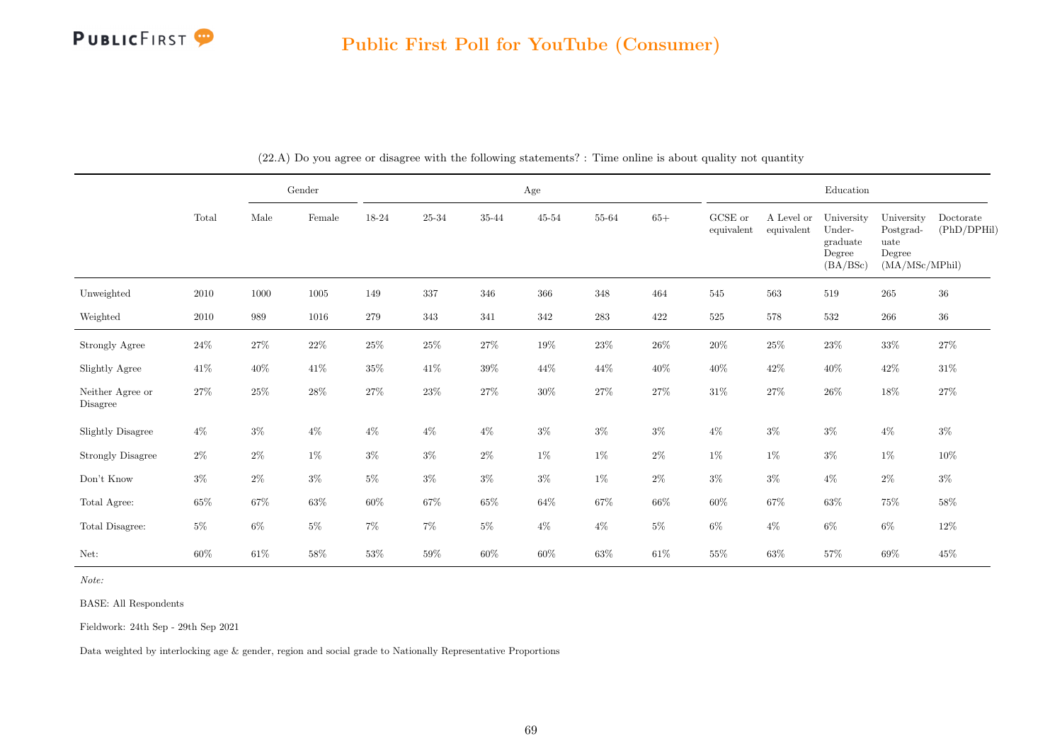## Public First Poll for YouTube (Consumer)

(22.A) Do you agree or disagree with the following statements? : Time online is about quality not quantity

| | Total | Gender | | Age | | | | | | Education | | | | |
|---|---|---|---|---|---|---|---|---|---|---|---|---|---|---|
| | | Male | Female | 18-24 | 25-34 | 35-44 | 45-54 | 55-64 | 65+ | GCSE or equivalent | A Level or equivalent | University Undergraduate Degree (BA/BSc) | University Postgraduate Degree (MA/MSc/MPhil) | Doctorate (PhD/DPHil) |
| Unweighted | 2010 | 1000 | 1005 | 149 | 337 | 346 | 366 | 348 | 464 | 545 | 563 | 519 | 265 | 36 |
| Weighted | 2010 | 989 | 1016 | 279 | 343 | 341 | 342 | 283 | 422 | 525 | 578 | 532 | 266 | 36 |
| Strongly Agree | 24% | 27% | 22% | 25% | 25% | 27% | 19% | 23% | 26% | 20% | 25% | 23% | 33% | 27% |
| Slightly Agree | 41% | 40% | 41% | 35% | 41% | 39% | 44% | 44% | 40% | 40% | 42% | 40% | 42% | 31% |
| Neither Agree or Disagree | 27% | 25% | 28% | 27% | 23% | 27% | 30% | 27% | 27% | 31% | 27% | 26% | 18% | 27% |
| Slightly Disagree | 4% | 3% | 4% | 4% | 4% | 4% | 3% | 3% | 3% | 4% | 3% | 3% | 4% | 3% |
| Strongly Disagree | 2% | 2% | 1% | 3% | 3% | 2% | 1% | 1% | 2% | 1% | 1% | 3% | 1% | 10% |
| Don't Know | 3% | 2% | 3% | 5% | 3% | 3% | 3% | 1% | 2% | 3% | 3% | 4% | 2% | 3% |
| Total Agree: | 65% | 67% | 63% | 60% | 67% | 65% | 64% | 67% | 66% | 60% | 67% | 63% | 75% | 58% |
| Total Disagree: | 5% | 6% | 5% | 7% | 7% | 5% | 4% | 4% | 5% | 6% | 4% | 6% | 6% | 12% |
| Net: | 60% | 61% | 58% | 53% | 59% | 60% | 60% | 63% | 61% | 55% | 63% | 57% | 69% | 45% |

*Note:*

BASE: All Respondents

Fieldwork: 24th Sep - 29th Sep 2021

Data weighted by interlocking age & gender, region and social grade to Nationally Representative Proportions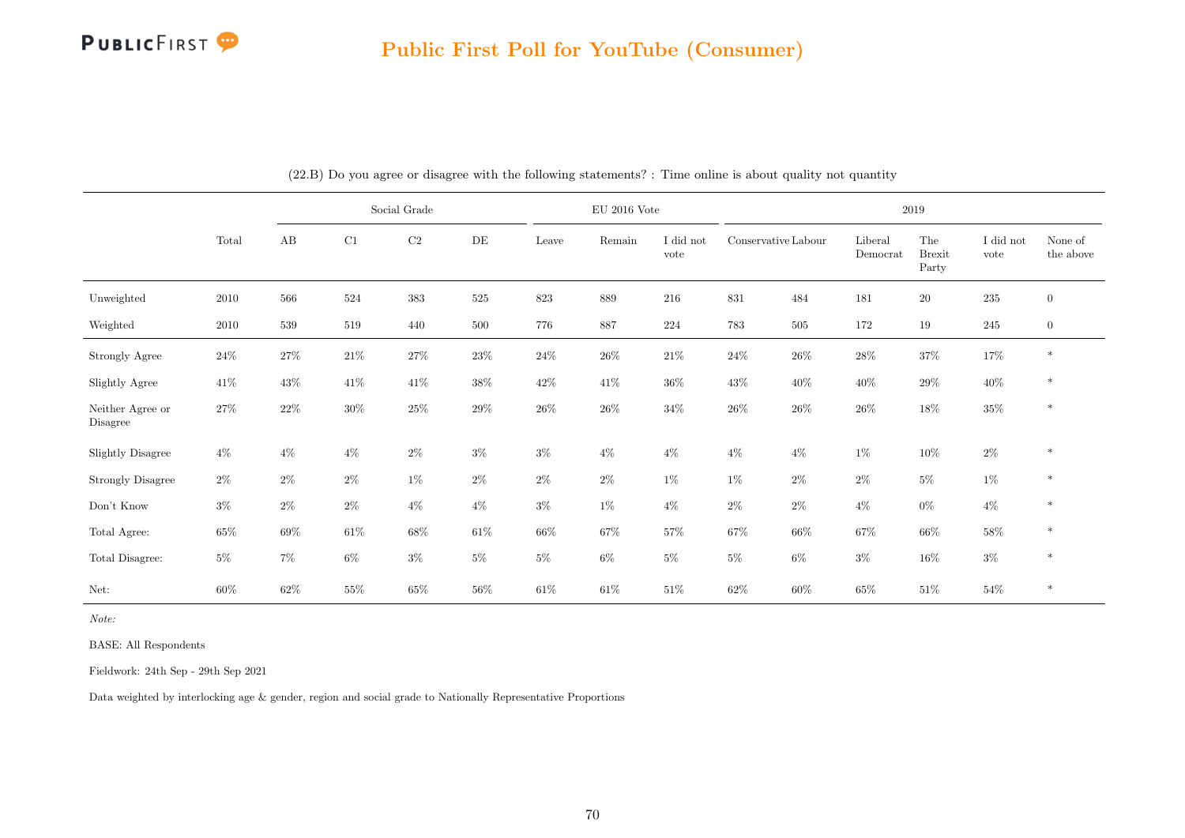## Public First Poll for YouTube (Consumer)

(22.B) Do you agree or disagree with the following statements? : Time online is about quality not quantity

| | Total | Social Grade | | | | EU 2016 Vote | | | 2019 | | | | | |
|---|---|---|---|---|---|---|---|---|---|---|---|---|---|---|
| | | AB | C1 | C2 | DE | Leave | Remain | I did not vote | Conservative | Labour | Liberal Democrat | The Brexit Party | I did not vote | None of the above |
| Unweighted | 2010 | 566 | 524 | 383 | 525 | 823 | 889 | 216 | 831 | 484 | 181 | 20 | 235 | 0 |
| Weighted | 2010 | 539 | 519 | 440 | 500 | 776 | 887 | 224 | 783 | 505 | 172 | 19 | 245 | 0 |
| Strongly Agree | 24% | 27% | 21% | 27% | 23% | 24% | 26% | 21% | 24% | 26% | 28% | 37% | 17% | * |
| Slightly Agree | 41% | 43% | 41% | 41% | 38% | 42% | 41% | 36% | 43% | 40% | 40% | 29% | 40% | * |
| Neither Agree or Disagree | 27% | 22% | 30% | 25% | 29% | 26% | 26% | 34% | 26% | 26% | 26% | 18% | 35% | * |
| Slightly Disagree | 4% | 4% | 4% | 2% | 3% | 3% | 4% | 4% | 4% | 4% | 1% | 10% | 2% | * |
| Strongly Disagree | 2% | 2% | 2% | 1% | 2% | 2% | 2% | 1% | 1% | 2% | 2% | 5% | 1% | * |
| Don't Know | 3% | 2% | 2% | 4% | 4% | 3% | 1% | 4% | 2% | 2% | 4% | 0% | 4% | * |
| Total Agree: | 65% | 69% | 61% | 68% | 61% | 66% | 67% | 57% | 67% | 66% | 67% | 66% | 58% | * |
| Total Disagree: | 5% | 7% | 6% | 3% | 5% | 5% | 6% | 5% | 5% | 6% | 3% | 16% | 3% | * |
| Net: | 60% | 62% | 55% | 65% | 56% | 61% | 61% | 51% | 62% | 60% | 65% | 51% | 54% | * |

*Note:*

BASE: All Respondents

Fieldwork: 24th Sep - 29th Sep 2021

Data weighted by interlocking age & gender, region and social grade to Nationally Representative Proportions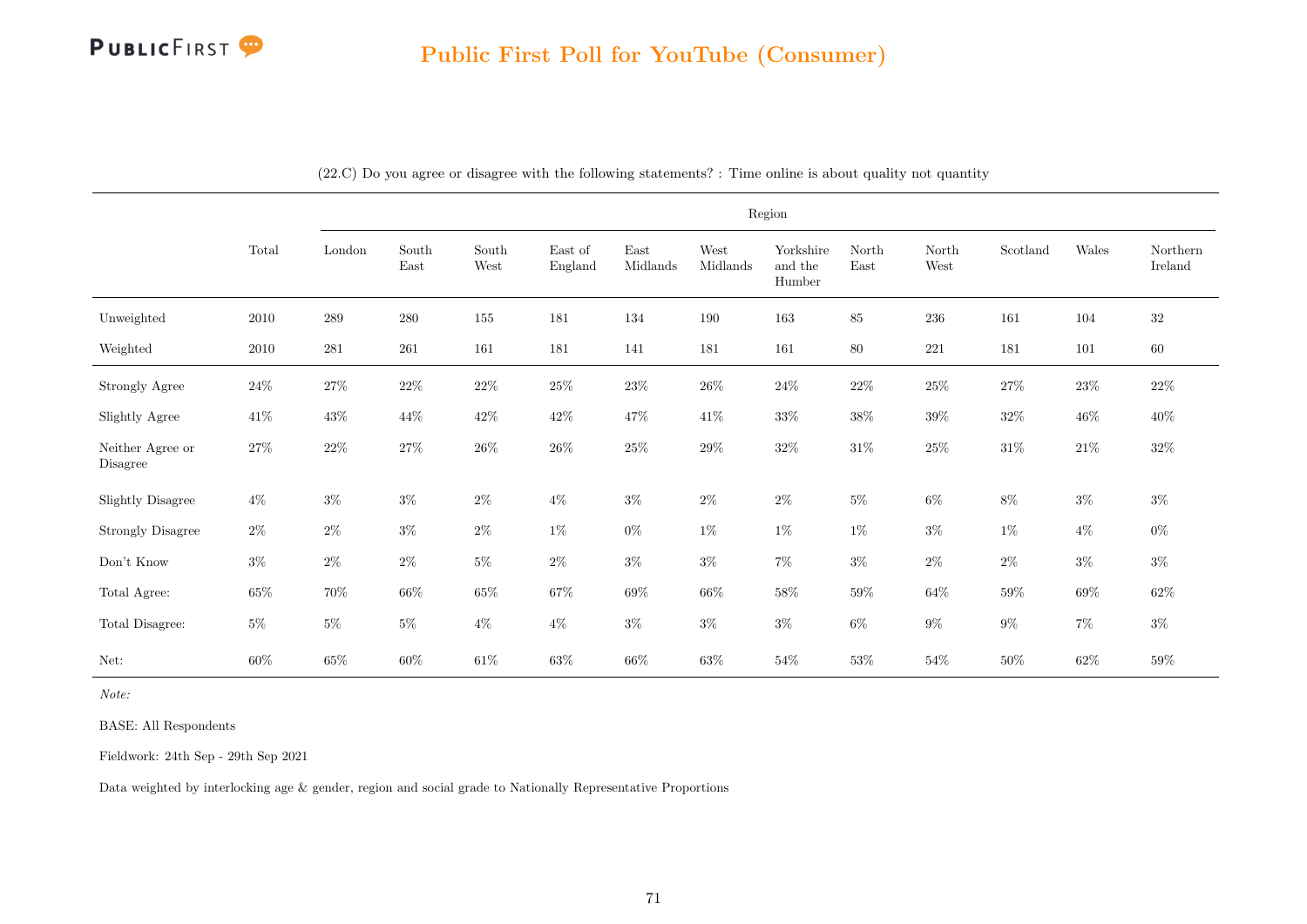## Public First Poll for YouTube (Consumer)

(22.C) Do you agree or disagree with the following statements? : Time online is about quality not quantity

| | Total | Region | | | | | | | | | | | |
|---|---|---|---|---|---|---|---|---|---|---|---|---|---|
| | | London | South East | South West | East of England | East Midlands | West Midlands | Yorkshire and the Humber | North East | North West | Scotland | Wales | Northern Ireland |
| Unweighted | 2010 | 289 | 280 | 155 | 181 | 134 | 190 | 163 | 85 | 236 | 161 | 104 | 32 |
| Weighted | 2010 | 281 | 261 | 161 | 181 | 141 | 181 | 161 | 80 | 221 | 181 | 101 | 60 |
| Strongly Agree | 24% | 27% | 22% | 22% | 25% | 23% | 26% | 24% | 22% | 25% | 27% | 23% | 22% |
| Slightly Agree | 41% | 43% | 44% | 42% | 42% | 47% | 41% | 33% | 38% | 39% | 32% | 46% | 40% |
| Neither Agree or Disagree | 27% | 22% | 27% | 26% | 26% | 25% | 29% | 32% | 31% | 25% | 31% | 21% | 32% |
| Slightly Disagree | 4% | 3% | 3% | 2% | 4% | 3% | 2% | 2% | 5% | 6% | 8% | 3% | 3% |
| Strongly Disagree | 2% | 2% | 3% | 2% | 1% | 0% | 1% | 1% | 1% | 3% | 1% | 4% | 0% |
| Don't Know | 3% | 2% | 2% | 5% | 2% | 3% | 3% | 7% | 3% | 2% | 2% | 3% | 3% |
| Total Agree: | 65% | 70% | 66% | 65% | 67% | 69% | 66% | 58% | 59% | 64% | 59% | 69% | 62% |
| Total Disagree: | 5% | 5% | 5% | 4% | 4% | 3% | 3% | 3% | 6% | 9% | 9% | 7% | 3% |
| Net: | 60% | 65% | 60% | 61% | 63% | 66% | 63% | 54% | 53% | 54% | 50% | 62% | 59% |

*Note:*

BASE: All Respondents

Fieldwork: 24th Sep - 29th Sep 2021

Data weighted by interlocking age & gender, region and social grade to Nationally Representative Proportions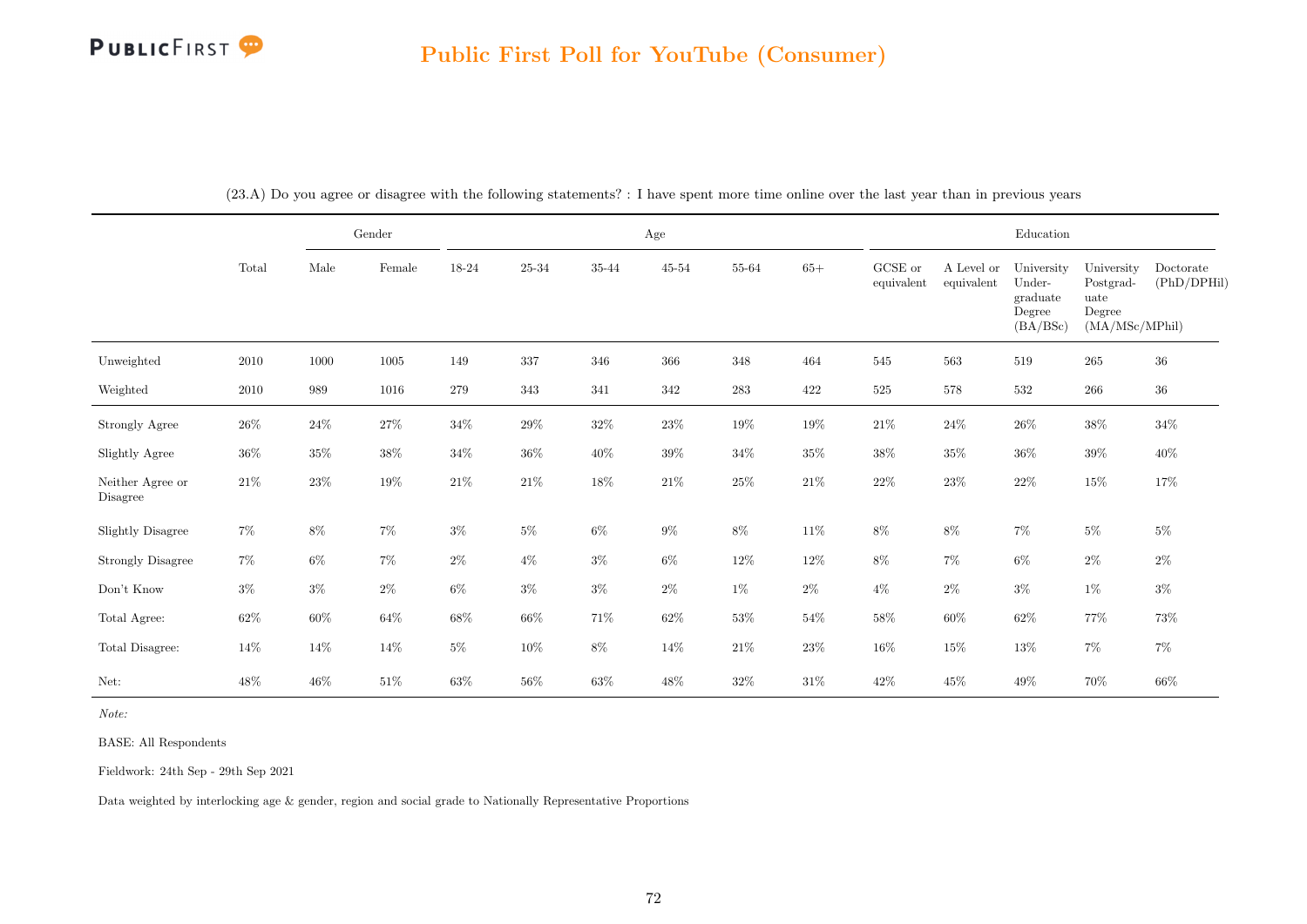# Public First Poll for YouTube (Consumer)

(23.A) Do you agree or disagree with the following statements? : I have spent more time online over the last year than in previous years

| | Total | Gender | | Age | | | | | | Education | | | | |
|---|---|---|---|---|---|---|---|---|---|---|---|---|---|---|
| | | Male | Female | 18-24 | 25-34 | 35-44 | 45-54 | 55-64 | 65+ | GCSE or equivalent | A Level or equivalent | University Under-graduate Degree (BA/BSc) | University Postgrad-uate Degree (MA/MSc/MPhil) | Doctorate (PhD/DPHil) |
| Unweighted | 2010 | 1000 | 1005 | 149 | 337 | 346 | 366 | 348 | 464 | 545 | 563 | 519 | 265 | 36 |
| Weighted | 2010 | 989 | 1016 | 279 | 343 | 341 | 342 | 283 | 422 | 525 | 578 | 532 | 266 | 36 |
| Strongly Agree | 26% | 24% | 27% | 34% | 29% | 32% | 23% | 19% | 19% | 21% | 24% | 26% | 38% | 34% |
| Slightly Agree | 36% | 35% | 38% | 34% | 36% | 40% | 39% | 34% | 35% | 38% | 35% | 36% | 39% | 40% |
| Neither Agree or Disagree | 21% | 23% | 19% | 21% | 21% | 18% | 21% | 25% | 21% | 22% | 23% | 22% | 15% | 17% |
| Slightly Disagree | 7% | 8% | 7% | 3% | 5% | 6% | 9% | 8% | 11% | 8% | 8% | 7% | 5% | 5% |
| Strongly Disagree | 7% | 6% | 7% | 2% | 4% | 3% | 6% | 12% | 12% | 8% | 7% | 6% | 2% | 2% |
| Don't Know | 3% | 3% | 2% | 6% | 3% | 3% | 2% | 1% | 2% | 4% | 2% | 3% | 1% | 3% |
| Total Agree: | 62% | 60% | 64% | 68% | 66% | 71% | 62% | 53% | 54% | 58% | 60% | 62% | 77% | 73% |
| Total Disagree: | 14% | 14% | 14% | 5% | 10% | 8% | 14% | 21% | 23% | 16% | 15% | 13% | 7% | 7% |
| Net: | 48% | 46% | 51% | 63% | 56% | 63% | 48% | 32% | 31% | 42% | 45% | 49% | 70% | 66% |

*Note:*

BASE: All Respondents

Fieldwork: 24th Sep - 29th Sep 2021

Data weighted by interlocking age & gender, region and social grade to Nationally Representative Proportions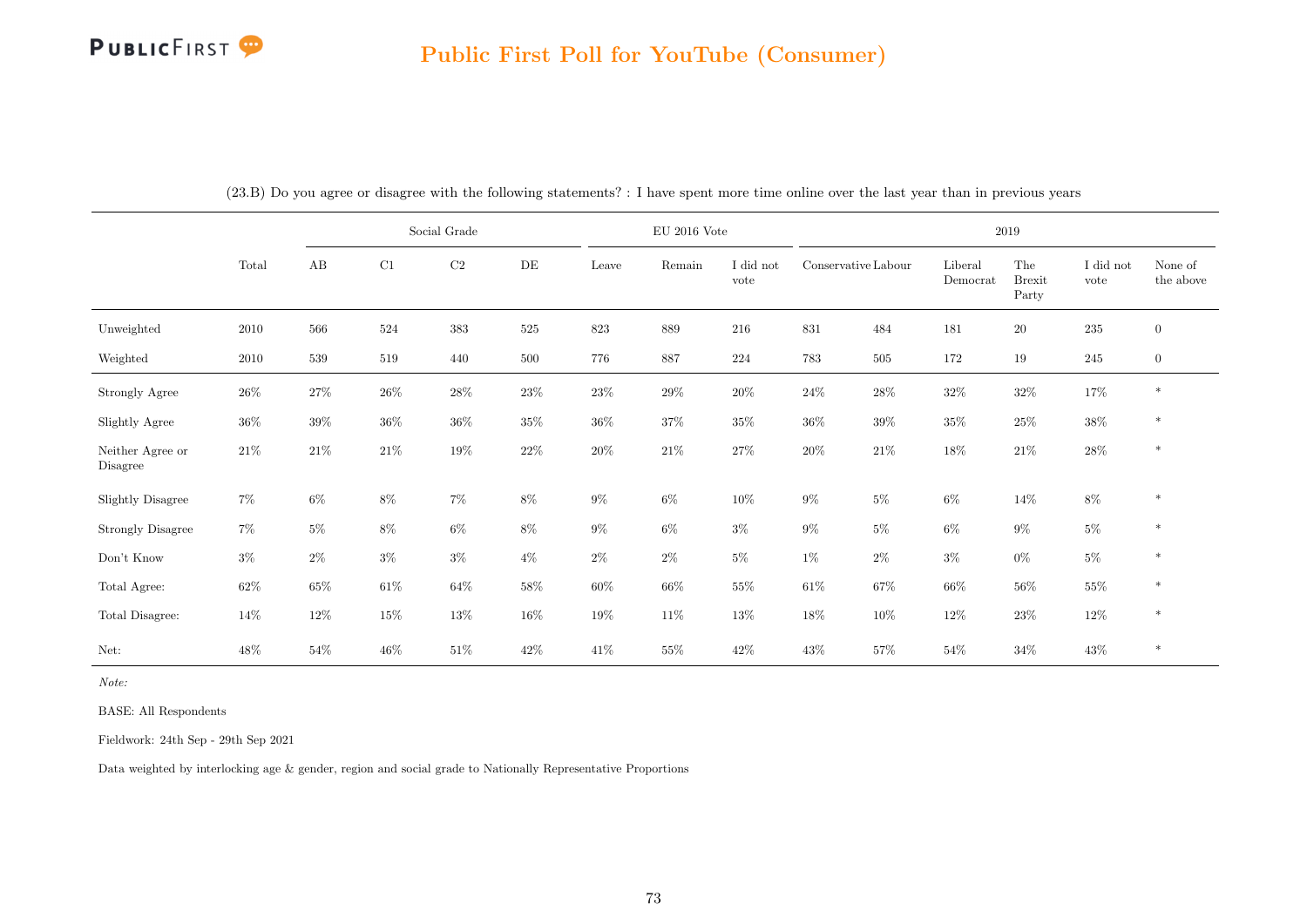## Public First Poll for YouTube (Consumer)

(23.B) Do you agree or disagree with the following statements? : I have spent more time online over the last year than in previous years

| | Total | Social Grade | | | | EU 2016 Vote | | | 2019 | | | | | |
|---|---|---|---|---|---|---|---|---|---|---|---|---|---|---|
| | | AB | C1 | C2 | DE | Leave | Remain | I did not vote | Conservative | Labour | Liberal Democrat | The Brexit Party | I did not vote | None of the above |
| Unweighted | 2010 | 566 | 524 | 383 | 525 | 823 | 889 | 216 | 831 | 484 | 181 | 20 | 235 | 0 |
| Weighted | 2010 | 539 | 519 | 440 | 500 | 776 | 887 | 224 | 783 | 505 | 172 | 19 | 245 | 0 |
| Strongly Agree | 26% | 27% | 26% | 28% | 23% | 23% | 29% | 20% | 24% | 28% | 32% | 32% | 17% | * |
| Slightly Agree | 36% | 39% | 36% | 36% | 35% | 36% | 37% | 35% | 36% | 39% | 35% | 25% | 38% | * |
| Neither Agree or Disagree | 21% | 21% | 21% | 19% | 22% | 20% | 21% | 27% | 20% | 21% | 18% | 21% | 28% | * |
| Slightly Disagree | 7% | 6% | 8% | 7% | 8% | 9% | 6% | 10% | 9% | 5% | 6% | 14% | 8% | * |
| Strongly Disagree | 7% | 5% | 8% | 6% | 8% | 9% | 6% | 3% | 9% | 5% | 6% | 9% | 5% | * |
| Don't Know | 3% | 2% | 3% | 3% | 4% | 2% | 2% | 5% | 1% | 2% | 3% | 0% | 5% | * |
| Total Agree: | 62% | 65% | 61% | 64% | 58% | 60% | 66% | 55% | 61% | 67% | 66% | 56% | 55% | * |
| Total Disagree: | 14% | 12% | 15% | 13% | 16% | 19% | 11% | 13% | 18% | 10% | 12% | 23% | 12% | * |
| Net: | 48% | 54% | 46% | 51% | 42% | 41% | 55% | 42% | 43% | 57% | 54% | 34% | 43% | * |

*Note:*

BASE: All Respondents

Fieldwork: 24th Sep - 29th Sep 2021

Data weighted by interlocking age & gender, region and social grade to Nationally Representative Proportions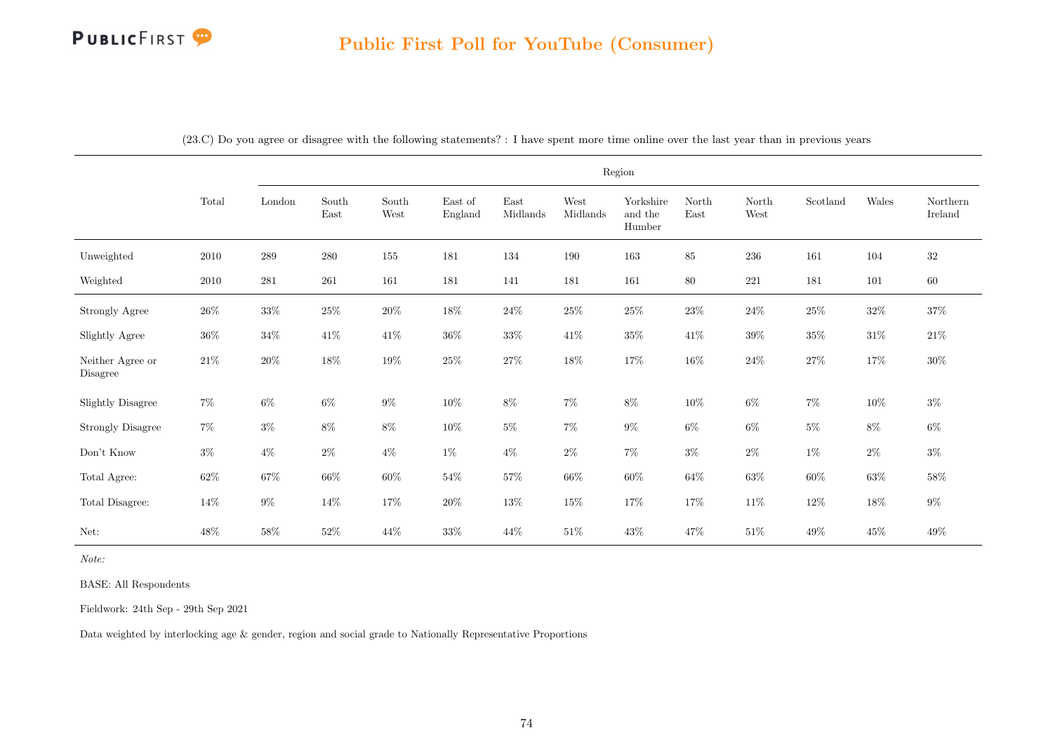# Public First Poll for YouTube (Consumer)

(23.C) Do you agree or disagree with the following statements? : I have spent more time online over the last year than in previous years

| | Total | Region | | | | | | | | | | | |
|---|---|---|---|---|---|---|---|---|---|---|---|---|---|
| | | London | South East | South West | East of England | East Midlands | West Midlands | Yorkshire and the Humber | North East | North West | Scotland | Wales | Northern Ireland |
| Unweighted | 2010 | 289 | 280 | 155 | 181 | 134 | 190 | 163 | 85 | 236 | 161 | 104 | 32 |
| Weighted | 2010 | 281 | 261 | 161 | 181 | 141 | 181 | 161 | 80 | 221 | 181 | 101 | 60 |
| Strongly Agree | 26% | 33% | 25% | 20% | 18% | 24% | 25% | 25% | 23% | 24% | 25% | 32% | 37% |
| Slightly Agree | 36% | 34% | 41% | 41% | 36% | 33% | 41% | 35% | 41% | 39% | 35% | 31% | 21% |
| Neither Agree or Disagree | 21% | 20% | 18% | 19% | 25% | 27% | 18% | 17% | 16% | 24% | 27% | 17% | 30% |
| Slightly Disagree | 7% | 6% | 6% | 9% | 10% | 8% | 7% | 8% | 10% | 6% | 7% | 10% | 3% |
| Strongly Disagree | 7% | 3% | 8% | 8% | 10% | 5% | 7% | 9% | 6% | 6% | 5% | 8% | 6% |
| Don't Know | 3% | 4% | 2% | 4% | 1% | 4% | 2% | 7% | 3% | 2% | 1% | 2% | 3% |
| Total Agree: | 62% | 67% | 66% | 60% | 54% | 57% | 66% | 60% | 64% | 63% | 60% | 63% | 58% |
| Total Disagree: | 14% | 9% | 14% | 17% | 20% | 13% | 15% | 17% | 17% | 11% | 12% | 18% | 9% |
| Net: | 48% | 58% | 52% | 44% | 33% | 44% | 51% | 43% | 47% | 51% | 49% | 45% | 49% |

*Note:*

BASE: All Respondents

Fieldwork: 24th Sep - 29th Sep 2021

Data weighted by interlocking age & gender, region and social grade to Nationally Representative Proportions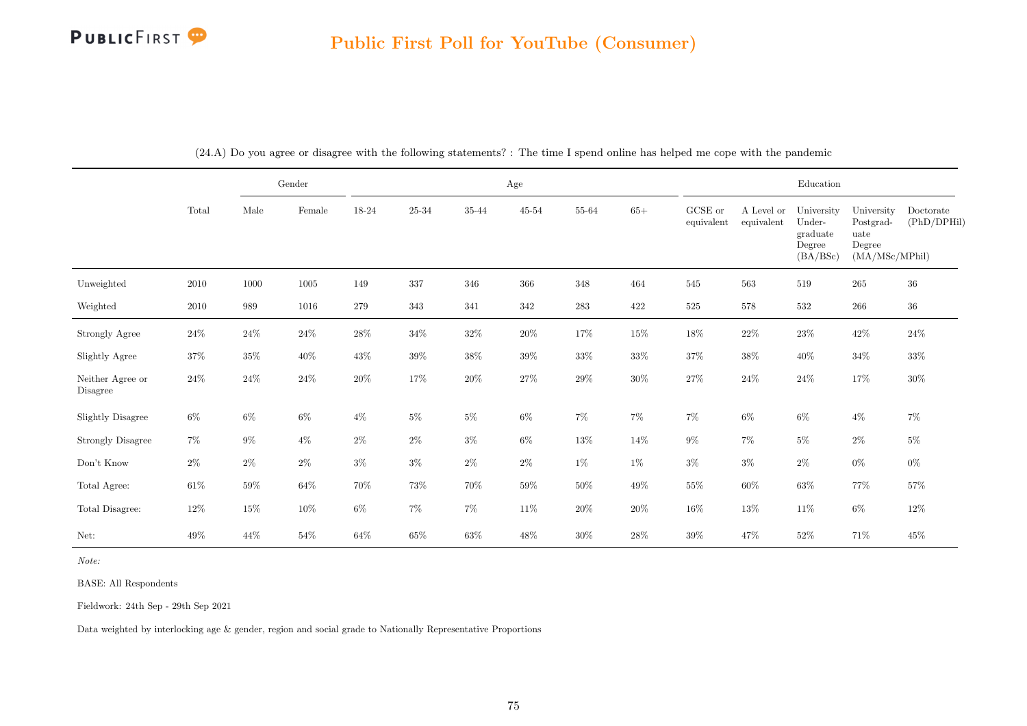# Public First Poll for YouTube (Consumer)

(24.A) Do you agree or disagree with the following statements? : The time I spend online has helped me cope with the pandemic

| | Total | Gender | | Age | | | | | | Education | | | | |
|---|---|---|---|---|---|---|---|---|---|---|---|---|---|---|
| | | Male | Female | 18-24 | 25-34 | 35-44 | 45-54 | 55-64 | 65+ | GCSE or equivalent | A Level or equivalent | University Under-graduate Degree (BA/BSc) | University Postgrad-uate Degree (MA/MSc/MPhil) | Doctorate (PhD/DPHil) |
| Unweighted | 2010 | 1000 | 1005 | 149 | 337 | 346 | 366 | 348 | 464 | 545 | 563 | 519 | 265 | 36 |
| Weighted | 2010 | 989 | 1016 | 279 | 343 | 341 | 342 | 283 | 422 | 525 | 578 | 532 | 266 | 36 |
| Strongly Agree | 24% | 24% | 24% | 28% | 34% | 32% | 20% | 17% | 15% | 18% | 22% | 23% | 42% | 24% |
| Slightly Agree | 37% | 35% | 40% | 43% | 39% | 38% | 39% | 33% | 33% | 37% | 38% | 40% | 34% | 33% |
| Neither Agree or Disagree | 24% | 24% | 24% | 20% | 17% | 20% | 27% | 29% | 30% | 27% | 24% | 24% | 17% | 30% |
| Slightly Disagree | 6% | 6% | 6% | 4% | 5% | 5% | 6% | 7% | 7% | 7% | 6% | 6% | 4% | 7% |
| Strongly Disagree | 7% | 9% | 4% | 2% | 2% | 3% | 6% | 13% | 14% | 9% | 7% | 5% | 2% | 5% |
| Don't Know | 2% | 2% | 2% | 3% | 3% | 2% | 2% | 1% | 1% | 3% | 3% | 2% | 0% | 0% |
| Total Agree: | 61% | 59% | 64% | 70% | 73% | 70% | 59% | 50% | 49% | 55% | 60% | 63% | 77% | 57% |
| Total Disagree: | 12% | 15% | 10% | 6% | 7% | 7% | 11% | 20% | 20% | 16% | 13% | 11% | 6% | 12% |
| Net: | 49% | 44% | 54% | 64% | 65% | 63% | 48% | 30% | 28% | 39% | 47% | 52% | 71% | 45% |

*Note:*

BASE: All Respondents

Fieldwork: 24th Sep - 29th Sep 2021

Data weighted by interlocking age & gender, region and social grade to Nationally Representative Proportions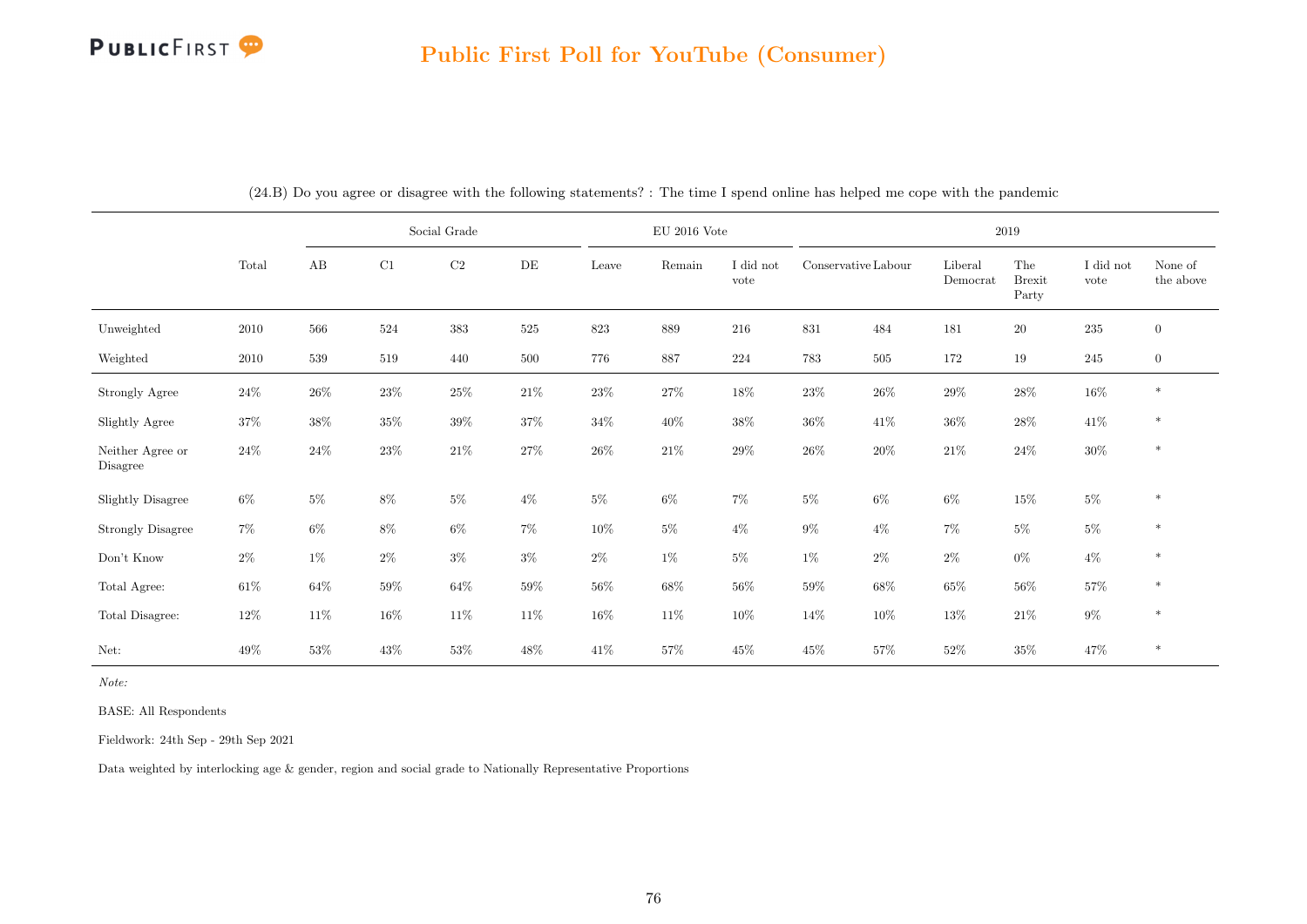## Public First Poll for YouTube (Consumer)

(24.B) Do you agree or disagree with the following statements? : The time I spend online has helped me cope with the pandemic

| | Total | Social Grade | | | | EU 2016 Vote | | | 2019 | | | | | |
|---|---|---|---|---|---|---|---|---|---|---|---|---|---|---|
| | | AB | C1 | C2 | DE | Leave | Remain | I did not vote | Conservative | Labour | Liberal Democrat | The Brexit Party | I did not vote | None of the above |
| Unweighted | 2010 | 566 | 524 | 383 | 525 | 823 | 889 | 216 | 831 | 484 | 181 | 20 | 235 | 0 |
| Weighted | 2010 | 539 | 519 | 440 | 500 | 776 | 887 | 224 | 783 | 505 | 172 | 19 | 245 | 0 |
| Strongly Agree | 24% | 26% | 23% | 25% | 21% | 23% | 27% | 18% | 23% | 26% | 29% | 28% | 16% | * |
| Slightly Agree | 37% | 38% | 35% | 39% | 37% | 34% | 40% | 38% | 36% | 41% | 36% | 28% | 41% | * |
| Neither Agree or Disagree | 24% | 24% | 23% | 21% | 27% | 26% | 21% | 29% | 26% | 20% | 21% | 24% | 30% | * |
| Slightly Disagree | 6% | 5% | 8% | 5% | 4% | 5% | 6% | 7% | 5% | 6% | 6% | 15% | 5% | * |
| Strongly Disagree | 7% | 6% | 8% | 6% | 7% | 10% | 5% | 4% | 9% | 4% | 7% | 5% | 5% | * |
| Don't Know | 2% | 1% | 2% | 3% | 3% | 2% | 1% | 5% | 1% | 2% | 2% | 0% | 4% | * |
| Total Agree: | 61% | 64% | 59% | 64% | 59% | 56% | 68% | 56% | 59% | 68% | 65% | 56% | 57% | * |
| Total Disagree: | 12% | 11% | 16% | 11% | 11% | 16% | 11% | 10% | 14% | 10% | 13% | 21% | 9% | * |
| Net: | 49% | 53% | 43% | 53% | 48% | 41% | 57% | 45% | 45% | 57% | 52% | 35% | 47% | * |

*Note:*

BASE: All Respondents

Fieldwork: 24th Sep - 29th Sep 2021

Data weighted by interlocking age & gender, region and social grade to Nationally Representative Proportions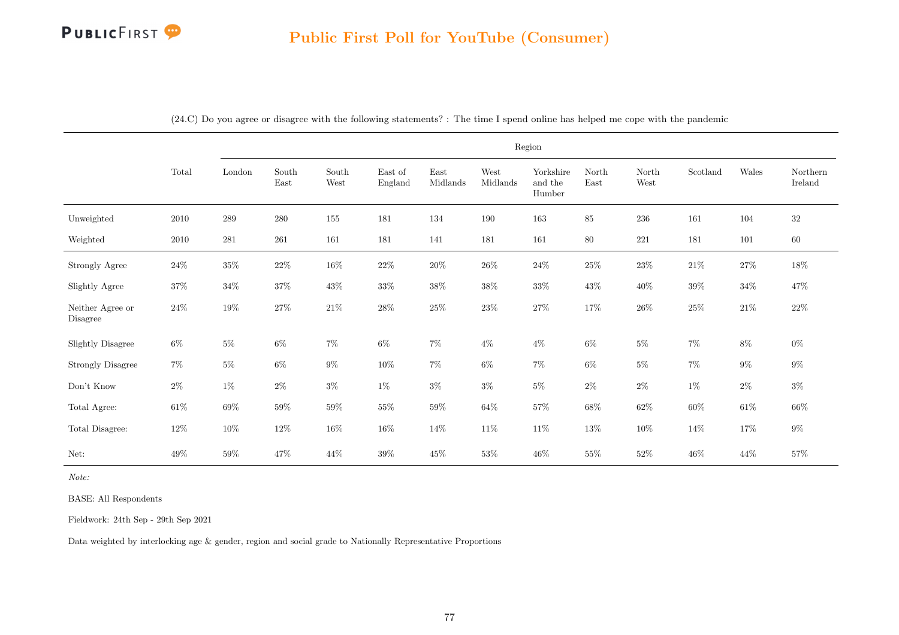# Public First Poll for YouTube (Consumer)

(24.C) Do you agree or disagree with the following statements? : The time I spend online has helped me cope with the pandemic

| | Total | Region | | | | | | | | | | | |
|---|---|---|---|---|---|---|---|---|---|---|---|---|---|
| | | London | South East | South West | East of England | East Midlands | West Midlands | Yorkshire and the Humber | North East | North West | Scotland | Wales | Northern Ireland |
| Unweighted | 2010 | 289 | 280 | 155 | 181 | 134 | 190 | 163 | 85 | 236 | 161 | 104 | 32 |
| Weighted | 2010 | 281 | 261 | 161 | 181 | 141 | 181 | 161 | 80 | 221 | 181 | 101 | 60 |
| Strongly Agree | 24% | 35% | 22% | 16% | 22% | 20% | 26% | 24% | 25% | 23% | 21% | 27% | 18% |
| Slightly Agree | 37% | 34% | 37% | 43% | 33% | 38% | 38% | 33% | 43% | 40% | 39% | 34% | 47% |
| Neither Agree or Disagree | 24% | 19% | 27% | 21% | 28% | 25% | 23% | 27% | 17% | 26% | 25% | 21% | 22% |
| Slightly Disagree | 6% | 5% | 6% | 7% | 6% | 7% | 4% | 4% | 6% | 5% | 7% | 8% | 0% |
| Strongly Disagree | 7% | 5% | 6% | 9% | 10% | 7% | 6% | 7% | 6% | 5% | 7% | 9% | 9% |
| Don't Know | 2% | 1% | 2% | 3% | 1% | 3% | 3% | 5% | 2% | 2% | 1% | 2% | 3% |
| Total Agree: | 61% | 69% | 59% | 59% | 55% | 59% | 64% | 57% | 68% | 62% | 60% | 61% | 66% |
| Total Disagree: | 12% | 10% | 12% | 16% | 16% | 14% | 11% | 11% | 13% | 10% | 14% | 17% | 9% |
| Net: | 49% | 59% | 47% | 44% | 39% | 45% | 53% | 46% | 55% | 52% | 46% | 44% | 57% |

*Note:*

BASE: All Respondents

Fieldwork: 24th Sep - 29th Sep 2021

Data weighted by interlocking age & gender, region and social grade to Nationally Representative Proportions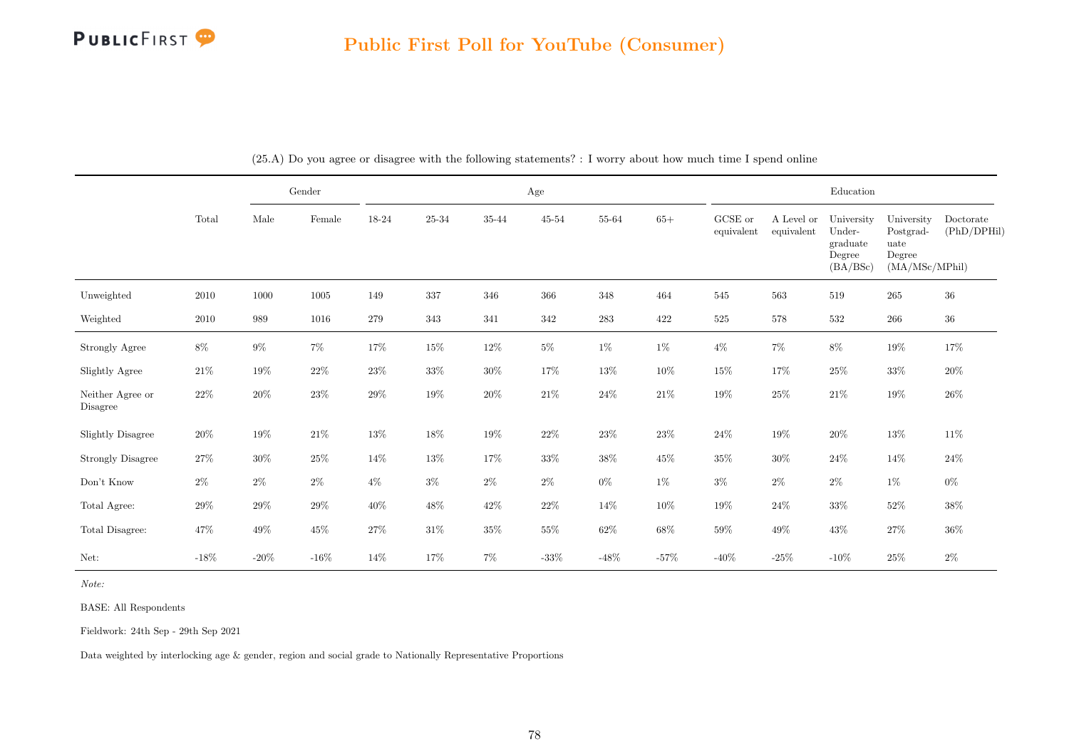# Public First Poll for YouTube (Consumer)

(25.A) Do you agree or disagree with the following statements? : I worry about how much time I spend online

| | Total | Gender | | Age | | | | | | Education | | | | |
|---|---|---|---|---|---|---|---|---|---|---|---|---|---|---|
| | | Male | Female | 18-24 | 25-34 | 35-44 | 45-54 | 55-64 | 65+ | GCSE or equivalent | A Level or equivalent | University Undergraduate Degree (BA/BSc) | University Postgraduate Degree (MA/MSc/MPhil) | Doctorate (PhD/DPHil) |
| Unweighted | 2010 | 1000 | 1005 | 149 | 337 | 346 | 366 | 348 | 464 | 545 | 563 | 519 | 265 | 36 |
| Weighted | 2010 | 989 | 1016 | 279 | 343 | 341 | 342 | 283 | 422 | 525 | 578 | 532 | 266 | 36 |
| Strongly Agree | 8% | 9% | 7% | 17% | 15% | 12% | 5% | 1% | 1% | 4% | 7% | 8% | 19% | 17% |
| Slightly Agree | 21% | 19% | 22% | 23% | 33% | 30% | 17% | 13% | 10% | 15% | 17% | 25% | 33% | 20% |
| Neither Agree or Disagree | 22% | 20% | 23% | 29% | 19% | 20% | 21% | 24% | 21% | 19% | 25% | 21% | 19% | 26% |
| Slightly Disagree | 20% | 19% | 21% | 13% | 18% | 19% | 22% | 23% | 23% | 24% | 19% | 20% | 13% | 11% |
| Strongly Disagree | 27% | 30% | 25% | 14% | 13% | 17% | 33% | 38% | 45% | 35% | 30% | 24% | 14% | 24% |
| Don't Know | 2% | 2% | 2% | 4% | 3% | 2% | 2% | 0% | 1% | 3% | 2% | 2% | 1% | 0% |
| Total Agree: | 29% | 29% | 29% | 40% | 48% | 42% | 22% | 14% | 10% | 19% | 24% | 33% | 52% | 38% |
| Total Disagree: | 47% | 49% | 45% | 27% | 31% | 35% | 55% | 62% | 68% | 59% | 49% | 43% | 27% | 36% |
| Net: | -18% | -20% | -16% | 14% | 17% | 7% | -33% | -48% | -57% | -40% | -25% | -10% | 25% | 2% |

*Note:*

BASE: All Respondents

Fieldwork: 24th Sep - 29th Sep 2021

Data weighted by interlocking age & gender, region and social grade to Nationally Representative Proportions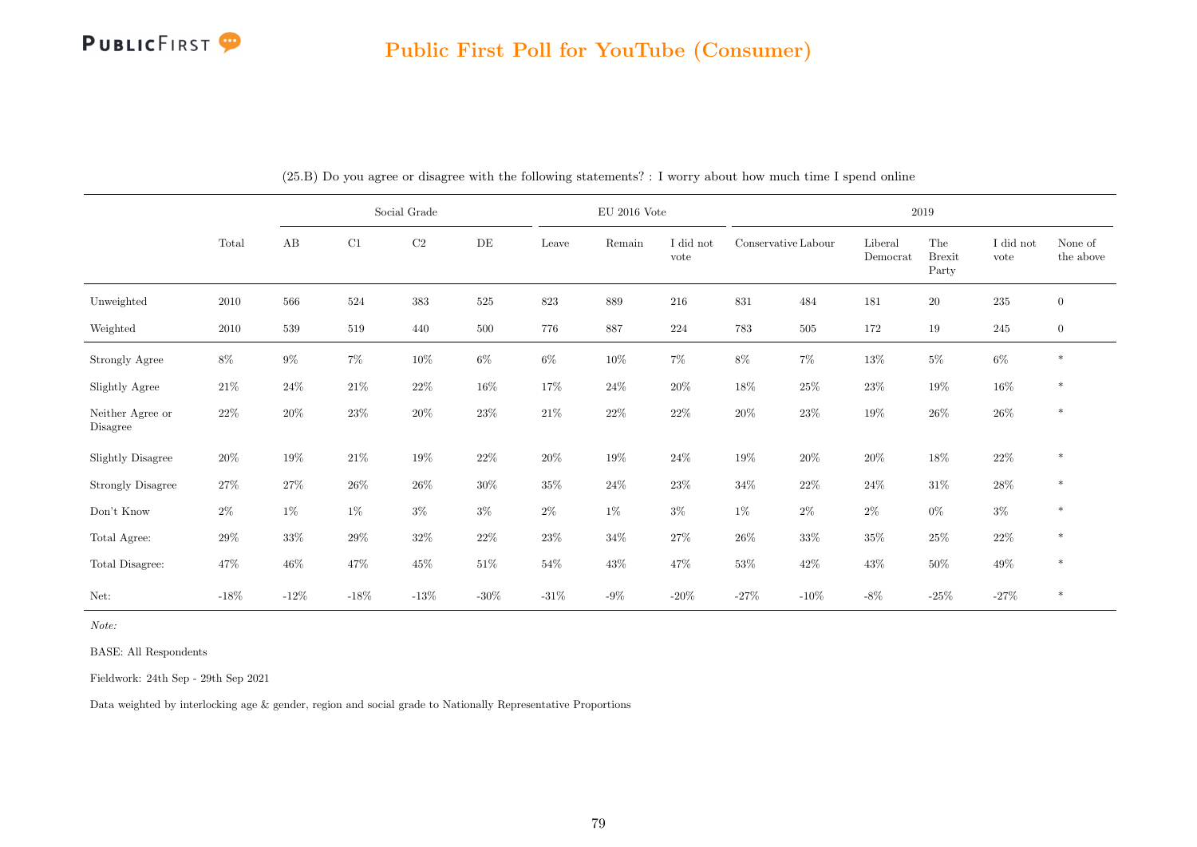## Public First Poll for YouTube (Consumer)

(25.B) Do you agree or disagree with the following statements? : I worry about how much time I spend online

| | Total | Social Grade | | | | EU 2016 Vote | | | 2019 | | | | | |
|---|---|---|---|---|---|---|---|---|---|---|---|---|---|---|
| | | AB | C1 | C2 | DE | Leave | Remain | I did not vote | Conservative | Labour | Liberal Democrat | The Brexit Party | I did not vote | None of the above |
| Unweighted | 2010 | 566 | 524 | 383 | 525 | 823 | 889 | 216 | 831 | 484 | 181 | 20 | 235 | 0 |
| Weighted | 2010 | 539 | 519 | 440 | 500 | 776 | 887 | 224 | 783 | 505 | 172 | 19 | 245 | 0 |
| Strongly Agree | 8% | 9% | 7% | 10% | 6% | 6% | 10% | 7% | 8% | 7% | 13% | 5% | 6% | * |
| Slightly Agree | 21% | 24% | 21% | 22% | 16% | 17% | 24% | 20% | 18% | 25% | 23% | 19% | 16% | * |
| Neither Agree or Disagree | 22% | 20% | 23% | 20% | 23% | 21% | 22% | 22% | 20% | 23% | 19% | 26% | 26% | * |
| Slightly Disagree | 20% | 19% | 21% | 19% | 22% | 20% | 19% | 24% | 19% | 20% | 20% | 18% | 22% | * |
| Strongly Disagree | 27% | 27% | 26% | 26% | 30% | 35% | 24% | 23% | 34% | 22% | 24% | 31% | 28% | * |
| Don't Know | 2% | 1% | 1% | 3% | 3% | 2% | 1% | 3% | 1% | 2% | 2% | 0% | 3% | * |
| Total Agree: | 29% | 33% | 29% | 32% | 22% | 23% | 34% | 27% | 26% | 33% | 35% | 25% | 22% | * |
| Total Disagree: | 47% | 46% | 47% | 45% | 51% | 54% | 43% | 47% | 53% | 42% | 43% | 50% | 49% | * |
| Net: | -18% | -12% | -18% | -13% | -30% | -31% | -9% | -20% | -27% | -10% | -8% | -25% | -27% | * |

*Note:*

BASE: All Respondents

Fieldwork: 24th Sep - 29th Sep 2021

Data weighted by interlocking age & gender, region and social grade to Nationally Representative Proportions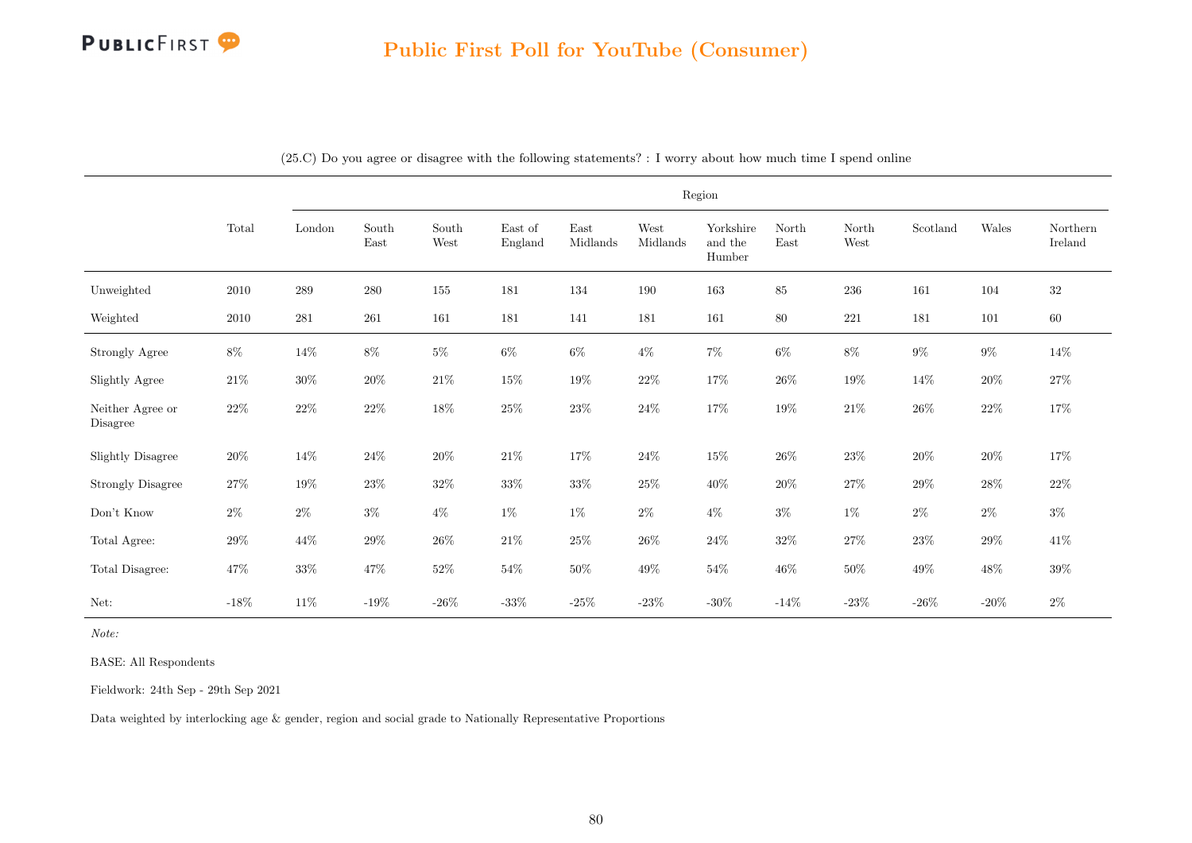# Public First Poll for YouTube (Consumer)

(25.C) Do you agree or disagree with the following statements? : I worry about how much time I spend online

| | Total | Region | | | | | | | | | | | |
|---|---|---|---|---|---|---|---|---|---|---|---|---|---|
| | | London | South East | South West | East of England | East Midlands | West Midlands | Yorkshire and the Humber | North East | North West | Scotland | Wales | Northern Ireland |
| Unweighted | 2010 | 289 | 280 | 155 | 181 | 134 | 190 | 163 | 85 | 236 | 161 | 104 | 32 |
| Weighted | 2010 | 281 | 261 | 161 | 181 | 141 | 181 | 161 | 80 | 221 | 181 | 101 | 60 |
| Strongly Agree | 8% | 14% | 8% | 5% | 6% | 6% | 4% | 7% | 6% | 8% | 9% | 9% | 14% |
| Slightly Agree | 21% | 30% | 20% | 21% | 15% | 19% | 22% | 17% | 26% | 19% | 14% | 20% | 27% |
| Neither Agree or Disagree | 22% | 22% | 22% | 18% | 25% | 23% | 24% | 17% | 19% | 21% | 26% | 22% | 17% |
| Slightly Disagree | 20% | 14% | 24% | 20% | 21% | 17% | 24% | 15% | 26% | 23% | 20% | 20% | 17% |
| Strongly Disagree | 27% | 19% | 23% | 32% | 33% | 33% | 25% | 40% | 20% | 27% | 29% | 28% | 22% |
| Don't Know | 2% | 2% | 3% | 4% | 1% | 1% | 2% | 4% | 3% | 1% | 2% | 2% | 3% |
| Total Agree: | 29% | 44% | 29% | 26% | 21% | 25% | 26% | 24% | 32% | 27% | 23% | 29% | 41% |
| Total Disagree: | 47% | 33% | 47% | 52% | 54% | 50% | 49% | 54% | 46% | 50% | 49% | 48% | 39% |
| Net: | -18% | 11% | -19% | -26% | -33% | -25% | -23% | -30% | -14% | -23% | -26% | -20% | 2% |

*Note:*

BASE: All Respondents

Fieldwork: 24th Sep - 29th Sep 2021

Data weighted by interlocking age & gender, region and social grade to Nationally Representative Proportions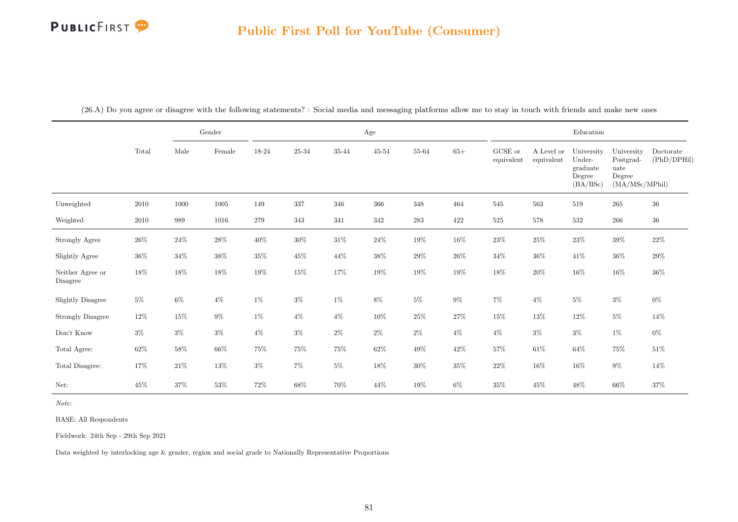(26.A) Do you agree or disagree with the following statements? : Social media and messaging platforms allow me to stay in touch with friends and make new ones

| | Total | Gender | | Age | | | | | | Education | | | | |
|---|---|---|---|---|---|---|---|---|---|---|---|---|---|---|
| | | Male | Female | 18-24 | 25-34 | 35-44 | 45-54 | 55-64 | 65+ | GCSE or equivalent | A Level or equivalent | University Under-graduate Degree (BA/BSc) | University Postgrad-uate Degree (MA/MSc/MPhil) | Doctorate (PhD/DPHil) |
| Unweighted | 2010 | 1000 | 1005 | 149 | 337 | 346 | 366 | 348 | 464 | 545 | 563 | 519 | 265 | 36 |
| Weighted | 2010 | 989 | 1016 | 279 | 343 | 341 | 342 | 283 | 422 | 525 | 578 | 532 | 266 | 36 |
| Strongly Agree | 26% | 24% | 28% | 40% | 30% | 31% | 24% | 19% | 16% | 23% | 25% | 23% | 39% | 22% |
| Slightly Agree | 36% | 34% | 38% | 35% | 45% | 44% | 38% | 29% | 26% | 34% | 36% | 41% | 36% | 29% |
| Neither Agree or Disagree | 18% | 18% | 18% | 19% | 15% | 17% | 19% | 19% | 19% | 18% | 20% | 16% | 16% | 36% |
| Slightly Disagree | 5% | 6% | 4% | 1% | 3% | 1% | 8% | 5% | 9% | 7% | 4% | 5% | 3% | 0% |
| Strongly Disagree | 12% | 15% | 9% | 1% | 4% | 4% | 10% | 25% | 27% | 15% | 13% | 12% | 5% | 14% |
| Don't Know | 3% | 3% | 3% | 4% | 3% | 2% | 2% | 2% | 4% | 4% | 3% | 3% | 1% | 0% |
| Total Agree: | 62% | 58% | 66% | 75% | 75% | 75% | 62% | 49% | 42% | 57% | 61% | 64% | 75% | 51% |
| Total Disagree: | 17% | 21% | 13% | 3% | 7% | 5% | 18% | 30% | 35% | 22% | 16% | 16% | 9% | 14% |
| Net: | 45% | 37% | 53% | 72% | 68% | 70% | 44% | 19% | 6% | 35% | 45% | 48% | 66% | 37% |

*Note:*

BASE: All Respondents

Fieldwork: 24th Sep - 29th Sep 2021

Data weighted by interlocking age & gender, region and social grade to Nationally Representative Proportions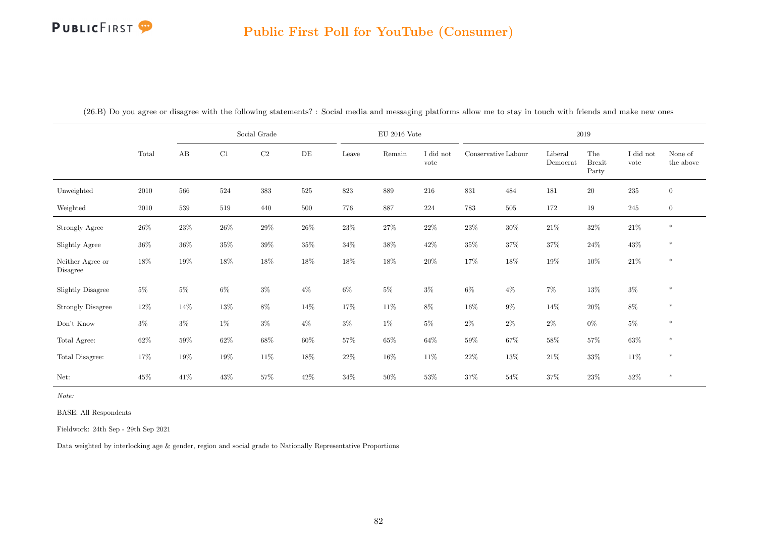## Public First Poll for YouTube (Consumer)

(26.B) Do you agree or disagree with the following statements? : Social media and messaging platforms allow me to stay in touch with friends and make new ones

| | Total | Social Grade | | | | EU 2016 Vote | | | 2019 | | | | | |
|---|---|---|---|---|---|---|---|---|---|---|---|---|---|---|
| | | AB | C1 | C2 | DE | Leave | Remain | I did not vote | Conservative | Labour | Liberal Democrat | The Brexit Party | I did not vote | None of the above |
| Unweighted | 2010 | 566 | 524 | 383 | 525 | 823 | 889 | 216 | 831 | 484 | 181 | 20 | 235 | 0 |
| Weighted | 2010 | 539 | 519 | 440 | 500 | 776 | 887 | 224 | 783 | 505 | 172 | 19 | 245 | 0 |
| Strongly Agree | 26% | 23% | 26% | 29% | 26% | 23% | 27% | 22% | 23% | 30% | 21% | 32% | 21% | * |
| Slightly Agree | 36% | 36% | 35% | 39% | 35% | 34% | 38% | 42% | 35% | 37% | 37% | 24% | 43% | * |
| Neither Agree or Disagree | 18% | 19% | 18% | 18% | 18% | 18% | 18% | 20% | 17% | 18% | 19% | 10% | 21% | * |
| Slightly Disagree | 5% | 5% | 6% | 3% | 4% | 6% | 5% | 3% | 6% | 4% | 7% | 13% | 3% | * |
| Strongly Disagree | 12% | 14% | 13% | 8% | 14% | 17% | 11% | 8% | 16% | 9% | 14% | 20% | 8% | * |
| Don't Know | 3% | 3% | 1% | 3% | 4% | 3% | 1% | 5% | 2% | 2% | 2% | 0% | 5% | * |
| Total Agree: | 62% | 59% | 62% | 68% | 60% | 57% | 65% | 64% | 59% | 67% | 58% | 57% | 63% | * |
| Total Disagree: | 17% | 19% | 19% | 11% | 18% | 22% | 16% | 11% | 22% | 13% | 21% | 33% | 11% | * |
| Net: | 45% | 41% | 43% | 57% | 42% | 34% | 50% | 53% | 37% | 54% | 37% | 23% | 52% | * |

*Note:*

BASE: All Respondents

Fieldwork: 24th Sep - 29th Sep 2021

Data weighted by interlocking age & gender, region and social grade to Nationally Representative Proportions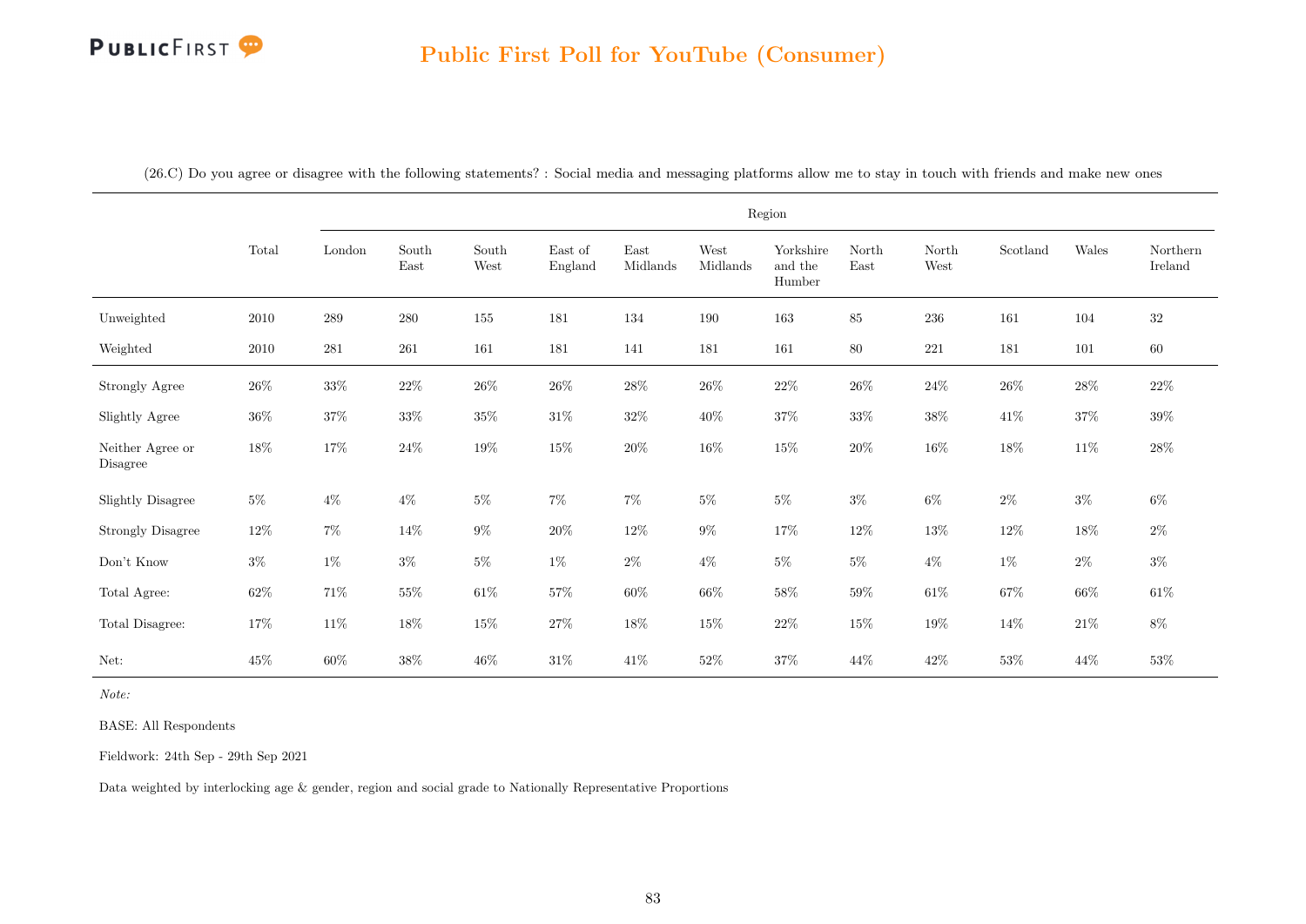# Public First Poll for YouTube (Consumer)

(26.C) Do you agree or disagree with the following statements? : Social media and messaging platforms allow me to stay in touch with friends and make new ones

| | Total | Region | | | | | | | | | | | |
|---|---|---|---|---|---|---|---|---|---|---|---|---|---|
| | | London | South East | South West | East of England | East Midlands | West Midlands | Yorkshire and the Humber | North East | North West | Scotland | Wales | Northern Ireland |
| Unweighted | 2010 | 289 | 280 | 155 | 181 | 134 | 190 | 163 | 85 | 236 | 161 | 104 | 32 |
| Weighted | 2010 | 281 | 261 | 161 | 181 | 141 | 181 | 161 | 80 | 221 | 181 | 101 | 60 |
| Strongly Agree | 26% | 33% | 22% | 26% | 26% | 28% | 26% | 22% | 26% | 24% | 26% | 28% | 22% |
| Slightly Agree | 36% | 37% | 33% | 35% | 31% | 32% | 40% | 37% | 33% | 38% | 41% | 37% | 39% |
| Neither Agree or Disagree | 18% | 17% | 24% | 19% | 15% | 20% | 16% | 15% | 20% | 16% | 18% | 11% | 28% |
| Slightly Disagree | 5% | 4% | 4% | 5% | 7% | 7% | 5% | 5% | 3% | 6% | 2% | 3% | 6% |
| Strongly Disagree | 12% | 7% | 14% | 9% | 20% | 12% | 9% | 17% | 12% | 13% | 12% | 18% | 2% |
| Don't Know | 3% | 1% | 3% | 5% | 1% | 2% | 4% | 5% | 5% | 4% | 1% | 2% | 3% |
| Total Agree: | 62% | 71% | 55% | 61% | 57% | 60% | 66% | 58% | 59% | 61% | 67% | 66% | 61% |
| Total Disagree: | 17% | 11% | 18% | 15% | 27% | 18% | 15% | 22% | 15% | 19% | 14% | 21% | 8% |
| Net: | 45% | 60% | 38% | 46% | 31% | 41% | 52% | 37% | 44% | 42% | 53% | 44% | 53% |

*Note:*

BASE: All Respondents

Fieldwork: 24th Sep - 29th Sep 2021

Data weighted by interlocking age & gender, region and social grade to Nationally Representative Proportions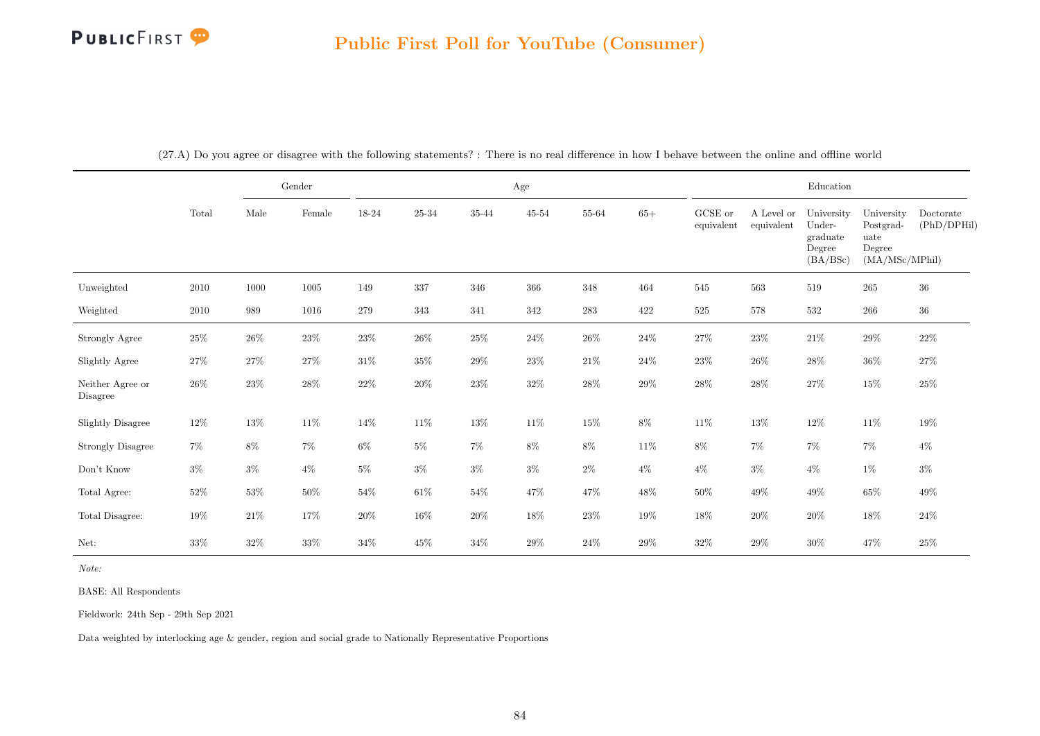## Public First Poll for YouTube (Consumer)

(27.A) Do you agree or disagree with the following statements? : There is no real difference in how I behave between the online and offline world

| | Total | Gender | | Age | | | | | | Education | | | | |
|---|---|---|---|---|---|---|---|---|---|---|---|---|---|---|
| | | Male | Female | 18-24 | 25-34 | 35-44 | 45-54 | 55-64 | 65+ | GCSE or equivalent | A Level or equivalent | University Under-graduate Degree (BA/BSc) | University Postgrad-uate Degree (MA/MSc/MPhil) | Doctorate (PhD/DPHil) |
| Unweighted | 2010 | 1000 | 1005 | 149 | 337 | 346 | 366 | 348 | 464 | 545 | 563 | 519 | 265 | 36 |
| Weighted | 2010 | 989 | 1016 | 279 | 343 | 341 | 342 | 283 | 422 | 525 | 578 | 532 | 266 | 36 |
| Strongly Agree | 25% | 26% | 23% | 23% | 26% | 25% | 24% | 26% | 24% | 27% | 23% | 21% | 29% | 22% |
| Slightly Agree | 27% | 27% | 27% | 31% | 35% | 29% | 23% | 21% | 24% | 23% | 26% | 28% | 36% | 27% |
| Neither Agree or Disagree | 26% | 23% | 28% | 22% | 20% | 23% | 32% | 28% | 29% | 28% | 28% | 27% | 15% | 25% |
| Slightly Disagree | 12% | 13% | 11% | 14% | 11% | 13% | 11% | 15% | 8% | 11% | 13% | 12% | 11% | 19% |
| Strongly Disagree | 7% | 8% | 7% | 6% | 5% | 7% | 8% | 8% | 11% | 8% | 7% | 7% | 7% | 4% |
| Don't Know | 3% | 3% | 4% | 5% | 3% | 3% | 3% | 2% | 4% | 4% | 3% | 4% | 1% | 3% |
| Total Agree: | 52% | 53% | 50% | 54% | 61% | 54% | 47% | 47% | 48% | 50% | 49% | 49% | 65% | 49% |
| Total Disagree: | 19% | 21% | 17% | 20% | 16% | 20% | 18% | 23% | 19% | 18% | 20% | 20% | 18% | 24% |
| Net: | 33% | 32% | 33% | 34% | 45% | 34% | 29% | 24% | 29% | 32% | 29% | 30% | 47% | 25% |

*Note:*

BASE: All Respondents

Fieldwork: 24th Sep - 29th Sep 2021

Data weighted by interlocking age & gender, region and social grade to Nationally Representative Proportions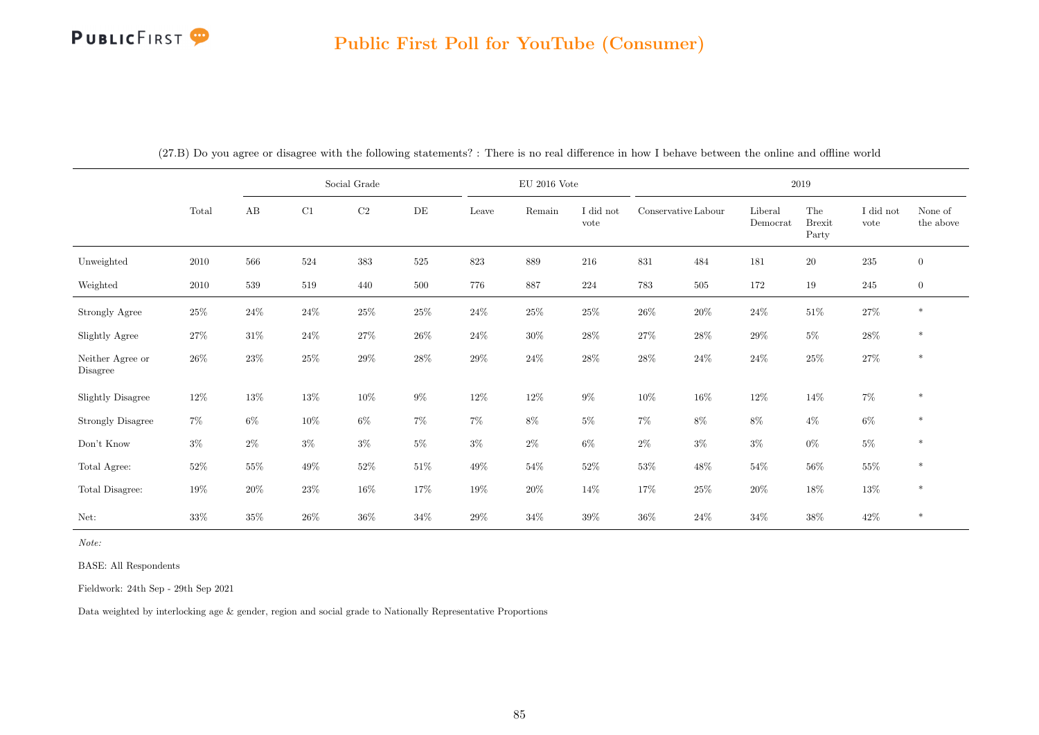## Public First Poll for YouTube (Consumer)

(27.B) Do you agree or disagree with the following statements? : There is no real difference in how I behave between the online and offline world

| | Total | Social Grade | | | | EU 2016 Vote | | | 2019 | | | | | |
|---|---|---|---|---|---|---|---|---|---|---|---|---|---|---|
| | | AB | C1 | C2 | DE | Leave | Remain | I did not vote | Conservative | Labour | Liberal Democrat | The Brexit Party | I did not vote | None of the above |
| Unweighted | 2010 | 566 | 524 | 383 | 525 | 823 | 889 | 216 | 831 | 484 | 181 | 20 | 235 | 0 |
| Weighted | 2010 | 539 | 519 | 440 | 500 | 776 | 887 | 224 | 783 | 505 | 172 | 19 | 245 | 0 |
| Strongly Agree | 25% | 24% | 24% | 25% | 25% | 24% | 25% | 25% | 26% | 20% | 24% | 51% | 27% | * |
| Slightly Agree | 27% | 31% | 24% | 27% | 26% | 24% | 30% | 28% | 27% | 28% | 29% | 5% | 28% | * |
| Neither Agree or Disagree | 26% | 23% | 25% | 29% | 28% | 29% | 24% | 28% | 28% | 24% | 24% | 25% | 27% | * |
| Slightly Disagree | 12% | 13% | 13% | 10% | 9% | 12% | 12% | 9% | 10% | 16% | 12% | 14% | 7% | * |
| Strongly Disagree | 7% | 6% | 10% | 6% | 7% | 7% | 8% | 5% | 7% | 8% | 8% | 4% | 6% | * |
| Don't Know | 3% | 2% | 3% | 3% | 5% | 3% | 2% | 6% | 2% | 3% | 3% | 0% | 5% | * |
| Total Agree: | 52% | 55% | 49% | 52% | 51% | 49% | 54% | 52% | 53% | 48% | 54% | 56% | 55% | * |
| Total Disagree: | 19% | 20% | 23% | 16% | 17% | 19% | 20% | 14% | 17% | 25% | 20% | 18% | 13% | * |
| Net: | 33% | 35% | 26% | 36% | 34% | 29% | 34% | 39% | 36% | 24% | 34% | 38% | 42% | * |

*Note:*

BASE: All Respondents

Fieldwork: 24th Sep - 29th Sep 2021

Data weighted by interlocking age & gender, region and social grade to Nationally Representative Proportions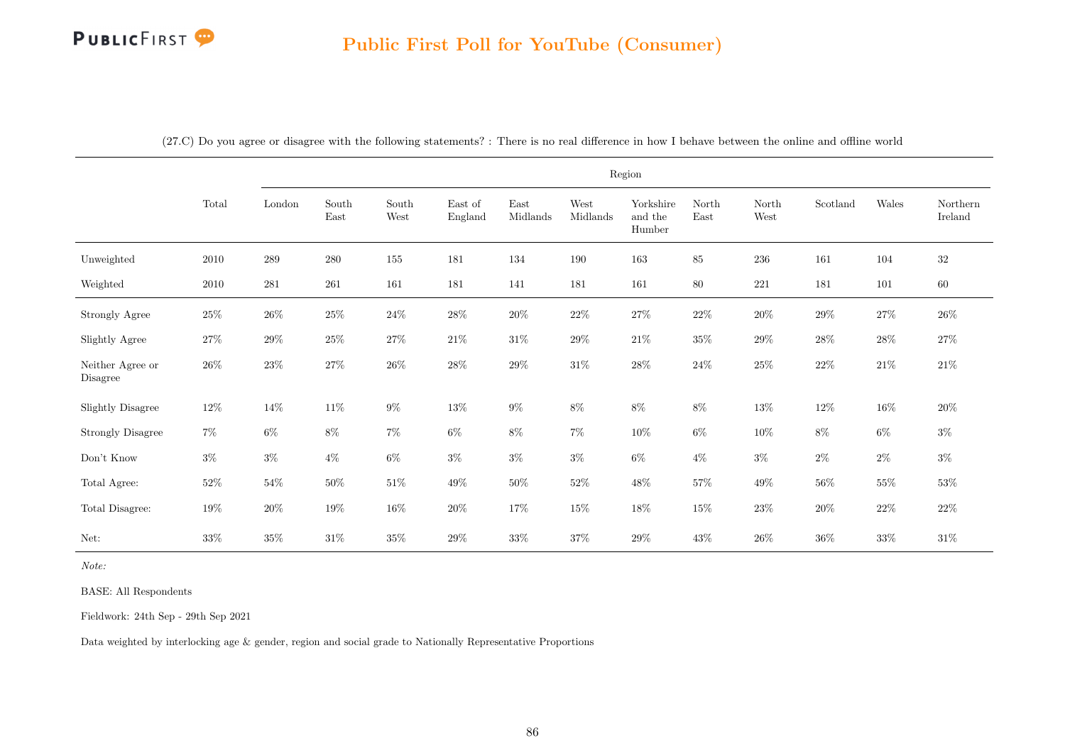# Public First Poll for YouTube (Consumer)

(27.C) Do you agree or disagree with the following statements? : There is no real difference in how I behave between the online and offline world

| | Total | Region | | | | | | | | | | | |
|---|---|---|---|---|---|---|---|---|---|---|---|---|---|
| | | London | South East | South West | East of England | East Midlands | West Midlands | Yorkshire and the Humber | North East | North West | Scotland | Wales | Northern Ireland |
| Unweighted | 2010 | 289 | 280 | 155 | 181 | 134 | 190 | 163 | 85 | 236 | 161 | 104 | 32 |
| Weighted | 2010 | 281 | 261 | 161 | 181 | 141 | 181 | 161 | 80 | 221 | 181 | 101 | 60 |
| Strongly Agree | 25% | 26% | 25% | 24% | 28% | 20% | 22% | 27% | 22% | 20% | 29% | 27% | 26% |
| Slightly Agree | 27% | 29% | 25% | 27% | 21% | 31% | 29% | 21% | 35% | 29% | 28% | 28% | 27% |
| Neither Agree or Disagree | 26% | 23% | 27% | 26% | 28% | 29% | 31% | 28% | 24% | 25% | 22% | 21% | 21% |
| Slightly Disagree | 12% | 14% | 11% | 9% | 13% | 9% | 8% | 8% | 8% | 13% | 12% | 16% | 20% |
| Strongly Disagree | 7% | 6% | 8% | 7% | 6% | 8% | 7% | 10% | 6% | 10% | 8% | 6% | 3% |
| Don't Know | 3% | 3% | 4% | 6% | 3% | 3% | 3% | 6% | 4% | 3% | 2% | 2% | 3% |
| Total Agree: | 52% | 54% | 50% | 51% | 49% | 50% | 52% | 48% | 57% | 49% | 56% | 55% | 53% |
| Total Disagree: | 19% | 20% | 19% | 16% | 20% | 17% | 15% | 18% | 15% | 23% | 20% | 22% | 22% |
| Net: | 33% | 35% | 31% | 35% | 29% | 33% | 37% | 29% | 43% | 26% | 36% | 33% | 31% |

*Note:*

BASE: All Respondents

Fieldwork: 24th Sep - 29th Sep 2021

Data weighted by interlocking age & gender, region and social grade to Nationally Representative Proportions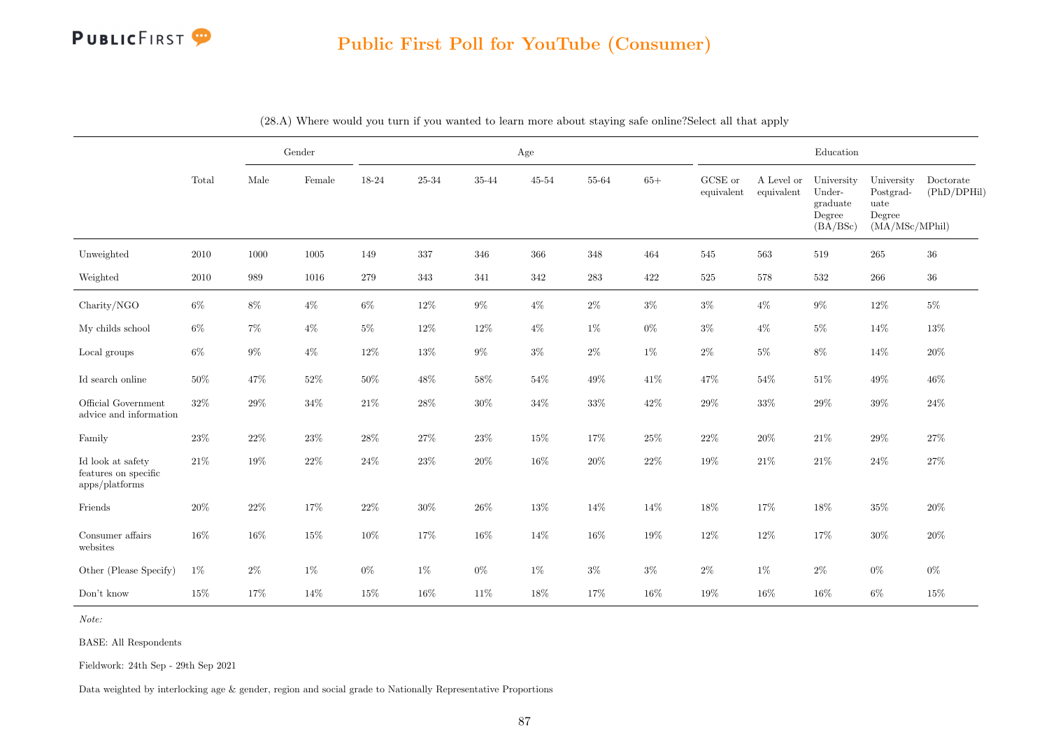## Public First Poll for YouTube (Consumer)

(28.A) Where would you turn if you wanted to learn more about staying safe online?Select all that apply

| | Total | Gender | | Age | | | | | | Education | | | | |
|---|---|---|---|---|---|---|---|---|---|---|---|---|---|---|
| | | Male | Female | 18-24 | 25-34 | 35-44 | 45-54 | 55-64 | 65+ | GCSE or equivalent | A Level or equivalent | University Under-graduate Degree (BA/BSc) | University Postgrad-uate Degree (MA/MSc/MPhil) | Doctorate (PhD/DPHil) |
| Unweighted | 2010 | 1000 | 1005 | 149 | 337 | 346 | 366 | 348 | 464 | 545 | 563 | 519 | 265 | 36 |
| Weighted | 2010 | 989 | 1016 | 279 | 343 | 341 | 342 | 283 | 422 | 525 | 578 | 532 | 266 | 36 |
| Charity/NGO | 6% | 8% | 4% | 6% | 12% | 9% | 4% | 2% | 3% | 3% | 4% | 9% | 12% | 5% |
| My childs school | 6% | 7% | 4% | 5% | 12% | 12% | 4% | 1% | 0% | 3% | 4% | 5% | 14% | 13% |
| Local groups | 6% | 9% | 4% | 12% | 13% | 9% | 3% | 2% | 1% | 2% | 5% | 8% | 14% | 20% |
| Id search online | 50% | 47% | 52% | 50% | 48% | 58% | 54% | 49% | 41% | 47% | 54% | 51% | 49% | 46% |
| Official Government advice and information | 32% | 29% | 34% | 21% | 28% | 30% | 34% | 33% | 42% | 29% | 33% | 29% | 39% | 24% |
| Family | 23% | 22% | 23% | 28% | 27% | 23% | 15% | 17% | 25% | 22% | 20% | 21% | 29% | 27% |
| Id look at safety features on specific apps/platforms | 21% | 19% | 22% | 24% | 23% | 20% | 16% | 20% | 22% | 19% | 21% | 21% | 24% | 27% |
| Friends | 20% | 22% | 17% | 22% | 30% | 26% | 13% | 14% | 14% | 18% | 17% | 18% | 35% | 20% |
| Consumer affairs websites | 16% | 16% | 15% | 10% | 17% | 16% | 14% | 16% | 19% | 12% | 12% | 17% | 30% | 20% |
| Other (Please Specify) | 1% | 2% | 1% | 0% | 1% | 0% | 1% | 3% | 3% | 2% | 1% | 2% | 0% | 0% |
| Don't know | 15% | 17% | 14% | 15% | 16% | 11% | 18% | 17% | 16% | 19% | 16% | 16% | 6% | 15% |

*Note:*

BASE: All Respondents

Fieldwork: 24th Sep - 29th Sep 2021

Data weighted by interlocking age & gender, region and social grade to Nationally Representative Proportions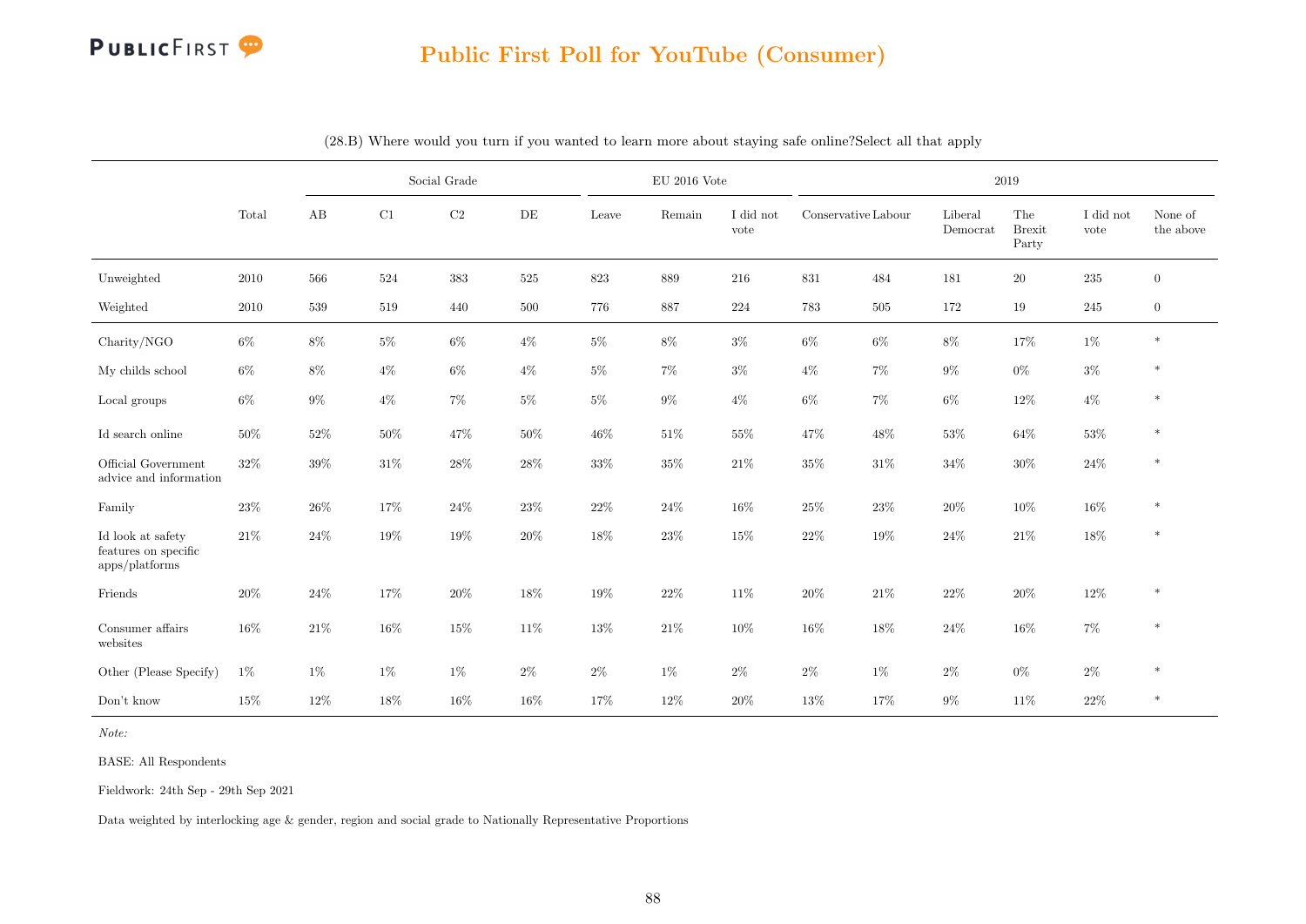## Public First Poll for YouTube (Consumer)

(28.B) Where would you turn if you wanted to learn more about staying safe online?Select all that apply

| | Total | Social Grade | | | | EU 2016 Vote | | | 2019 | | | | | |
|---|---|---|---|---|---|---|---|---|---|---|---|---|---|---|
| | | AB | C1 | C2 | DE | Leave | Remain | I did not vote | Conservative | Labour | Liberal Democrat | The Brexit Party | I did not vote | None of the above |
| Unweighted | 2010 | 566 | 524 | 383 | 525 | 823 | 889 | 216 | 831 | 484 | 181 | 20 | 235 | 0 |
| Weighted | 2010 | 539 | 519 | 440 | 500 | 776 | 887 | 224 | 783 | 505 | 172 | 19 | 245 | 0 |
| Charity/NGO | 6% | 8% | 5% | 6% | 4% | 5% | 8% | 3% | 6% | 6% | 8% | 17% | 1% | * |
| My childs school | 6% | 8% | 4% | 6% | 4% | 5% | 7% | 3% | 4% | 7% | 9% | 0% | 3% | * |
| Local groups | 6% | 9% | 4% | 7% | 5% | 5% | 9% | 4% | 6% | 7% | 6% | 12% | 4% | * |
| Id search online | 50% | 52% | 50% | 47% | 50% | 46% | 51% | 55% | 47% | 48% | 53% | 64% | 53% | * |
| Official Government advice and information | 32% | 39% | 31% | 28% | 28% | 33% | 35% | 21% | 35% | 31% | 34% | 30% | 24% | * |
| Family | 23% | 26% | 17% | 24% | 23% | 22% | 24% | 16% | 25% | 23% | 20% | 10% | 16% | * |
| Id look at safety features on specific apps/platforms | 21% | 24% | 19% | 19% | 20% | 18% | 23% | 15% | 22% | 19% | 24% | 21% | 18% | * |
| Friends | 20% | 24% | 17% | 20% | 18% | 19% | 22% | 11% | 20% | 21% | 22% | 20% | 12% | * |
| Consumer affairs websites | 16% | 21% | 16% | 15% | 11% | 13% | 21% | 10% | 16% | 18% | 24% | 16% | 7% | * |
| Other (Please Specify) | 1% | 1% | 1% | 1% | 2% | 2% | 1% | 2% | 2% | 1% | 2% | 0% | 2% | * |
| Don't know | 15% | 12% | 18% | 16% | 16% | 17% | 12% | 20% | 13% | 17% | 9% | 11% | 22% | * |

*Note:*

BASE: All Respondents

Fieldwork: 24th Sep - 29th Sep 2021

Data weighted by interlocking age & gender, region and social grade to Nationally Representative Proportions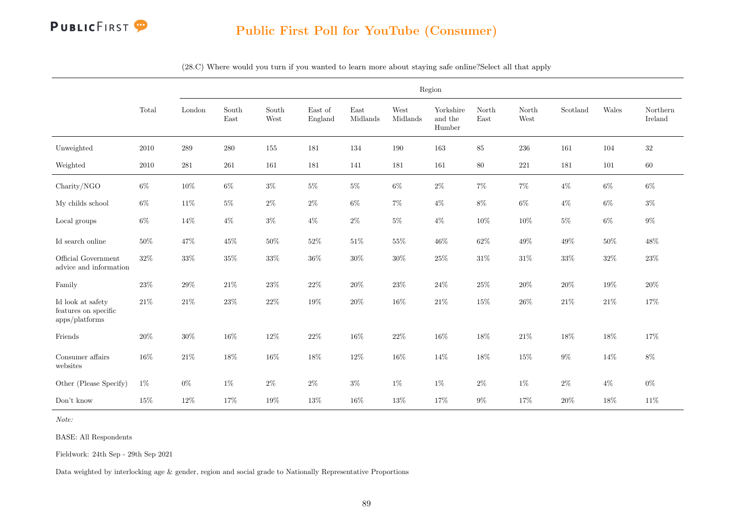## Public First Poll for YouTube (Consumer)

(28.C) Where would you turn if you wanted to learn more about staying safe online?Select all that apply

| | Total | Region | | | | | | | | | | | |
|---|---|---|---|---|---|---|---|---|---|---|---|---|---|
| | | London | South East | South West | East of England | East Midlands | West Midlands | Yorkshire and the Humber | North East | North West | Scotland | Wales | Northern Ireland |
| Unweighted | 2010 | 289 | 280 | 155 | 181 | 134 | 190 | 163 | 85 | 236 | 161 | 104 | 32 |
| Weighted | 2010 | 281 | 261 | 161 | 181 | 141 | 181 | 161 | 80 | 221 | 181 | 101 | 60 |
| Charity/NGO | 6% | 10% | 6% | 3% | 5% | 5% | 6% | 2% | 7% | 7% | 4% | 6% | 6% |
| My childs school | 6% | 11% | 5% | 2% | 2% | 6% | 7% | 4% | 8% | 6% | 4% | 6% | 3% |
| Local groups | 6% | 14% | 4% | 3% | 4% | 2% | 5% | 4% | 10% | 10% | 5% | 6% | 9% |
| Id search online | 50% | 47% | 45% | 50% | 52% | 51% | 55% | 46% | 62% | 49% | 49% | 50% | 48% |
| Official Government advice and information | 32% | 33% | 35% | 33% | 36% | 30% | 30% | 25% | 31% | 31% | 33% | 32% | 23% |
| Family | 23% | 29% | 21% | 23% | 22% | 20% | 23% | 24% | 25% | 20% | 20% | 19% | 20% |
| Id look at safety features on specific apps/platforms | 21% | 21% | 23% | 22% | 19% | 20% | 16% | 21% | 15% | 26% | 21% | 21% | 17% |
| Friends | 20% | 30% | 16% | 12% | 22% | 16% | 22% | 16% | 18% | 21% | 18% | 18% | 17% |
| Consumer affairs websites | 16% | 21% | 18% | 16% | 18% | 12% | 16% | 14% | 18% | 15% | 9% | 14% | 8% |
| Other (Please Specify) | 1% | 0% | 1% | 2% | 2% | 3% | 1% | 1% | 2% | 1% | 2% | 4% | 0% |
| Don't know | 15% | 12% | 17% | 19% | 13% | 16% | 13% | 17% | 9% | 17% | 20% | 18% | 11% |

*Note:*

BASE: All Respondents

Fieldwork: 24th Sep - 29th Sep 2021

Data weighted by interlocking age & gender, region and social grade to Nationally Representative Proportions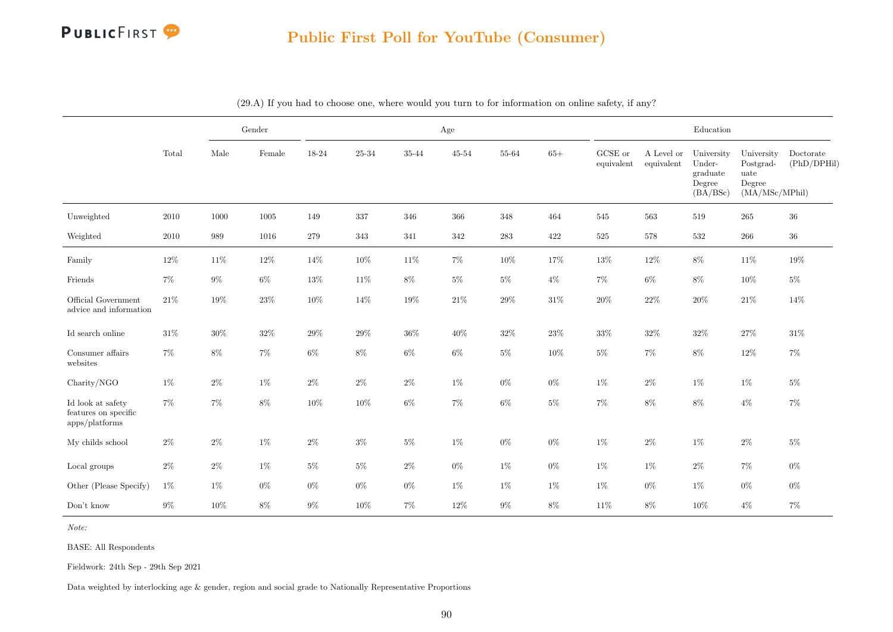## Public First Poll for YouTube (Consumer)

(29.A) If you had to choose one, where would you turn to for information on online safety, if any?

| | Total | Gender | | Age | | | | | | Education | | | | |
|---|---|---|---|---|---|---|---|---|---|---|---|---|---|---|
| | | Male | Female | 18-24 | 25-34 | 35-44 | 45-54 | 55-64 | 65+ | GCSE or equivalent | A Level or equivalent | University Undergraduate Degree (BA/BSc) | University Postgraduate Degree (MA/MSc/MPhil) | Doctorate (PhD/DPHil) |
| Unweighted | 2010 | 1000 | 1005 | 149 | 337 | 346 | 366 | 348 | 464 | 545 | 563 | 519 | 265 | 36 |
| Weighted | 2010 | 989 | 1016 | 279 | 343 | 341 | 342 | 283 | 422 | 525 | 578 | 532 | 266 | 36 |
| Family | 12% | 11% | 12% | 14% | 10% | 11% | 7% | 10% | 17% | 13% | 12% | 8% | 11% | 19% |
| Friends | 7% | 9% | 6% | 13% | 11% | 8% | 5% | 5% | 4% | 7% | 6% | 8% | 10% | 5% |
| Official Government advice and information | 21% | 19% | 23% | 10% | 14% | 19% | 21% | 29% | 31% | 20% | 22% | 20% | 21% | 14% |
| Id search online | 31% | 30% | 32% | 29% | 29% | 36% | 40% | 32% | 23% | 33% | 32% | 32% | 27% | 31% |
| Consumer affairs websites | 7% | 8% | 7% | 6% | 8% | 6% | 6% | 5% | 10% | 5% | 7% | 8% | 12% | 7% |
| Charity/NGO | 1% | 2% | 1% | 2% | 2% | 2% | 1% | 0% | 0% | 1% | 2% | 1% | 1% | 5% |
| Id look at safety features on specific apps/platforms | 7% | 7% | 8% | 10% | 10% | 6% | 7% | 6% | 5% | 7% | 8% | 8% | 4% | 7% |
| My childs school | 2% | 2% | 1% | 2% | 3% | 5% | 1% | 0% | 0% | 1% | 2% | 1% | 2% | 5% |
| Local groups | 2% | 2% | 1% | 5% | 5% | 2% | 0% | 1% | 0% | 1% | 1% | 2% | 7% | 0% |
| Other (Please Specify) | 1% | 1% | 0% | 0% | 0% | 0% | 1% | 1% | 1% | 1% | 0% | 1% | 0% | 0% |
| Don't know | 9% | 10% | 8% | 9% | 10% | 7% | 12% | 9% | 8% | 11% | 8% | 10% | 4% | 7% |

*Note:*

BASE: All Respondents

Fieldwork: 24th Sep - 29th Sep 2021

Data weighted by interlocking age & gender, region and social grade to Nationally Representative Proportions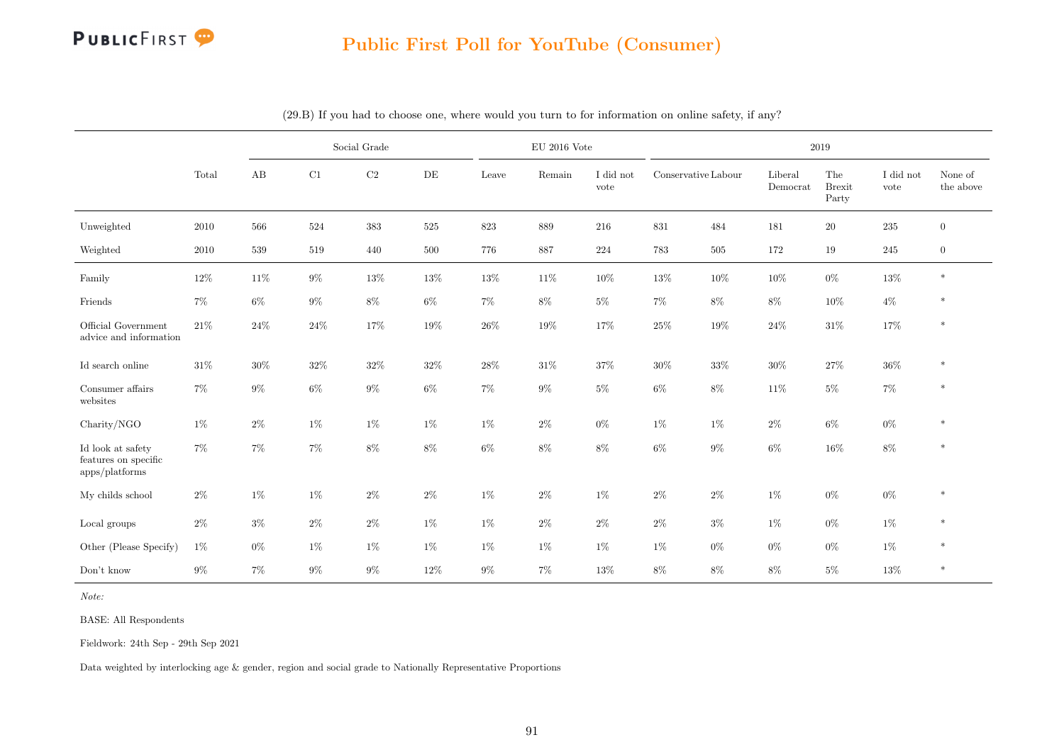# Public First Poll for YouTube (Consumer)

(29.B) If you had to choose one, where would you turn to for information on online safety, if any?

| | Total | Social Grade | | | | EU 2016 Vote | | | 2019 | | | | | |
|---|---|---|---|---|---|---|---|---|---|---|---|---|---|---|
| | | AB | C1 | C2 | DE | Leave | Remain | I did not vote | Conservative | Labour | Liberal Democrat | The Brexit Party | I did not vote | None of the above |
| Unweighted | 2010 | 566 | 524 | 383 | 525 | 823 | 889 | 216 | 831 | 484 | 181 | 20 | 235 | 0 |
| Weighted | 2010 | 539 | 519 | 440 | 500 | 776 | 887 | 224 | 783 | 505 | 172 | 19 | 245 | 0 |
| Family | 12% | 11% | 9% | 13% | 13% | 13% | 11% | 10% | 13% | 10% | 10% | 0% | 13% | * |
| Friends | 7% | 6% | 9% | 8% | 6% | 7% | 8% | 5% | 7% | 8% | 8% | 10% | 4% | * |
| Official Government advice and information | 21% | 24% | 24% | 17% | 19% | 26% | 19% | 17% | 25% | 19% | 24% | 31% | 17% | * |
| Id search online | 31% | 30% | 32% | 32% | 32% | 28% | 31% | 37% | 30% | 33% | 30% | 27% | 36% | * |
| Consumer affairs websites | 7% | 9% | 6% | 9% | 6% | 7% | 9% | 5% | 6% | 8% | 11% | 5% | 7% | * |
| Charity/NGO | 1% | 2% | 1% | 1% | 1% | 1% | 2% | 0% | 1% | 1% | 2% | 6% | 0% | * |
| Id look at safety features on specific apps/platforms | 7% | 7% | 7% | 8% | 8% | 6% | 8% | 8% | 6% | 9% | 6% | 16% | 8% | * |
| My childs school | 2% | 1% | 1% | 2% | 2% | 1% | 2% | 1% | 2% | 2% | 1% | 0% | 0% | * |
| Local groups | 2% | 3% | 2% | 2% | 1% | 1% | 2% | 2% | 2% | 3% | 1% | 0% | 1% | * |
| Other (Please Specify) | 1% | 0% | 1% | 1% | 1% | 1% | 1% | 1% | 1% | 0% | 0% | 0% | 1% | * |
| Don't know | 9% | 7% | 9% | 9% | 12% | 9% | 7% | 13% | 8% | 8% | 8% | 5% | 13% | * |

*Note:*

BASE: All Respondents

Fieldwork: 24th Sep - 29th Sep 2021

Data weighted by interlocking age & gender, region and social grade to Nationally Representative Proportions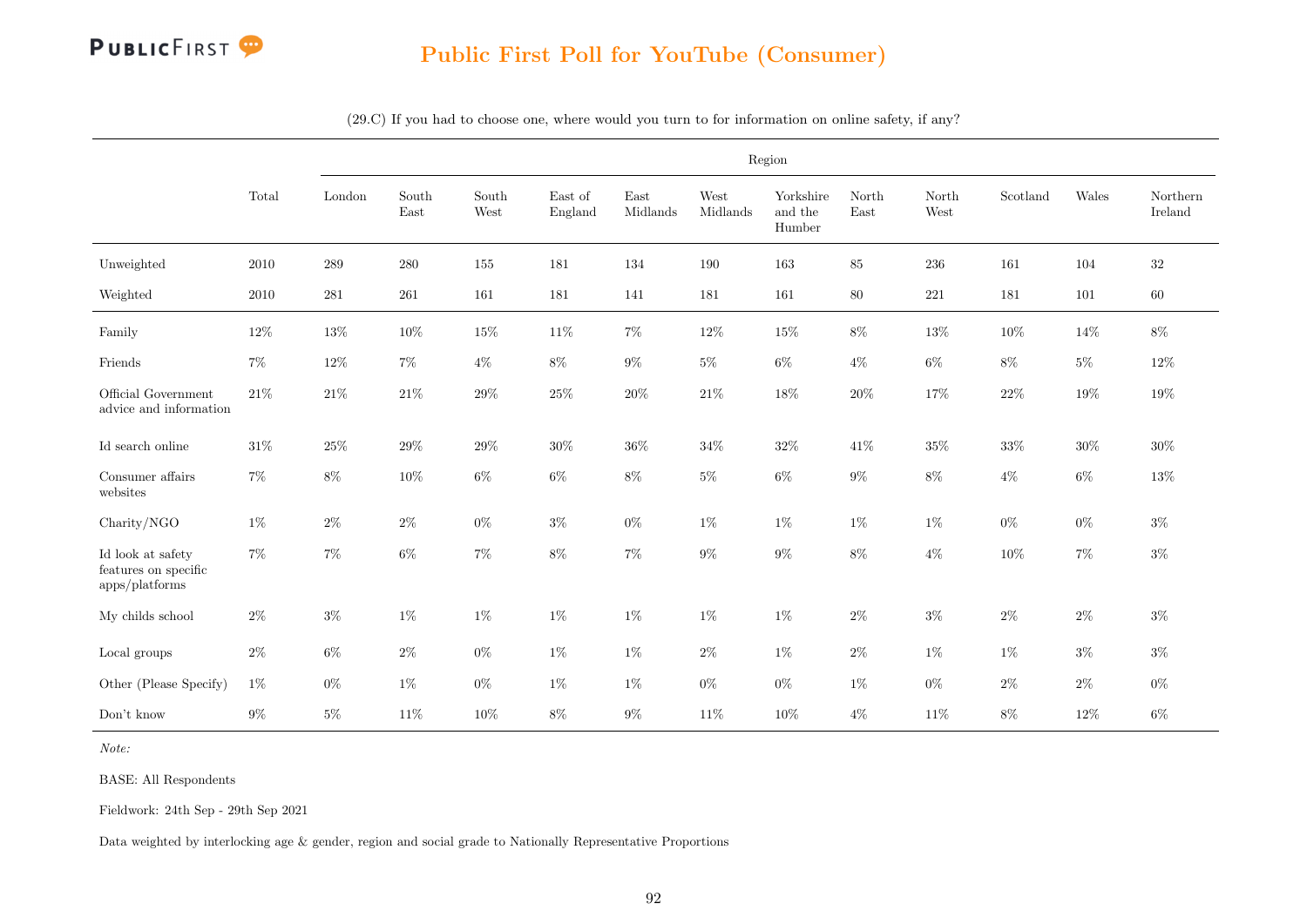## Public First Poll for YouTube (Consumer)

(29.C) If you had to choose one, where would you turn to for information on online safety, if any?

| | Total | Region | | | | | | | | | | | |
|---|---|---|---|---|---|---|---|---|---|---|---|---|---|
| | | London | South East | South West | East of England | East Midlands | West Midlands | Yorkshire and the Humber | North East | North West | Scotland | Wales | Northern Ireland |
| Unweighted | 2010 | 289 | 280 | 155 | 181 | 134 | 190 | 163 | 85 | 236 | 161 | 104 | 32 |
| Weighted | 2010 | 281 | 261 | 161 | 181 | 141 | 181 | 161 | 80 | 221 | 181 | 101 | 60 |
| Family | 12% | 13% | 10% | 15% | 11% | 7% | 12% | 15% | 8% | 13% | 10% | 14% | 8% |
| Friends | 7% | 12% | 7% | 4% | 8% | 9% | 5% | 6% | 4% | 6% | 8% | 5% | 12% |
| Official Government advice and information | 21% | 21% | 21% | 29% | 25% | 20% | 21% | 18% | 20% | 17% | 22% | 19% | 19% |
| Id search online | 31% | 25% | 29% | 29% | 30% | 36% | 34% | 32% | 41% | 35% | 33% | 30% | 30% |
| Consumer affairs websites | 7% | 8% | 10% | 6% | 6% | 8% | 5% | 6% | 9% | 8% | 4% | 6% | 13% |
| Charity/NGO | 1% | 2% | 2% | 0% | 3% | 0% | 1% | 1% | 1% | 1% | 0% | 0% | 3% |
| Id look at safety features on specific apps/platforms | 7% | 7% | 6% | 7% | 8% | 7% | 9% | 9% | 8% | 4% | 10% | 7% | 3% |
| My childs school | 2% | 3% | 1% | 1% | 1% | 1% | 1% | 1% | 2% | 3% | 2% | 2% | 3% |
| Local groups | 2% | 6% | 2% | 0% | 1% | 1% | 2% | 1% | 2% | 1% | 1% | 3% | 3% |
| Other (Please Specify) | 1% | 0% | 1% | 0% | 1% | 1% | 0% | 0% | 1% | 0% | 2% | 2% | 0% |
| Don't know | 9% | 5% | 11% | 10% | 8% | 9% | 11% | 10% | 4% | 11% | 8% | 12% | 6% |

*Note:*

BASE: All Respondents

Fieldwork: 24th Sep - 29th Sep 2021

Data weighted by interlocking age & gender, region and social grade to Nationally Representative Proportions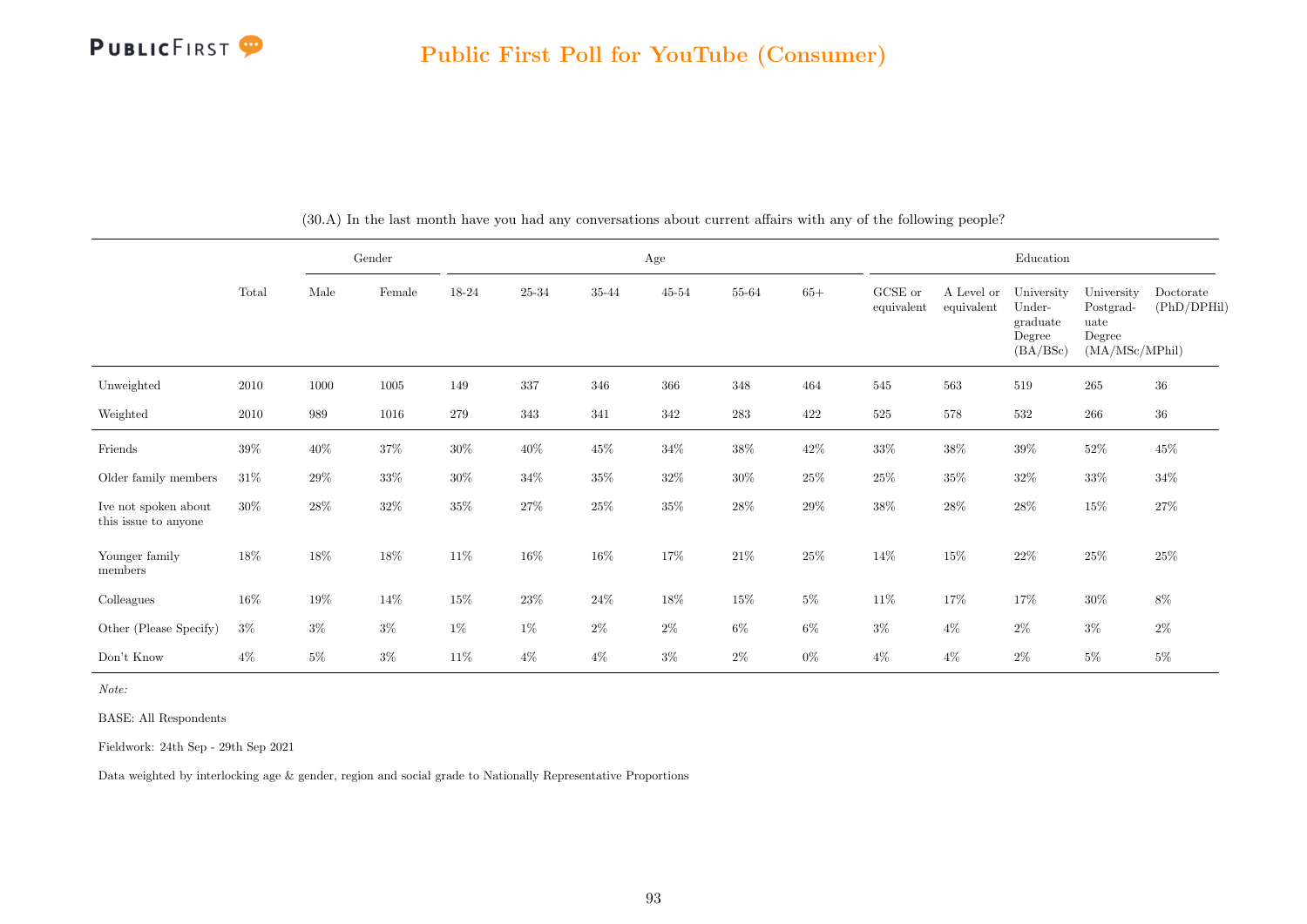## Public First Poll for YouTube (Consumer)

(30.A) In the last month have you had any conversations about current affairs with any of the following people?

| | Total | Gender | | Age | | | | | | Education | | | | |
|---|---|---|---|---|---|---|---|---|---|---|---|---|---|---|
| | | Male | Female | 18-24 | 25-34 | 35-44 | 45-54 | 55-64 | 65+ | GCSE or equivalent | A Level or equivalent | University Undergraduate Degree (BA/BSc) | University Postgraduate Degree (MA/MSc/MPhil) | Doctorate (PhD/DPHil) |
| Unweighted | 2010 | 1000 | 1005 | 149 | 337 | 346 | 366 | 348 | 464 | 545 | 563 | 519 | 265 | 36 |
| Weighted | 2010 | 989 | 1016 | 279 | 343 | 341 | 342 | 283 | 422 | 525 | 578 | 532 | 266 | 36 |
| Friends | 39% | 40% | 37% | 30% | 40% | 45% | 34% | 38% | 42% | 33% | 38% | 39% | 52% | 45% |
| Older family members | 31% | 29% | 33% | 30% | 34% | 35% | 32% | 30% | 25% | 25% | 35% | 32% | 33% | 34% |
| Ive not spoken about this issue to anyone | 30% | 28% | 32% | 35% | 27% | 25% | 35% | 28% | 29% | 38% | 28% | 28% | 15% | 27% |
| Younger family members | 18% | 18% | 18% | 11% | 16% | 16% | 17% | 21% | 25% | 14% | 15% | 22% | 25% | 25% |
| Colleagues | 16% | 19% | 14% | 15% | 23% | 24% | 18% | 15% | 5% | 11% | 17% | 17% | 30% | 8% |
| Other (Please Specify) | 3% | 3% | 3% | 1% | 1% | 2% | 2% | 6% | 6% | 3% | 4% | 2% | 3% | 2% |
| Don't Know | 4% | 5% | 3% | 11% | 4% | 4% | 3% | 2% | 0% | 4% | 4% | 2% | 5% | 5% |

*Note:*

BASE: All Respondents

Fieldwork: 24th Sep - 29th Sep 2021

Data weighted by interlocking age & gender, region and social grade to Nationally Representative Proportions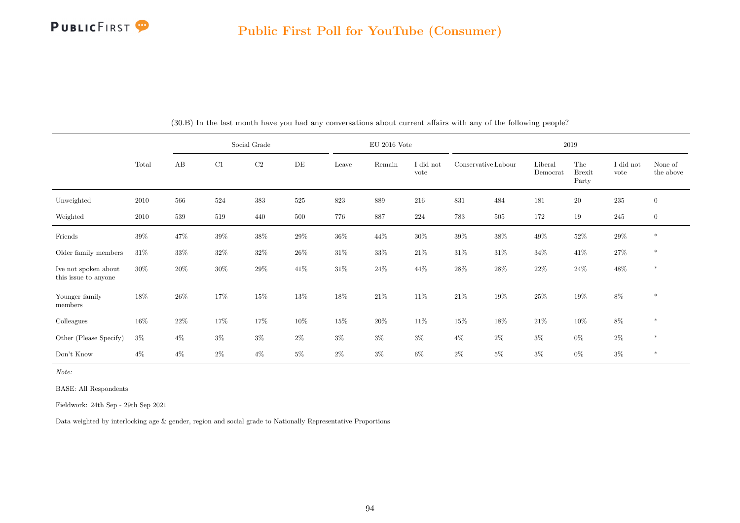## Public First Poll for YouTube (Consumer)

(30.B) In the last month have you had any conversations about current affairs with any of the following people?

| | Total | Social Grade | | | | EU 2016 Vote | | | 2019 | | | | | |
|---|---|---|---|---|---|---|---|---|---|---|---|---|---|---|
| | | AB | C1 | C2 | DE | Leave | Remain | I did not vote | Conservative | Labour | Liberal Democrat | The Brexit Party | I did not vote | None of the above |
| Unweighted | 2010 | 566 | 524 | 383 | 525 | 823 | 889 | 216 | 831 | 484 | 181 | 20 | 235 | 0 |
| Weighted | 2010 | 539 | 519 | 440 | 500 | 776 | 887 | 224 | 783 | 505 | 172 | 19 | 245 | 0 |
| Friends | 39% | 47% | 39% | 38% | 29% | 36% | 44% | 30% | 39% | 38% | 49% | 52% | 29% | * |
| Older family members | 31% | 33% | 32% | 32% | 26% | 31% | 33% | 21% | 31% | 31% | 34% | 41% | 27% | * |
| Ive not spoken about this issue to anyone | 30% | 20% | 30% | 29% | 41% | 31% | 24% | 44% | 28% | 28% | 22% | 24% | 48% | * |
| Younger family members | 18% | 26% | 17% | 15% | 13% | 18% | 21% | 11% | 21% | 19% | 25% | 19% | 8% | * |
| Colleagues | 16% | 22% | 17% | 17% | 10% | 15% | 20% | 11% | 15% | 18% | 21% | 10% | 8% | * |
| Other (Please Specify) | 3% | 4% | 3% | 3% | 2% | 3% | 3% | 3% | 4% | 2% | 3% | 0% | 2% | * |
| Don't Know | 4% | 4% | 2% | 4% | 5% | 2% | 3% | 6% | 2% | 5% | 3% | 0% | 3% | * |

*Note:*

BASE: All Respondents

Fieldwork: 24th Sep - 29th Sep 2021

Data weighted by interlocking age & gender, region and social grade to Nationally Representative Proportions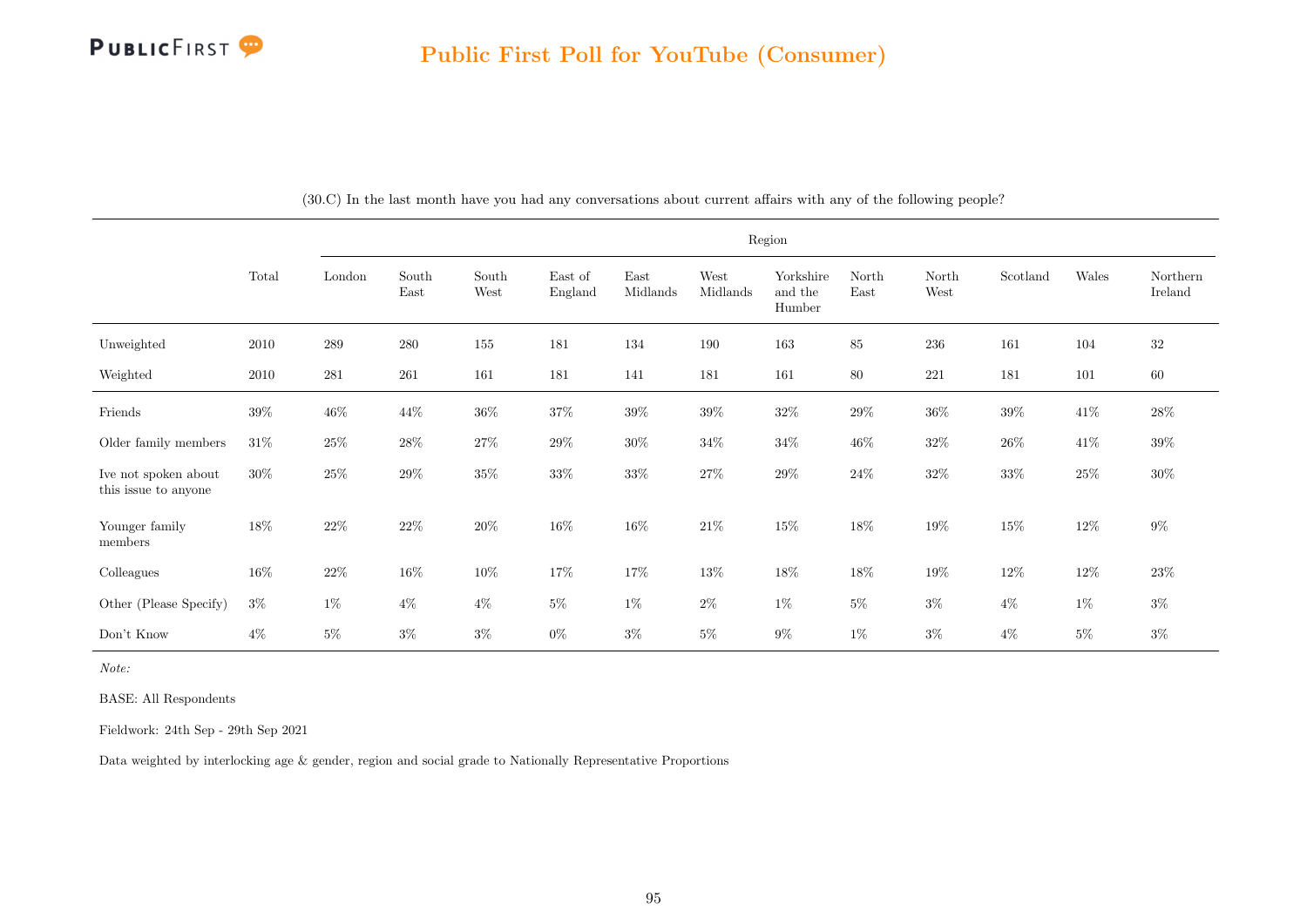## Public First Poll for YouTube (Consumer)

(30.C) In the last month have you had any conversations about current affairs with any of the following people?

| | Total | Region | | | | | | | | | | | |
|---|---|---|---|---|---|---|---|---|---|---|---|---|---|
| | | London | South East | South West | East of England | East Midlands | West Midlands | Yorkshire and the Humber | North East | North West | Scotland | Wales | Northern Ireland |
| Unweighted | 2010 | 289 | 280 | 155 | 181 | 134 | 190 | 163 | 85 | 236 | 161 | 104 | 32 |
| Weighted | 2010 | 281 | 261 | 161 | 181 | 141 | 181 | 161 | 80 | 221 | 181 | 101 | 60 |
| Friends | 39% | 46% | 44% | 36% | 37% | 39% | 39% | 32% | 29% | 36% | 39% | 41% | 28% |
| Older family members | 31% | 25% | 28% | 27% | 29% | 30% | 34% | 34% | 46% | 32% | 26% | 41% | 39% |
| Ive not spoken about this issue to anyone | 30% | 25% | 29% | 35% | 33% | 33% | 27% | 29% | 24% | 32% | 33% | 25% | 30% |
| Younger family members | 18% | 22% | 22% | 20% | 16% | 16% | 21% | 15% | 18% | 19% | 15% | 12% | 9% |
| Colleagues | 16% | 22% | 16% | 10% | 17% | 17% | 13% | 18% | 18% | 19% | 12% | 12% | 23% |
| Other (Please Specify) | 3% | 1% | 4% | 4% | 5% | 1% | 2% | 1% | 5% | 3% | 4% | 1% | 3% |
| Don't Know | 4% | 5% | 3% | 3% | 0% | 3% | 5% | 9% | 1% | 3% | 4% | 5% | 3% |

*Note:*

BASE: All Respondents

Fieldwork: 24th Sep - 29th Sep 2021

Data weighted by interlocking age & gender, region and social grade to Nationally Representative Proportions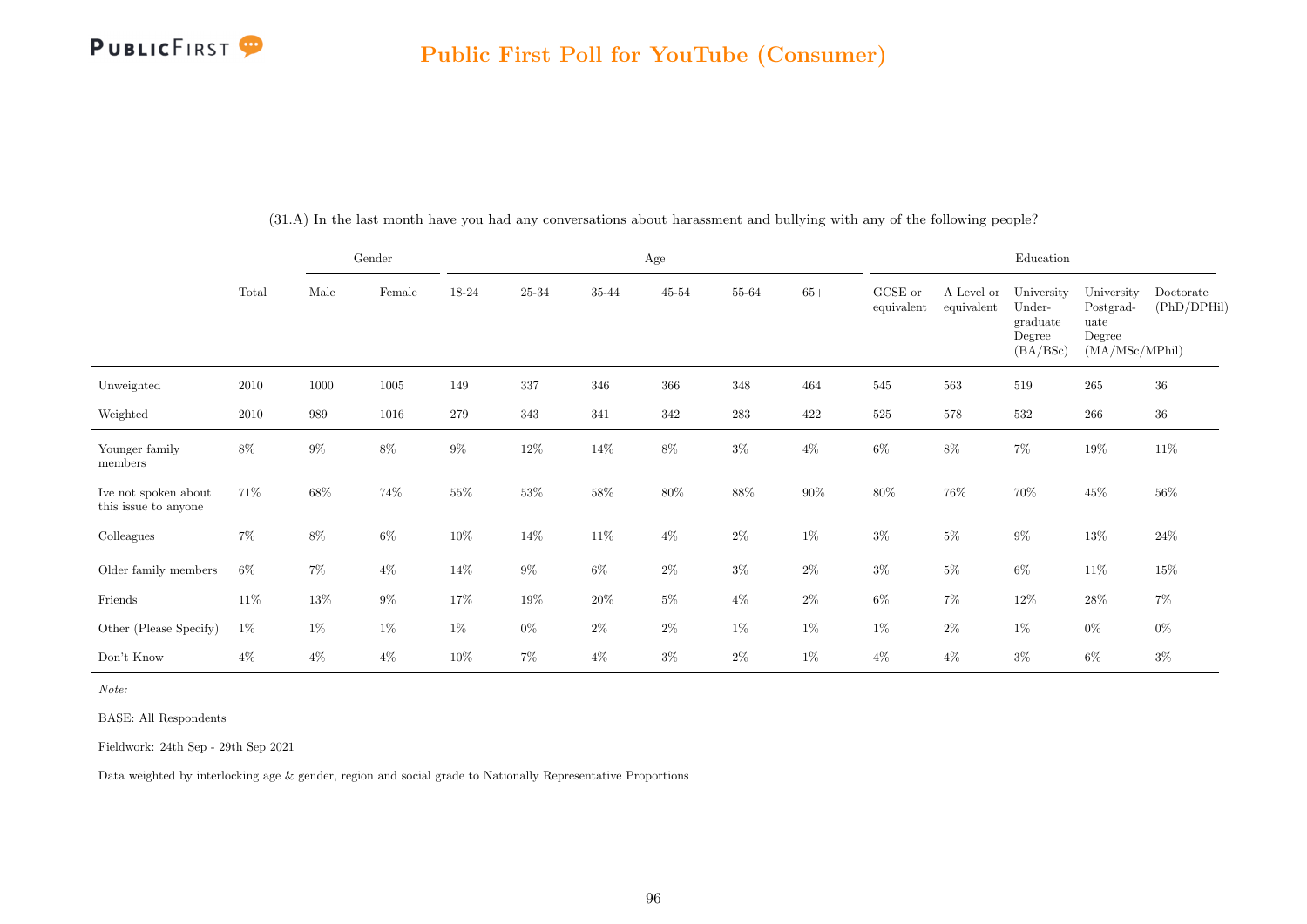# Public First Poll for YouTube (Consumer)

(31.A) In the last month have you had any conversations about harassment and bullying with any of the following people?

| | Total | Gender | | Age | | | | | | Education | | | | |
|---|---|---|---|---|---|---|---|---|---|---|---|---|---|---|
| | | Male | Female | 18-24 | 25-34 | 35-44 | 45-54 | 55-64 | 65+ | GCSE or equivalent | A Level or equivalent | University Under-graduate Degree (BA/BSc) | University Postgrad-uate Degree (MA/MSc/MPhil) | Doctorate (PhD/DPHil) |
| Unweighted | 2010 | 1000 | 1005 | 149 | 337 | 346 | 366 | 348 | 464 | 545 | 563 | 519 | 265 | 36 |
| Weighted | 2010 | 989 | 1016 | 279 | 343 | 341 | 342 | 283 | 422 | 525 | 578 | 532 | 266 | 36 |
| Younger family members | 8% | 9% | 8% | 9% | 12% | 14% | 8% | 3% | 4% | 6% | 8% | 7% | 19% | 11% |
| Ive not spoken about this issue to anyone | 71% | 68% | 74% | 55% | 53% | 58% | 80% | 88% | 90% | 80% | 76% | 70% | 45% | 56% |
| Colleagues | 7% | 8% | 6% | 10% | 14% | 11% | 4% | 2% | 1% | 3% | 5% | 9% | 13% | 24% |
| Older family members | 6% | 7% | 4% | 14% | 9% | 6% | 2% | 3% | 2% | 3% | 5% | 6% | 11% | 15% |
| Friends | 11% | 13% | 9% | 17% | 19% | 20% | 5% | 4% | 2% | 6% | 7% | 12% | 28% | 7% |
| Other (Please Specify) | 1% | 1% | 1% | 1% | 0% | 2% | 2% | 1% | 1% | 1% | 2% | 1% | 0% | 0% |
| Don't Know | 4% | 4% | 4% | 10% | 7% | 4% | 3% | 2% | 1% | 4% | 4% | 3% | 6% | 3% |

*Note:*

BASE: All Respondents

Fieldwork: 24th Sep - 29th Sep 2021

Data weighted by interlocking age & gender, region and social grade to Nationally Representative Proportions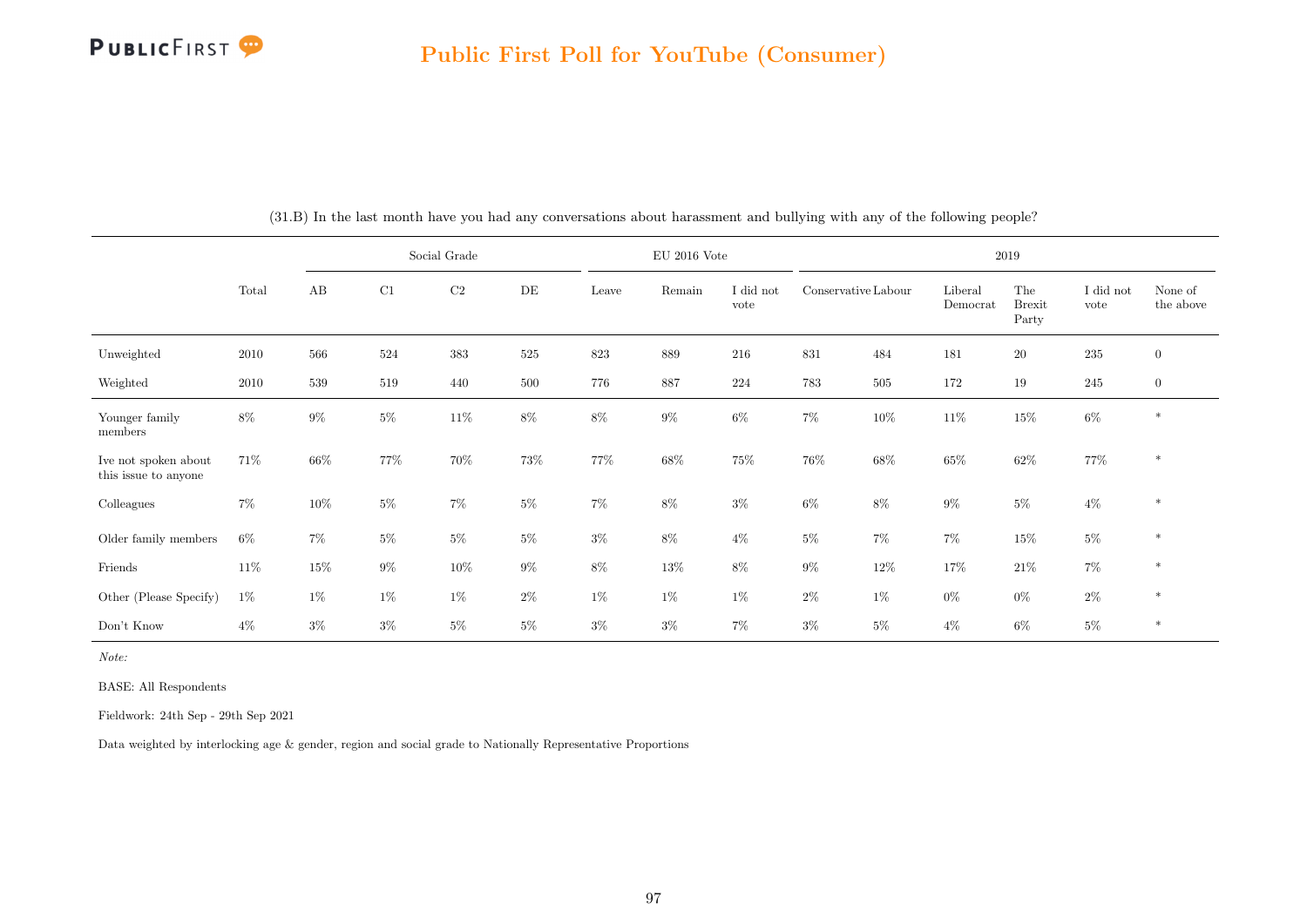## Public First Poll for YouTube (Consumer)

(31.B) In the last month have you had any conversations about harassment and bullying with any of the following people?

| | Total | Social Grade | | | | EU 2016 Vote | | | 2019 | | | | | |
|---|---|---|---|---|---|---|---|---|---|---|---|---|---|---|
| | | AB | C1 | C2 | DE | Leave | Remain | I did not vote | Conservative | Labour | Liberal Democrat | The Brexit Party | I did not vote | None of the above |
| Unweighted | 2010 | 566 | 524 | 383 | 525 | 823 | 889 | 216 | 831 | 484 | 181 | 20 | 235 | 0 |
| Weighted | 2010 | 539 | 519 | 440 | 500 | 776 | 887 | 224 | 783 | 505 | 172 | 19 | 245 | 0 |
| Younger family members | 8% | 9% | 5% | 11% | 8% | 8% | 9% | 6% | 7% | 10% | 11% | 15% | 6% | * |
| Ive not spoken about this issue to anyone | 71% | 66% | 77% | 70% | 73% | 77% | 68% | 75% | 76% | 68% | 65% | 62% | 77% | * |
| Colleagues | 7% | 10% | 5% | 7% | 5% | 7% | 8% | 3% | 6% | 8% | 9% | 5% | 4% | * |
| Older family members | 6% | 7% | 5% | 5% | 5% | 3% | 8% | 4% | 5% | 7% | 7% | 15% | 5% | * |
| Friends | 11% | 15% | 9% | 10% | 9% | 8% | 13% | 8% | 9% | 12% | 17% | 21% | 7% | * |
| Other (Please Specify) | 1% | 1% | 1% | 1% | 2% | 1% | 1% | 1% | 2% | 1% | 0% | 0% | 2% | * |
| Don't Know | 4% | 3% | 3% | 5% | 5% | 3% | 3% | 7% | 3% | 5% | 4% | 6% | 5% | * |

*Note:*

BASE: All Respondents

Fieldwork: 24th Sep - 29th Sep 2021

Data weighted by interlocking age & gender, region and social grade to Nationally Representative Proportions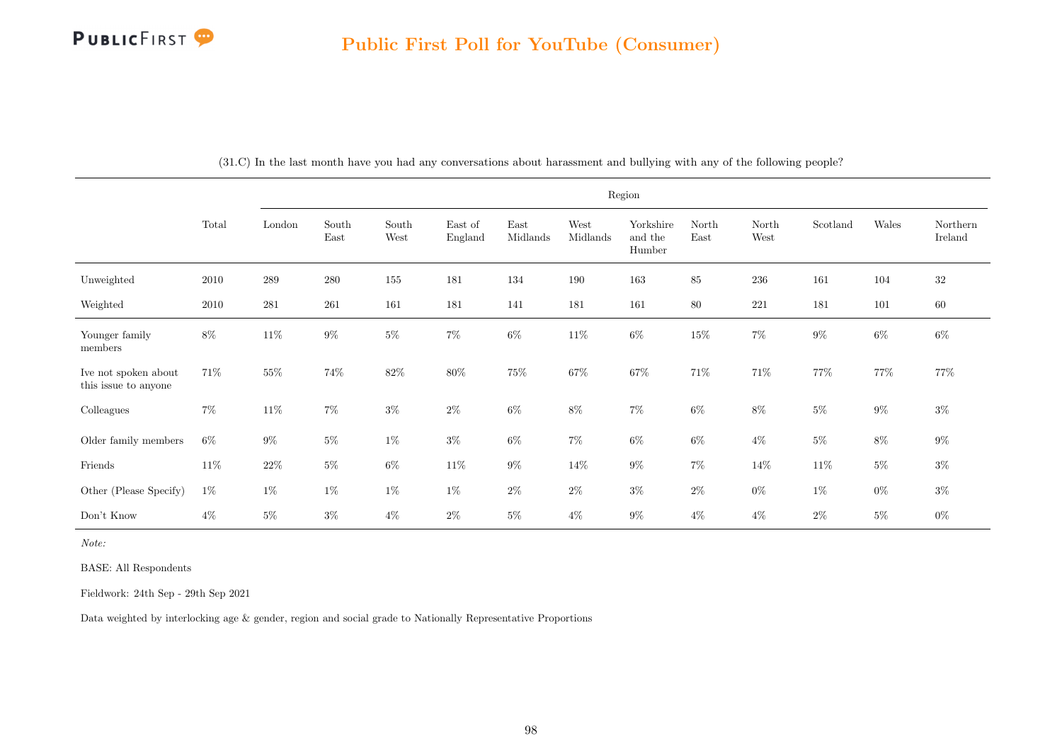## Public First Poll for YouTube (Consumer)

(31.C) In the last month have you had any conversations about harassment and bullying with any of the following people?

| | Total | Region | | | | | | | | | | | |
|---|---|---|---|---|---|---|---|---|---|---|---|---|---|
| | | London | South East | South West | East of England | East Midlands | West Midlands | Yorkshire and the Humber | North East | North West | Scotland | Wales | Northern Ireland |
| Unweighted | 2010 | 289 | 280 | 155 | 181 | 134 | 190 | 163 | 85 | 236 | 161 | 104 | 32 |
| Weighted | 2010 | 281 | 261 | 161 | 181 | 141 | 181 | 161 | 80 | 221 | 181 | 101 | 60 |
| Younger family members | 8% | 11% | 9% | 5% | 7% | 6% | 11% | 6% | 15% | 7% | 9% | 6% | 6% |
| Ive not spoken about this issue to anyone | 71% | 55% | 74% | 82% | 80% | 75% | 67% | 67% | 71% | 71% | 77% | 77% | 77% |
| Colleagues | 7% | 11% | 7% | 3% | 2% | 6% | 8% | 7% | 6% | 8% | 5% | 9% | 3% |
| Older family members | 6% | 9% | 5% | 1% | 3% | 6% | 7% | 6% | 6% | 4% | 5% | 8% | 9% |
| Friends | 11% | 22% | 5% | 6% | 11% | 9% | 14% | 9% | 7% | 14% | 11% | 5% | 3% |
| Other (Please Specify) | 1% | 1% | 1% | 1% | 1% | 2% | 2% | 3% | 2% | 0% | 1% | 0% | 3% |
| Don't Know | 4% | 5% | 3% | 4% | 2% | 5% | 4% | 9% | 4% | 4% | 2% | 5% | 0% |

*Note:*

BASE: All Respondents

Fieldwork: 24th Sep - 29th Sep 2021

Data weighted by interlocking age & gender, region and social grade to Nationally Representative Proportions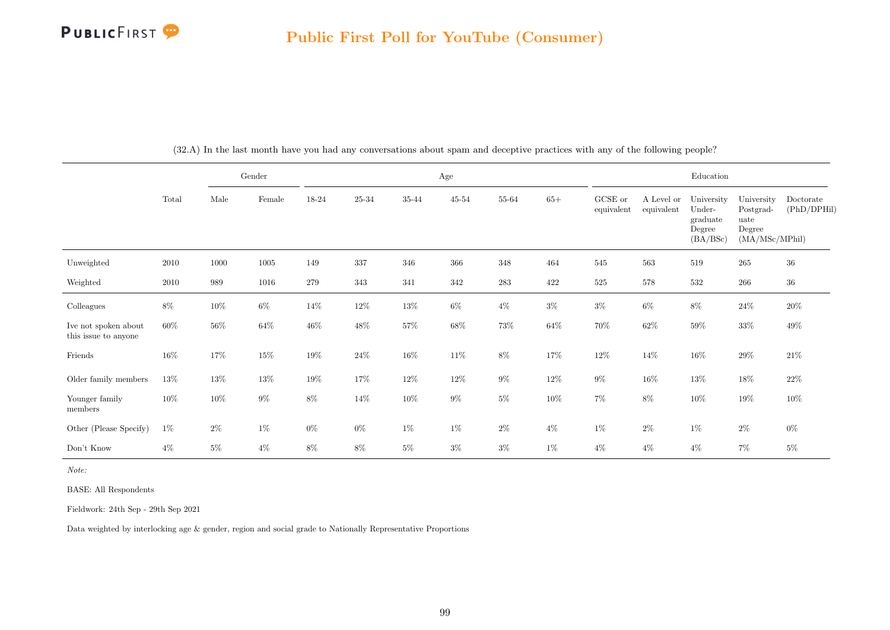(32.A) In the last month have you had any conversations about spam and deceptive practices with any of the following people?

| | Total | Gender | | Age | | | | | | Education | | | | |
|---|---|---|---|---|---|---|---|---|---|---|---|---|---|---|
| | | Male | Female | 18-24 | 25-34 | 35-44 | 45-54 | 55-64 | 65+ | GCSE or equivalent | A Level or equivalent | University Under-graduate Degree (BA/BSc) | University Postgrad-uate Degree (MA/MSc/MPhil) | Doctorate (PhD/DPHil) |
| Unweighted | 2010 | 1000 | 1005 | 149 | 337 | 346 | 366 | 348 | 464 | 545 | 563 | 519 | 265 | 36 |
| Weighted | 2010 | 989 | 1016 | 279 | 343 | 341 | 342 | 283 | 422 | 525 | 578 | 532 | 266 | 36 |
| Colleagues | 8% | 10% | 6% | 14% | 12% | 13% | 6% | 4% | 3% | 3% | 6% | 8% | 24% | 20% |
| Ive not spoken about this issue to anyone | 60% | 56% | 64% | 46% | 48% | 57% | 68% | 73% | 64% | 70% | 62% | 59% | 33% | 49% |
| Friends | 16% | 17% | 15% | 19% | 24% | 16% | 11% | 8% | 17% | 12% | 14% | 16% | 29% | 21% |
| Older family members | 13% | 13% | 13% | 19% | 17% | 12% | 12% | 9% | 12% | 9% | 16% | 13% | 18% | 22% |
| Younger family members | 10% | 10% | 9% | 8% | 14% | 10% | 9% | 5% | 10% | 7% | 8% | 10% | 19% | 10% |
| Other (Please Specify) | 1% | 2% | 1% | 0% | 0% | 1% | 1% | 2% | 4% | 1% | 2% | 1% | 2% | 0% |
| Don't Know | 4% | 5% | 4% | 8% | 8% | 5% | 3% | 3% | 1% | 4% | 4% | 4% | 7% | 5% |

*Note:*

BASE: All Respondents

Fieldwork: 24th Sep - 29th Sep 2021

Data weighted by interlocking age & gender, region and social grade to Nationally Representative Proportions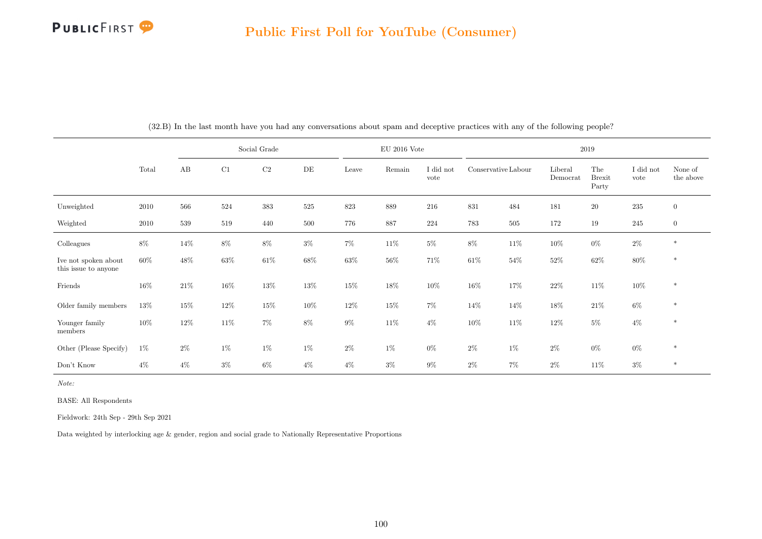## Public First Poll for YouTube (Consumer)

(32.B) In the last month have you had any conversations about spam and deceptive practices with any of the following people?

| | Total | Social Grade | | | | EU 2016 Vote | | | 2019 | | | | | |
|---|---|---|---|---|---|---|---|---|---|---|---|---|---|---|
| | | AB | C1 | C2 | DE | Leave | Remain | I did not vote | Conservative | Labour | Liberal Democrat | The Brexit Party | I did not vote | None of the above |
| Unweighted | 2010 | 566 | 524 | 383 | 525 | 823 | 889 | 216 | 831 | 484 | 181 | 20 | 235 | 0 |
| Weighted | 2010 | 539 | 519 | 440 | 500 | 776 | 887 | 224 | 783 | 505 | 172 | 19 | 245 | 0 |
| Colleagues | 8% | 14% | 8% | 8% | 3% | 7% | 11% | 5% | 8% | 11% | 10% | 0% | 2% | * |
| Ive not spoken about this issue to anyone | 60% | 48% | 63% | 61% | 68% | 63% | 56% | 71% | 61% | 54% | 52% | 62% | 80% | * |
| Friends | 16% | 21% | 16% | 13% | 13% | 15% | 18% | 10% | 16% | 17% | 22% | 11% | 10% | * |
| Older family members | 13% | 15% | 12% | 15% | 10% | 12% | 15% | 7% | 14% | 14% | 18% | 21% | 6% | * |
| Younger family members | 10% | 12% | 11% | 7% | 8% | 9% | 11% | 4% | 10% | 11% | 12% | 5% | 4% | * |
| Other (Please Specify) | 1% | 2% | 1% | 1% | 1% | 2% | 1% | 0% | 2% | 1% | 2% | 0% | 0% | * |
| Don't Know | 4% | 4% | 3% | 6% | 4% | 4% | 3% | 9% | 2% | 7% | 2% | 11% | 3% | * |

*Note:*

BASE: All Respondents

Fieldwork: 24th Sep - 29th Sep 2021

Data weighted by interlocking age & gender, region and social grade to Nationally Representative Proportions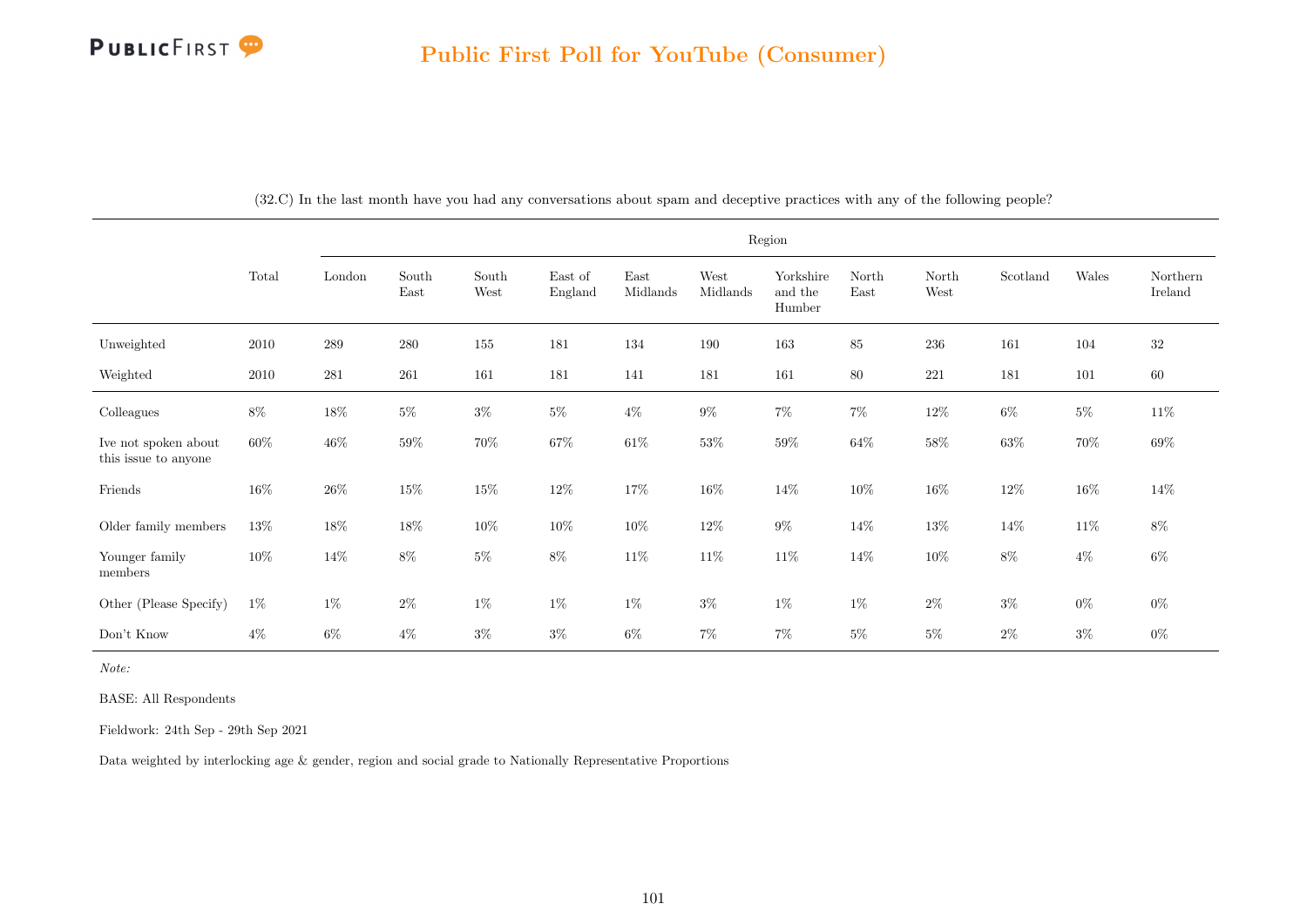## Public First Poll for YouTube (Consumer)

(32.C) In the last month have you had any conversations about spam and deceptive practices with any of the following people?

| | Total | Region | | | | | | | | | | | |
|---|---|---|---|---|---|---|---|---|---|---|---|---|---|
| | | London | South East | South West | East of England | East Midlands | West Midlands | Yorkshire and the Humber | North East | North West | Scotland | Wales | Northern Ireland |
| Unweighted | 2010 | 289 | 280 | 155 | 181 | 134 | 190 | 163 | 85 | 236 | 161 | 104 | 32 |
| Weighted | 2010 | 281 | 261 | 161 | 181 | 141 | 181 | 161 | 80 | 221 | 181 | 101 | 60 |
| Colleagues | 8% | 18% | 5% | 3% | 5% | 4% | 9% | 7% | 7% | 12% | 6% | 5% | 11% |
| Ive not spoken about this issue to anyone | 60% | 46% | 59% | 70% | 67% | 61% | 53% | 59% | 64% | 58% | 63% | 70% | 69% |
| Friends | 16% | 26% | 15% | 15% | 12% | 17% | 16% | 14% | 10% | 16% | 12% | 16% | 14% |
| Older family members | 13% | 18% | 18% | 10% | 10% | 10% | 12% | 9% | 14% | 13% | 14% | 11% | 8% |
| Younger family members | 10% | 14% | 8% | 5% | 8% | 11% | 11% | 11% | 14% | 10% | 8% | 4% | 6% |
| Other (Please Specify) | 1% | 1% | 2% | 1% | 1% | 1% | 3% | 1% | 1% | 2% | 3% | 0% | 0% |
| Don't Know | 4% | 6% | 4% | 3% | 3% | 6% | 7% | 7% | 5% | 5% | 2% | 3% | 0% |

*Note:*

BASE: All Respondents

Fieldwork: 24th Sep - 29th Sep 2021

Data weighted by interlocking age & gender, region and social grade to Nationally Representative Proportions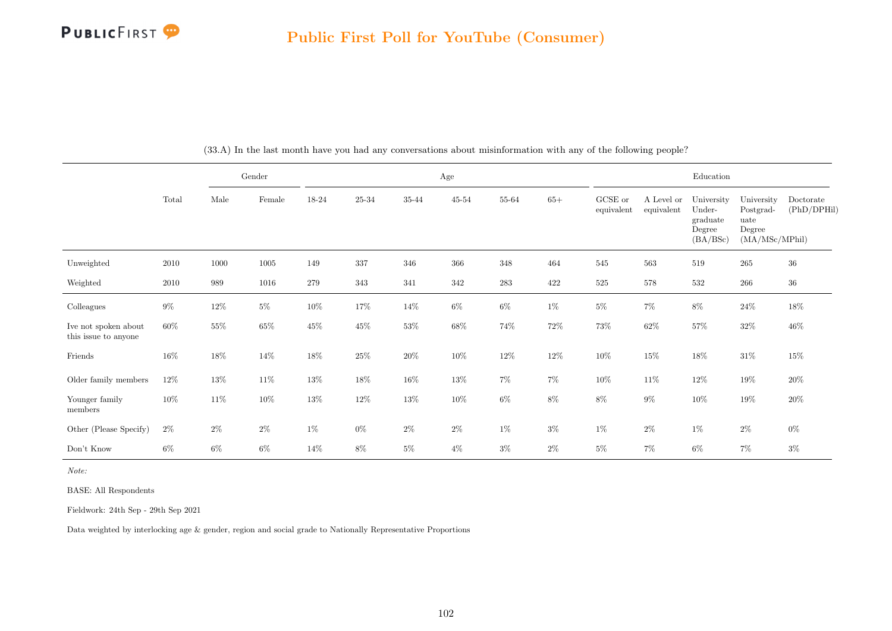## Public First Poll for YouTube (Consumer)

(33.A) In the last month have you had any conversations about misinformation with any of the following people?

| | Total | Gender | | Age | | | | | | Education | | | | |
|---|---|---|---|---|---|---|---|---|---|---|---|---|---|---|
| | | Male | Female | 18-24 | 25-34 | 35-44 | 45-54 | 55-64 | 65+ | GCSE or equivalent | A Level or equivalent | University Undergraduate Degree (BA/BSc) | University Postgraduate Degree (MA/MSc/MPhil) | Doctorate (PhD/DPHil) |
| Unweighted | 2010 | 1000 | 1005 | 149 | 337 | 346 | 366 | 348 | 464 | 545 | 563 | 519 | 265 | 36 |
| Weighted | 2010 | 989 | 1016 | 279 | 343 | 341 | 342 | 283 | 422 | 525 | 578 | 532 | 266 | 36 |
| Colleagues | 9% | 12% | 5% | 10% | 17% | 14% | 6% | 6% | 1% | 5% | 7% | 8% | 24% | 18% |
| Ive not spoken about this issue to anyone | 60% | 55% | 65% | 45% | 45% | 53% | 68% | 74% | 72% | 73% | 62% | 57% | 32% | 46% |
| Friends | 16% | 18% | 14% | 18% | 25% | 20% | 10% | 12% | 12% | 10% | 15% | 18% | 31% | 15% |
| Older family members | 12% | 13% | 11% | 13% | 18% | 16% | 13% | 7% | 7% | 10% | 11% | 12% | 19% | 20% |
| Younger family members | 10% | 11% | 10% | 13% | 12% | 13% | 10% | 6% | 8% | 8% | 9% | 10% | 19% | 20% |
| Other (Please Specify) | 2% | 2% | 2% | 1% | 0% | 2% | 2% | 1% | 3% | 1% | 2% | 1% | 2% | 0% |
| Don't Know | 6% | 6% | 6% | 14% | 8% | 5% | 4% | 3% | 2% | 5% | 7% | 6% | 7% | 3% |

*Note:*

BASE: All Respondents

Fieldwork: 24th Sep - 29th Sep 2021

Data weighted by interlocking age & gender, region and social grade to Nationally Representative Proportions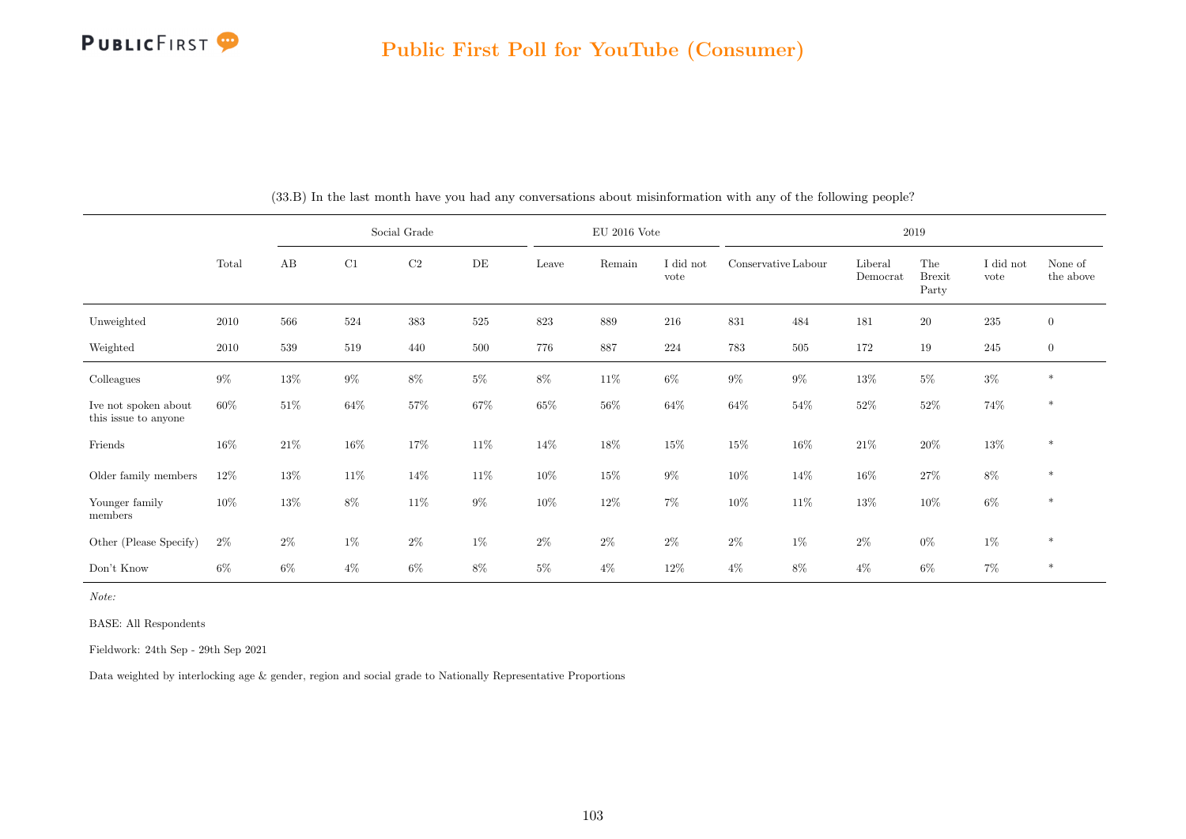# Public First Poll for YouTube (Consumer)

(33.B) In the last month have you had any conversations about misinformation with any of the following people?

| | Total | Social Grade | | | | EU 2016 Vote | | | 2019 | | | | | |
|---|---|---|---|---|---|---|---|---|---|---|---|---|---|---|
| | | AB | C1 | C2 | DE | Leave | Remain | I did not vote | Conservative | Labour | Liberal Democrat | The Brexit Party | I did not vote | None of the above |
| Unweighted | 2010 | 566 | 524 | 383 | 525 | 823 | 889 | 216 | 831 | 484 | 181 | 20 | 235 | 0 |
| Weighted | 2010 | 539 | 519 | 440 | 500 | 776 | 887 | 224 | 783 | 505 | 172 | 19 | 245 | 0 |
| Colleagues | 9% | 13% | 9% | 8% | 5% | 8% | 11% | 6% | 9% | 9% | 13% | 5% | 3% | * |
| Ive not spoken about this issue to anyone | 60% | 51% | 64% | 57% | 67% | 65% | 56% | 64% | 64% | 54% | 52% | 52% | 74% | * |
| Friends | 16% | 21% | 16% | 17% | 11% | 14% | 18% | 15% | 15% | 16% | 21% | 20% | 13% | * |
| Older family members | 12% | 13% | 11% | 14% | 11% | 10% | 15% | 9% | 10% | 14% | 16% | 27% | 8% | * |
| Younger family members | 10% | 13% | 8% | 11% | 9% | 10% | 12% | 7% | 10% | 11% | 13% | 10% | 6% | * |
| Other (Please Specify) | 2% | 2% | 1% | 2% | 1% | 2% | 2% | 2% | 2% | 1% | 2% | 0% | 1% | * |
| Don't Know | 6% | 6% | 4% | 6% | 8% | 5% | 4% | 12% | 4% | 8% | 4% | 6% | 7% | * |

*Note:*

BASE: All Respondents

Fieldwork: 24th Sep - 29th Sep 2021

Data weighted by interlocking age & gender, region and social grade to Nationally Representative Proportions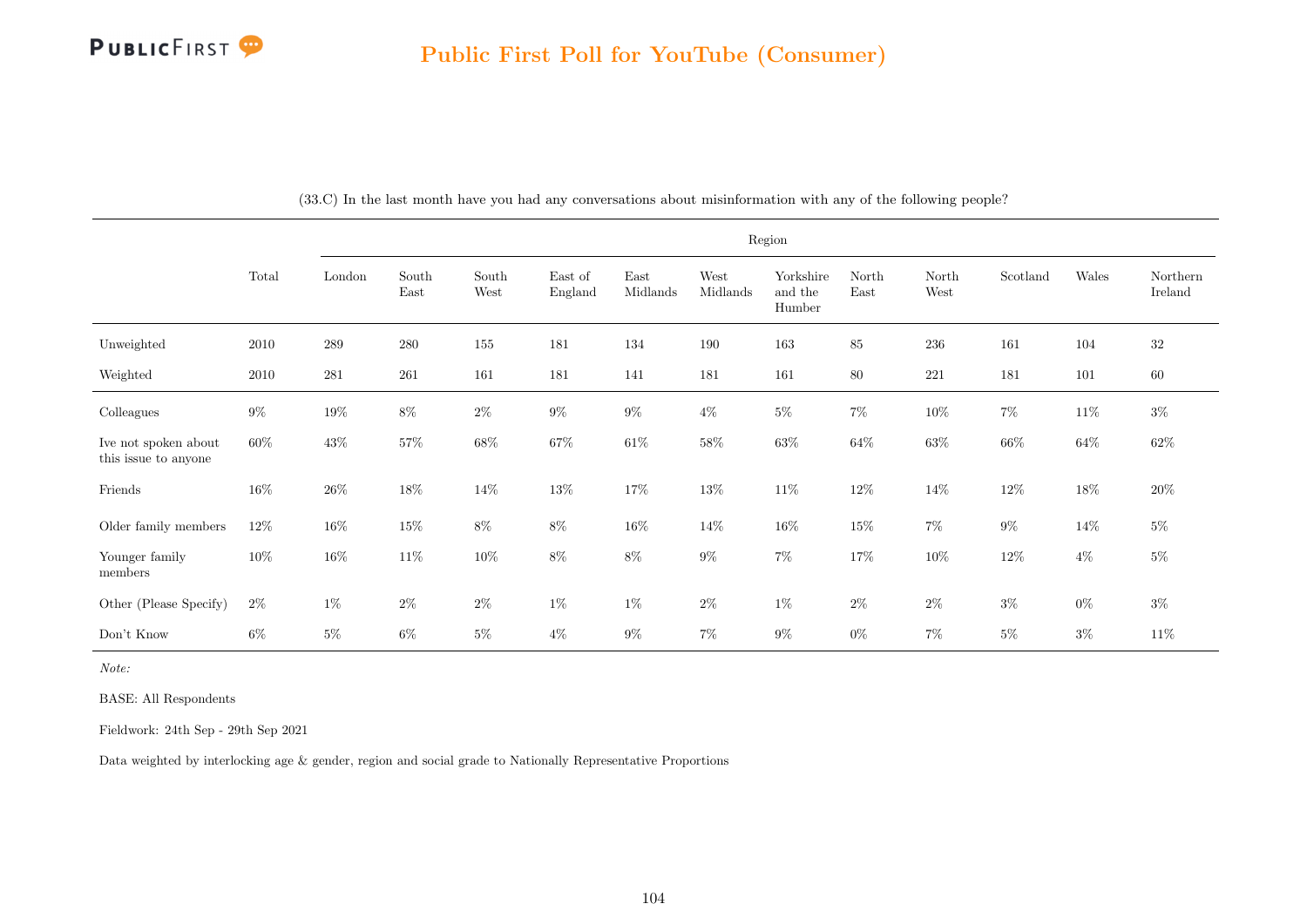## Public First Poll for YouTube (Consumer)

(33.C) In the last month have you had any conversations about misinformation with any of the following people?

| | Total | Region | | | | | | | | | | | |
|---|---|---|---|---|---|---|---|---|---|---|---|---|---|
| | | London | South East | South West | East of England | East Midlands | West Midlands | Yorkshire and the Humber | North East | North West | Scotland | Wales | Northern Ireland |
| Unweighted | 2010 | 289 | 280 | 155 | 181 | 134 | 190 | 163 | 85 | 236 | 161 | 104 | 32 |
| Weighted | 2010 | 281 | 261 | 161 | 181 | 141 | 181 | 161 | 80 | 221 | 181 | 101 | 60 |
| Colleagues | 9% | 19% | 8% | 2% | 9% | 9% | 4% | 5% | 7% | 10% | 7% | 11% | 3% |
| Ive not spoken about this issue to anyone | 60% | 43% | 57% | 68% | 67% | 61% | 58% | 63% | 64% | 63% | 66% | 64% | 62% |
| Friends | 16% | 26% | 18% | 14% | 13% | 17% | 13% | 11% | 12% | 14% | 12% | 18% | 20% |
| Older family members | 12% | 16% | 15% | 8% | 8% | 16% | 14% | 16% | 15% | 7% | 9% | 14% | 5% |
| Younger family members | 10% | 16% | 11% | 10% | 8% | 8% | 9% | 7% | 17% | 10% | 12% | 4% | 5% |
| Other (Please Specify) | 2% | 1% | 2% | 2% | 1% | 1% | 2% | 1% | 2% | 2% | 3% | 0% | 3% |
| Don't Know | 6% | 5% | 6% | 5% | 4% | 9% | 7% | 9% | 0% | 7% | 5% | 3% | 11% |

*Note:*

BASE: All Respondents

Fieldwork: 24th Sep - 29th Sep 2021

Data weighted by interlocking age & gender, region and social grade to Nationally Representative Proportions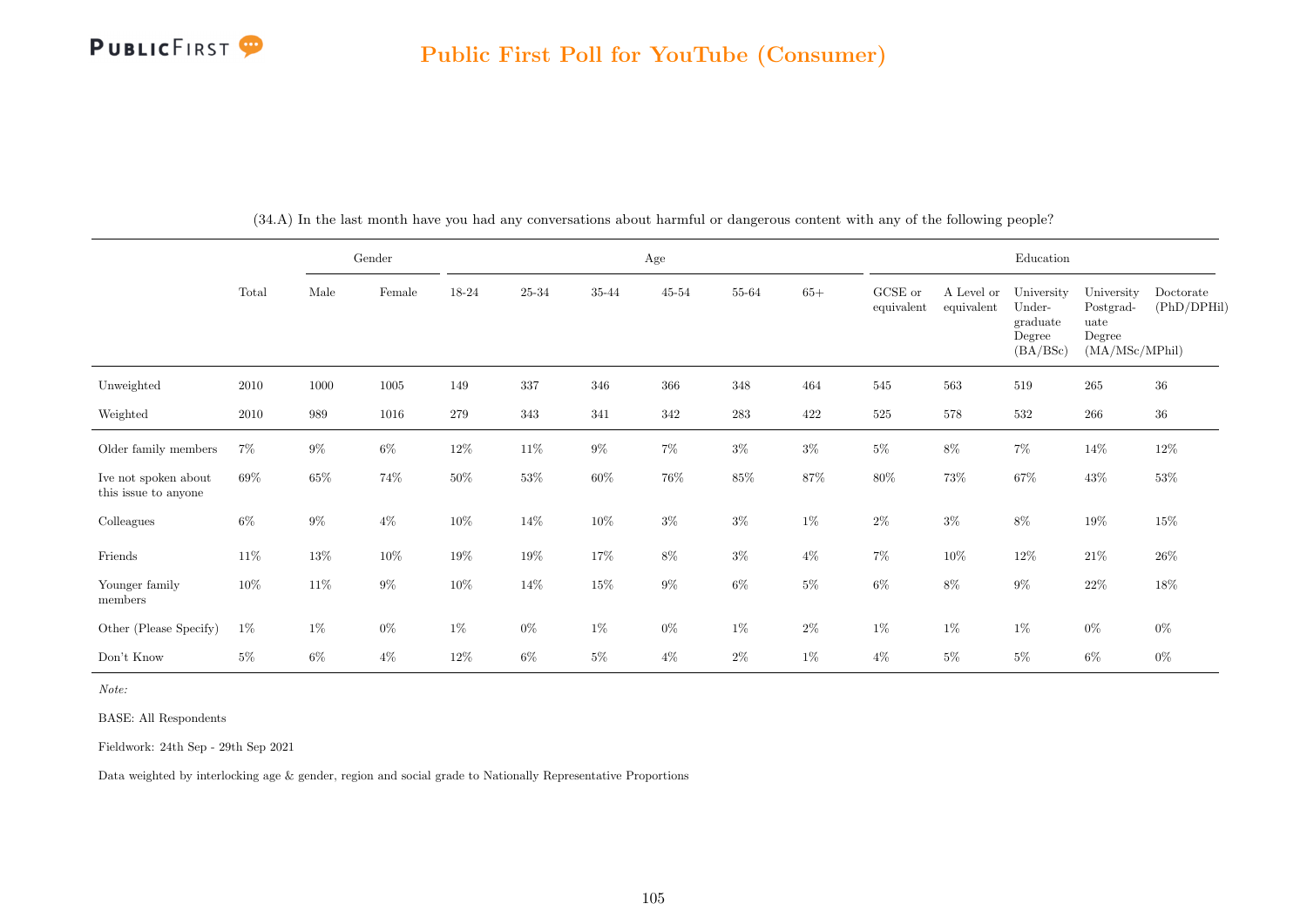(34.A) In the last month have you had any conversations about harmful or dangerous content with any of the following people?

| | Total | Gender | | Age | | | | | | Education | | | | |
|---|---|---|---|---|---|---|---|---|---|---|---|---|---|---|
| | | Male | Female | 18-24 | 25-34 | 35-44 | 45-54 | 55-64 | 65+ | GCSE or equivalent | A Level or equivalent | University Under-graduate Degree (BA/BSc) | University Postgrad-uate Degree (MA/MSc/MPhil) | Doctorate (PhD/DPHil) |
| Unweighted | 2010 | 1000 | 1005 | 149 | 337 | 346 | 366 | 348 | 464 | 545 | 563 | 519 | 265 | 36 |
| Weighted | 2010 | 989 | 1016 | 279 | 343 | 341 | 342 | 283 | 422 | 525 | 578 | 532 | 266 | 36 |
| Older family members | 7% | 9% | 6% | 12% | 11% | 9% | 7% | 3% | 3% | 5% | 8% | 7% | 14% | 12% |
| Ive not spoken about this issue to anyone | 69% | 65% | 74% | 50% | 53% | 60% | 76% | 85% | 87% | 80% | 73% | 67% | 43% | 53% |
| Colleagues | 6% | 9% | 4% | 10% | 14% | 10% | 3% | 3% | 1% | 2% | 3% | 8% | 19% | 15% |
| Friends | 11% | 13% | 10% | 19% | 19% | 17% | 8% | 3% | 4% | 7% | 10% | 12% | 21% | 26% |
| Younger family members | 10% | 11% | 9% | 10% | 14% | 15% | 9% | 6% | 5% | 6% | 8% | 9% | 22% | 18% |
| Other (Please Specify) | 1% | 1% | 0% | 1% | 0% | 1% | 0% | 1% | 2% | 1% | 1% | 1% | 0% | 0% |
| Don't Know | 5% | 6% | 4% | 12% | 6% | 5% | 4% | 2% | 1% | 4% | 5% | 5% | 6% | 0% |

*Note:*

BASE: All Respondents

Fieldwork: 24th Sep - 29th Sep 2021

Data weighted by interlocking age & gender, region and social grade to Nationally Representative Proportions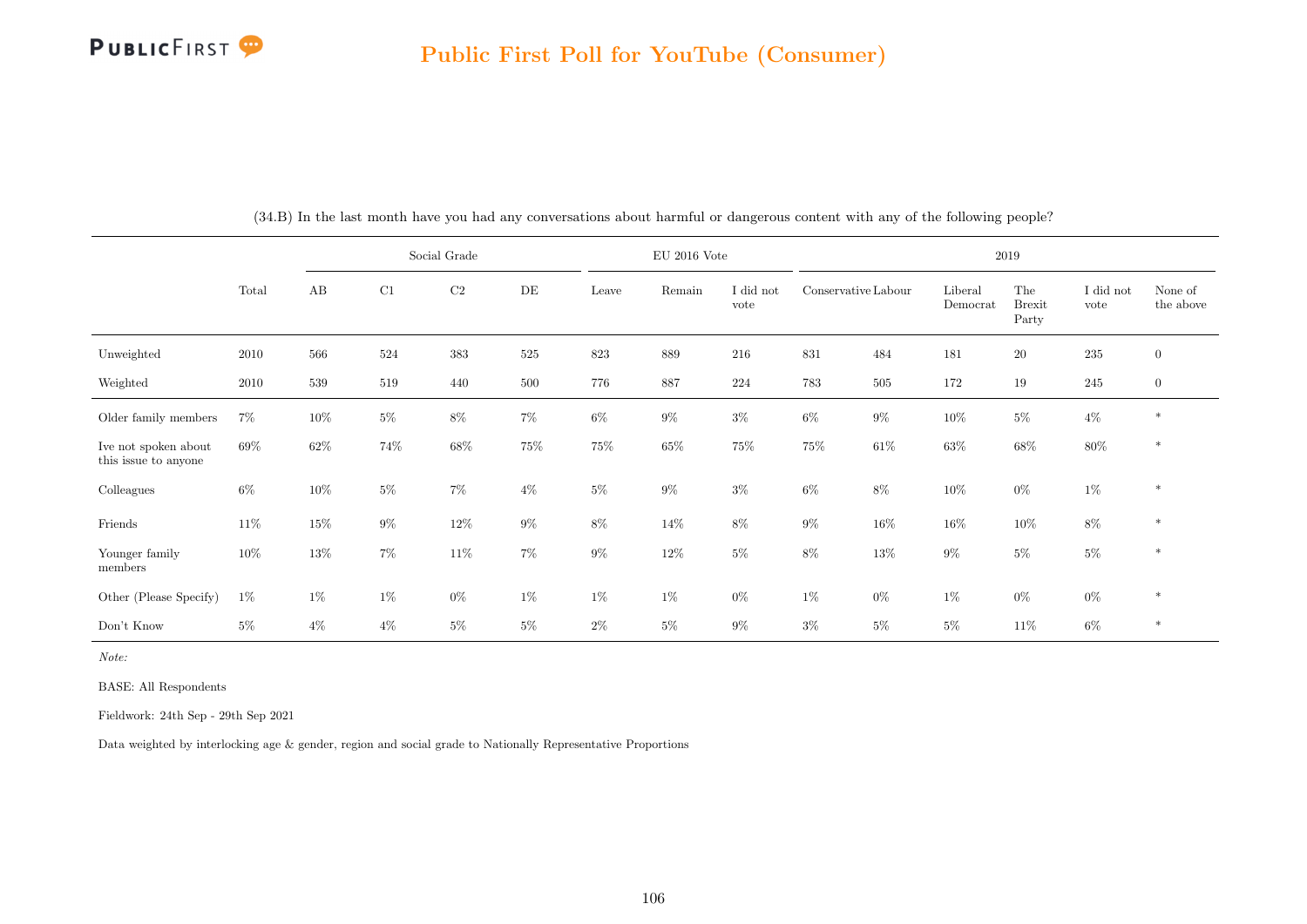## Public First Poll for YouTube (Consumer)

(34.B) In the last month have you had any conversations about harmful or dangerous content with any of the following people?

| | Total | Social Grade | | | | EU 2016 Vote | | | 2019 | | | | | |
|---|---|---|---|---|---|---|---|---|---|---|---|---|---|---|
| | | AB | C1 | C2 | DE | Leave | Remain | I did not vote | Conservative | Labour | Liberal Democrat | The Brexit Party | I did not vote | None of the above |
| Unweighted | 2010 | 566 | 524 | 383 | 525 | 823 | 889 | 216 | 831 | 484 | 181 | 20 | 235 | 0 |
| Weighted | 2010 | 539 | 519 | 440 | 500 | 776 | 887 | 224 | 783 | 505 | 172 | 19 | 245 | 0 |
| Older family members | 7% | 10% | 5% | 8% | 7% | 6% | 9% | 3% | 6% | 9% | 10% | 5% | 4% | * |
| Ive not spoken about this issue to anyone | 69% | 62% | 74% | 68% | 75% | 75% | 65% | 75% | 75% | 61% | 63% | 68% | 80% | * |
| Colleagues | 6% | 10% | 5% | 7% | 4% | 5% | 9% | 3% | 6% | 8% | 10% | 0% | 1% | * |
| Friends | 11% | 15% | 9% | 12% | 9% | 8% | 14% | 8% | 9% | 16% | 16% | 10% | 8% | * |
| Younger family members | 10% | 13% | 7% | 11% | 7% | 9% | 12% | 5% | 8% | 13% | 9% | 5% | 5% | * |
| Other (Please Specify) | 1% | 1% | 1% | 0% | 1% | 1% | 1% | 0% | 1% | 0% | 1% | 0% | 0% | * |
| Don't Know | 5% | 4% | 4% | 5% | 5% | 2% | 5% | 9% | 3% | 5% | 5% | 11% | 6% | * |

*Note:*

BASE: All Respondents

Fieldwork: 24th Sep - 29th Sep 2021

Data weighted by interlocking age & gender, region and social grade to Nationally Representative Proportions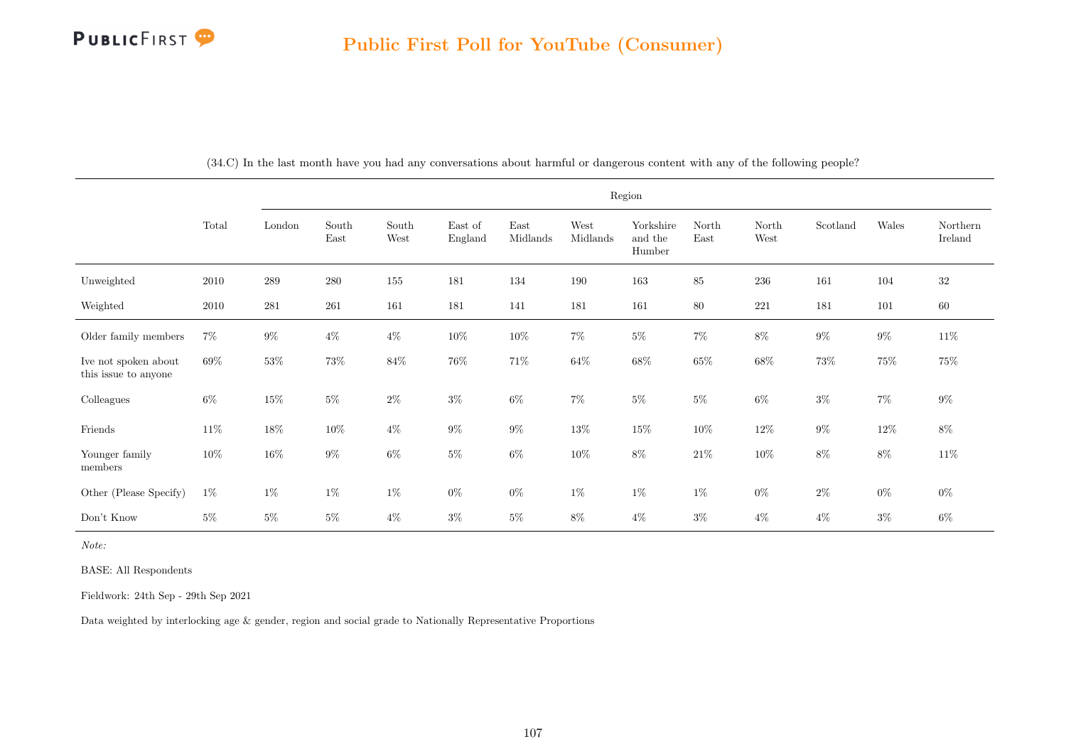## Public First Poll for YouTube (Consumer)

(34.C) In the last month have you had any conversations about harmful or dangerous content with any of the following people?

| | Total | Region | | | | | | | | | | | |
|---|---|---|---|---|---|---|---|---|---|---|---|---|---|
| | | London | South East | South West | East of England | East Midlands | West Midlands | Yorkshire and the Humber | North East | North West | Scotland | Wales | Northern Ireland |
| Unweighted | 2010 | 289 | 280 | 155 | 181 | 134 | 190 | 163 | 85 | 236 | 161 | 104 | 32 |
| Weighted | 2010 | 281 | 261 | 161 | 181 | 141 | 181 | 161 | 80 | 221 | 181 | 101 | 60 |
| Older family members | 7% | 9% | 4% | 4% | 10% | 10% | 7% | 5% | 7% | 8% | 9% | 9% | 11% |
| Ive not spoken about this issue to anyone | 69% | 53% | 73% | 84% | 76% | 71% | 64% | 68% | 65% | 68% | 73% | 75% | 75% |
| Colleagues | 6% | 15% | 5% | 2% | 3% | 6% | 7% | 5% | 5% | 6% | 3% | 7% | 9% |
| Friends | 11% | 18% | 10% | 4% | 9% | 9% | 13% | 15% | 10% | 12% | 9% | 12% | 8% |
| Younger family members | 10% | 16% | 9% | 6% | 5% | 6% | 10% | 8% | 21% | 10% | 8% | 8% | 11% |
| Other (Please Specify) | 1% | 1% | 1% | 1% | 0% | 0% | 1% | 1% | 1% | 0% | 2% | 0% | 0% |
| Don't Know | 5% | 5% | 5% | 4% | 3% | 5% | 8% | 4% | 3% | 4% | 4% | 3% | 6% |

*Note:*

BASE: All Respondents

Fieldwork: 24th Sep - 29th Sep 2021

Data weighted by interlocking age & gender, region and social grade to Nationally Representative Proportions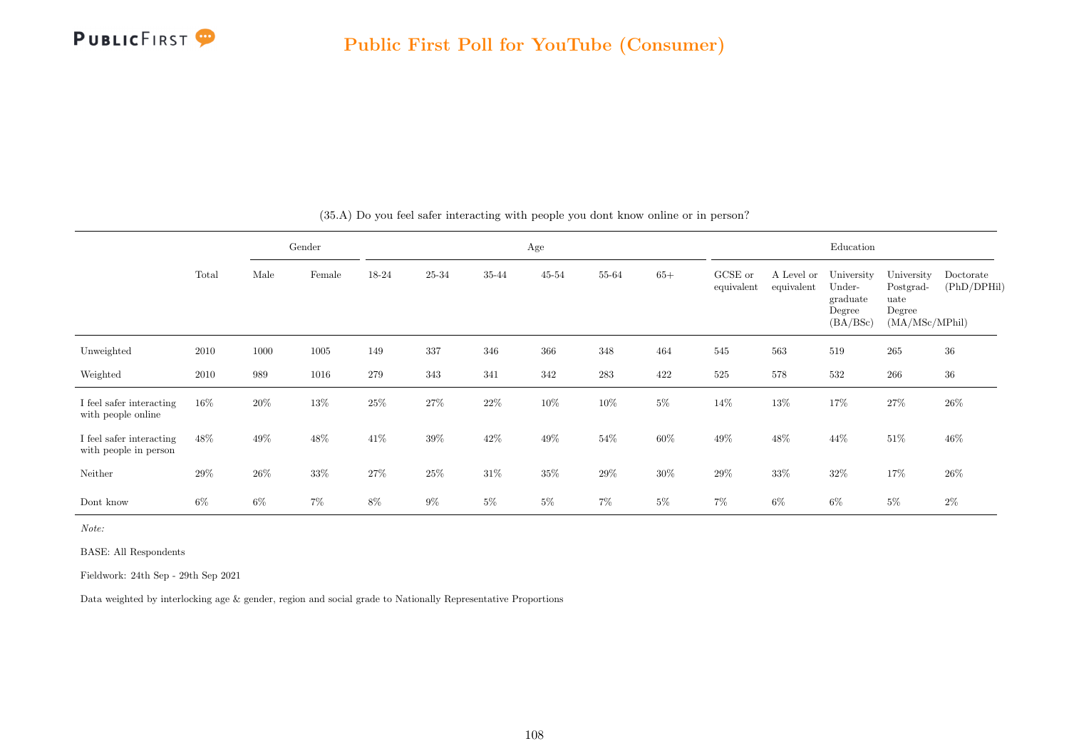## Public First Poll for YouTube (Consumer)

(35.A) Do you feel safer interacting with people you dont know online or in person?

| | Total | Gender | | Age | | | | | | Education | | | | |
|---|---|---|---|---|---|---|---|---|---|---|---|---|---|---|
| | | Male | Female | 18-24 | 25-34 | 35-44 | 45-54 | 55-64 | 65+ | GCSE or equivalent | A Level or equivalent | University Under-graduate Degree (BA/BSc) | University Postgrad-uate Degree (MA/MSc/MPhil) | Doctorate (PhD/DPHil) |
| Unweighted | 2010 | 1000 | 1005 | 149 | 337 | 346 | 366 | 348 | 464 | 545 | 563 | 519 | 265 | 36 |
| Weighted | 2010 | 989 | 1016 | 279 | 343 | 341 | 342 | 283 | 422 | 525 | 578 | 532 | 266 | 36 |
| I feel safer interacting with people online | 16% | 20% | 13% | 25% | 27% | 22% | 10% | 10% | 5% | 14% | 13% | 17% | 27% | 26% |
| I feel safer interacting with people in person | 48% | 49% | 48% | 41% | 39% | 42% | 49% | 54% | 60% | 49% | 48% | 44% | 51% | 46% |
| Neither | 29% | 26% | 33% | 27% | 25% | 31% | 35% | 29% | 30% | 29% | 33% | 32% | 17% | 26% |
| Dont know | 6% | 6% | 7% | 8% | 9% | 5% | 5% | 7% | 5% | 7% | 6% | 6% | 5% | 2% |

*Note:*

BASE: All Respondents

Fieldwork: 24th Sep - 29th Sep 2021

Data weighted by interlocking age & gender, region and social grade to Nationally Representative Proportions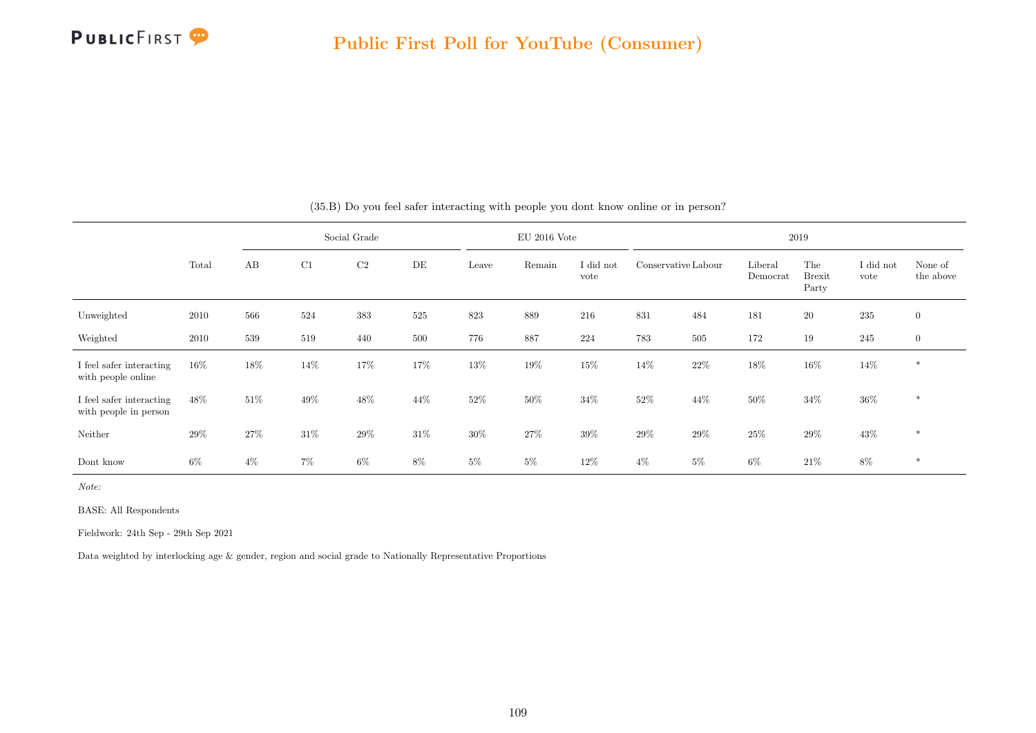(35.B) Do you feel safer interacting with people you dont know online or in person?

| | Total | Social Grade | | | | EU 2016 Vote | | | 2019 | | | | | |
|---|---|---|---|---|---|---|---|---|---|---|---|---|---|---|
| | | AB | C1 | C2 | DE | Leave | Remain | I did not vote | Conservative | Labour | Liberal Democrat | The Brexit Party | I did not vote | None of the above |
| Unweighted | 2010 | 566 | 524 | 383 | 525 | 823 | 889 | 216 | 831 | 484 | 181 | 20 | 235 | 0 |
| Weighted | 2010 | 539 | 519 | 440 | 500 | 776 | 887 | 224 | 783 | 505 | 172 | 19 | 245 | 0 |
| I feel safer interacting with people online | 16% | 18% | 14% | 17% | 17% | 13% | 19% | 15% | 14% | 22% | 18% | 16% | 14% | * |
| I feel safer interacting with people in person | 48% | 51% | 49% | 48% | 44% | 52% | 50% | 34% | 52% | 44% | 50% | 34% | 36% | * |
| Neither | 29% | 27% | 31% | 29% | 31% | 30% | 27% | 39% | 29% | 29% | 25% | 29% | 43% | * |
| Dont know | 6% | 4% | 7% | 6% | 8% | 5% | 5% | 12% | 4% | 5% | 6% | 21% | 8% | * |

*Note:*

BASE: All Respondents

Fieldwork: 24th Sep - 29th Sep 2021

Data weighted by interlocking age & gender, region and social grade to Nationally Representative Proportions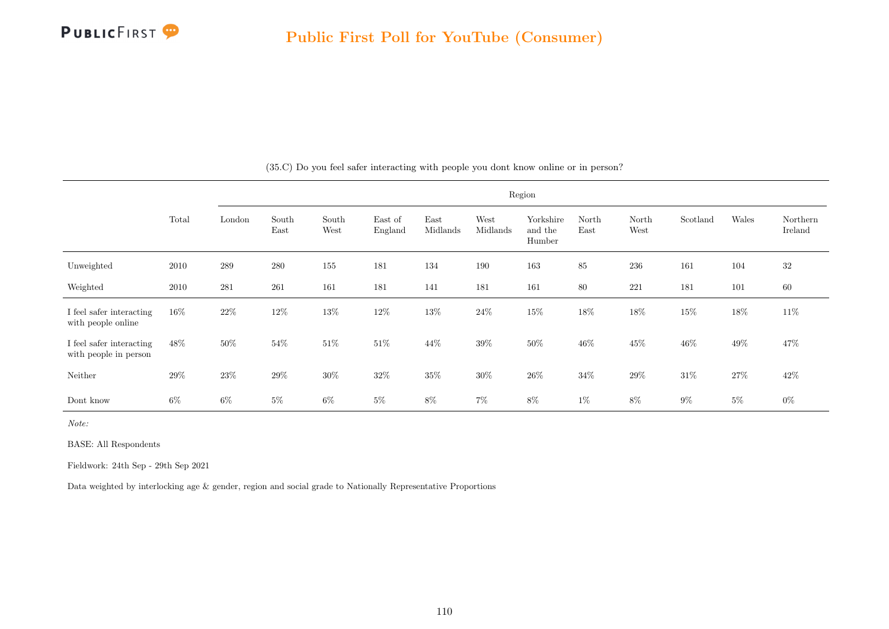## Public First Poll for YouTube (Consumer)

(35.C) Do you feel safer interacting with people you dont know online or in person?

| | Total | Region | | | | | | | | | | | |
|---|---|---|---|---|---|---|---|---|---|---|---|---|---|
| | | London | South East | South West | East of England | East Midlands | West Midlands | Yorkshire and the Humber | North East | North West | Scotland | Wales | Northern Ireland |
| Unweighted | 2010 | 289 | 280 | 155 | 181 | 134 | 190 | 163 | 85 | 236 | 161 | 104 | 32 |
| Weighted | 2010 | 281 | 261 | 161 | 181 | 141 | 181 | 161 | 80 | 221 | 181 | 101 | 60 |
| I feel safer interacting with people online | 16% | 22% | 12% | 13% | 12% | 13% | 24% | 15% | 18% | 18% | 15% | 18% | 11% |
| I feel safer interacting with people in person | 48% | 50% | 54% | 51% | 51% | 44% | 39% | 50% | 46% | 45% | 46% | 49% | 47% |
| Neither | 29% | 23% | 29% | 30% | 32% | 35% | 30% | 26% | 34% | 29% | 31% | 27% | 42% |
| Dont know | 6% | 6% | 5% | 6% | 5% | 8% | 7% | 8% | 1% | 8% | 9% | 5% | 0% |

*Note:*

BASE: All Respondents

Fieldwork: 24th Sep - 29th Sep 2021

Data weighted by interlocking age & gender, region and social grade to Nationally Representative Proportions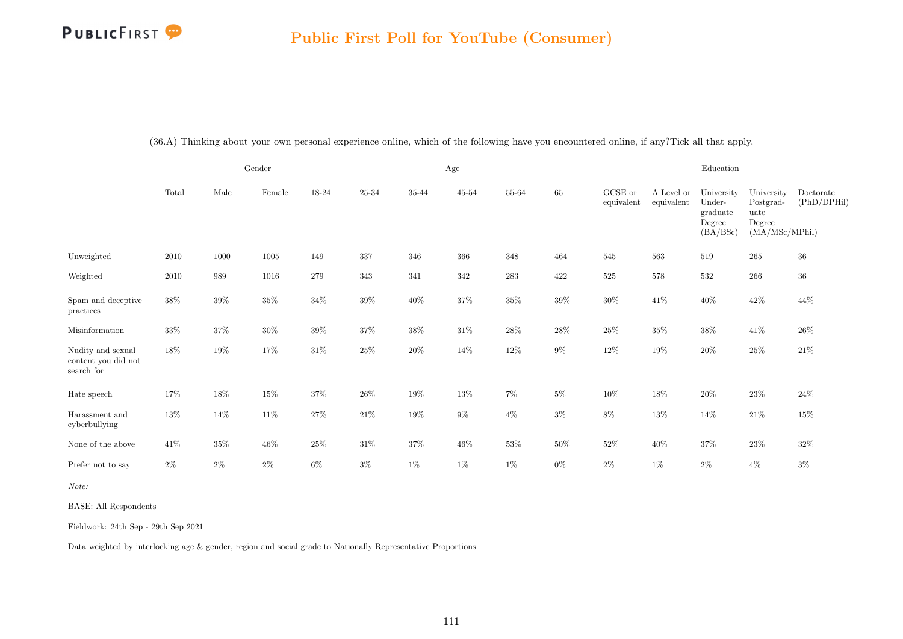## Public First Poll for YouTube (Consumer)

(36.A) Thinking about your own personal experience online, which of the following have you encountered online, if any?Tick all that apply.

| | Total | Gender | | Age | | | | | | Education | | | | |
|---|---|---|---|---|---|---|---|---|---|---|---|---|---|---|
| | | Male | Female | 18-24 | 25-34 | 35-44 | 45-54 | 55-64 | 65+ | GCSE or equivalent | A Level or equivalent | University Under-graduate Degree (BA/BSc) | University Postgrad-uate Degree (MA/MSc/MPhil) | Doctorate (PhD/DPHil) |
| Unweighted | 2010 | 1000 | 1005 | 149 | 337 | 346 | 366 | 348 | 464 | 545 | 563 | 519 | 265 | 36 |
| Weighted | 2010 | 989 | 1016 | 279 | 343 | 341 | 342 | 283 | 422 | 525 | 578 | 532 | 266 | 36 |
| Spam and deceptive practices | 38% | 39% | 35% | 34% | 39% | 40% | 37% | 35% | 39% | 30% | 41% | 40% | 42% | 44% |
| Misinformation | 33% | 37% | 30% | 39% | 37% | 38% | 31% | 28% | 28% | 25% | 35% | 38% | 41% | 26% |
| Nudity and sexual content you did not search for | 18% | 19% | 17% | 31% | 25% | 20% | 14% | 12% | 9% | 12% | 19% | 20% | 25% | 21% |
| Hate speech | 17% | 18% | 15% | 37% | 26% | 19% | 13% | 7% | 5% | 10% | 18% | 20% | 23% | 24% |
| Harassment and cyberbullying | 13% | 14% | 11% | 27% | 21% | 19% | 9% | 4% | 3% | 8% | 13% | 14% | 21% | 15% |
| None of the above | 41% | 35% | 46% | 25% | 31% | 37% | 46% | 53% | 50% | 52% | 40% | 37% | 23% | 32% |
| Prefer not to say | 2% | 2% | 2% | 6% | 3% | 1% | 1% | 1% | 0% | 2% | 1% | 2% | 4% | 3% |

*Note:*

BASE: All Respondents

Fieldwork: 24th Sep - 29th Sep 2021

Data weighted by interlocking age & gender, region and social grade to Nationally Representative Proportions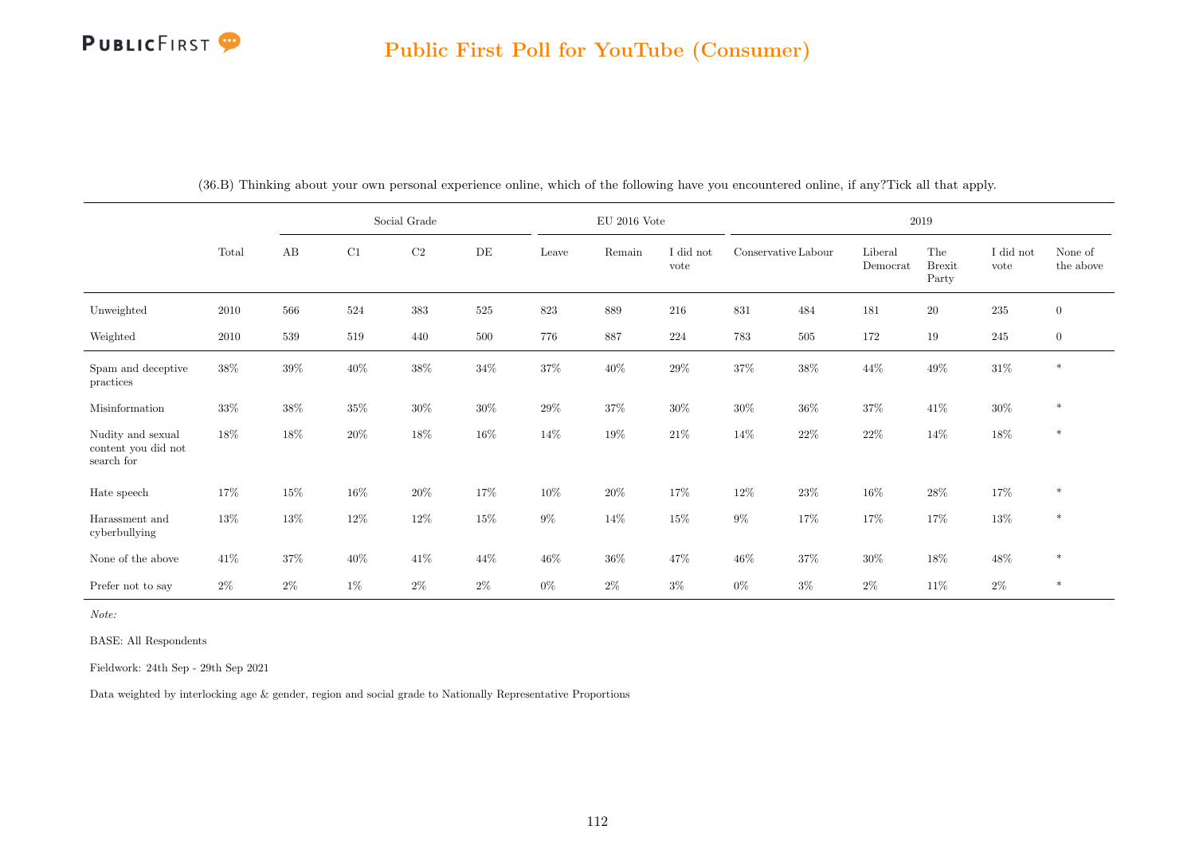## Public First Poll for YouTube (Consumer)

(36.B) Thinking about your own personal experience online, which of the following have you encountered online, if any?Tick all that apply.

| | Total | Social Grade | | | | EU 2016 Vote | | | 2019 | | | | | |
|---|---|---|---|---|---|---|---|---|---|---|---|---|---|---|
| | | AB | C1 | C2 | DE | Leave | Remain | I did not vote | Conservative | Labour | Liberal Democrat | The Brexit Party | I did not vote | None of the above |
| Unweighted | 2010 | 566 | 524 | 383 | 525 | 823 | 889 | 216 | 831 | 484 | 181 | 20 | 235 | 0 |
| Weighted | 2010 | 539 | 519 | 440 | 500 | 776 | 887 | 224 | 783 | 505 | 172 | 19 | 245 | 0 |
| Spam and deceptive practices | 38% | 39% | 40% | 38% | 34% | 37% | 40% | 29% | 37% | 38% | 44% | 49% | 31% | * |
| Misinformation | 33% | 38% | 35% | 30% | 30% | 29% | 37% | 30% | 30% | 36% | 37% | 41% | 30% | * |
| Nudity and sexual content you did not search for | 18% | 18% | 20% | 18% | 16% | 14% | 19% | 21% | 14% | 22% | 22% | 14% | 18% | * |
| Hate speech | 17% | 15% | 16% | 20% | 17% | 10% | 20% | 17% | 12% | 23% | 16% | 28% | 17% | * |
| Harassment and cyberbullying | 13% | 13% | 12% | 12% | 15% | 9% | 14% | 15% | 9% | 17% | 17% | 17% | 13% | * |
| None of the above | 41% | 37% | 40% | 41% | 44% | 46% | 36% | 47% | 46% | 37% | 30% | 18% | 48% | * |
| Prefer not to say | 2% | 2% | 1% | 2% | 2% | 0% | 2% | 3% | 0% | 3% | 2% | 11% | 2% | * |

*Note:*

BASE: All Respondents

Fieldwork: 24th Sep - 29th Sep 2021

Data weighted by interlocking age & gender, region and social grade to Nationally Representative Proportions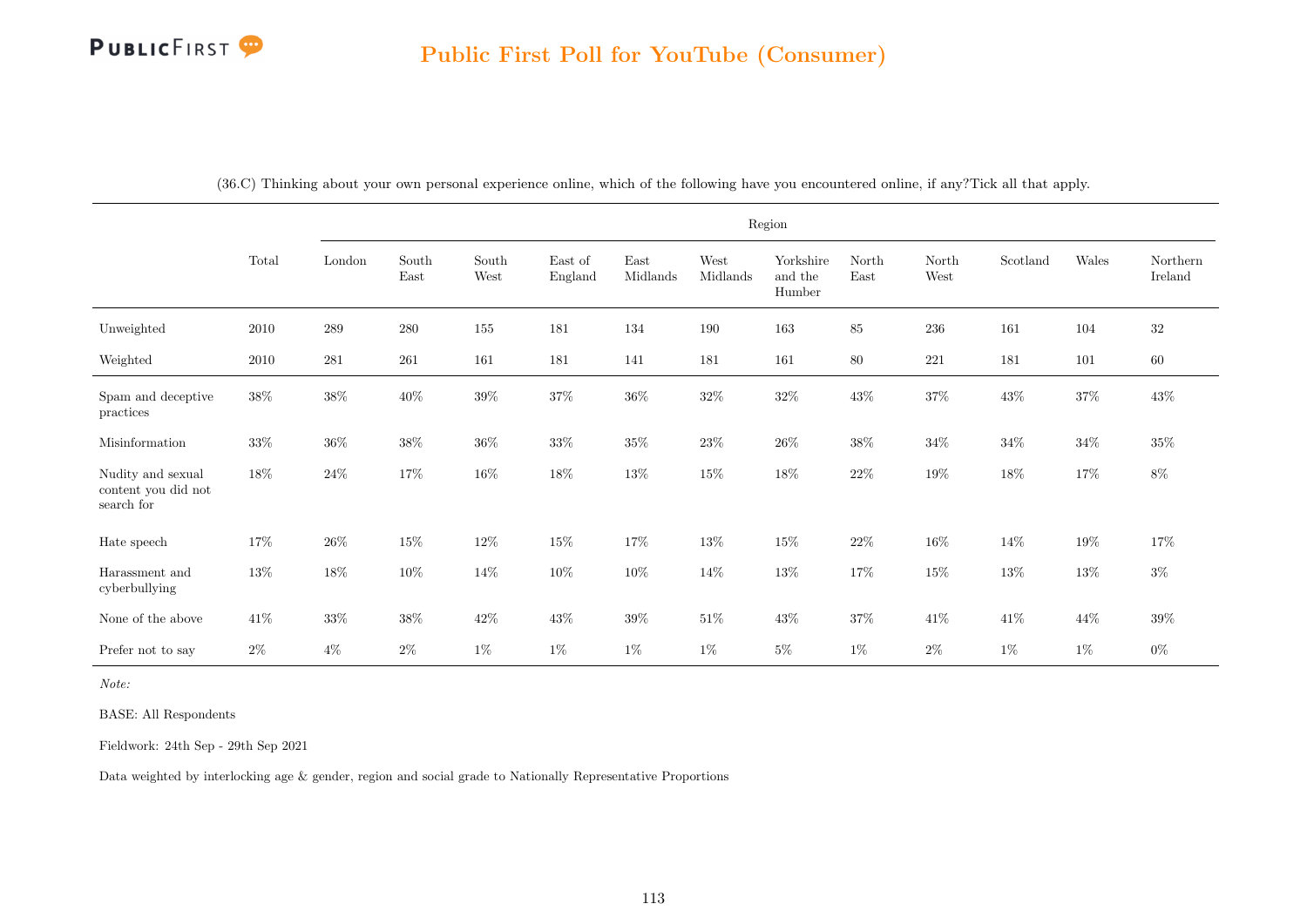# Public First Poll for YouTube (Consumer)

(36.C) Thinking about your own personal experience online, which of the following have you encountered online, if any?Tick all that apply.

| | Total | Region | | | | | | | | | | | |
|---|---|---|---|---|---|---|---|---|---|---|---|---|---|
| | | London | South East | South West | East of England | East Midlands | West Midlands | Yorkshire and the Humber | North East | North West | Scotland | Wales | Northern Ireland |
| Unweighted | 2010 | 289 | 280 | 155 | 181 | 134 | 190 | 163 | 85 | 236 | 161 | 104 | 32 |
| Weighted | 2010 | 281 | 261 | 161 | 181 | 141 | 181 | 161 | 80 | 221 | 181 | 101 | 60 |
| Spam and deceptive practices | 38% | 38% | 40% | 39% | 37% | 36% | 32% | 32% | 43% | 37% | 43% | 37% | 43% |
| Misinformation | 33% | 36% | 38% | 36% | 33% | 35% | 23% | 26% | 38% | 34% | 34% | 34% | 35% |
| Nudity and sexual content you did not search for | 18% | 24% | 17% | 16% | 18% | 13% | 15% | 18% | 22% | 19% | 18% | 17% | 8% |
| Hate speech | 17% | 26% | 15% | 12% | 15% | 17% | 13% | 15% | 22% | 16% | 14% | 19% | 17% |
| Harassment and cyberbullying | 13% | 18% | 10% | 14% | 10% | 10% | 14% | 13% | 17% | 15% | 13% | 13% | 3% |
| None of the above | 41% | 33% | 38% | 42% | 43% | 39% | 51% | 43% | 37% | 41% | 41% | 44% | 39% |
| Prefer not to say | 2% | 4% | 2% | 1% | 1% | 1% | 1% | 5% | 1% | 2% | 1% | 1% | 0% |

*Note:*

BASE: All Respondents

Fieldwork: 24th Sep - 29th Sep 2021

Data weighted by interlocking age & gender, region and social grade to Nationally Representative Proportions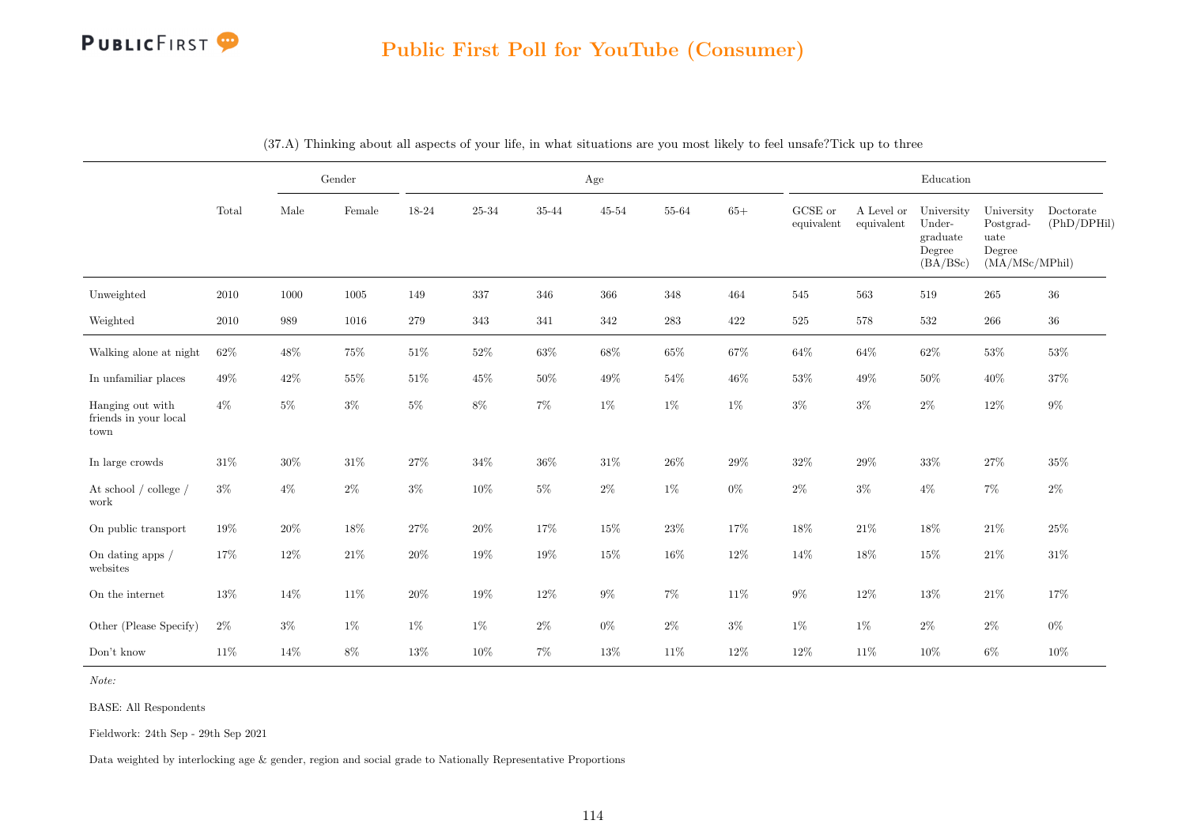## Public First Poll for YouTube (Consumer)

(37.A) Thinking about all aspects of your life, in what situations are you most likely to feel unsafe?Tick up to three

| | Total | Gender | | Age | | | | | | Education | | | | |
|---|---|---|---|---|---|---|---|---|---|---|---|---|---|---|
| | | Male | Female | 18-24 | 25-34 | 35-44 | 45-54 | 55-64 | 65+ | GCSE or equivalent | A Level or equivalent | University Under-graduate Degree (BA/BSc) | University Postgrad-uate Degree (MA/MSc/MPhil) | Doctorate (PhD/DPHil) |
| Unweighted | 2010 | 1000 | 1005 | 149 | 337 | 346 | 366 | 348 | 464 | 545 | 563 | 519 | 265 | 36 |
| Weighted | 2010 | 989 | 1016 | 279 | 343 | 341 | 342 | 283 | 422 | 525 | 578 | 532 | 266 | 36 |
| Walking alone at night | 62% | 48% | 75% | 51% | 52% | 63% | 68% | 65% | 67% | 64% | 64% | 62% | 53% | 53% |
| In unfamiliar places | 49% | 42% | 55% | 51% | 45% | 50% | 49% | 54% | 46% | 53% | 49% | 50% | 40% | 37% |
| Hanging out with friends in your local town | 4% | 5% | 3% | 5% | 8% | 7% | 1% | 1% | 1% | 3% | 3% | 2% | 12% | 9% |
| In large crowds | 31% | 30% | 31% | 27% | 34% | 36% | 31% | 26% | 29% | 32% | 29% | 33% | 27% | 35% |
| At school / college / work | 3% | 4% | 2% | 3% | 10% | 5% | 2% | 1% | 0% | 2% | 3% | 4% | 7% | 2% |
| On public transport | 19% | 20% | 18% | 27% | 20% | 17% | 15% | 23% | 17% | 18% | 21% | 18% | 21% | 25% |
| On dating apps / websites | 17% | 12% | 21% | 20% | 19% | 19% | 15% | 16% | 12% | 14% | 18% | 15% | 21% | 31% |
| On the internet | 13% | 14% | 11% | 20% | 19% | 12% | 9% | 7% | 11% | 9% | 12% | 13% | 21% | 17% |
| Other (Please Specify) | 2% | 3% | 1% | 1% | 1% | 2% | 0% | 2% | 3% | 1% | 1% | 2% | 2% | 0% |
| Don't know | 11% | 14% | 8% | 13% | 10% | 7% | 13% | 11% | 12% | 12% | 11% | 10% | 6% | 10% |

*Note:*

BASE: All Respondents

Fieldwork: 24th Sep - 29th Sep 2021

Data weighted by interlocking age & gender, region and social grade to Nationally Representative Proportions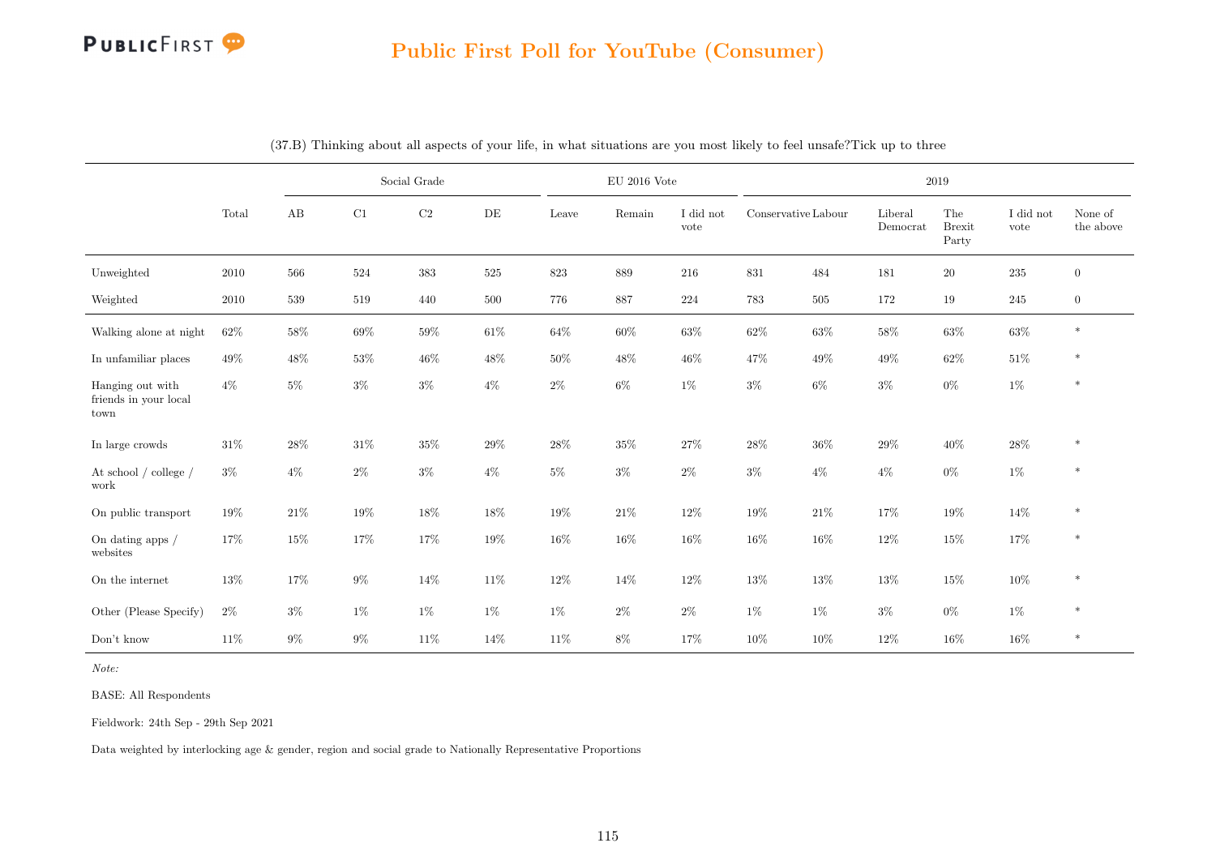## Public First Poll for YouTube (Consumer)

(37.B) Thinking about all aspects of your life, in what situations are you most likely to feel unsafe?Tick up to three

| | Total | Social Grade | | | | EU 2016 Vote | | | 2019 | | | | | |
|---|---|---|---|---|---|---|---|---|---|---|---|---|---|---|
| | | AB | C1 | C2 | DE | Leave | Remain | I did not vote | Conservative | Labour | Liberal Democrat | The Brexit Party | I did not vote | None of the above |
| Unweighted | 2010 | 566 | 524 | 383 | 525 | 823 | 889 | 216 | 831 | 484 | 181 | 20 | 235 | 0 |
| Weighted | 2010 | 539 | 519 | 440 | 500 | 776 | 887 | 224 | 783 | 505 | 172 | 19 | 245 | 0 |
| Walking alone at night | 62% | 58% | 69% | 59% | 61% | 64% | 60% | 63% | 62% | 63% | 58% | 63% | 63% | * |
| In unfamiliar places | 49% | 48% | 53% | 46% | 48% | 50% | 48% | 46% | 47% | 49% | 49% | 62% | 51% | * |
| Hanging out with friends in your local town | 4% | 5% | 3% | 3% | 4% | 2% | 6% | 1% | 3% | 6% | 3% | 0% | 1% | * |
| In large crowds | 31% | 28% | 31% | 35% | 29% | 28% | 35% | 27% | 28% | 36% | 29% | 40% | 28% | * |
| At school / college / work | 3% | 4% | 2% | 3% | 4% | 5% | 3% | 2% | 3% | 4% | 4% | 0% | 1% | * |
| On public transport | 19% | 21% | 19% | 18% | 18% | 19% | 21% | 12% | 19% | 21% | 17% | 19% | 14% | * |
| On dating apps / websites | 17% | 15% | 17% | 17% | 19% | 16% | 16% | 16% | 16% | 16% | 12% | 15% | 17% | * |
| On the internet | 13% | 17% | 9% | 14% | 11% | 12% | 14% | 12% | 13% | 13% | 13% | 15% | 10% | * |
| Other (Please Specify) | 2% | 3% | 1% | 1% | 1% | 1% | 2% | 2% | 1% | 1% | 3% | 0% | 1% | * |
| Don't know | 11% | 9% | 9% | 11% | 14% | 11% | 8% | 17% | 10% | 10% | 12% | 16% | 16% | * |

*Note:*

BASE: All Respondents

Fieldwork: 24th Sep - 29th Sep 2021

Data weighted by interlocking age & gender, region and social grade to Nationally Representative Proportions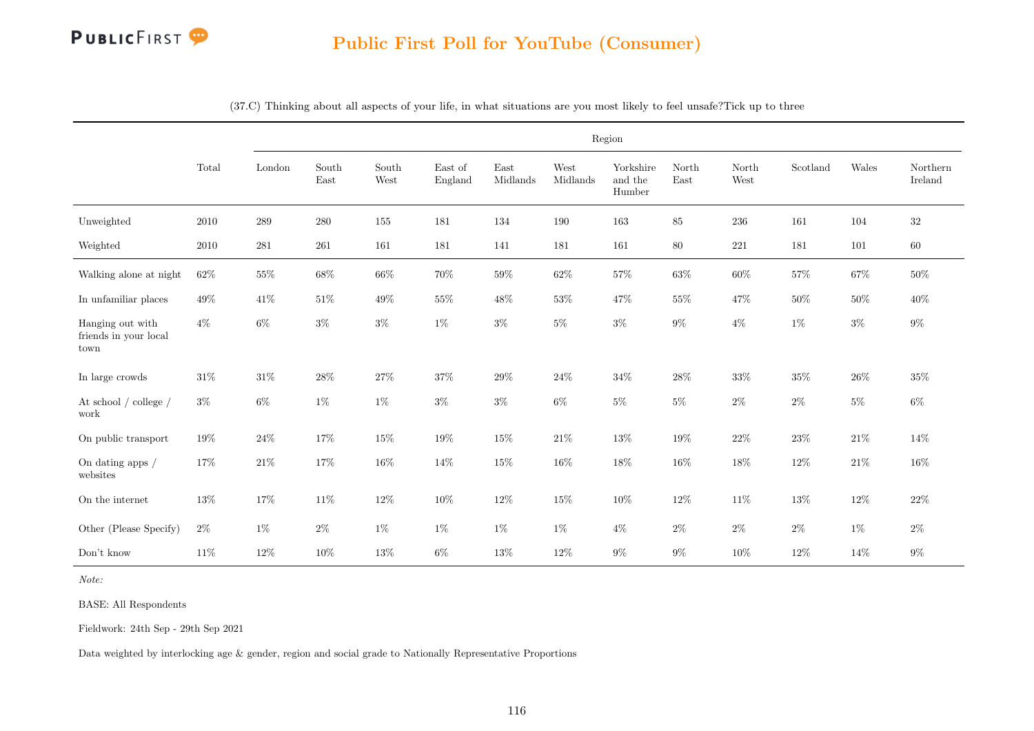(37.C) Thinking about all aspects of your life, in what situations are you most likely to feel unsafe?Tick up to three

| | Total | Region | | | | | | | | | | | |
|---|---|---|---|---|---|---|---|---|---|---|---|---|---|
| | | London | South East | South West | East of England | East Midlands | West Midlands | Yorkshire and the Humber | North East | North West | Scotland | Wales | Northern Ireland |
| Unweighted | 2010 | 289 | 280 | 155 | 181 | 134 | 190 | 163 | 85 | 236 | 161 | 104 | 32 |
| Weighted | 2010 | 281 | 261 | 161 | 181 | 141 | 181 | 161 | 80 | 221 | 181 | 101 | 60 |
| Walking alone at night | 62% | 55% | 68% | 66% | 70% | 59% | 62% | 57% | 63% | 60% | 57% | 67% | 50% |
| In unfamiliar places | 49% | 41% | 51% | 49% | 55% | 48% | 53% | 47% | 55% | 47% | 50% | 50% | 40% |
| Hanging out with friends in your local town | 4% | 6% | 3% | 3% | 1% | 3% | 5% | 3% | 9% | 4% | 1% | 3% | 9% |
| In large crowds | 31% | 31% | 28% | 27% | 37% | 29% | 24% | 34% | 28% | 33% | 35% | 26% | 35% |
| At school / college / work | 3% | 6% | 1% | 1% | 3% | 3% | 6% | 5% | 5% | 2% | 2% | 5% | 6% |
| On public transport | 19% | 24% | 17% | 15% | 19% | 15% | 21% | 13% | 19% | 22% | 23% | 21% | 14% |
| On dating apps / websites | 17% | 21% | 17% | 16% | 14% | 15% | 16% | 18% | 16% | 18% | 12% | 21% | 16% |
| On the internet | 13% | 17% | 11% | 12% | 10% | 12% | 15% | 10% | 12% | 11% | 13% | 12% | 22% |
| Other (Please Specify) | 2% | 1% | 2% | 1% | 1% | 1% | 1% | 4% | 2% | 2% | 2% | 1% | 2% |
| Don't know | 11% | 12% | 10% | 13% | 6% | 13% | 12% | 9% | 9% | 10% | 12% | 14% | 9% |

*Note:*

BASE: All Respondents

Fieldwork: 24th Sep - 29th Sep 2021

Data weighted by interlocking age & gender, region and social grade to Nationally Representative Proportions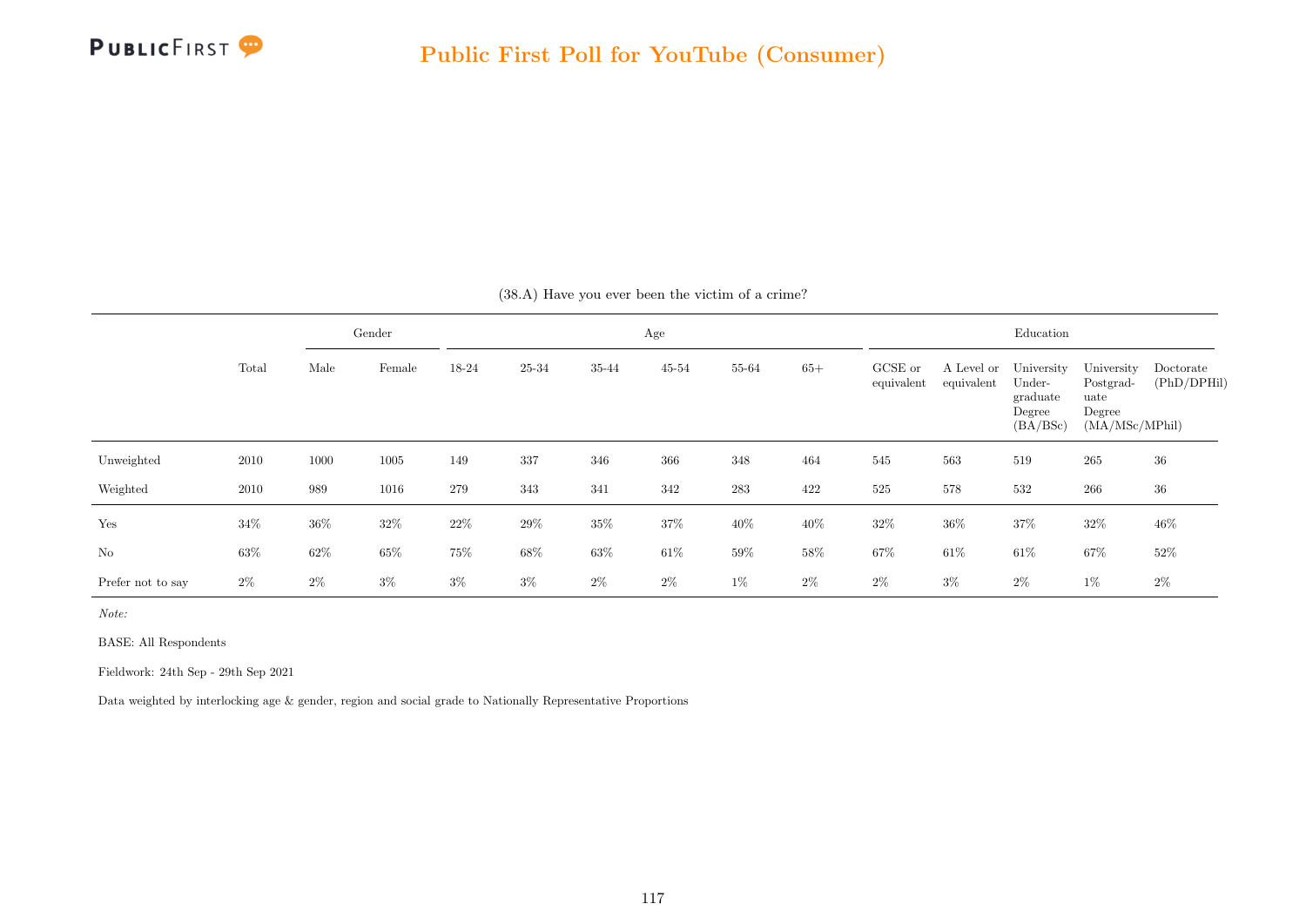## Public First Poll for YouTube (Consumer)

(38.A) Have you ever been the victim of a crime?

| | Total | Gender | | Age | | | | | | Education | | | | |
|---|---|---|---|---|---|---|---|---|---|---|---|---|---|---|
| | | Male | Female | 18-24 | 25-34 | 35-44 | 45-54 | 55-64 | 65+ | GCSE or equivalent | A Level or equivalent | University Undergraduate Degree (BA/BSc) | University Postgraduate Degree (MA/MSc/MPhil) | Doctorate (PhD/DPHil) |
| Unweighted | 2010 | 1000 | 1005 | 149 | 337 | 346 | 366 | 348 | 464 | 545 | 563 | 519 | 265 | 36 |
| Weighted | 2010 | 989 | 1016 | 279 | 343 | 341 | 342 | 283 | 422 | 525 | 578 | 532 | 266 | 36 |
| Yes | 34% | 36% | 32% | 22% | 29% | 35% | 37% | 40% | 40% | 32% | 36% | 37% | 32% | 46% |
| No | 63% | 62% | 65% | 75% | 68% | 63% | 61% | 59% | 58% | 67% | 61% | 61% | 67% | 52% |
| Prefer not to say | 2% | 2% | 3% | 3% | 3% | 2% | 2% | 1% | 2% | 2% | 3% | 2% | 1% | 2% |

*Note:*

BASE: All Respondents

Fieldwork: 24th Sep - 29th Sep 2021

Data weighted by interlocking age & gender, region and social grade to Nationally Representative Proportions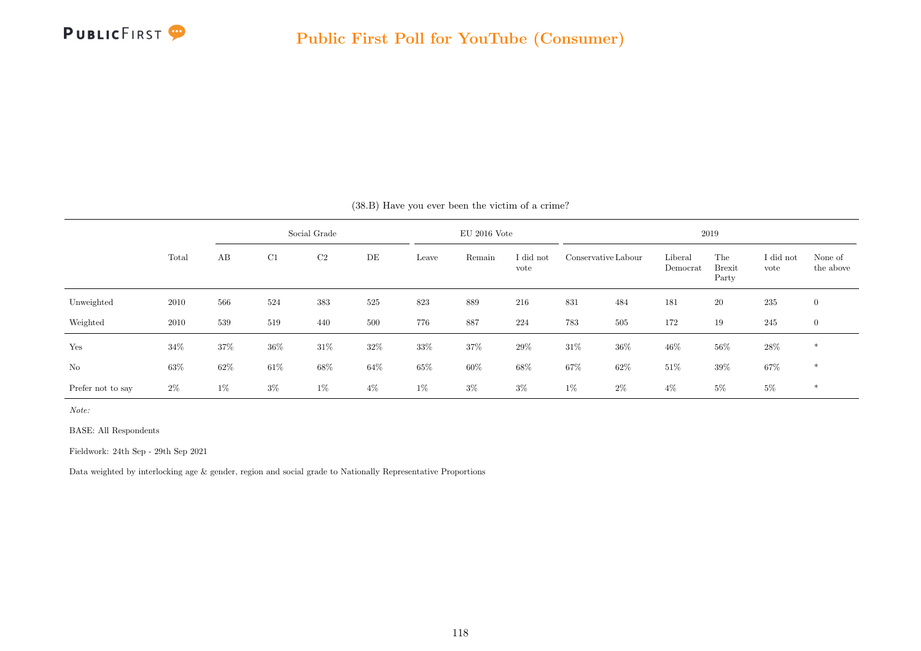(38.B) Have you ever been the victim of a crime?

| | Total | Social Grade | | | | EU 2016 Vote | | | 2019 | | | | | |
|---|---|---|---|---|---|---|---|---|---|---|---|---|---|---|
| | | AB | C1 | C2 | DE | Leave | Remain | I did not vote | Conservative | Labour | Liberal Democrat | The Brexit Party | I did not vote | None of the above |
| Unweighted | 2010 | 566 | 524 | 383 | 525 | 823 | 889 | 216 | 831 | 484 | 181 | 20 | 235 | 0 |
| Weighted | 2010 | 539 | 519 | 440 | 500 | 776 | 887 | 224 | 783 | 505 | 172 | 19 | 245 | 0 |
| Yes | 34% | 37% | 36% | 31% | 32% | 33% | 37% | 29% | 31% | 36% | 46% | 56% | 28% | * |
| No | 63% | 62% | 61% | 68% | 64% | 65% | 60% | 68% | 67% | 62% | 51% | 39% | 67% | * |
| Prefer not to say | 2% | 1% | 3% | 1% | 4% | 1% | 3% | 3% | 1% | 2% | 4% | 5% | 5% | * |

*Note:*

BASE: All Respondents

Fieldwork: 24th Sep - 29th Sep 2021

Data weighted by interlocking age & gender, region and social grade to Nationally Representative Proportions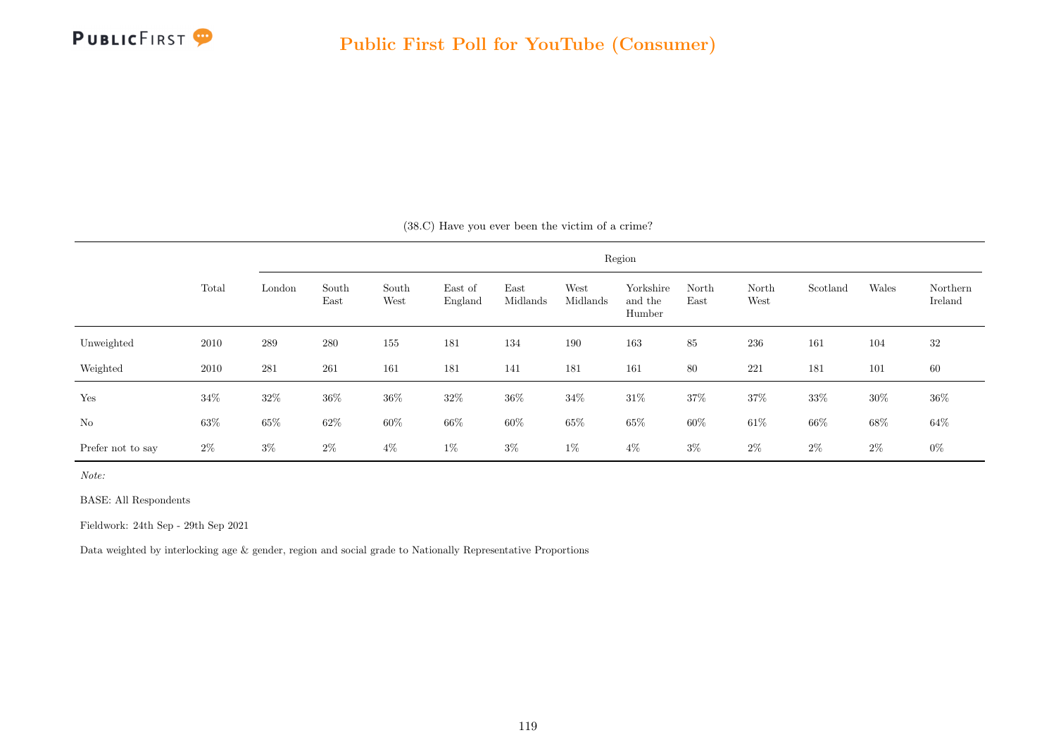## Public First Poll for YouTube (Consumer)

(38.C) Have you ever been the victim of a crime?

| | Total | Region | | | | | | | | | | | |
|---|---|---|---|---|---|---|---|---|---|---|---|---|---|
| | | London | South East | South West | East of England | East Midlands | West Midlands | Yorkshire and the Humber | North East | North West | Scotland | Wales | Northern Ireland |
| Unweighted | 2010 | 289 | 280 | 155 | 181 | 134 | 190 | 163 | 85 | 236 | 161 | 104 | 32 |
| Weighted | 2010 | 281 | 261 | 161 | 181 | 141 | 181 | 161 | 80 | 221 | 181 | 101 | 60 |
| Yes | 34% | 32% | 36% | 36% | 32% | 36% | 34% | 31% | 37% | 37% | 33% | 30% | 36% |
| No | 63% | 65% | 62% | 60% | 66% | 60% | 65% | 65% | 60% | 61% | 66% | 68% | 64% |
| Prefer not to say | 2% | 3% | 2% | 4% | 1% | 3% | 1% | 4% | 3% | 2% | 2% | 2% | 0% |

*Note:*

BASE: All Respondents

Fieldwork: 24th Sep - 29th Sep 2021

Data weighted by interlocking age & gender, region and social grade to Nationally Representative Proportions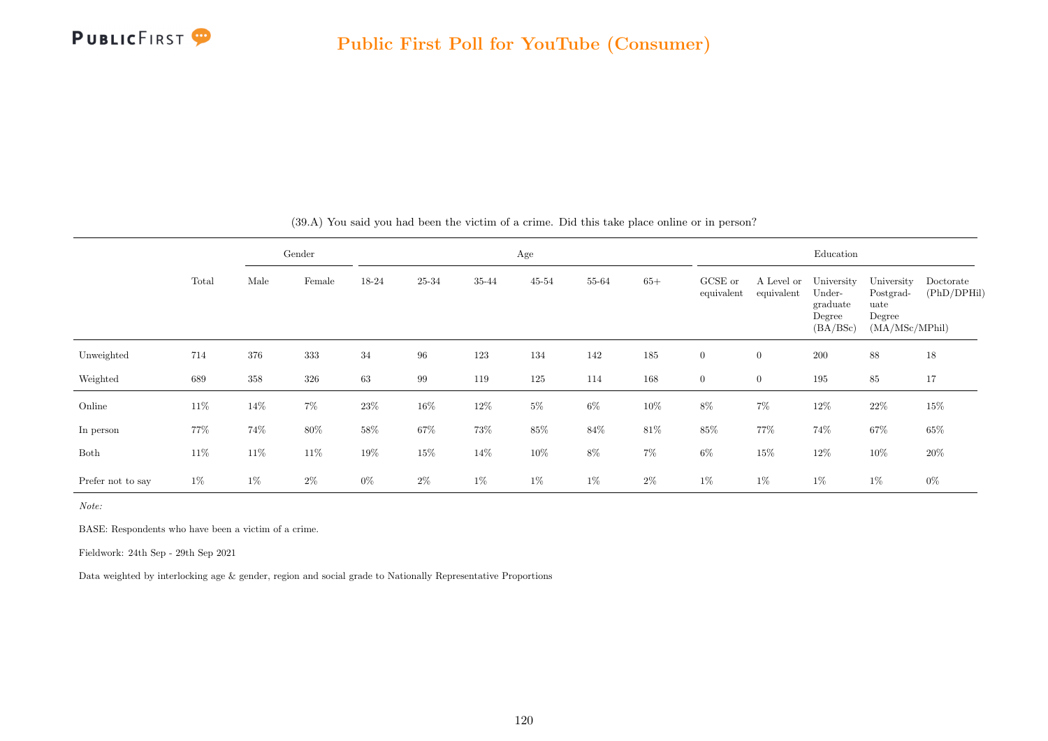## Public First Poll for YouTube (Consumer)

(39.A) You said you had been the victim of a crime. Did this take place online or in person?

| | Total | Gender | | Age | | | | | | Education | | | | |
|---|---|---|---|---|---|---|---|---|---|---|---|---|---|---|
| | | Male | Female | 18-24 | 25-34 | 35-44 | 45-54 | 55-64 | 65+ | GCSE or equivalent | A Level or equivalent | University Undergraduate Degree (BA/BSc) | University Postgraduate Degree (MA/MSc/MPhil) | Doctorate (PhD/DPHil) |
| Unweighted | 714 | 376 | 333 | 34 | 96 | 123 | 134 | 142 | 185 | 0 | 0 | 200 | 88 | 18 |
| Weighted | 689 | 358 | 326 | 63 | 99 | 119 | 125 | 114 | 168 | 0 | 0 | 195 | 85 | 17 |
| Online | 11% | 14% | 7% | 23% | 16% | 12% | 5% | 6% | 10% | 8% | 7% | 12% | 22% | 15% |
| In person | 77% | 74% | 80% | 58% | 67% | 73% | 85% | 84% | 81% | 85% | 77% | 74% | 67% | 65% |
| Both | 11% | 11% | 11% | 19% | 15% | 14% | 10% | 8% | 7% | 6% | 15% | 12% | 10% | 20% |
| Prefer not to say | 1% | 1% | 2% | 0% | 2% | 1% | 1% | 1% | 2% | 1% | 1% | 1% | 1% | 0% |

*Note:*

BASE: Respondents who have been a victim of a crime.

Fieldwork: 24th Sep - 29th Sep 2021

Data weighted by interlocking age & gender, region and social grade to Nationally Representative Proportions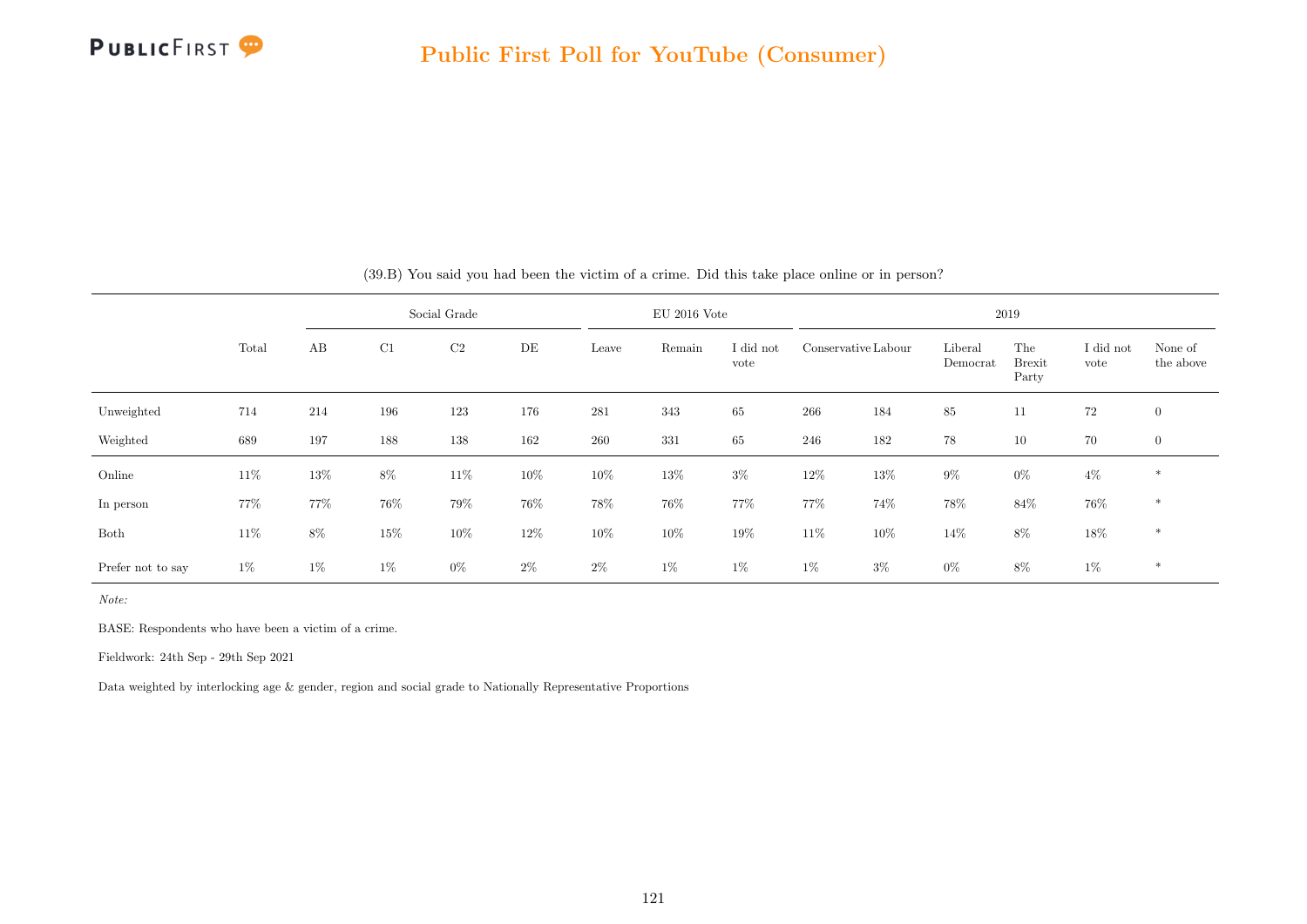(39.B) You said you had been the victim of a crime. Did this take place online or in person?

| | Total | Social Grade | | | | EU 2016 Vote | | | 2019 | | | | | |
|---|---|---|---|---|---|---|---|---|---|---|---|---|---|---|
| | | AB | C1 | C2 | DE | Leave | Remain | I did not vote | Conservative | Labour | Liberal Democrat | The Brexit Party | I did not vote | None of the above |
| Unweighted | 714 | 214 | 196 | 123 | 176 | 281 | 343 | 65 | 266 | 184 | 85 | 11 | 72 | 0 |
| Weighted | 689 | 197 | 188 | 138 | 162 | 260 | 331 | 65 | 246 | 182 | 78 | 10 | 70 | 0 |
| Online | 11% | 13% | 8% | 11% | 10% | 10% | 13% | 3% | 12% | 13% | 9% | 0% | 4% | * |
| In person | 77% | 77% | 76% | 79% | 76% | 78% | 76% | 77% | 77% | 74% | 78% | 84% | 76% | * |
| Both | 11% | 8% | 15% | 10% | 12% | 10% | 10% | 19% | 11% | 10% | 14% | 8% | 18% | * |
| Prefer not to say | 1% | 1% | 1% | 0% | 2% | 2% | 1% | 1% | 1% | 3% | 0% | 8% | 1% | * |

*Note:*

BASE: Respondents who have been a victim of a crime.

Fieldwork: 24th Sep - 29th Sep 2021

Data weighted by interlocking age & gender, region and social grade to Nationally Representative Proportions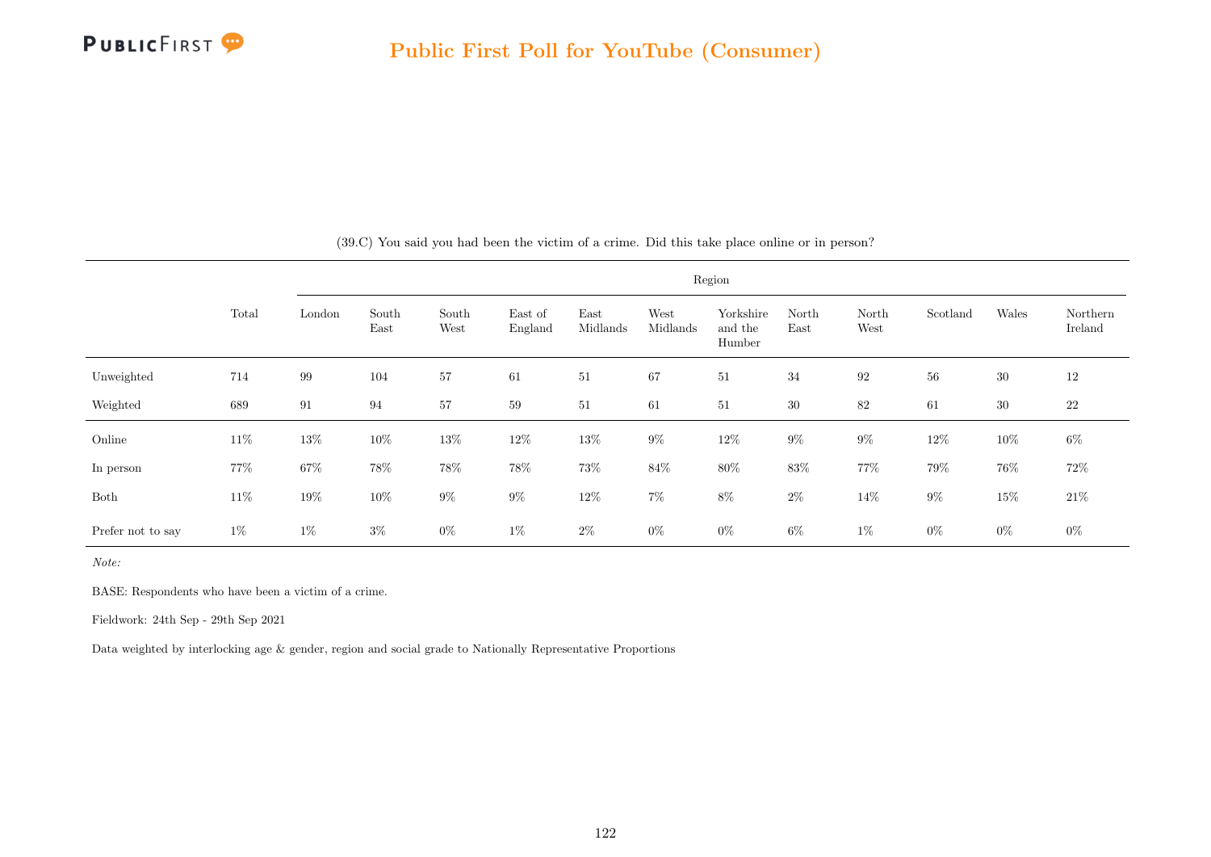# Public First Poll for YouTube (Consumer)

(39.C) You said you had been the victim of a crime. Did this take place online or in person?

| | Total | Region | | | | | | | | | | | |
|---|---|---|---|---|---|---|---|---|---|---|---|---|---|
| | | London | South East | South West | East of England | East Midlands | West Midlands | Yorkshire and the Humber | North East | North West | Scotland | Wales | Northern Ireland |
| Unweighted | 714 | 99 | 104 | 57 | 61 | 51 | 67 | 51 | 34 | 92 | 56 | 30 | 12 |
| Weighted | 689 | 91 | 94 | 57 | 59 | 51 | 61 | 51 | 30 | 82 | 61 | 30 | 22 |
| Online | 11% | 13% | 10% | 13% | 12% | 13% | 9% | 12% | 9% | 9% | 12% | 10% | 6% |
| In person | 77% | 67% | 78% | 78% | 78% | 73% | 84% | 80% | 83% | 77% | 79% | 76% | 72% |
| Both | 11% | 19% | 10% | 9% | 9% | 12% | 7% | 8% | 2% | 14% | 9% | 15% | 21% |
| Prefer not to say | 1% | 1% | 3% | 0% | 1% | 2% | 0% | 0% | 6% | 1% | 0% | 0% | 0% |

*Note:*

BASE: Respondents who have been a victim of a crime.

Fieldwork: 24th Sep - 29th Sep 2021

Data weighted by interlocking age & gender, region and social grade to Nationally Representative Proportions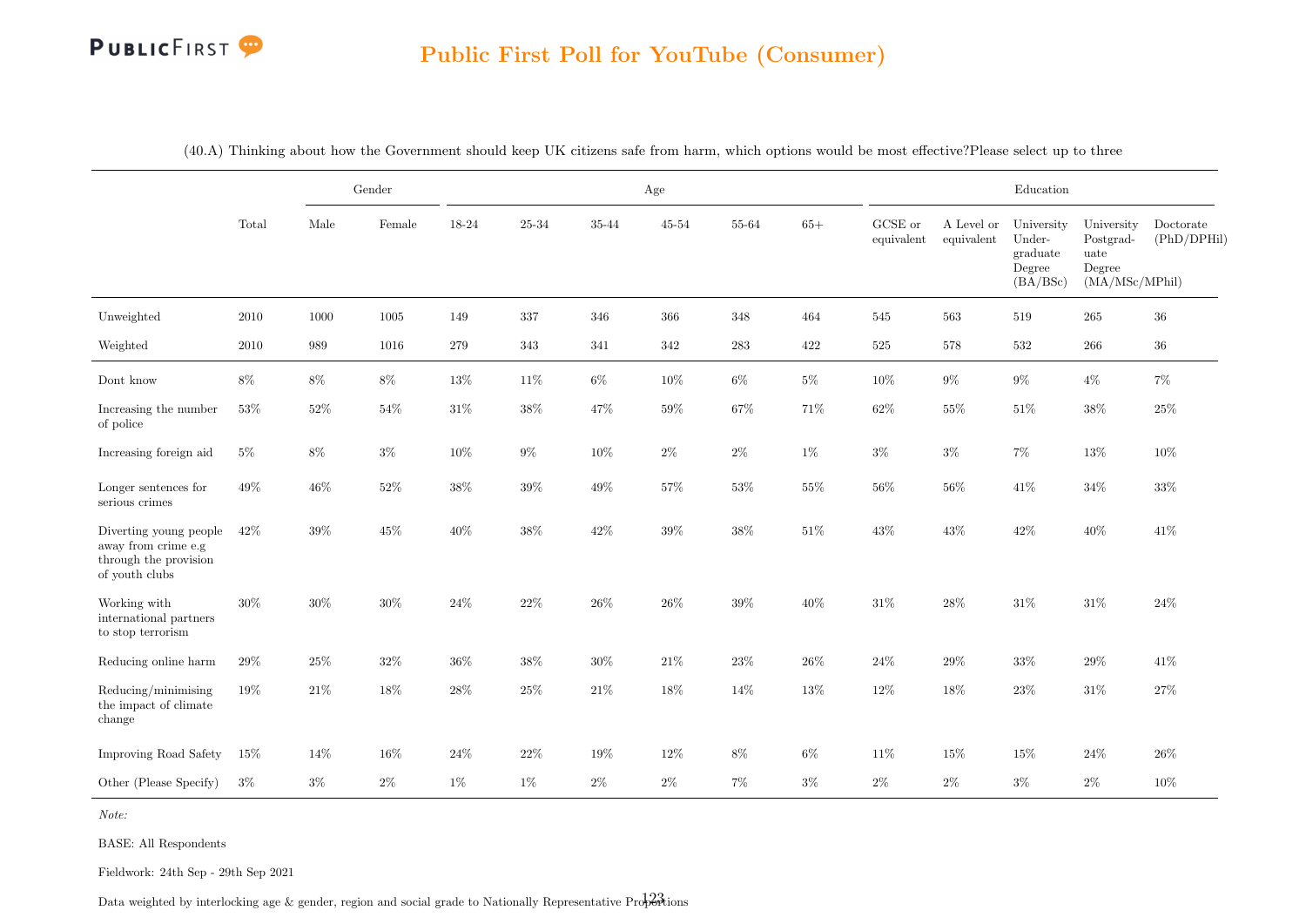(40.A) Thinking about how the Government should keep UK citizens safe from harm, which options would be most effective?Please select up to three

| | Total | Gender | | Age | | | | | | Education | | | | |
|---|---|---|---|---|---|---|---|---|---|---|---|---|---|---|
| | | Male | Female | 18-24 | 25-34 | 35-44 | 45-54 | 55-64 | 65+ | GCSE or equivalent | A Level or equivalent | University Under-graduate Degree (BA/BSc) | University Postgrad-uate Degree (MA/MSc/MPhil) | Doctorate (PhD/DPHil) |
| Unweighted | 2010 | 1000 | 1005 | 149 | 337 | 346 | 366 | 348 | 464 | 545 | 563 | 519 | 265 | 36 |
| Weighted | 2010 | 989 | 1016 | 279 | 343 | 341 | 342 | 283 | 422 | 525 | 578 | 532 | 266 | 36 |
| Dont know | 8% | 8% | 8% | 13% | 11% | 6% | 10% | 6% | 5% | 10% | 9% | 9% | 4% | 7% |
| Increasing the number of police | 53% | 52% | 54% | 31% | 38% | 47% | 59% | 67% | 71% | 62% | 55% | 51% | 38% | 25% |
| Increasing foreign aid | 5% | 8% | 3% | 10% | 9% | 10% | 2% | 2% | 1% | 3% | 3% | 7% | 13% | 10% |
| Longer sentences for serious crimes | 49% | 46% | 52% | 38% | 39% | 49% | 57% | 53% | 55% | 56% | 56% | 41% | 34% | 33% |
| Diverting young people away from crime e.g through the provision of youth clubs | 42% | 39% | 45% | 40% | 38% | 42% | 39% | 38% | 51% | 43% | 43% | 42% | 40% | 41% |
| Working with international partners to stop terrorism | 30% | 30% | 30% | 24% | 22% | 26% | 26% | 39% | 40% | 31% | 28% | 31% | 31% | 24% |
| Reducing online harm | 29% | 25% | 32% | 36% | 38% | 30% | 21% | 23% | 26% | 24% | 29% | 33% | 29% | 41% |
| Reducing/minimising the impact of climate change | 19% | 21% | 18% | 28% | 25% | 21% | 18% | 14% | 13% | 12% | 18% | 23% | 31% | 27% |
| Improving Road Safety | 15% | 14% | 16% | 24% | 22% | 19% | 12% | 8% | 6% | 11% | 15% | 15% | 24% | 26% |
| Other (Please Specify) | 3% | 3% | 2% | 1% | 1% | 2% | 2% | 7% | 3% | 2% | 2% | 3% | 2% | 10% |

*Note:*

BASE: All Respondents

Fieldwork: 24th Sep - 29th Sep 2021

Data weighted by interlocking age & gender, region and social grade to Nationally Representative Proportions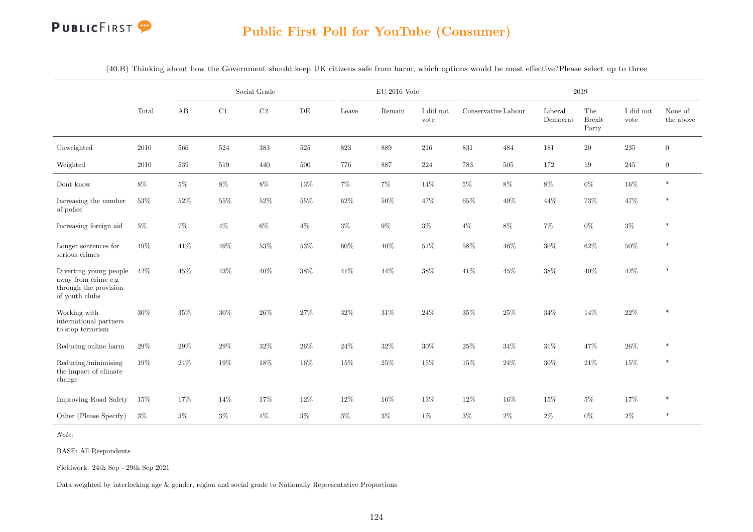# Public First Poll for YouTube (Consumer)

(40.B) Thinking about how the Government should keep UK citizens safe from harm, which options would be most effective?Please select up to three

| | Total | Social Grade | | | | EU 2016 Vote | | | 2019 | | | | | |
|---|---|---|---|---|---|---|---|---|---|---|---|---|---|---|
| | | AB | C1 | C2 | DE | Leave | Remain | I did not vote | Conservative | Labour | Liberal Democrat | The Brexit Party | I did not vote | None of the above |
| Unweighted | 2010 | 566 | 524 | 383 | 525 | 823 | 889 | 216 | 831 | 484 | 181 | 20 | 235 | 0 |
| Weighted | 2010 | 539 | 519 | 440 | 500 | 776 | 887 | 224 | 783 | 505 | 172 | 19 | 245 | 0 |
| Dont know | 8% | 5% | 8% | 8% | 13% | 7% | 7% | 14% | 5% | 8% | 8% | 0% | 16% | * |
| Increasing the number of police | 53% | 52% | 55% | 52% | 55% | 62% | 50% | 47% | 65% | 49% | 44% | 73% | 47% | * |
| Increasing foreign aid | 5% | 7% | 4% | 6% | 4% | 3% | 9% | 3% | 4% | 8% | 7% | 0% | 3% | * |
| Longer sentences for serious crimes | 49% | 41% | 49% | 53% | 53% | 60% | 40% | 51% | 58% | 46% | 30% | 62% | 50% | * |
| Diverting young people away from crime e.g through the provision of youth clubs | 42% | 45% | 43% | 40% | 38% | 41% | 44% | 38% | 41% | 45% | 38% | 40% | 42% | * |
| Working with international partners to stop terrorism | 30% | 35% | 30% | 26% | 27% | 32% | 31% | 24% | 35% | 25% | 34% | 14% | 22% | * |
| Reducing online harm | 29% | 29% | 29% | 32% | 26% | 24% | 32% | 30% | 25% | 34% | 31% | 47% | 26% | * |
| Reducing/minimising the impact of climate change | 19% | 24% | 19% | 18% | 16% | 15% | 25% | 15% | 15% | 24% | 30% | 21% | 15% | * |
| Improving Road Safety | 15% | 17% | 14% | 17% | 12% | 12% | 16% | 13% | 12% | 16% | 15% | 5% | 17% | * |
| Other (Please Specify) | 3% | 3% | 3% | 1% | 3% | 3% | 3% | 1% | 3% | 2% | 2% | 0% | 2% | * |

*Note:*

BASE: All Respondents

Fieldwork: 24th Sep - 29th Sep 2021

Data weighted by interlocking age & gender, region and social grade to Nationally Representative Proportions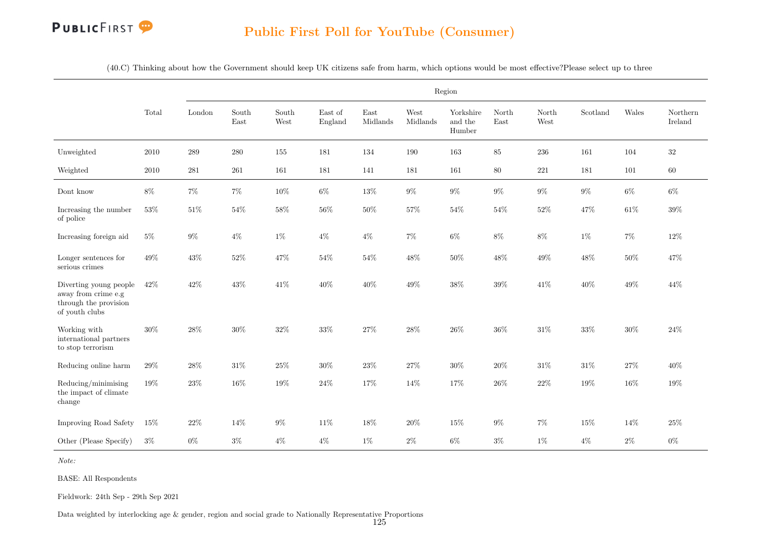# Public First Poll for YouTube (Consumer)

(40.C) Thinking about how the Government should keep UK citizens safe from harm, which options would be most effective?Please select up to three

| | Total | Region | | | | | | | | | | | |
|---|---|---|---|---|---|---|---|---|---|---|---|---|---|
| | | London | South East | South West | East of England | East Midlands | West Midlands | Yorkshire and the Humber | North East | North West | Scotland | Wales | Northern Ireland |
| Unweighted | 2010 | 289 | 280 | 155 | 181 | 134 | 190 | 163 | 85 | 236 | 161 | 104 | 32 |
| Weighted | 2010 | 281 | 261 | 161 | 181 | 141 | 181 | 161 | 80 | 221 | 181 | 101 | 60 |
| Dont know | 8% | 7% | 7% | 10% | 6% | 13% | 9% | 9% | 9% | 9% | 9% | 6% | 6% |
| Increasing the number of police | 53% | 51% | 54% | 58% | 56% | 50% | 57% | 54% | 54% | 52% | 47% | 61% | 39% |
| Increasing foreign aid | 5% | 9% | 4% | 1% | 4% | 4% | 7% | 6% | 8% | 8% | 1% | 7% | 12% |
| Longer sentences for serious crimes | 49% | 43% | 52% | 47% | 54% | 54% | 48% | 50% | 48% | 49% | 48% | 50% | 47% |
| Diverting young people away from crime e.g through the provision of youth clubs | 42% | 42% | 43% | 41% | 40% | 40% | 49% | 38% | 39% | 41% | 40% | 49% | 44% |
| Working with international partners to stop terrorism | 30% | 28% | 30% | 32% | 33% | 27% | 28% | 26% | 36% | 31% | 33% | 30% | 24% |
| Reducing online harm | 29% | 28% | 31% | 25% | 30% | 23% | 27% | 30% | 20% | 31% | 31% | 27% | 40% |
| Reducing/minimising the impact of climate change | 19% | 23% | 16% | 19% | 24% | 17% | 14% | 17% | 26% | 22% | 19% | 16% | 19% |
| Improving Road Safety | 15% | 22% | 14% | 9% | 11% | 18% | 20% | 15% | 9% | 7% | 15% | 14% | 25% |
| Other (Please Specify) | 3% | 0% | 3% | 4% | 4% | 1% | 2% | 6% | 3% | 1% | 4% | 2% | 0% |

*Note:*

BASE: All Respondents

Fieldwork: 24th Sep - 29th Sep 2021

Data weighted by interlocking age & gender, region and social grade to Nationally Representative Proportions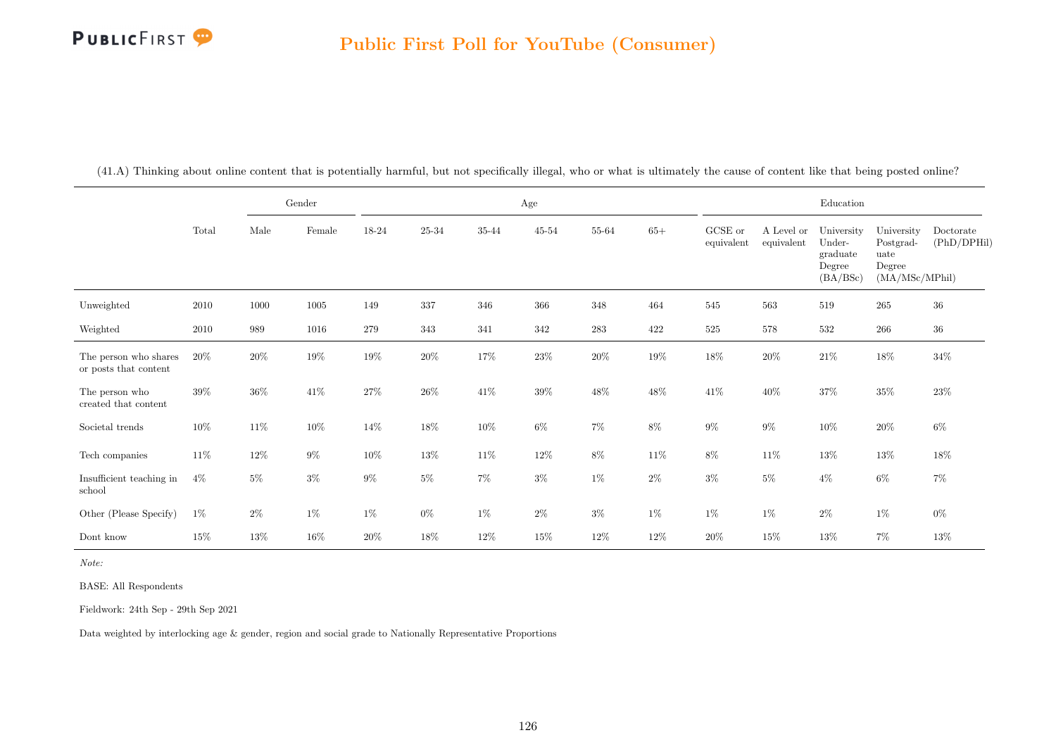## Public First Poll for YouTube (Consumer)

(41.A) Thinking about online content that is potentially harmful, but not specifically illegal, who or what is ultimately the cause of content like that being posted online?

| | Total | Gender | | Age | | | | | | Education | | | | |
|---|---|---|---|---|---|---|---|---|---|---|---|---|---|---|
| | | Male | Female | 18-24 | 25-34 | 35-44 | 45-54 | 55-64 | 65+ | GCSE or equivalent | A Level or equivalent | University Undergraduate Degree (BA/BSc) | University Postgraduate Degree (MA/MSc/MPhil) | Doctorate (PhD/DPHil) |
| Unweighted | 2010 | 1000 | 1005 | 149 | 337 | 346 | 366 | 348 | 464 | 545 | 563 | 519 | 265 | 36 |
| Weighted | 2010 | 989 | 1016 | 279 | 343 | 341 | 342 | 283 | 422 | 525 | 578 | 532 | 266 | 36 |
| The person who shares or posts that content | 20% | 20% | 19% | 19% | 20% | 17% | 23% | 20% | 19% | 18% | 20% | 21% | 18% | 34% |
| The person who created that content | 39% | 36% | 41% | 27% | 26% | 41% | 39% | 48% | 48% | 41% | 40% | 37% | 35% | 23% |
| Societal trends | 10% | 11% | 10% | 14% | 18% | 10% | 6% | 7% | 8% | 9% | 9% | 10% | 20% | 6% |
| Tech companies | 11% | 12% | 9% | 10% | 13% | 11% | 12% | 8% | 11% | 8% | 11% | 13% | 13% | 18% |
| Insufficient teaching in school | 4% | 5% | 3% | 9% | 5% | 7% | 3% | 1% | 2% | 3% | 5% | 4% | 6% | 7% |
| Other (Please Specify) | 1% | 2% | 1% | 1% | 0% | 1% | 2% | 3% | 1% | 1% | 1% | 2% | 1% | 0% |
| Dont know | 15% | 13% | 16% | 20% | 18% | 12% | 15% | 12% | 12% | 20% | 15% | 13% | 7% | 13% |

*Note:*

BASE: All Respondents

Fieldwork: 24th Sep - 29th Sep 2021

Data weighted by interlocking age & gender, region and social grade to Nationally Representative Proportions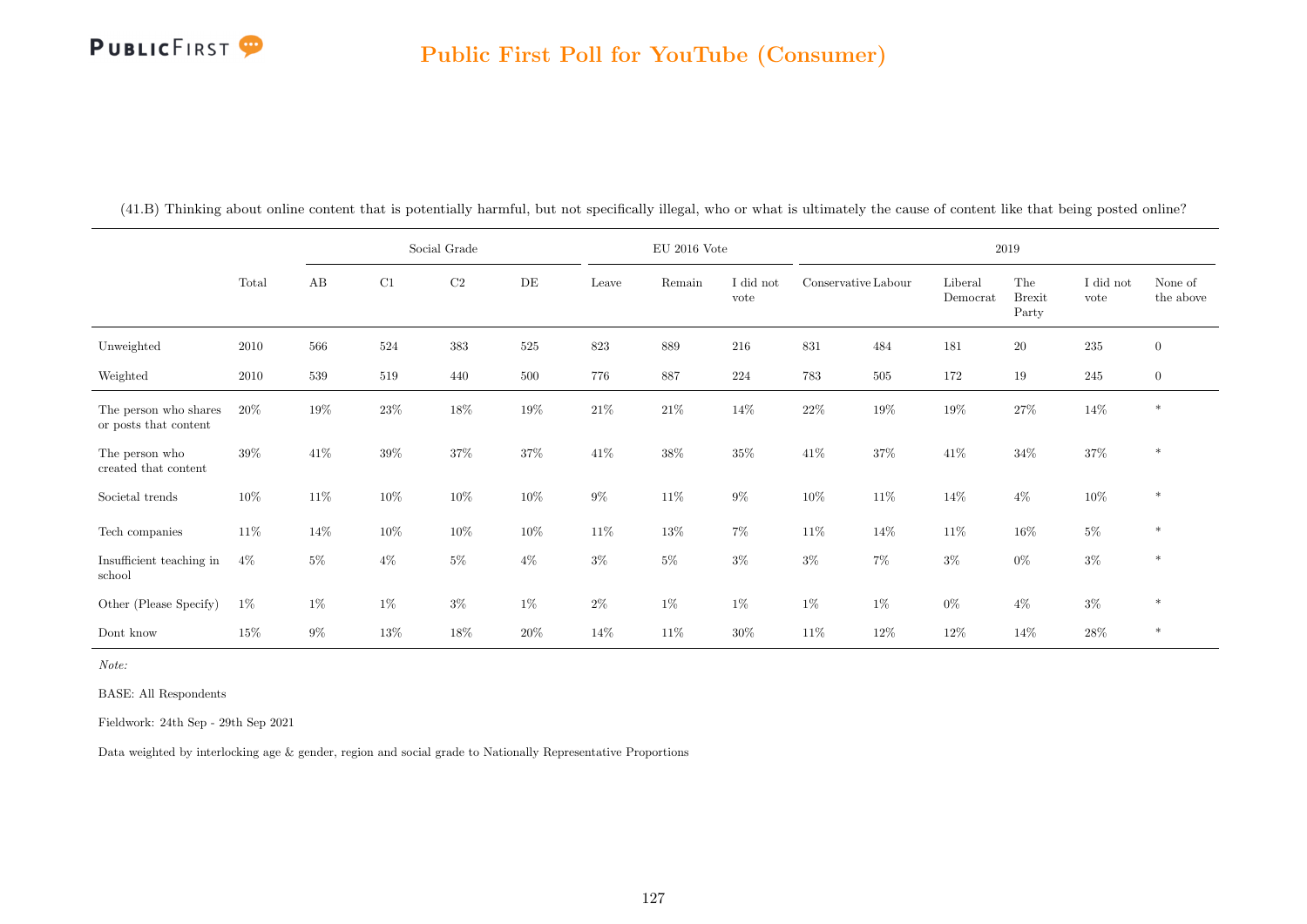## Public First Poll for YouTube (Consumer)

(41.B) Thinking about online content that is potentially harmful, but not specifically illegal, who or what is ultimately the cause of content like that being posted online?

| | Total | Social Grade | | | | EU 2016 Vote | | | 2019 | | | | | |
|---|---|---|---|---|---|---|---|---|---|---|---|---|---|---|
| | | AB | C1 | C2 | DE | Leave | Remain | I did not vote | Conservative | Labour | Liberal Democrat | The Brexit Party | I did not vote | None of the above |
| Unweighted | 2010 | 566 | 524 | 383 | 525 | 823 | 889 | 216 | 831 | 484 | 181 | 20 | 235 | 0 |
| Weighted | 2010 | 539 | 519 | 440 | 500 | 776 | 887 | 224 | 783 | 505 | 172 | 19 | 245 | 0 |
| The person who shares or posts that content | 20% | 19% | 23% | 18% | 19% | 21% | 21% | 14% | 22% | 19% | 19% | 27% | 14% | * |
| The person who created that content | 39% | 41% | 39% | 37% | 37% | 41% | 38% | 35% | 41% | 37% | 41% | 34% | 37% | * |
| Societal trends | 10% | 11% | 10% | 10% | 10% | 9% | 11% | 9% | 10% | 11% | 14% | 4% | 10% | * |
| Tech companies | 11% | 14% | 10% | 10% | 10% | 11% | 13% | 7% | 11% | 14% | 11% | 16% | 5% | * |
| Insufficient teaching in school | 4% | 5% | 4% | 5% | 4% | 3% | 5% | 3% | 3% | 7% | 3% | 0% | 3% | * |
| Other (Please Specify) | 1% | 1% | 1% | 3% | 1% | 2% | 1% | 1% | 1% | 1% | 0% | 4% | 3% | * |
| Dont know | 15% | 9% | 13% | 18% | 20% | 14% | 11% | 30% | 11% | 12% | 12% | 14% | 28% | * |

*Note:*

BASE: All Respondents

Fieldwork: 24th Sep - 29th Sep 2021

Data weighted by interlocking age & gender, region and social grade to Nationally Representative Proportions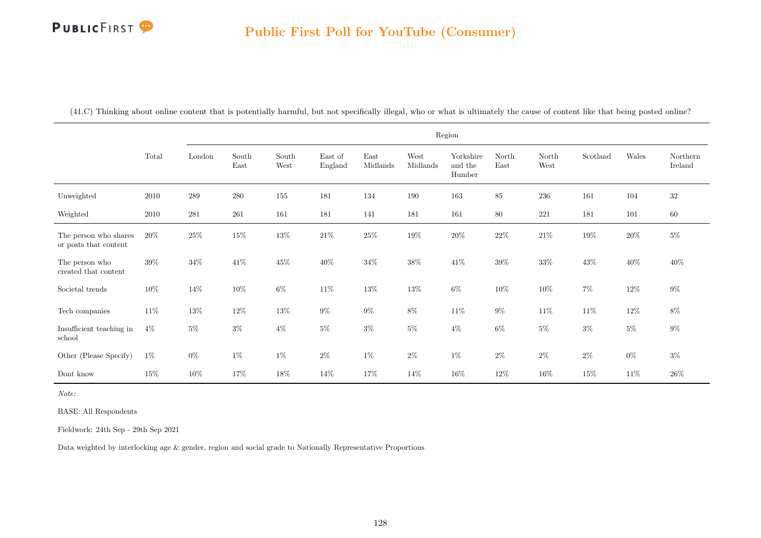(41.C) Thinking about online content that is potentially harmful, but not specifically illegal, who or what is ultimately the cause of content like that being posted online?

| | Total | Region | | | | | | | | | | | |
|---|---|---|---|---|---|---|---|---|---|---|---|---|---|
| | | London | South East | South West | East of England | East Midlands | West Midlands | Yorkshire and the Humber | North East | North West | Scotland | Wales | Northern Ireland |
| Unweighted | 2010 | 289 | 280 | 155 | 181 | 134 | 190 | 163 | 85 | 236 | 161 | 104 | 32 |
| Weighted | 2010 | 281 | 261 | 161 | 181 | 141 | 181 | 161 | 80 | 221 | 181 | 101 | 60 |
| The person who shares or posts that content | 20% | 25% | 15% | 13% | 21% | 25% | 19% | 20% | 22% | 21% | 19% | 20% | 5% |
| The person who created that content | 39% | 34% | 41% | 45% | 40% | 34% | 38% | 41% | 39% | 33% | 43% | 40% | 40% |
| Societal trends | 10% | 14% | 10% | 6% | 11% | 13% | 13% | 6% | 10% | 10% | 7% | 12% | 9% |
| Tech companies | 11% | 13% | 12% | 13% | 9% | 9% | 8% | 11% | 9% | 11% | 11% | 12% | 8% |
| Insufficient teaching in school | 4% | 5% | 3% | 4% | 5% | 3% | 5% | 4% | 6% | 5% | 3% | 5% | 9% |
| Other (Please Specify) | 1% | 0% | 1% | 1% | 2% | 1% | 2% | 1% | 2% | 2% | 2% | 0% | 3% |
| Dont know | 15% | 10% | 17% | 18% | 14% | 17% | 14% | 16% | 12% | 16% | 15% | 11% | 26% |

*Note:*

BASE: All Respondents

Fieldwork: 24th Sep - 29th Sep 2021

Data weighted by interlocking age & gender, region and social grade to Nationally Representative Proportions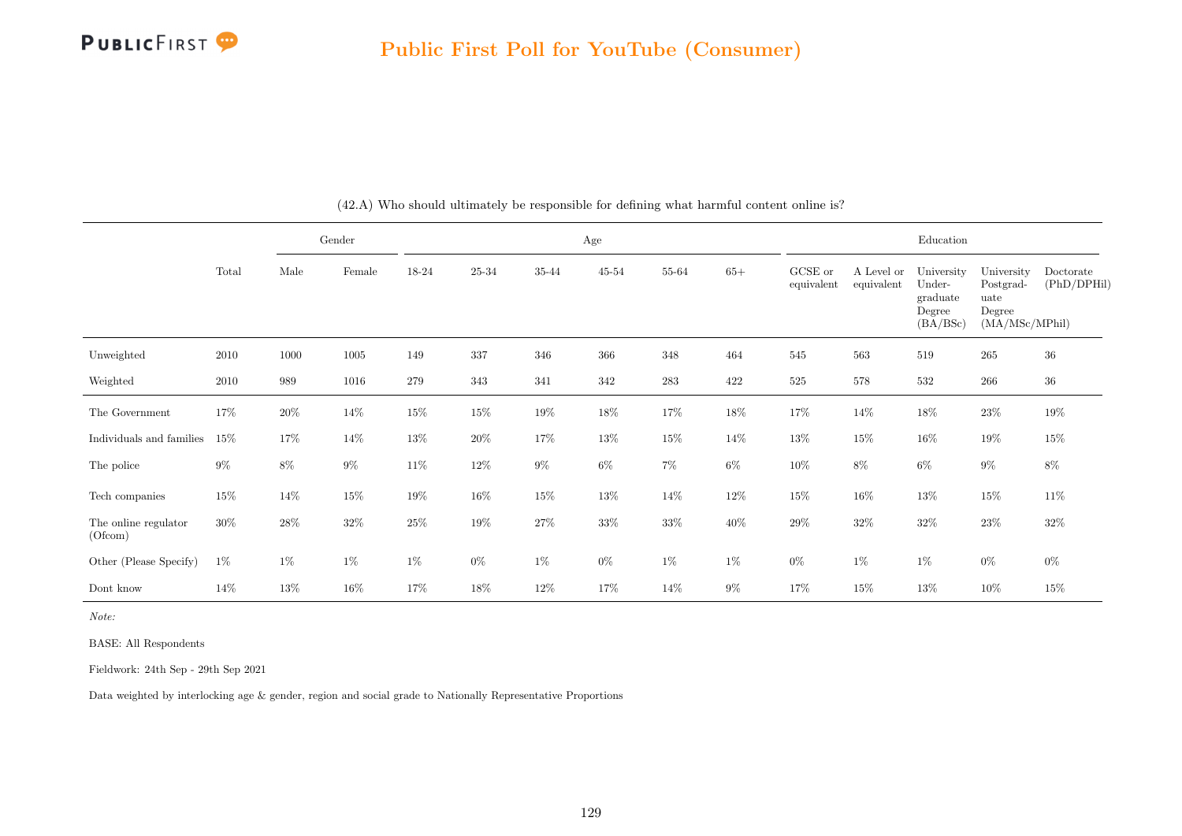## Public First Poll for YouTube (Consumer)

(42.A) Who should ultimately be responsible for defining what harmful content online is?

| | Total | Gender | | Age | | | | | | Education | | | | |
|---|---|---|---|---|---|---|---|---|---|---|---|---|---|---|
| | | Male | Female | 18-24 | 25-34 | 35-44 | 45-54 | 55-64 | 65+ | GCSE or equivalent | A Level or equivalent | University Undergraduate Degree (BA/BSc) | University Postgraduate Degree (MA/MSc/MPhil) | Doctorate (PhD/DPHil) |
| Unweighted | 2010 | 1000 | 1005 | 149 | 337 | 346 | 366 | 348 | 464 | 545 | 563 | 519 | 265 | 36 |
| Weighted | 2010 | 989 | 1016 | 279 | 343 | 341 | 342 | 283 | 422 | 525 | 578 | 532 | 266 | 36 |
| The Government | 17% | 20% | 14% | 15% | 15% | 19% | 18% | 17% | 18% | 17% | 14% | 18% | 23% | 19% |
| Individuals and families | 15% | 17% | 14% | 13% | 20% | 17% | 13% | 15% | 14% | 13% | 15% | 16% | 19% | 15% |
| The police | 9% | 8% | 9% | 11% | 12% | 9% | 6% | 7% | 6% | 10% | 8% | 6% | 9% | 8% |
| Tech companies | 15% | 14% | 15% | 19% | 16% | 15% | 13% | 14% | 12% | 15% | 16% | 13% | 15% | 11% |
| The online regulator (Ofcom) | 30% | 28% | 32% | 25% | 19% | 27% | 33% | 33% | 40% | 29% | 32% | 32% | 23% | 32% |
| Other (Please Specify) | 1% | 1% | 1% | 1% | 0% | 1% | 0% | 1% | 1% | 0% | 1% | 1% | 0% | 0% |
| Dont know | 14% | 13% | 16% | 17% | 18% | 12% | 17% | 14% | 9% | 17% | 15% | 13% | 10% | 15% |

*Note:*

BASE: All Respondents

Fieldwork: 24th Sep - 29th Sep 2021

Data weighted by interlocking age & gender, region and social grade to Nationally Representative Proportions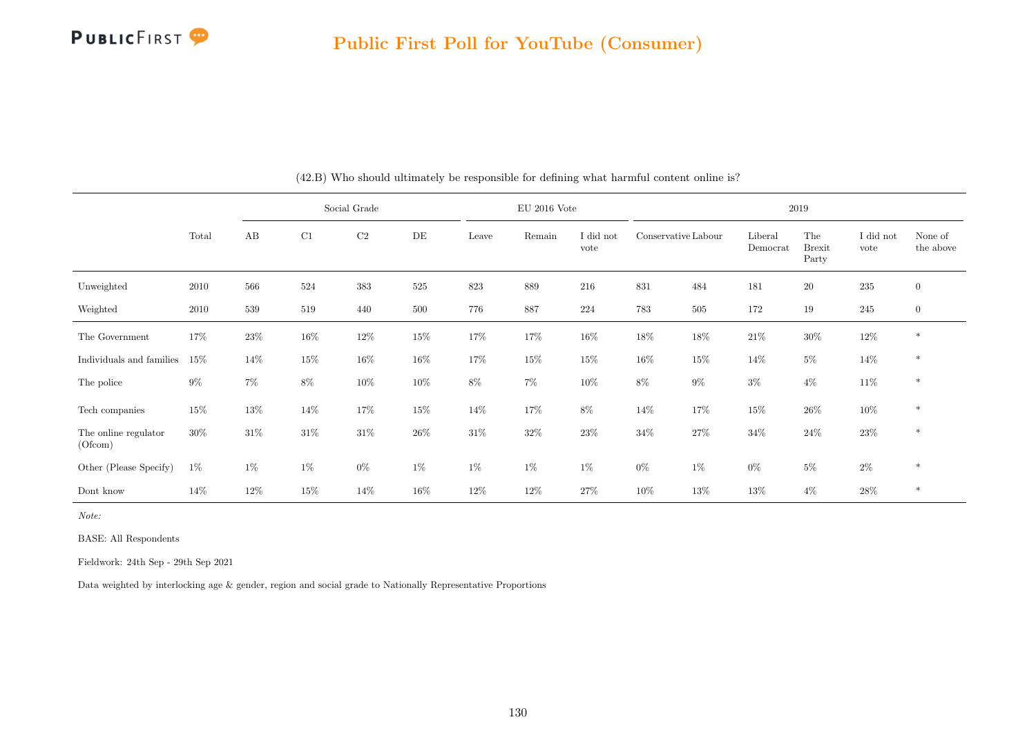## Public First Poll for YouTube (Consumer)

(42.B) Who should ultimately be responsible for defining what harmful content online is?

| | Total | Social Grade | | | | EU 2016 Vote | | | 2019 | | | | | |
|---|---|---|---|---|---|---|---|---|---|---|---|---|---|---|
| | | AB | C1 | C2 | DE | Leave | Remain | I did not vote | Conservative | Labour | Liberal Democrat | The Brexit Party | I did not vote | None of the above |
| Unweighted | 2010 | 566 | 524 | 383 | 525 | 823 | 889 | 216 | 831 | 484 | 181 | 20 | 235 | 0 |
| Weighted | 2010 | 539 | 519 | 440 | 500 | 776 | 887 | 224 | 783 | 505 | 172 | 19 | 245 | 0 |
| The Government | 17% | 23% | 16% | 12% | 15% | 17% | 17% | 16% | 18% | 18% | 21% | 30% | 12% | * |
| Individuals and families | 15% | 14% | 15% | 16% | 16% | 17% | 15% | 15% | 16% | 15% | 14% | 5% | 14% | * |
| The police | 9% | 7% | 8% | 10% | 10% | 8% | 7% | 10% | 8% | 9% | 3% | 4% | 11% | * |
| Tech companies | 15% | 13% | 14% | 17% | 15% | 14% | 17% | 8% | 14% | 17% | 15% | 26% | 10% | * |
| The online regulator (Ofcom) | 30% | 31% | 31% | 31% | 26% | 31% | 32% | 23% | 34% | 27% | 34% | 24% | 23% | * |
| Other (Please Specify) | 1% | 1% | 1% | 0% | 1% | 1% | 1% | 1% | 0% | 1% | 0% | 5% | 2% | * |
| Dont know | 14% | 12% | 15% | 14% | 16% | 12% | 12% | 27% | 10% | 13% | 13% | 4% | 28% | * |

*Note:*

BASE: All Respondents

Fieldwork: 24th Sep - 29th Sep 2021

Data weighted by interlocking age & gender, region and social grade to Nationally Representative Proportions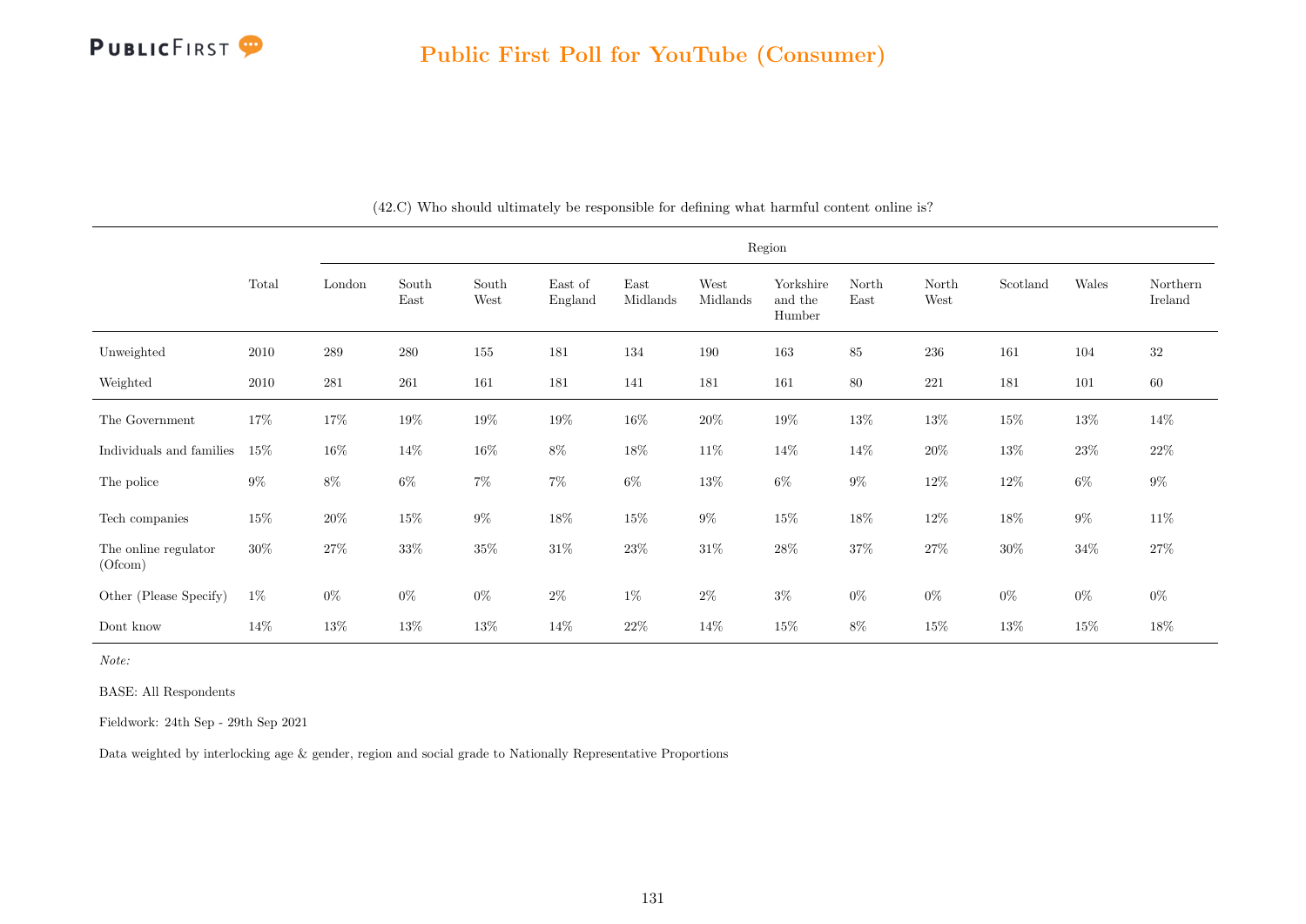(42.C) Who should ultimately be responsible for defining what harmful content online is?

| | Total | Region | | | | | | | | | | | |
|---|---|---|---|---|---|---|---|---|---|---|---|---|---|
| | | London | South East | South West | East of England | East Midlands | West Midlands | Yorkshire and the Humber | North East | North West | Scotland | Wales | Northern Ireland |
| Unweighted | 2010 | 289 | 280 | 155 | 181 | 134 | 190 | 163 | 85 | 236 | 161 | 104 | 32 |
| Weighted | 2010 | 281 | 261 | 161 | 181 | 141 | 181 | 161 | 80 | 221 | 181 | 101 | 60 |
| The Government | 17% | 17% | 19% | 19% | 19% | 16% | 20% | 19% | 13% | 13% | 15% | 13% | 14% |
| Individuals and families | 15% | 16% | 14% | 16% | 8% | 18% | 11% | 14% | 14% | 20% | 13% | 23% | 22% |
| The police | 9% | 8% | 6% | 7% | 7% | 6% | 13% | 6% | 9% | 12% | 12% | 6% | 9% |
| Tech companies | 15% | 20% | 15% | 9% | 18% | 15% | 9% | 15% | 18% | 12% | 18% | 9% | 11% |
| The online regulator (Ofcom) | 30% | 27% | 33% | 35% | 31% | 23% | 31% | 28% | 37% | 27% | 30% | 34% | 27% |
| Other (Please Specify) | 1% | 0% | 0% | 0% | 2% | 1% | 2% | 3% | 0% | 0% | 0% | 0% | 0% |
| Dont know | 14% | 13% | 13% | 13% | 14% | 22% | 14% | 15% | 8% | 15% | 13% | 15% | 18% |

*Note:*

BASE: All Respondents

Fieldwork: 24th Sep - 29th Sep 2021

Data weighted by interlocking age & gender, region and social grade to Nationally Representative Proportions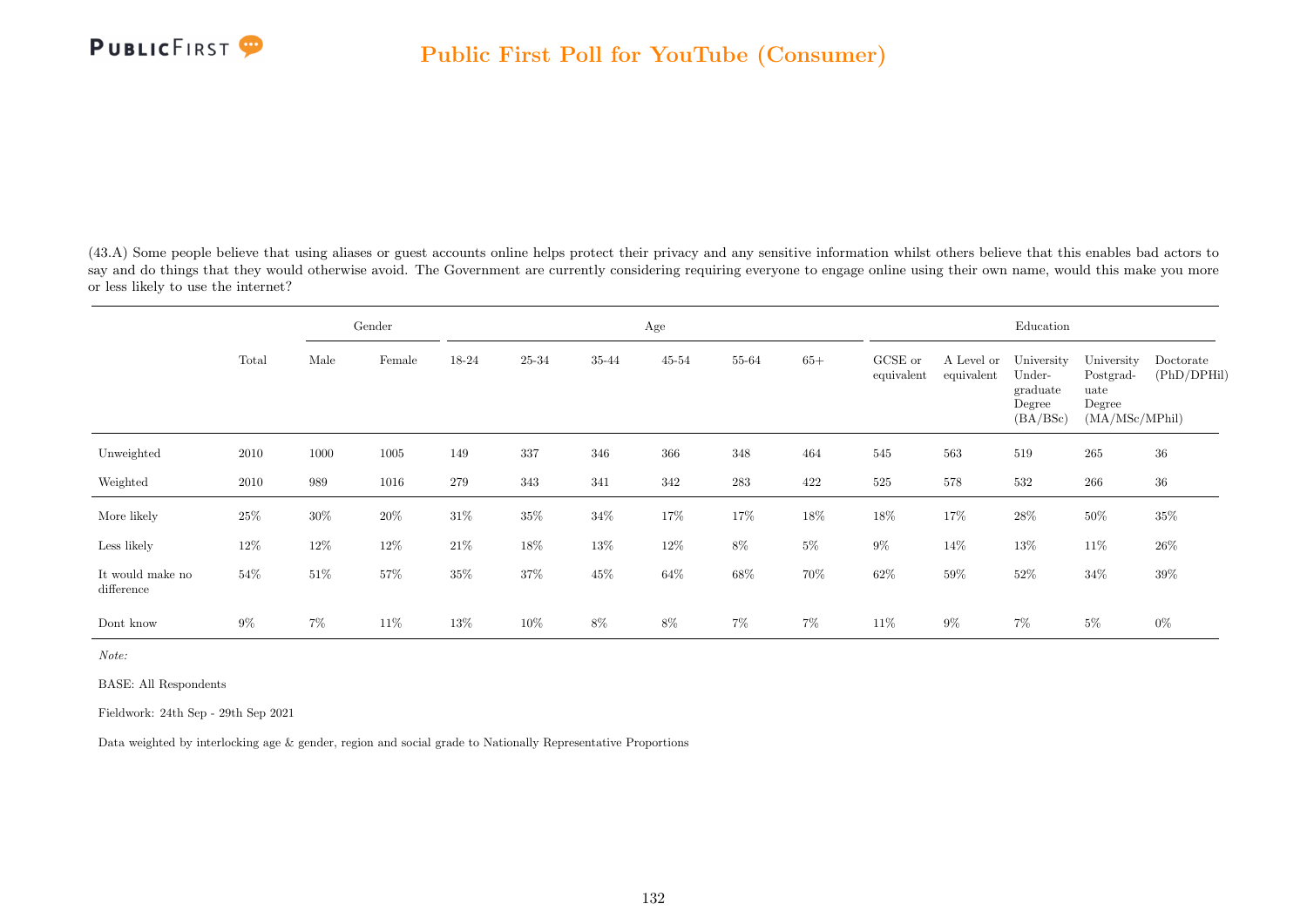## Public First Poll for YouTube (Consumer)

(43.A) Some people believe that using aliases or guest accounts online helps protect their privacy and any sensitive information whilst others believe that this enables bad actors to say and do things that they would otherwise avoid. The Government are currently considering requiring everyone to engage online using their own name, would this make you more or less likely to use the internet?

| | | Gender | | Age | | | | | | Education | | | | |
|---|---|---|---|---|---|---|---|---|---|---|---|---|---|---|
| | Total | Male | Female | 18-24 | 25-34 | 35-44 | 45-54 | 55-64 | 65+ | GCSE or equivalent | A Level or equivalent | University Under-graduate Degree (BA/BSc) | University Postgrad-uate Degree (MA/MSc/MPhil) | Doctorate (PhD/DPHil) |
| Unweighted | 2010 | 1000 | 1005 | 149 | 337 | 346 | 366 | 348 | 464 | 545 | 563 | 519 | 265 | 36 |
| Weighted | 2010 | 989 | 1016 | 279 | 343 | 341 | 342 | 283 | 422 | 525 | 578 | 532 | 266 | 36 |
| More likely | 25% | 30% | 20% | 31% | 35% | 34% | 17% | 17% | 18% | 18% | 17% | 28% | 50% | 35% |
| Less likely | 12% | 12% | 12% | 21% | 18% | 13% | 12% | 8% | 5% | 9% | 14% | 13% | 11% | 26% |
| It would make no difference | 54% | 51% | 57% | 35% | 37% | 45% | 64% | 68% | 70% | 62% | 59% | 52% | 34% | 39% |
| Dont know | 9% | 7% | 11% | 13% | 10% | 8% | 8% | 7% | 7% | 11% | 9% | 7% | 5% | 0% |

*Note:*

BASE: All Respondents

Fieldwork: 24th Sep - 29th Sep 2021

Data weighted by interlocking age & gender, region and social grade to Nationally Representative Proportions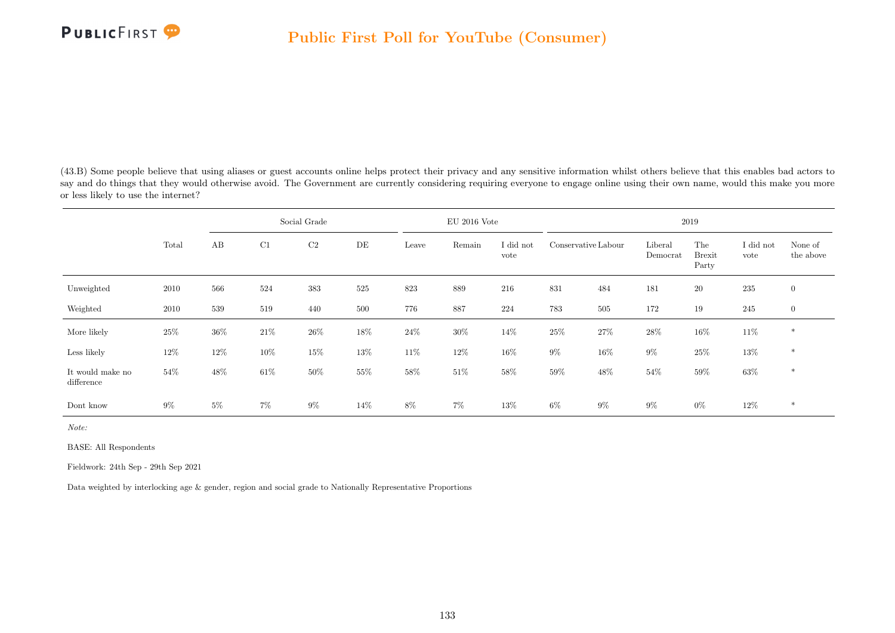## Public First Poll for YouTube (Consumer)

(43.B) Some people believe that using aliases or guest accounts online helps protect their privacy and any sensitive information whilst others believe that this enables bad actors to say and do things that they would otherwise avoid. The Government are currently considering requiring everyone to engage online using their own name, would this make you more or less likely to use the internet?

| | | Social Grade | | | | EU 2016 Vote | | | 2019 | | | | | |
|---|---|---|---|---|---|---|---|---|---|---|---|---|---|---|
| | Total | AB | C1 | C2 | DE | Leave | Remain | I did not vote | Conservative | Labour | Liberal Democrat | The Brexit Party | I did not vote | None of the above |
| Unweighted | 2010 | 566 | 524 | 383 | 525 | 823 | 889 | 216 | 831 | 484 | 181 | 20 | 235 | 0 |
| Weighted | 2010 | 539 | 519 | 440 | 500 | 776 | 887 | 224 | 783 | 505 | 172 | 19 | 245 | 0 |
| More likely | 25% | 36% | 21% | 26% | 18% | 24% | 30% | 14% | 25% | 27% | 28% | 16% | 11% | * |
| Less likely | 12% | 12% | 10% | 15% | 13% | 11% | 12% | 16% | 9% | 16% | 9% | 25% | 13% | * |
| It would make no difference | 54% | 48% | 61% | 50% | 55% | 58% | 51% | 58% | 59% | 48% | 54% | 59% | 63% | * |
| Dont know | 9% | 5% | 7% | 9% | 14% | 8% | 7% | 13% | 6% | 9% | 9% | 0% | 12% | * |

*Note:*

BASE: All Respondents

Fieldwork: 24th Sep - 29th Sep 2021

Data weighted by interlocking age & gender, region and social grade to Nationally Representative Proportions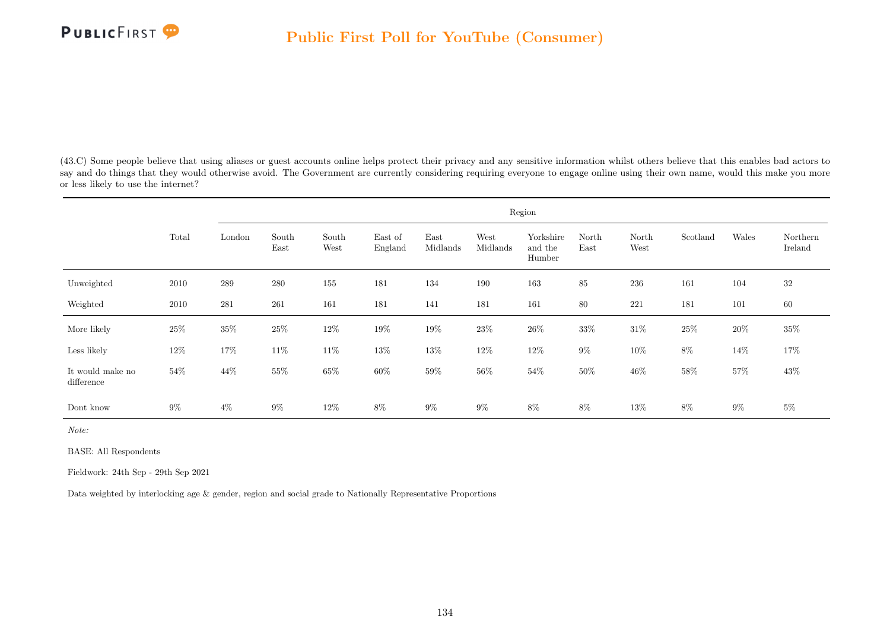(43.C) Some people believe that using aliases or guest accounts online helps protect their privacy and any sensitive information whilst others believe that this enables bad actors to say and do things that they would otherwise avoid. The Government are currently considering requiring everyone to engage online using their own name, would this make you more or less likely to use the internet?

| | Total | Region | | | | | | | | | | | |
|---|---|---|---|---|---|---|---|---|---|---|---|---|---|
| | | London | South East | South West | East of England | East Midlands | West Midlands | Yorkshire and the Humber | North East | North West | Scotland | Wales | Northern Ireland |
| Unweighted | 2010 | 289 | 280 | 155 | 181 | 134 | 190 | 163 | 85 | 236 | 161 | 104 | 32 |
| Weighted | 2010 | 281 | 261 | 161 | 181 | 141 | 181 | 161 | 80 | 221 | 181 | 101 | 60 |
| More likely | 25% | 35% | 25% | 12% | 19% | 19% | 23% | 26% | 33% | 31% | 25% | 20% | 35% |
| Less likely | 12% | 17% | 11% | 11% | 13% | 13% | 12% | 12% | 9% | 10% | 8% | 14% | 17% |
| It would make no difference | 54% | 44% | 55% | 65% | 60% | 59% | 56% | 54% | 50% | 46% | 58% | 57% | 43% |
| Dont know | 9% | 4% | 9% | 12% | 8% | 9% | 9% | 8% | 8% | 13% | 8% | 9% | 5% |

*Note:*

BASE: All Respondents

Fieldwork: 24th Sep - 29th Sep 2021

Data weighted by interlocking age & gender, region and social grade to Nationally Representative Proportions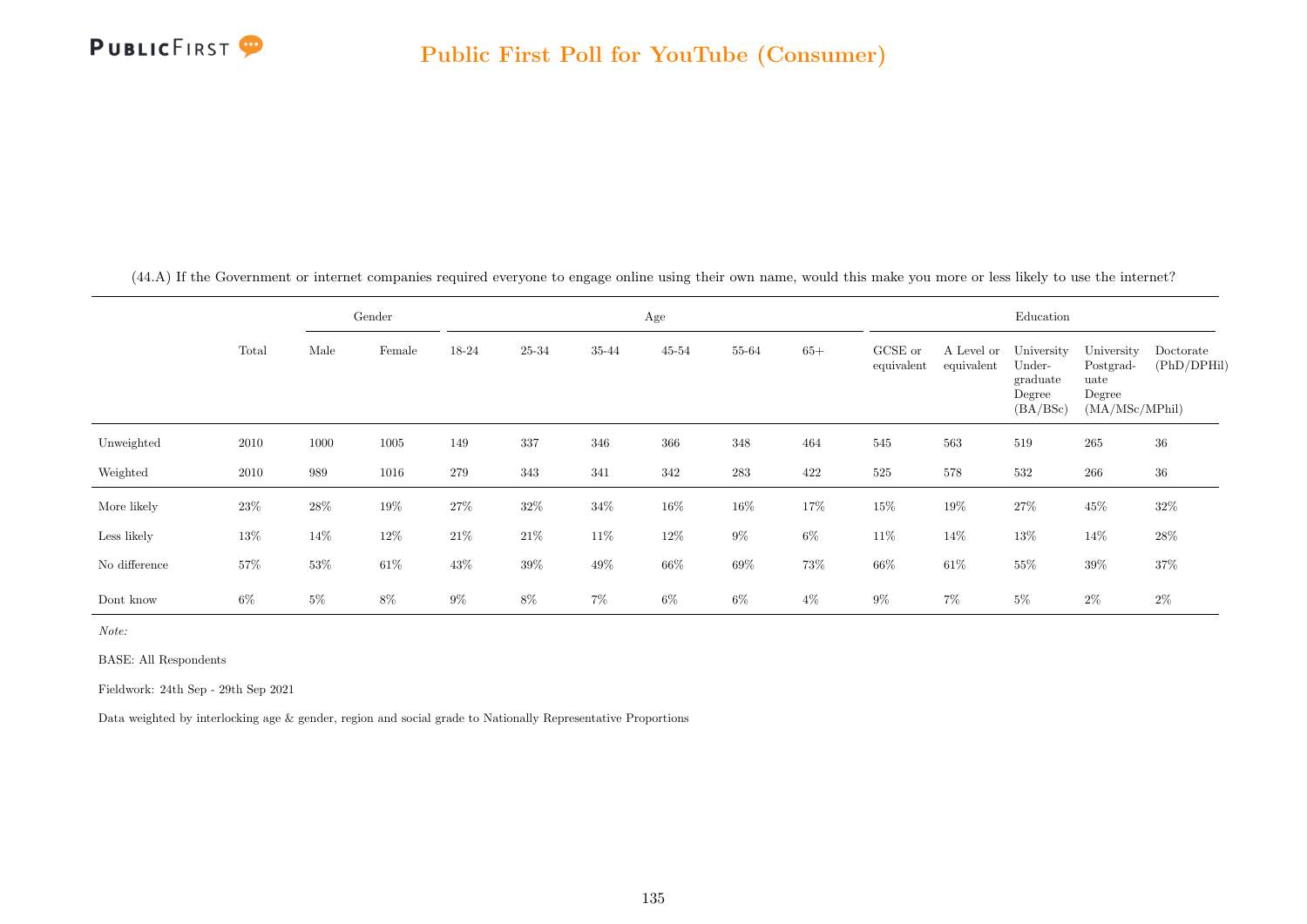## Public First Poll for YouTube (Consumer)

(44.A) If the Government or internet companies required everyone to engage online using their own name, would this make you more or less likely to use the internet?

| | | Gender | | Age | | | | | | Education | | | | |
|---|---|---|---|---|---|---|---|---|---|---|---|---|---|---|
| | Total | Male | Female | 18-24 | 25-34 | 35-44 | 45-54 | 55-64 | 65+ | GCSE or equivalent | A Level or equivalent | University Under-graduate Degree (BA/BSc) | University Postgrad-uate Degree (MA/MSc/MPhil) | Doctorate (PhD/DPHil) |
| Unweighted | 2010 | 1000 | 1005 | 149 | 337 | 346 | 366 | 348 | 464 | 545 | 563 | 519 | 265 | 36 |
| Weighted | 2010 | 989 | 1016 | 279 | 343 | 341 | 342 | 283 | 422 | 525 | 578 | 532 | 266 | 36 |
| More likely | 23% | 28% | 19% | 27% | 32% | 34% | 16% | 16% | 17% | 15% | 19% | 27% | 45% | 32% |
| Less likely | 13% | 14% | 12% | 21% | 21% | 11% | 12% | 9% | 6% | 11% | 14% | 13% | 14% | 28% |
| No difference | 57% | 53% | 61% | 43% | 39% | 49% | 66% | 69% | 73% | 66% | 61% | 55% | 39% | 37% |
| Dont know | 6% | 5% | 8% | 9% | 8% | 7% | 6% | 6% | 4% | 9% | 7% | 5% | 2% | 2% |

*Note:*

BASE: All Respondents

Fieldwork: 24th Sep - 29th Sep 2021

Data weighted by interlocking age & gender, region and social grade to Nationally Representative Proportions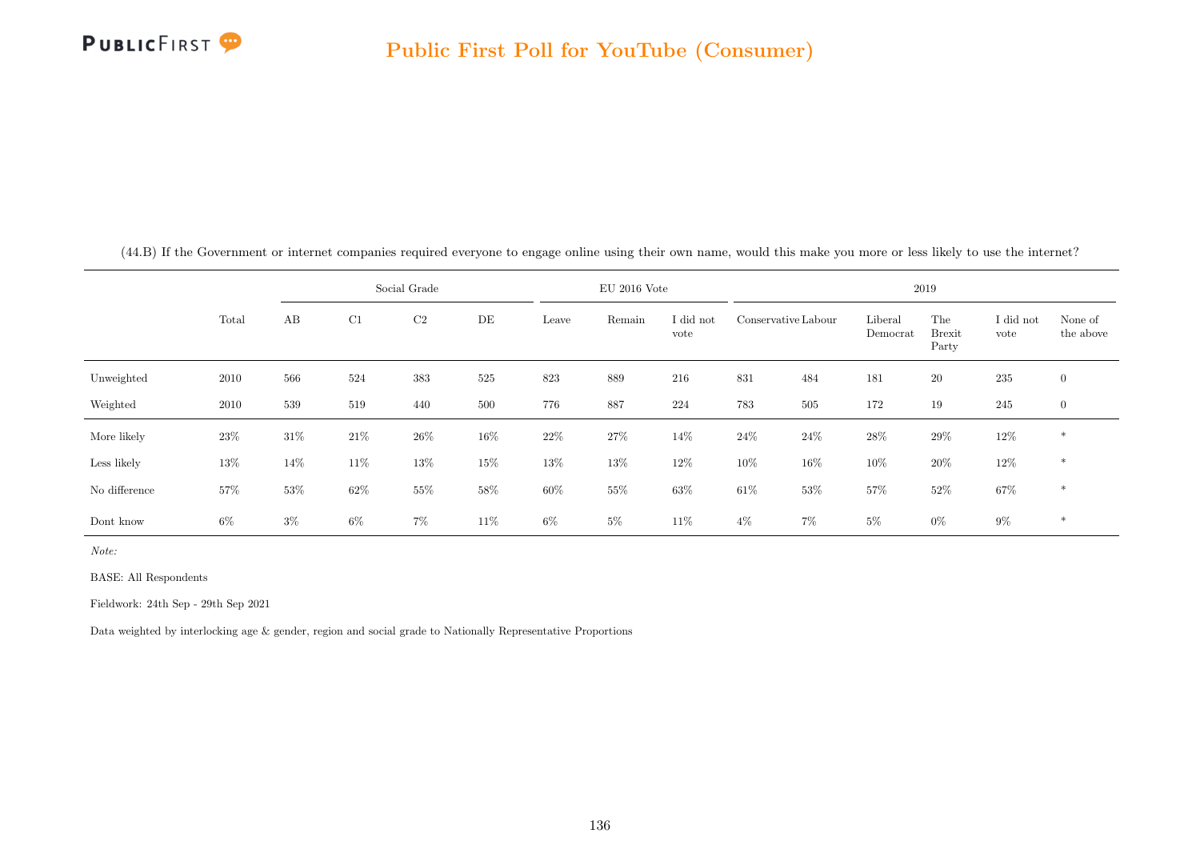(44.B) If the Government or internet companies required everyone to engage online using their own name, would this make you more or less likely to use the internet?

| | | Social Grade | | | | EU 2016 Vote | | | 2019 | | | | | |
|---|---|---|---|---|---|---|---|---|---|---|---|---|---|---|
| | Total | AB | C1 | C2 | DE | Leave | Remain | I did not vote | Conservative | Labour | Liberal Democrat | The Brexit Party | I did not vote | None of the above |
| Unweighted | 2010 | 566 | 524 | 383 | 525 | 823 | 889 | 216 | 831 | 484 | 181 | 20 | 235 | 0 |
| Weighted | 2010 | 539 | 519 | 440 | 500 | 776 | 887 | 224 | 783 | 505 | 172 | 19 | 245 | 0 |
| More likely | 23% | 31% | 21% | 26% | 16% | 22% | 27% | 14% | 24% | 24% | 28% | 29% | 12% | * |
| Less likely | 13% | 14% | 11% | 13% | 15% | 13% | 13% | 12% | 10% | 16% | 10% | 20% | 12% | * |
| No difference | 57% | 53% | 62% | 55% | 58% | 60% | 55% | 63% | 61% | 53% | 57% | 52% | 67% | * |
| Dont know | 6% | 3% | 6% | 7% | 11% | 6% | 5% | 11% | 4% | 7% | 5% | 0% | 9% | * |

*Note:*

BASE: All Respondents

Fieldwork: 24th Sep - 29th Sep 2021

Data weighted by interlocking age & gender, region and social grade to Nationally Representative Proportions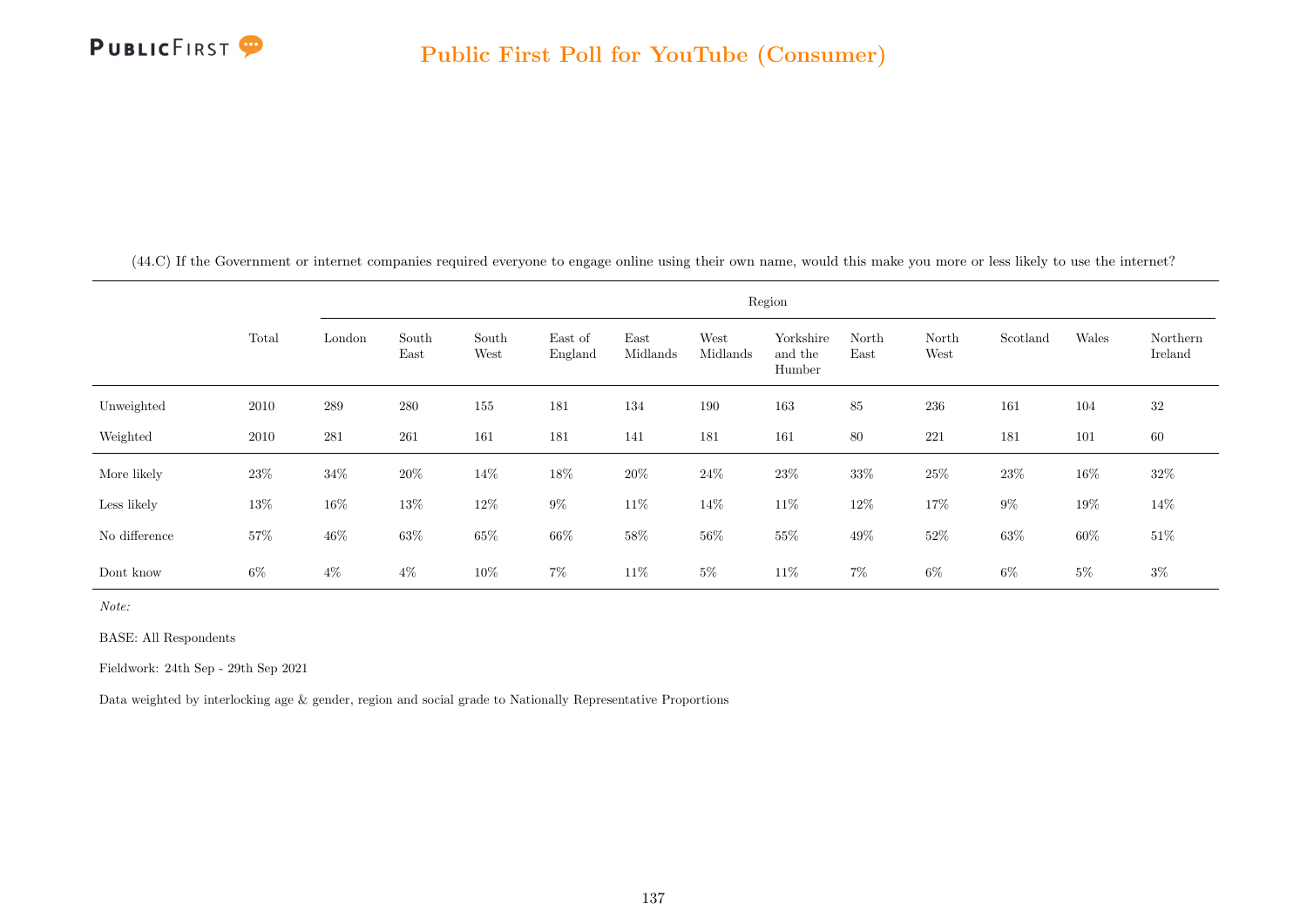## Public First Poll for YouTube (Consumer)

(44.C) If the Government or internet companies required everyone to engage online using their own name, would this make you more or less likely to use the internet?

| | Total | Region | | | | | | | | | | | |
|---|---|---|---|---|---|---|---|---|---|---|---|---|---|
| | | London | South East | South West | East of England | East Midlands | West Midlands | Yorkshire and the Humber | North East | North West | Scotland | Wales | Northern Ireland |
| Unweighted | 2010 | 289 | 280 | 155 | 181 | 134 | 190 | 163 | 85 | 236 | 161 | 104 | 32 |
| Weighted | 2010 | 281 | 261 | 161 | 181 | 141 | 181 | 161 | 80 | 221 | 181 | 101 | 60 |
| More likely | 23% | 34% | 20% | 14% | 18% | 20% | 24% | 23% | 33% | 25% | 23% | 16% | 32% |
| Less likely | 13% | 16% | 13% | 12% | 9% | 11% | 14% | 11% | 12% | 17% | 9% | 19% | 14% |
| No difference | 57% | 46% | 63% | 65% | 66% | 58% | 56% | 55% | 49% | 52% | 63% | 60% | 51% |
| Dont know | 6% | 4% | 4% | 10% | 7% | 11% | 5% | 11% | 7% | 6% | 6% | 5% | 3% |

*Note:*

BASE: All Respondents

Fieldwork: 24th Sep - 29th Sep 2021

Data weighted by interlocking age & gender, region and social grade to Nationally Representative Proportions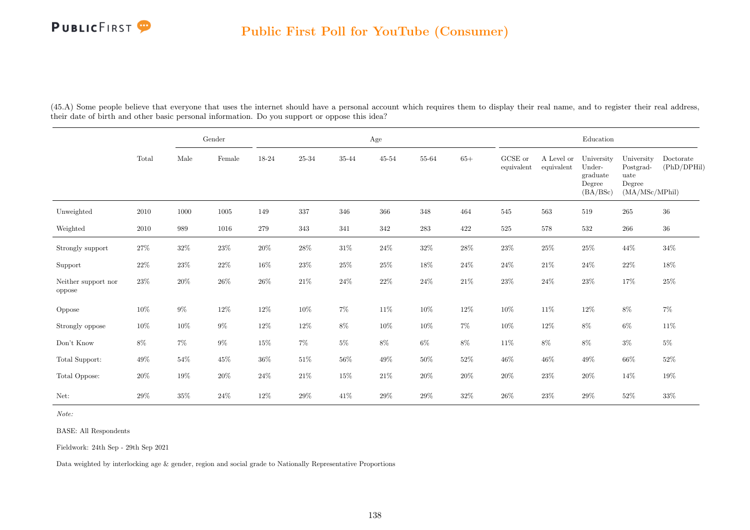(45.A) Some people believe that everyone that uses the internet should have a personal account which requires them to display their real name, and to register their real address, their date of birth and other basic personal information. Do you support or oppose this idea?

| | Total | Gender | | Age | | | | | | Education | | | | |
|---|---|---|---|---|---|---|---|---|---|---|---|---|---|---|
| | | Male | Female | 18-24 | 25-34 | 35-44 | 45-54 | 55-64 | 65+ | GCSE or equivalent | A Level or equivalent | University Under-graduate Degree (BA/BSc) | University Postgrad-uate Degree (MA/MSc/MPhil) | Doctorate (PhD/DPHil) |
| Unweighted | 2010 | 1000 | 1005 | 149 | 337 | 346 | 366 | 348 | 464 | 545 | 563 | 519 | 265 | 36 |
| Weighted | 2010 | 989 | 1016 | 279 | 343 | 341 | 342 | 283 | 422 | 525 | 578 | 532 | 266 | 36 |
| Strongly support | 27% | 32% | 23% | 20% | 28% | 31% | 24% | 32% | 28% | 23% | 25% | 25% | 44% | 34% |
| Support | 22% | 23% | 22% | 16% | 23% | 25% | 25% | 18% | 24% | 24% | 21% | 24% | 22% | 18% |
| Neither support nor oppose | 23% | 20% | 26% | 26% | 21% | 24% | 22% | 24% | 21% | 23% | 24% | 23% | 17% | 25% |
| Oppose | 10% | 9% | 12% | 12% | 10% | 7% | 11% | 10% | 12% | 10% | 11% | 12% | 8% | 7% |
| Strongly oppose | 10% | 10% | 9% | 12% | 12% | 8% | 10% | 10% | 7% | 10% | 12% | 8% | 6% | 11% |
| Don't Know | 8% | 7% | 9% | 15% | 7% | 5% | 8% | 6% | 8% | 11% | 8% | 8% | 3% | 5% |
| Total Support: | 49% | 54% | 45% | 36% | 51% | 56% | 49% | 50% | 52% | 46% | 46% | 49% | 66% | 52% |
| Total Oppose: | 20% | 19% | 20% | 24% | 21% | 15% | 21% | 20% | 20% | 20% | 23% | 20% | 14% | 19% |
| Net: | 29% | 35% | 24% | 12% | 29% | 41% | 29% | 29% | 32% | 26% | 23% | 29% | 52% | 33% |

*Note:*

BASE: All Respondents

Fieldwork: 24th Sep - 29th Sep 2021

Data weighted by interlocking age & gender, region and social grade to Nationally Representative Proportions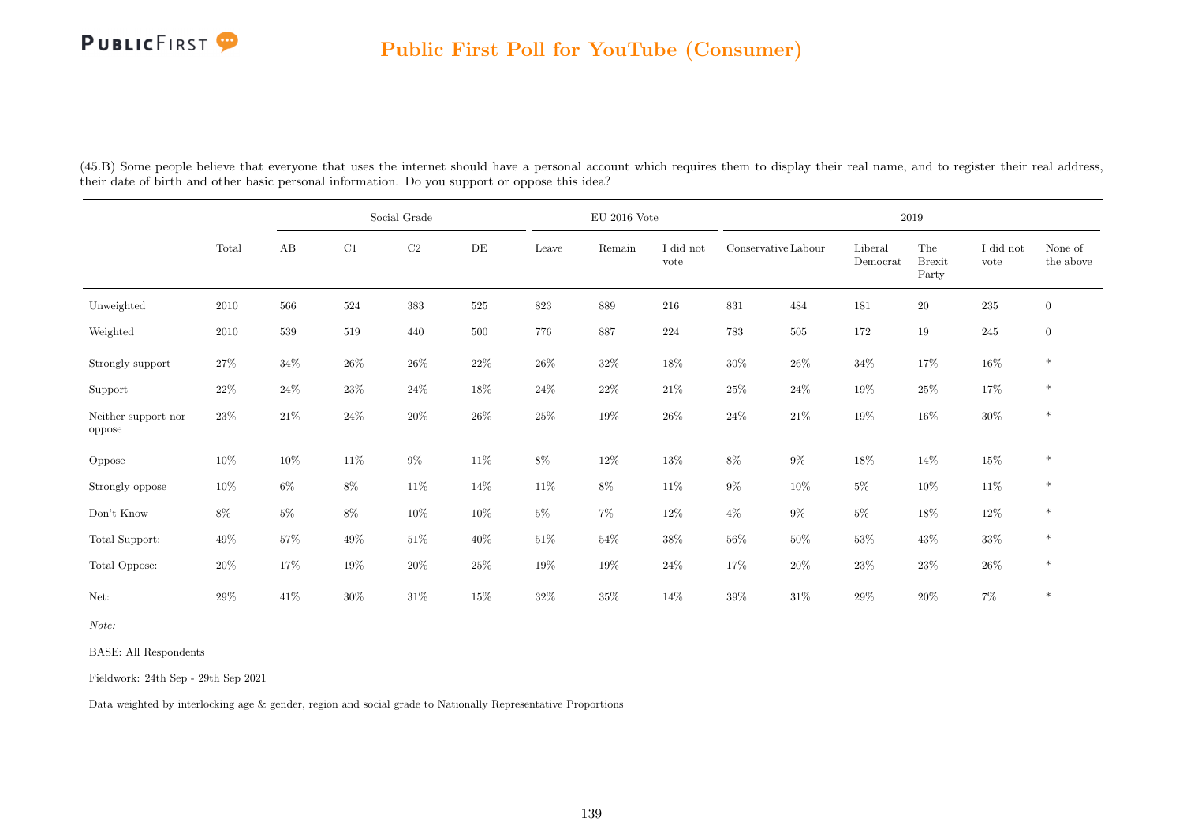# Public First Poll for YouTube (Consumer)

(45.B) Some people believe that everyone that uses the internet should have a personal account which requires them to display their real name, and to register their real address, their date of birth and other basic personal information. Do you support or oppose this idea?

| | | Social Grade | | | | EU 2016 Vote | | | 2019 | | | | | |
|---|---|---|---|---|---|---|---|---|---|---|---|---|---|---|
| | Total | AB | C1 | C2 | DE | Leave | Remain | I did not vote | Conservative | Labour | Liberal Democrat | The Brexit Party | I did not vote | None of the above |
| Unweighted | 2010 | 566 | 524 | 383 | 525 | 823 | 889 | 216 | 831 | 484 | 181 | 20 | 235 | 0 |
| Weighted | 2010 | 539 | 519 | 440 | 500 | 776 | 887 | 224 | 783 | 505 | 172 | 19 | 245 | 0 |
| Strongly support | 27% | 34% | 26% | 26% | 22% | 26% | 32% | 18% | 30% | 26% | 34% | 17% | 16% | * |
| Support | 22% | 24% | 23% | 24% | 18% | 24% | 22% | 21% | 25% | 24% | 19% | 25% | 17% | * |
| Neither support nor oppose | 23% | 21% | 24% | 20% | 26% | 25% | 19% | 26% | 24% | 21% | 19% | 16% | 30% | * |
| Oppose | 10% | 10% | 11% | 9% | 11% | 8% | 12% | 13% | 8% | 9% | 18% | 14% | 15% | * |
| Strongly oppose | 10% | 6% | 8% | 11% | 14% | 11% | 8% | 11% | 9% | 10% | 5% | 10% | 11% | * |
| Don't Know | 8% | 5% | 8% | 10% | 10% | 5% | 7% | 12% | 4% | 9% | 5% | 18% | 12% | * |
| Total Support: | 49% | 57% | 49% | 51% | 40% | 51% | 54% | 38% | 56% | 50% | 53% | 43% | 33% | * |
| Total Oppose: | 20% | 17% | 19% | 20% | 25% | 19% | 19% | 24% | 17% | 20% | 23% | 23% | 26% | * |
| Net: | 29% | 41% | 30% | 31% | 15% | 32% | 35% | 14% | 39% | 31% | 29% | 20% | 7% | * |

*Note:*

BASE: All Respondents

Fieldwork: 24th Sep - 29th Sep 2021

Data weighted by interlocking age & gender, region and social grade to Nationally Representative Proportions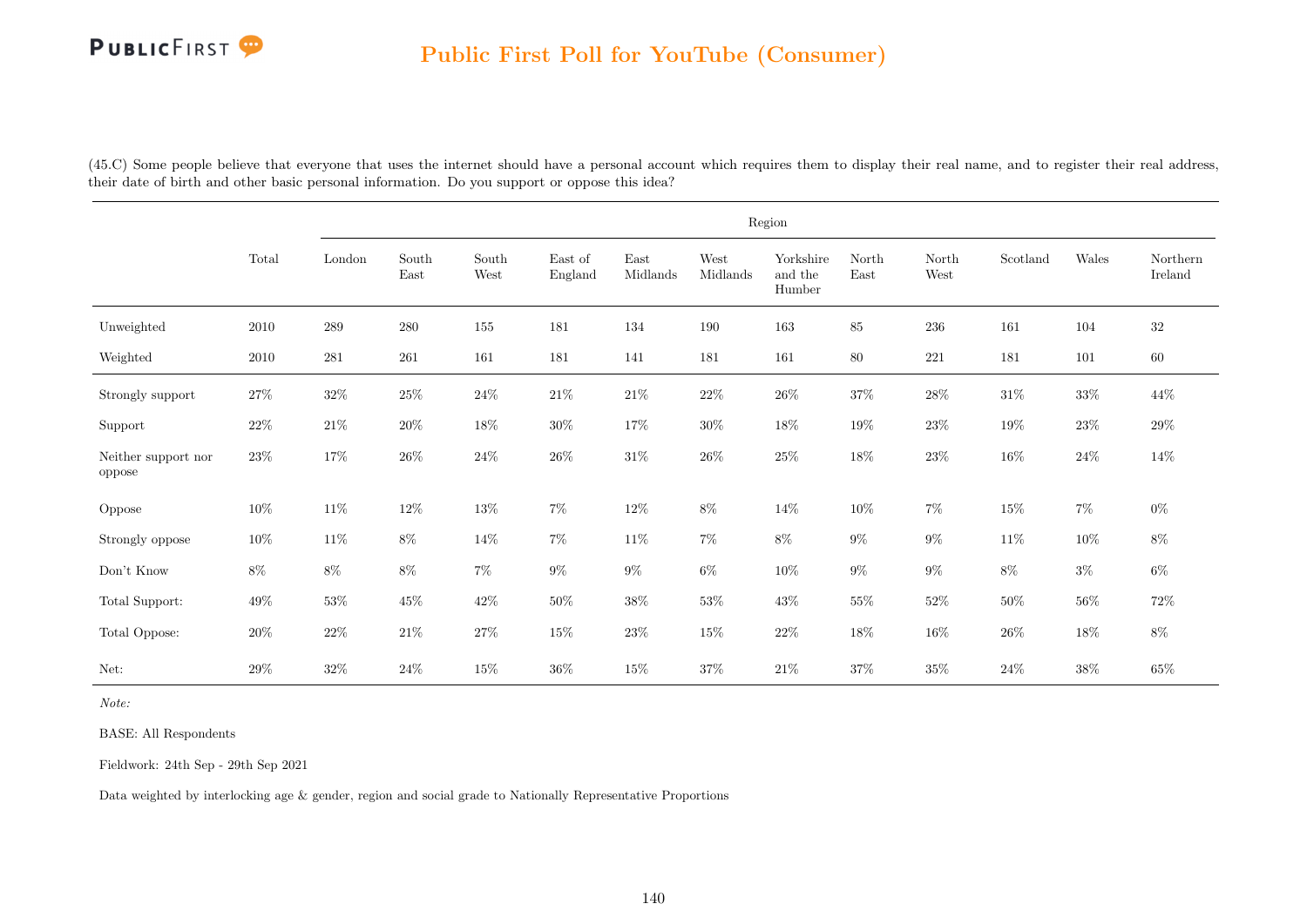(45.C) Some people believe that everyone that uses the internet should have a personal account which requires them to display their real name, and to register their real address, their date of birth and other basic personal information. Do you support or oppose this idea?

| | Total | Region | | | | | | | | | | | |
|---|---|---|---|---|---|---|---|---|---|---|---|---|---|
| | | London | South East | South West | East of England | East Midlands | West Midlands | Yorkshire and the Humber | North East | North West | Scotland | Wales | Northern Ireland |
| Unweighted | 2010 | 289 | 280 | 155 | 181 | 134 | 190 | 163 | 85 | 236 | 161 | 104 | 32 |
| Weighted | 2010 | 281 | 261 | 161 | 181 | 141 | 181 | 161 | 80 | 221 | 181 | 101 | 60 |
| Strongly support | 27% | 32% | 25% | 24% | 21% | 21% | 22% | 26% | 37% | 28% | 31% | 33% | 44% |
| Support | 22% | 21% | 20% | 18% | 30% | 17% | 30% | 18% | 19% | 23% | 19% | 23% | 29% |
| Neither support nor oppose | 23% | 17% | 26% | 24% | 26% | 31% | 26% | 25% | 18% | 23% | 16% | 24% | 14% |
| Oppose | 10% | 11% | 12% | 13% | 7% | 12% | 8% | 14% | 10% | 7% | 15% | 7% | 0% |
| Strongly oppose | 10% | 11% | 8% | 14% | 7% | 11% | 7% | 8% | 9% | 9% | 11% | 10% | 8% |
| Don't Know | 8% | 8% | 8% | 7% | 9% | 9% | 6% | 10% | 9% | 9% | 8% | 3% | 6% |
| Total Support: | 49% | 53% | 45% | 42% | 50% | 38% | 53% | 43% | 55% | 52% | 50% | 56% | 72% |
| Total Oppose: | 20% | 22% | 21% | 27% | 15% | 23% | 15% | 22% | 18% | 16% | 26% | 18% | 8% |
| Net: | 29% | 32% | 24% | 15% | 36% | 15% | 37% | 21% | 37% | 35% | 24% | 38% | 65% |

*Note:*

BASE: All Respondents

Fieldwork: 24th Sep - 29th Sep 2021

Data weighted by interlocking age & gender, region and social grade to Nationally Representative Proportions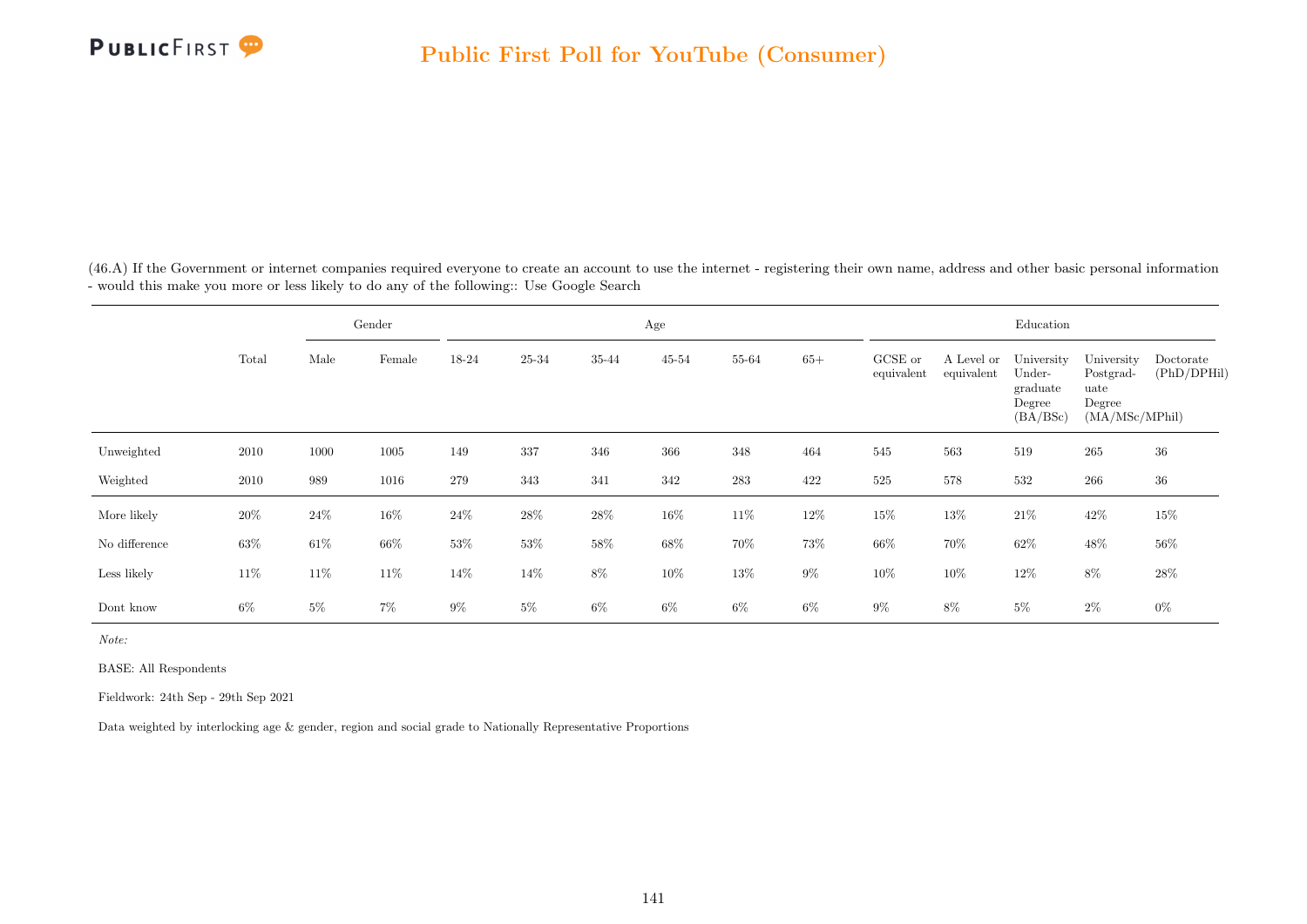# Public First Poll for YouTube (Consumer)

(46.A) If the Government or internet companies required everyone to create an account to use the internet - registering their own name, address and other basic personal information - would this make you more or less likely to do any of the following:: Use Google Search

| | Total | Gender | | Age | | | | | | Education | | | | |
|---|---|---|---|---|---|---|---|---|---|---|---|---|---|---|
| | | Male | Female | 18-24 | 25-34 | 35-44 | 45-54 | 55-64 | 65+ | GCSE or equivalent | A Level or equivalent | University Under-graduate Degree (BA/BSc) | University Postgrad-uate Degree (MA/MSc/MPhil) | Doctorate (PhD/DPHil) |
| Unweighted | 2010 | 1000 | 1005 | 149 | 337 | 346 | 366 | 348 | 464 | 545 | 563 | 519 | 265 | 36 |
| Weighted | 2010 | 989 | 1016 | 279 | 343 | 341 | 342 | 283 | 422 | 525 | 578 | 532 | 266 | 36 |
| More likely | 20% | 24% | 16% | 24% | 28% | 28% | 16% | 11% | 12% | 15% | 13% | 21% | 42% | 15% |
| No difference | 63% | 61% | 66% | 53% | 53% | 58% | 68% | 70% | 73% | 66% | 70% | 62% | 48% | 56% |
| Less likely | 11% | 11% | 11% | 14% | 14% | 8% | 10% | 13% | 9% | 10% | 10% | 12% | 8% | 28% |
| Dont know | 6% | 5% | 7% | 9% | 5% | 6% | 6% | 6% | 6% | 9% | 8% | 5% | 2% | 0% |

*Note:*

BASE: All Respondents

Fieldwork: 24th Sep - 29th Sep 2021

Data weighted by interlocking age & gender, region and social grade to Nationally Representative Proportions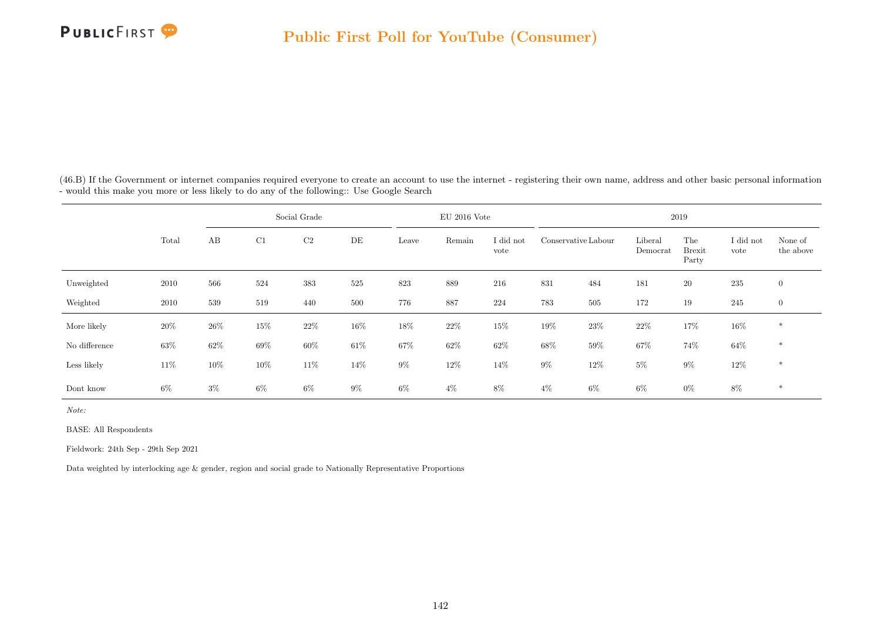(46.B) If the Government or internet companies required everyone to create an account to use the internet - registering their own name, address and other basic personal information - would this make you more or less likely to do any of the following:: Use Google Search

| | | Social Grade | | | | EU 2016 Vote | | | 2019 | | | | | |
|---|---|---|---|---|---|---|---|---|---|---|---|---|---|---|
| | Total | AB | C1 | C2 | DE | Leave | Remain | I did not vote | Conservative | Labour | Liberal Democrat | The Brexit Party | I did not vote | None of the above |
| Unweighted | 2010 | 566 | 524 | 383 | 525 | 823 | 889 | 216 | 831 | 484 | 181 | 20 | 235 | 0 |
| Weighted | 2010 | 539 | 519 | 440 | 500 | 776 | 887 | 224 | 783 | 505 | 172 | 19 | 245 | 0 |
| More likely | 20% | 26% | 15% | 22% | 16% | 18% | 22% | 15% | 19% | 23% | 22% | 17% | 16% | * |
| No difference | 63% | 62% | 69% | 60% | 61% | 67% | 62% | 62% | 68% | 59% | 67% | 74% | 64% | * |
| Less likely | 11% | 10% | 10% | 11% | 14% | 9% | 12% | 14% | 9% | 12% | 5% | 9% | 12% | * |
| Dont know | 6% | 3% | 6% | 6% | 9% | 6% | 4% | 8% | 4% | 6% | 6% | 0% | 8% | * |

*Note:*

BASE: All Respondents

Fieldwork: 24th Sep - 29th Sep 2021

Data weighted by interlocking age & gender, region and social grade to Nationally Representative Proportions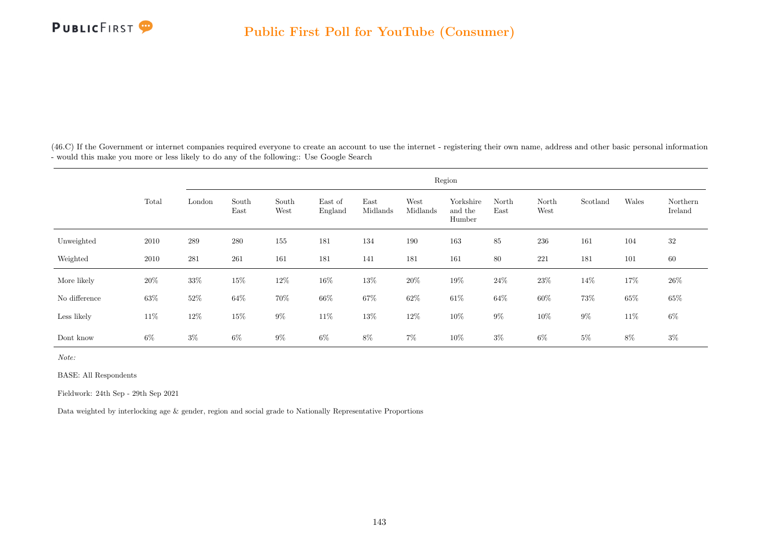## Public First Poll for YouTube (Consumer)

(46.C) If the Government or internet companies required everyone to create an account to use the internet - registering their own name, address and other basic personal information - would this make you more or less likely to do any of the following:: Use Google Search

| | Total | Region | | | | | | | | | | | |
|---|---|---|---|---|---|---|---|---|---|---|---|---|---|
| | | London | South East | South West | East of England | East Midlands | West Midlands | Yorkshire and the Humber | North East | North West | Scotland | Wales | Northern Ireland |
| Unweighted | 2010 | 289 | 280 | 155 | 181 | 134 | 190 | 163 | 85 | 236 | 161 | 104 | 32 |
| Weighted | 2010 | 281 | 261 | 161 | 181 | 141 | 181 | 161 | 80 | 221 | 181 | 101 | 60 |
| More likely | 20% | 33% | 15% | 12% | 16% | 13% | 20% | 19% | 24% | 23% | 14% | 17% | 26% |
| No difference | 63% | 52% | 64% | 70% | 66% | 67% | 62% | 61% | 64% | 60% | 73% | 65% | 65% |
| Less likely | 11% | 12% | 15% | 9% | 11% | 13% | 12% | 10% | 9% | 10% | 9% | 11% | 6% |
| Dont know | 6% | 3% | 6% | 9% | 6% | 8% | 7% | 10% | 3% | 6% | 5% | 8% | 3% |

*Note:*

BASE: All Respondents

Fieldwork: 24th Sep - 29th Sep 2021

Data weighted by interlocking age & gender, region and social grade to Nationally Representative Proportions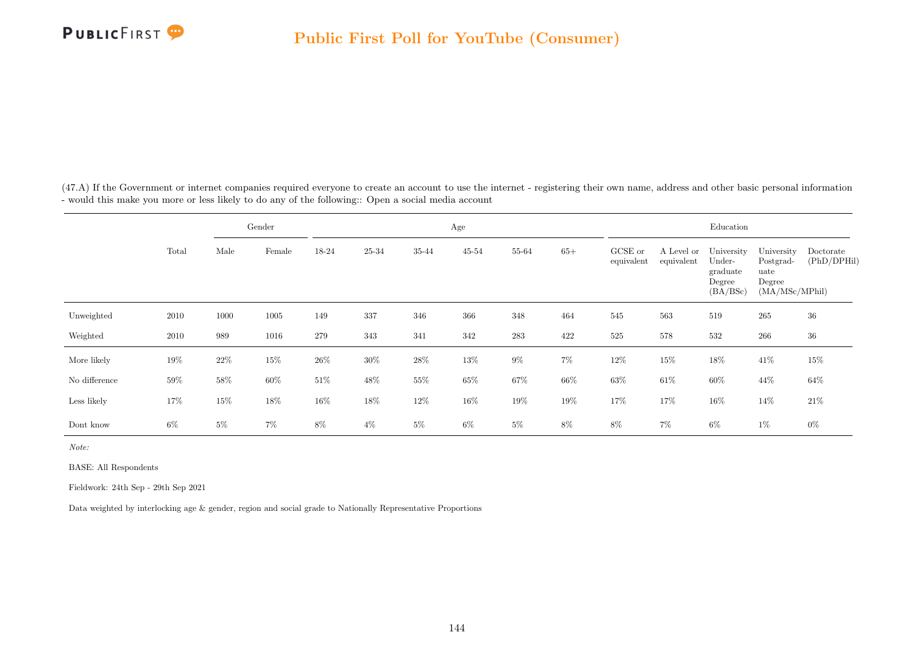(47.A) If the Government or internet companies required everyone to create an account to use the internet - registering their own name, address and other basic personal information - would this make you more or less likely to do any of the following:: Open a social media account

| | Total | Gender | | Age | | | | | | Education | | | | |
|---|---|---|---|---|---|---|---|---|---|---|---|---|---|---|
| | | Male | Female | 18-24 | 25-34 | 35-44 | 45-54 | 55-64 | 65+ | GCSE or equivalent | A Level or equivalent | University Under-graduate Degree (BA/BSc) | University Postgrad-uate Degree (MA/MSc/MPhil) | Doctorate (PhD/DPHil) |
| Unweighted | 2010 | 1000 | 1005 | 149 | 337 | 346 | 366 | 348 | 464 | 545 | 563 | 519 | 265 | 36 |
| Weighted | 2010 | 989 | 1016 | 279 | 343 | 341 | 342 | 283 | 422 | 525 | 578 | 532 | 266 | 36 |
| More likely | 19% | 22% | 15% | 26% | 30% | 28% | 13% | 9% | 7% | 12% | 15% | 18% | 41% | 15% |
| No difference | 59% | 58% | 60% | 51% | 48% | 55% | 65% | 67% | 66% | 63% | 61% | 60% | 44% | 64% |
| Less likely | 17% | 15% | 18% | 16% | 18% | 12% | 16% | 19% | 19% | 17% | 17% | 16% | 14% | 21% |
| Dont know | 6% | 5% | 7% | 8% | 4% | 5% | 6% | 5% | 8% | 8% | 7% | 6% | 1% | 0% |

*Note:*

BASE: All Respondents

Fieldwork: 24th Sep - 29th Sep 2021

Data weighted by interlocking age & gender, region and social grade to Nationally Representative Proportions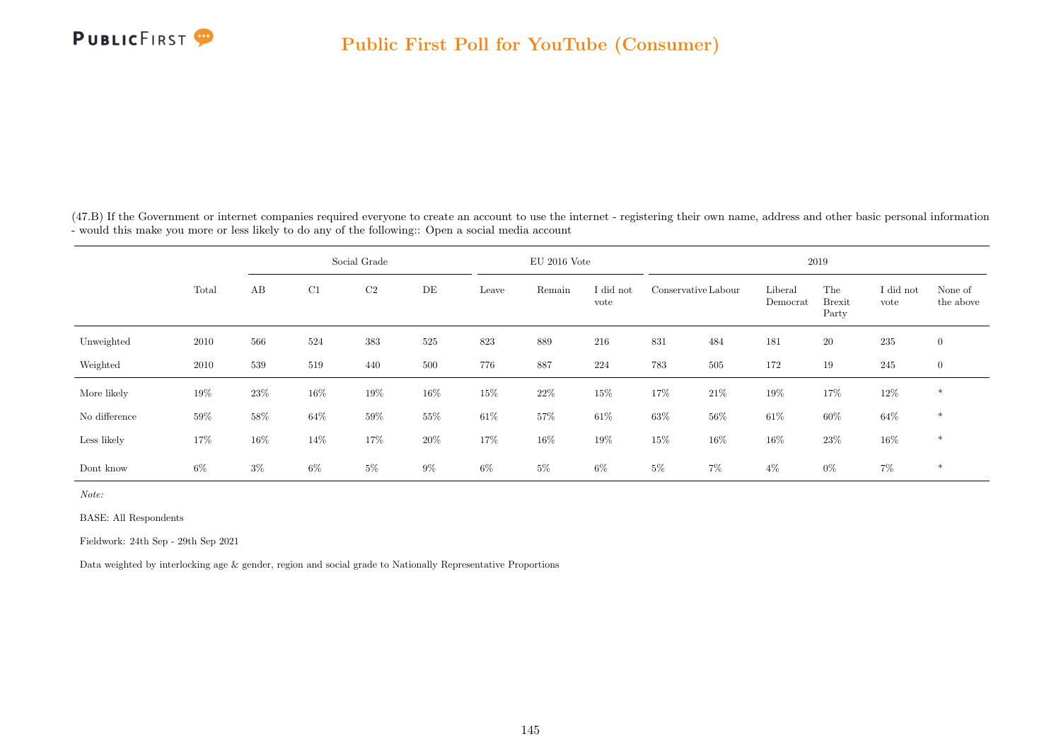(47.B) If the Government or internet companies required everyone to create an account to use the internet - registering their own name, address and other basic personal information - would this make you more or less likely to do any of the following:: Open a social media account

| | | Social Grade | | | | EU 2016 Vote | | | 2019 | | | | | |
|---|---|---|---|---|---|---|---|---|---|---|---|---|---|---|
| | Total | AB | C1 | C2 | DE | Leave | Remain | I did not vote | Conservative | Labour | Liberal Democrat | The Brexit Party | I did not vote | None of the above |
| Unweighted | 2010 | 566 | 524 | 383 | 525 | 823 | 889 | 216 | 831 | 484 | 181 | 20 | 235 | 0 |
| Weighted | 2010 | 539 | 519 | 440 | 500 | 776 | 887 | 224 | 783 | 505 | 172 | 19 | 245 | 0 |
| More likely | 19% | 23% | 16% | 19% | 16% | 15% | 22% | 15% | 17% | 21% | 19% | 17% | 12% | * |
| No difference | 59% | 58% | 64% | 59% | 55% | 61% | 57% | 61% | 63% | 56% | 61% | 60% | 64% | * |
| Less likely | 17% | 16% | 14% | 17% | 20% | 17% | 16% | 19% | 15% | 16% | 16% | 23% | 16% | * |
| Dont know | 6% | 3% | 6% | 5% | 9% | 6% | 5% | 6% | 5% | 7% | 4% | 0% | 7% | * |

*Note:*

BASE: All Respondents

Fieldwork: 24th Sep - 29th Sep 2021

Data weighted by interlocking age & gender, region and social grade to Nationally Representative Proportions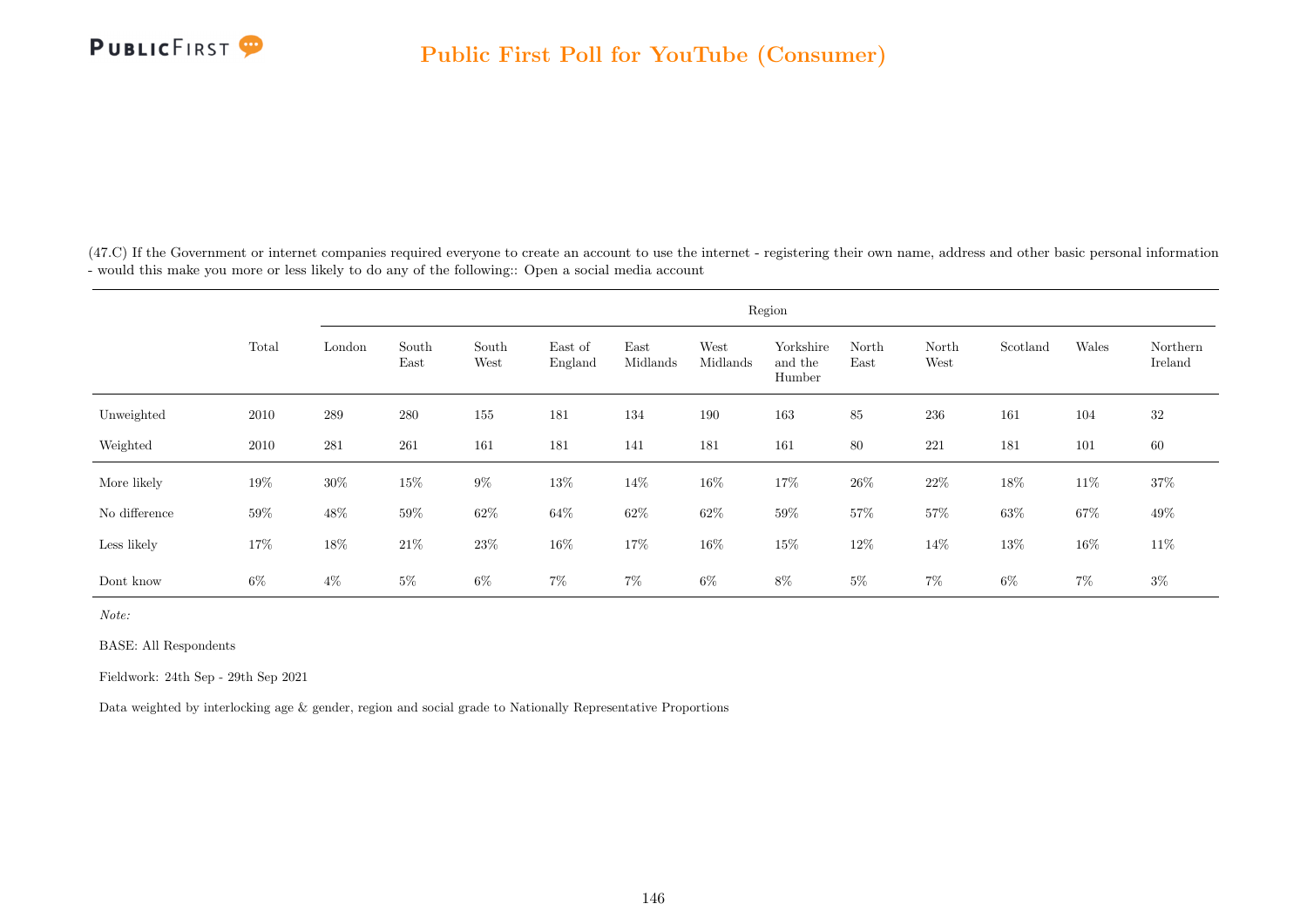(47.C) If the Government or internet companies required everyone to create an account to use the internet - registering their own name, address and other basic personal information - would this make you more or less likely to do any of the following:: Open a social media account

| | Total | Region | | | | | | | | | | | |
|---|---|---|---|---|---|---|---|---|---|---|---|---|---|
| | | London | South East | South West | East of England | East Midlands | West Midlands | Yorkshire and the Humber | North East | North West | Scotland | Wales | Northern Ireland |
| Unweighted | 2010 | 289 | 280 | 155 | 181 | 134 | 190 | 163 | 85 | 236 | 161 | 104 | 32 |
| Weighted | 2010 | 281 | 261 | 161 | 181 | 141 | 181 | 161 | 80 | 221 | 181 | 101 | 60 |
| More likely | 19% | 30% | 15% | 9% | 13% | 14% | 16% | 17% | 26% | 22% | 18% | 11% | 37% |
| No difference | 59% | 48% | 59% | 62% | 64% | 62% | 62% | 59% | 57% | 57% | 63% | 67% | 49% |
| Less likely | 17% | 18% | 21% | 23% | 16% | 17% | 16% | 15% | 12% | 14% | 13% | 16% | 11% |
| Dont know | 6% | 4% | 5% | 6% | 7% | 7% | 6% | 8% | 5% | 7% | 6% | 7% | 3% |

*Note:*

BASE: All Respondents

Fieldwork: 24th Sep - 29th Sep 2021

Data weighted by interlocking age & gender, region and social grade to Nationally Representative Proportions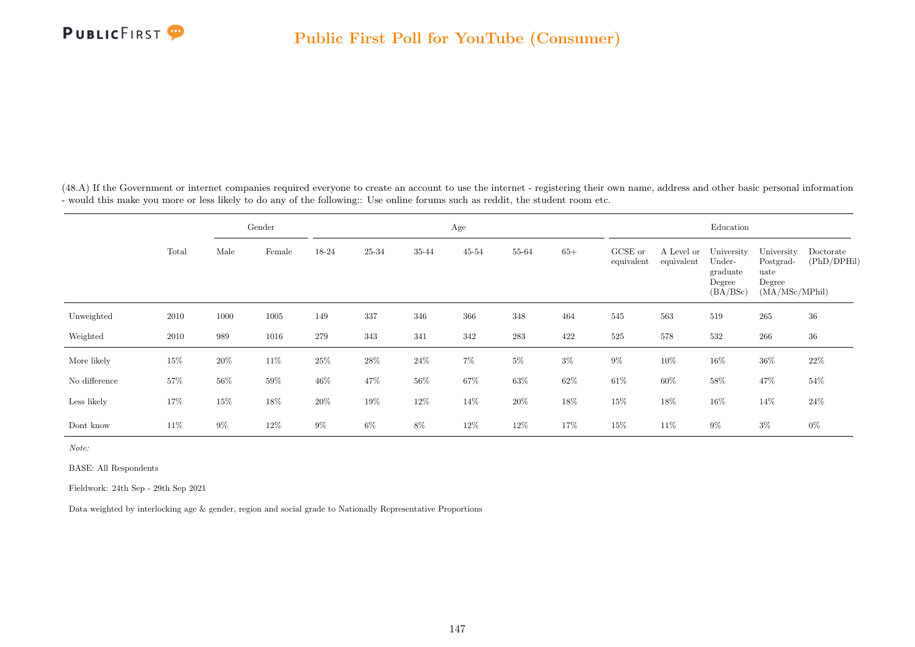## Public First Poll for YouTube (Consumer)

(48.A) If the Government or internet companies required everyone to create an account to use the internet - registering their own name, address and other basic personal information - would this make you more or less likely to do any of the following:: Use online forums such as reddit, the student room etc.

| | Total | Gender | | Age | | | | | | Education | | | | |
|---|---|---|---|---|---|---|---|---|---|---|---|---|---|---|
| | | Male | Female | 18-24 | 25-34 | 35-44 | 45-54 | 55-64 | 65+ | GCSE or equivalent | A Level or equivalent | University Undergraduate Degree (BA/BSc) | University Postgraduate Degree (MA/MSc/MPhil) | Doctorate (PhD/DPHil) |
| Unweighted | 2010 | 1000 | 1005 | 149 | 337 | 346 | 366 | 348 | 464 | 545 | 563 | 519 | 265 | 36 |
| Weighted | 2010 | 989 | 1016 | 279 | 343 | 341 | 342 | 283 | 422 | 525 | 578 | 532 | 266 | 36 |
| More likely | 15% | 20% | 11% | 25% | 28% | 24% | 7% | 5% | 3% | 9% | 10% | 16% | 36% | 22% |
| No difference | 57% | 56% | 59% | 46% | 47% | 56% | 67% | 63% | 62% | 61% | 60% | 58% | 47% | 54% |
| Less likely | 17% | 15% | 18% | 20% | 19% | 12% | 14% | 20% | 18% | 15% | 18% | 16% | 14% | 24% |
| Dont know | 11% | 9% | 12% | 9% | 6% | 8% | 12% | 12% | 17% | 15% | 11% | 9% | 3% | 0% |

*Note:*

BASE: All Respondents

Fieldwork: 24th Sep - 29th Sep 2021

Data weighted by interlocking age & gender, region and social grade to Nationally Representative Proportions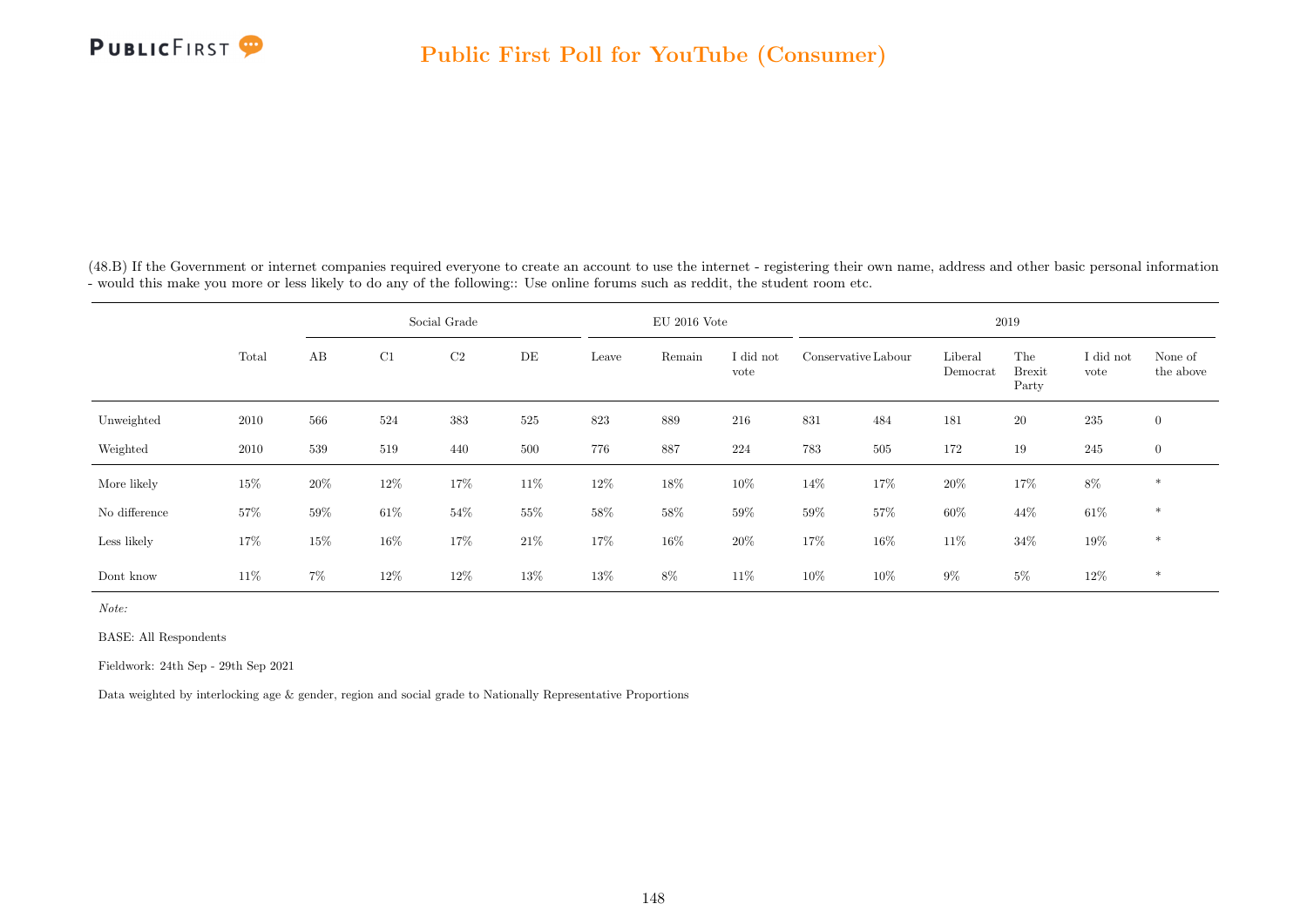(48.B) If the Government or internet companies required everyone to create an account to use the internet - registering their own name, address and other basic personal information - would this make you more or less likely to do any of the following:: Use online forums such as reddit, the student room etc.

| | Total | Social Grade | | | | EU 2016 Vote | | | 2019 | | | | | |
|---|---|---|---|---|---|---|---|---|---|---|---|---|---|---|
| | | AB | C1 | C2 | DE | Leave | Remain | I did not vote | Conservative | Labour | Liberal Democrat | The Brexit Party | I did not vote | None of the above |
| Unweighted | 2010 | 566 | 524 | 383 | 525 | 823 | 889 | 216 | 831 | 484 | 181 | 20 | 235 | 0 |
| Weighted | 2010 | 539 | 519 | 440 | 500 | 776 | 887 | 224 | 783 | 505 | 172 | 19 | 245 | 0 |
| More likely | 15% | 20% | 12% | 17% | 11% | 12% | 18% | 10% | 14% | 17% | 20% | 17% | 8% | * |
| No difference | 57% | 59% | 61% | 54% | 55% | 58% | 58% | 59% | 59% | 57% | 60% | 44% | 61% | * |
| Less likely | 17% | 15% | 16% | 17% | 21% | 17% | 16% | 20% | 17% | 16% | 11% | 34% | 19% | * |
| Dont know | 11% | 7% | 12% | 12% | 13% | 13% | 8% | 11% | 10% | 10% | 9% | 5% | 12% | * |

*Note:*

BASE: All Respondents

Fieldwork: 24th Sep - 29th Sep 2021

Data weighted by interlocking age & gender, region and social grade to Nationally Representative Proportions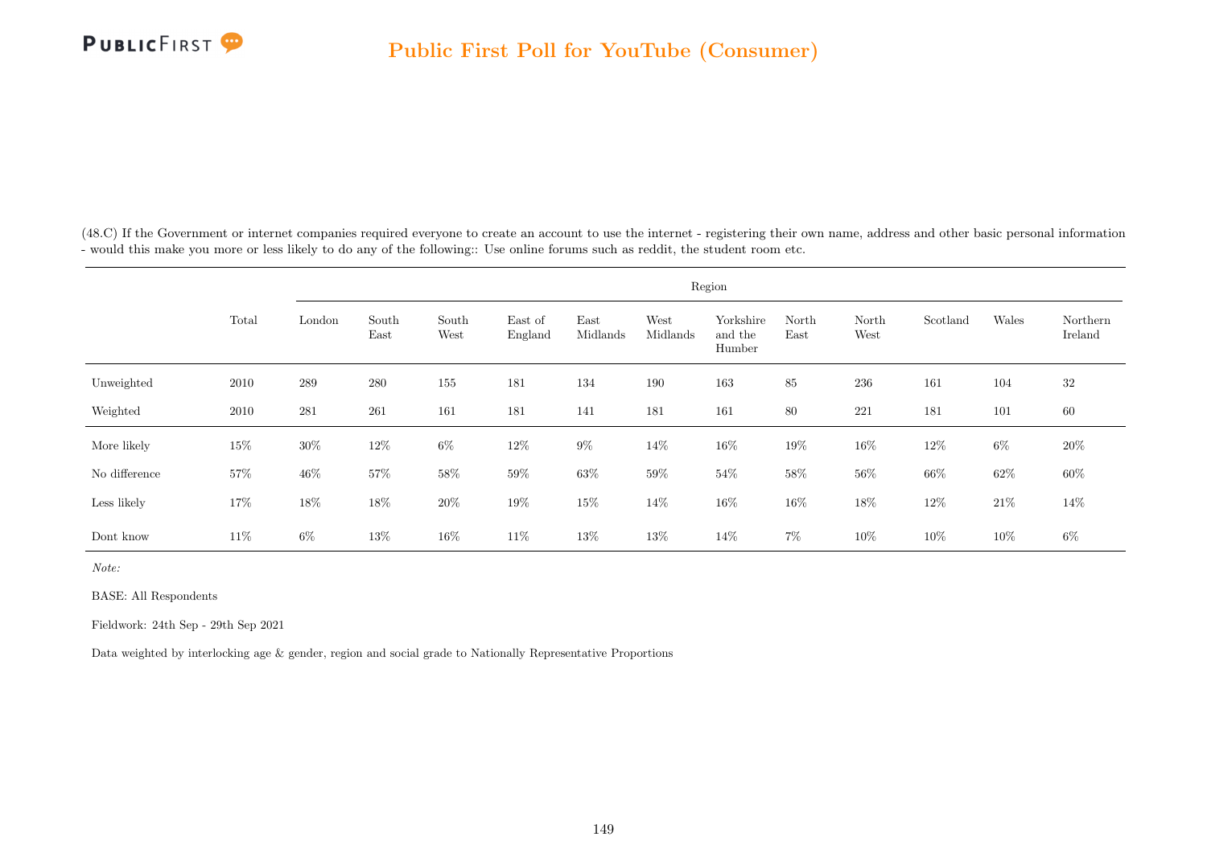(48.C) If the Government or internet companies required everyone to create an account to use the internet - registering their own name, address and other basic personal information - would this make you more or less likely to do any of the following:: Use online forums such as reddit, the student room etc.

| | Total | Region | | | | | | | | | | | |
|---|---|---|---|---|---|---|---|---|---|---|---|---|---|
| | | London | South East | South West | East of England | East Midlands | West Midlands | Yorkshire and the Humber | North East | North West | Scotland | Wales | Northern Ireland |
| Unweighted | 2010 | 289 | 280 | 155 | 181 | 134 | 190 | 163 | 85 | 236 | 161 | 104 | 32 |
| Weighted | 2010 | 281 | 261 | 161 | 181 | 141 | 181 | 161 | 80 | 221 | 181 | 101 | 60 |
| More likely | 15% | 30% | 12% | 6% | 12% | 9% | 14% | 16% | 19% | 16% | 12% | 6% | 20% |
| No difference | 57% | 46% | 57% | 58% | 59% | 63% | 59% | 54% | 58% | 56% | 66% | 62% | 60% |
| Less likely | 17% | 18% | 18% | 20% | 19% | 15% | 14% | 16% | 16% | 18% | 12% | 21% | 14% |
| Dont know | 11% | 6% | 13% | 16% | 11% | 13% | 13% | 14% | 7% | 10% | 10% | 10% | 6% |

*Note:*

BASE: All Respondents

Fieldwork: 24th Sep - 29th Sep 2021

Data weighted by interlocking age & gender, region and social grade to Nationally Representative Proportions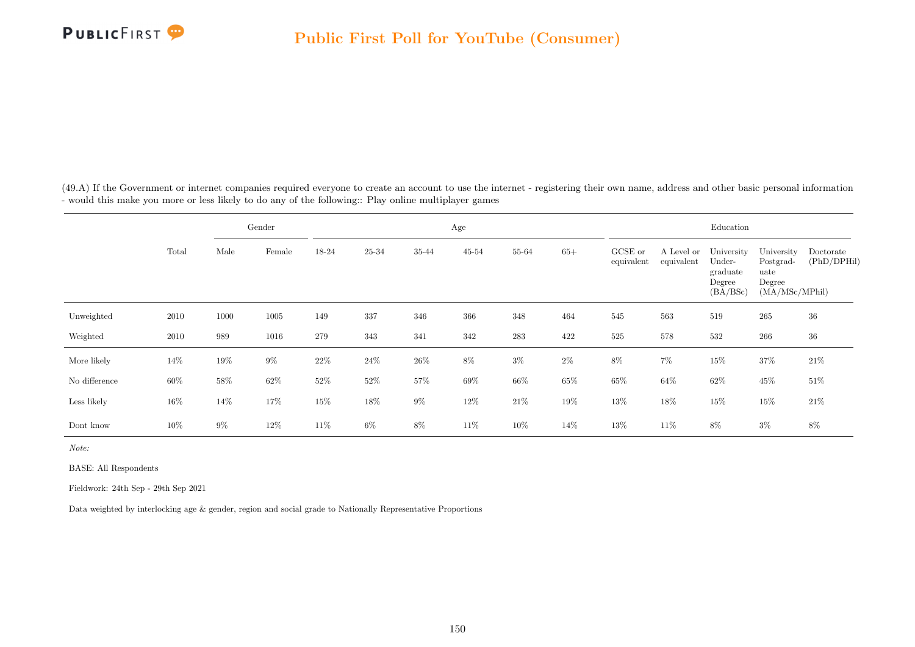(49.A) If the Government or internet companies required everyone to create an account to use the internet - registering their own name, address and other basic personal information - would this make you more or less likely to do any of the following:: Play online multiplayer games

| | Total | Gender | | Age | | | | | | Education | | | | |
|---|---|---|---|---|---|---|---|---|---|---|---|---|---|---|
| | | Male | Female | 18-24 | 25-34 | 35-44 | 45-54 | 55-64 | 65+ | GCSE or equivalent | A Level or equivalent | University Under-graduate Degree (BA/BSc) | University Postgrad-uate Degree (MA/MSc/MPhil) | Doctorate (PhD/DPHil) |
| Unweighted | 2010 | 1000 | 1005 | 149 | 337 | 346 | 366 | 348 | 464 | 545 | 563 | 519 | 265 | 36 |
| Weighted | 2010 | 989 | 1016 | 279 | 343 | 341 | 342 | 283 | 422 | 525 | 578 | 532 | 266 | 36 |
| More likely | 14% | 19% | 9% | 22% | 24% | 26% | 8% | 3% | 2% | 8% | 7% | 15% | 37% | 21% |
| No difference | 60% | 58% | 62% | 52% | 52% | 57% | 69% | 66% | 65% | 65% | 64% | 62% | 45% | 51% |
| Less likely | 16% | 14% | 17% | 15% | 18% | 9% | 12% | 21% | 19% | 13% | 18% | 15% | 15% | 21% |
| Dont know | 10% | 9% | 12% | 11% | 6% | 8% | 11% | 10% | 14% | 13% | 11% | 8% | 3% | 8% |

*Note:*

BASE: All Respondents

Fieldwork: 24th Sep - 29th Sep 2021

Data weighted by interlocking age & gender, region and social grade to Nationally Representative Proportions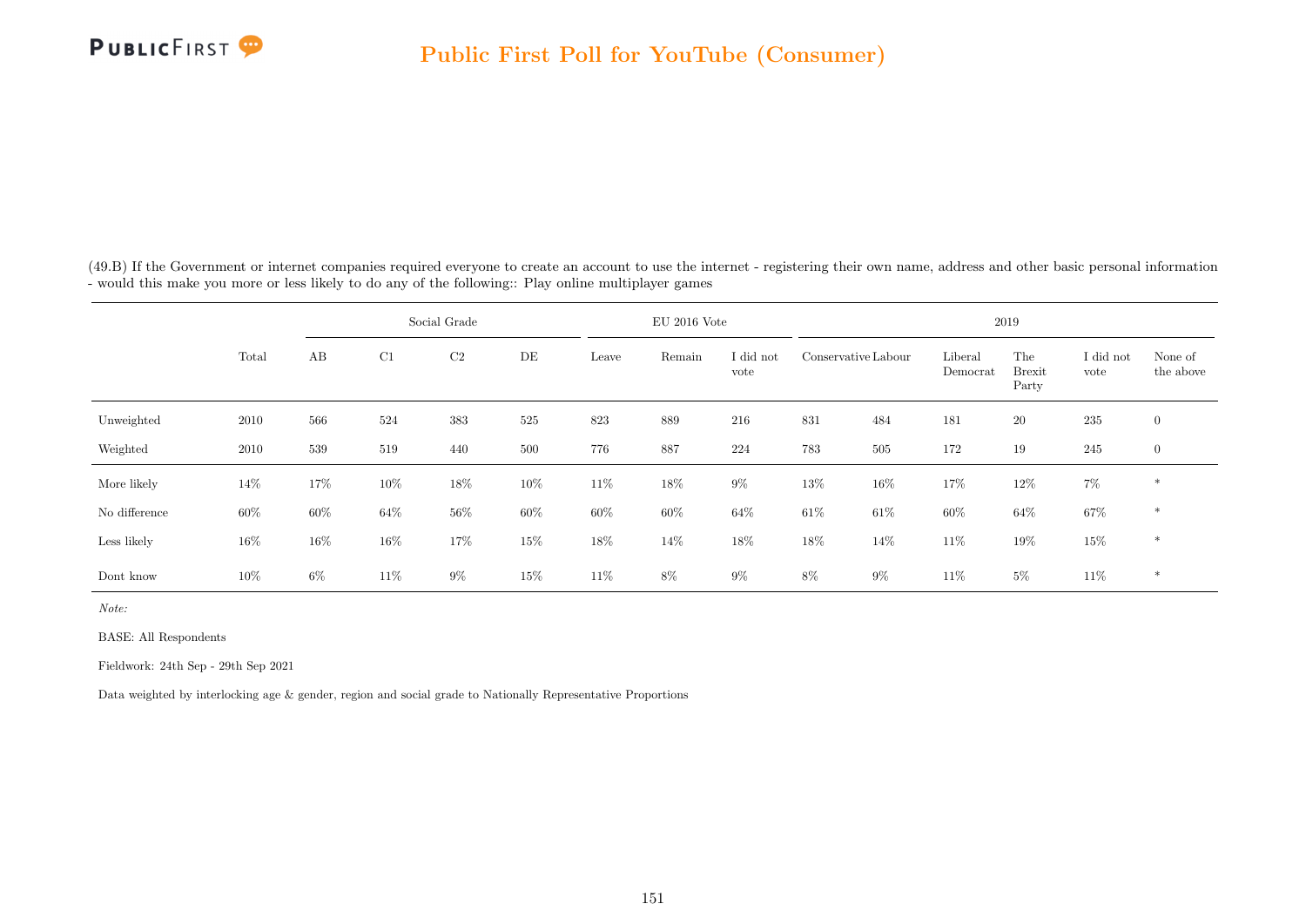## Public First Poll for YouTube (Consumer)

(49.B) If the Government or internet companies required everyone to create an account to use the internet - registering their own name, address and other basic personal information - would this make you more or less likely to do any of the following:: Play online multiplayer games

| | | Social Grade | | | | EU 2016 Vote | | | 2019 | | | | | |
|---|---|---|---|---|---|---|---|---|---|---|---|---|---|---|
| | Total | AB | C1 | C2 | DE | Leave | Remain | I did not vote | Conservative | Labour | Liberal Democrat | The Brexit Party | I did not vote | None of the above |
| Unweighted | 2010 | 566 | 524 | 383 | 525 | 823 | 889 | 216 | 831 | 484 | 181 | 20 | 235 | 0 |
| Weighted | 2010 | 539 | 519 | 440 | 500 | 776 | 887 | 224 | 783 | 505 | 172 | 19 | 245 | 0 |
| More likely | 14% | 17% | 10% | 18% | 10% | 11% | 18% | 9% | 13% | 16% | 17% | 12% | 7% | * |
| No difference | 60% | 60% | 64% | 56% | 60% | 60% | 60% | 64% | 61% | 61% | 60% | 64% | 67% | * |
| Less likely | 16% | 16% | 16% | 17% | 15% | 18% | 14% | 18% | 18% | 14% | 11% | 19% | 15% | * |
| Dont know | 10% | 6% | 11% | 9% | 15% | 11% | 8% | 9% | 8% | 9% | 11% | 5% | 11% | * |

*Note:*

BASE: All Respondents

Fieldwork: 24th Sep - 29th Sep 2021

Data weighted by interlocking age & gender, region and social grade to Nationally Representative Proportions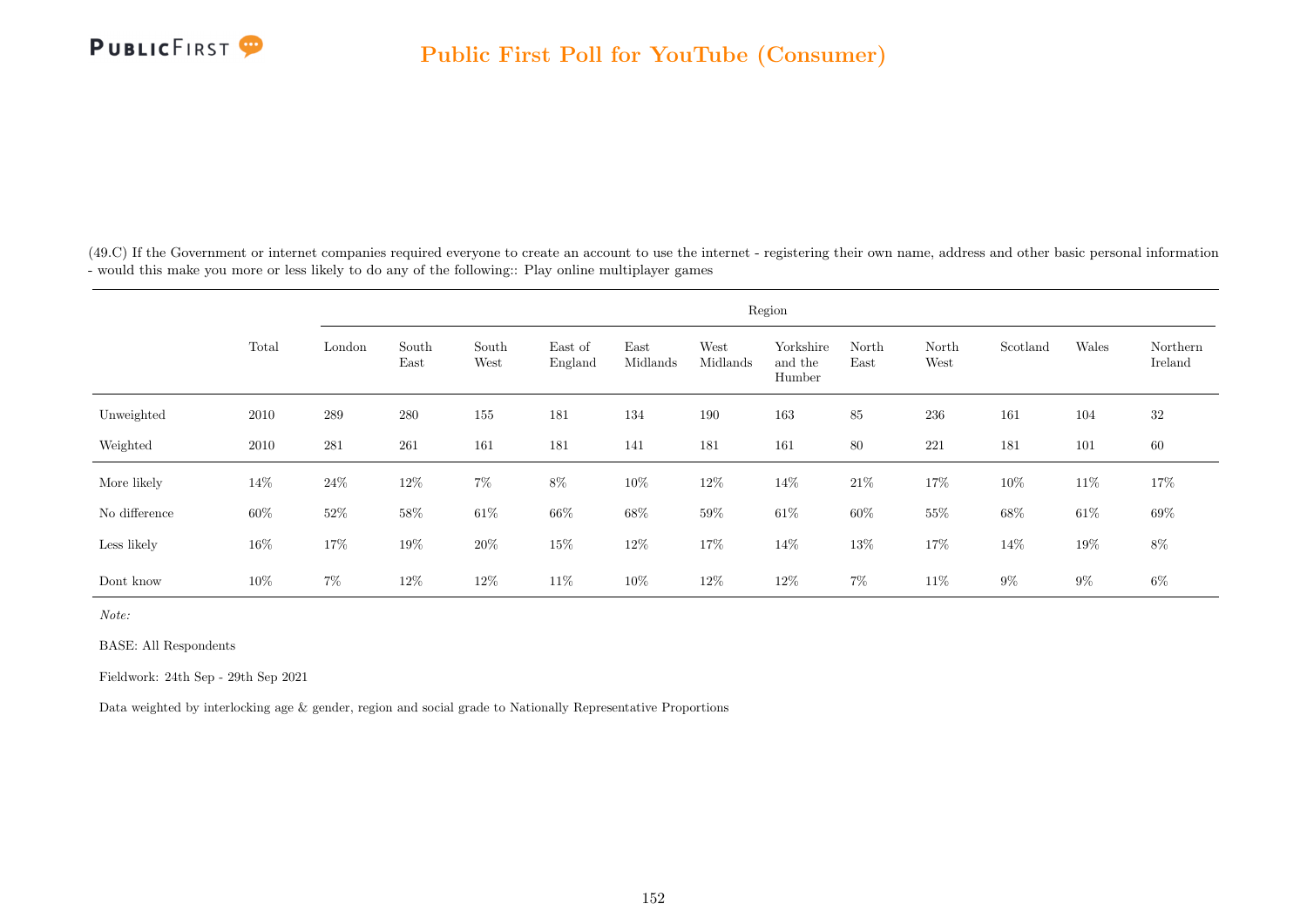(49.C) If the Government or internet companies required everyone to create an account to use the internet - registering their own name, address and other basic personal information - would this make you more or less likely to do any of the following:: Play online multiplayer games

| | Total | Region | | | | | | | | | | | |
|---|---|---|---|---|---|---|---|---|---|---|---|---|---|
| | | London | South East | South West | East of England | East Midlands | West Midlands | Yorkshire and the Humber | North East | North West | Scotland | Wales | Northern Ireland |
| Unweighted | 2010 | 289 | 280 | 155 | 181 | 134 | 190 | 163 | 85 | 236 | 161 | 104 | 32 |
| Weighted | 2010 | 281 | 261 | 161 | 181 | 141 | 181 | 161 | 80 | 221 | 181 | 101 | 60 |
| More likely | 14% | 24% | 12% | 7% | 8% | 10% | 12% | 14% | 21% | 17% | 10% | 11% | 17% |
| No difference | 60% | 52% | 58% | 61% | 66% | 68% | 59% | 61% | 60% | 55% | 68% | 61% | 69% |
| Less likely | 16% | 17% | 19% | 20% | 15% | 12% | 17% | 14% | 13% | 17% | 14% | 19% | 8% |
| Dont know | 10% | 7% | 12% | 12% | 11% | 10% | 12% | 12% | 7% | 11% | 9% | 9% | 6% |

*Note:*

BASE: All Respondents

Fieldwork: 24th Sep - 29th Sep 2021

Data weighted by interlocking age & gender, region and social grade to Nationally Representative Proportions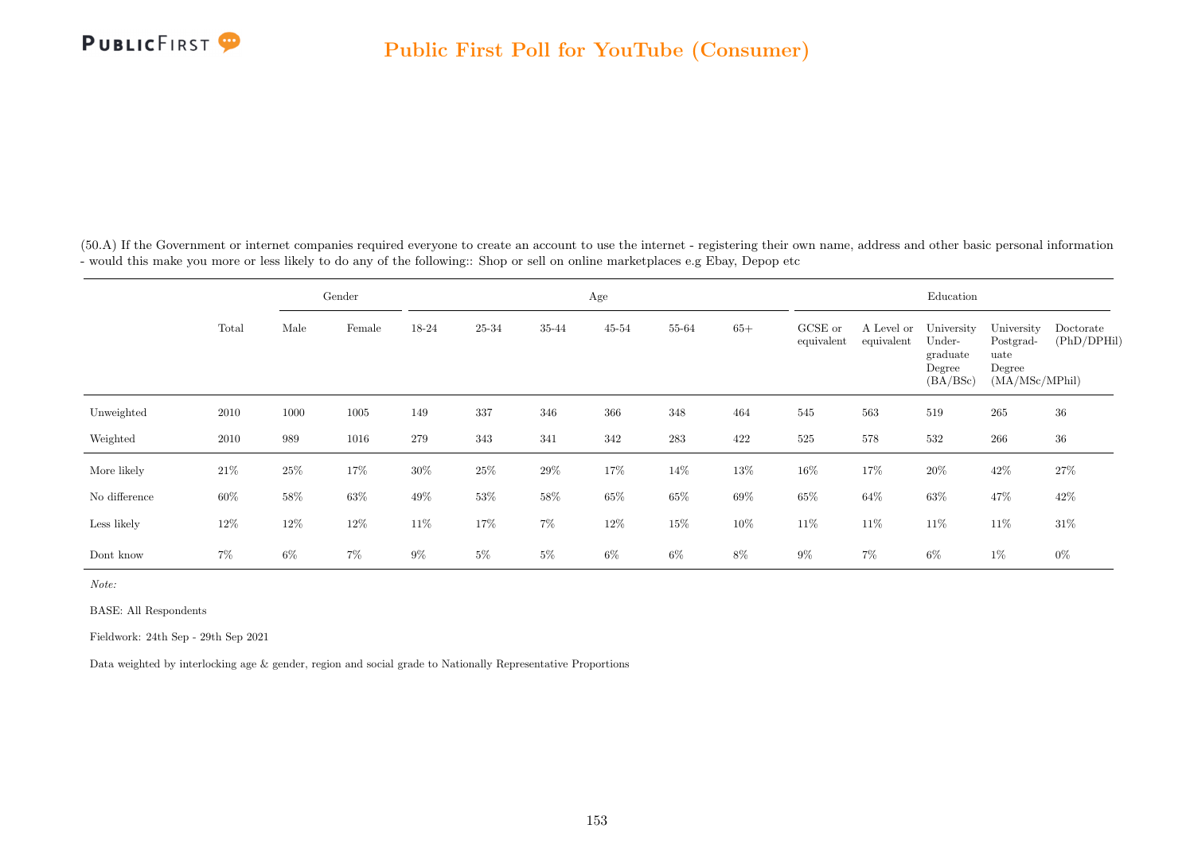## Public First Poll for YouTube (Consumer)

(50.A) If the Government or internet companies required everyone to create an account to use the internet - registering their own name, address and other basic personal information - would this make you more or less likely to do any of the following:: Shop or sell on online marketplaces e.g Ebay, Depop etc

| | Total | Gender | | Age | | | | | | Education | | | | |
|---|---|---|---|---|---|---|---|---|---|---|---|---|---|---|
| | | Male | Female | 18-24 | 25-34 | 35-44 | 45-54 | 55-64 | 65+ | GCSE or equivalent | A Level or equivalent | University Under-graduate Degree (BA/BSc) | University Postgrad-uate Degree (MA/MSc/MPhil) | Doctorate (PhD/DPHil) |
| Unweighted | 2010 | 1000 | 1005 | 149 | 337 | 346 | 366 | 348 | 464 | 545 | 563 | 519 | 265 | 36 |
| Weighted | 2010 | 989 | 1016 | 279 | 343 | 341 | 342 | 283 | 422 | 525 | 578 | 532 | 266 | 36 |
| More likely | 21% | 25% | 17% | 30% | 25% | 29% | 17% | 14% | 13% | 16% | 17% | 20% | 42% | 27% |
| No difference | 60% | 58% | 63% | 49% | 53% | 58% | 65% | 65% | 69% | 65% | 64% | 63% | 47% | 42% |
| Less likely | 12% | 12% | 12% | 11% | 17% | 7% | 12% | 15% | 10% | 11% | 11% | 11% | 11% | 31% |
| Dont know | 7% | 6% | 7% | 9% | 5% | 5% | 6% | 6% | 8% | 9% | 7% | 6% | 1% | 0% |

*Note:*

BASE: All Respondents

Fieldwork: 24th Sep - 29th Sep 2021

Data weighted by interlocking age & gender, region and social grade to Nationally Representative Proportions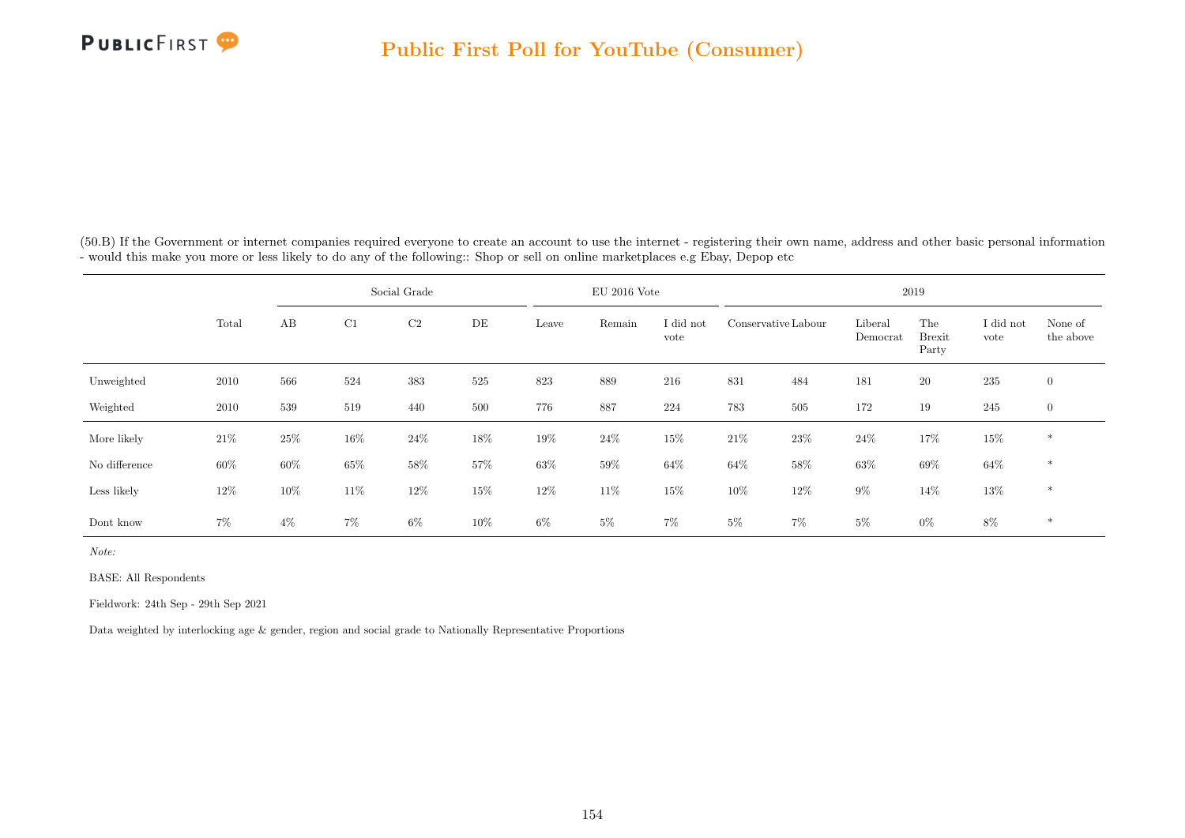(50.B) If the Government or internet companies required everyone to create an account to use the internet - registering their own name, address and other basic personal information - would this make you more or less likely to do any of the following:: Shop or sell on online marketplaces e.g Ebay, Depop etc

| | | Social Grade | | | | EU 2016 Vote | | | 2019 | | | | | |
|---|---|---|---|---|---|---|---|---|---|---|---|---|---|---|
| | Total | AB | C1 | C2 | DE | Leave | Remain | I did not vote | Conservative | Labour | Liberal Democrat | The Brexit Party | I did not vote | None of the above |
| Unweighted | 2010 | 566 | 524 | 383 | 525 | 823 | 889 | 216 | 831 | 484 | 181 | 20 | 235 | 0 |
| Weighted | 2010 | 539 | 519 | 440 | 500 | 776 | 887 | 224 | 783 | 505 | 172 | 19 | 245 | 0 |
| More likely | 21% | 25% | 16% | 24% | 18% | 19% | 24% | 15% | 21% | 23% | 24% | 17% | 15% | * |
| No difference | 60% | 60% | 65% | 58% | 57% | 63% | 59% | 64% | 64% | 58% | 63% | 69% | 64% | * |
| Less likely | 12% | 10% | 11% | 12% | 15% | 12% | 11% | 15% | 10% | 12% | 9% | 14% | 13% | * |
| Dont know | 7% | 4% | 7% | 6% | 10% | 6% | 5% | 7% | 5% | 7% | 5% | 0% | 8% | * |

*Note:*

BASE: All Respondents

Fieldwork: 24th Sep - 29th Sep 2021

Data weighted by interlocking age & gender, region and social grade to Nationally Representative Proportions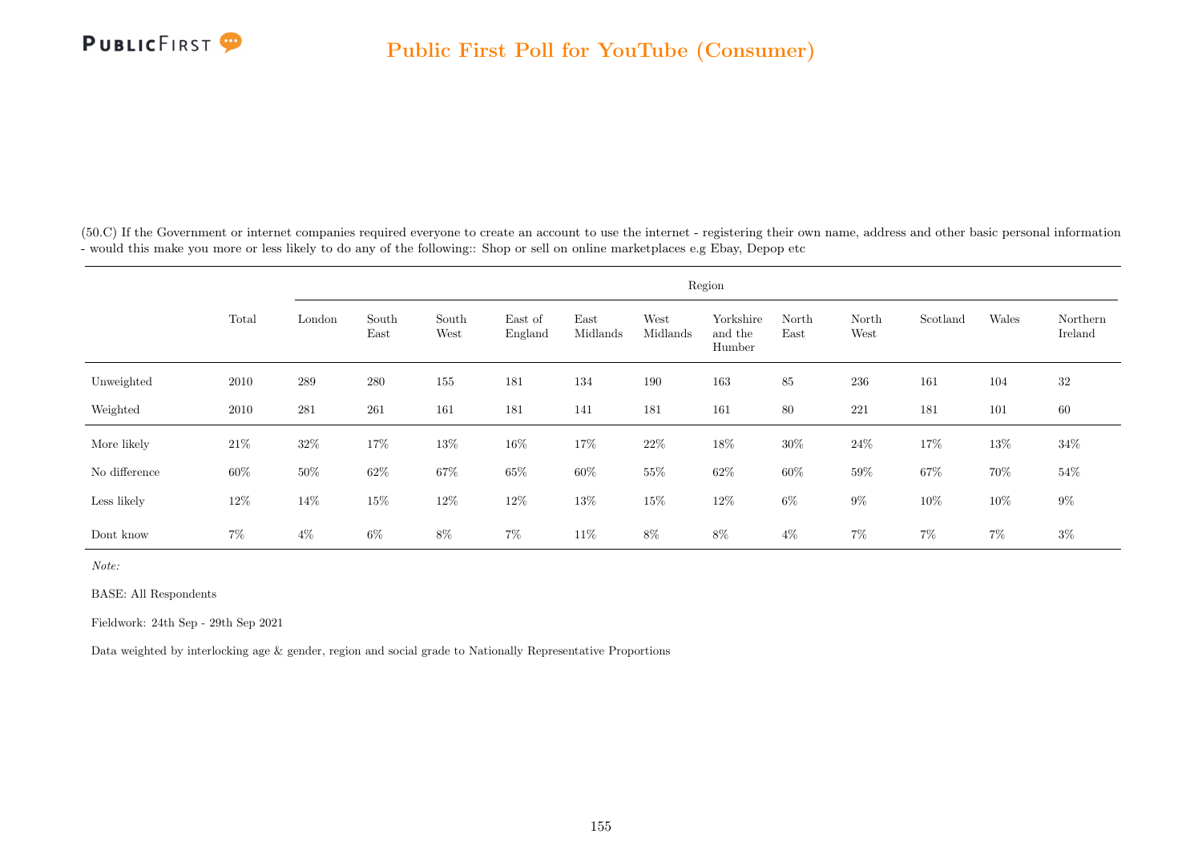(50.C) If the Government or internet companies required everyone to create an account to use the internet - registering their own name, address and other basic personal information - would this make you more or less likely to do any of the following:: Shop or sell on online marketplaces e.g Ebay, Depop etc

| | Total | Region | | | | | | | | | | | |
|---|---|---|---|---|---|---|---|---|---|---|---|---|---|
| | | London | South East | South West | East of England | East Midlands | West Midlands | Yorkshire and the Humber | North East | North West | Scotland | Wales | Northern Ireland |
| Unweighted | 2010 | 289 | 280 | 155 | 181 | 134 | 190 | 163 | 85 | 236 | 161 | 104 | 32 |
| Weighted | 2010 | 281 | 261 | 161 | 181 | 141 | 181 | 161 | 80 | 221 | 181 | 101 | 60 |
| More likely | 21% | 32% | 17% | 13% | 16% | 17% | 22% | 18% | 30% | 24% | 17% | 13% | 34% |
| No difference | 60% | 50% | 62% | 67% | 65% | 60% | 55% | 62% | 60% | 59% | 67% | 70% | 54% |
| Less likely | 12% | 14% | 15% | 12% | 12% | 13% | 15% | 12% | 6% | 9% | 10% | 10% | 9% |
| Dont know | 7% | 4% | 6% | 8% | 7% | 11% | 8% | 8% | 4% | 7% | 7% | 7% | 3% |

*Note:*

BASE: All Respondents

Fieldwork: 24th Sep - 29th Sep 2021

Data weighted by interlocking age & gender, region and social grade to Nationally Representative Proportions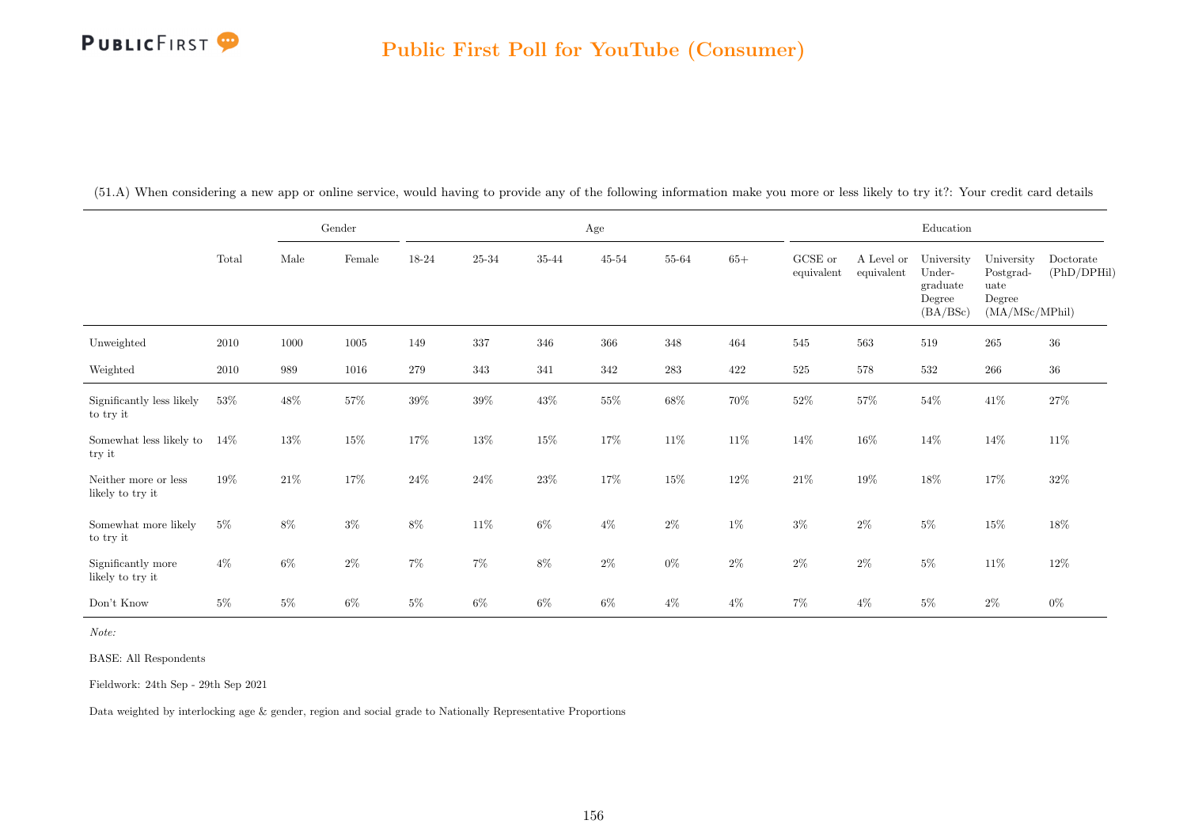## Public First Poll for YouTube (Consumer)

(51.A) When considering a new app or online service, would having to provide any of the following information make you more or less likely to try it?: Your credit card details

| | Total | Gender | | Age | | | | | | Education | | | | |
|---|---|---|---|---|---|---|---|---|---|---|---|---|---|---|
| | | Male | Female | 18-24 | 25-34 | 35-44 | 45-54 | 55-64 | 65+ | GCSE or equivalent | A Level or equivalent | University Under-graduate Degree (BA/BSc) | University Postgrad-uate Degree (MA/MSc/MPhil) | Doctorate (PhD/DPHil) |
| Unweighted | 2010 | 1000 | 1005 | 149 | 337 | 346 | 366 | 348 | 464 | 545 | 563 | 519 | 265 | 36 |
| Weighted | 2010 | 989 | 1016 | 279 | 343 | 341 | 342 | 283 | 422 | 525 | 578 | 532 | 266 | 36 |
| Significantly less likely to try it | 53% | 48% | 57% | 39% | 39% | 43% | 55% | 68% | 70% | 52% | 57% | 54% | 41% | 27% |
| Somewhat less likely to try it | 14% | 13% | 15% | 17% | 13% | 15% | 17% | 11% | 11% | 14% | 16% | 14% | 14% | 11% |
| Neither more or less likely to try it | 19% | 21% | 17% | 24% | 24% | 23% | 17% | 15% | 12% | 21% | 19% | 18% | 17% | 32% |
| Somewhat more likely to try it | 5% | 8% | 3% | 8% | 11% | 6% | 4% | 2% | 1% | 3% | 2% | 5% | 15% | 18% |
| Significantly more likely to try it | 4% | 6% | 2% | 7% | 7% | 8% | 2% | 0% | 2% | 2% | 2% | 5% | 11% | 12% |
| Don't Know | 5% | 5% | 6% | 5% | 6% | 6% | 6% | 4% | 4% | 7% | 4% | 5% | 2% | 0% |

*Note:*

BASE: All Respondents

Fieldwork: 24th Sep - 29th Sep 2021

Data weighted by interlocking age & gender, region and social grade to Nationally Representative Proportions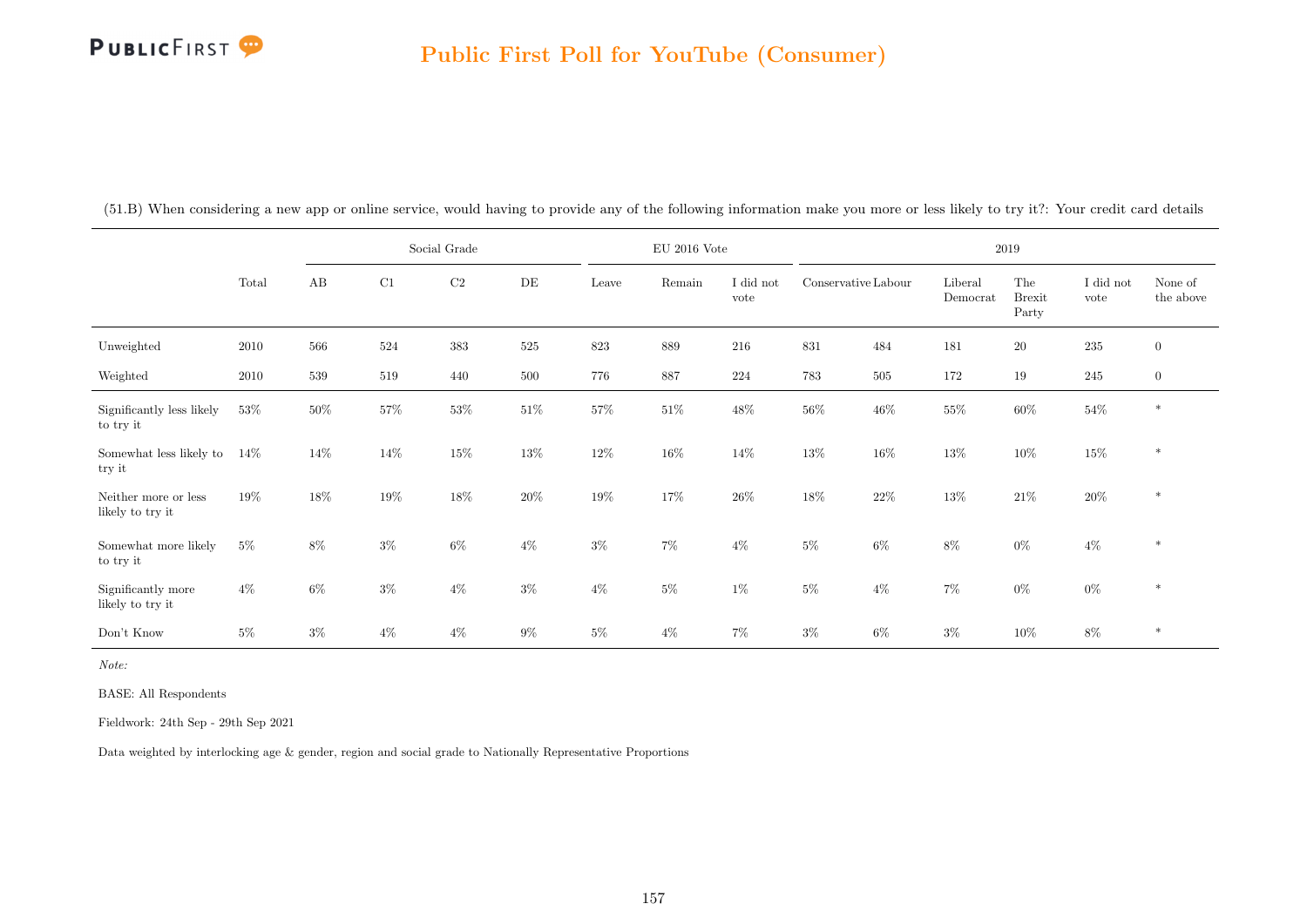## Public First Poll for YouTube (Consumer)

(51.B) When considering a new app or online service, would having to provide any of the following information make you more or less likely to try it?: Your credit card details

| | Total | Social Grade | | | | EU 2016 Vote | | | 2019 | | | | | |
|---|---|---|---|---|---|---|---|---|---|---|---|---|---|---|
| | | AB | C1 | C2 | DE | Leave | Remain | I did not vote | Conservative | Labour | Liberal Democrat | The Brexit Party | I did not vote | None of the above |
| Unweighted | 2010 | 566 | 524 | 383 | 525 | 823 | 889 | 216 | 831 | 484 | 181 | 20 | 235 | 0 |
| Weighted | 2010 | 539 | 519 | 440 | 500 | 776 | 887 | 224 | 783 | 505 | 172 | 19 | 245 | 0 |
| Significantly less likely to try it | 53% | 50% | 57% | 53% | 51% | 57% | 51% | 48% | 56% | 46% | 55% | 60% | 54% | * |
| Somewhat less likely to try it | 14% | 14% | 14% | 15% | 13% | 12% | 16% | 14% | 13% | 16% | 13% | 10% | 15% | * |
| Neither more or less likely to try it | 19% | 18% | 19% | 18% | 20% | 19% | 17% | 26% | 18% | 22% | 13% | 21% | 20% | * |
| Somewhat more likely to try it | 5% | 8% | 3% | 6% | 4% | 3% | 7% | 4% | 5% | 6% | 8% | 0% | 4% | * |
| Significantly more likely to try it | 4% | 6% | 3% | 4% | 3% | 4% | 5% | 1% | 5% | 4% | 7% | 0% | 0% | * |
| Don't Know | 5% | 3% | 4% | 4% | 9% | 5% | 4% | 7% | 3% | 6% | 3% | 10% | 8% | * |

*Note:*

BASE: All Respondents

Fieldwork: 24th Sep - 29th Sep 2021

Data weighted by interlocking age & gender, region and social grade to Nationally Representative Proportions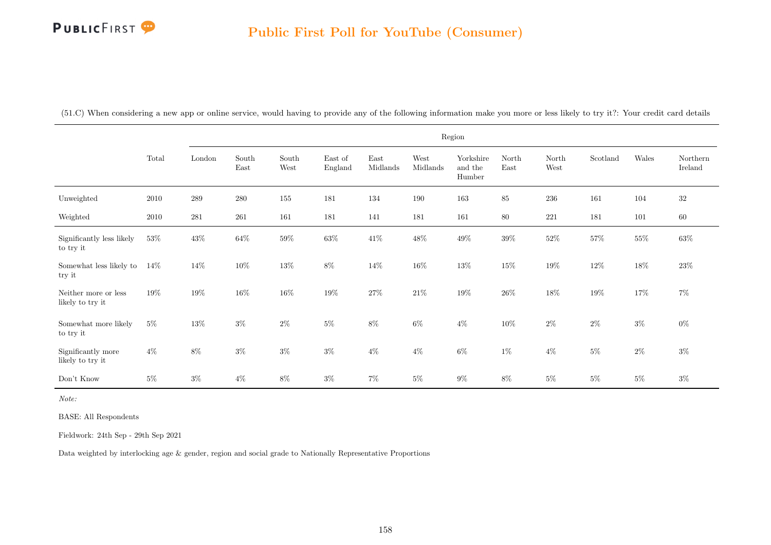# Public First Poll for YouTube (Consumer)

(51.C) When considering a new app or online service, would having to provide any of the following information make you more or less likely to try it?: Your credit card details

| | Total | Region | | | | | | | | | | | |
|---|---|---|---|---|---|---|---|---|---|---|---|---|---|
| | | London | South East | South West | East of England | East Midlands | West Midlands | Yorkshire and the Humber | North East | North West | Scotland | Wales | Northern Ireland |
| Unweighted | 2010 | 289 | 280 | 155 | 181 | 134 | 190 | 163 | 85 | 236 | 161 | 104 | 32 |
| Weighted | 2010 | 281 | 261 | 161 | 181 | 141 | 181 | 161 | 80 | 221 | 181 | 101 | 60 |
| Significantly less likely to try it | 53% | 43% | 64% | 59% | 63% | 41% | 48% | 49% | 39% | 52% | 57% | 55% | 63% |
| Somewhat less likely to try it | 14% | 14% | 10% | 13% | 8% | 14% | 16% | 13% | 15% | 19% | 12% | 18% | 23% |
| Neither more or less likely to try it | 19% | 19% | 16% | 16% | 19% | 27% | 21% | 19% | 26% | 18% | 19% | 17% | 7% |
| Somewhat more likely to try it | 5% | 13% | 3% | 2% | 5% | 8% | 6% | 4% | 10% | 2% | 2% | 3% | 0% |
| Significantly more likely to try it | 4% | 8% | 3% | 3% | 3% | 4% | 4% | 6% | 1% | 4% | 5% | 2% | 3% |
| Don't Know | 5% | 3% | 4% | 8% | 3% | 7% | 5% | 9% | 8% | 5% | 5% | 5% | 3% |

*Note:*

BASE: All Respondents

Fieldwork: 24th Sep - 29th Sep 2021

Data weighted by interlocking age & gender, region and social grade to Nationally Representative Proportions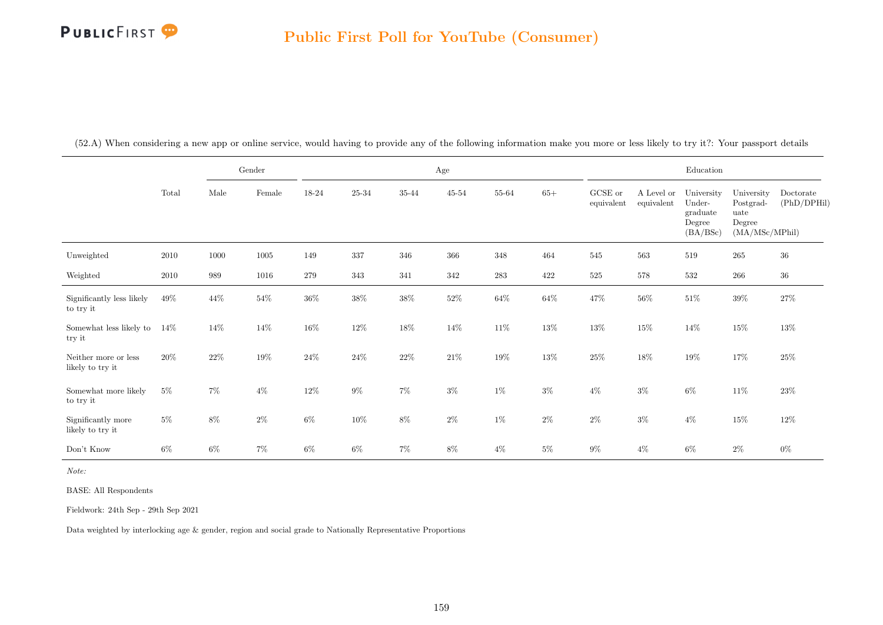## Public First Poll for YouTube (Consumer)

(52.A) When considering a new app or online service, would having to provide any of the following information make you more or less likely to try it?: Your passport details

| | Total | Gender | | Age | | | | | | Education | | | | |
|---|---|---|---|---|---|---|---|---|---|---|---|---|---|---|
| | | Male | Female | 18-24 | 25-34 | 35-44 | 45-54 | 55-64 | 65+ | GCSE or equivalent | A Level or equivalent | University Under-graduate Degree (BA/BSc) | University Postgrad-uate Degree (MA/MSc/MPhil) | Doctorate (PhD/DPHil) |
| Unweighted | 2010 | 1000 | 1005 | 149 | 337 | 346 | 366 | 348 | 464 | 545 | 563 | 519 | 265 | 36 |
| Weighted | 2010 | 989 | 1016 | 279 | 343 | 341 | 342 | 283 | 422 | 525 | 578 | 532 | 266 | 36 |
| Significantly less likely to try it | 49% | 44% | 54% | 36% | 38% | 38% | 52% | 64% | 64% | 47% | 56% | 51% | 39% | 27% |
| Somewhat less likely to try it | 14% | 14% | 14% | 16% | 12% | 18% | 14% | 11% | 13% | 13% | 15% | 14% | 15% | 13% |
| Neither more or less likely to try it | 20% | 22% | 19% | 24% | 24% | 22% | 21% | 19% | 13% | 25% | 18% | 19% | 17% | 25% |
| Somewhat more likely to try it | 5% | 7% | 4% | 12% | 9% | 7% | 3% | 1% | 3% | 4% | 3% | 6% | 11% | 23% |
| Significantly more likely to try it | 5% | 8% | 2% | 6% | 10% | 8% | 2% | 1% | 2% | 2% | 3% | 4% | 15% | 12% |
| Don't Know | 6% | 6% | 7% | 6% | 6% | 7% | 8% | 4% | 5% | 9% | 4% | 6% | 2% | 0% |

*Note:*

BASE: All Respondents

Fieldwork: 24th Sep - 29th Sep 2021

Data weighted by interlocking age & gender, region and social grade to Nationally Representative Proportions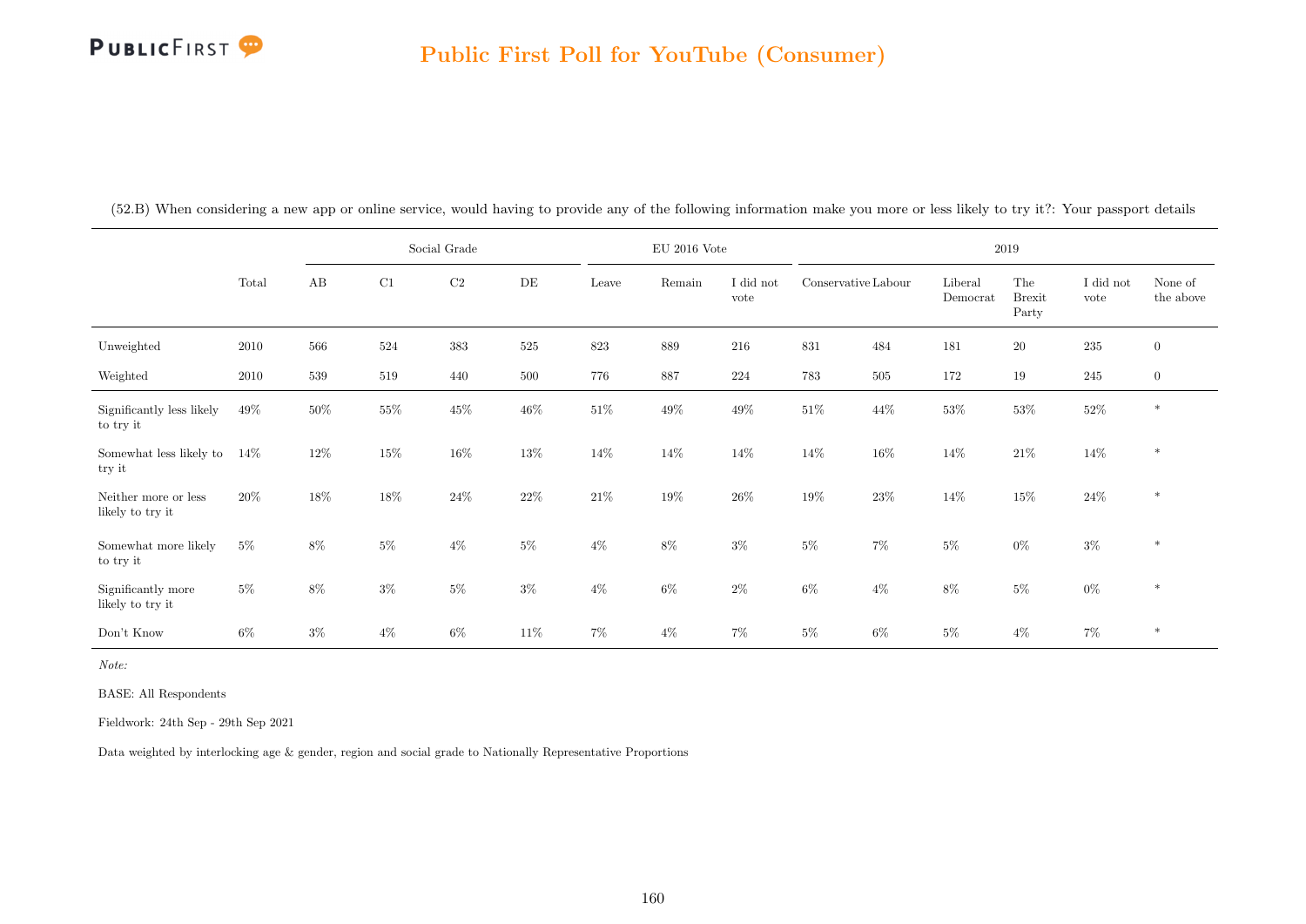## Public First Poll for YouTube (Consumer)

(52.B) When considering a new app or online service, would having to provide any of the following information make you more or less likely to try it?: Your passport details

| | Total | Social Grade | | | | EU 2016 Vote | | | 2019 | | | | | |
|---|---|---|---|---|---|---|---|---|---|---|---|---|---|---|
| | | AB | C1 | C2 | DE | Leave | Remain | I did not vote | Conservative | Labour | Liberal Democrat | The Brexit Party | I did not vote | None of the above |
| Unweighted | 2010 | 566 | 524 | 383 | 525 | 823 | 889 | 216 | 831 | 484 | 181 | 20 | 235 | 0 |
| Weighted | 2010 | 539 | 519 | 440 | 500 | 776 | 887 | 224 | 783 | 505 | 172 | 19 | 245 | 0 |
| Significantly less likely to try it | 49% | 50% | 55% | 45% | 46% | 51% | 49% | 49% | 51% | 44% | 53% | 53% | 52% | * |
| Somewhat less likely to try it | 14% | 12% | 15% | 16% | 13% | 14% | 14% | 14% | 14% | 16% | 14% | 21% | 14% | * |
| Neither more or less likely to try it | 20% | 18% | 18% | 24% | 22% | 21% | 19% | 26% | 19% | 23% | 14% | 15% | 24% | * |
| Somewhat more likely to try it | 5% | 8% | 5% | 4% | 5% | 4% | 8% | 3% | 5% | 7% | 5% | 0% | 3% | * |
| Significantly more likely to try it | 5% | 8% | 3% | 5% | 3% | 4% | 6% | 2% | 6% | 4% | 8% | 5% | 0% | * |
| Don't Know | 6% | 3% | 4% | 6% | 11% | 7% | 4% | 7% | 5% | 6% | 5% | 4% | 7% | * |

*Note:*

BASE: All Respondents

Fieldwork: 24th Sep - 29th Sep 2021

Data weighted by interlocking age & gender, region and social grade to Nationally Representative Proportions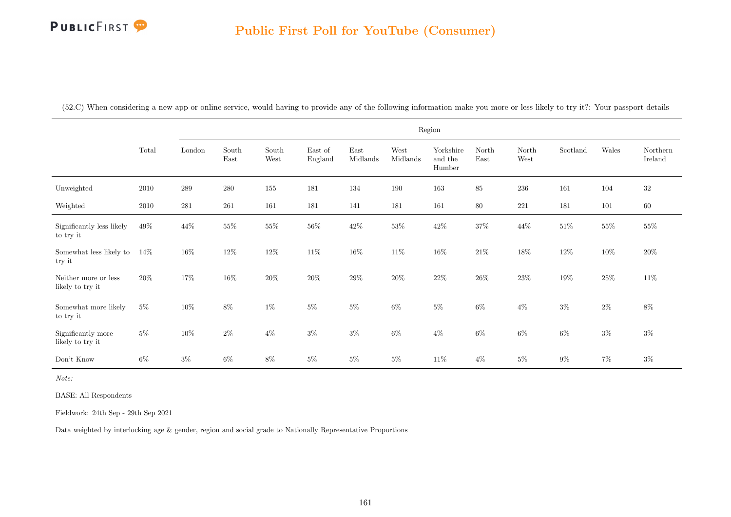(52.C) When considering a new app or online service, would having to provide any of the following information make you more or less likely to try it?: Your passport details

| | Total | Region | | | | | | | | | | | |
|---|---|---|---|---|---|---|---|---|---|---|---|---|---|
| | | London | South East | South West | East of England | East Midlands | West Midlands | Yorkshire and the Humber | North East | North West | Scotland | Wales | Northern Ireland |
| Unweighted | 2010 | 289 | 280 | 155 | 181 | 134 | 190 | 163 | 85 | 236 | 161 | 104 | 32 |
| Weighted | 2010 | 281 | 261 | 161 | 181 | 141 | 181 | 161 | 80 | 221 | 181 | 101 | 60 |
| Significantly less likely to try it | 49% | 44% | 55% | 55% | 56% | 42% | 53% | 42% | 37% | 44% | 51% | 55% | 55% |
| Somewhat less likely to try it | 14% | 16% | 12% | 12% | 11% | 16% | 11% | 16% | 21% | 18% | 12% | 10% | 20% |
| Neither more or less likely to try it | 20% | 17% | 16% | 20% | 20% | 29% | 20% | 22% | 26% | 23% | 19% | 25% | 11% |
| Somewhat more likely to try it | 5% | 10% | 8% | 1% | 5% | 5% | 6% | 5% | 6% | 4% | 3% | 2% | 8% |
| Significantly more likely to try it | 5% | 10% | 2% | 4% | 3% | 3% | 6% | 4% | 6% | 6% | 6% | 3% | 3% |
| Don't Know | 6% | 3% | 6% | 8% | 5% | 5% | 5% | 11% | 4% | 5% | 9% | 7% | 3% |

*Note:*

BASE: All Respondents

Fieldwork: 24th Sep - 29th Sep 2021

Data weighted by interlocking age & gender, region and social grade to Nationally Representative Proportions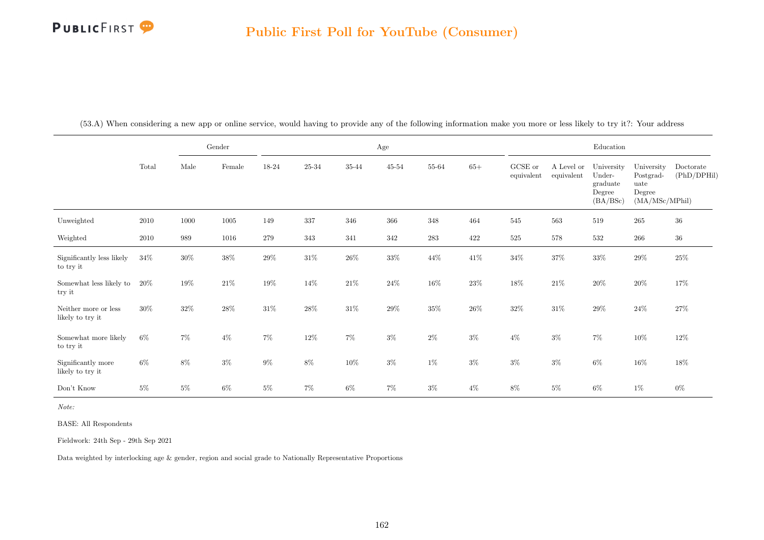(53.A) When considering a new app or online service, would having to provide any of the following information make you more or less likely to try it?: Your address

| | Total | Gender | | Age | | | | | | Education | | | | |
|---|---|---|---|---|---|---|---|---|---|---|---|---|---|---|
| | | Male | Female | 18-24 | 25-34 | 35-44 | 45-54 | 55-64 | 65+ | GCSE or equivalent | A Level or equivalent | University Under-graduate Degree (BA/BSc) | University Postgrad-uate Degree (MA/MSc/MPhil) | Doctorate (PhD/DPHil) |
| Unweighted | 2010 | 1000 | 1005 | 149 | 337 | 346 | 366 | 348 | 464 | 545 | 563 | 519 | 265 | 36 |
| Weighted | 2010 | 989 | 1016 | 279 | 343 | 341 | 342 | 283 | 422 | 525 | 578 | 532 | 266 | 36 |
| Significantly less likely to try it | 34% | 30% | 38% | 29% | 31% | 26% | 33% | 44% | 41% | 34% | 37% | 33% | 29% | 25% |
| Somewhat less likely to try it | 20% | 19% | 21% | 19% | 14% | 21% | 24% | 16% | 23% | 18% | 21% | 20% | 20% | 17% |
| Neither more or less likely to try it | 30% | 32% | 28% | 31% | 28% | 31% | 29% | 35% | 26% | 32% | 31% | 29% | 24% | 27% |
| Somewhat more likely to try it | 6% | 7% | 4% | 7% | 12% | 7% | 3% | 2% | 3% | 4% | 3% | 7% | 10% | 12% |
| Significantly more likely to try it | 6% | 8% | 3% | 9% | 8% | 10% | 3% | 1% | 3% | 3% | 3% | 6% | 16% | 18% |
| Don't Know | 5% | 5% | 6% | 5% | 7% | 6% | 7% | 3% | 4% | 8% | 5% | 6% | 1% | 0% |

*Note:*

BASE: All Respondents

Fieldwork: 24th Sep - 29th Sep 2021

Data weighted by interlocking age & gender, region and social grade to Nationally Representative Proportions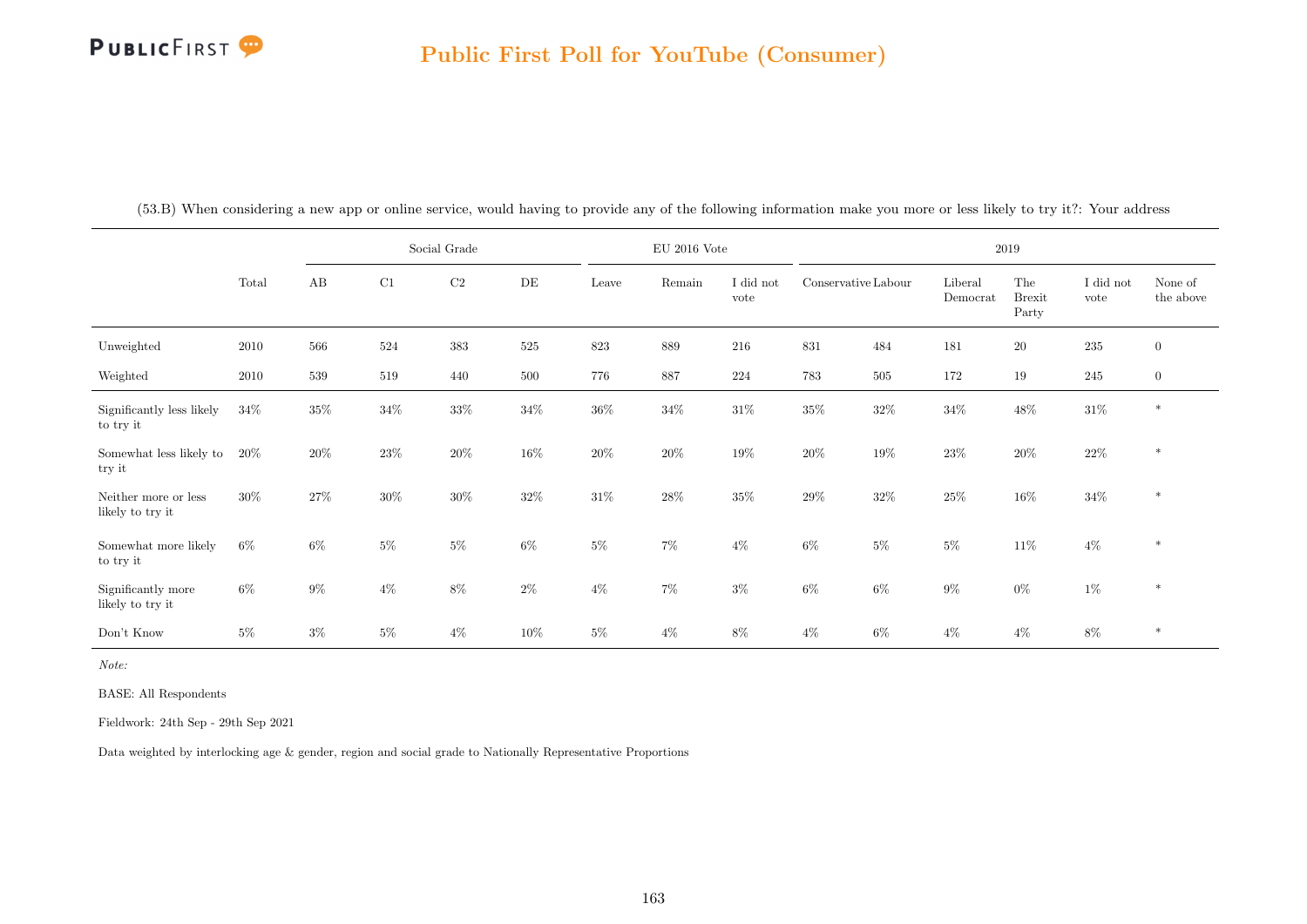## Public First Poll for YouTube (Consumer)

(53.B) When considering a new app or online service, would having to provide any of the following information make you more or less likely to try it?: Your address

| | Total | Social Grade | | | | EU 2016 Vote | | | 2019 | | | | | |
|---|---|---|---|---|---|---|---|---|---|---|---|---|---|---|
| | | AB | C1 | C2 | DE | Leave | Remain | I did not vote | Conservative | Labour | Liberal Democrat | The Brexit Party | I did not vote | None of the above |
| Unweighted | 2010 | 566 | 524 | 383 | 525 | 823 | 889 | 216 | 831 | 484 | 181 | 20 | 235 | 0 |
| Weighted | 2010 | 539 | 519 | 440 | 500 | 776 | 887 | 224 | 783 | 505 | 172 | 19 | 245 | 0 |
| Significantly less likely to try it | 34% | 35% | 34% | 33% | 34% | 36% | 34% | 31% | 35% | 32% | 34% | 48% | 31% | * |
| Somewhat less likely to try it | 20% | 20% | 23% | 20% | 16% | 20% | 20% | 19% | 20% | 19% | 23% | 20% | 22% | * |
| Neither more or less likely to try it | 30% | 27% | 30% | 30% | 32% | 31% | 28% | 35% | 29% | 32% | 25% | 16% | 34% | * |
| Somewhat more likely to try it | 6% | 6% | 5% | 5% | 6% | 5% | 7% | 4% | 6% | 5% | 5% | 11% | 4% | * |
| Significantly more likely to try it | 6% | 9% | 4% | 8% | 2% | 4% | 7% | 3% | 6% | 6% | 9% | 0% | 1% | * |
| Don't Know | 5% | 3% | 5% | 4% | 10% | 5% | 4% | 8% | 4% | 6% | 4% | 4% | 8% | * |

*Note:*

BASE: All Respondents

Fieldwork: 24th Sep - 29th Sep 2021

Data weighted by interlocking age & gender, region and social grade to Nationally Representative Proportions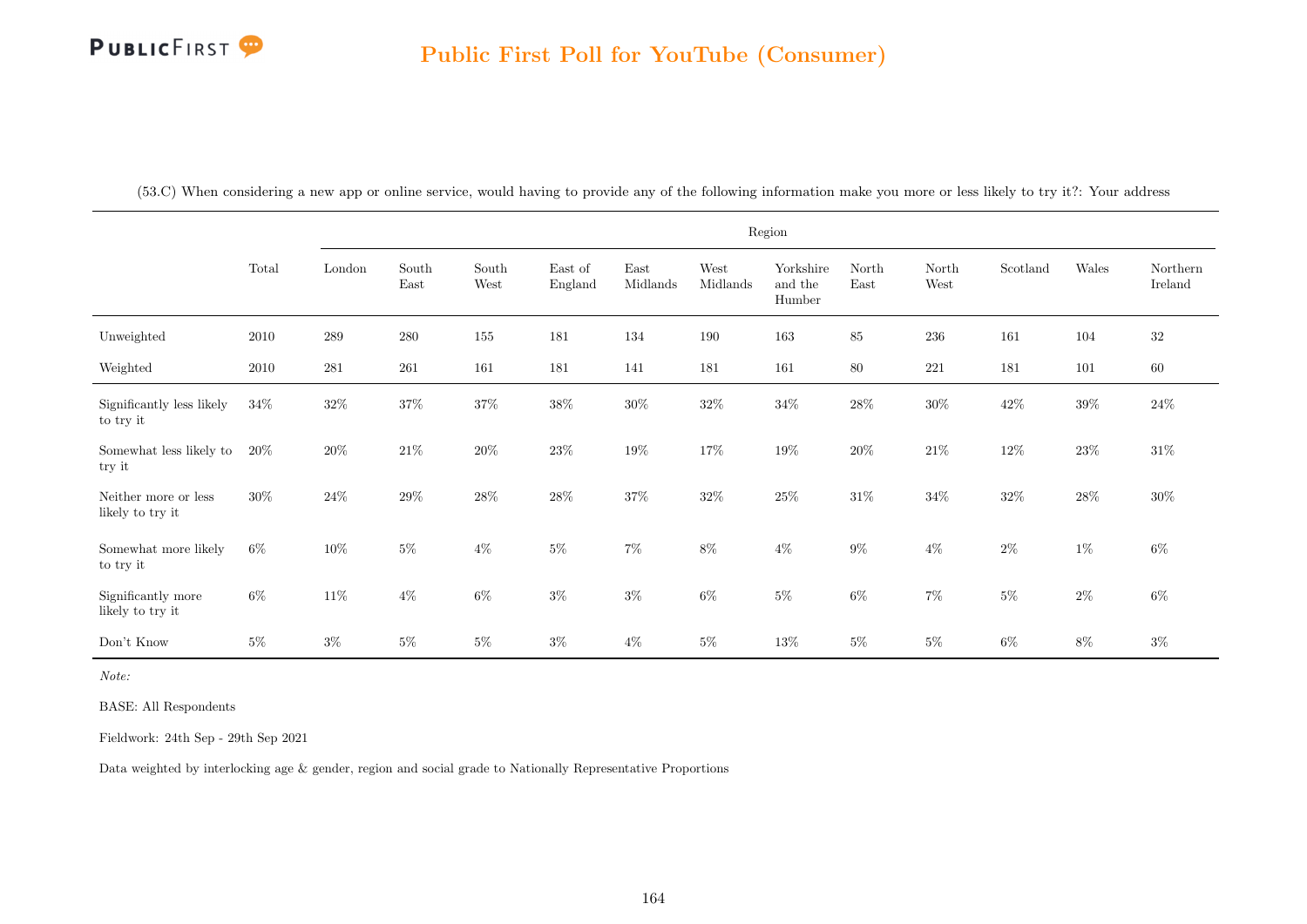Public First Poll for YouTube (Consumer)

(53.C) When considering a new app or online service, would having to provide any of the following information make you more or less likely to try it?: Your address

| | Total | Region | | | | | | | | | | | |
|---|---|---|---|---|---|---|---|---|---|---|---|---|---|
| | | London | South East | South West | East of England | East Midlands | West Midlands | Yorkshire and the Humber | North East | North West | Scotland | Wales | Northern Ireland |
| Unweighted | 2010 | 289 | 280 | 155 | 181 | 134 | 190 | 163 | 85 | 236 | 161 | 104 | 32 |
| Weighted | 2010 | 281 | 261 | 161 | 181 | 141 | 181 | 161 | 80 | 221 | 181 | 101 | 60 |
| Significantly less likely to try it | 34% | 32% | 37% | 37% | 38% | 30% | 32% | 34% | 28% | 30% | 42% | 39% | 24% |
| Somewhat less likely to try it | 20% | 20% | 21% | 20% | 23% | 19% | 17% | 19% | 20% | 21% | 12% | 23% | 31% |
| Neither more or less likely to try it | 30% | 24% | 29% | 28% | 28% | 37% | 32% | 25% | 31% | 34% | 32% | 28% | 30% |
| Somewhat more likely to try it | 6% | 10% | 5% | 4% | 5% | 7% | 8% | 4% | 9% | 4% | 2% | 1% | 6% |
| Significantly more likely to try it | 6% | 11% | 4% | 6% | 3% | 3% | 6% | 5% | 6% | 7% | 5% | 2% | 6% |
| Don't Know | 5% | 3% | 5% | 5% | 3% | 4% | 5% | 13% | 5% | 5% | 6% | 8% | 3% |

*Note:*

BASE: All Respondents

Fieldwork: 24th Sep - 29th Sep 2021

Data weighted by interlocking age & gender, region and social grade to Nationally Representative Proportions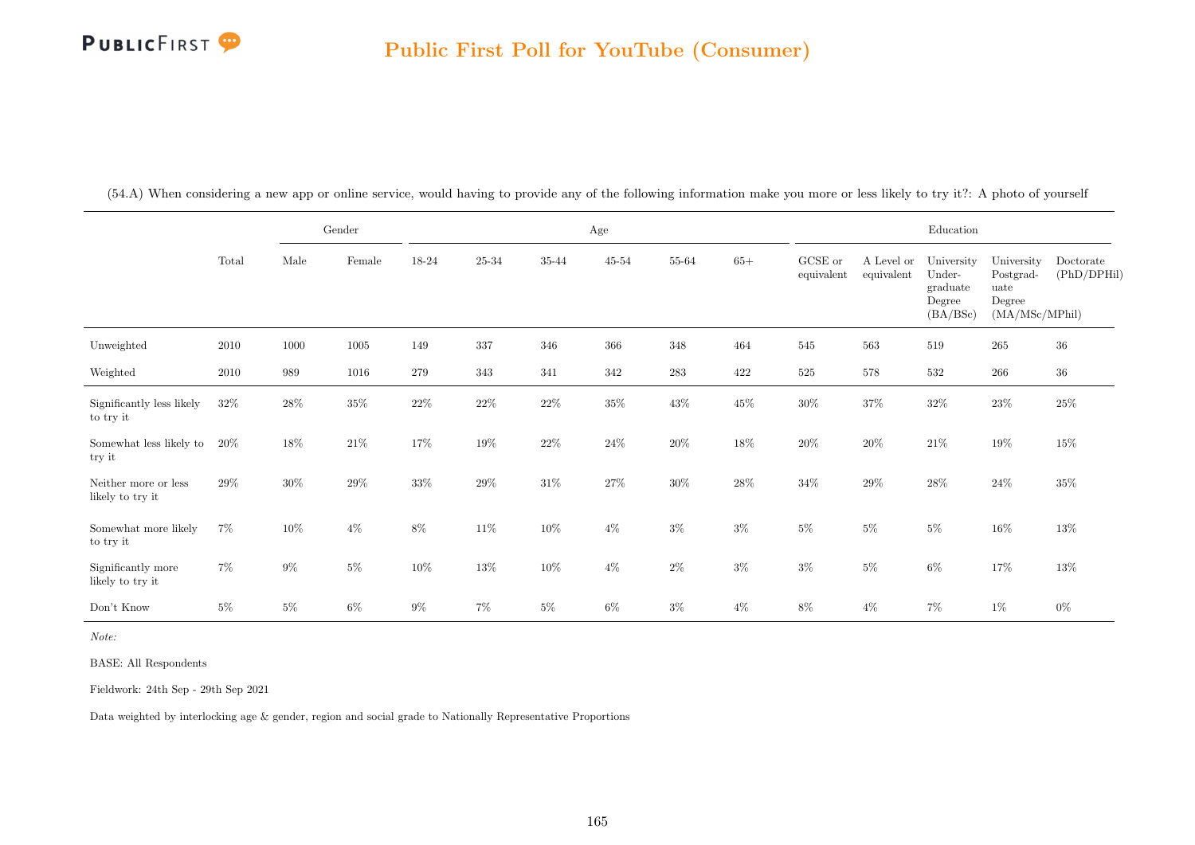(54.A) When considering a new app or online service, would having to provide any of the following information make you more or less likely to try it?: A photo of yourself

| | Total | Gender | | Age | | | | | | Education | | | | |
|---|---|---|---|---|---|---|---|---|---|---|---|---|---|---|
| | | Male | Female | 18-24 | 25-34 | 35-44 | 45-54 | 55-64 | 65+ | GCSE or equivalent | A Level or equivalent | University Undergraduate Degree (BA/BSc) | University Postgraduate Degree (MA/MSc/MPhil) | Doctorate (PhD/DPHil) |
| Unweighted | 2010 | 1000 | 1005 | 149 | 337 | 346 | 366 | 348 | 464 | 545 | 563 | 519 | 265 | 36 |
| Weighted | 2010 | 989 | 1016 | 279 | 343 | 341 | 342 | 283 | 422 | 525 | 578 | 532 | 266 | 36 |
| Significantly less likely to try it | 32% | 28% | 35% | 22% | 22% | 22% | 35% | 43% | 45% | 30% | 37% | 32% | 23% | 25% |
| Somewhat less likely to try it | 20% | 18% | 21% | 17% | 19% | 22% | 24% | 20% | 18% | 20% | 20% | 21% | 19% | 15% |
| Neither more or less likely to try it | 29% | 30% | 29% | 33% | 29% | 31% | 27% | 30% | 28% | 34% | 29% | 28% | 24% | 35% |
| Somewhat more likely to try it | 7% | 10% | 4% | 8% | 11% | 10% | 4% | 3% | 3% | 5% | 5% | 5% | 16% | 13% |
| Significantly more likely to try it | 7% | 9% | 5% | 10% | 13% | 10% | 4% | 2% | 3% | 3% | 5% | 6% | 17% | 13% |
| Don't Know | 5% | 5% | 6% | 9% | 7% | 5% | 6% | 3% | 4% | 8% | 4% | 7% | 1% | 0% |

*Note:*

BASE: All Respondents

Fieldwork: 24th Sep - 29th Sep 2021

Data weighted by interlocking age & gender, region and social grade to Nationally Representative Proportions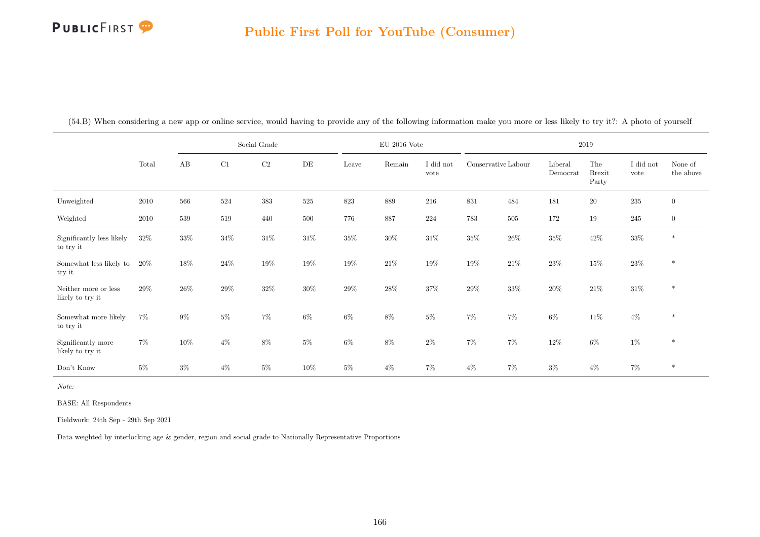## Public First Poll for YouTube (Consumer)

(54.B) When considering a new app or online service, would having to provide any of the following information make you more or less likely to try it?: A photo of yourself

| | | Social Grade | | | | EU 2016 Vote | | | 2019 | | | | | |
|---|---|---|---|---|---|---|---|---|---|---|---|---|---|---|
| | Total | AB | C1 | C2 | DE | Leave | Remain | I did not vote | Conservative | Labour | Liberal Democrat | The Brexit Party | I did not vote | None of the above |
| Unweighted | 2010 | 566 | 524 | 383 | 525 | 823 | 889 | 216 | 831 | 484 | 181 | 20 | 235 | 0 |
| Weighted | 2010 | 539 | 519 | 440 | 500 | 776 | 887 | 224 | 783 | 505 | 172 | 19 | 245 | 0 |
| Significantly less likely to try it | 32% | 33% | 34% | 31% | 31% | 35% | 30% | 31% | 35% | 26% | 35% | 42% | 33% | * |
| Somewhat less likely to try it | 20% | 18% | 24% | 19% | 19% | 19% | 21% | 19% | 19% | 21% | 23% | 15% | 23% | * |
| Neither more or less likely to try it | 29% | 26% | 29% | 32% | 30% | 29% | 28% | 37% | 29% | 33% | 20% | 21% | 31% | * |
| Somewhat more likely to try it | 7% | 9% | 5% | 7% | 6% | 6% | 8% | 5% | 7% | 7% | 6% | 11% | 4% | * |
| Significantly more likely to try it | 7% | 10% | 4% | 8% | 5% | 6% | 8% | 2% | 7% | 7% | 12% | 6% | 1% | * |
| Don't Know | 5% | 3% | 4% | 5% | 10% | 5% | 4% | 7% | 4% | 7% | 3% | 4% | 7% | * |

*Note:*

BASE: All Respondents

Fieldwork: 24th Sep - 29th Sep 2021

Data weighted by interlocking age & gender, region and social grade to Nationally Representative Proportions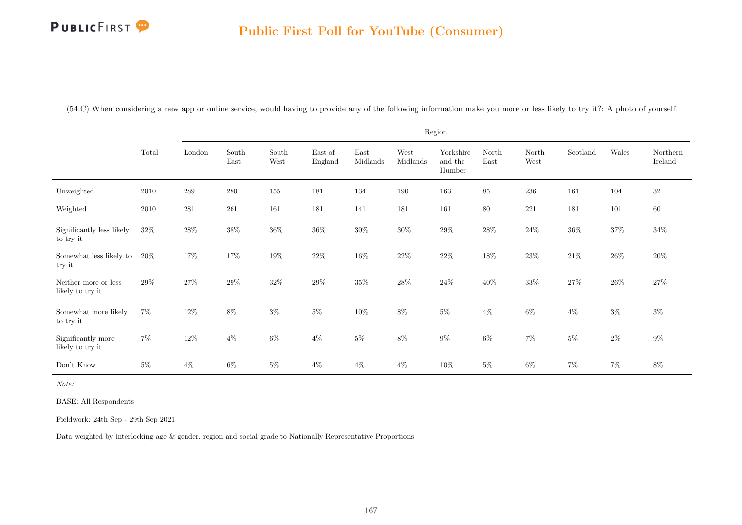## Public First Poll for YouTube (Consumer)

(54.C) When considering a new app or online service, would having to provide any of the following information make you more or less likely to try it?: A photo of yourself

| | Total | Region | | | | | | | | | | | |
|---|---|---|---|---|---|---|---|---|---|---|---|---|---|
| | | London | South East | South West | East of England | East Midlands | West Midlands | Yorkshire and the Humber | North East | North West | Scotland | Wales | Northern Ireland |
| Unweighted | 2010 | 289 | 280 | 155 | 181 | 134 | 190 | 163 | 85 | 236 | 161 | 104 | 32 |
| Weighted | 2010 | 281 | 261 | 161 | 181 | 141 | 181 | 161 | 80 | 221 | 181 | 101 | 60 |
| Significantly less likely to try it | 32% | 28% | 38% | 36% | 36% | 30% | 30% | 29% | 28% | 24% | 36% | 37% | 34% |
| Somewhat less likely to try it | 20% | 17% | 17% | 19% | 22% | 16% | 22% | 22% | 18% | 23% | 21% | 26% | 20% |
| Neither more or less likely to try it | 29% | 27% | 29% | 32% | 29% | 35% | 28% | 24% | 40% | 33% | 27% | 26% | 27% |
| Somewhat more likely to try it | 7% | 12% | 8% | 3% | 5% | 10% | 8% | 5% | 4% | 6% | 4% | 3% | 3% |
| Significantly more likely to try it | 7% | 12% | 4% | 6% | 4% | 5% | 8% | 9% | 6% | 7% | 5% | 2% | 9% |
| Don't Know | 5% | 4% | 6% | 5% | 4% | 4% | 4% | 10% | 5% | 6% | 7% | 7% | 8% |

*Note:*

BASE: All Respondents

Fieldwork: 24th Sep - 29th Sep 2021

Data weighted by interlocking age & gender, region and social grade to Nationally Representative Proportions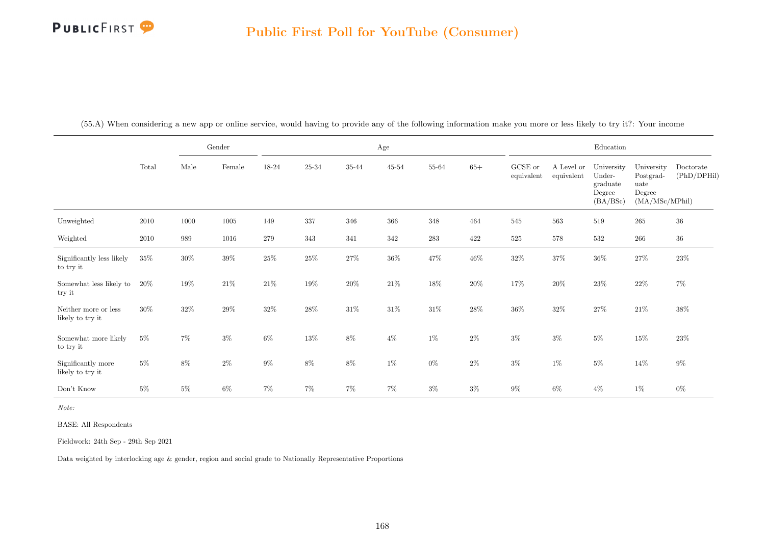## Public First Poll for YouTube (Consumer)

(55.A) When considering a new app or online service, would having to provide any of the following information make you more or less likely to try it?: Your income

| | Total | Gender | | Age | | | | | | Education | | | | |
|---|---|---|---|---|---|---|---|---|---|---|---|---|---|---|
| | | Male | Female | 18-24 | 25-34 | 35-44 | 45-54 | 55-64 | 65+ | GCSE or equivalent | A Level or equivalent | University Under-graduate Degree (BA/BSc) | University Postgrad-uate Degree (MA/MSc/MPhil) | Doctorate (PhD/DPHil) |
| Unweighted | 2010 | 1000 | 1005 | 149 | 337 | 346 | 366 | 348 | 464 | 545 | 563 | 519 | 265 | 36 |
| Weighted | 2010 | 989 | 1016 | 279 | 343 | 341 | 342 | 283 | 422 | 525 | 578 | 532 | 266 | 36 |
| Significantly less likely to try it | 35% | 30% | 39% | 25% | 25% | 27% | 36% | 47% | 46% | 32% | 37% | 36% | 27% | 23% |
| Somewhat less likely to try it | 20% | 19% | 21% | 21% | 19% | 20% | 21% | 18% | 20% | 17% | 20% | 23% | 22% | 7% |
| Neither more or less likely to try it | 30% | 32% | 29% | 32% | 28% | 31% | 31% | 31% | 28% | 36% | 32% | 27% | 21% | 38% |
| Somewhat more likely to try it | 5% | 7% | 3% | 6% | 13% | 8% | 4% | 1% | 2% | 3% | 3% | 5% | 15% | 23% |
| Significantly more likely to try it | 5% | 8% | 2% | 9% | 8% | 8% | 1% | 0% | 2% | 3% | 1% | 5% | 14% | 9% |
| Don't Know | 5% | 5% | 6% | 7% | 7% | 7% | 7% | 3% | 3% | 9% | 6% | 4% | 1% | 0% |

*Note:*

BASE: All Respondents

Fieldwork: 24th Sep - 29th Sep 2021

Data weighted by interlocking age & gender, region and social grade to Nationally Representative Proportions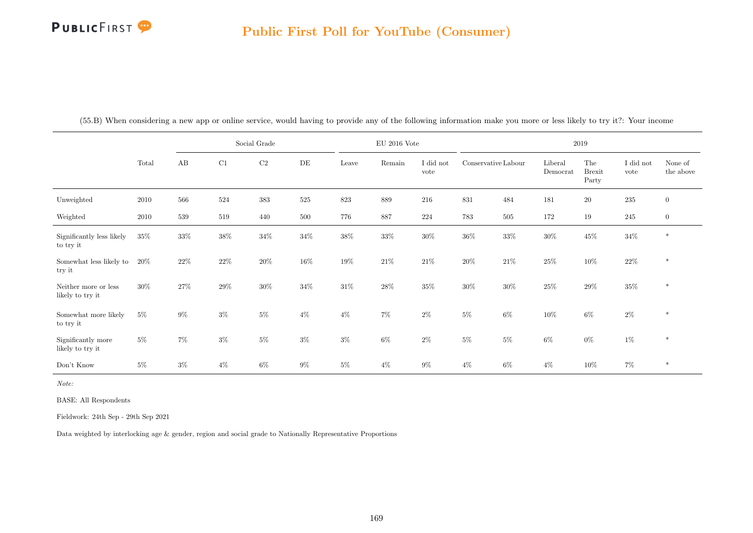## Public First Poll for YouTube (Consumer)

(55.B) When considering a new app or online service, would having to provide any of the following information make you more or less likely to try it?: Your income

| | Total | Social Grade | | | | EU 2016 Vote | | | 2019 | | | | | |
|---|---|---|---|---|---|---|---|---|---|---|---|---|---|---|
| | | AB | C1 | C2 | DE | Leave | Remain | I did not vote | Conservative | Labour | Liberal Democrat | The Brexit Party | I did not vote | None of the above |
| Unweighted | 2010 | 566 | 524 | 383 | 525 | 823 | 889 | 216 | 831 | 484 | 181 | 20 | 235 | 0 |
| Weighted | 2010 | 539 | 519 | 440 | 500 | 776 | 887 | 224 | 783 | 505 | 172 | 19 | 245 | 0 |
| Significantly less likely to try it | 35% | 33% | 38% | 34% | 34% | 38% | 33% | 30% | 36% | 33% | 30% | 45% | 34% | * |
| Somewhat less likely to try it | 20% | 22% | 22% | 20% | 16% | 19% | 21% | 21% | 20% | 21% | 25% | 10% | 22% | * |
| Neither more or less likely to try it | 30% | 27% | 29% | 30% | 34% | 31% | 28% | 35% | 30% | 30% | 25% | 29% | 35% | * |
| Somewhat more likely to try it | 5% | 9% | 3% | 5% | 4% | 4% | 7% | 2% | 5% | 6% | 10% | 6% | 2% | * |
| Significantly more likely to try it | 5% | 7% | 3% | 5% | 3% | 3% | 6% | 2% | 5% | 5% | 6% | 0% | 1% | * |
| Don't Know | 5% | 3% | 4% | 6% | 9% | 5% | 4% | 9% | 4% | 6% | 4% | 10% | 7% | * |

*Note:*

BASE: All Respondents

Fieldwork: 24th Sep - 29th Sep 2021

Data weighted by interlocking age & gender, region and social grade to Nationally Representative Proportions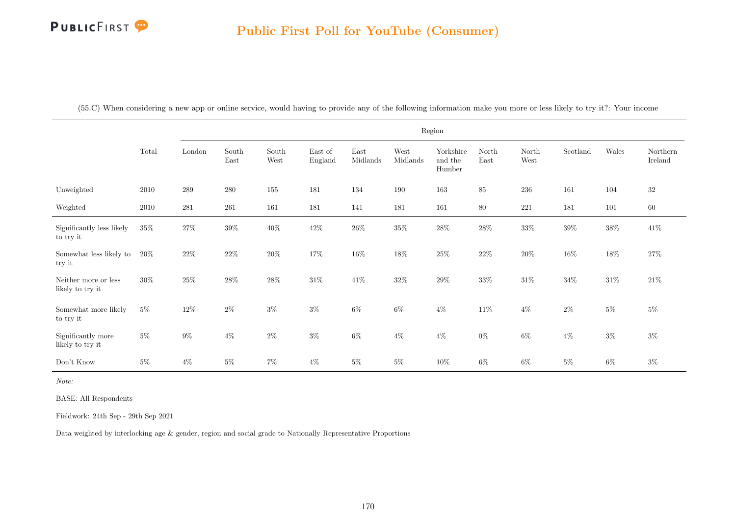## Public First Poll for YouTube (Consumer)

(55.C) When considering a new app or online service, would having to provide any of the following information make you more or less likely to try it?: Your income

| | Total | Region | | | | | | | | | | | |
|---|---|---|---|---|---|---|---|---|---|---|---|---|---|
| | | London | South East | South West | East of England | East Midlands | West Midlands | Yorkshire and the Humber | North East | North West | Scotland | Wales | Northern Ireland |
| Unweighted | 2010 | 289 | 280 | 155 | 181 | 134 | 190 | 163 | 85 | 236 | 161 | 104 | 32 |
| Weighted | 2010 | 281 | 261 | 161 | 181 | 141 | 181 | 161 | 80 | 221 | 181 | 101 | 60 |
| Significantly less likely to try it | 35% | 27% | 39% | 40% | 42% | 26% | 35% | 28% | 28% | 33% | 39% | 38% | 41% |
| Somewhat less likely to try it | 20% | 22% | 22% | 20% | 17% | 16% | 18% | 25% | 22% | 20% | 16% | 18% | 27% |
| Neither more or less likely to try it | 30% | 25% | 28% | 28% | 31% | 41% | 32% | 29% | 33% | 31% | 34% | 31% | 21% |
| Somewhat more likely to try it | 5% | 12% | 2% | 3% | 3% | 6% | 6% | 4% | 11% | 4% | 2% | 5% | 5% |
| Significantly more likely to try it | 5% | 9% | 4% | 2% | 3% | 6% | 4% | 4% | 0% | 6% | 4% | 3% | 3% |
| Don't Know | 5% | 4% | 5% | 7% | 4% | 5% | 5% | 10% | 6% | 6% | 5% | 6% | 3% |

*Note:*

BASE: All Respondents

Fieldwork: 24th Sep - 29th Sep 2021

Data weighted by interlocking age & gender, region and social grade to Nationally Representative Proportions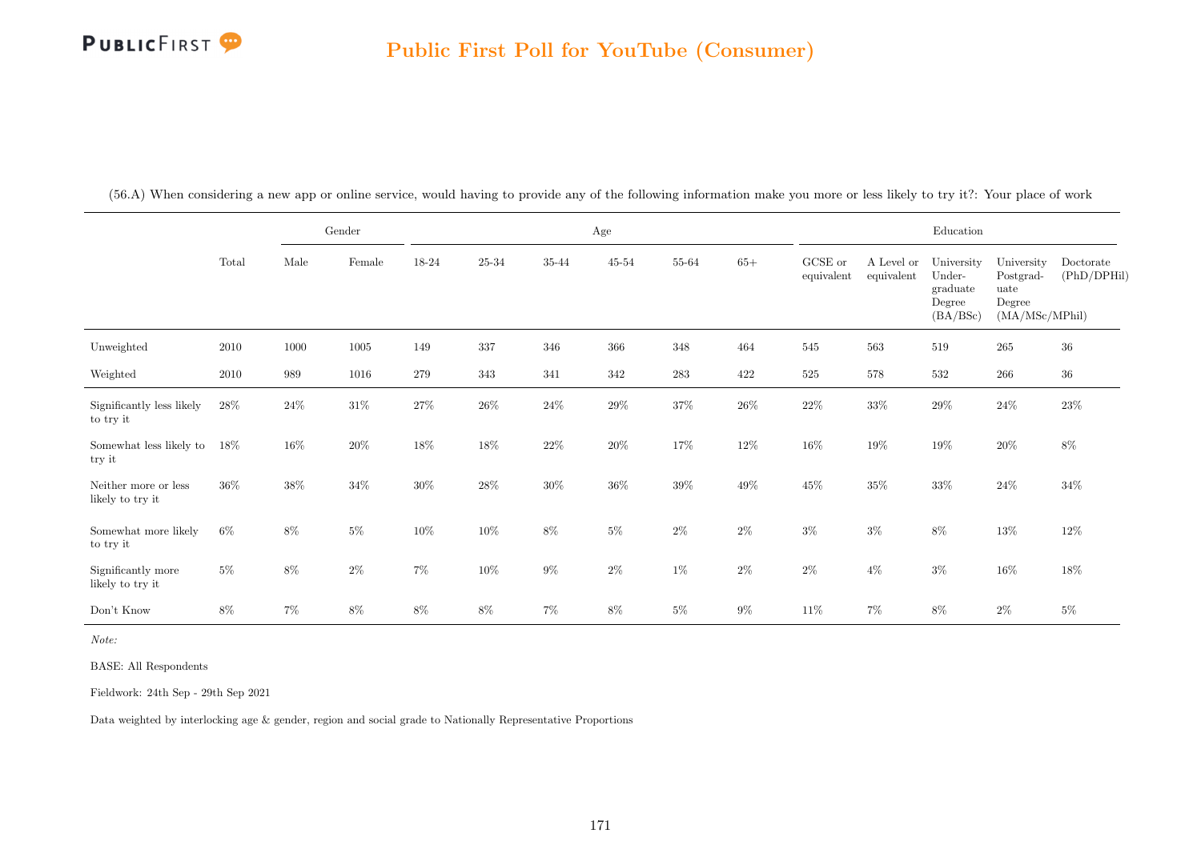## Public First Poll for YouTube (Consumer)

(56.A) When considering a new app or online service, would having to provide any of the following information make you more or less likely to try it?: Your place of work

| | Total | Gender | | Age | | | | | | Education | | | | |
|---|---|---|---|---|---|---|---|---|---|---|---|---|---|---|
| | | Male | Female | 18-24 | 25-34 | 35-44 | 45-54 | 55-64 | 65+ | GCSE or equivalent | A Level or equivalent | University Under-graduate Degree (BA/BSc) | University Postgrad-uate Degree (MA/MSc/MPhil) | Doctorate (PhD/DPHil) |
| Unweighted | 2010 | 1000 | 1005 | 149 | 337 | 346 | 366 | 348 | 464 | 545 | 563 | 519 | 265 | 36 |
| Weighted | 2010 | 989 | 1016 | 279 | 343 | 341 | 342 | 283 | 422 | 525 | 578 | 532 | 266 | 36 |
| Significantly less likely to try it | 28% | 24% | 31% | 27% | 26% | 24% | 29% | 37% | 26% | 22% | 33% | 29% | 24% | 23% |
| Somewhat less likely to try it | 18% | 16% | 20% | 18% | 18% | 22% | 20% | 17% | 12% | 16% | 19% | 19% | 20% | 8% |
| Neither more or less likely to try it | 36% | 38% | 34% | 30% | 28% | 30% | 36% | 39% | 49% | 45% | 35% | 33% | 24% | 34% |
| Somewhat more likely to try it | 6% | 8% | 5% | 10% | 10% | 8% | 5% | 2% | 2% | 3% | 3% | 8% | 13% | 12% |
| Significantly more likely to try it | 5% | 8% | 2% | 7% | 10% | 9% | 2% | 1% | 2% | 2% | 4% | 3% | 16% | 18% |
| Don't Know | 8% | 7% | 8% | 8% | 8% | 7% | 8% | 5% | 9% | 11% | 7% | 8% | 2% | 5% |

*Note:*

BASE: All Respondents

Fieldwork: 24th Sep - 29th Sep 2021

Data weighted by interlocking age & gender, region and social grade to Nationally Representative Proportions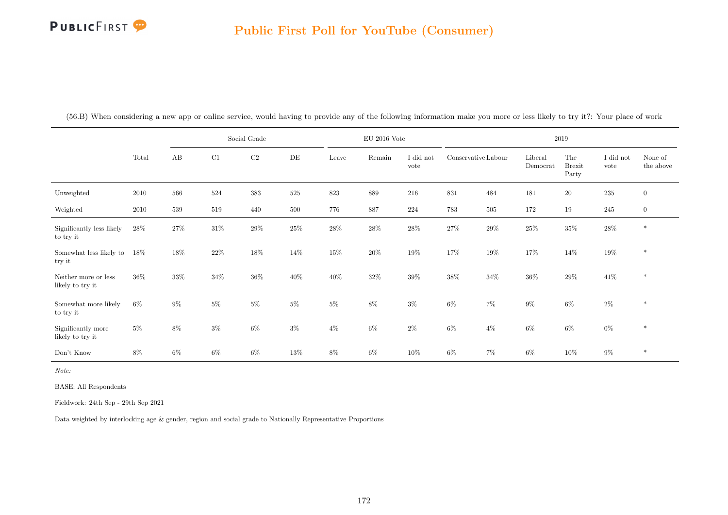## Public First Poll for YouTube (Consumer)

(56.B) When considering a new app or online service, would having to provide any of the following information make you more or less likely to try it?: Your place of work

| | Total | Social Grade | | | | EU 2016 Vote | | | 2019 | | | | | |
|---|---|---|---|---|---|---|---|---|---|---|---|---|---|---|
| | | AB | C1 | C2 | DE | Leave | Remain | I did not vote | Conservative | Labour | Liberal Democrat | The Brexit Party | I did not vote | None of the above |
| Unweighted | 2010 | 566 | 524 | 383 | 525 | 823 | 889 | 216 | 831 | 484 | 181 | 20 | 235 | 0 |
| Weighted | 2010 | 539 | 519 | 440 | 500 | 776 | 887 | 224 | 783 | 505 | 172 | 19 | 245 | 0 |
| Significantly less likely to try it | 28% | 27% | 31% | 29% | 25% | 28% | 28% | 28% | 27% | 29% | 25% | 35% | 28% | * |
| Somewhat less likely to try it | 18% | 18% | 22% | 18% | 14% | 15% | 20% | 19% | 17% | 19% | 17% | 14% | 19% | * |
| Neither more or less likely to try it | 36% | 33% | 34% | 36% | 40% | 40% | 32% | 39% | 38% | 34% | 36% | 29% | 41% | * |
| Somewhat more likely to try it | 6% | 9% | 5% | 5% | 5% | 5% | 8% | 3% | 6% | 7% | 9% | 6% | 2% | * |
| Significantly more likely to try it | 5% | 8% | 3% | 6% | 3% | 4% | 6% | 2% | 6% | 4% | 6% | 6% | 0% | * |
| Don't Know | 8% | 6% | 6% | 6% | 13% | 8% | 6% | 10% | 6% | 7% | 6% | 10% | 9% | * |

*Note:*

BASE: All Respondents

Fieldwork: 24th Sep - 29th Sep 2021

Data weighted by interlocking age & gender, region and social grade to Nationally Representative Proportions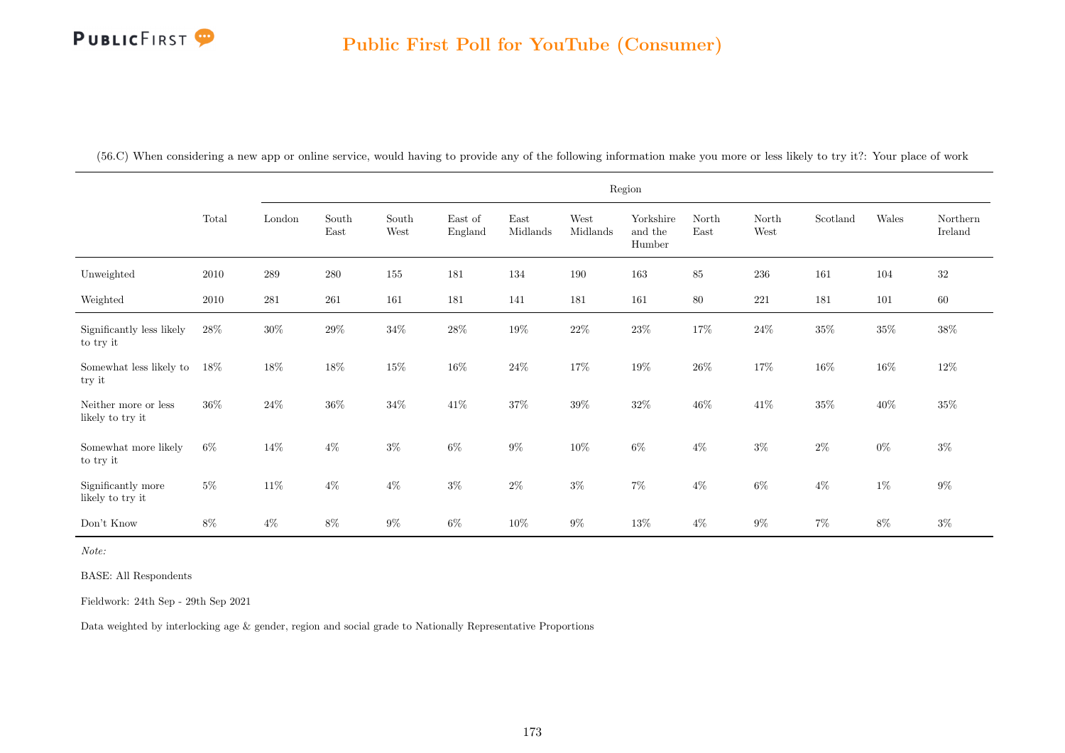## Public First Poll for YouTube (Consumer)

(56.C) When considering a new app or online service, would having to provide any of the following information make you more or less likely to try it?: Your place of work

| | Total | Region | | | | | | | | | | | |
|---|---|---|---|---|---|---|---|---|---|---|---|---|---|
| | | London | South East | South West | East of England | East Midlands | West Midlands | Yorkshire and the Humber | North East | North West | Scotland | Wales | Northern Ireland |
| Unweighted | 2010 | 289 | 280 | 155 | 181 | 134 | 190 | 163 | 85 | 236 | 161 | 104 | 32 |
| Weighted | 2010 | 281 | 261 | 161 | 181 | 141 | 181 | 161 | 80 | 221 | 181 | 101 | 60 |
| Significantly less likely to try it | 28% | 30% | 29% | 34% | 28% | 19% | 22% | 23% | 17% | 24% | 35% | 35% | 38% |
| Somewhat less likely to try it | 18% | 18% | 18% | 15% | 16% | 24% | 17% | 19% | 26% | 17% | 16% | 16% | 12% |
| Neither more or less likely to try it | 36% | 24% | 36% | 34% | 41% | 37% | 39% | 32% | 46% | 41% | 35% | 40% | 35% |
| Somewhat more likely to try it | 6% | 14% | 4% | 3% | 6% | 9% | 10% | 6% | 4% | 3% | 2% | 0% | 3% |
| Significantly more likely to try it | 5% | 11% | 4% | 4% | 3% | 2% | 3% | 7% | 4% | 6% | 4% | 1% | 9% |
| Don't Know | 8% | 4% | 8% | 9% | 6% | 10% | 9% | 13% | 4% | 9% | 7% | 8% | 3% |

*Note:*

BASE: All Respondents

Fieldwork: 24th Sep - 29th Sep 2021

Data weighted by interlocking age & gender, region and social grade to Nationally Representative Proportions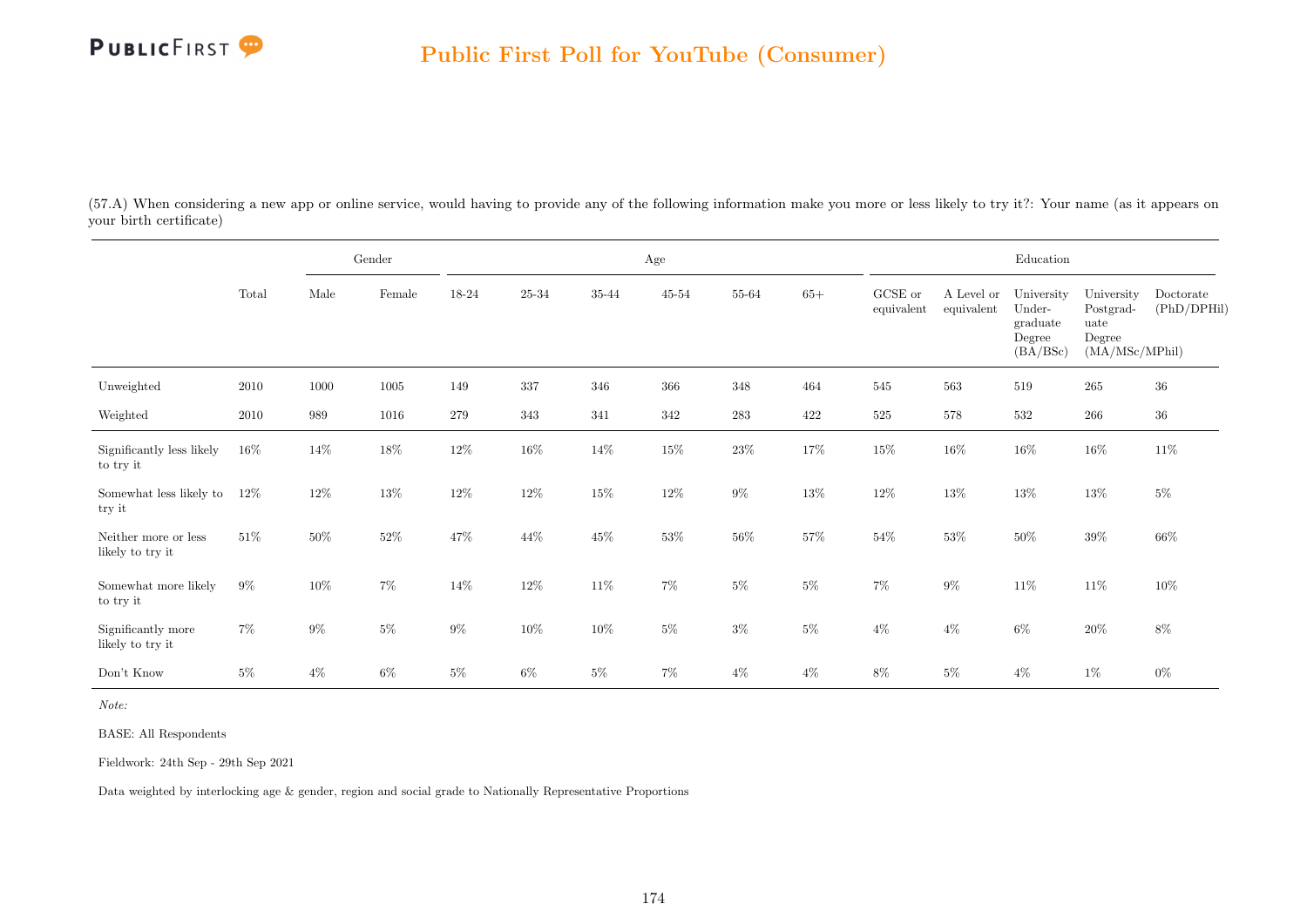(57.A) When considering a new app or online service, would having to provide any of the following information make you more or less likely to try it?: Your name (as it appears on your birth certificate)

| | Total | Gender | | Age | | | | | | Education | | | | |
|---|---|---|---|---|---|---|---|---|---|---|---|---|---|---|
| | | Male | Female | 18-24 | 25-34 | 35-44 | 45-54 | 55-64 | 65+ | GCSE or equivalent | A Level or equivalent | University Undergraduate Degree (BA/BSc) | University Postgraduate Degree (MA/MSc/MPhil) | Doctorate (PhD/DPHil) |
| Unweighted | 2010 | 1000 | 1005 | 149 | 337 | 346 | 366 | 348 | 464 | 545 | 563 | 519 | 265 | 36 |
| Weighted | 2010 | 989 | 1016 | 279 | 343 | 341 | 342 | 283 | 422 | 525 | 578 | 532 | 266 | 36 |
| Significantly less likely to try it | 16% | 14% | 18% | 12% | 16% | 14% | 15% | 23% | 17% | 15% | 16% | 16% | 16% | 11% |
| Somewhat less likely to try it | 12% | 12% | 13% | 12% | 12% | 15% | 12% | 9% | 13% | 12% | 13% | 13% | 13% | 5% |
| Neither more or less likely to try it | 51% | 50% | 52% | 47% | 44% | 45% | 53% | 56% | 57% | 54% | 53% | 50% | 39% | 66% |
| Somewhat more likely to try it | 9% | 10% | 7% | 14% | 12% | 11% | 7% | 5% | 5% | 7% | 9% | 11% | 11% | 10% |
| Significantly more likely to try it | 7% | 9% | 5% | 9% | 10% | 10% | 5% | 3% | 5% | 4% | 4% | 6% | 20% | 8% |
| Don't Know | 5% | 4% | 6% | 5% | 6% | 5% | 7% | 4% | 4% | 8% | 5% | 4% | 1% | 0% |

*Note:*

BASE: All Respondents

Fieldwork: 24th Sep - 29th Sep 2021

Data weighted by interlocking age & gender, region and social grade to Nationally Representative Proportions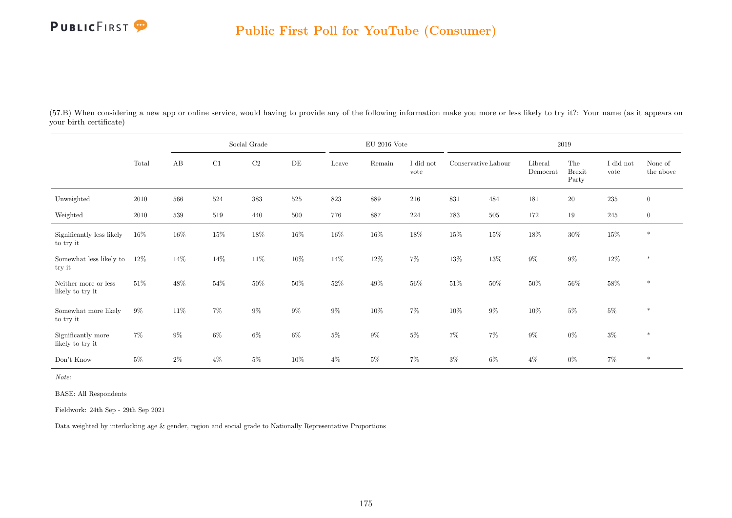(57.B) When considering a new app or online service, would having to provide any of the following information make you more or less likely to try it?: Your name (as it appears on your birth certificate)

| | Total | Social Grade | | | | EU 2016 Vote | | | 2019 | | | | | |
|---|---|---|---|---|---|---|---|---|---|---|---|---|---|---|
| | | AB | C1 | C2 | DE | Leave | Remain | I did not vote | Conservative | Labour | Liberal Democrat | The Brexit Party | I did not vote | None of the above |
| Unweighted | 2010 | 566 | 524 | 383 | 525 | 823 | 889 | 216 | 831 | 484 | 181 | 20 | 235 | 0 |
| Weighted | 2010 | 539 | 519 | 440 | 500 | 776 | 887 | 224 | 783 | 505 | 172 | 19 | 245 | 0 |
| Significantly less likely to try it | 16% | 16% | 15% | 18% | 16% | 16% | 16% | 18% | 15% | 15% | 18% | 30% | 15% | * |
| Somewhat less likely to try it | 12% | 14% | 14% | 11% | 10% | 14% | 12% | 7% | 13% | 13% | 9% | 9% | 12% | * |
| Neither more or less likely to try it | 51% | 48% | 54% | 50% | 50% | 52% | 49% | 56% | 51% | 50% | 50% | 56% | 58% | * |
| Somewhat more likely to try it | 9% | 11% | 7% | 9% | 9% | 9% | 10% | 7% | 10% | 9% | 10% | 5% | 5% | * |
| Significantly more likely to try it | 7% | 9% | 6% | 6% | 6% | 5% | 9% | 5% | 7% | 7% | 9% | 0% | 3% | * |
| Don't Know | 5% | 2% | 4% | 5% | 10% | 4% | 5% | 7% | 3% | 6% | 4% | 0% | 7% | * |

*Note:*

BASE: All Respondents

Fieldwork: 24th Sep - 29th Sep 2021

Data weighted by interlocking age & gender, region and social grade to Nationally Representative Proportions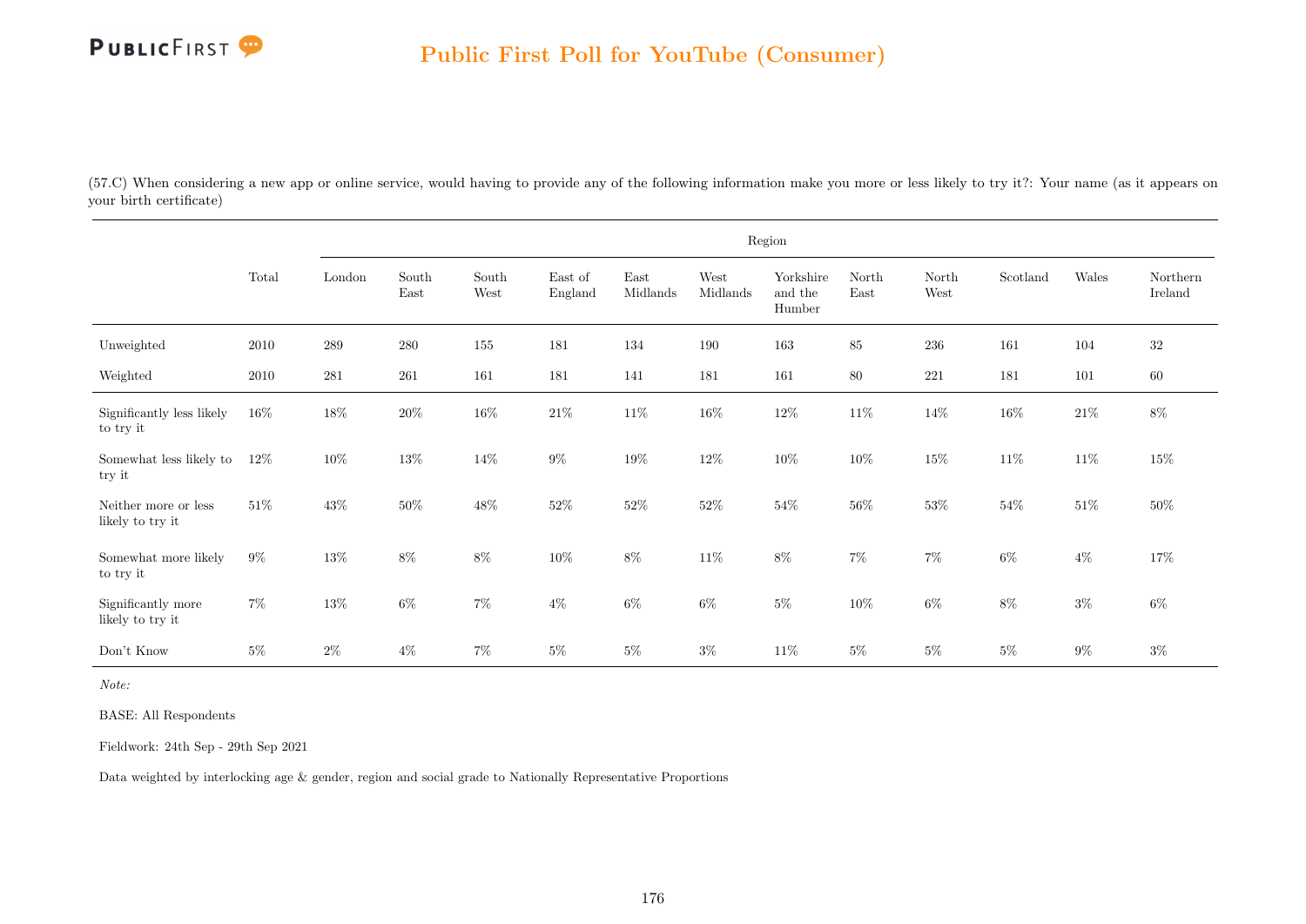# Public First Poll for YouTube (Consumer)

(57.C) When considering a new app or online service, would having to provide any of the following information make you more or less likely to try it?: Your name (as it appears on your birth certificate)

| | Total | Region | | | | | | | | | | | |
|---|---|---|---|---|---|---|---|---|---|---|---|---|---|
| | | London | South East | South West | East of England | East Midlands | West Midlands | Yorkshire and the Humber | North East | North West | Scotland | Wales | Northern Ireland |
| Unweighted | 2010 | 289 | 280 | 155 | 181 | 134 | 190 | 163 | 85 | 236 | 161 | 104 | 32 |
| Weighted | 2010 | 281 | 261 | 161 | 181 | 141 | 181 | 161 | 80 | 221 | 181 | 101 | 60 |
| Significantly less likely to try it | 16% | 18% | 20% | 16% | 21% | 11% | 16% | 12% | 11% | 14% | 16% | 21% | 8% |
| Somewhat less likely to try it | 12% | 10% | 13% | 14% | 9% | 19% | 12% | 10% | 10% | 15% | 11% | 11% | 15% |
| Neither more or less likely to try it | 51% | 43% | 50% | 48% | 52% | 52% | 52% | 54% | 56% | 53% | 54% | 51% | 50% |
| Somewhat more likely to try it | 9% | 13% | 8% | 8% | 10% | 8% | 11% | 8% | 7% | 7% | 6% | 4% | 17% |
| Significantly more likely to try it | 7% | 13% | 6% | 7% | 4% | 6% | 6% | 5% | 10% | 6% | 8% | 3% | 6% |
| Don't Know | 5% | 2% | 4% | 7% | 5% | 5% | 3% | 11% | 5% | 5% | 5% | 9% | 3% |

*Note:*

BASE: All Respondents

Fieldwork: 24th Sep - 29th Sep 2021

Data weighted by interlocking age & gender, region and social grade to Nationally Representative Proportions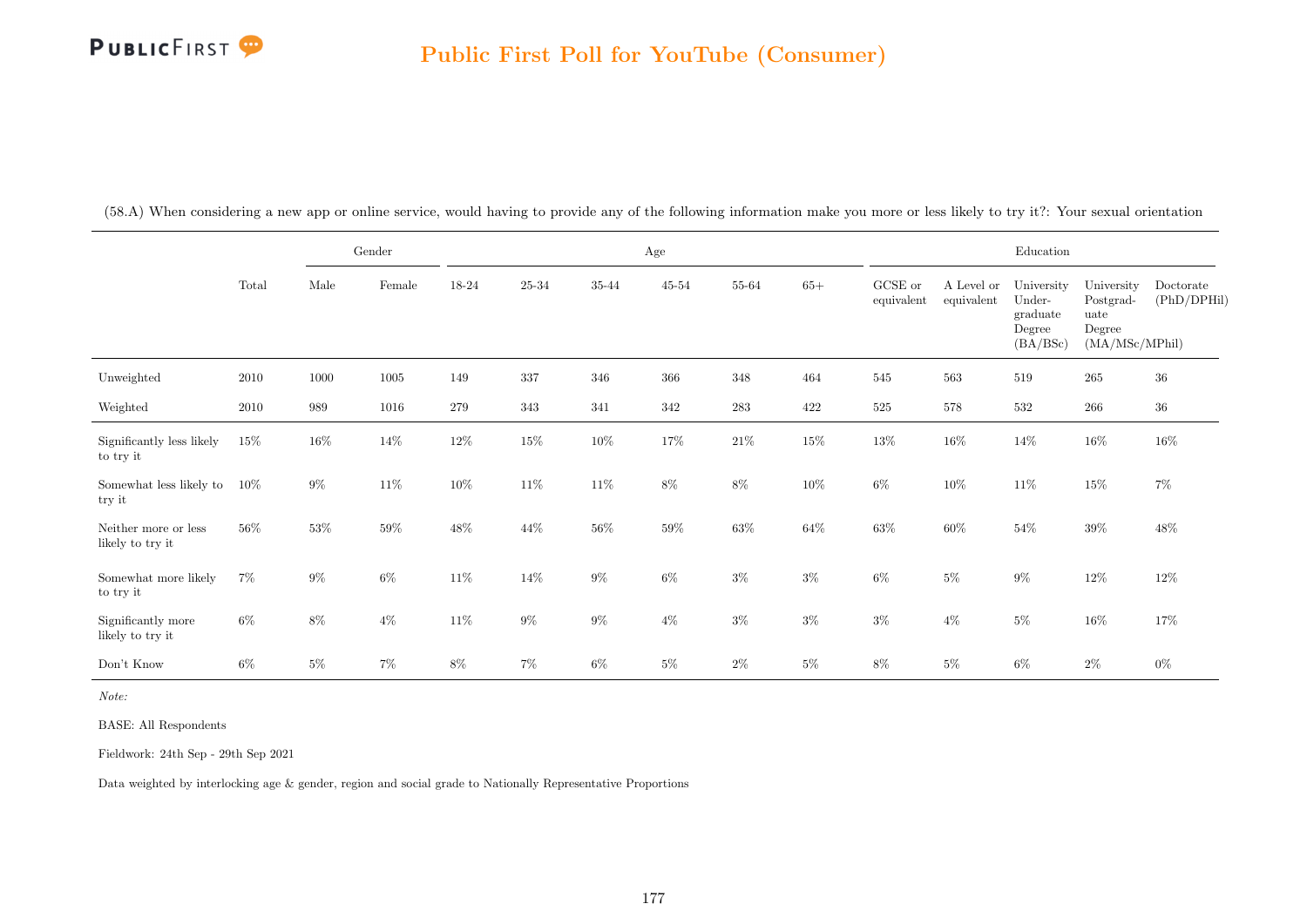# Public First Poll for YouTube (Consumer)

(58.A) When considering a new app or online service, would having to provide any of the following information make you more or less likely to try it?: Your sexual orientation

| | Total | Gender | | Age | | | | | | Education | | | | |
|---|---|---|---|---|---|---|---|---|---|---|---|---|---|---|
| | | Male | Female | 18-24 | 25-34 | 35-44 | 45-54 | 55-64 | 65+ | GCSE or equivalent | A Level or equivalent | University Under-graduate Degree (BA/BSc) | University Postgrad-uate Degree (MA/MSc/MPhil) | Doctorate (PhD/DPHil) |
| Unweighted | 2010 | 1000 | 1005 | 149 | 337 | 346 | 366 | 348 | 464 | 545 | 563 | 519 | 265 | 36 |
| Weighted | 2010 | 989 | 1016 | 279 | 343 | 341 | 342 | 283 | 422 | 525 | 578 | 532 | 266 | 36 |
| Significantly less likely to try it | 15% | 16% | 14% | 12% | 15% | 10% | 17% | 21% | 15% | 13% | 16% | 14% | 16% | 16% |
| Somewhat less likely to try it | 10% | 9% | 11% | 10% | 11% | 11% | 8% | 8% | 10% | 6% | 10% | 11% | 15% | 7% |
| Neither more or less likely to try it | 56% | 53% | 59% | 48% | 44% | 56% | 59% | 63% | 64% | 63% | 60% | 54% | 39% | 48% |
| Somewhat more likely to try it | 7% | 9% | 6% | 11% | 14% | 9% | 6% | 3% | 3% | 6% | 5% | 9% | 12% | 12% |
| Significantly more likely to try it | 6% | 8% | 4% | 11% | 9% | 9% | 4% | 3% | 3% | 3% | 4% | 5% | 16% | 17% |
| Don't Know | 6% | 5% | 7% | 8% | 7% | 6% | 5% | 2% | 5% | 8% | 5% | 6% | 2% | 0% |

*Note:*

BASE: All Respondents

Fieldwork: 24th Sep - 29th Sep 2021

Data weighted by interlocking age & gender, region and social grade to Nationally Representative Proportions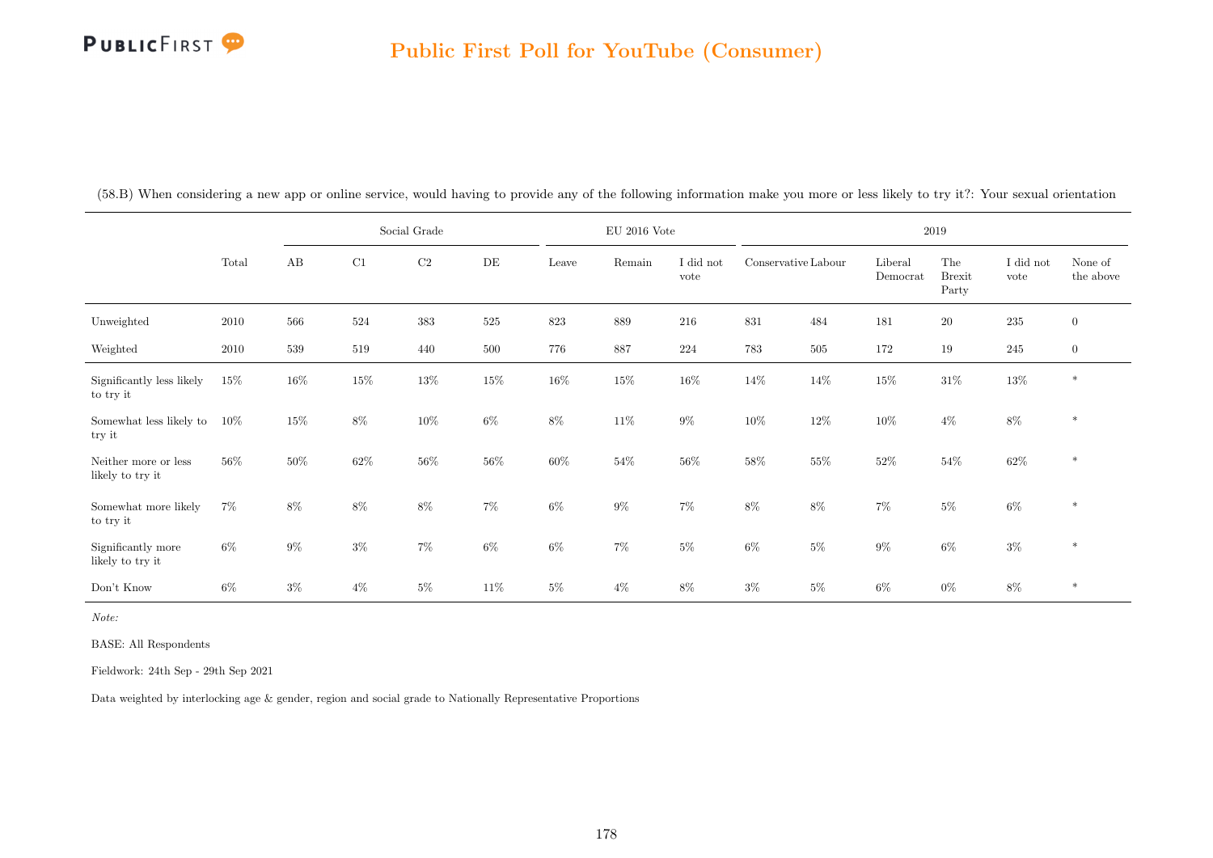(58.B) When considering a new app or online service, would having to provide any of the following information make you more or less likely to try it?: Your sexual orientation

| | Total | Social Grade | | | | EU 2016 Vote | | | 2019 | | | | | |
|---|---|---|---|---|---|---|---|---|---|---|---|---|---|---|
| | | AB | C1 | C2 | DE | Leave | Remain | I did not vote | Conservative | Labour | Liberal Democrat | The Brexit Party | I did not vote | None of the above |
| Unweighted | 2010 | 566 | 524 | 383 | 525 | 823 | 889 | 216 | 831 | 484 | 181 | 20 | 235 | 0 |
| Weighted | 2010 | 539 | 519 | 440 | 500 | 776 | 887 | 224 | 783 | 505 | 172 | 19 | 245 | 0 |
| Significantly less likely to try it | 15% | 16% | 15% | 13% | 15% | 16% | 15% | 16% | 14% | 14% | 15% | 31% | 13% | * |
| Somewhat less likely to try it | 10% | 15% | 8% | 10% | 6% | 8% | 11% | 9% | 10% | 12% | 10% | 4% | 8% | * |
| Neither more or less likely to try it | 56% | 50% | 62% | 56% | 56% | 60% | 54% | 56% | 58% | 55% | 52% | 54% | 62% | * |
| Somewhat more likely to try it | 7% | 8% | 8% | 8% | 7% | 6% | 9% | 7% | 8% | 8% | 7% | 5% | 6% | * |
| Significantly more likely to try it | 6% | 9% | 3% | 7% | 6% | 6% | 7% | 5% | 6% | 5% | 9% | 6% | 3% | * |
| Don't Know | 6% | 3% | 4% | 5% | 11% | 5% | 4% | 8% | 3% | 5% | 6% | 0% | 8% | * |

*Note:*

BASE: All Respondents

Fieldwork: 24th Sep - 29th Sep 2021

Data weighted by interlocking age & gender, region and social grade to Nationally Representative Proportions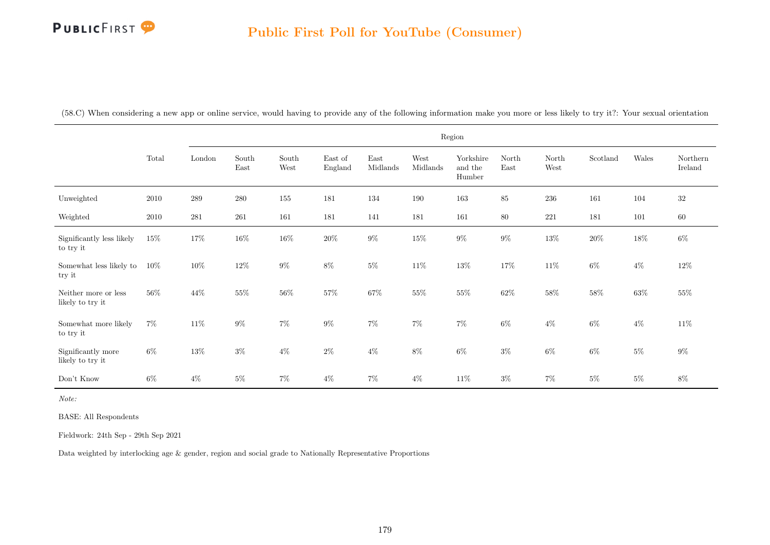# Public First Poll for YouTube (Consumer)

(58.C) When considering a new app or online service, would having to provide any of the following information make you more or less likely to try it?: Your sexual orientation

| | Total | Region | | | | | | | | | | | |
|---|---|---|---|---|---|---|---|---|---|---|---|---|---|
| | | London | South East | South West | East of England | East Midlands | West Midlands | Yorkshire and the Humber | North East | North West | Scotland | Wales | Northern Ireland |
| Unweighted | 2010 | 289 | 280 | 155 | 181 | 134 | 190 | 163 | 85 | 236 | 161 | 104 | 32 |
| Weighted | 2010 | 281 | 261 | 161 | 181 | 141 | 181 | 161 | 80 | 221 | 181 | 101 | 60 |
| Significantly less likely to try it | 15% | 17% | 16% | 16% | 20% | 9% | 15% | 9% | 9% | 13% | 20% | 18% | 6% |
| Somewhat less likely to try it | 10% | 10% | 12% | 9% | 8% | 5% | 11% | 13% | 17% | 11% | 6% | 4% | 12% |
| Neither more or less likely to try it | 56% | 44% | 55% | 56% | 57% | 67% | 55% | 55% | 62% | 58% | 58% | 63% | 55% |
| Somewhat more likely to try it | 7% | 11% | 9% | 7% | 9% | 7% | 7% | 7% | 6% | 4% | 6% | 4% | 11% |
| Significantly more likely to try it | 6% | 13% | 3% | 4% | 2% | 4% | 8% | 6% | 3% | 6% | 6% | 5% | 9% |
| Don't Know | 6% | 4% | 5% | 7% | 4% | 7% | 4% | 11% | 3% | 7% | 5% | 5% | 8% |

*Note:*

BASE: All Respondents

Fieldwork: 24th Sep - 29th Sep 2021

Data weighted by interlocking age & gender, region and social grade to Nationally Representative Proportions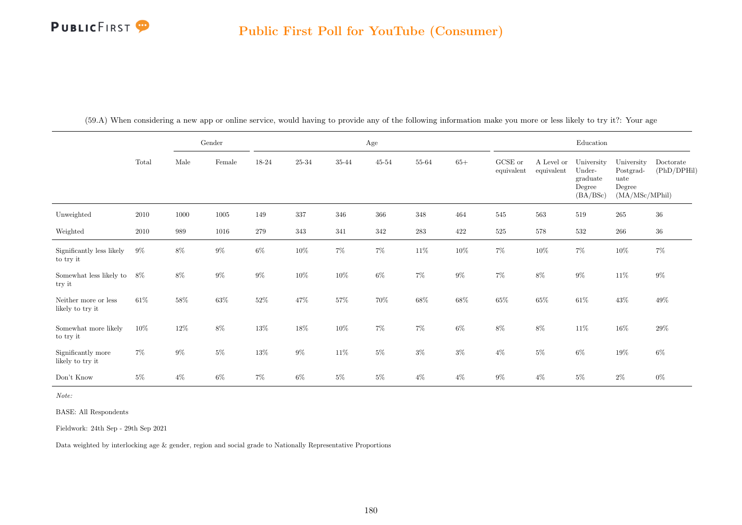## Public First Poll for YouTube (Consumer)

(59.A) When considering a new app or online service, would having to provide any of the following information make you more or less likely to try it?: Your age

| | | Gender | | Age | | | | | | Education | | | | |
|---|---|---|---|---|---|---|---|---|---|---|---|---|---|---|
| | Total | Male | Female | 18-24 | 25-34 | 35-44 | 45-54 | 55-64 | 65+ | GCSE or equivalent | A Level or equivalent | University Under-graduate Degree (BA/BSc) | University Postgrad-uate Degree (MA/MSc/MPhil) | Doctorate (PhD/DPHil) |
| Unweighted | 2010 | 1000 | 1005 | 149 | 337 | 346 | 366 | 348 | 464 | 545 | 563 | 519 | 265 | 36 |
| Weighted | 2010 | 989 | 1016 | 279 | 343 | 341 | 342 | 283 | 422 | 525 | 578 | 532 | 266 | 36 |
| Significantly less likely to try it | 9% | 8% | 9% | 6% | 10% | 7% | 7% | 11% | 10% | 7% | 10% | 7% | 10% | 7% |
| Somewhat less likely to try it | 8% | 8% | 9% | 9% | 10% | 10% | 6% | 7% | 9% | 7% | 8% | 9% | 11% | 9% |
| Neither more or less likely to try it | 61% | 58% | 63% | 52% | 47% | 57% | 70% | 68% | 68% | 65% | 65% | 61% | 43% | 49% |
| Somewhat more likely to try it | 10% | 12% | 8% | 13% | 18% | 10% | 7% | 7% | 6% | 8% | 8% | 11% | 16% | 29% |
| Significantly more likely to try it | 7% | 9% | 5% | 13% | 9% | 11% | 5% | 3% | 3% | 4% | 5% | 6% | 19% | 6% |
| Don't Know | 5% | 4% | 6% | 7% | 6% | 5% | 5% | 4% | 4% | 9% | 4% | 5% | 2% | 0% |

*Note:*

BASE: All Respondents

Fieldwork: 24th Sep - 29th Sep 2021

Data weighted by interlocking age & gender, region and social grade to Nationally Representative Proportions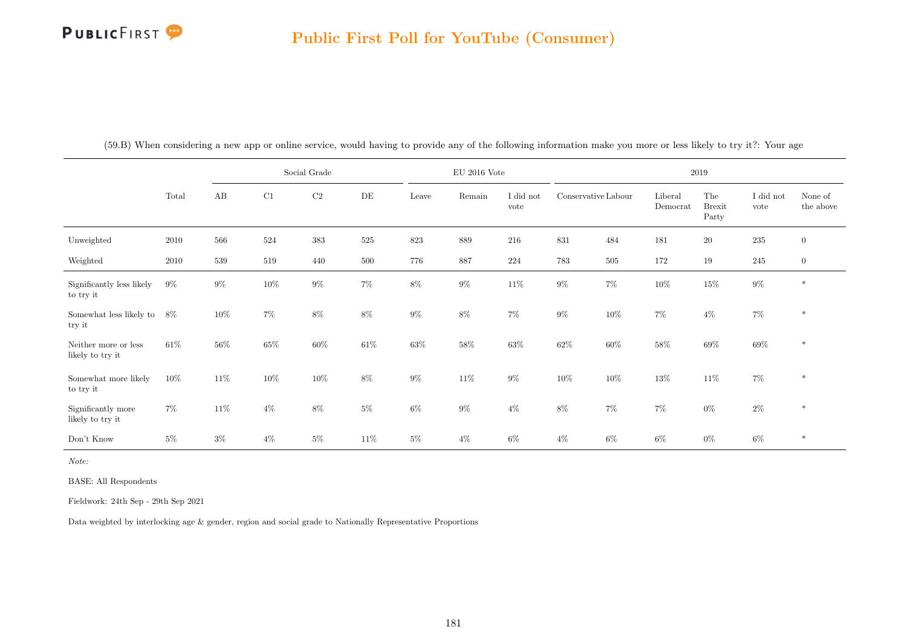(59.B) When considering a new app or online service, would having to provide any of the following information make you more or less likely to try it?: Your age

| | Total | Social Grade | | | | EU 2016 Vote | | | 2019 | | | | | |
|---|---|---|---|---|---|---|---|---|---|---|---|---|---|---|
| | | AB | C1 | C2 | DE | Leave | Remain | I did not vote | Conservative | Labour | Liberal Democrat | The Brexit Party | I did not vote | None of the above |
| Unweighted | 2010 | 566 | 524 | 383 | 525 | 823 | 889 | 216 | 831 | 484 | 181 | 20 | 235 | 0 |
| Weighted | 2010 | 539 | 519 | 440 | 500 | 776 | 887 | 224 | 783 | 505 | 172 | 19 | 245 | 0 |
| Significantly less likely to try it | 9% | 9% | 10% | 9% | 7% | 8% | 9% | 11% | 9% | 7% | 10% | 15% | 9% | * |
| Somewhat less likely to try it | 8% | 10% | 7% | 8% | 8% | 9% | 8% | 7% | 9% | 10% | 7% | 4% | 7% | * |
| Neither more or less likely to try it | 61% | 56% | 65% | 60% | 61% | 63% | 58% | 63% | 62% | 60% | 58% | 69% | 69% | * |
| Somewhat more likely to try it | 10% | 11% | 10% | 10% | 8% | 9% | 11% | 9% | 10% | 10% | 13% | 11% | 7% | * |
| Significantly more likely to try it | 7% | 11% | 4% | 8% | 5% | 6% | 9% | 4% | 8% | 7% | 7% | 0% | 2% | * |
| Don't Know | 5% | 3% | 4% | 5% | 11% | 5% | 4% | 6% | 4% | 6% | 6% | 0% | 6% | * |

*Note:*

BASE: All Respondents

Fieldwork: 24th Sep - 29th Sep 2021

Data weighted by interlocking age & gender, region and social grade to Nationally Representative Proportions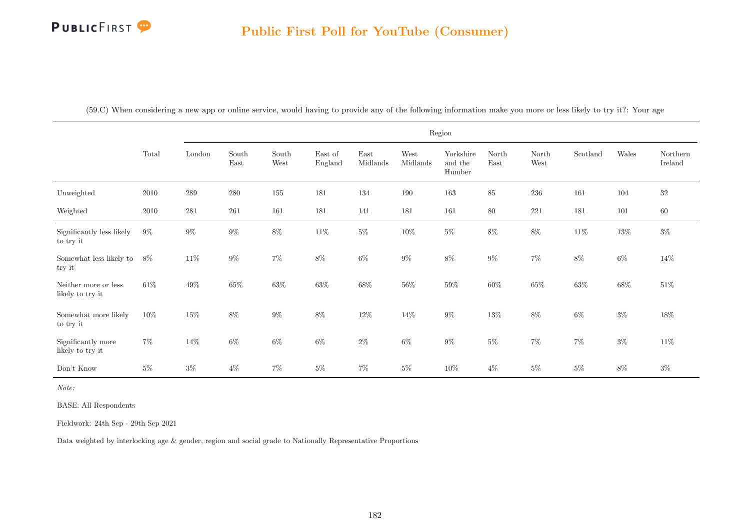## Public First Poll for YouTube (Consumer)

(59.C) When considering a new app or online service, would having to provide any of the following information make you more or less likely to try it?: Your age

| | Total | Region | | | | | | | | | | | |
|---|---|---|---|---|---|---|---|---|---|---|---|---|---|
| | | London | South East | South West | East of England | East Midlands | West Midlands | Yorkshire and the Humber | North East | North West | Scotland | Wales | Northern Ireland |
| Unweighted | 2010 | 289 | 280 | 155 | 181 | 134 | 190 | 163 | 85 | 236 | 161 | 104 | 32 |
| Weighted | 2010 | 281 | 261 | 161 | 181 | 141 | 181 | 161 | 80 | 221 | 181 | 101 | 60 |
| Significantly less likely to try it | 9% | 9% | 9% | 8% | 11% | 5% | 10% | 5% | 8% | 8% | 11% | 13% | 3% |
| Somewhat less likely to try it | 8% | 11% | 9% | 7% | 8% | 6% | 9% | 8% | 9% | 7% | 8% | 6% | 14% |
| Neither more or less likely to try it | 61% | 49% | 65% | 63% | 63% | 68% | 56% | 59% | 60% | 65% | 63% | 68% | 51% |
| Somewhat more likely to try it | 10% | 15% | 8% | 9% | 8% | 12% | 14% | 9% | 13% | 8% | 6% | 3% | 18% |
| Significantly more likely to try it | 7% | 14% | 6% | 6% | 6% | 2% | 6% | 9% | 5% | 7% | 7% | 3% | 11% |
| Don't Know | 5% | 3% | 4% | 7% | 5% | 7% | 5% | 10% | 4% | 5% | 5% | 8% | 3% |

*Note:*

BASE: All Respondents

Fieldwork: 24th Sep - 29th Sep 2021

Data weighted by interlocking age & gender, region and social grade to Nationally Representative Proportions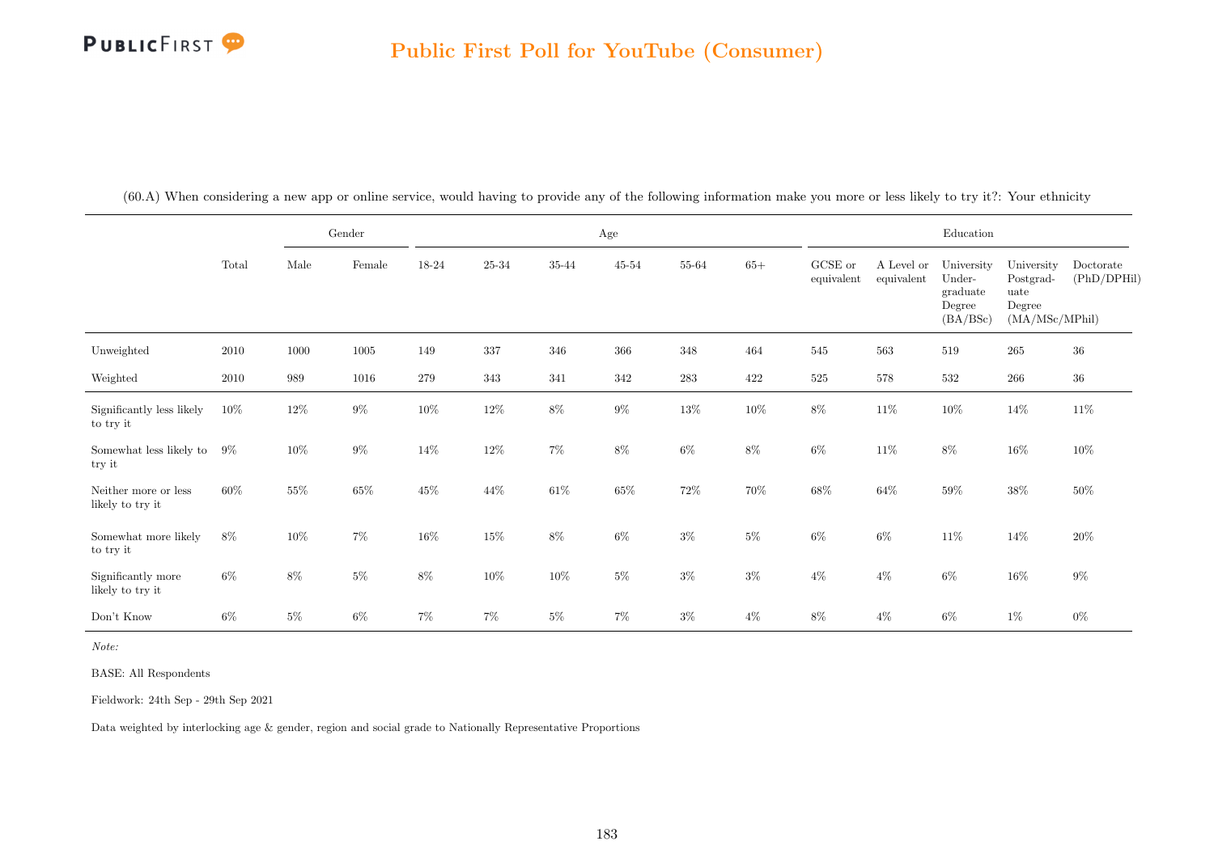(60.A) When considering a new app or online service, would having to provide any of the following information make you more or less likely to try it?: Your ethnicity

| | Total | Gender | | Age | | | | | | Education | | | | |
|---|---|---|---|---|---|---|---|---|---|---|---|---|---|---|
| | | Male | Female | 18-24 | 25-34 | 35-44 | 45-54 | 55-64 | 65+ | GCSE or equivalent | A Level or equivalent | University Under-graduate Degree (BA/BSc) | University Postgrad-uate Degree (MA/MSc/MPhil) | Doctorate (PhD/DPHil) |
| Unweighted | 2010 | 1000 | 1005 | 149 | 337 | 346 | 366 | 348 | 464 | 545 | 563 | 519 | 265 | 36 |
| Weighted | 2010 | 989 | 1016 | 279 | 343 | 341 | 342 | 283 | 422 | 525 | 578 | 532 | 266 | 36 |
| Significantly less likely to try it | 10% | 12% | 9% | 10% | 12% | 8% | 9% | 13% | 10% | 8% | 11% | 10% | 14% | 11% |
| Somewhat less likely to try it | 9% | 10% | 9% | 14% | 12% | 7% | 8% | 6% | 8% | 6% | 11% | 8% | 16% | 10% |
| Neither more or less likely to try it | 60% | 55% | 65% | 45% | 44% | 61% | 65% | 72% | 70% | 68% | 64% | 59% | 38% | 50% |
| Somewhat more likely to try it | 8% | 10% | 7% | 16% | 15% | 8% | 6% | 3% | 5% | 6% | 6% | 11% | 14% | 20% |
| Significantly more likely to try it | 6% | 8% | 5% | 8% | 10% | 10% | 5% | 3% | 3% | 4% | 4% | 6% | 16% | 9% |
| Don't Know | 6% | 5% | 6% | 7% | 7% | 5% | 7% | 3% | 4% | 8% | 4% | 6% | 1% | 0% |

*Note:*

BASE: All Respondents

Fieldwork: 24th Sep - 29th Sep 2021

Data weighted by interlocking age & gender, region and social grade to Nationally Representative Proportions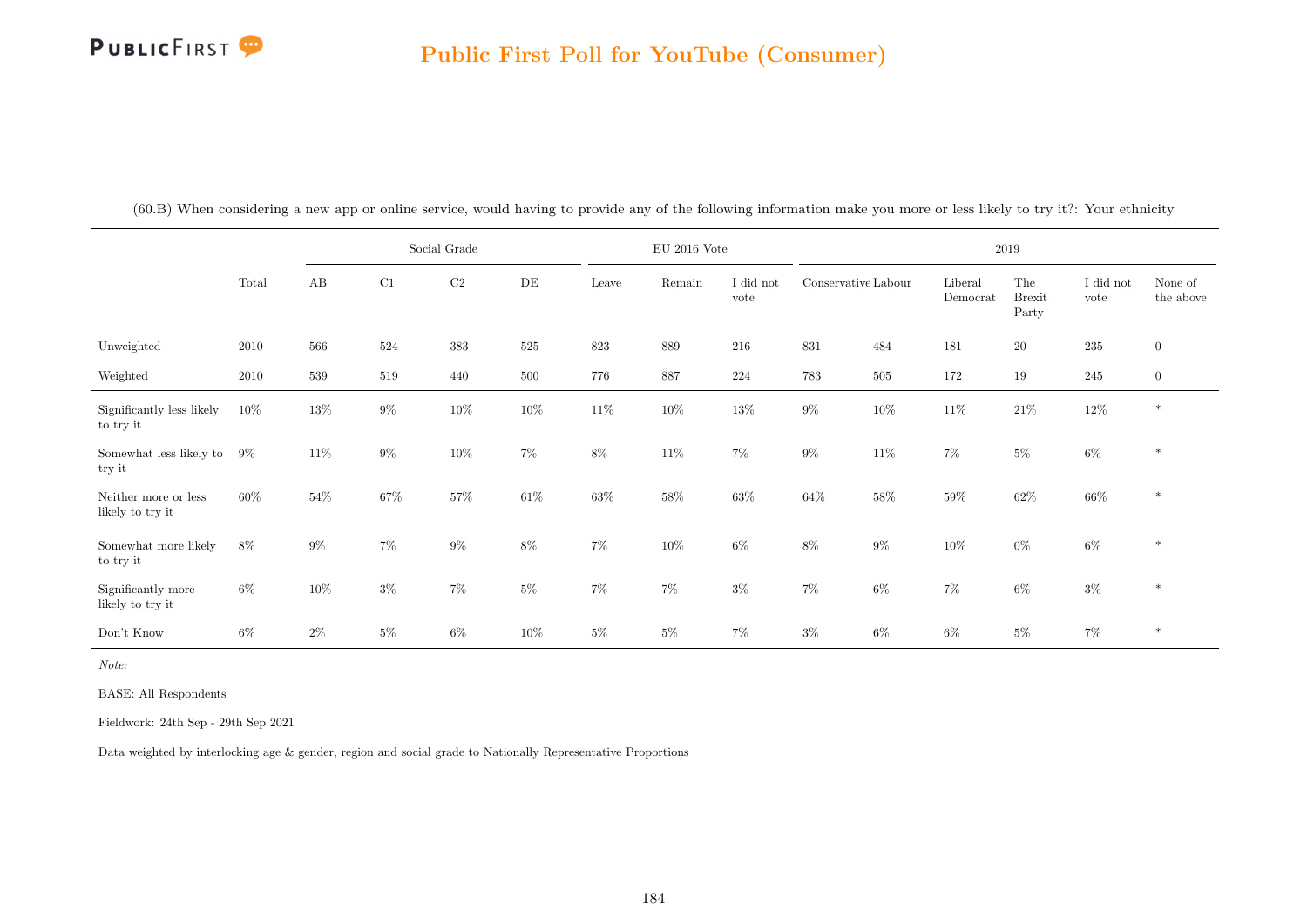## Public First Poll for YouTube (Consumer)

(60.B) When considering a new app or online service, would having to provide any of the following information make you more or less likely to try it?: Your ethnicity

| | Total | Social Grade | | | | EU 2016 Vote | | | 2019 | | | | | |
|---|---|---|---|---|---|---|---|---|---|---|---|---|---|---|
| | | AB | C1 | C2 | DE | Leave | Remain | I did not vote | Conservative | Labour | Liberal Democrat | The Brexit Party | I did not vote | None of the above |
| Unweighted | 2010 | 566 | 524 | 383 | 525 | 823 | 889 | 216 | 831 | 484 | 181 | 20 | 235 | 0 |
| Weighted | 2010 | 539 | 519 | 440 | 500 | 776 | 887 | 224 | 783 | 505 | 172 | 19 | 245 | 0 |
| Significantly less likely to try it | 10% | 13% | 9% | 10% | 10% | 11% | 10% | 13% | 9% | 10% | 11% | 21% | 12% | * |
| Somewhat less likely to try it | 9% | 11% | 9% | 10% | 7% | 8% | 11% | 7% | 9% | 11% | 7% | 5% | 6% | * |
| Neither more or less likely to try it | 60% | 54% | 67% | 57% | 61% | 63% | 58% | 63% | 64% | 58% | 59% | 62% | 66% | * |
| Somewhat more likely to try it | 8% | 9% | 7% | 9% | 8% | 7% | 10% | 6% | 8% | 9% | 10% | 0% | 6% | * |
| Significantly more likely to try it | 6% | 10% | 3% | 7% | 5% | 7% | 7% | 3% | 7% | 6% | 7% | 6% | 3% | * |
| Don't Know | 6% | 2% | 5% | 6% | 10% | 5% | 5% | 7% | 3% | 6% | 6% | 5% | 7% | * |

*Note:*

BASE: All Respondents

Fieldwork: 24th Sep - 29th Sep 2021

Data weighted by interlocking age & gender, region and social grade to Nationally Representative Proportions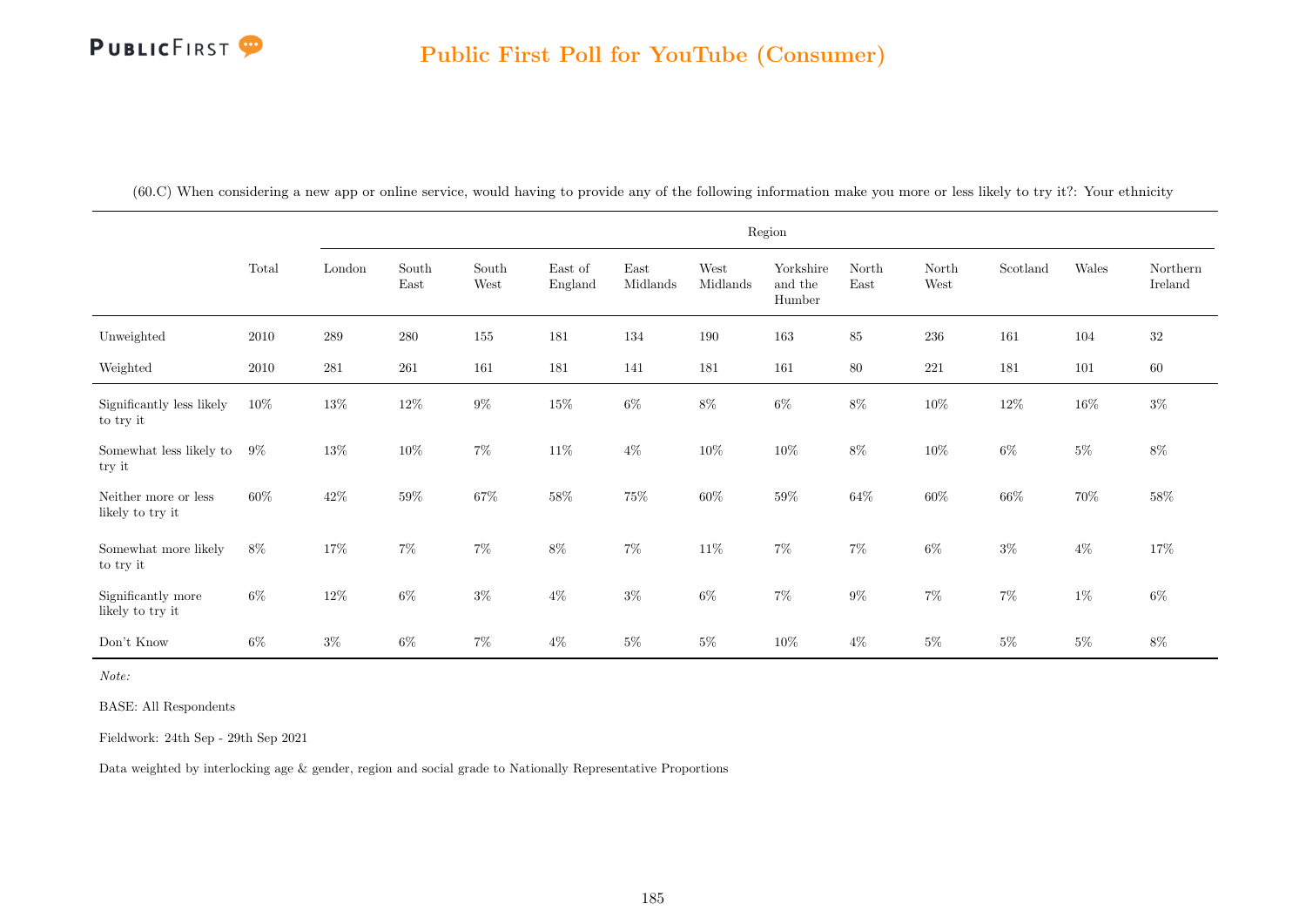## Public First Poll for YouTube (Consumer)

(60.C) When considering a new app or online service, would having to provide any of the following information make you more or less likely to try it?: Your ethnicity

| | Total | Region | | | | | | | | | | | |
|---|---|---|---|---|---|---|---|---|---|---|---|---|---|
| | | London | South East | South West | East of England | East Midlands | West Midlands | Yorkshire and the Humber | North East | North West | Scotland | Wales | Northern Ireland |
| Unweighted | 2010 | 289 | 280 | 155 | 181 | 134 | 190 | 163 | 85 | 236 | 161 | 104 | 32 |
| Weighted | 2010 | 281 | 261 | 161 | 181 | 141 | 181 | 161 | 80 | 221 | 181 | 101 | 60 |
| Significantly less likely to try it | 10% | 13% | 12% | 9% | 15% | 6% | 8% | 6% | 8% | 10% | 12% | 16% | 3% |
| Somewhat less likely to try it | 9% | 13% | 10% | 7% | 11% | 4% | 10% | 10% | 8% | 10% | 6% | 5% | 8% |
| Neither more or less likely to try it | 60% | 42% | 59% | 67% | 58% | 75% | 60% | 59% | 64% | 60% | 66% | 70% | 58% |
| Somewhat more likely to try it | 8% | 17% | 7% | 7% | 8% | 7% | 11% | 7% | 7% | 6% | 3% | 4% | 17% |
| Significantly more likely to try it | 6% | 12% | 6% | 3% | 4% | 3% | 6% | 7% | 9% | 7% | 7% | 1% | 6% |
| Don't Know | 6% | 3% | 6% | 7% | 4% | 5% | 5% | 10% | 4% | 5% | 5% | 5% | 8% |

*Note:*

BASE: All Respondents

Fieldwork: 24th Sep - 29th Sep 2021

Data weighted by interlocking age & gender, region and social grade to Nationally Representative Proportions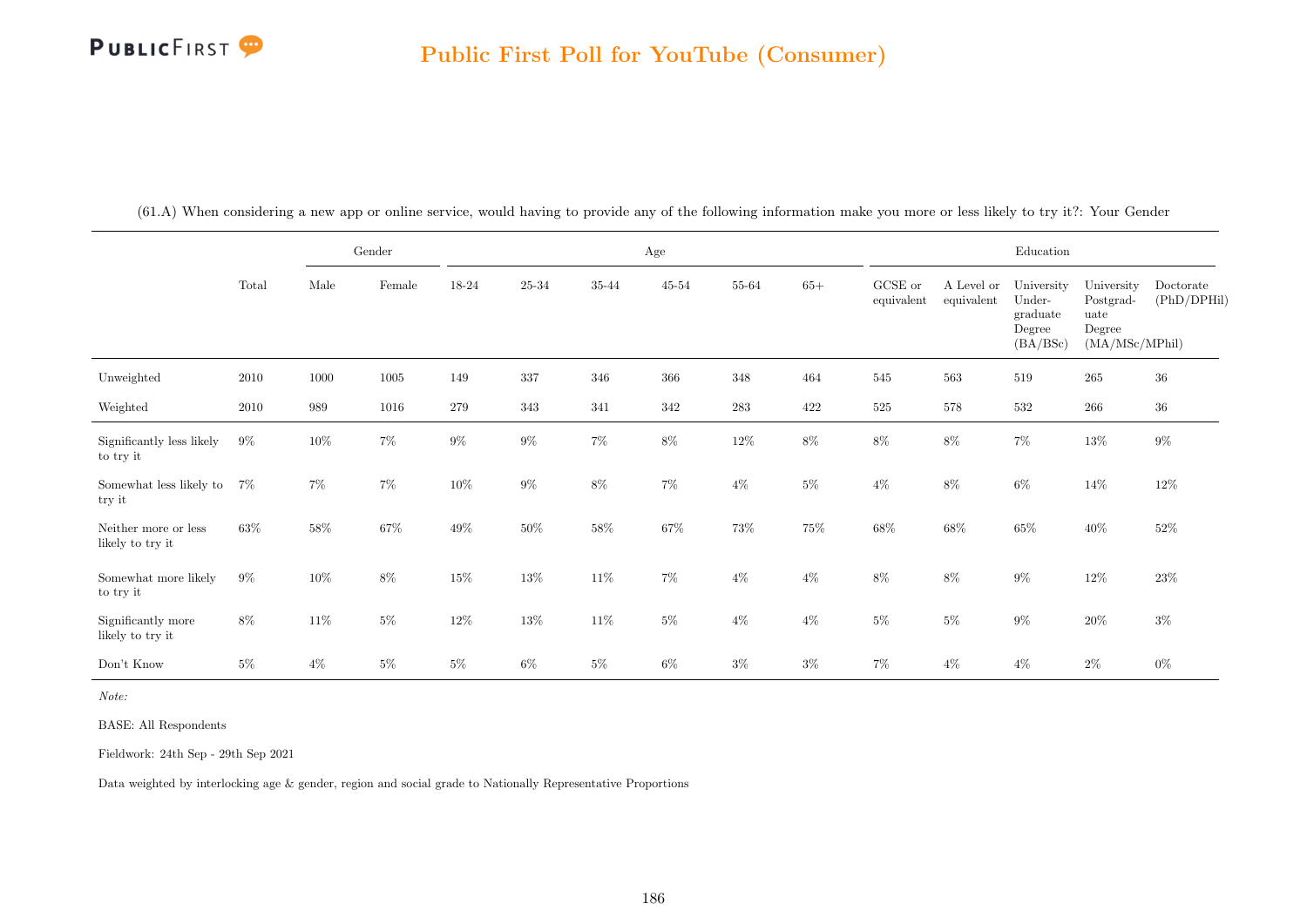(61.A) When considering a new app or online service, would having to provide any of the following information make you more or less likely to try it?: Your Gender

| | Total | Gender | | Age | | | | | | Education | | | | |
|---|---|---|---|---|---|---|---|---|---|---|---|---|---|---|
| | | Male | Female | 18-24 | 25-34 | 35-44 | 45-54 | 55-64 | 65+ | GCSE or equivalent | A Level or equivalent | University Under-graduate Degree (BA/BSc) | University Postgrad-uate Degree (MA/MSc/MPhil) | Doctorate (PhD/DPHil) |
| Unweighted | 2010 | 1000 | 1005 | 149 | 337 | 346 | 366 | 348 | 464 | 545 | 563 | 519 | 265 | 36 |
| Weighted | 2010 | 989 | 1016 | 279 | 343 | 341 | 342 | 283 | 422 | 525 | 578 | 532 | 266 | 36 |
| Significantly less likely to try it | 9% | 10% | 7% | 9% | 9% | 7% | 8% | 12% | 8% | 8% | 8% | 7% | 13% | 9% |
| Somewhat less likely to try it | 7% | 7% | 7% | 10% | 9% | 8% | 7% | 4% | 5% | 4% | 8% | 6% | 14% | 12% |
| Neither more or less likely to try it | 63% | 58% | 67% | 49% | 50% | 58% | 67% | 73% | 75% | 68% | 68% | 65% | 40% | 52% |
| Somewhat more likely to try it | 9% | 10% | 8% | 15% | 13% | 11% | 7% | 4% | 4% | 8% | 8% | 9% | 12% | 23% |
| Significantly more likely to try it | 8% | 11% | 5% | 12% | 13% | 11% | 5% | 4% | 4% | 5% | 5% | 9% | 20% | 3% |
| Don't Know | 5% | 4% | 5% | 5% | 6% | 5% | 6% | 3% | 3% | 7% | 4% | 4% | 2% | 0% |

*Note:*

BASE: All Respondents

Fieldwork: 24th Sep - 29th Sep 2021

Data weighted by interlocking age & gender, region and social grade to Nationally Representative Proportions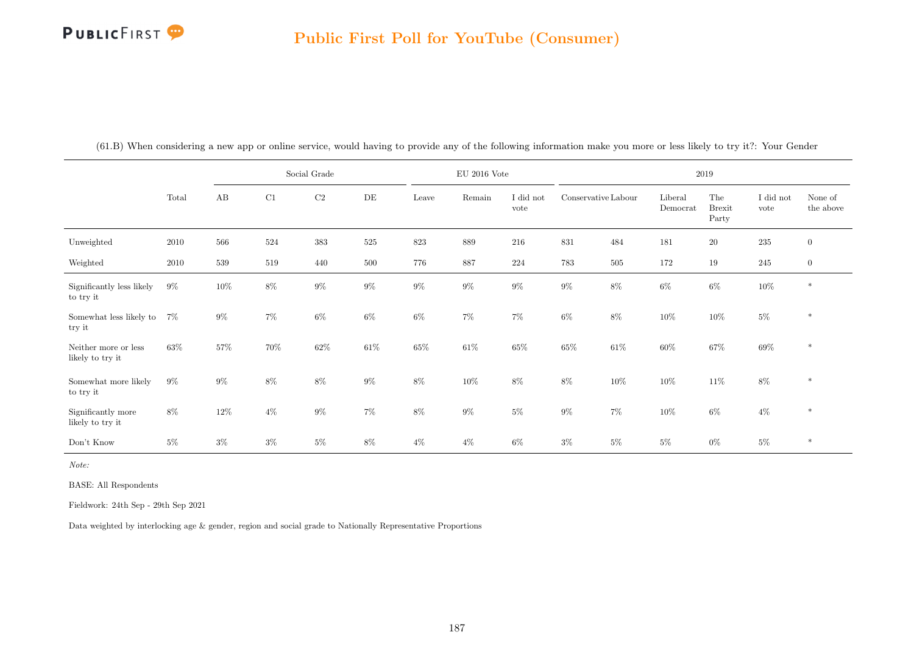## Public First Poll for YouTube (Consumer)

(61.B) When considering a new app or online service, would having to provide any of the following information make you more or less likely to try it?: Your Gender

| | Total | Social Grade | | | | EU 2016 Vote | | | 2019 | | | | | |
|---|---|---|---|---|---|---|---|---|---|---|---|---|---|---|
| | | AB | C1 | C2 | DE | Leave | Remain | I did not vote | Conservative | Labour | Liberal Democrat | The Brexit Party | I did not vote | None of the above |
| Unweighted | 2010 | 566 | 524 | 383 | 525 | 823 | 889 | 216 | 831 | 484 | 181 | 20 | 235 | 0 |
| Weighted | 2010 | 539 | 519 | 440 | 500 | 776 | 887 | 224 | 783 | 505 | 172 | 19 | 245 | 0 |
| Significantly less likely to try it | 9% | 10% | 8% | 9% | 9% | 9% | 9% | 9% | 9% | 8% | 6% | 6% | 10% | * |
| Somewhat less likely to try it | 7% | 9% | 7% | 6% | 6% | 6% | 7% | 7% | 6% | 8% | 10% | 10% | 5% | * |
| Neither more or less likely to try it | 63% | 57% | 70% | 62% | 61% | 65% | 61% | 65% | 65% | 61% | 60% | 67% | 69% | * |
| Somewhat more likely to try it | 9% | 9% | 8% | 8% | 9% | 8% | 10% | 8% | 8% | 10% | 10% | 11% | 8% | * |
| Significantly more likely to try it | 8% | 12% | 4% | 9% | 7% | 8% | 9% | 5% | 9% | 7% | 10% | 6% | 4% | * |
| Don't Know | 5% | 3% | 3% | 5% | 8% | 4% | 4% | 6% | 3% | 5% | 5% | 0% | 5% | * |

*Note:*

BASE: All Respondents

Fieldwork: 24th Sep - 29th Sep 2021

Data weighted by interlocking age & gender, region and social grade to Nationally Representative Proportions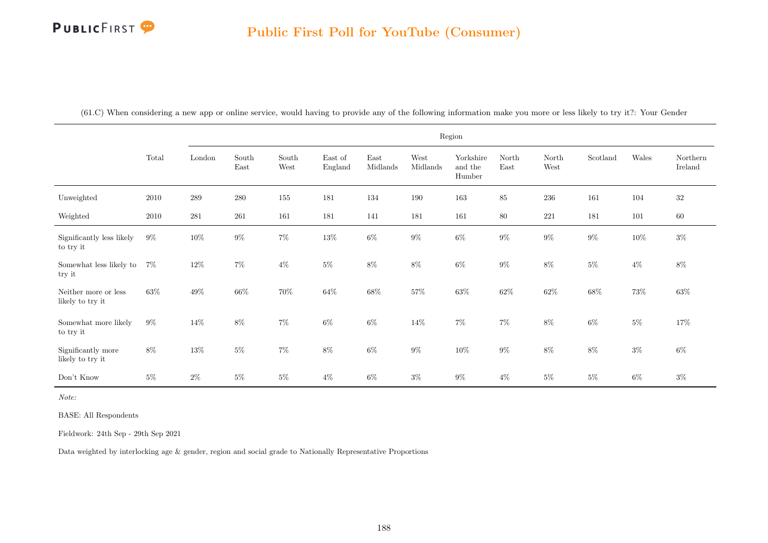## Public First Poll for YouTube (Consumer)

(61.C) When considering a new app or online service, would having to provide any of the following information make you more or less likely to try it?: Your Gender

| | Total | Region | | | | | | | | | | | |
|---|---|---|---|---|---|---|---|---|---|---|---|---|---|
| | | London | South East | South West | East of England | East Midlands | West Midlands | Yorkshire and the Humber | North East | North West | Scotland | Wales | Northern Ireland |
| Unweighted | 2010 | 289 | 280 | 155 | 181 | 134 | 190 | 163 | 85 | 236 | 161 | 104 | 32 |
| Weighted | 2010 | 281 | 261 | 161 | 181 | 141 | 181 | 161 | 80 | 221 | 181 | 101 | 60 |
| Significantly less likely to try it | 9% | 10% | 9% | 7% | 13% | 6% | 9% | 6% | 9% | 9% | 9% | 10% | 3% |
| Somewhat less likely to try it | 7% | 12% | 7% | 4% | 5% | 8% | 8% | 6% | 9% | 8% | 5% | 4% | 8% |
| Neither more or less likely to try it | 63% | 49% | 66% | 70% | 64% | 68% | 57% | 63% | 62% | 62% | 68% | 73% | 63% |
| Somewhat more likely to try it | 9% | 14% | 8% | 7% | 6% | 6% | 14% | 7% | 7% | 8% | 6% | 5% | 17% |
| Significantly more likely to try it | 8% | 13% | 5% | 7% | 8% | 6% | 9% | 10% | 9% | 8% | 8% | 3% | 6% |
| Don't Know | 5% | 2% | 5% | 5% | 4% | 6% | 3% | 9% | 4% | 5% | 5% | 6% | 3% |

*Note:*

BASE: All Respondents

Fieldwork: 24th Sep - 29th Sep 2021

Data weighted by interlocking age & gender, region and social grade to Nationally Representative Proportions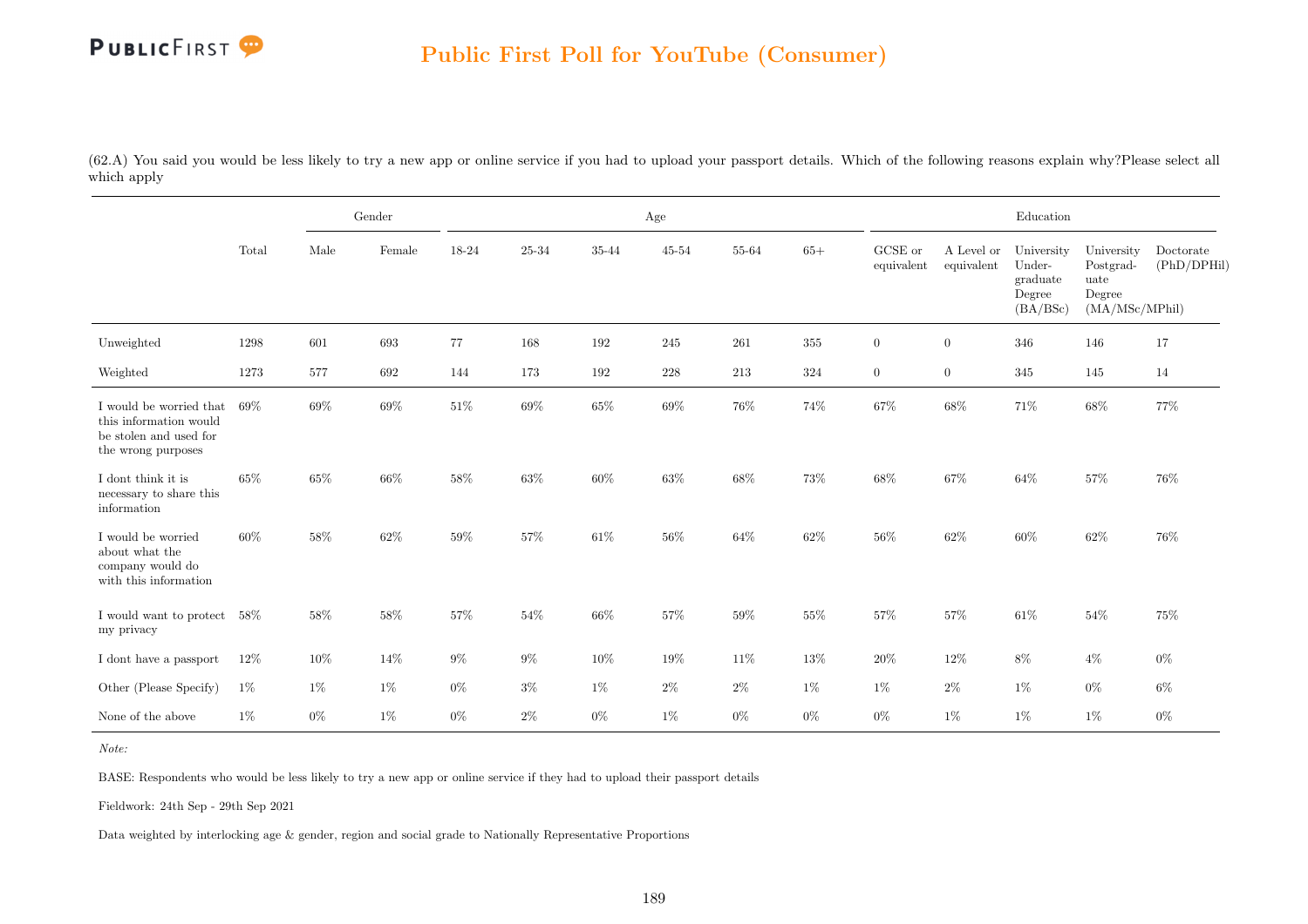# Public First Poll for YouTube (Consumer)

(62.A) You said you would be less likely to try a new app or online service if you had to upload your passport details. Which of the following reasons explain why?Please select all which apply

| | Total | Gender | | Age | | | | | | Education | | | | |
|---|---|---|---|---|---|---|---|---|---|---|---|---|---|---|
| | | Male | Female | 18-24 | 25-34 | 35-44 | 45-54 | 55-64 | 65+ | GCSE or equivalent | A Level or equivalent | University Under-graduate Degree (BA/BSc) | University Postgrad-uate Degree (MA/MSc/MPhil) | Doctorate (PhD/DPHil) |
| Unweighted | 1298 | 601 | 693 | 77 | 168 | 192 | 245 | 261 | 355 | 0 | 0 | 346 | 146 | 17 |
| Weighted | 1273 | 577 | 692 | 144 | 173 | 192 | 228 | 213 | 324 | 0 | 0 | 345 | 145 | 14 |
| I would be worried that this information would be stolen and used for the wrong purposes | 69% | 69% | 69% | 51% | 69% | 65% | 69% | 76% | 74% | 67% | 68% | 71% | 68% | 77% |
| I dont think it is necessary to share this information | 65% | 65% | 66% | 58% | 63% | 60% | 63% | 68% | 73% | 68% | 67% | 64% | 57% | 76% |
| I would be worried about what the company would do with this information | 60% | 58% | 62% | 59% | 57% | 61% | 56% | 64% | 62% | 56% | 62% | 60% | 62% | 76% |
| I would want to protect my privacy | 58% | 58% | 58% | 57% | 54% | 66% | 57% | 59% | 55% | 57% | 57% | 61% | 54% | 75% |
| I dont have a passport | 12% | 10% | 14% | 9% | 9% | 10% | 19% | 11% | 13% | 20% | 12% | 8% | 4% | 0% |
| Other (Please Specify) | 1% | 1% | 1% | 0% | 3% | 1% | 2% | 2% | 1% | 1% | 2% | 1% | 0% | 6% |
| None of the above | 1% | 0% | 1% | 0% | 2% | 0% | 1% | 0% | 0% | 0% | 1% | 1% | 1% | 0% |

*Note:*

BASE: Respondents who would be less likely to try a new app or online service if they had to upload their passport details

Fieldwork: 24th Sep - 29th Sep 2021

Data weighted by interlocking age & gender, region and social grade to Nationally Representative Proportions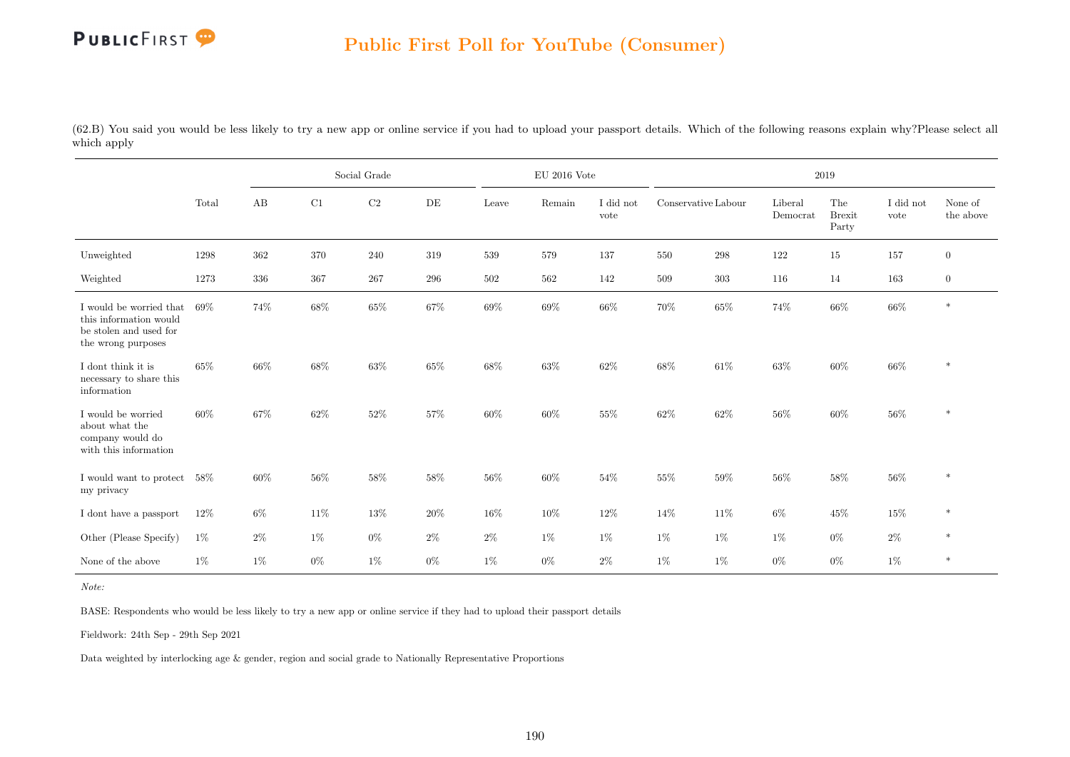## Public First Poll for YouTube (Consumer)

(62.B) You said you would be less likely to try a new app or online service if you had to upload your passport details. Which of the following reasons explain why?Please select all which apply

| | Total | Social Grade | | | | EU 2016 Vote | | | 2019 | | | | | |
|---|---|---|---|---|---|---|---|---|---|---|---|---|---|---|
| | | AB | C1 | C2 | DE | Leave | Remain | I did not vote | Conservative | Labour | Liberal Democrat | The Brexit Party | I did not vote | None of the above |
| Unweighted | 1298 | 362 | 370 | 240 | 319 | 539 | 579 | 137 | 550 | 298 | 122 | 15 | 157 | 0 |
| Weighted | 1273 | 336 | 367 | 267 | 296 | 502 | 562 | 142 | 509 | 303 | 116 | 14 | 163 | 0 |
| I would be worried that this information would be stolen and used for the wrong purposes | 69% | 74% | 68% | 65% | 67% | 69% | 69% | 66% | 70% | 65% | 74% | 66% | 66% | * |
| I dont think it is necessary to share this information | 65% | 66% | 68% | 63% | 65% | 68% | 63% | 62% | 68% | 61% | 63% | 60% | 66% | * |
| I would be worried about what the company would do with this information | 60% | 67% | 62% | 52% | 57% | 60% | 60% | 55% | 62% | 62% | 56% | 60% | 56% | * |
| I would want to protect my privacy | 58% | 60% | 56% | 58% | 58% | 56% | 60% | 54% | 55% | 59% | 56% | 58% | 56% | * |
| I dont have a passport | 12% | 6% | 11% | 13% | 20% | 16% | 10% | 12% | 14% | 11% | 6% | 45% | 15% | * |
| Other (Please Specify) | 1% | 2% | 1% | 0% | 2% | 2% | 1% | 1% | 1% | 1% | 1% | 0% | 2% | * |
| None of the above | 1% | 1% | 0% | 1% | 0% | 1% | 0% | 2% | 1% | 1% | 0% | 0% | 1% | * |

*Note:*

BASE: Respondents who would be less likely to try a new app or online service if they had to upload their passport details

Fieldwork: 24th Sep - 29th Sep 2021

Data weighted by interlocking age & gender, region and social grade to Nationally Representative Proportions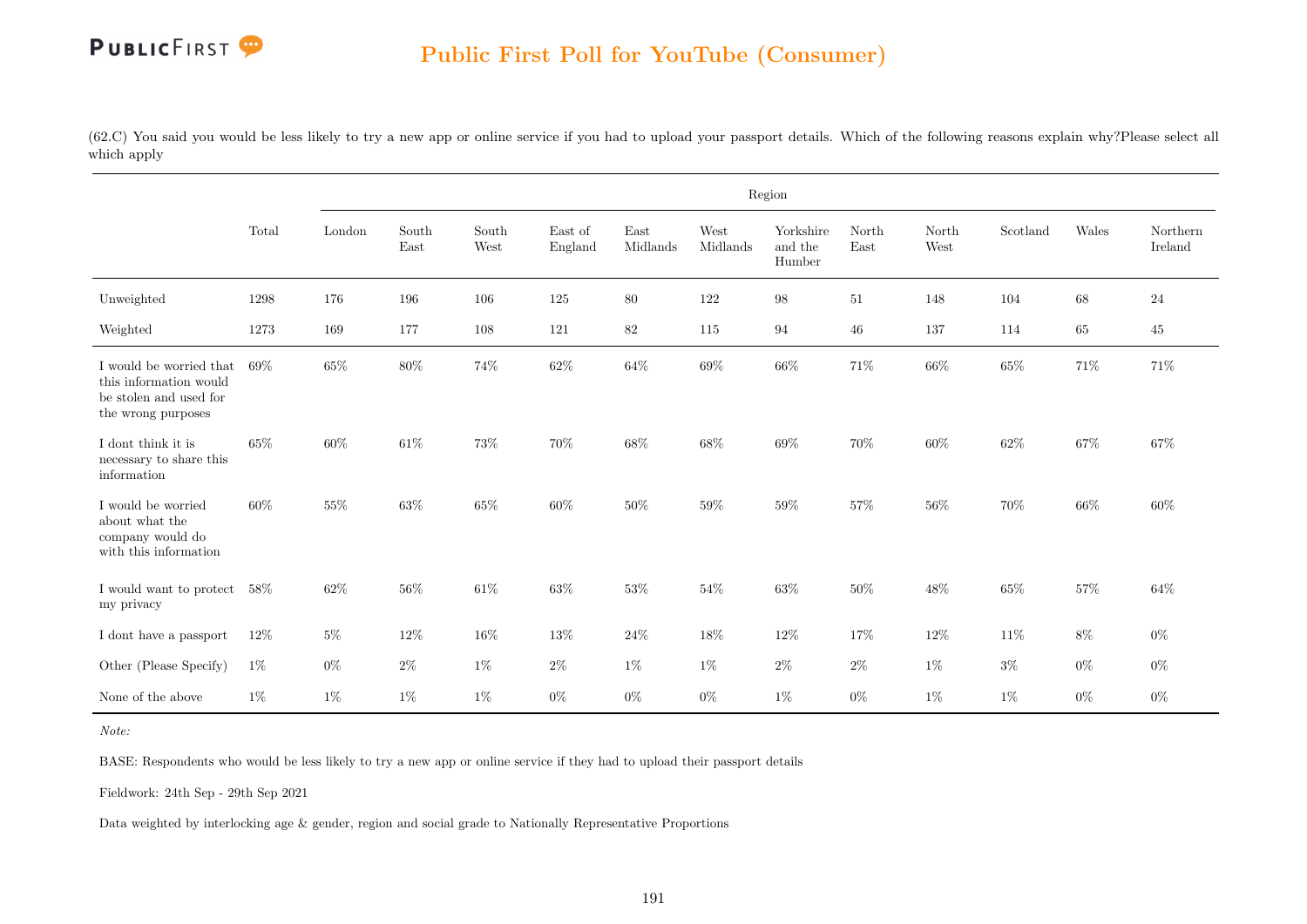## Public First Poll for YouTube (Consumer)

(62.C) You said you would be less likely to try a new app or online service if you had to upload your passport details. Which of the following reasons explain why?Please select all which apply

| | Total | Region | | | | | | | | | | | |
|---|---|---|---|---|---|---|---|---|---|---|---|---|---|
| | | London | South East | South West | East of England | East Midlands | West Midlands | Yorkshire and the Humber | North East | North West | Scotland | Wales | Northern Ireland |
| Unweighted | 1298 | 176 | 196 | 106 | 125 | 80 | 122 | 98 | 51 | 148 | 104 | 68 | 24 |
| Weighted | 1273 | 169 | 177 | 108 | 121 | 82 | 115 | 94 | 46 | 137 | 114 | 65 | 45 |
| I would be worried that this information would be stolen and used for the wrong purposes | 69% | 65% | 80% | 74% | 62% | 64% | 69% | 66% | 71% | 66% | 65% | 71% | 71% |
| I dont think it is necessary to share this information | 65% | 60% | 61% | 73% | 70% | 68% | 68% | 69% | 70% | 60% | 62% | 67% | 67% |
| I would be worried about what the company would do with this information | 60% | 55% | 63% | 65% | 60% | 50% | 59% | 59% | 57% | 56% | 70% | 66% | 60% |
| I would want to protect my privacy | 58% | 62% | 56% | 61% | 63% | 53% | 54% | 63% | 50% | 48% | 65% | 57% | 64% |
| I dont have a passport | 12% | 5% | 12% | 16% | 13% | 24% | 18% | 12% | 17% | 12% | 11% | 8% | 0% |
| Other (Please Specify) | 1% | 0% | 2% | 1% | 2% | 1% | 1% | 2% | 2% | 1% | 3% | 0% | 0% |
| None of the above | 1% | 1% | 1% | 1% | 0% | 0% | 0% | 1% | 0% | 1% | 1% | 0% | 0% |

*Note:*

BASE: Respondents who would be less likely to try a new app or online service if they had to upload their passport details

Fieldwork: 24th Sep - 29th Sep 2021

Data weighted by interlocking age & gender, region and social grade to Nationally Representative Proportions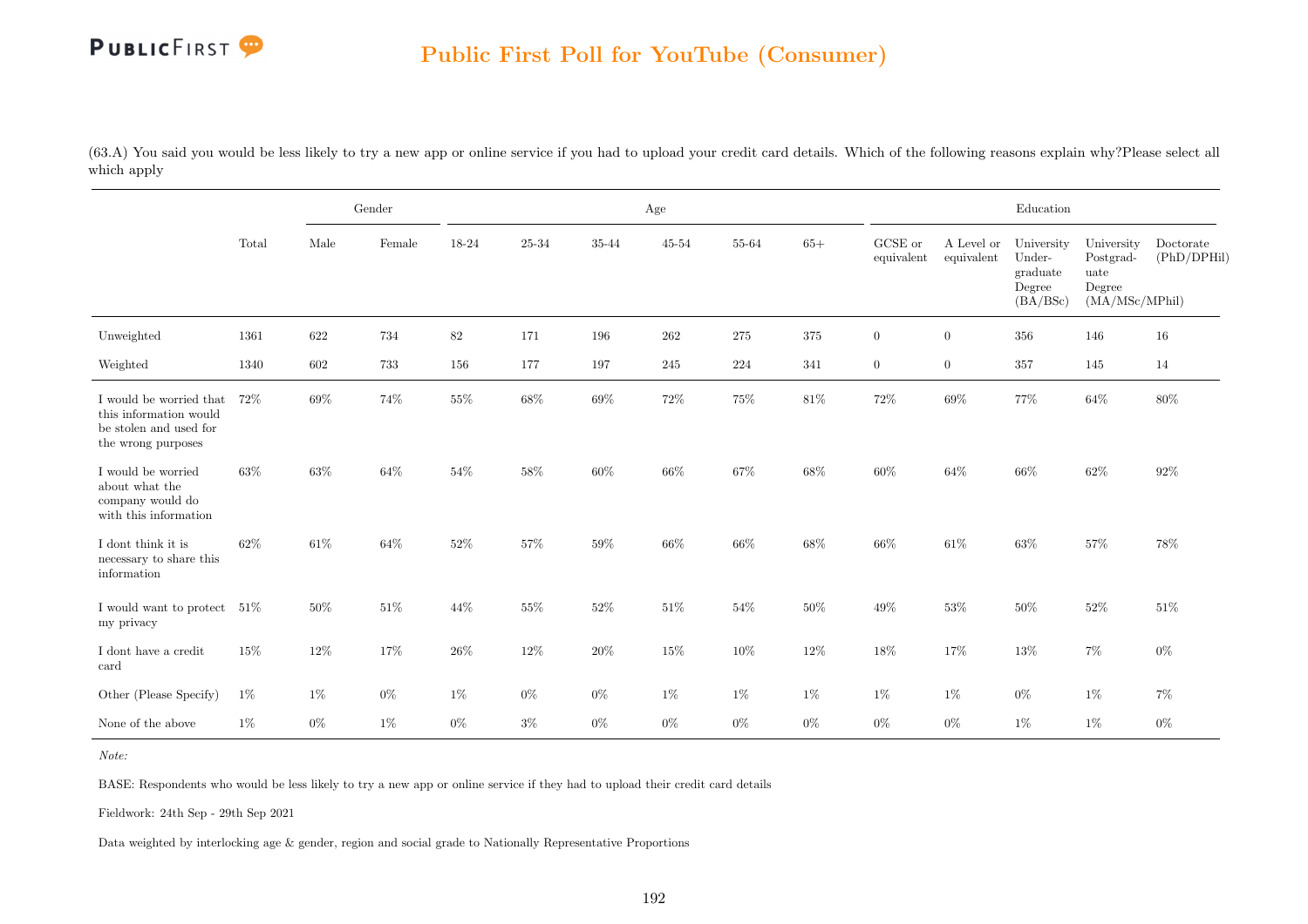(63.A) You said you would be less likely to try a new app or online service if you had to upload your credit card details. Which of the following reasons explain why?Please select all which apply

| | Total | Gender | | Age | | | | | | Education | | | | |
|---|---|---|---|---|---|---|---|---|---|---|---|---|---|---|
| | | Male | Female | 18-24 | 25-34 | 35-44 | 45-54 | 55-64 | 65+ | GCSE or equivalent | A Level or equivalent | University Under-graduate Degree (BA/BSc) | University Postgrad-uate Degree (MA/MSc/MPhil) | Doctorate (PhD/DPHil) |
| Unweighted | 1361 | 622 | 734 | 82 | 171 | 196 | 262 | 275 | 375 | 0 | 0 | 356 | 146 | 16 |
| Weighted | 1340 | 602 | 733 | 156 | 177 | 197 | 245 | 224 | 341 | 0 | 0 | 357 | 145 | 14 |
| I would be worried that this information would be stolen and used for the wrong purposes | 72% | 69% | 74% | 55% | 68% | 69% | 72% | 75% | 81% | 72% | 69% | 77% | 64% | 80% |
| I would be worried about what the company would do with this information | 63% | 63% | 64% | 54% | 58% | 60% | 66% | 67% | 68% | 60% | 64% | 66% | 62% | 92% |
| I dont think it is necessary to share this information | 62% | 61% | 64% | 52% | 57% | 59% | 66% | 66% | 68% | 66% | 61% | 63% | 57% | 78% |
| I would want to protect my privacy | 51% | 50% | 51% | 44% | 55% | 52% | 51% | 54% | 50% | 49% | 53% | 50% | 52% | 51% |
| I dont have a credit card | 15% | 12% | 17% | 26% | 12% | 20% | 15% | 10% | 12% | 18% | 17% | 13% | 7% | 0% |
| Other (Please Specify) | 1% | 1% | 0% | 1% | 0% | 0% | 1% | 1% | 1% | 1% | 1% | 0% | 1% | 7% |
| None of the above | 1% | 0% | 1% | 0% | 3% | 0% | 0% | 0% | 0% | 0% | 0% | 1% | 1% | 0% |

*Note:*

BASE: Respondents who would be less likely to try a new app or online service if they had to upload their credit card details

Fieldwork: 24th Sep - 29th Sep 2021

Data weighted by interlocking age & gender, region and social grade to Nationally Representative Proportions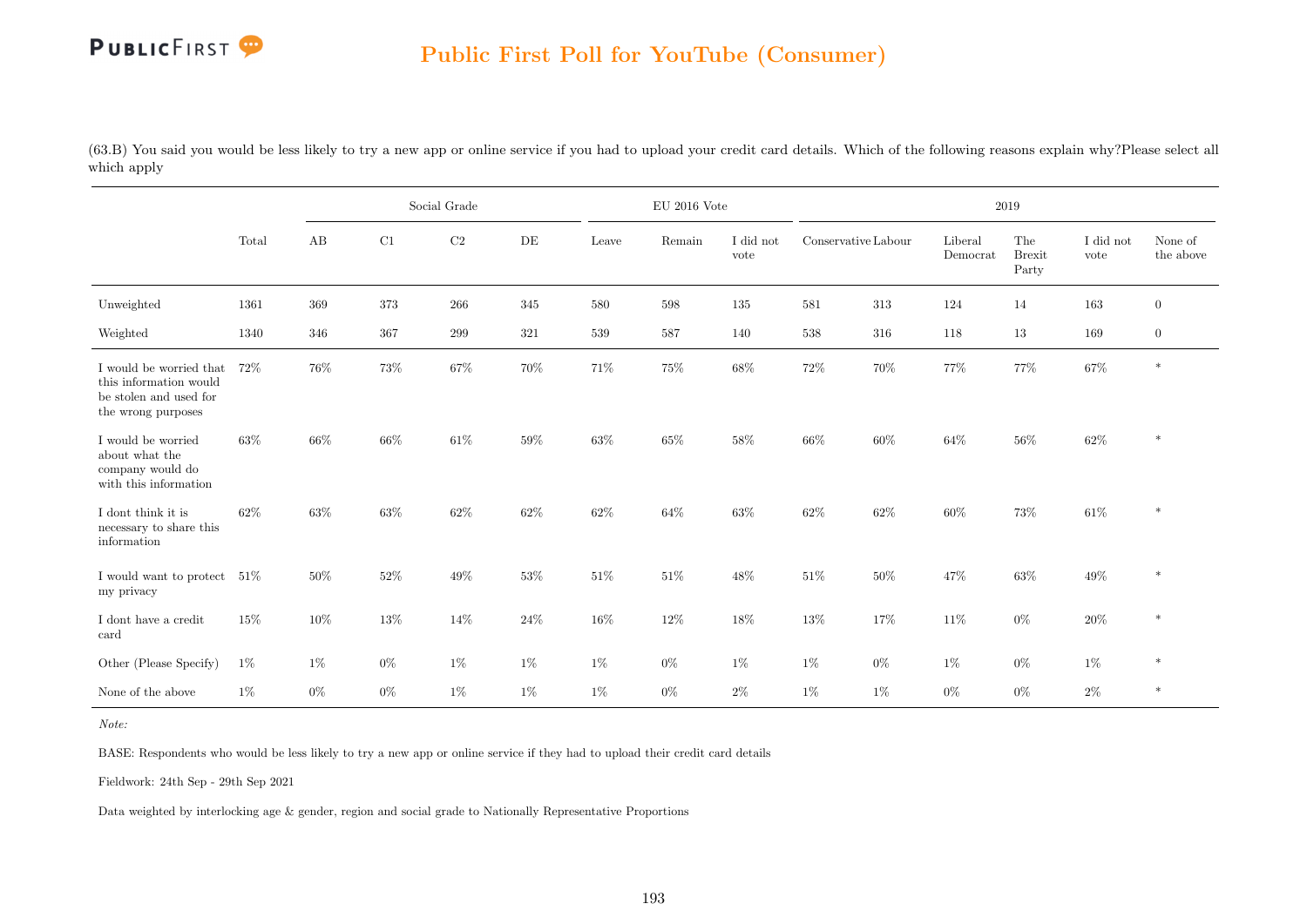## Public First Poll for YouTube (Consumer)

(63.B) You said you would be less likely to try a new app or online service if you had to upload your credit card details. Which of the following reasons explain why?Please select all which apply

| | Total | Social Grade | | | | EU 2016 Vote | | | 2019 | | | | | |
|---|---|---|---|---|---|---|---|---|---|---|---|---|---|---|
| | | AB | C1 | C2 | DE | Leave | Remain | I did not vote | Conservative | Labour | Liberal Democrat | The Brexit Party | I did not vote | None of the above |
| Unweighted | 1361 | 369 | 373 | 266 | 345 | 580 | 598 | 135 | 581 | 313 | 124 | 14 | 163 | 0 |
| Weighted | 1340 | 346 | 367 | 299 | 321 | 539 | 587 | 140 | 538 | 316 | 118 | 13 | 169 | 0 |
| I would be worried that this information would be stolen and used for the wrong purposes | 72% | 76% | 73% | 67% | 70% | 71% | 75% | 68% | 72% | 70% | 77% | 77% | 67% | * |
| I would be worried about what the company would do with this information | 63% | 66% | 66% | 61% | 59% | 63% | 65% | 58% | 66% | 60% | 64% | 56% | 62% | * |
| I dont think it is necessary to share this information | 62% | 63% | 63% | 62% | 62% | 62% | 64% | 63% | 62% | 62% | 60% | 73% | 61% | * |
| I would want to protect my privacy | 51% | 50% | 52% | 49% | 53% | 51% | 51% | 48% | 51% | 50% | 47% | 63% | 49% | * |
| I dont have a credit card | 15% | 10% | 13% | 14% | 24% | 16% | 12% | 18% | 13% | 17% | 11% | 0% | 20% | * |
| Other (Please Specify) | 1% | 1% | 0% | 1% | 1% | 1% | 0% | 1% | 1% | 0% | 1% | 0% | 1% | * |
| None of the above | 1% | 0% | 0% | 1% | 1% | 1% | 0% | 2% | 1% | 1% | 0% | 0% | 2% | * |

*Note:*

BASE: Respondents who would be less likely to try a new app or online service if they had to upload their credit card details

Fieldwork: 24th Sep - 29th Sep 2021

Data weighted by interlocking age & gender, region and social grade to Nationally Representative Proportions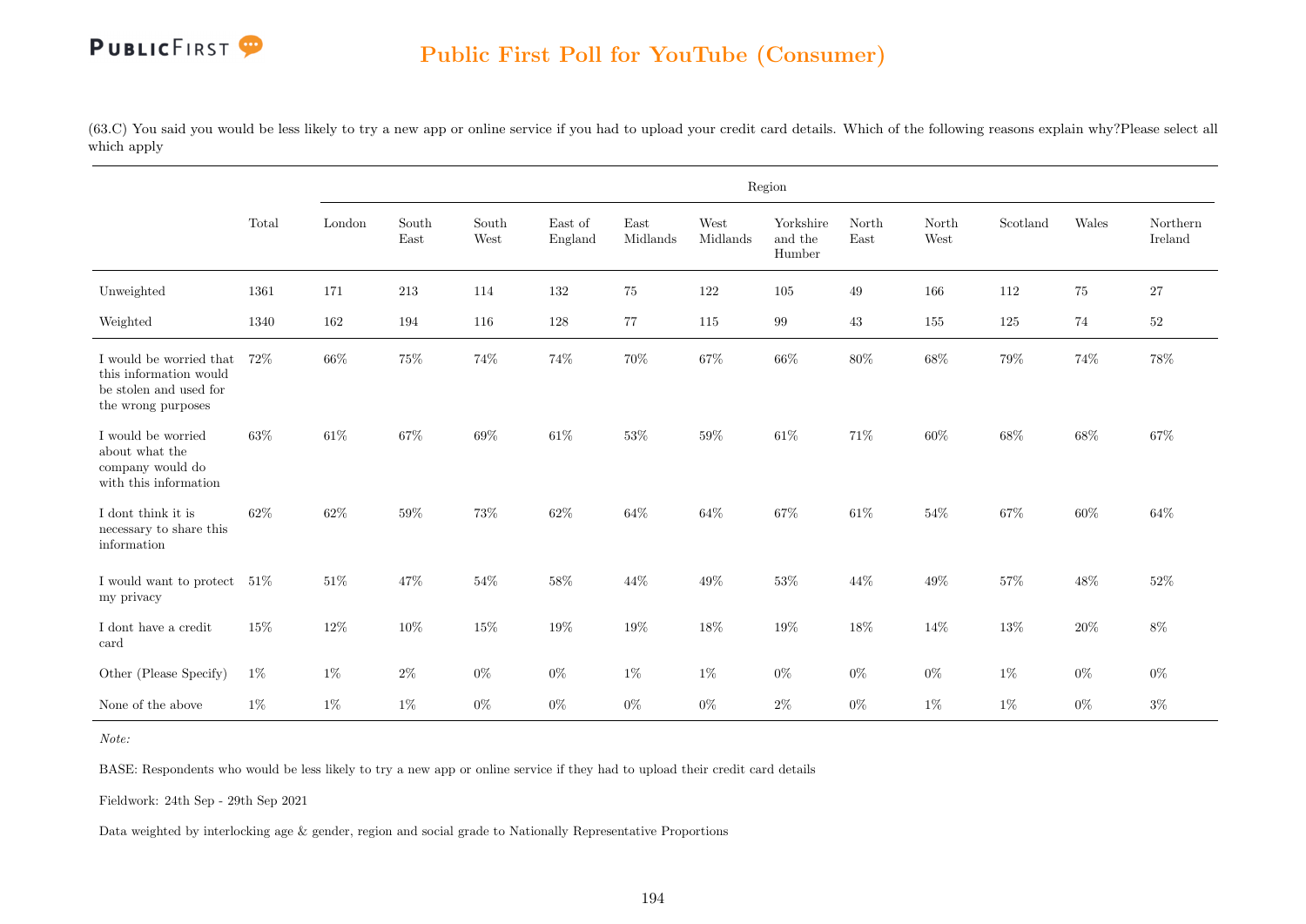(63.C) You said you would be less likely to try a new app or online service if you had to upload your credit card details. Which of the following reasons explain why?Please select all which apply

| | Total | Region | | | | | | | | | | | |
|---|---|---|---|---|---|---|---|---|---|---|---|---|---|
| | | London | South East | South West | East of England | East Midlands | West Midlands | Yorkshire and the Humber | North East | North West | Scotland | Wales | Northern Ireland |
| Unweighted | 1361 | 171 | 213 | 114 | 132 | 75 | 122 | 105 | 49 | 166 | 112 | 75 | 27 |
| Weighted | 1340 | 162 | 194 | 116 | 128 | 77 | 115 | 99 | 43 | 155 | 125 | 74 | 52 |
| I would be worried that this information would be stolen and used for the wrong purposes | 72% | 66% | 75% | 74% | 74% | 70% | 67% | 66% | 80% | 68% | 79% | 74% | 78% |
| I would be worried about what the company would do with this information | 63% | 61% | 67% | 69% | 61% | 53% | 59% | 61% | 71% | 60% | 68% | 68% | 67% |
| I dont think it is necessary to share this information | 62% | 62% | 59% | 73% | 62% | 64% | 64% | 67% | 61% | 54% | 67% | 60% | 64% |
| I would want to protect my privacy | 51% | 51% | 47% | 54% | 58% | 44% | 49% | 53% | 44% | 49% | 57% | 48% | 52% |
| I dont have a credit card | 15% | 12% | 10% | 15% | 19% | 19% | 18% | 19% | 18% | 14% | 13% | 20% | 8% |
| Other (Please Specify) | 1% | 1% | 2% | 0% | 0% | 1% | 1% | 0% | 0% | 0% | 1% | 0% | 0% |
| None of the above | 1% | 1% | 1% | 0% | 0% | 0% | 0% | 2% | 0% | 1% | 1% | 0% | 3% |

*Note:*

BASE: Respondents who would be less likely to try a new app or online service if they had to upload their credit card details

Fieldwork: 24th Sep - 29th Sep 2021

Data weighted by interlocking age & gender, region and social grade to Nationally Representative Proportions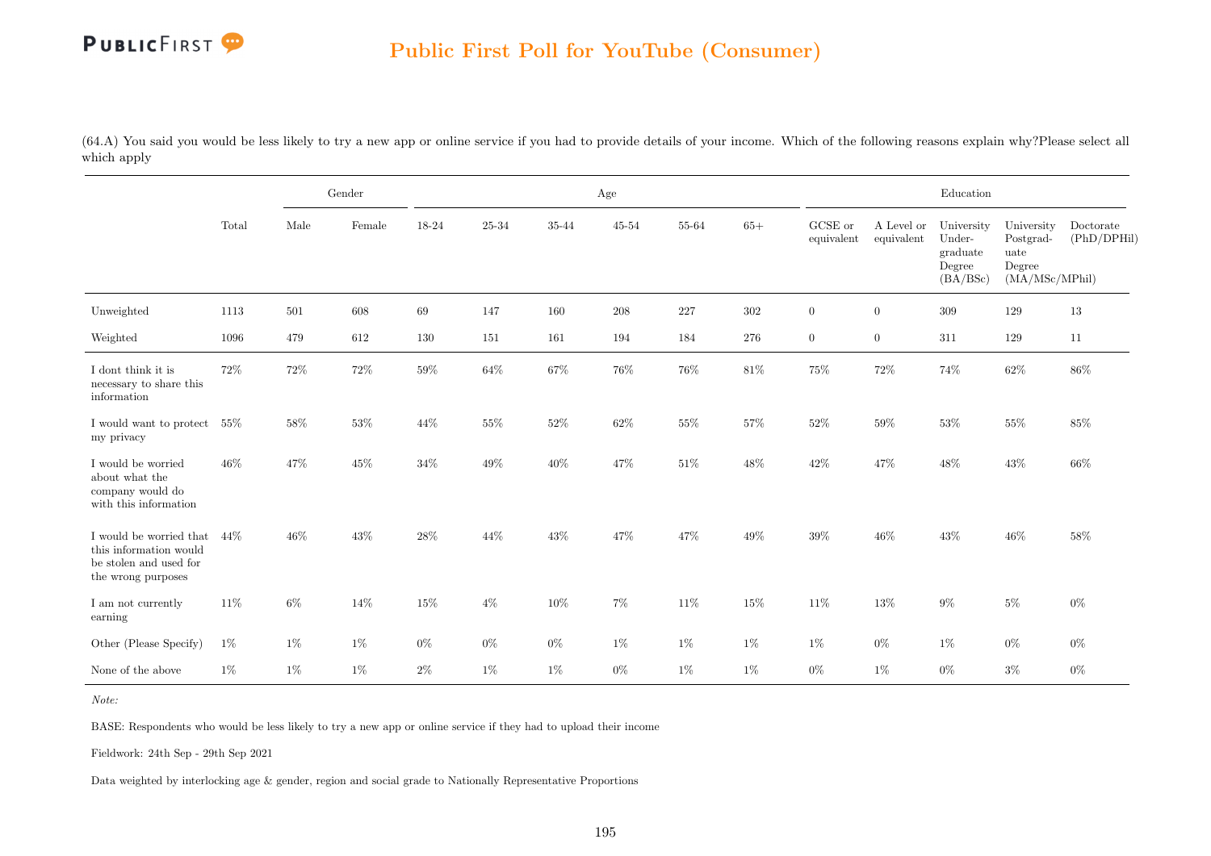## Public First Poll for YouTube (Consumer)

(64.A) You said you would be less likely to try a new app or online service if you had to provide details of your income. Which of the following reasons explain why?Please select all which apply

| | Total | Gender | | Age | | | | | | Education | | | | |
|---|---|---|---|---|---|---|---|---|---|---|---|---|---|---|
| | | Male | Female | 18-24 | 25-34 | 35-44 | 45-54 | 55-64 | 65+ | GCSE or equivalent | A Level or equivalent | University Under-graduate Degree (BA/BSc) | University Postgrad-uate Degree (MA/MSc/MPhil) | Doctorate (PhD/DPHil) |
| Unweighted | 1113 | 501 | 608 | 69 | 147 | 160 | 208 | 227 | 302 | 0 | 0 | 309 | 129 | 13 |
| Weighted | 1096 | 479 | 612 | 130 | 151 | 161 | 194 | 184 | 276 | 0 | 0 | 311 | 129 | 11 |
| I dont think it is necessary to share this information | 72% | 72% | 72% | 59% | 64% | 67% | 76% | 76% | 81% | 75% | 72% | 74% | 62% | 86% |
| I would want to protect my privacy | 55% | 58% | 53% | 44% | 55% | 52% | 62% | 55% | 57% | 52% | 59% | 53% | 55% | 85% |
| I would be worried about what the company would do with this information | 46% | 47% | 45% | 34% | 49% | 40% | 47% | 51% | 48% | 42% | 47% | 48% | 43% | 66% |
| I would be worried that this information would be stolen and used for the wrong purposes | 44% | 46% | 43% | 28% | 44% | 43% | 47% | 47% | 49% | 39% | 46% | 43% | 46% | 58% |
| I am not currently earning | 11% | 6% | 14% | 15% | 4% | 10% | 7% | 11% | 15% | 11% | 13% | 9% | 5% | 0% |
| Other (Please Specify) | 1% | 1% | 1% | 0% | 0% | 0% | 1% | 1% | 1% | 1% | 0% | 1% | 0% | 0% |
| None of the above | 1% | 1% | 1% | 2% | 1% | 1% | 0% | 1% | 1% | 0% | 1% | 0% | 3% | 0% |

*Note:*

BASE: Respondents who would be less likely to try a new app or online service if they had to upload their income

Fieldwork: 24th Sep - 29th Sep 2021

Data weighted by interlocking age & gender, region and social grade to Nationally Representative Proportions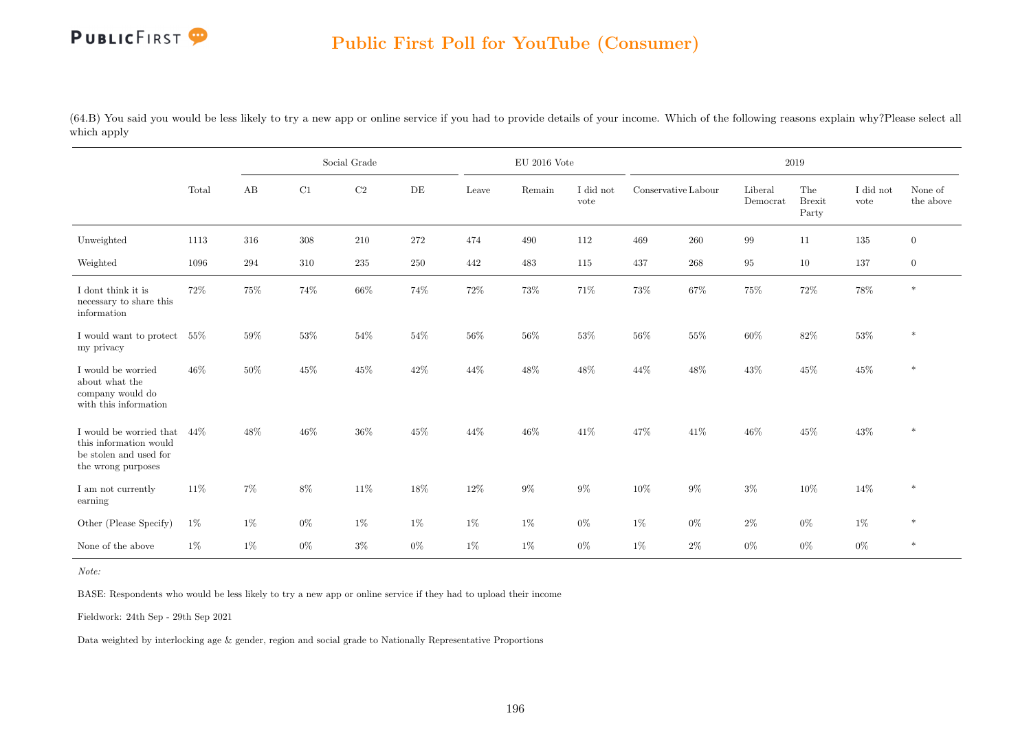# Public First Poll for YouTube (Consumer)

(64.B) You said you would be less likely to try a new app or online service if you had to provide details of your income. Which of the following reasons explain why?Please select all which apply

| | | Social Grade | | | | EU 2016 Vote | | | 2019 | | | | | |
|---|---|---|---|---|---|---|---|---|---|---|---|---|---|---|
| | Total | AB | C1 | C2 | DE | Leave | Remain | I did not vote | Conservative | Labour | Liberal Democrat | The Brexit Party | I did not vote | None of the above |
| Unweighted | 1113 | 316 | 308 | 210 | 272 | 474 | 490 | 112 | 469 | 260 | 99 | 11 | 135 | 0 |
| Weighted | 1096 | 294 | 310 | 235 | 250 | 442 | 483 | 115 | 437 | 268 | 95 | 10 | 137 | 0 |
| I dont think it is necessary to share this information | 72% | 75% | 74% | 66% | 74% | 72% | 73% | 71% | 73% | 67% | 75% | 72% | 78% | * |
| I would want to protect my privacy | 55% | 59% | 53% | 54% | 54% | 56% | 56% | 53% | 56% | 55% | 60% | 82% | 53% | * |
| I would be worried about what the company would do with this information | 46% | 50% | 45% | 45% | 42% | 44% | 48% | 48% | 44% | 48% | 43% | 45% | 45% | * |
| I would be worried that this information would be stolen and used for the wrong purposes | 44% | 48% | 46% | 36% | 45% | 44% | 46% | 41% | 47% | 41% | 46% | 45% | 43% | * |
| I am not currently earning | 11% | 7% | 8% | 11% | 18% | 12% | 9% | 9% | 10% | 9% | 3% | 10% | 14% | * |
| Other (Please Specify) | 1% | 1% | 0% | 1% | 1% | 1% | 1% | 0% | 1% | 0% | 2% | 0% | 1% | * |
| None of the above | 1% | 1% | 0% | 3% | 0% | 1% | 1% | 0% | 1% | 2% | 0% | 0% | 0% | * |

*Note:*

BASE: Respondents who would be less likely to try a new app or online service if they had to upload their income

Fieldwork: 24th Sep - 29th Sep 2021

Data weighted by interlocking age & gender, region and social grade to Nationally Representative Proportions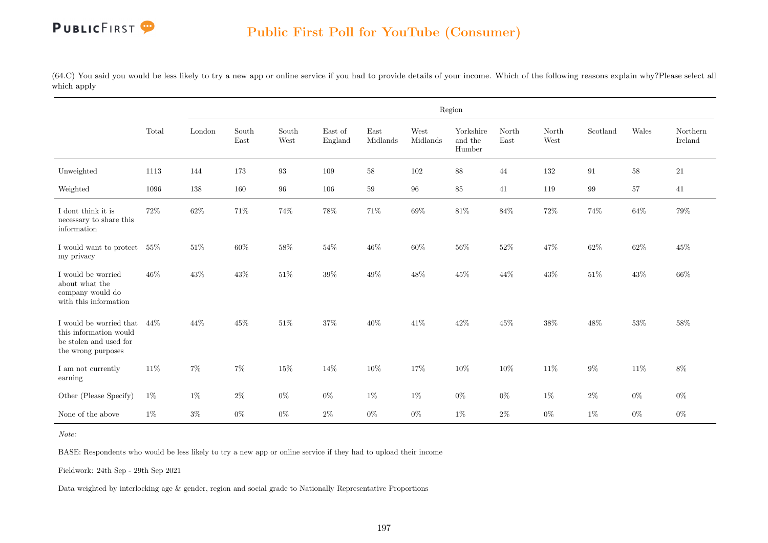## Public First Poll for YouTube (Consumer)

(64.C) You said you would be less likely to try a new app or online service if you had to provide details of your income. Which of the following reasons explain why?Please select all which apply

| | Total | Region | | | | | | | | | | | |
|---|---|---|---|---|---|---|---|---|---|---|---|---|---|
| | | London | South East | South West | East of England | East Midlands | West Midlands | Yorkshire and the Humber | North East | North West | Scotland | Wales | Northern Ireland |
| Unweighted | 1113 | 144 | 173 | 93 | 109 | 58 | 102 | 88 | 44 | 132 | 91 | 58 | 21 |
| Weighted | 1096 | 138 | 160 | 96 | 106 | 59 | 96 | 85 | 41 | 119 | 99 | 57 | 41 |
| I dont think it is necessary to share this information | 72% | 62% | 71% | 74% | 78% | 71% | 69% | 81% | 84% | 72% | 74% | 64% | 79% |
| I would want to protect my privacy | 55% | 51% | 60% | 58% | 54% | 46% | 60% | 56% | 52% | 47% | 62% | 62% | 45% |
| I would be worried about what the company would do with this information | 46% | 43% | 43% | 51% | 39% | 49% | 48% | 45% | 44% | 43% | 51% | 43% | 66% |
| I would be worried that this information would be stolen and used for the wrong purposes | 44% | 44% | 45% | 51% | 37% | 40% | 41% | 42% | 45% | 38% | 48% | 53% | 58% |
| I am not currently earning | 11% | 7% | 7% | 15% | 14% | 10% | 17% | 10% | 10% | 11% | 9% | 11% | 8% |
| Other (Please Specify) | 1% | 1% | 2% | 0% | 0% | 1% | 1% | 0% | 0% | 1% | 2% | 0% | 0% |
| None of the above | 1% | 3% | 0% | 0% | 2% | 0% | 0% | 1% | 2% | 0% | 1% | 0% | 0% |

*Note:*

BASE: Respondents who would be less likely to try a new app or online service if they had to upload their income

Fieldwork: 24th Sep - 29th Sep 2021

Data weighted by interlocking age & gender, region and social grade to Nationally Representative Proportions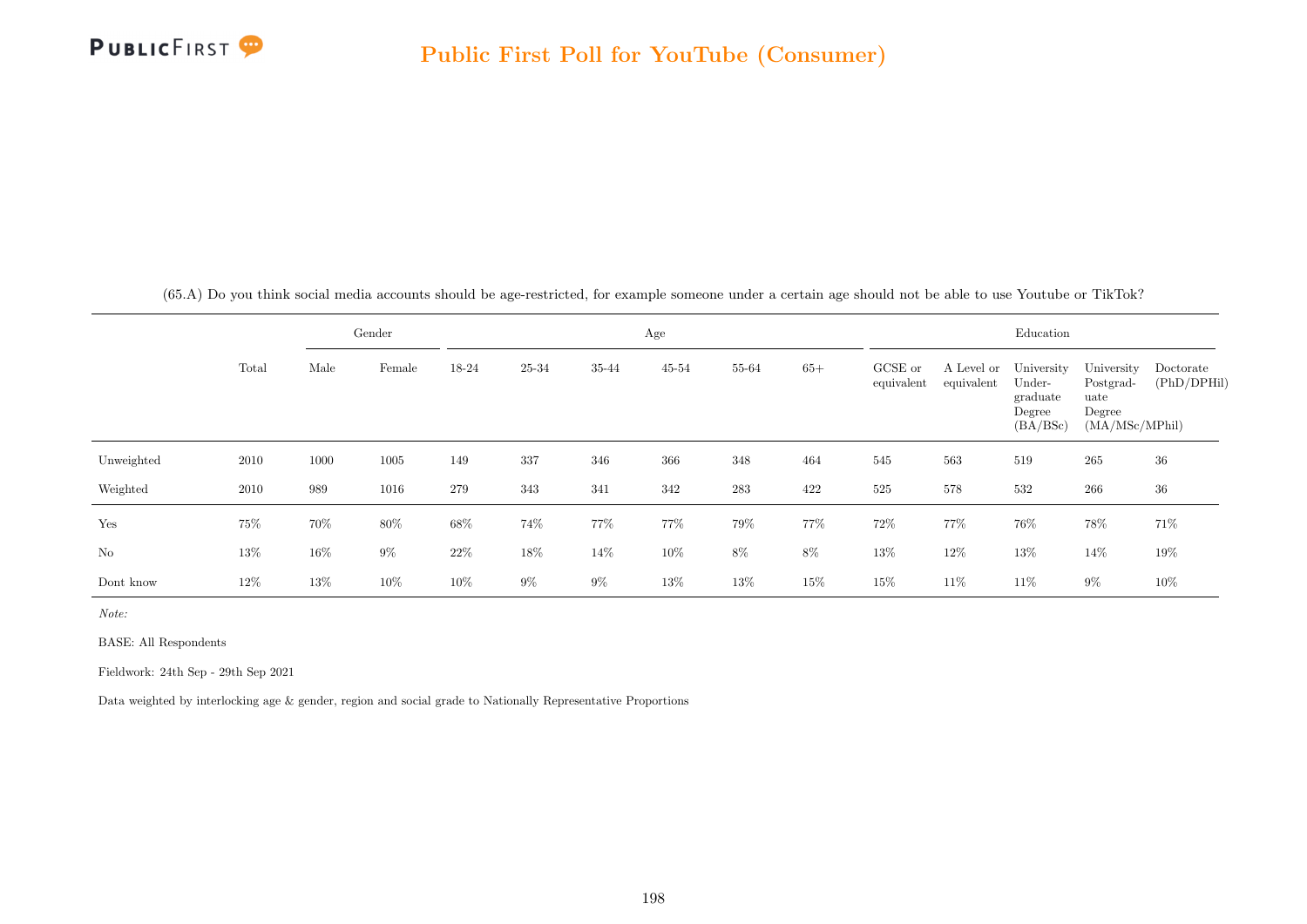(65.A) Do you think social media accounts should be age-restricted, for example someone under a certain age should not be able to use Youtube or TikTok?

| | Total | Gender | | Age | | | | | | Education | | | | |
|---|---|---|---|---|---|---|---|---|---|---|---|---|---|---|
| | | Male | Female | 18-24 | 25-34 | 35-44 | 45-54 | 55-64 | 65+ | GCSE or equivalent | A Level or equivalent | University Under-graduate Degree (BA/BSc) | University Postgrad-uate Degree (MA/MSc/MPhil) | Doctorate (PhD/DPHil) |
| Unweighted | 2010 | 1000 | 1005 | 149 | 337 | 346 | 366 | 348 | 464 | 545 | 563 | 519 | 265 | 36 |
| Weighted | 2010 | 989 | 1016 | 279 | 343 | 341 | 342 | 283 | 422 | 525 | 578 | 532 | 266 | 36 |
| Yes | 75% | 70% | 80% | 68% | 74% | 77% | 77% | 79% | 77% | 72% | 77% | 76% | 78% | 71% |
| No | 13% | 16% | 9% | 22% | 18% | 14% | 10% | 8% | 8% | 13% | 12% | 13% | 14% | 19% |
| Dont know | 12% | 13% | 10% | 10% | 9% | 9% | 13% | 13% | 15% | 15% | 11% | 11% | 9% | 10% |

*Note:*

BASE: All Respondents

Fieldwork: 24th Sep - 29th Sep 2021

Data weighted by interlocking age & gender, region and social grade to Nationally Representative Proportions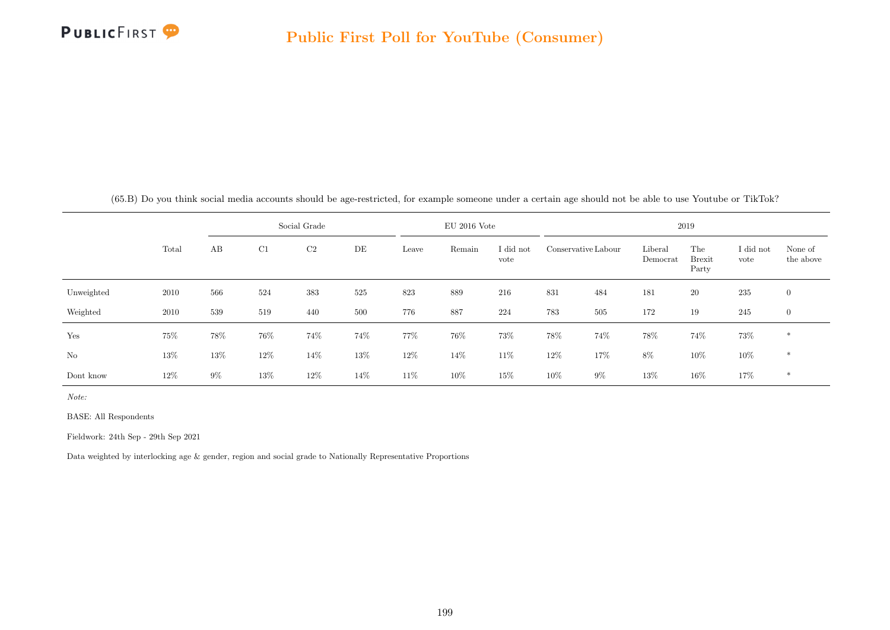(65.B) Do you think social media accounts should be age-restricted, for example someone under a certain age should not be able to use Youtube or TikTok?

| | Total | Social Grade | | | | EU 2016 Vote | | | 2019 | | | | | |
|---|---|---|---|---|---|---|---|---|---|---|---|---|---|---|
| | | AB | C1 | C2 | DE | Leave | Remain | I did not vote | Conservative | Labour | Liberal Democrat | The Brexit Party | I did not vote | None of the above |
| Unweighted | 2010 | 566 | 524 | 383 | 525 | 823 | 889 | 216 | 831 | 484 | 181 | 20 | 235 | 0 |
| Weighted | 2010 | 539 | 519 | 440 | 500 | 776 | 887 | 224 | 783 | 505 | 172 | 19 | 245 | 0 |
| Yes | 75% | 78% | 76% | 74% | 74% | 77% | 76% | 73% | 78% | 74% | 78% | 74% | 73% | * |
| No | 13% | 13% | 12% | 14% | 13% | 12% | 14% | 11% | 12% | 17% | 8% | 10% | 10% | * |
| Dont know | 12% | 9% | 13% | 12% | 14% | 11% | 10% | 15% | 10% | 9% | 13% | 16% | 17% | * |

*Note:*

BASE: All Respondents

Fieldwork: 24th Sep - 29th Sep 2021

Data weighted by interlocking age & gender, region and social grade to Nationally Representative Proportions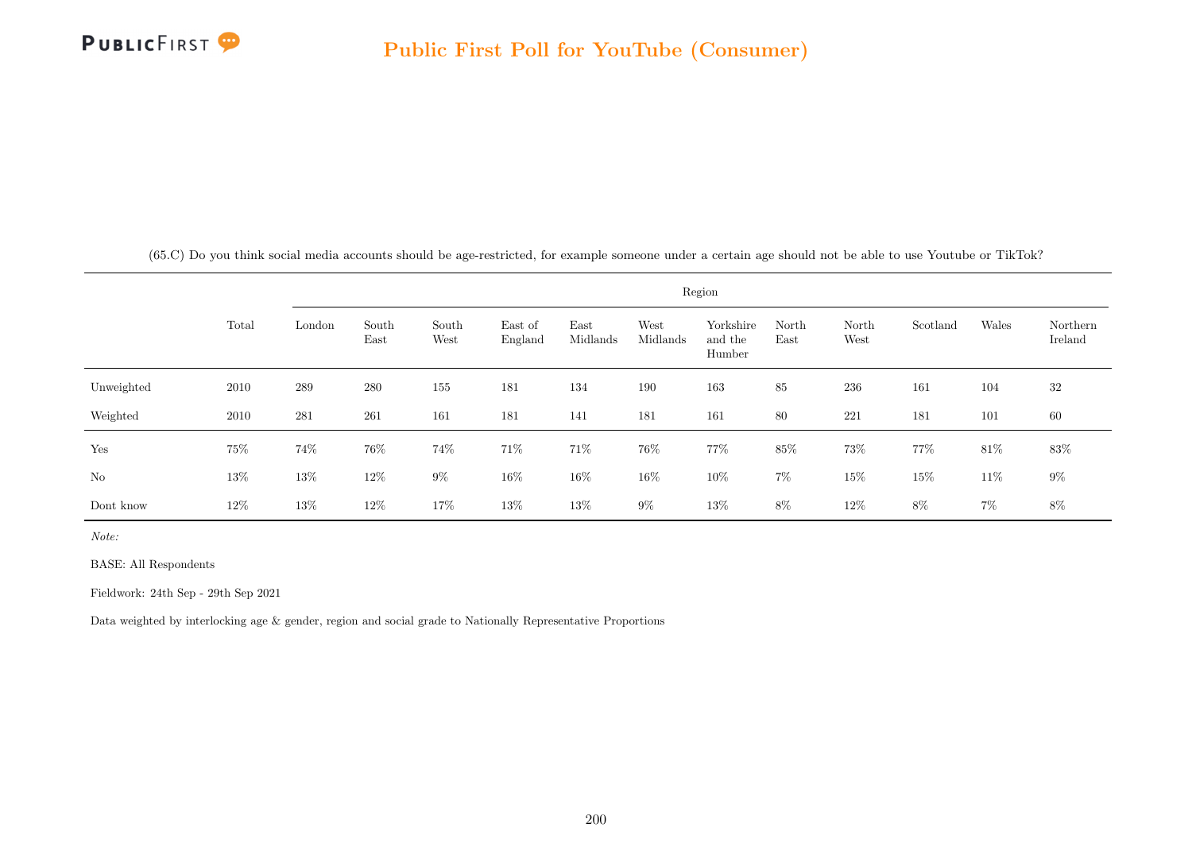## Public First Poll for YouTube (Consumer)

(65.C) Do you think social media accounts should be age-restricted, for example someone under a certain age should not be able to use Youtube or TikTok?

| | Total | Region | | | | | | | | | | | |
|---|---|---|---|---|---|---|---|---|---|---|---|---|---|
| | | London | South East | South West | East of England | East Midlands | West Midlands | Yorkshire and the Humber | North East | North West | Scotland | Wales | Northern Ireland |
| Unweighted | 2010 | 289 | 280 | 155 | 181 | 134 | 190 | 163 | 85 | 236 | 161 | 104 | 32 |
| Weighted | 2010 | 281 | 261 | 161 | 181 | 141 | 181 | 161 | 80 | 221 | 181 | 101 | 60 |
| Yes | 75% | 74% | 76% | 74% | 71% | 71% | 76% | 77% | 85% | 73% | 77% | 81% | 83% |
| No | 13% | 13% | 12% | 9% | 16% | 16% | 16% | 10% | 7% | 15% | 15% | 11% | 9% |
| Dont know | 12% | 13% | 12% | 17% | 13% | 13% | 9% | 13% | 8% | 12% | 8% | 7% | 8% |

*Note:*

BASE: All Respondents

Fieldwork: 24th Sep - 29th Sep 2021

Data weighted by interlocking age & gender, region and social grade to Nationally Representative Proportions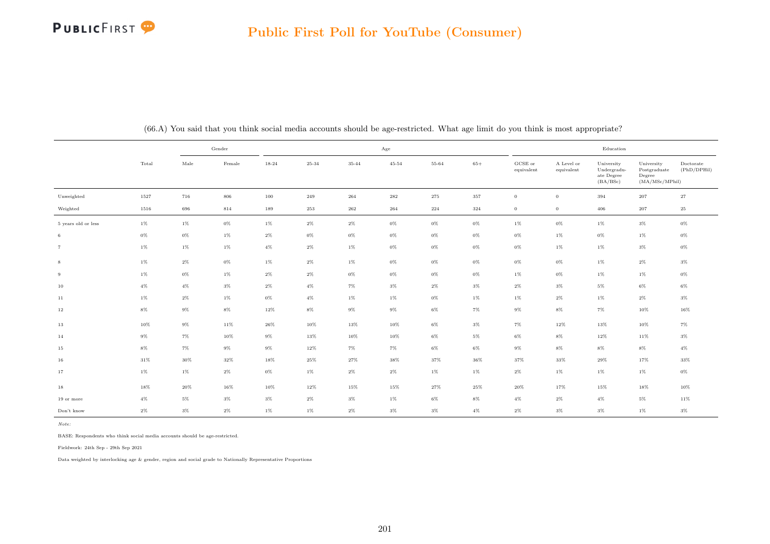## Public First Poll for YouTube (Consumer)

(66.A) You said that you think social media accounts should be age-restricted. What age limit do you think is most appropriate?

| | Total | Gender | | Age | | | | | | Education | | | | |
|---|---|---|---|---|---|---|---|---|---|---|---|---|---|---|
| | | Male | Female | 18-24 | 25-34 | 35-44 | 45-54 | 55-64 | 65+ | GCSE or equivalent | A Level or equivalent | University Undergraduate Degree (BA/BSc) | University Postgraduate Degree (MA/MSc/MPhil) | Doctorate (PhD/DPHil) |
| Unweighted | 1527 | 716 | 806 | 100 | 249 | 264 | 282 | 275 | 357 | 0 | 0 | 394 | 207 | 27 |
| Weighted | 1516 | 696 | 814 | 189 | 253 | 262 | 264 | 224 | 324 | 0 | 0 | 406 | 207 | 25 |
| 5 years old or less | 1% | 1% | 0% | 1% | 2% | 2% | 0% | 0% | 0% | 1% | 0% | 1% | 3% | 0% |
| 6 | 0% | 0% | 1% | 2% | 0% | 0% | 0% | 0% | 0% | 0% | 1% | 0% | 1% | 0% |
| 7 | 1% | 1% | 1% | 4% | 2% | 1% | 0% | 0% | 0% | 0% | 1% | 1% | 3% | 0% |
| 8 | 1% | 2% | 0% | 1% | 2% | 1% | 0% | 0% | 0% | 0% | 0% | 1% | 2% | 3% |
| 9 | 1% | 0% | 1% | 2% | 2% | 0% | 0% | 0% | 0% | 1% | 0% | 1% | 1% | 0% |
| 10 | 4% | 4% | 3% | 2% | 4% | 7% | 3% | 2% | 3% | 2% | 3% | 5% | 6% | 6% |
| 11 | 1% | 2% | 1% | 0% | 4% | 1% | 1% | 0% | 1% | 1% | 2% | 1% | 2% | 3% |
| 12 | 8% | 9% | 8% | 12% | 8% | 9% | 9% | 6% | 7% | 9% | 8% | 7% | 10% | 16% |
| 13 | 10% | 9% | 11% | 26% | 10% | 13% | 10% | 6% | 3% | 7% | 12% | 13% | 10% | 7% |
| 14 | 9% | 7% | 10% | 9% | 13% | 10% | 10% | 6% | 5% | 6% | 8% | 12% | 11% | 3% |
| 15 | 8% | 7% | 9% | 9% | 12% | 7% | 7% | 6% | 6% | 9% | 8% | 8% | 8% | 4% |
| 16 | 31% | 30% | 32% | 18% | 25% | 27% | 38% | 37% | 36% | 37% | 33% | 29% | 17% | 33% |
| 17 | 1% | 1% | 2% | 0% | 1% | 2% | 2% | 1% | 1% | 2% | 1% | 1% | 1% | 0% |
| 18 | 18% | 20% | 16% | 10% | 12% | 15% | 15% | 27% | 25% | 20% | 17% | 15% | 18% | 10% |
| 19 or more | 4% | 5% | 3% | 3% | 2% | 3% | 1% | 6% | 8% | 4% | 2% | 4% | 5% | 11% |
| Don't know | 2% | 3% | 2% | 1% | 1% | 2% | 3% | 3% | 4% | 2% | 3% | 3% | 1% | 3% |

*Note:*

BASE: Respondents who think social media accounts should be age-restricted.

Fieldwork: 24th Sep - 29th Sep 2021

Data weighted by interlocking age & gender, region and social grade to Nationally Representative Proportions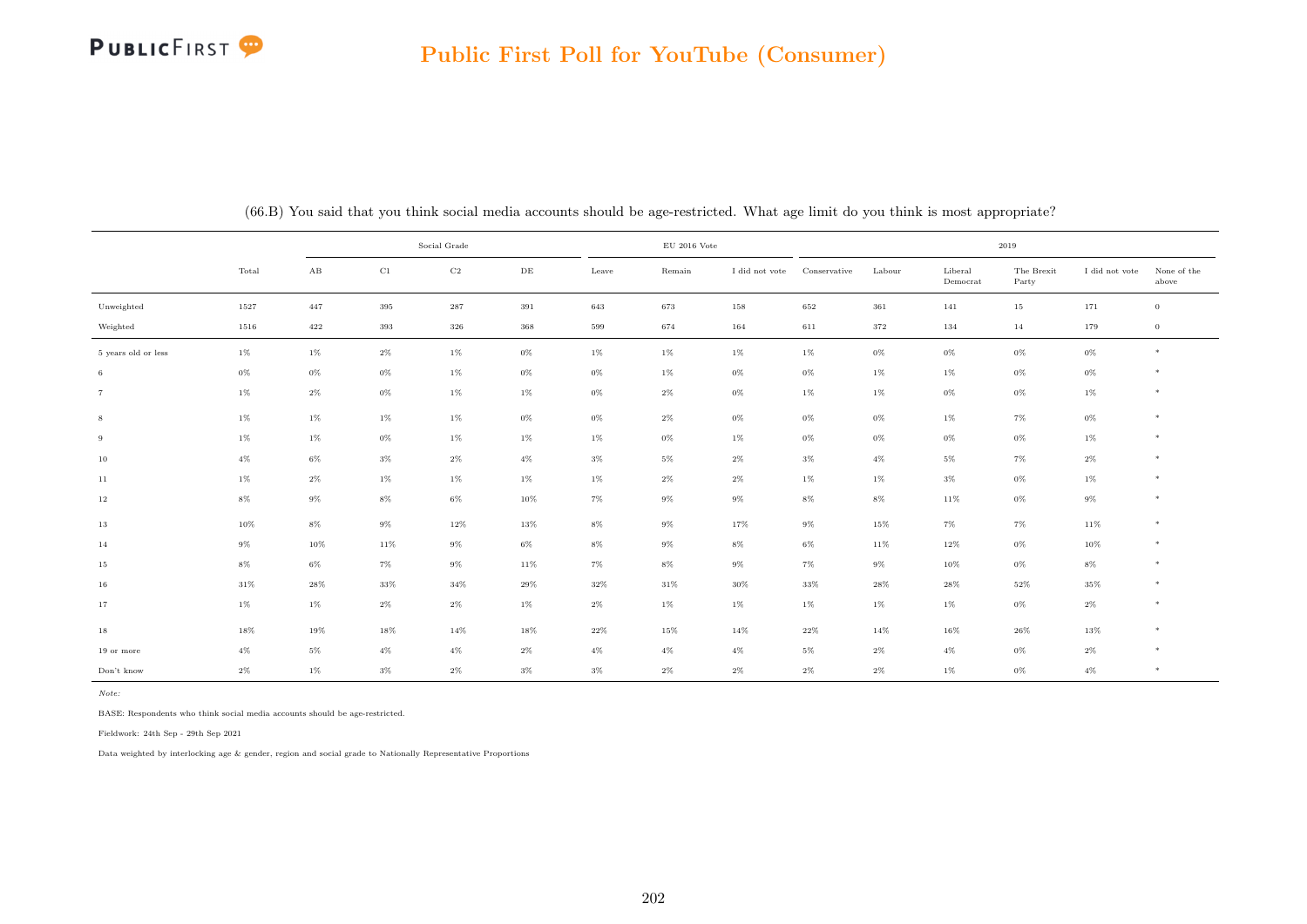## Public First Poll for YouTube (Consumer)

(66.B) You said that you think social media accounts should be age-restricted. What age limit do you think is most appropriate?

| | Total | Social Grade | | | | EU 2016 Vote | | | 2019 | | | | | |
|---|---|---|---|---|---|---|---|---|---|---|---|---|---|---|
| | | AB | C1 | C2 | DE | Leave | Remain | I did not vote | Conservative | Labour | Liberal Democrat | The Brexit Party | I did not vote | None of the above |
| Unweighted | 1527 | 447 | 395 | 287 | 391 | 643 | 673 | 158 | 652 | 361 | 141 | 15 | 171 | 0 |
| Weighted | 1516 | 422 | 393 | 326 | 368 | 599 | 674 | 164 | 611 | 372 | 134 | 14 | 179 | 0 |
| 5 years old or less | 1% | 1% | 2% | 1% | 0% | 1% | 1% | 1% | 1% | 0% | 0% | 0% | 0% | * |
| 6 | 0% | 0% | 0% | 1% | 0% | 0% | 1% | 0% | 0% | 1% | 1% | 0% | 0% | * |
| 7 | 1% | 2% | 0% | 1% | 1% | 0% | 2% | 0% | 1% | 1% | 0% | 0% | 1% | * |
| 8 | 1% | 1% | 1% | 1% | 0% | 0% | 2% | 0% | 0% | 0% | 1% | 7% | 0% | * |
| 9 | 1% | 1% | 0% | 1% | 1% | 1% | 0% | 1% | 0% | 0% | 0% | 0% | 1% | * |
| 10 | 4% | 6% | 3% | 2% | 4% | 3% | 5% | 2% | 3% | 4% | 5% | 7% | 2% | * |
| 11 | 1% | 2% | 1% | 1% | 1% | 1% | 2% | 2% | 1% | 1% | 3% | 0% | 1% | * |
| 12 | 8% | 9% | 8% | 6% | 10% | 7% | 9% | 9% | 8% | 8% | 11% | 0% | 9% | * |
| 13 | 10% | 8% | 9% | 12% | 13% | 8% | 9% | 17% | 9% | 15% | 7% | 7% | 11% | * |
| 14 | 9% | 10% | 11% | 9% | 6% | 8% | 9% | 8% | 6% | 11% | 12% | 0% | 10% | * |
| 15 | 8% | 6% | 7% | 9% | 11% | 7% | 8% | 9% | 7% | 9% | 10% | 0% | 8% | * |
| 16 | 31% | 28% | 33% | 34% | 29% | 32% | 31% | 30% | 33% | 28% | 28% | 52% | 35% | * |
| 17 | 1% | 1% | 2% | 2% | 1% | 2% | 1% | 1% | 1% | 1% | 1% | 0% | 2% | * |
| 18 | 18% | 19% | 18% | 14% | 18% | 22% | 15% | 14% | 22% | 14% | 16% | 26% | 13% | * |
| 19 or more | 4% | 5% | 4% | 4% | 2% | 4% | 4% | 4% | 5% | 2% | 4% | 0% | 2% | * |
| Don't know | 2% | 1% | 3% | 2% | 3% | 3% | 2% | 2% | 2% | 2% | 1% | 0% | 4% | * |

*Note:*

BASE: Respondents who think social media accounts should be age-restricted.

Fieldwork: 24th Sep - 29th Sep 2021

Data weighted by interlocking age & gender, region and social grade to Nationally Representative Proportions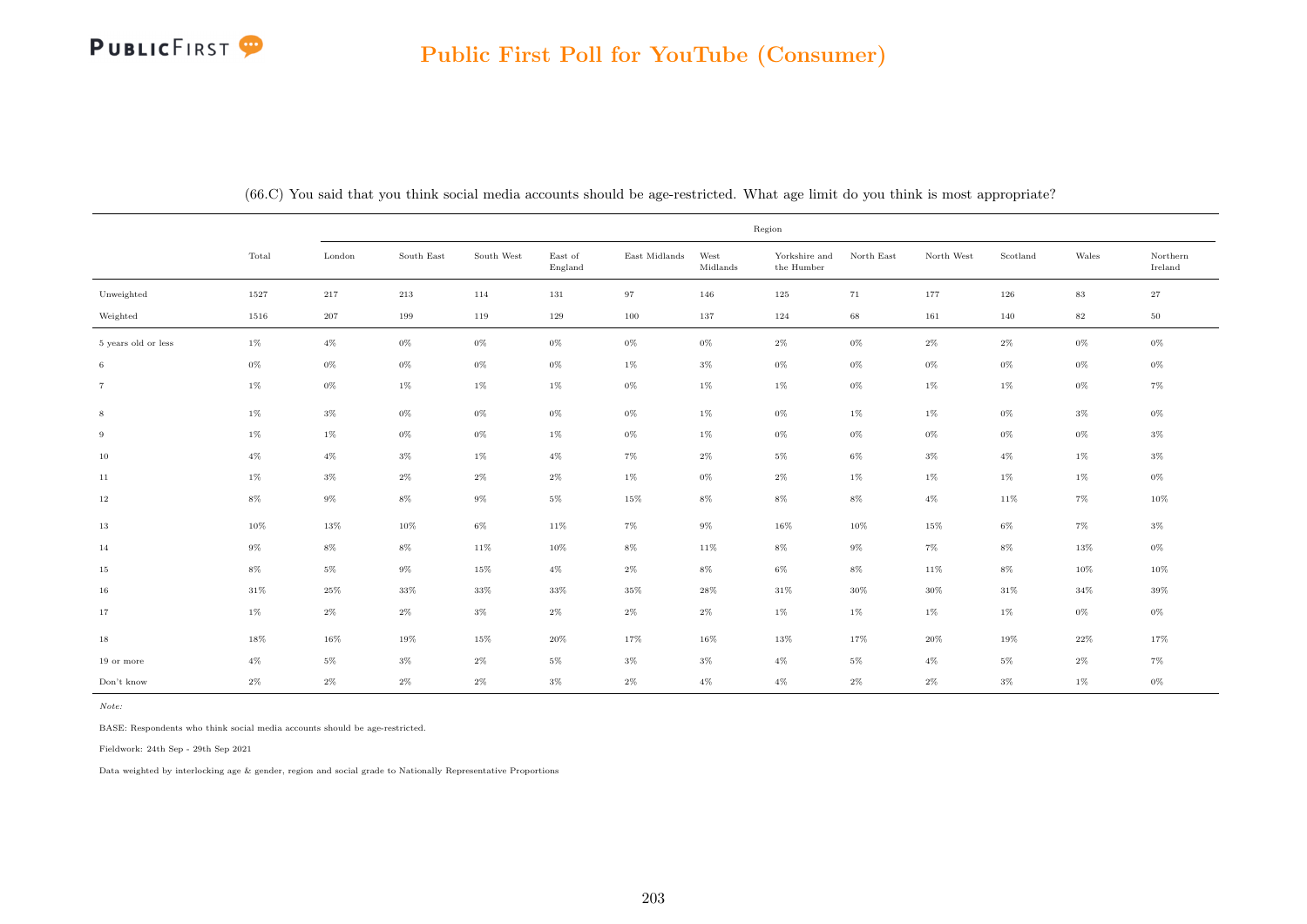## Public First Poll for YouTube (Consumer)

(66.C) You said that you think social media accounts should be age-restricted. What age limit do you think is most appropriate?

| | Total | Region | | | | | | | | | | | |
|---|---|---|---|---|---|---|---|---|---|---|---|---|---|
| | | London | South East | South West | East of England | East Midlands | West Midlands | Yorkshire and the Humber | North East | North West | Scotland | Wales | Northern Ireland |
| Unweighted | 1527 | 217 | 213 | 114 | 131 | 97 | 146 | 125 | 71 | 177 | 126 | 83 | 27 |
| Weighted | 1516 | 207 | 199 | 119 | 129 | 100 | 137 | 124 | 68 | 161 | 140 | 82 | 50 |
| 5 years old or less | 1% | 4% | 0% | 0% | 0% | 0% | 0% | 2% | 0% | 2% | 2% | 0% | 0% |
| 6 | 0% | 0% | 0% | 0% | 0% | 1% | 3% | 0% | 0% | 0% | 0% | 0% | 0% |
| 7 | 1% | 0% | 1% | 1% | 1% | 0% | 1% | 1% | 0% | 1% | 1% | 0% | 7% |
| 8 | 1% | 3% | 0% | 0% | 0% | 0% | 1% | 0% | 1% | 1% | 0% | 3% | 0% |
| 9 | 1% | 1% | 0% | 0% | 1% | 0% | 1% | 0% | 0% | 0% | 0% | 0% | 3% |
| 10 | 4% | 4% | 3% | 1% | 4% | 7% | 2% | 5% | 6% | 3% | 4% | 1% | 3% |
| 11 | 1% | 3% | 2% | 2% | 2% | 1% | 0% | 2% | 1% | 1% | 1% | 1% | 0% |
| 12 | 8% | 9% | 8% | 9% | 5% | 15% | 8% | 8% | 8% | 4% | 11% | 7% | 10% |
| 13 | 10% | 13% | 10% | 6% | 11% | 7% | 9% | 16% | 10% | 15% | 6% | 7% | 3% |
| 14 | 9% | 8% | 8% | 11% | 10% | 8% | 11% | 8% | 9% | 7% | 8% | 13% | 0% |
| 15 | 8% | 5% | 9% | 15% | 4% | 2% | 8% | 6% | 8% | 11% | 8% | 10% | 10% |
| 16 | 31% | 25% | 33% | 33% | 33% | 35% | 28% | 31% | 30% | 30% | 31% | 34% | 39% |
| 17 | 1% | 2% | 2% | 3% | 2% | 2% | 2% | 1% | 1% | 1% | 1% | 0% | 0% |
| 18 | 18% | 16% | 19% | 15% | 20% | 17% | 16% | 13% | 17% | 20% | 19% | 22% | 17% |
| 19 or more | 4% | 5% | 3% | 2% | 5% | 3% | 3% | 4% | 5% | 4% | 5% | 2% | 7% |
| Don't know | 2% | 2% | 2% | 2% | 3% | 2% | 4% | 4% | 2% | 2% | 3% | 1% | 0% |

*Note:*

BASE: Respondents who think social media accounts should be age-restricted.

Fieldwork: 24th Sep - 29th Sep 2021

Data weighted by interlocking age & gender, region and social grade to Nationally Representative Proportions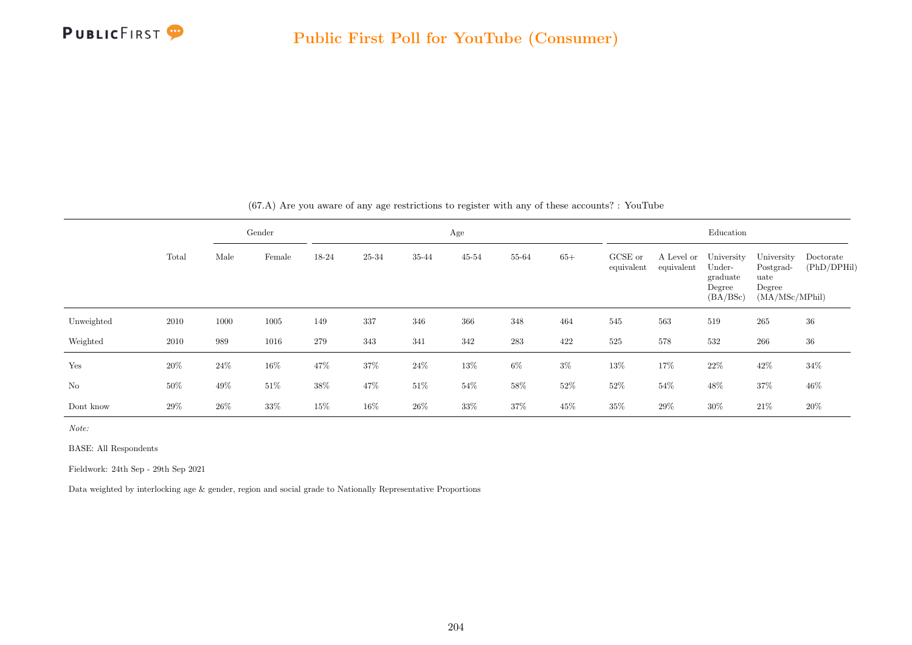(67.A) Are you aware of any age restrictions to register with any of these accounts? : YouTube

| | Total | Gender | | Age | | | | | | Education | | | | |
|---|---|---|---|---|---|---|---|---|---|---|---|---|---|---|
| | | Male | Female | 18-24 | 25-34 | 35-44 | 45-54 | 55-64 | 65+ | GCSE or equivalent | A Level or equivalent | University Undergraduate Degree (BA/BSc) | University Postgraduate Degree (MA/MSc/MPhil) | Doctorate (PhD/DPHil) |
| Unweighted | 2010 | 1000 | 1005 | 149 | 337 | 346 | 366 | 348 | 464 | 545 | 563 | 519 | 265 | 36 |
| Weighted | 2010 | 989 | 1016 | 279 | 343 | 341 | 342 | 283 | 422 | 525 | 578 | 532 | 266 | 36 |
| Yes | 20% | 24% | 16% | 47% | 37% | 24% | 13% | 6% | 3% | 13% | 17% | 22% | 42% | 34% |
| No | 50% | 49% | 51% | 38% | 47% | 51% | 54% | 58% | 52% | 52% | 54% | 48% | 37% | 46% |
| Dont know | 29% | 26% | 33% | 15% | 16% | 26% | 33% | 37% | 45% | 35% | 29% | 30% | 21% | 20% |

*Note:*

BASE: All Respondents

Fieldwork: 24th Sep - 29th Sep 2021

Data weighted by interlocking age & gender, region and social grade to Nationally Representative Proportions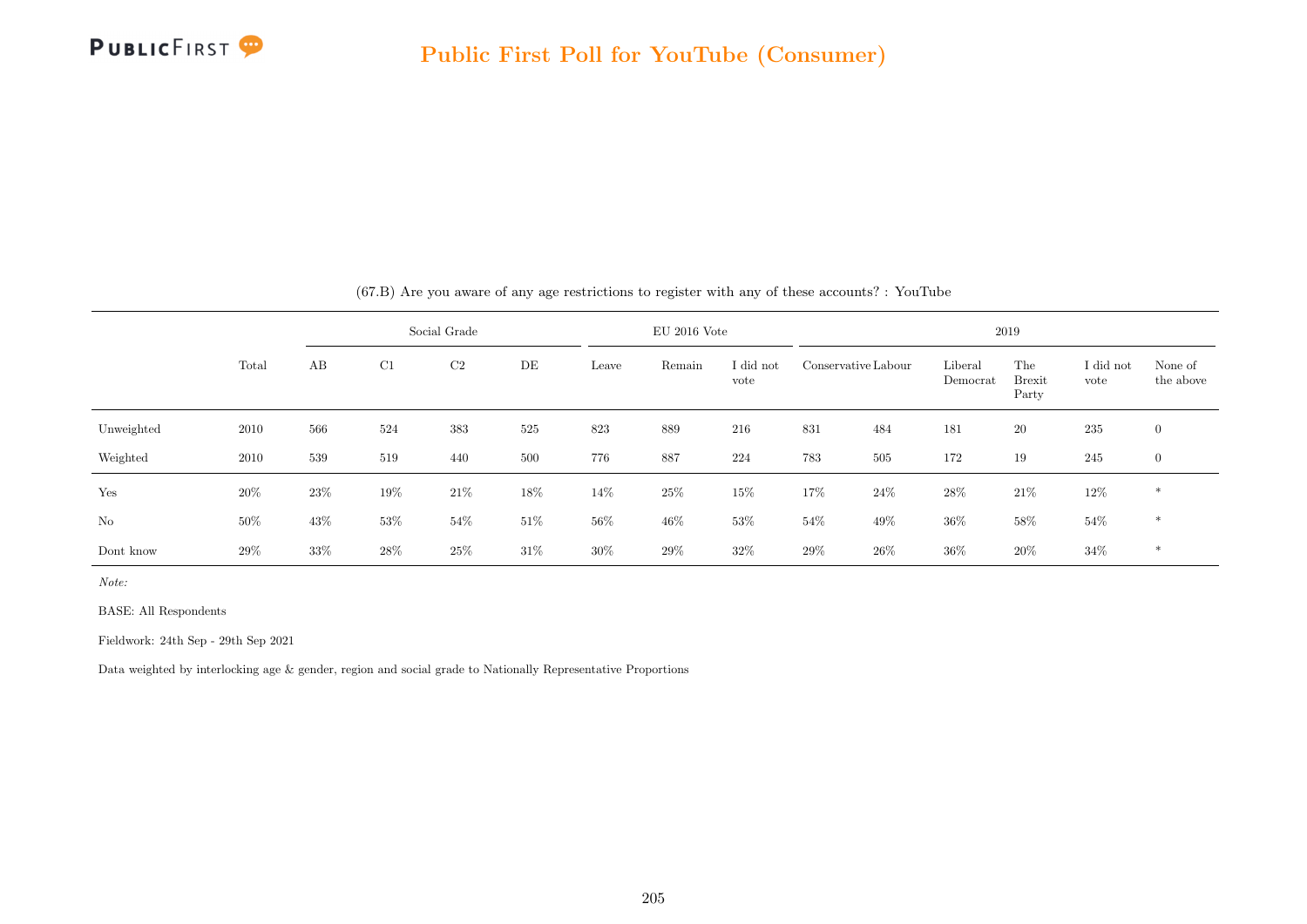(67.B) Are you aware of any age restrictions to register with any of these accounts? : YouTube

| | Total | Social Grade | | | | EU 2016 Vote | | | 2019 | | | | | |
|---|---|---|---|---|---|---|---|---|---|---|---|---|---|---|
| | | AB | C1 | C2 | DE | Leave | Remain | I did not vote | Conservative | Labour | Liberal Democrat | The Brexit Party | I did not vote | None of the above |
| Unweighted | 2010 | 566 | 524 | 383 | 525 | 823 | 889 | 216 | 831 | 484 | 181 | 20 | 235 | 0 |
| Weighted | 2010 | 539 | 519 | 440 | 500 | 776 | 887 | 224 | 783 | 505 | 172 | 19 | 245 | 0 |
| Yes | 20% | 23% | 19% | 21% | 18% | 14% | 25% | 15% | 17% | 24% | 28% | 21% | 12% | * |
| No | 50% | 43% | 53% | 54% | 51% | 56% | 46% | 53% | 54% | 49% | 36% | 58% | 54% | * |
| Dont know | 29% | 33% | 28% | 25% | 31% | 30% | 29% | 32% | 29% | 26% | 36% | 20% | 34% | * |

*Note:*

BASE: All Respondents

Fieldwork: 24th Sep - 29th Sep 2021

Data weighted by interlocking age & gender, region and social grade to Nationally Representative Proportions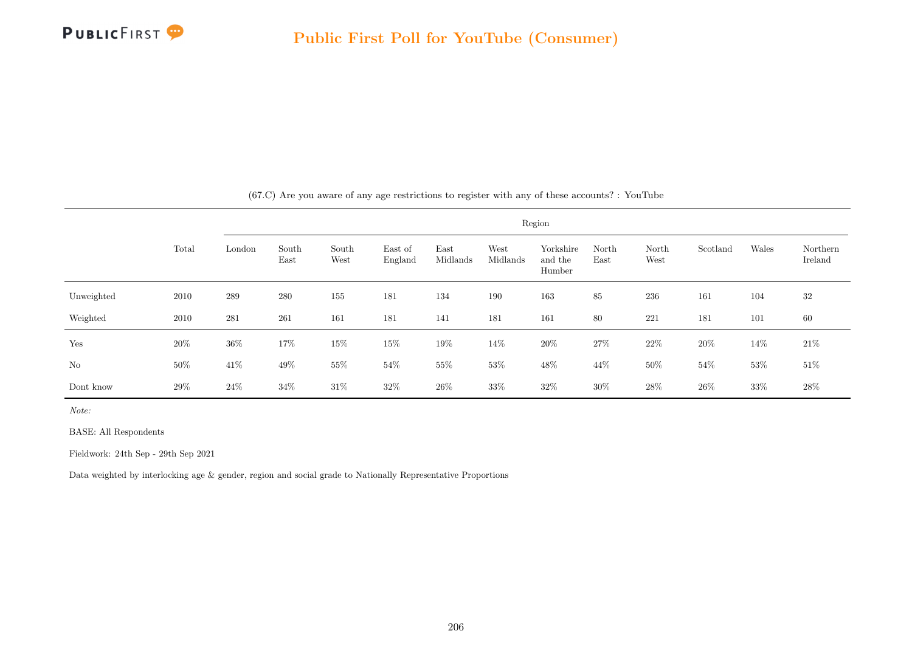## Public First Poll for YouTube (Consumer)

(67.C) Are you aware of any age restrictions to register with any of these accounts? : YouTube

| | Total | Region | | | | | | | | | | | |
|---|---|---|---|---|---|---|---|---|---|---|---|---|---|
| | | London | South East | South West | East of England | East Midlands | West Midlands | Yorkshire and the Humber | North East | North West | Scotland | Wales | Northern Ireland |
| Unweighted | 2010 | 289 | 280 | 155 | 181 | 134 | 190 | 163 | 85 | 236 | 161 | 104 | 32 |
| Weighted | 2010 | 281 | 261 | 161 | 181 | 141 | 181 | 161 | 80 | 221 | 181 | 101 | 60 |
| Yes | 20% | 36% | 17% | 15% | 15% | 19% | 14% | 20% | 27% | 22% | 20% | 14% | 21% |
| No | 50% | 41% | 49% | 55% | 54% | 55% | 53% | 48% | 44% | 50% | 54% | 53% | 51% |
| Dont know | 29% | 24% | 34% | 31% | 32% | 26% | 33% | 32% | 30% | 28% | 26% | 33% | 28% |

*Note:*

BASE: All Respondents

Fieldwork: 24th Sep - 29th Sep 2021

Data weighted by interlocking age & gender, region and social grade to Nationally Representative Proportions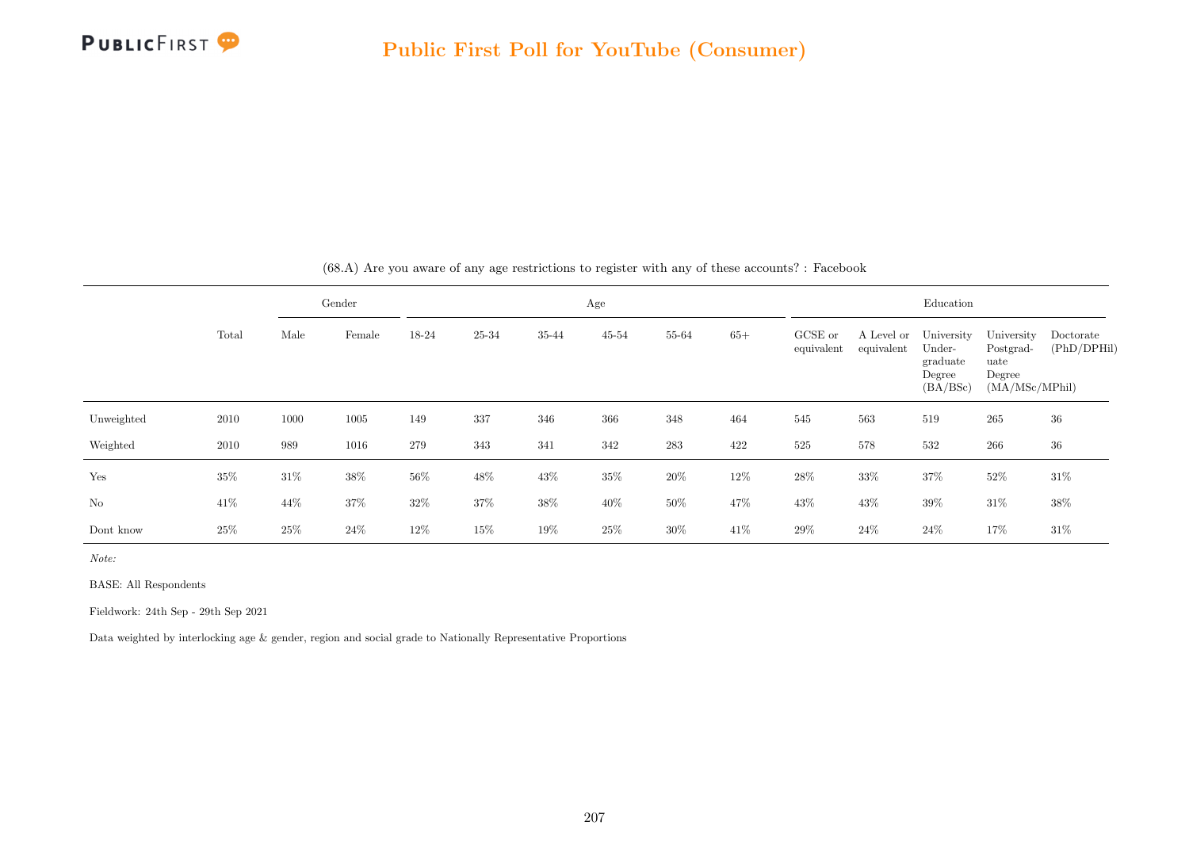(68.A) Are you aware of any age restrictions to register with any of these accounts? : Facebook

| | Total | Gender | | Age | | | | | | Education | | | | |
|---|---|---|---|---|---|---|---|---|---|---|---|---|---|---|
| | | Male | Female | 18-24 | 25-34 | 35-44 | 45-54 | 55-64 | 65+ | GCSE or equivalent | A Level or equivalent | University Under-graduate Degree (BA/BSc) | University Postgrad-uate Degree (MA/MSc/MPhil) | Doctorate (PhD/DPHil) |
| Unweighted | 2010 | 1000 | 1005 | 149 | 337 | 346 | 366 | 348 | 464 | 545 | 563 | 519 | 265 | 36 |
| Weighted | 2010 | 989 | 1016 | 279 | 343 | 341 | 342 | 283 | 422 | 525 | 578 | 532 | 266 | 36 |
| Yes | 35% | 31% | 38% | 56% | 48% | 43% | 35% | 20% | 12% | 28% | 33% | 37% | 52% | 31% |
| No | 41% | 44% | 37% | 32% | 37% | 38% | 40% | 50% | 47% | 43% | 43% | 39% | 31% | 38% |
| Dont know | 25% | 25% | 24% | 12% | 15% | 19% | 25% | 30% | 41% | 29% | 24% | 24% | 17% | 31% |

*Note:*

BASE: All Respondents

Fieldwork: 24th Sep - 29th Sep 2021

Data weighted by interlocking age & gender, region and social grade to Nationally Representative Proportions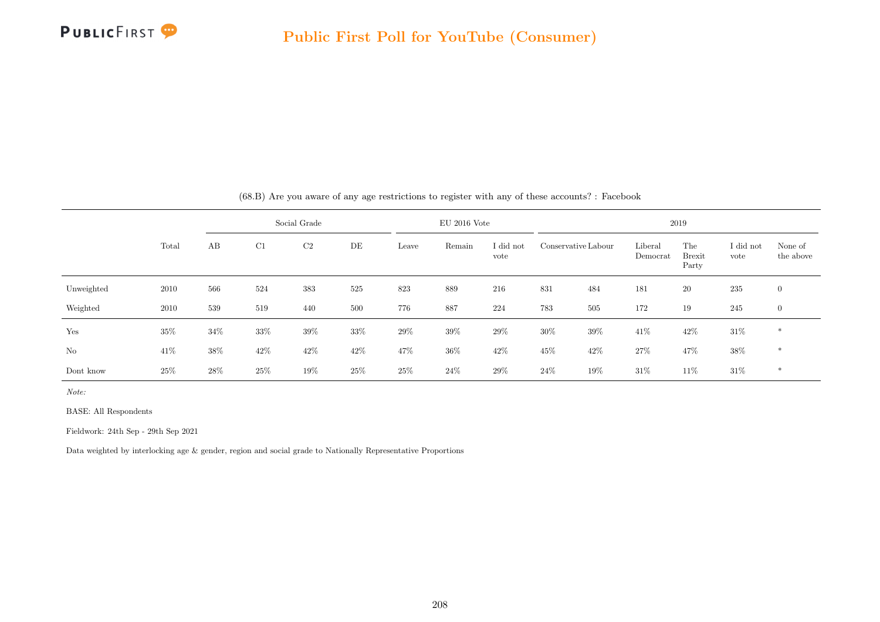## Public First Poll for YouTube (Consumer)

(68.B) Are you aware of any age restrictions to register with any of these accounts? : Facebook

| | Total | Social Grade | | | | EU 2016 Vote | | | 2019 | | | | | |
|---|---|---|---|---|---|---|---|---|---|---|---|---|---|---|
| | | AB | C1 | C2 | DE | Leave | Remain | I did not vote | Conservative | Labour | Liberal Democrat | The Brexit Party | I did not vote | None of the above |
| Unweighted | 2010 | 566 | 524 | 383 | 525 | 823 | 889 | 216 | 831 | 484 | 181 | 20 | 235 | 0 |
| Weighted | 2010 | 539 | 519 | 440 | 500 | 776 | 887 | 224 | 783 | 505 | 172 | 19 | 245 | 0 |
| Yes | 35% | 34% | 33% | 39% | 33% | 29% | 39% | 29% | 30% | 39% | 41% | 42% | 31% | * |
| No | 41% | 38% | 42% | 42% | 42% | 47% | 36% | 42% | 45% | 42% | 27% | 47% | 38% | * |
| Dont know | 25% | 28% | 25% | 19% | 25% | 25% | 24% | 29% | 24% | 19% | 31% | 11% | 31% | * |

*Note:*

BASE: All Respondents

Fieldwork: 24th Sep - 29th Sep 2021

Data weighted by interlocking age & gender, region and social grade to Nationally Representative Proportions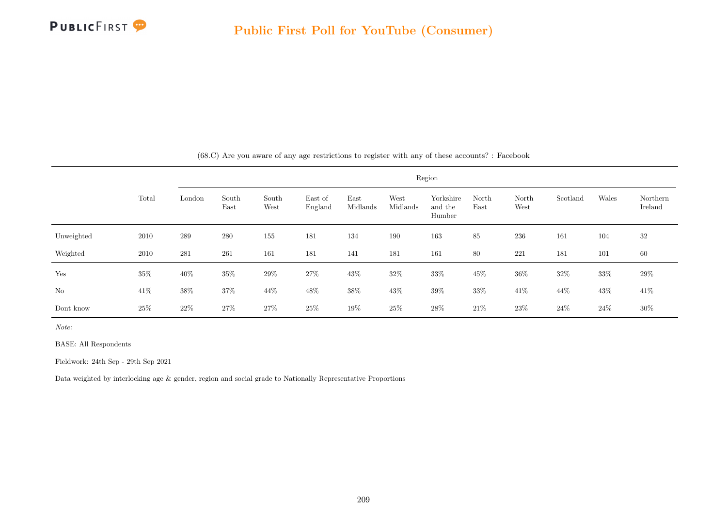(68.C) Are you aware of any age restrictions to register with any of these accounts? : Facebook

| | Total | Region | | | | | | | | | | | |
|---|---|---|---|---|---|---|---|---|---|---|---|---|---|
| | | London | South East | South West | East of England | East Midlands | West Midlands | Yorkshire and the Humber | North East | North West | Scotland | Wales | Northern Ireland |
| Unweighted | 2010 | 289 | 280 | 155 | 181 | 134 | 190 | 163 | 85 | 236 | 161 | 104 | 32 |
| Weighted | 2010 | 281 | 261 | 161 | 181 | 141 | 181 | 161 | 80 | 221 | 181 | 101 | 60 |
| Yes | 35% | 40% | 35% | 29% | 27% | 43% | 32% | 33% | 45% | 36% | 32% | 33% | 29% |
| No | 41% | 38% | 37% | 44% | 48% | 38% | 43% | 39% | 33% | 41% | 44% | 43% | 41% |
| Dont know | 25% | 22% | 27% | 27% | 25% | 19% | 25% | 28% | 21% | 23% | 24% | 24% | 30% |

*Note:*

BASE: All Respondents

Fieldwork: 24th Sep - 29th Sep 2021

Data weighted by interlocking age & gender, region and social grade to Nationally Representative Proportions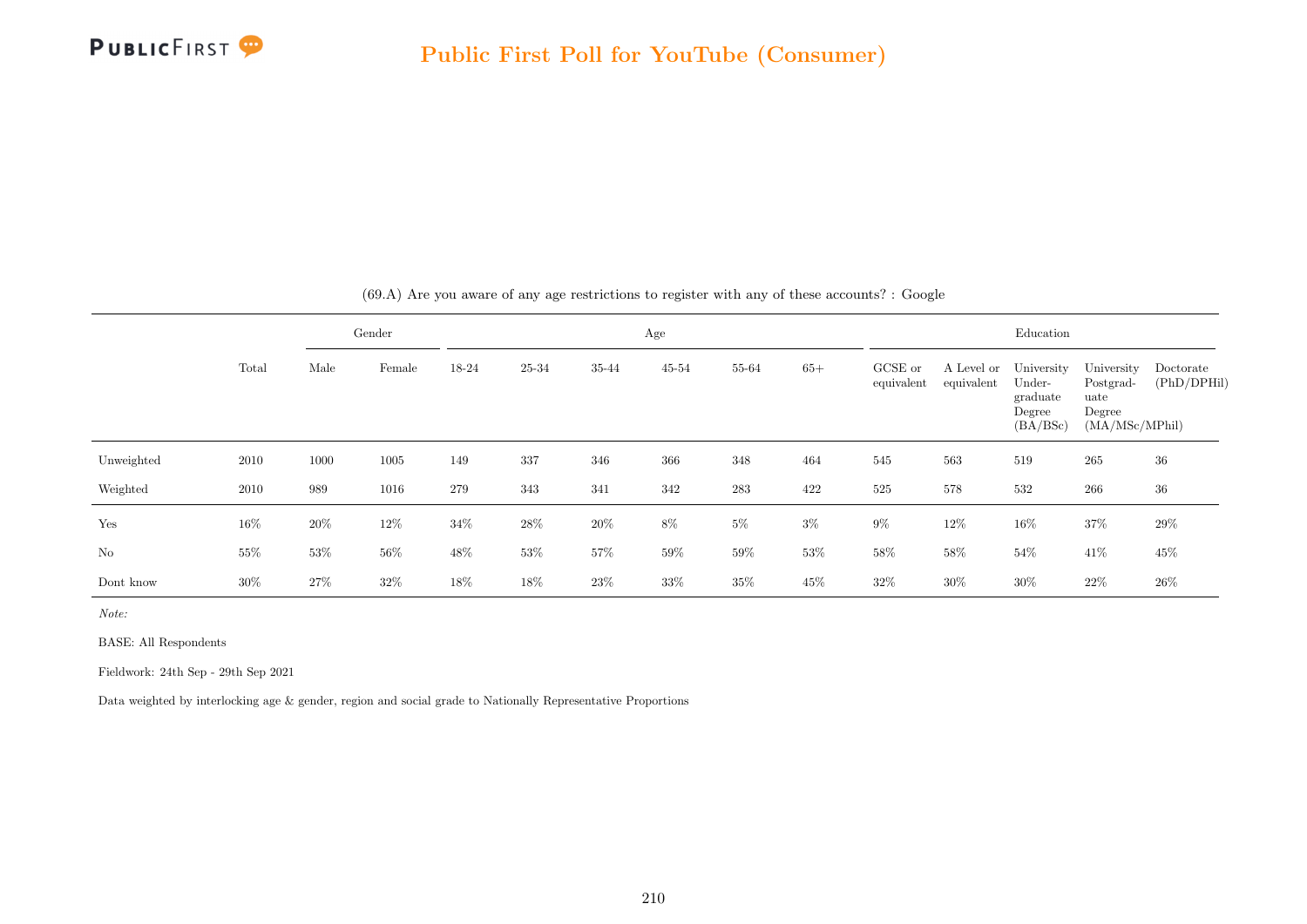(69.A) Are you aware of any age restrictions to register with any of these accounts? : Google

| | Total | Gender | | Age | | | | | | Education | | | | |
|---|---|---|---|---|---|---|---|---|---|---|---|---|---|---|
| | | Male | Female | 18-24 | 25-34 | 35-44 | 45-54 | 55-64 | 65+ | GCSE or equivalent | A Level or equivalent | University Under-graduate Degree (BA/BSc) | University Postgrad-uate Degree (MA/MSc/MPhil) | Doctorate (PhD/DPHil) |
| Unweighted | 2010 | 1000 | 1005 | 149 | 337 | 346 | 366 | 348 | 464 | 545 | 563 | 519 | 265 | 36 |
| Weighted | 2010 | 989 | 1016 | 279 | 343 | 341 | 342 | 283 | 422 | 525 | 578 | 532 | 266 | 36 |
| Yes | 16% | 20% | 12% | 34% | 28% | 20% | 8% | 5% | 3% | 9% | 12% | 16% | 37% | 29% |
| No | 55% | 53% | 56% | 48% | 53% | 57% | 59% | 59% | 53% | 58% | 58% | 54% | 41% | 45% |
| Dont know | 30% | 27% | 32% | 18% | 18% | 23% | 33% | 35% | 45% | 32% | 30% | 30% | 22% | 26% |

*Note:*

BASE: All Respondents

Fieldwork: 24th Sep - 29th Sep 2021

Data weighted by interlocking age & gender, region and social grade to Nationally Representative Proportions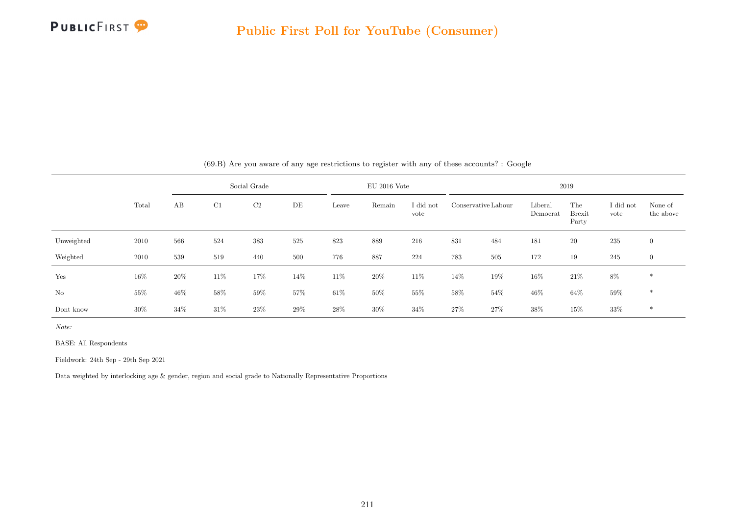(69.B) Are you aware of any age restrictions to register with any of these accounts? : Google

| | Total | Social Grade | | | | EU 2016 Vote | | | 2019 | | | | | |
|---|---|---|---|---|---|---|---|---|---|---|---|---|---|---|
| | | AB | C1 | C2 | DE | Leave | Remain | I did not vote | Conservative | Labour | Liberal Democrat | The Brexit Party | I did not vote | None of the above |
| Unweighted | 2010 | 566 | 524 | 383 | 525 | 823 | 889 | 216 | 831 | 484 | 181 | 20 | 235 | 0 |
| Weighted | 2010 | 539 | 519 | 440 | 500 | 776 | 887 | 224 | 783 | 505 | 172 | 19 | 245 | 0 |
| Yes | 16% | 20% | 11% | 17% | 14% | 11% | 20% | 11% | 14% | 19% | 16% | 21% | 8% | * |
| No | 55% | 46% | 58% | 59% | 57% | 61% | 50% | 55% | 58% | 54% | 46% | 64% | 59% | * |
| Dont know | 30% | 34% | 31% | 23% | 29% | 28% | 30% | 34% | 27% | 27% | 38% | 15% | 33% | * |

*Note:*

BASE: All Respondents

Fieldwork: 24th Sep - 29th Sep 2021

Data weighted by interlocking age & gender, region and social grade to Nationally Representative Proportions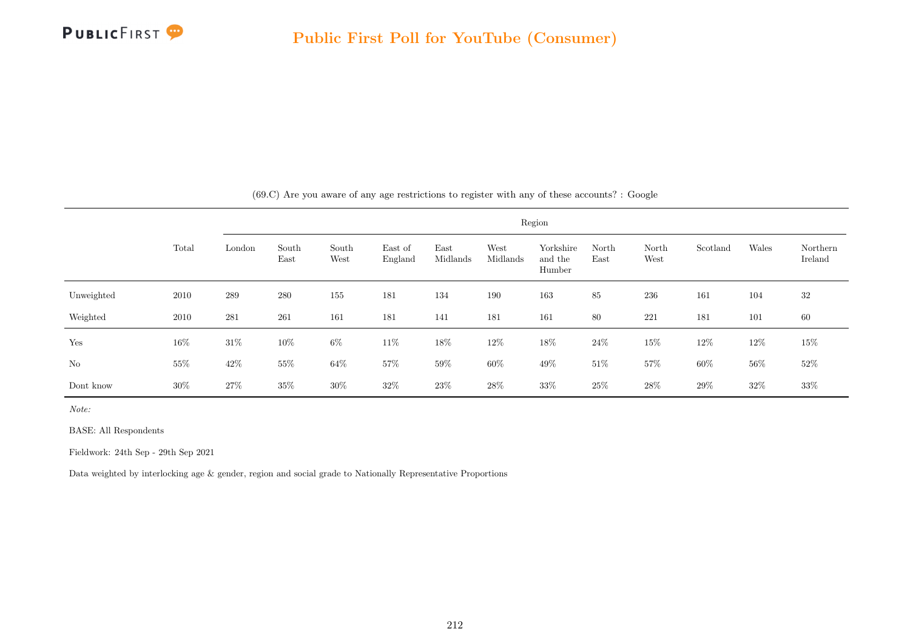## Public First Poll for YouTube (Consumer)

(69.C) Are you aware of any age restrictions to register with any of these accounts? : Google

| | Total | Region | | | | | | | | | | | |
|---|---|---|---|---|---|---|---|---|---|---|---|---|---|
| | | London | South East | South West | East of England | East Midlands | West Midlands | Yorkshire and the Humber | North East | North West | Scotland | Wales | Northern Ireland |
| Unweighted | 2010 | 289 | 280 | 155 | 181 | 134 | 190 | 163 | 85 | 236 | 161 | 104 | 32 |
| Weighted | 2010 | 281 | 261 | 161 | 181 | 141 | 181 | 161 | 80 | 221 | 181 | 101 | 60 |
| Yes | 16% | 31% | 10% | 6% | 11% | 18% | 12% | 18% | 24% | 15% | 12% | 12% | 15% |
| No | 55% | 42% | 55% | 64% | 57% | 59% | 60% | 49% | 51% | 57% | 60% | 56% | 52% |
| Dont know | 30% | 27% | 35% | 30% | 32% | 23% | 28% | 33% | 25% | 28% | 29% | 32% | 33% |

*Note:*

BASE: All Respondents

Fieldwork: 24th Sep - 29th Sep 2021

Data weighted by interlocking age & gender, region and social grade to Nationally Representative Proportions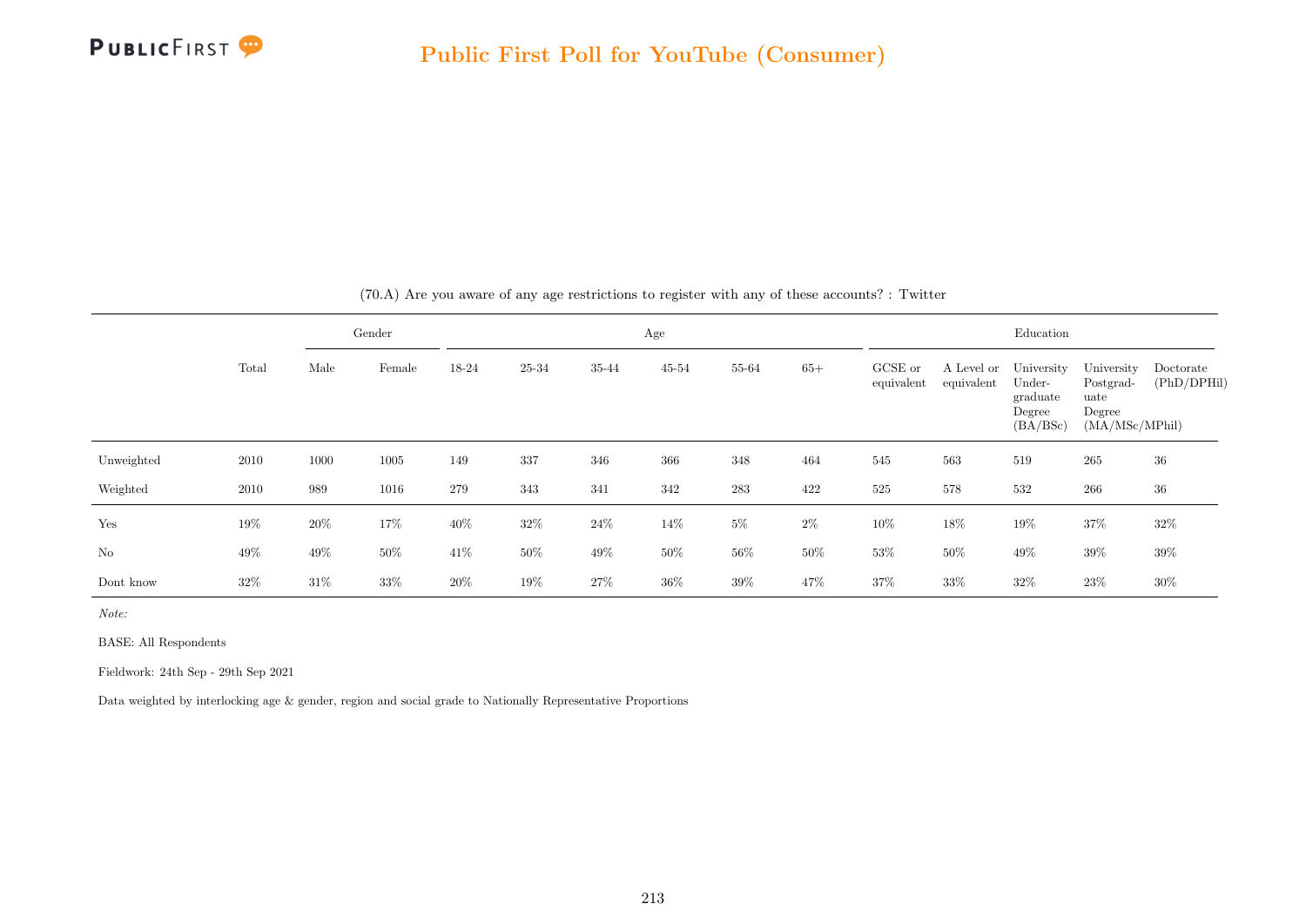## Public First Poll for YouTube (Consumer)

(70.A) Are you aware of any age restrictions to register with any of these accounts? : Twitter

| | Total | Gender | | Age | | | | | | Education | | | | |
|---|---|---|---|---|---|---|---|---|---|---|---|---|---|---|
| | | Male | Female | 18-24 | 25-34 | 35-44 | 45-54 | 55-64 | 65+ | GCSE or equivalent | A Level or equivalent | University Under-graduate Degree (BA/BSc) | University Postgrad-uate Degree (MA/MSc/MPhil) | Doctorate (PhD/DPHil) |
| Unweighted | 2010 | 1000 | 1005 | 149 | 337 | 346 | 366 | 348 | 464 | 545 | 563 | 519 | 265 | 36 |
| Weighted | 2010 | 989 | 1016 | 279 | 343 | 341 | 342 | 283 | 422 | 525 | 578 | 532 | 266 | 36 |
| Yes | 19% | 20% | 17% | 40% | 32% | 24% | 14% | 5% | 2% | 10% | 18% | 19% | 37% | 32% |
| No | 49% | 49% | 50% | 41% | 50% | 49% | 50% | 56% | 50% | 53% | 50% | 49% | 39% | 39% |
| Dont know | 32% | 31% | 33% | 20% | 19% | 27% | 36% | 39% | 47% | 37% | 33% | 32% | 23% | 30% |

*Note:*

BASE: All Respondents

Fieldwork: 24th Sep - 29th Sep 2021

Data weighted by interlocking age & gender, region and social grade to Nationally Representative Proportions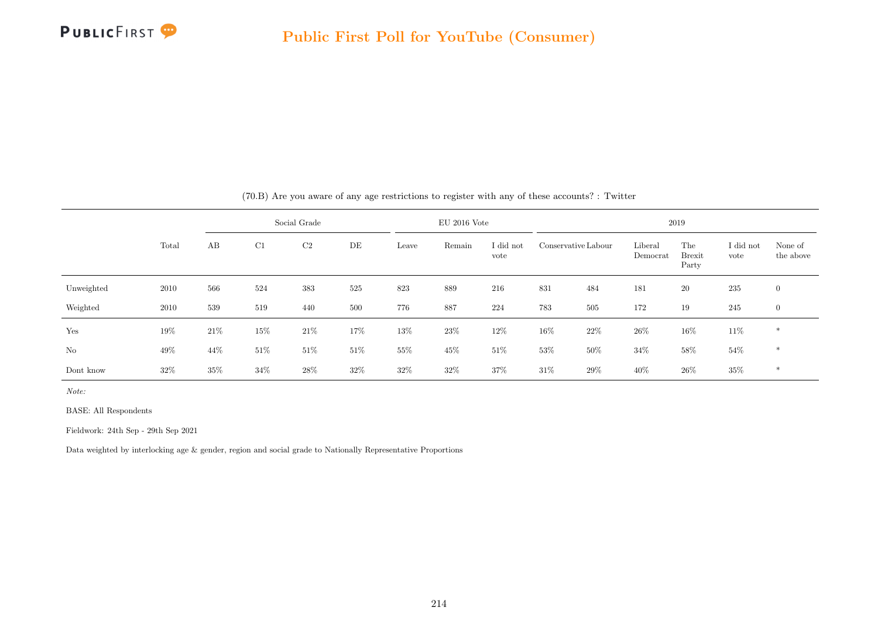## Public First Poll for YouTube (Consumer)

(70.B) Are you aware of any age restrictions to register with any of these accounts? : Twitter

| | Total | Social Grade | | | | EU 2016 Vote | | | 2019 | | | | | |
|---|---|---|---|---|---|---|---|---|---|---|---|---|---|---|
| | | AB | C1 | C2 | DE | Leave | Remain | I did not vote | Conservative | Labour | Liberal Democrat | The Brexit Party | I did not vote | None of the above |
| Unweighted | 2010 | 566 | 524 | 383 | 525 | 823 | 889 | 216 | 831 | 484 | 181 | 20 | 235 | 0 |
| Weighted | 2010 | 539 | 519 | 440 | 500 | 776 | 887 | 224 | 783 | 505 | 172 | 19 | 245 | 0 |
| Yes | 19% | 21% | 15% | 21% | 17% | 13% | 23% | 12% | 16% | 22% | 26% | 16% | 11% | * |
| No | 49% | 44% | 51% | 51% | 51% | 55% | 45% | 51% | 53% | 50% | 34% | 58% | 54% | * |
| Dont know | 32% | 35% | 34% | 28% | 32% | 32% | 32% | 37% | 31% | 29% | 40% | 26% | 35% | * |

*Note:*

BASE: All Respondents

Fieldwork: 24th Sep - 29th Sep 2021

Data weighted by interlocking age & gender, region and social grade to Nationally Representative Proportions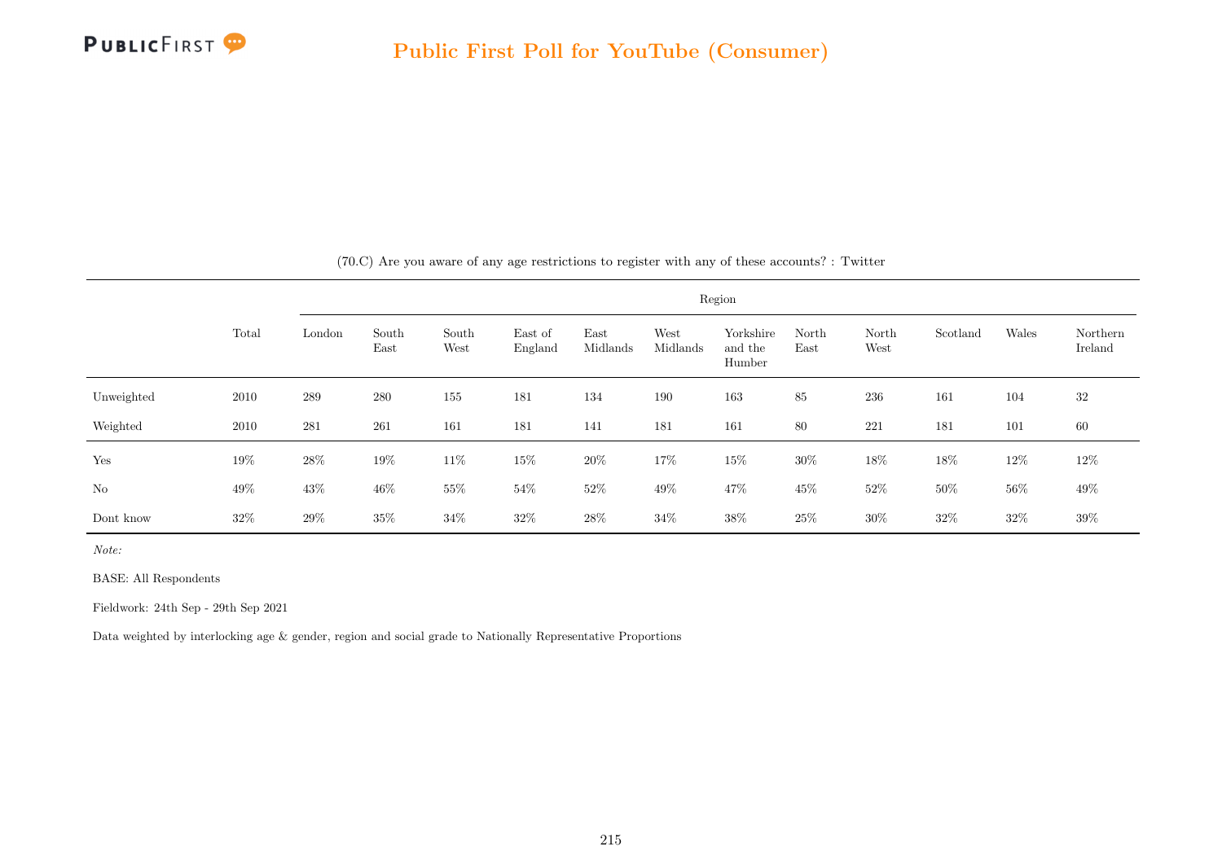## Public First Poll for YouTube (Consumer)

(70.C) Are you aware of any age restrictions to register with any of these accounts? : Twitter

| | Total | Region | | | | | | | | | | | |
|---|---|---|---|---|---|---|---|---|---|---|---|---|---|
| | | London | South East | South West | East of England | East Midlands | West Midlands | Yorkshire and the Humber | North East | North West | Scotland | Wales | Northern Ireland |
| Unweighted | 2010 | 289 | 280 | 155 | 181 | 134 | 190 | 163 | 85 | 236 | 161 | 104 | 32 |
| Weighted | 2010 | 281 | 261 | 161 | 181 | 141 | 181 | 161 | 80 | 221 | 181 | 101 | 60 |
| Yes | 19% | 28% | 19% | 11% | 15% | 20% | 17% | 15% | 30% | 18% | 18% | 12% | 12% |
| No | 49% | 43% | 46% | 55% | 54% | 52% | 49% | 47% | 45% | 52% | 50% | 56% | 49% |
| Dont know | 32% | 29% | 35% | 34% | 32% | 28% | 34% | 38% | 25% | 30% | 32% | 32% | 39% |

*Note:*

BASE: All Respondents

Fieldwork: 24th Sep - 29th Sep 2021

Data weighted by interlocking age & gender, region and social grade to Nationally Representative Proportions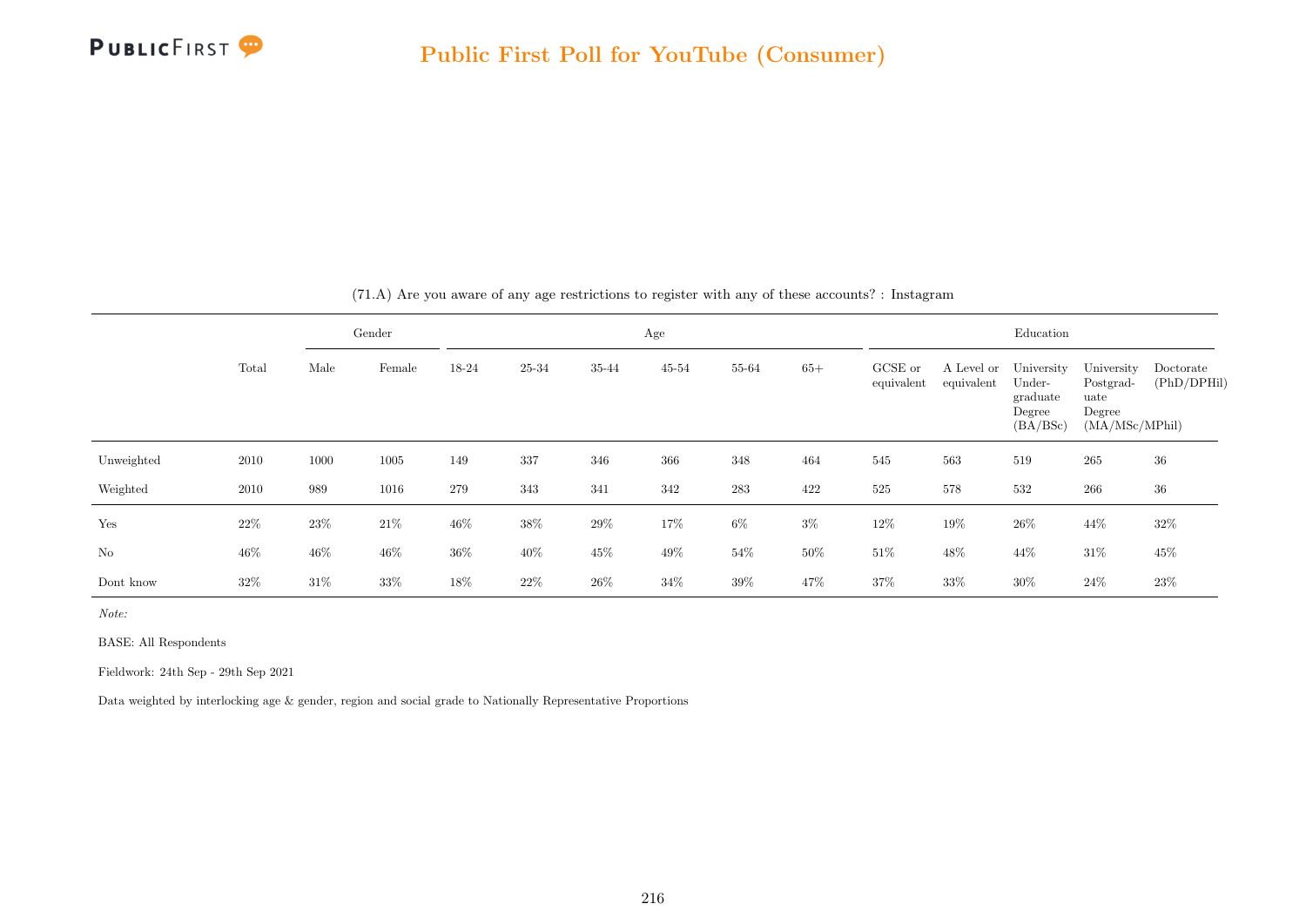(71.A) Are you aware of any age restrictions to register with any of these accounts? : Instagram

| | Total | Gender | | Age | | | | | | Education | | | | |
|---|---|---|---|---|---|---|---|---|---|---|---|---|---|---|
| | | Male | Female | 18-24 | 25-34 | 35-44 | 45-54 | 55-64 | 65+ | GCSE or equivalent | A Level or equivalent | University Under-graduate Degree (BA/BSc) | University Postgrad-uate Degree (MA/MSc/MPhil) | Doctorate (PhD/DPHil) |
| Unweighted | 2010 | 1000 | 1005 | 149 | 337 | 346 | 366 | 348 | 464 | 545 | 563 | 519 | 265 | 36 |
| Weighted | 2010 | 989 | 1016 | 279 | 343 | 341 | 342 | 283 | 422 | 525 | 578 | 532 | 266 | 36 |
| Yes | 22% | 23% | 21% | 46% | 38% | 29% | 17% | 6% | 3% | 12% | 19% | 26% | 44% | 32% |
| No | 46% | 46% | 46% | 36% | 40% | 45% | 49% | 54% | 50% | 51% | 48% | 44% | 31% | 45% |
| Dont know | 32% | 31% | 33% | 18% | 22% | 26% | 34% | 39% | 47% | 37% | 33% | 30% | 24% | 23% |

*Note:*

BASE: All Respondents

Fieldwork: 24th Sep - 29th Sep 2021

Data weighted by interlocking age & gender, region and social grade to Nationally Representative Proportions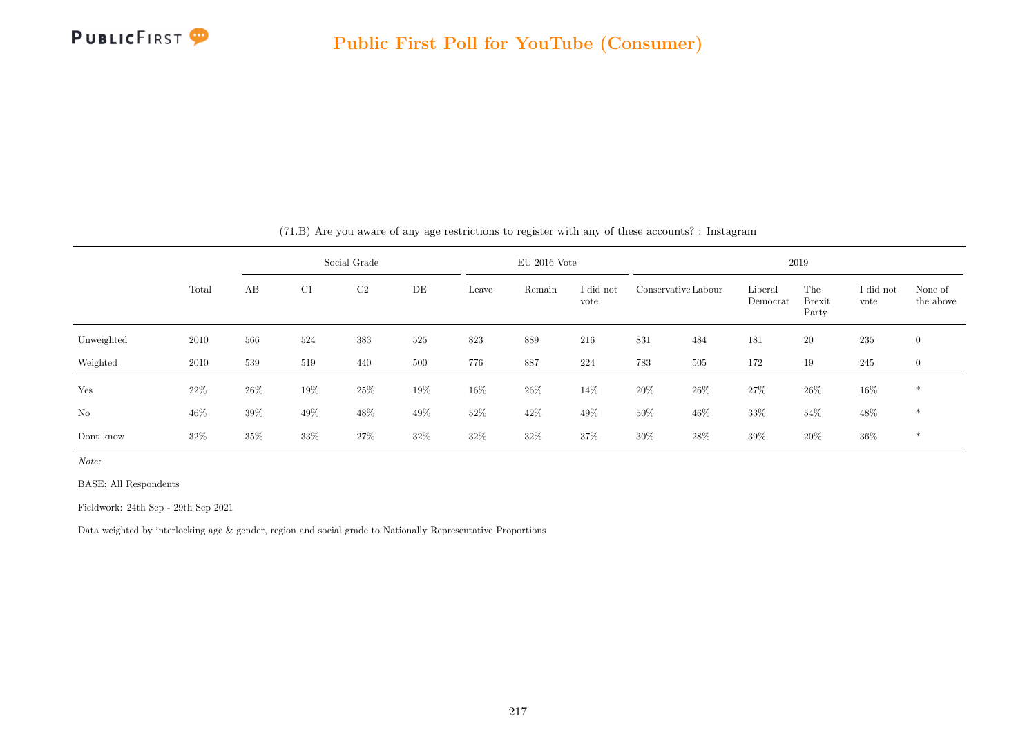## Public First Poll for YouTube (Consumer)

(71.B) Are you aware of any age restrictions to register with any of these accounts? : Instagram

| | Total | Social Grade | | | | EU 2016 Vote | | | 2019 | | | | | |
|---|---|---|---|---|---|---|---|---|---|---|---|---|---|---|
| | | AB | C1 | C2 | DE | Leave | Remain | I did not vote | Conservative | Labour | Liberal Democrat | The Brexit Party | I did not vote | None of the above |
| Unweighted | 2010 | 566 | 524 | 383 | 525 | 823 | 889 | 216 | 831 | 484 | 181 | 20 | 235 | 0 |
| Weighted | 2010 | 539 | 519 | 440 | 500 | 776 | 887 | 224 | 783 | 505 | 172 | 19 | 245 | 0 |
| Yes | 22% | 26% | 19% | 25% | 19% | 16% | 26% | 14% | 20% | 26% | 27% | 26% | 16% | * |
| No | 46% | 39% | 49% | 48% | 49% | 52% | 42% | 49% | 50% | 46% | 33% | 54% | 48% | * |
| Dont know | 32% | 35% | 33% | 27% | 32% | 32% | 32% | 37% | 30% | 28% | 39% | 20% | 36% | * |

*Note:*

BASE: All Respondents

Fieldwork: 24th Sep - 29th Sep 2021

Data weighted by interlocking age & gender, region and social grade to Nationally Representative Proportions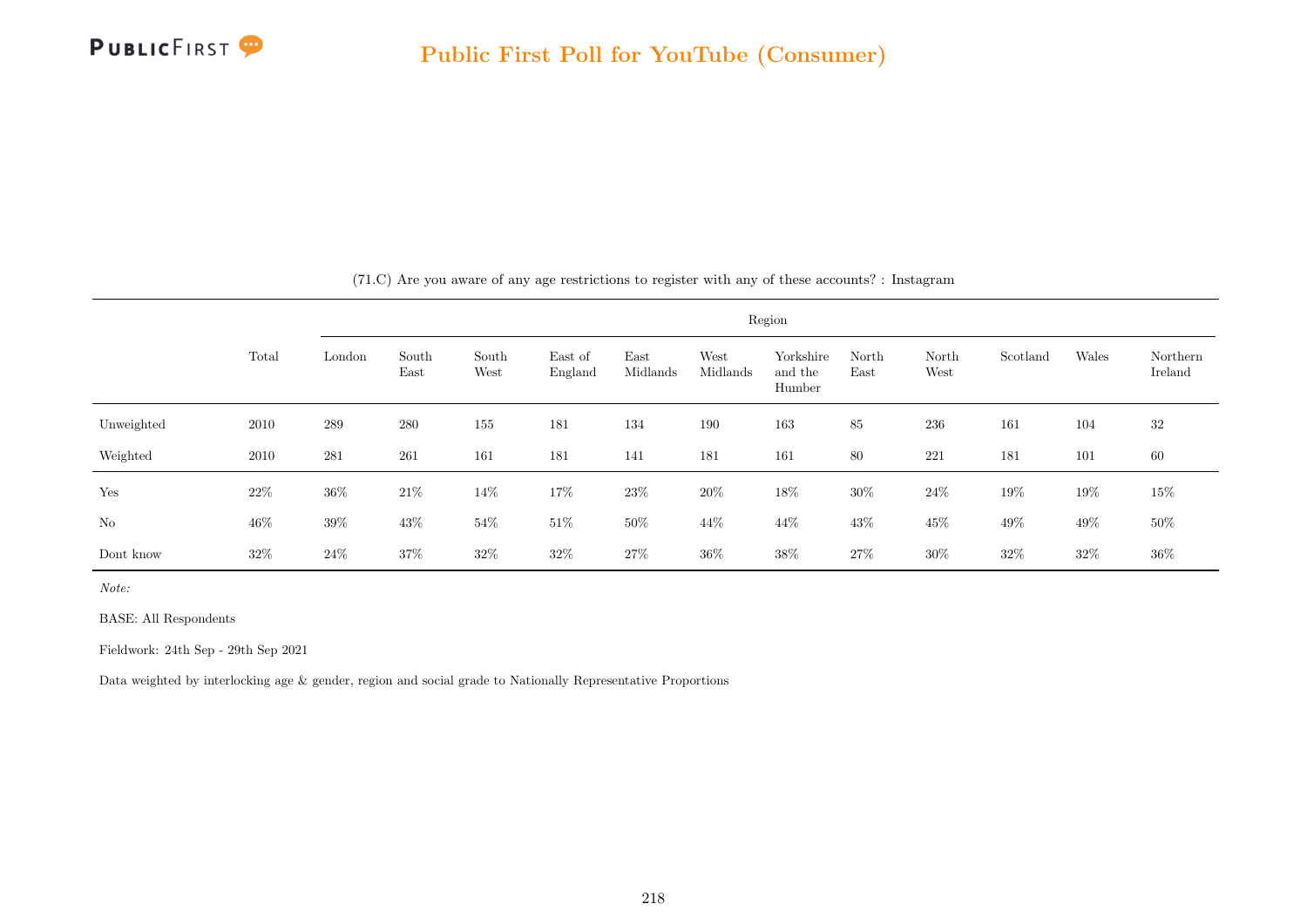(71.C) Are you aware of any age restrictions to register with any of these accounts? : Instagram

| | Total | Region | | | | | | | | | | | |
|---|---|---|---|---|---|---|---|---|---|---|---|---|---|
| | | London | South East | South West | East of England | East Midlands | West Midlands | Yorkshire and the Humber | North East | North West | Scotland | Wales | Northern Ireland |
| Unweighted | 2010 | 289 | 280 | 155 | 181 | 134 | 190 | 163 | 85 | 236 | 161 | 104 | 32 |
| Weighted | 2010 | 281 | 261 | 161 | 181 | 141 | 181 | 161 | 80 | 221 | 181 | 101 | 60 |
| Yes | 22% | 36% | 21% | 14% | 17% | 23% | 20% | 18% | 30% | 24% | 19% | 19% | 15% |
| No | 46% | 39% | 43% | 54% | 51% | 50% | 44% | 44% | 43% | 45% | 49% | 49% | 50% |
| Dont know | 32% | 24% | 37% | 32% | 32% | 27% | 36% | 38% | 27% | 30% | 32% | 32% | 36% |

*Note:*

BASE: All Respondents

Fieldwork: 24th Sep - 29th Sep 2021

Data weighted by interlocking age & gender, region and social grade to Nationally Representative Proportions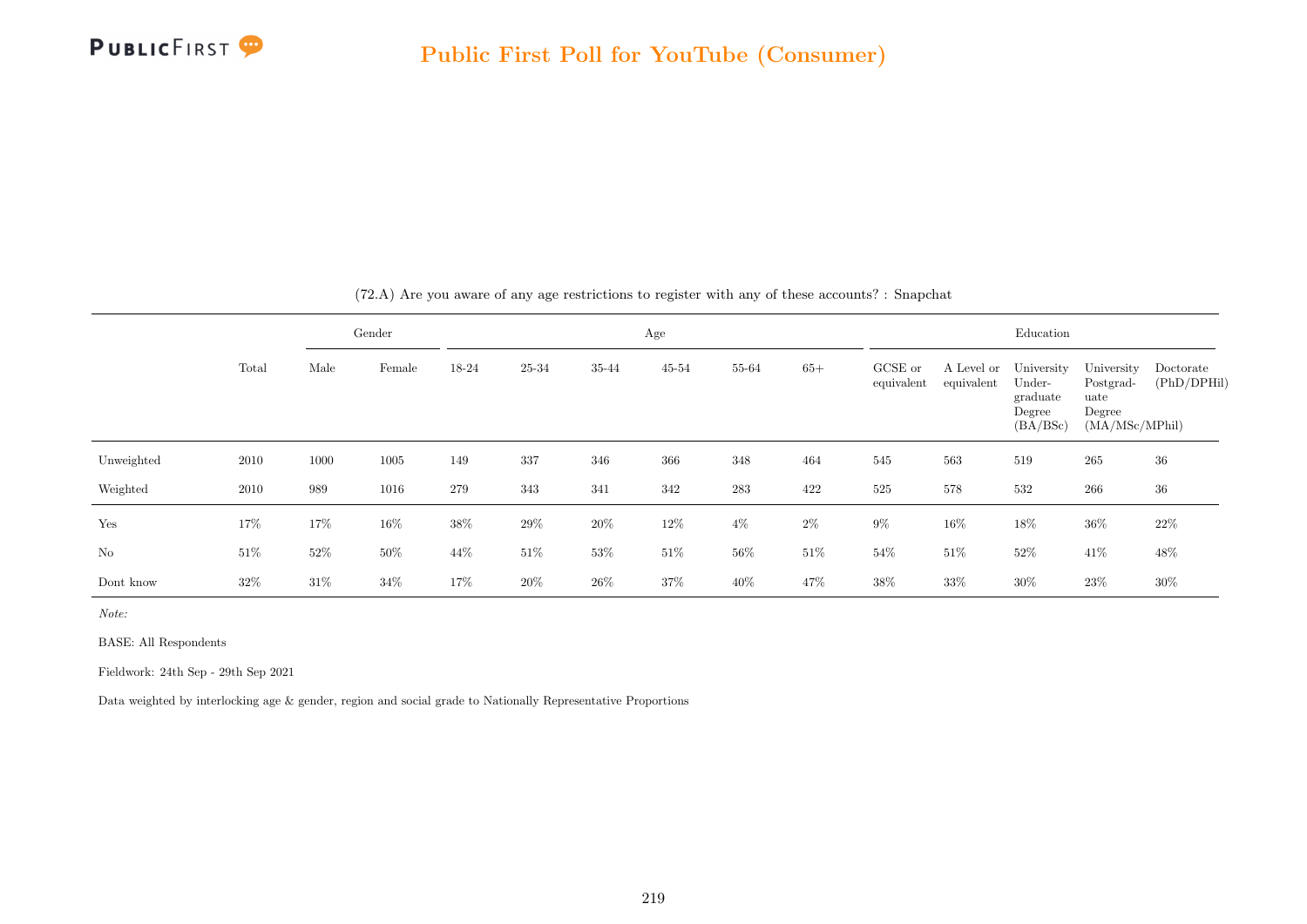## Public First Poll for YouTube (Consumer)

(72.A) Are you aware of any age restrictions to register with any of these accounts? : Snapchat

| | Total | Gender | | Age | | | | | | Education | | | | |
|---|---|---|---|---|---|---|---|---|---|---|---|---|---|---|
| | | Male | Female | 18-24 | 25-34 | 35-44 | 45-54 | 55-64 | 65+ | GCSE or equivalent | A Level or equivalent | University Under-graduate Degree (BA/BSc) | University Postgrad-uate Degree (MA/MSc/MPhil) | Doctorate (PhD/DPHil) |
| Unweighted | 2010 | 1000 | 1005 | 149 | 337 | 346 | 366 | 348 | 464 | 545 | 563 | 519 | 265 | 36 |
| Weighted | 2010 | 989 | 1016 | 279 | 343 | 341 | 342 | 283 | 422 | 525 | 578 | 532 | 266 | 36 |
| Yes | 17% | 17% | 16% | 38% | 29% | 20% | 12% | 4% | 2% | 9% | 16% | 18% | 36% | 22% |
| No | 51% | 52% | 50% | 44% | 51% | 53% | 51% | 56% | 51% | 54% | 51% | 52% | 41% | 48% |
| Dont know | 32% | 31% | 34% | 17% | 20% | 26% | 37% | 40% | 47% | 38% | 33% | 30% | 23% | 30% |

*Note:*

BASE: All Respondents

Fieldwork: 24th Sep - 29th Sep 2021

Data weighted by interlocking age & gender, region and social grade to Nationally Representative Proportions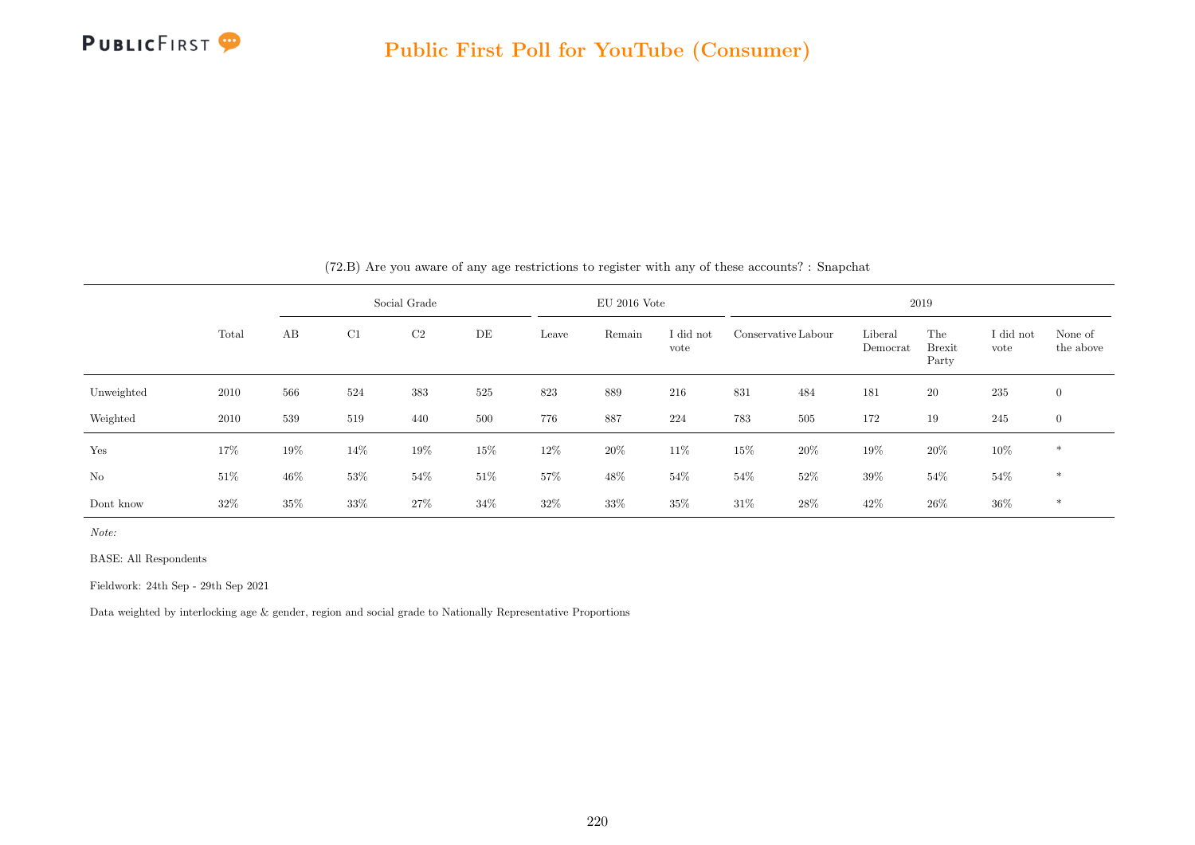(72.B) Are you aware of any age restrictions to register with any of these accounts? : Snapchat

| | Total | Social Grade | | | | EU 2016 Vote | | | 2019 | | | | | |
|---|---|---|---|---|---|---|---|---|---|---|---|---|---|---|
| | | AB | C1 | C2 | DE | Leave | Remain | I did not vote | Conservative | Labour | Liberal Democrat | The Brexit Party | I did not vote | None of the above |
| Unweighted | 2010 | 566 | 524 | 383 | 525 | 823 | 889 | 216 | 831 | 484 | 181 | 20 | 235 | 0 |
| Weighted | 2010 | 539 | 519 | 440 | 500 | 776 | 887 | 224 | 783 | 505 | 172 | 19 | 245 | 0 |
| Yes | 17% | 19% | 14% | 19% | 15% | 12% | 20% | 11% | 15% | 20% | 19% | 20% | 10% | * |
| No | 51% | 46% | 53% | 54% | 51% | 57% | 48% | 54% | 54% | 52% | 39% | 54% | 54% | * |
| Dont know | 32% | 35% | 33% | 27% | 34% | 32% | 33% | 35% | 31% | 28% | 42% | 26% | 36% | * |

*Note:*

BASE: All Respondents

Fieldwork: 24th Sep - 29th Sep 2021

Data weighted by interlocking age & gender, region and social grade to Nationally Representative Proportions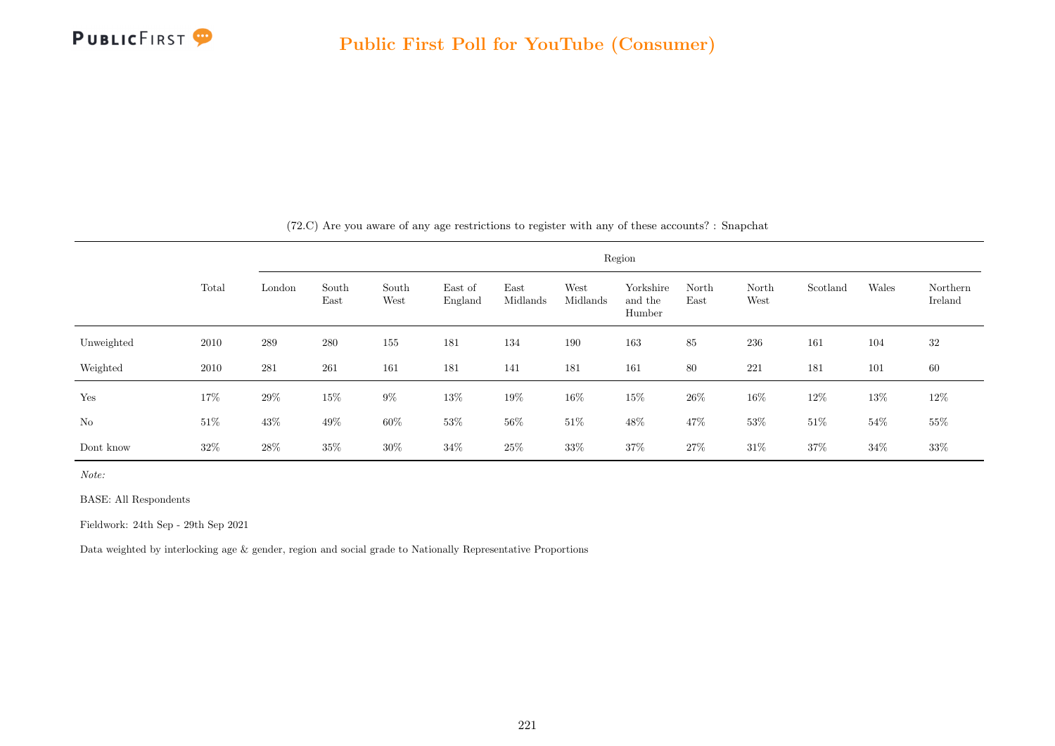(72.C) Are you aware of any age restrictions to register with any of these accounts? : Snapchat

| | Total | Region | | | | | | | | | | | |
|---|---|---|---|---|---|---|---|---|---|---|---|---|---|
| | | London | South East | South West | East of England | East Midlands | West Midlands | Yorkshire and the Humber | North East | North West | Scotland | Wales | Northern Ireland |
| Unweighted | 2010 | 289 | 280 | 155 | 181 | 134 | 190 | 163 | 85 | 236 | 161 | 104 | 32 |
| Weighted | 2010 | 281 | 261 | 161 | 181 | 141 | 181 | 161 | 80 | 221 | 181 | 101 | 60 |
| Yes | 17% | 29% | 15% | 9% | 13% | 19% | 16% | 15% | 26% | 16% | 12% | 13% | 12% |
| No | 51% | 43% | 49% | 60% | 53% | 56% | 51% | 48% | 47% | 53% | 51% | 54% | 55% |
| Dont know | 32% | 28% | 35% | 30% | 34% | 25% | 33% | 37% | 27% | 31% | 37% | 34% | 33% |

*Note:*

BASE: All Respondents

Fieldwork: 24th Sep - 29th Sep 2021

Data weighted by interlocking age & gender, region and social grade to Nationally Representative Proportions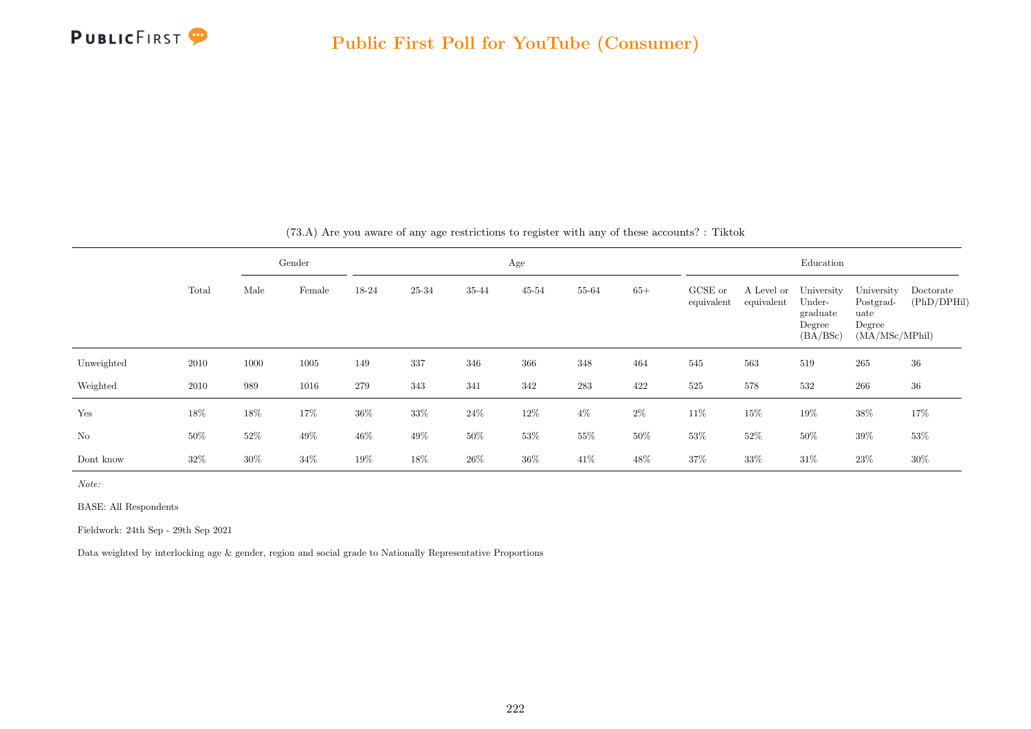## Public First Poll for YouTube (Consumer)

(73.A) Are you aware of any age restrictions to register with any of these accounts? : Tiktok

| | Total | Gender | | Age | | | | | | Education | | | | |
|---|---|---|---|---|---|---|---|---|---|---|---|---|---|---|
| | | Male | Female | 18-24 | 25-34 | 35-44 | 45-54 | 55-64 | 65+ | GCSE or equivalent | A Level or equivalent | University Undergraduate Degree (BA/BSc) | University Postgraduate Degree (MA/MSc/MPhil) | Doctorate (PhD/DPHil) |
| Unweighted | 2010 | 1000 | 1005 | 149 | 337 | 346 | 366 | 348 | 464 | 545 | 563 | 519 | 265 | 36 |
| Weighted | 2010 | 989 | 1016 | 279 | 343 | 341 | 342 | 283 | 422 | 525 | 578 | 532 | 266 | 36 |
| Yes | 18% | 18% | 17% | 36% | 33% | 24% | 12% | 4% | 2% | 11% | 15% | 19% | 38% | 17% |
| No | 50% | 52% | 49% | 46% | 49% | 50% | 53% | 55% | 50% | 53% | 52% | 50% | 39% | 53% |
| Dont know | 32% | 30% | 34% | 19% | 18% | 26% | 36% | 41% | 48% | 37% | 33% | 31% | 23% | 30% |

*Note:*

BASE: All Respondents

Fieldwork: 24th Sep - 29th Sep 2021

Data weighted by interlocking age & gender, region and social grade to Nationally Representative Proportions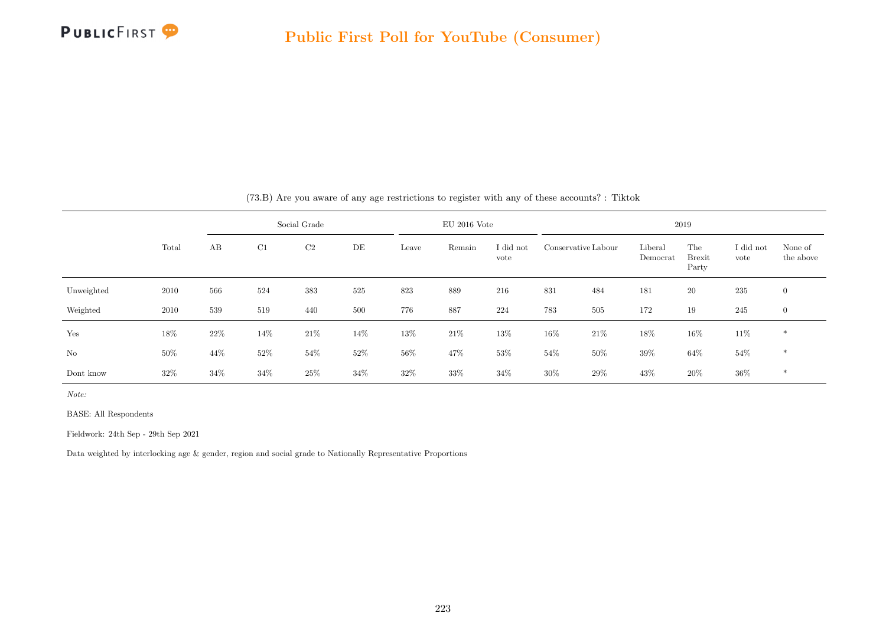(73.B) Are you aware of any age restrictions to register with any of these accounts? : Tiktok

| | Total | Social Grade | | | | EU 2016 Vote | | | 2019 | | | | | |
|---|---|---|---|---|---|---|---|---|---|---|---|---|---|---|
| | | AB | C1 | C2 | DE | Leave | Remain | I did not vote | Conservative | Labour | Liberal Democrat | The Brexit Party | I did not vote | None of the above |
| Unweighted | 2010 | 566 | 524 | 383 | 525 | 823 | 889 | 216 | 831 | 484 | 181 | 20 | 235 | 0 |
| Weighted | 2010 | 539 | 519 | 440 | 500 | 776 | 887 | 224 | 783 | 505 | 172 | 19 | 245 | 0 |
| Yes | 18% | 22% | 14% | 21% | 14% | 13% | 21% | 13% | 16% | 21% | 18% | 16% | 11% | * |
| No | 50% | 44% | 52% | 54% | 52% | 56% | 47% | 53% | 54% | 50% | 39% | 64% | 54% | * |
| Dont know | 32% | 34% | 34% | 25% | 34% | 32% | 33% | 34% | 30% | 29% | 43% | 20% | 36% | * |

*Note:*

BASE: All Respondents

Fieldwork: 24th Sep - 29th Sep 2021

Data weighted by interlocking age & gender, region and social grade to Nationally Representative Proportions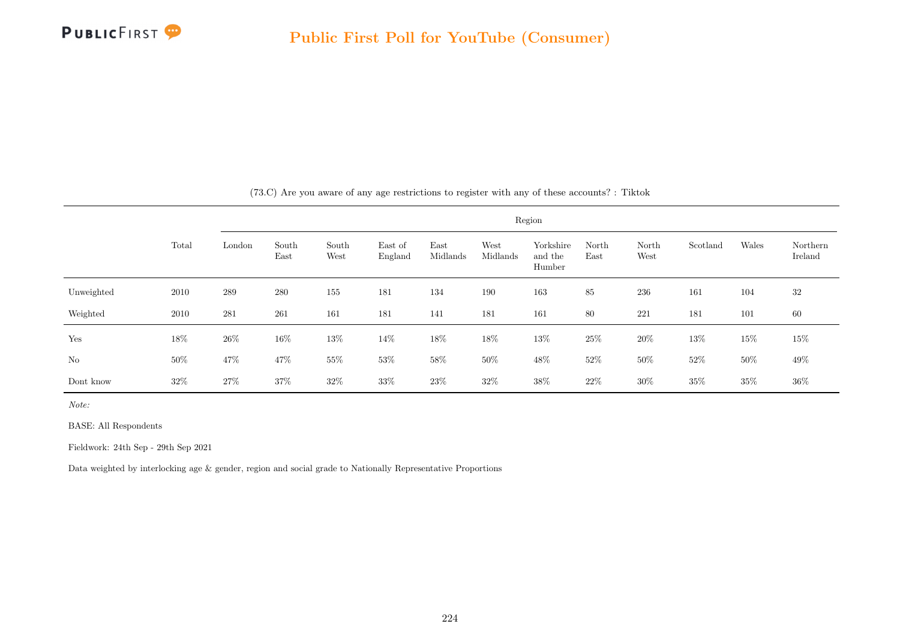## Public First Poll for YouTube (Consumer)

(73.C) Are you aware of any age restrictions to register with any of these accounts? : Tiktok

| | Total | Region | | | | | | | | | | | |
|---|---|---|---|---|---|---|---|---|---|---|---|---|---|
| | | London | South East | South West | East of England | East Midlands | West Midlands | Yorkshire and the Humber | North East | North West | Scotland | Wales | Northern Ireland |
| Unweighted | 2010 | 289 | 280 | 155 | 181 | 134 | 190 | 163 | 85 | 236 | 161 | 104 | 32 |
| Weighted | 2010 | 281 | 261 | 161 | 181 | 141 | 181 | 161 | 80 | 221 | 181 | 101 | 60 |
| Yes | 18% | 26% | 16% | 13% | 14% | 18% | 18% | 13% | 25% | 20% | 13% | 15% | 15% |
| No | 50% | 47% | 47% | 55% | 53% | 58% | 50% | 48% | 52% | 50% | 52% | 50% | 49% |
| Dont know | 32% | 27% | 37% | 32% | 33% | 23% | 32% | 38% | 22% | 30% | 35% | 35% | 36% |

*Note:*

BASE: All Respondents

Fieldwork: 24th Sep - 29th Sep 2021

Data weighted by interlocking age & gender, region and social grade to Nationally Representative Proportions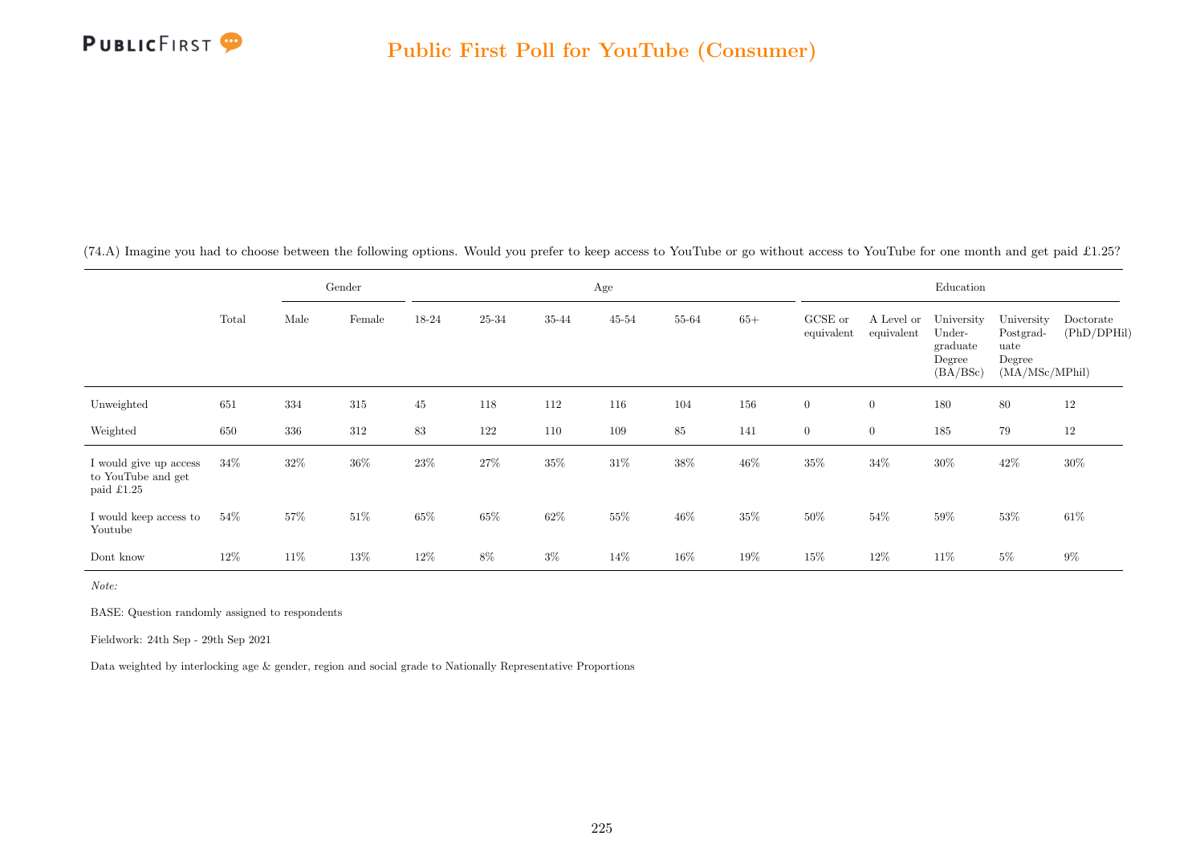## Public First Poll for YouTube (Consumer)

(74.A) Imagine you had to choose between the following options. Would you prefer to keep access to YouTube or go without access to YouTube for one month and get paid £1.25?

| | Total | Gender | | Age | | | | | | Education | | | | |
|---|---|---|---|---|---|---|---|---|---|---|---|---|---|---|
| | | Male | Female | 18-24 | 25-34 | 35-44 | 45-54 | 55-64 | 65+ | GCSE or equivalent | A Level or equivalent | University Under-graduate Degree (BA/BSc) | University Postgrad-uate Degree (MA/MSc/MPhil) | Doctorate (PhD/DPHil) |
| Unweighted | 651 | 334 | 315 | 45 | 118 | 112 | 116 | 104 | 156 | 0 | 0 | 180 | 80 | 12 |
| Weighted | 650 | 336 | 312 | 83 | 122 | 110 | 109 | 85 | 141 | 0 | 0 | 185 | 79 | 12 |
| I would give up access to YouTube and get paid £1.25 | 34% | 32% | 36% | 23% | 27% | 35% | 31% | 38% | 46% | 35% | 34% | 30% | 42% | 30% |
| I would keep access to Youtube | 54% | 57% | 51% | 65% | 65% | 62% | 55% | 46% | 35% | 50% | 54% | 59% | 53% | 61% |
| Dont know | 12% | 11% | 13% | 12% | 8% | 3% | 14% | 16% | 19% | 15% | 12% | 11% | 5% | 9% |

*Note:*

BASE: Question randomly assigned to respondents

Fieldwork: 24th Sep - 29th Sep 2021

Data weighted by interlocking age & gender, region and social grade to Nationally Representative Proportions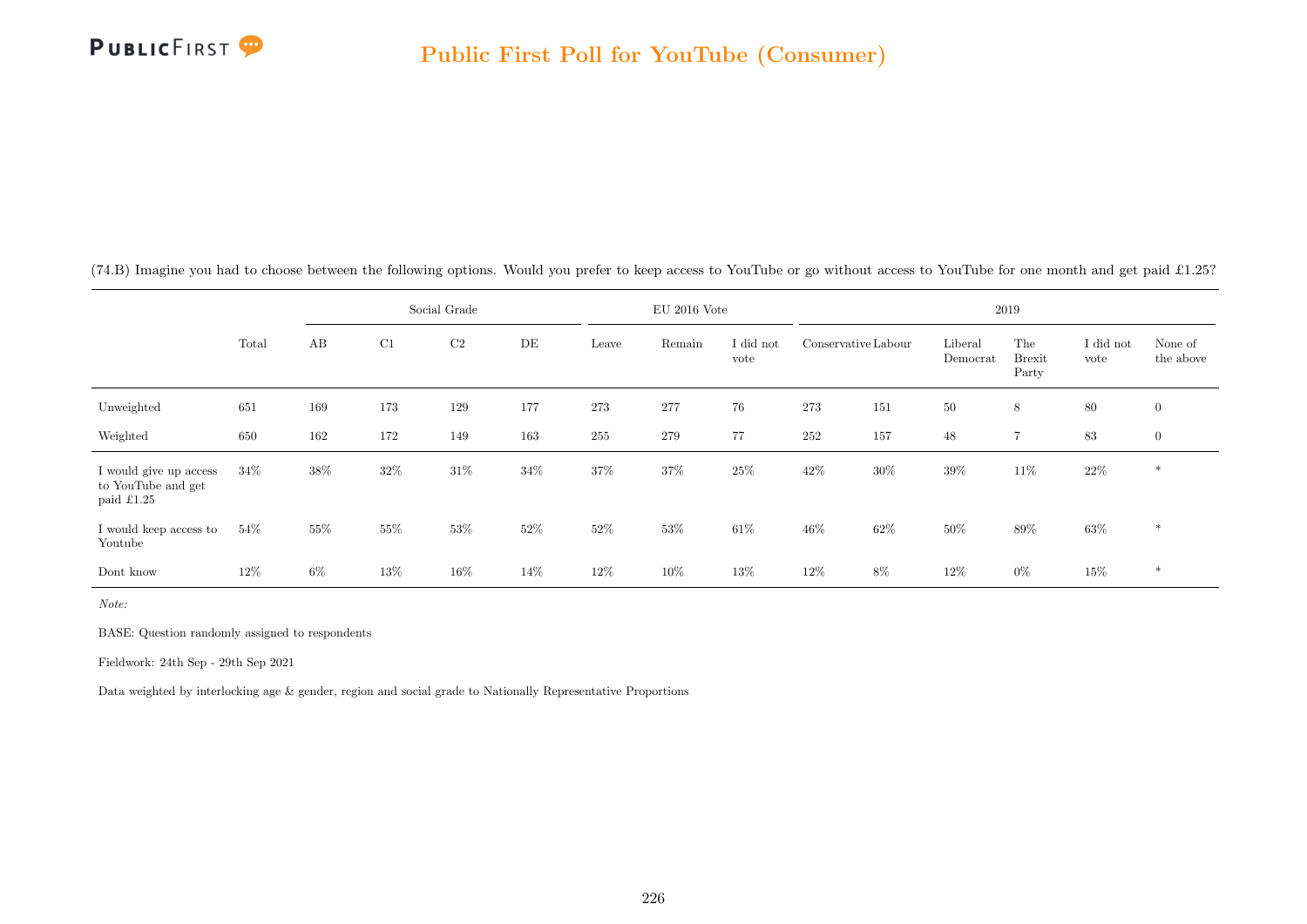## Public First Poll for YouTube (Consumer)

(74.B) Imagine you had to choose between the following options. Would you prefer to keep access to YouTube or go without access to YouTube for one month and get paid £1.25?

| | Total | Social Grade | | | | EU 2016 Vote | | | 2019 | | | | | |
|---|---|---|---|---|---|---|---|---|---|---|---|---|---|---|
| | | AB | C1 | C2 | DE | Leave | Remain | I did not vote | Conservative | Labour | Liberal Democrat | The Brexit Party | I did not vote | None of the above |
| Unweighted | 651 | 169 | 173 | 129 | 177 | 273 | 277 | 76 | 273 | 151 | 50 | 8 | 80 | 0 |
| Weighted | 650 | 162 | 172 | 149 | 163 | 255 | 279 | 77 | 252 | 157 | 48 | 7 | 83 | 0 |
| I would give up access to YouTube and get paid £1.25 | 34% | 38% | 32% | 31% | 34% | 37% | 37% | 25% | 42% | 30% | 39% | 11% | 22% | * |
| I would keep access to Youtube | 54% | 55% | 55% | 53% | 52% | 52% | 53% | 61% | 46% | 62% | 50% | 89% | 63% | * |
| Dont know | 12% | 6% | 13% | 16% | 14% | 12% | 10% | 13% | 12% | 8% | 12% | 0% | 15% | * |

*Note:*

BASE: Question randomly assigned to respondents

Fieldwork: 24th Sep - 29th Sep 2021

Data weighted by interlocking age & gender, region and social grade to Nationally Representative Proportions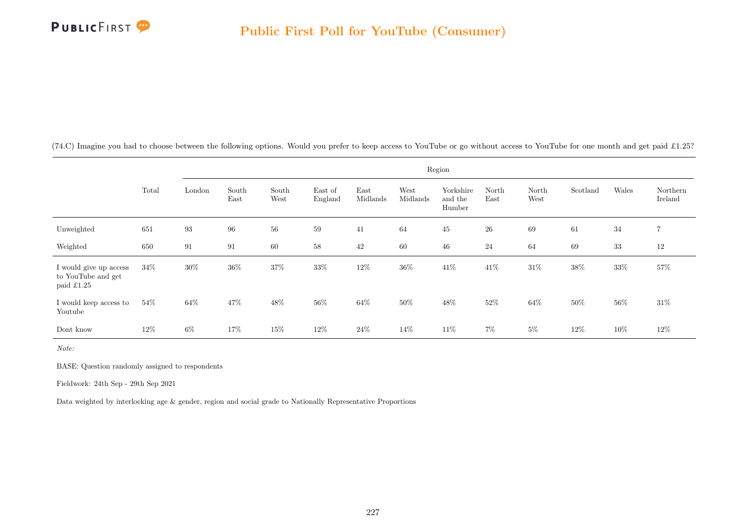## Public First Poll for YouTube (Consumer)

(74.C) Imagine you had to choose between the following options. Would you prefer to keep access to YouTube or go without access to YouTube for one month and get paid £1.25?

| | Total | Region | | | | | | | | | | | |
|---|---|---|---|---|---|---|---|---|---|---|---|---|---|
| | | London | South East | South West | East of England | East Midlands | West Midlands | Yorkshire and the Humber | North East | North West | Scotland | Wales | Northern Ireland |
| Unweighted | 651 | 93 | 96 | 56 | 59 | 41 | 64 | 45 | 26 | 69 | 61 | 34 | 7 |
| Weighted | 650 | 91 | 91 | 60 | 58 | 42 | 60 | 46 | 24 | 64 | 69 | 33 | 12 |
| I would give up access to YouTube and get paid £1.25 | 34% | 30% | 36% | 37% | 33% | 12% | 36% | 41% | 41% | 31% | 38% | 33% | 57% |
| I would keep access to Youtube | 54% | 64% | 47% | 48% | 56% | 64% | 50% | 48% | 52% | 64% | 50% | 56% | 31% |
| Dont know | 12% | 6% | 17% | 15% | 12% | 24% | 14% | 11% | 7% | 5% | 12% | 10% | 12% |

*Note:*

BASE: Question randomly assigned to respondents

Fieldwork: 24th Sep - 29th Sep 2021

Data weighted by interlocking age & gender, region and social grade to Nationally Representative Proportions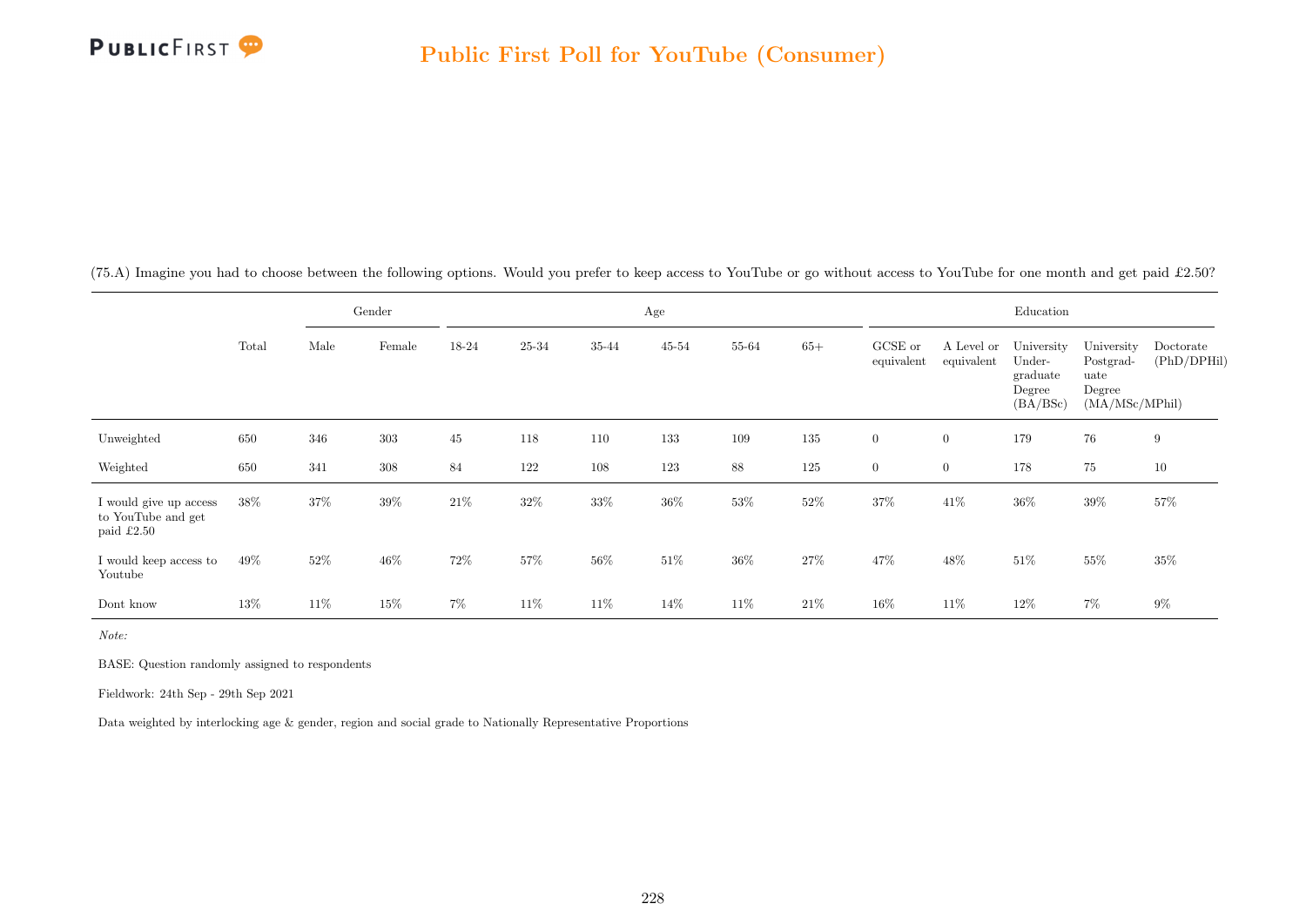## Public First Poll for YouTube (Consumer)

(75.A) Imagine you had to choose between the following options. Would you prefer to keep access to YouTube or go without access to YouTube for one month and get paid £2.50?

| | | Gender | | Age | | | | | | Education | | | | |
|---|---|---|---|---|---|---|---|---|---|---|---|---|---|---|
| | Total | Male | Female | 18-24 | 25-34 | 35-44 | 45-54 | 55-64 | 65+ | GCSE or equivalent | A Level or equivalent | University Under-graduate Degree (BA/BSc) | University Postgrad-uate Degree (MA/MSc/MPhil) | Doctorate (PhD/DPHil) |
| Unweighted | 650 | 346 | 303 | 45 | 118 | 110 | 133 | 109 | 135 | 0 | 0 | 179 | 76 | 9 |
| Weighted | 650 | 341 | 308 | 84 | 122 | 108 | 123 | 88 | 125 | 0 | 0 | 178 | 75 | 10 |
| I would give up access to YouTube and get paid £2.50 | 38% | 37% | 39% | 21% | 32% | 33% | 36% | 53% | 52% | 37% | 41% | 36% | 39% | 57% |
| I would keep access to Youtube | 49% | 52% | 46% | 72% | 57% | 56% | 51% | 36% | 27% | 47% | 48% | 51% | 55% | 35% |
| Dont know | 13% | 11% | 15% | 7% | 11% | 11% | 14% | 11% | 21% | 16% | 11% | 12% | 7% | 9% |

*Note:*

BASE: Question randomly assigned to respondents

Fieldwork: 24th Sep - 29th Sep 2021

Data weighted by interlocking age & gender, region and social grade to Nationally Representative Proportions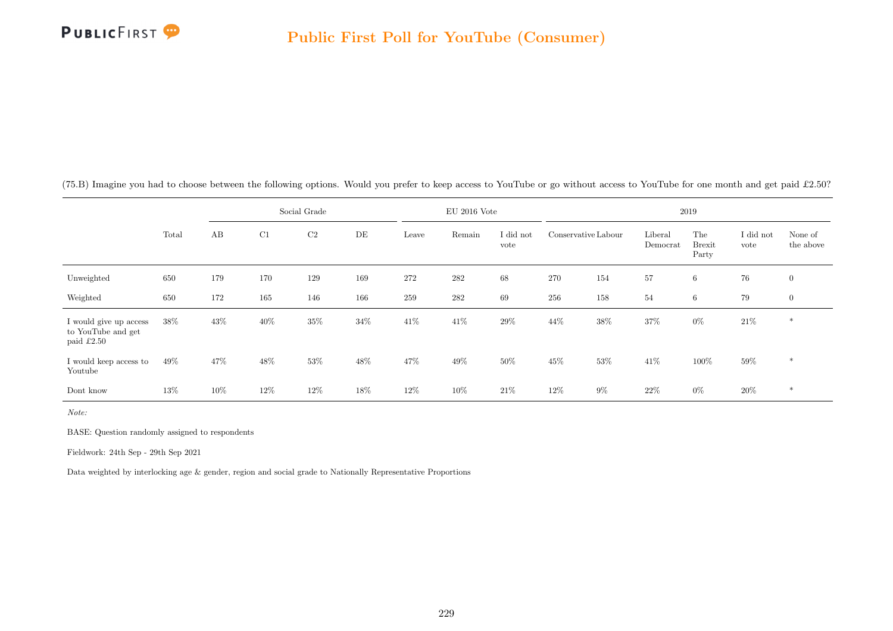## Public First Poll for YouTube (Consumer)

(75.B) Imagine you had to choose between the following options. Would you prefer to keep access to YouTube or go without access to YouTube for one month and get paid £2.50?

| | | Social Grade | | | | EU 2016 Vote | | | 2019 | | | | | |
|---|---|---|---|---|---|---|---|---|---|---|---|---|---|---|
| | Total | AB | C1 | C2 | DE | Leave | Remain | I did not vote | Conservative | Labour | Liberal Democrat | The Brexit Party | I did not vote | None of the above |
| Unweighted | 650 | 179 | 170 | 129 | 169 | 272 | 282 | 68 | 270 | 154 | 57 | 6 | 76 | 0 |
| Weighted | 650 | 172 | 165 | 146 | 166 | 259 | 282 | 69 | 256 | 158 | 54 | 6 | 79 | 0 |
| I would give up access to YouTube and get paid £2.50 | 38% | 43% | 40% | 35% | 34% | 41% | 41% | 29% | 44% | 38% | 37% | 0% | 21% | * |
| I would keep access to Youtube | 49% | 47% | 48% | 53% | 48% | 47% | 49% | 50% | 45% | 53% | 41% | 100% | 59% | * |
| Dont know | 13% | 10% | 12% | 12% | 18% | 12% | 10% | 21% | 12% | 9% | 22% | 0% | 20% | * |

*Note:*

BASE: Question randomly assigned to respondents

Fieldwork: 24th Sep - 29th Sep 2021

Data weighted by interlocking age & gender, region and social grade to Nationally Representative Proportions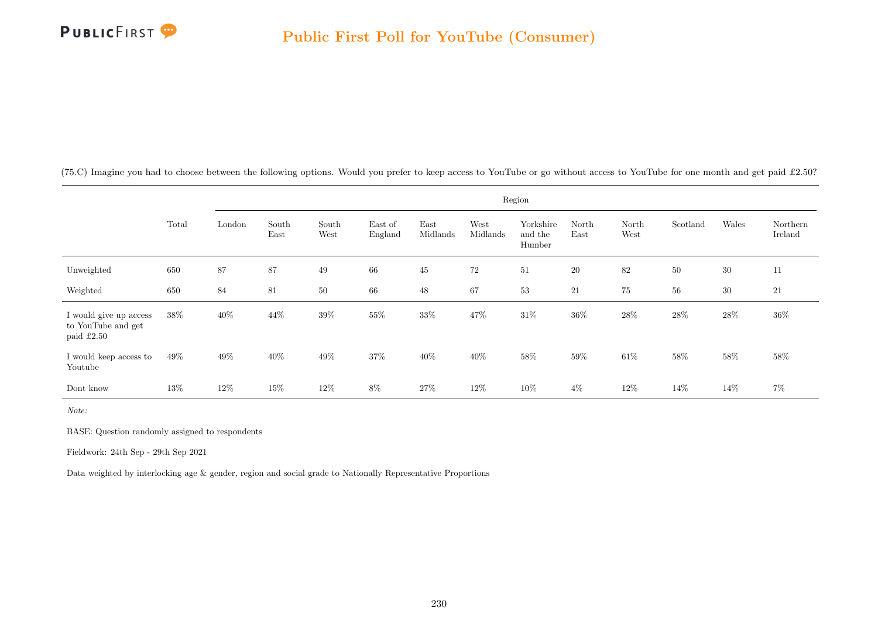## Public First Poll for YouTube (Consumer)

(75.C) Imagine you had to choose between the following options. Would you prefer to keep access to YouTube or go without access to YouTube for one month and get paid £2.50?

| | Total | Region | | | | | | | | | | | |
|---|---|---|---|---|---|---|---|---|---|---|---|---|---|
| | | London | South East | South West | East of England | East Midlands | West Midlands | Yorkshire and the Humber | North East | North West | Scotland | Wales | Northern Ireland |
| Unweighted | 650 | 87 | 87 | 49 | 66 | 45 | 72 | 51 | 20 | 82 | 50 | 30 | 11 |
| Weighted | 650 | 84 | 81 | 50 | 66 | 48 | 67 | 53 | 21 | 75 | 56 | 30 | 21 |
| I would give up access to YouTube and get paid £2.50 | 38% | 40% | 44% | 39% | 55% | 33% | 47% | 31% | 36% | 28% | 28% | 28% | 36% |
| I would keep access to Youtube | 49% | 49% | 40% | 49% | 37% | 40% | 40% | 58% | 59% | 61% | 58% | 58% | 58% |
| Dont know | 13% | 12% | 15% | 12% | 8% | 27% | 12% | 10% | 4% | 12% | 14% | 14% | 7% |

*Note:*

BASE: Question randomly assigned to respondents

Fieldwork: 24th Sep - 29th Sep 2021

Data weighted by interlocking age & gender, region and social grade to Nationally Representative Proportions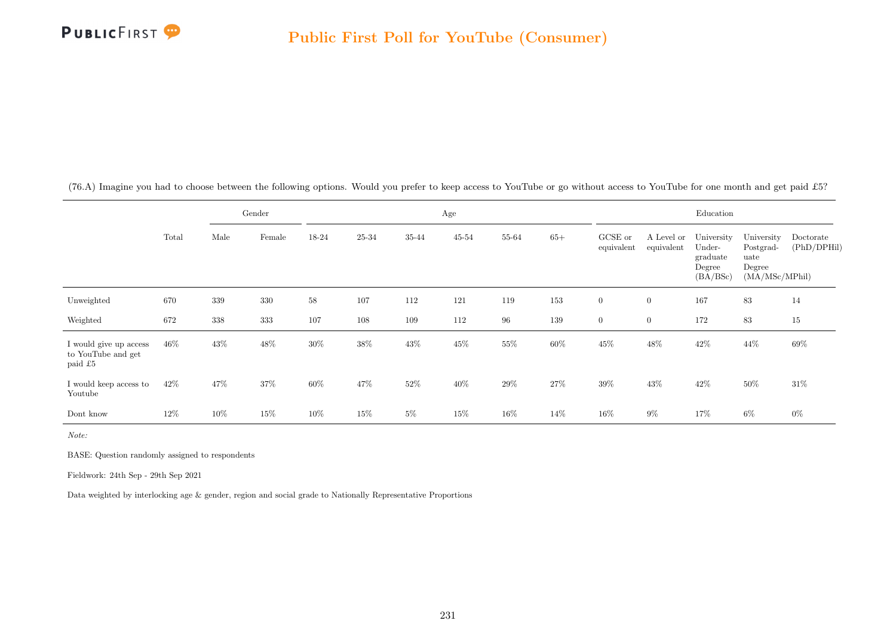## Public First Poll for YouTube (Consumer)

(76.A) Imagine you had to choose between the following options. Would you prefer to keep access to YouTube or go without access to YouTube for one month and get paid £5?

| | Total | Gender | | Age | | | | | | Education | | | | |
|---|---|---|---|---|---|---|---|---|---|---|---|---|---|---|
| | | Male | Female | 18-24 | 25-34 | 35-44 | 45-54 | 55-64 | 65+ | GCSE or equivalent | A Level or equivalent | University Under-graduate Degree (BA/BSc) | University Postgrad-uate Degree (MA/MSc/MPhil) | Doctorate (PhD/DPHil) |
| Unweighted | 670 | 339 | 330 | 58 | 107 | 112 | 121 | 119 | 153 | 0 | 0 | 167 | 83 | 14 |
| Weighted | 672 | 338 | 333 | 107 | 108 | 109 | 112 | 96 | 139 | 0 | 0 | 172 | 83 | 15 |
| I would give up access to YouTube and get paid £5 | 46% | 43% | 48% | 30% | 38% | 43% | 45% | 55% | 60% | 45% | 48% | 42% | 44% | 69% |
| I would keep access to Youtube | 42% | 47% | 37% | 60% | 47% | 52% | 40% | 29% | 27% | 39% | 43% | 42% | 50% | 31% |
| Dont know | 12% | 10% | 15% | 10% | 15% | 5% | 15% | 16% | 14% | 16% | 9% | 17% | 6% | 0% |

*Note:*

BASE: Question randomly assigned to respondents

Fieldwork: 24th Sep - 29th Sep 2021

Data weighted by interlocking age & gender, region and social grade to Nationally Representative Proportions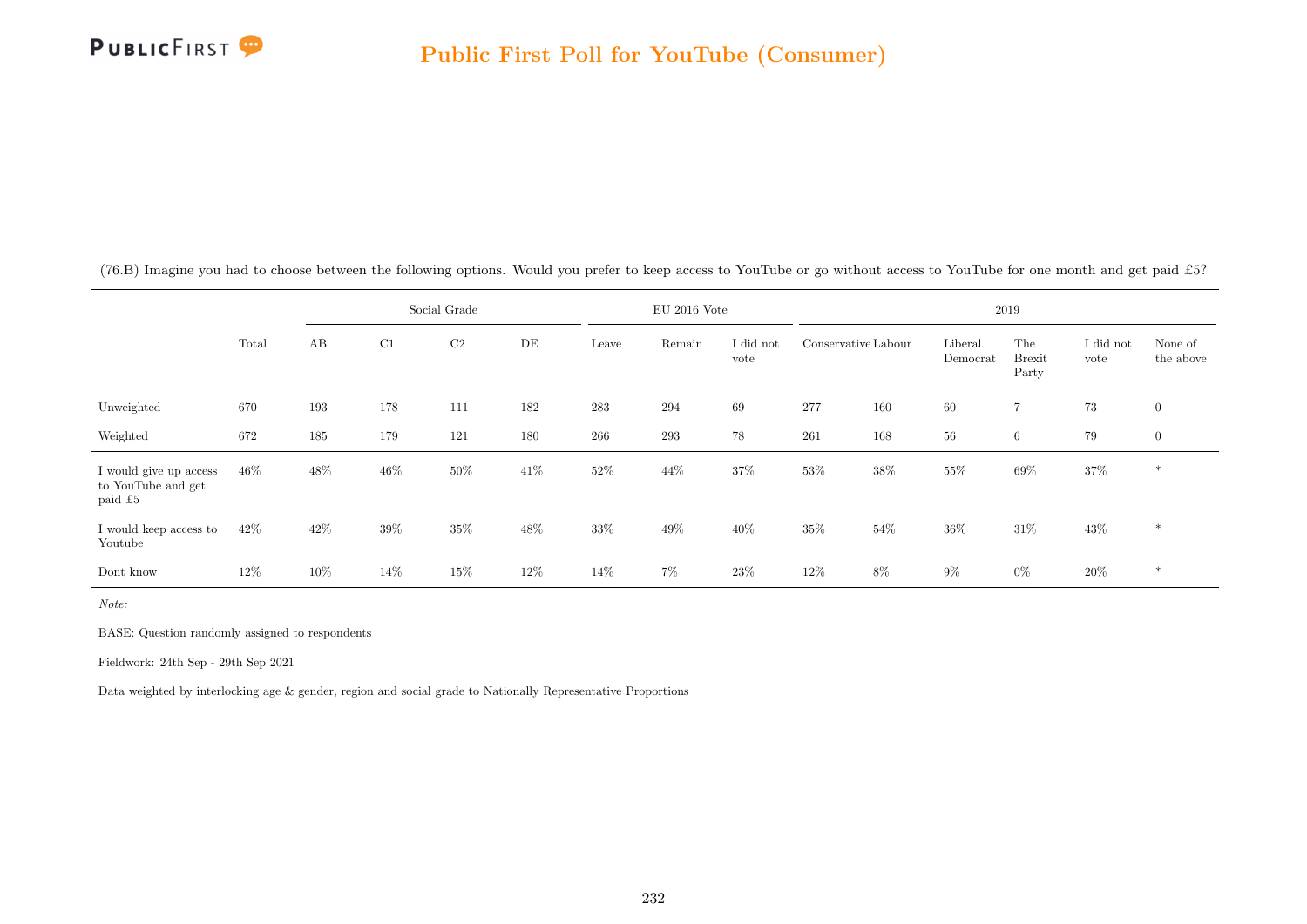## Public First Poll for YouTube (Consumer)

(76.B) Imagine you had to choose between the following options. Would you prefer to keep access to YouTube or go without access to YouTube for one month and get paid £5?

| | | Social Grade | | | | EU 2016 Vote | | | 2019 | | | | | |
|---|---|---|---|---|---|---|---|---|---|---|---|---|---|---|
| | Total | AB | C1 | C2 | DE | Leave | Remain | I did not vote | Conservative | Labour | Liberal Democrat | The Brexit Party | I did not vote | None of the above |
| Unweighted | 670 | 193 | 178 | 111 | 182 | 283 | 294 | 69 | 277 | 160 | 60 | 7 | 73 | 0 |
| Weighted | 672 | 185 | 179 | 121 | 180 | 266 | 293 | 78 | 261 | 168 | 56 | 6 | 79 | 0 |
| I would give up access to YouTube and get paid £5 | 46% | 48% | 46% | 50% | 41% | 52% | 44% | 37% | 53% | 38% | 55% | 69% | 37% | * |
| I would keep access to Youtube | 42% | 42% | 39% | 35% | 48% | 33% | 49% | 40% | 35% | 54% | 36% | 31% | 43% | * |
| Dont know | 12% | 10% | 14% | 15% | 12% | 14% | 7% | 23% | 12% | 8% | 9% | 0% | 20% | * |

*Note:*

BASE: Question randomly assigned to respondents

Fieldwork: 24th Sep - 29th Sep 2021

Data weighted by interlocking age & gender, region and social grade to Nationally Representative Proportions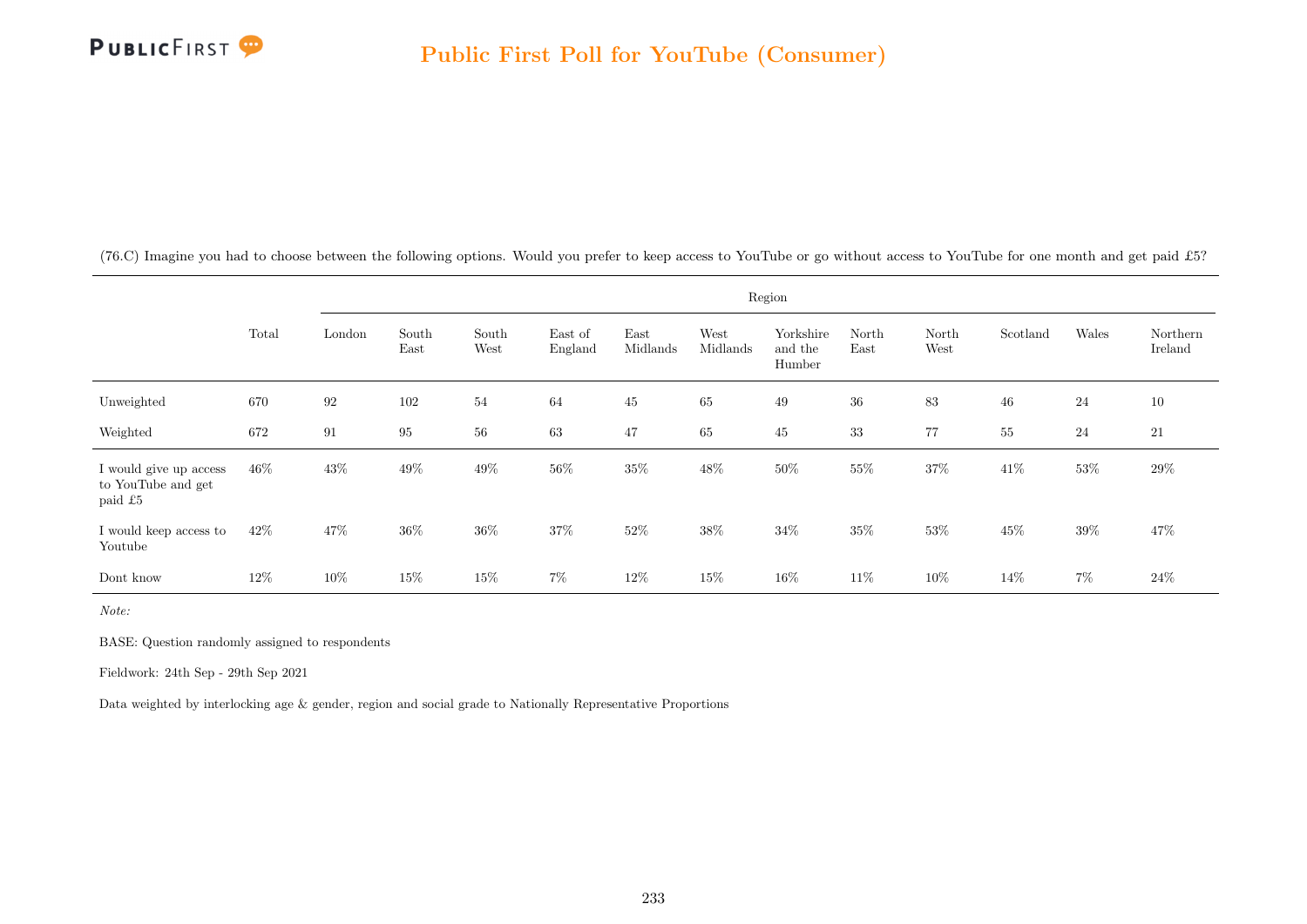# Public First Poll for YouTube (Consumer)

(76.C) Imagine you had to choose between the following options. Would you prefer to keep access to YouTube or go without access to YouTube for one month and get paid £5?

| | Total | Region | | | | | | | | | | | |
|---|---|---|---|---|---|---|---|---|---|---|---|---|---|
| | | London | South East | South West | East of England | East Midlands | West Midlands | Yorkshire and the Humber | North East | North West | Scotland | Wales | Northern Ireland |
| Unweighted | 670 | 92 | 102 | 54 | 64 | 45 | 65 | 49 | 36 | 83 | 46 | 24 | 10 |
| Weighted | 672 | 91 | 95 | 56 | 63 | 47 | 65 | 45 | 33 | 77 | 55 | 24 | 21 |
| I would give up access to YouTube and get paid £5 | 46% | 43% | 49% | 49% | 56% | 35% | 48% | 50% | 55% | 37% | 41% | 53% | 29% |
| I would keep access to Youtube | 42% | 47% | 36% | 36% | 37% | 52% | 38% | 34% | 35% | 53% | 45% | 39% | 47% |
| Dont know | 12% | 10% | 15% | 15% | 7% | 12% | 15% | 16% | 11% | 10% | 14% | 7% | 24% |

*Note:*

BASE: Question randomly assigned to respondents

Fieldwork: 24th Sep - 29th Sep 2021

Data weighted by interlocking age & gender, region and social grade to Nationally Representative Proportions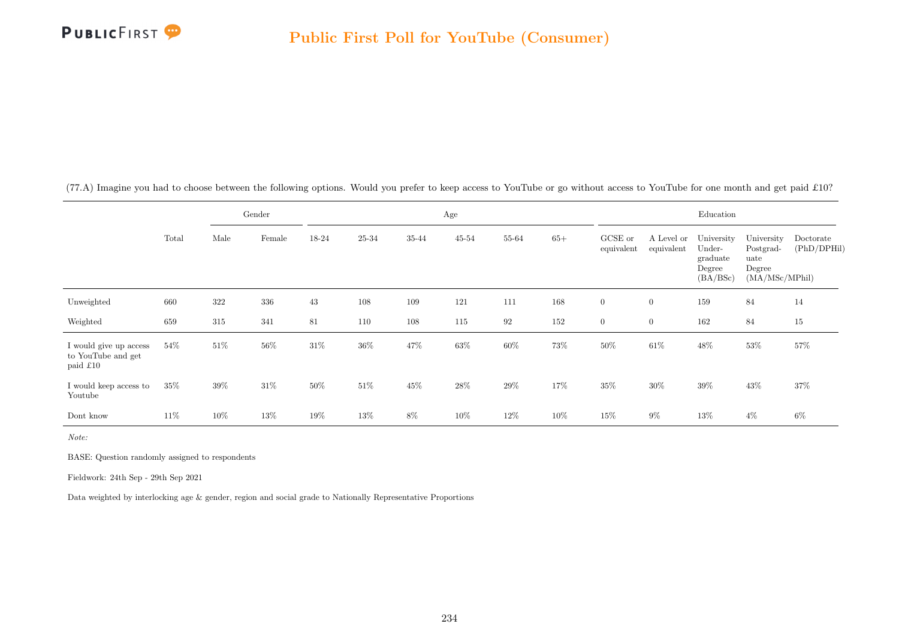# Public First Poll for YouTube (Consumer)

(77.A) Imagine you had to choose between the following options. Would you prefer to keep access to YouTube or go without access to YouTube for one month and get paid £10?

| | Total | Gender | | Age | | | | | | Education | | | | |
|---|---|---|---|---|---|---|---|---|---|---|---|---|---|---|
| | | Male | Female | 18-24 | 25-34 | 35-44 | 45-54 | 55-64 | 65+ | GCSE or equivalent | A Level or equivalent | University Undergraduate Degree (BA/BSc) | University Postgraduate Degree (MA/MSc/MPhil) | Doctorate (PhD/DPHil) |
| Unweighted | 660 | 322 | 336 | 43 | 108 | 109 | 121 | 111 | 168 | 0 | 0 | 159 | 84 | 14 |
| Weighted | 659 | 315 | 341 | 81 | 110 | 108 | 115 | 92 | 152 | 0 | 0 | 162 | 84 | 15 |
| I would give up access to YouTube and get paid £10 | 54% | 51% | 56% | 31% | 36% | 47% | 63% | 60% | 73% | 50% | 61% | 48% | 53% | 57% |
| I would keep access to Youtube | 35% | 39% | 31% | 50% | 51% | 45% | 28% | 29% | 17% | 35% | 30% | 39% | 43% | 37% |
| Dont know | 11% | 10% | 13% | 19% | 13% | 8% | 10% | 12% | 10% | 15% | 9% | 13% | 4% | 6% |

*Note:*

BASE: Question randomly assigned to respondents

Fieldwork: 24th Sep - 29th Sep 2021

Data weighted by interlocking age & gender, region and social grade to Nationally Representative Proportions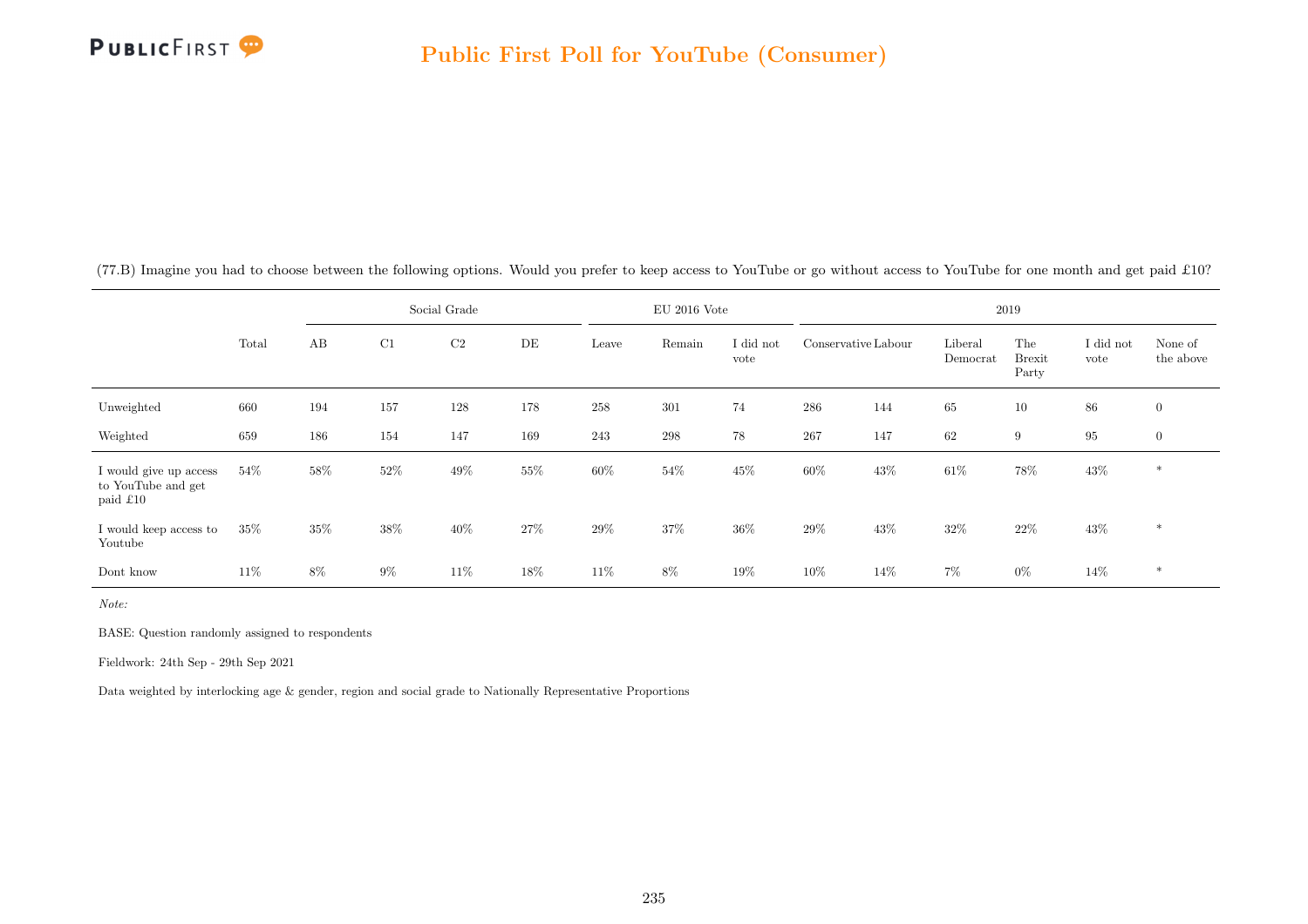(77.B) Imagine you had to choose between the following options. Would you prefer to keep access to YouTube or go without access to YouTube for one month and get paid £10?

| | Total | Social Grade | | | | EU 2016 Vote | | | 2019 | | | | | |
|---|---|---|---|---|---|---|---|---|---|---|---|---|---|---|
| | | AB | C1 | C2 | DE | Leave | Remain | I did not vote | Conservative | Labour | Liberal Democrat | The Brexit Party | I did not vote | None of the above |
| Unweighted | 660 | 194 | 157 | 128 | 178 | 258 | 301 | 74 | 286 | 144 | 65 | 10 | 86 | 0 |
| Weighted | 659 | 186 | 154 | 147 | 169 | 243 | 298 | 78 | 267 | 147 | 62 | 9 | 95 | 0 |
| I would give up access to YouTube and get paid £10 | 54% | 58% | 52% | 49% | 55% | 60% | 54% | 45% | 60% | 43% | 61% | 78% | 43% | * |
| I would keep access to Youtube | 35% | 35% | 38% | 40% | 27% | 29% | 37% | 36% | 29% | 43% | 32% | 22% | 43% | * |
| Dont know | 11% | 8% | 9% | 11% | 18% | 11% | 8% | 19% | 10% | 14% | 7% | 0% | 14% | * |

*Note:*

BASE: Question randomly assigned to respondents

Fieldwork: 24th Sep - 29th Sep 2021

Data weighted by interlocking age & gender, region and social grade to Nationally Representative Proportions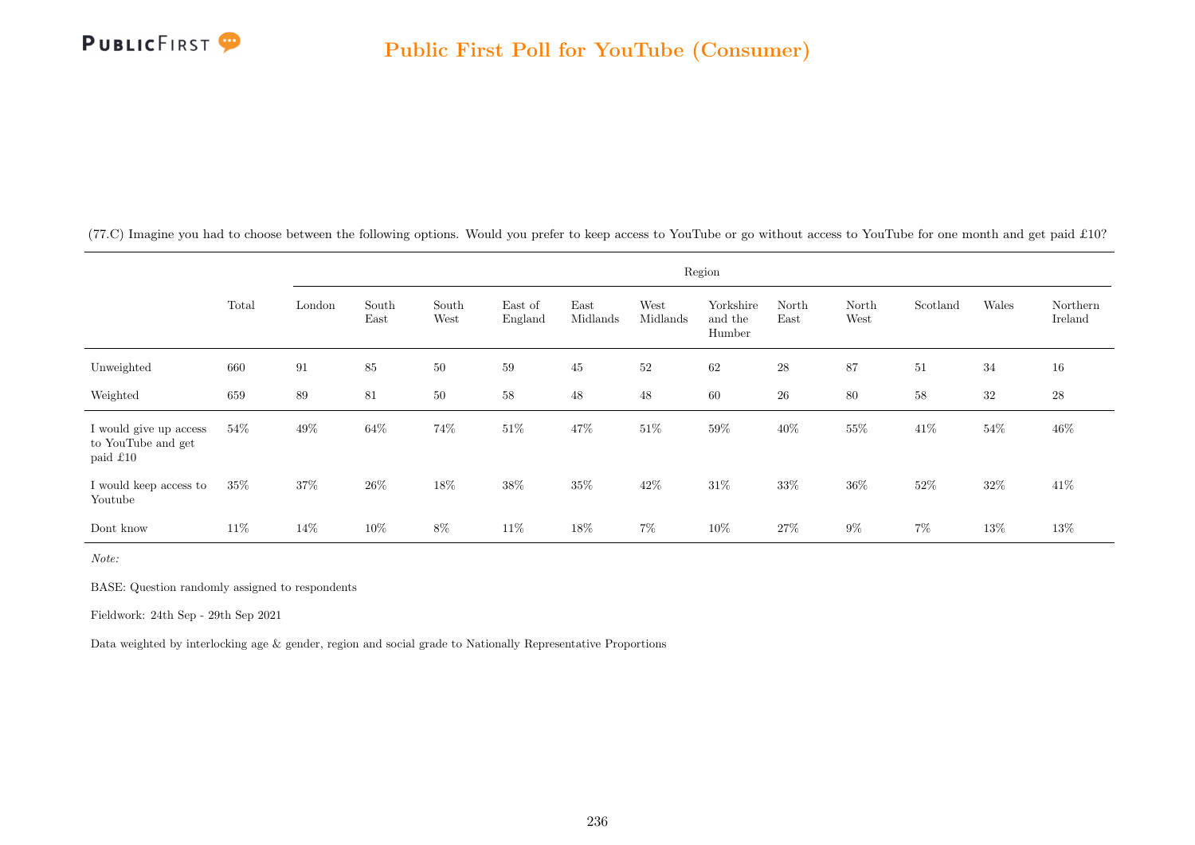## Public First Poll for YouTube (Consumer)

(77.C) Imagine you had to choose between the following options. Would you prefer to keep access to YouTube or go without access to YouTube for one month and get paid £10?

| | Total | Region | | | | | | | | | | | |
|---|---|---|---|---|---|---|---|---|---|---|---|---|---|
| | | London | South East | South West | East of England | East Midlands | West Midlands | Yorkshire and the Humber | North East | North West | Scotland | Wales | Northern Ireland |
| Unweighted | 660 | 91 | 85 | 50 | 59 | 45 | 52 | 62 | 28 | 87 | 51 | 34 | 16 |
| Weighted | 659 | 89 | 81 | 50 | 58 | 48 | 48 | 60 | 26 | 80 | 58 | 32 | 28 |
| I would give up access to YouTube and get paid £10 | 54% | 49% | 64% | 74% | 51% | 47% | 51% | 59% | 40% | 55% | 41% | 54% | 46% |
| I would keep access to Youtube | 35% | 37% | 26% | 18% | 38% | 35% | 42% | 31% | 33% | 36% | 52% | 32% | 41% |
| Dont know | 11% | 14% | 10% | 8% | 11% | 18% | 7% | 10% | 27% | 9% | 7% | 13% | 13% |

*Note:*

BASE: Question randomly assigned to respondents

Fieldwork: 24th Sep - 29th Sep 2021

Data weighted by interlocking age & gender, region and social grade to Nationally Representative Proportions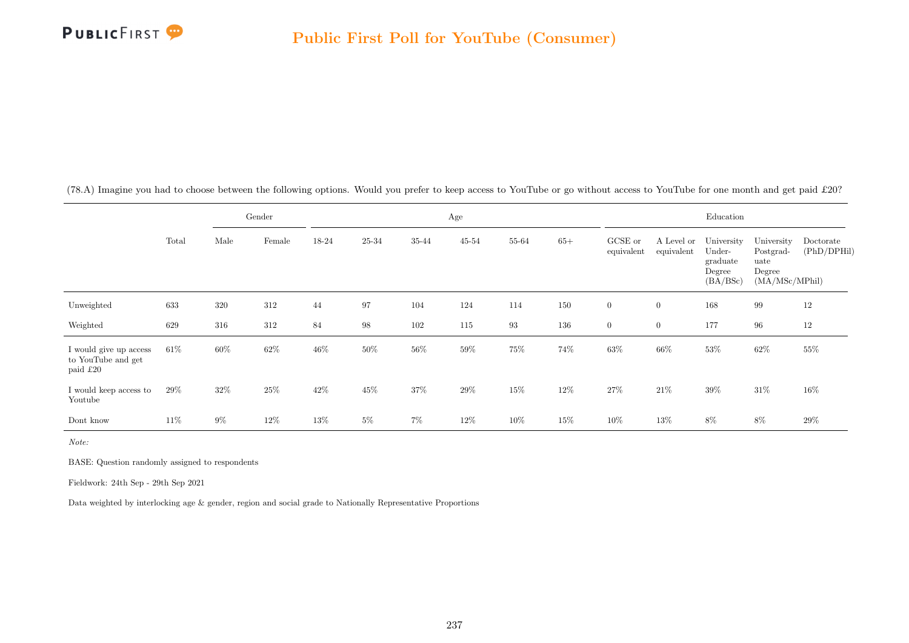(78.A) Imagine you had to choose between the following options. Would you prefer to keep access to YouTube or go without access to YouTube for one month and get paid £20?

| | Total | Gender | | Age | | | | | | Education | | | | |
|---|---|---|---|---|---|---|---|---|---|---|---|---|---|---|
| | | Male | Female | 18-24 | 25-34 | 35-44 | 45-54 | 55-64 | 65+ | GCSE or equivalent | A Level or equivalent | University Under-graduate Degree (BA/BSc) | University Postgrad-uate Degree (MA/MSc/MPhil) | Doctorate (PhD/DPHil) |
| Unweighted | 633 | 320 | 312 | 44 | 97 | 104 | 124 | 114 | 150 | 0 | 0 | 168 | 99 | 12 |
| Weighted | 629 | 316 | 312 | 84 | 98 | 102 | 115 | 93 | 136 | 0 | 0 | 177 | 96 | 12 |
| I would give up access to YouTube and get paid £20 | 61% | 60% | 62% | 46% | 50% | 56% | 59% | 75% | 74% | 63% | 66% | 53% | 62% | 55% |
| I would keep access to Youtube | 29% | 32% | 25% | 42% | 45% | 37% | 29% | 15% | 12% | 27% | 21% | 39% | 31% | 16% |
| Dont know | 11% | 9% | 12% | 13% | 5% | 7% | 12% | 10% | 15% | 10% | 13% | 8% | 8% | 29% |

*Note:*

BASE: Question randomly assigned to respondents

Fieldwork: 24th Sep - 29th Sep 2021

Data weighted by interlocking age & gender, region and social grade to Nationally Representative Proportions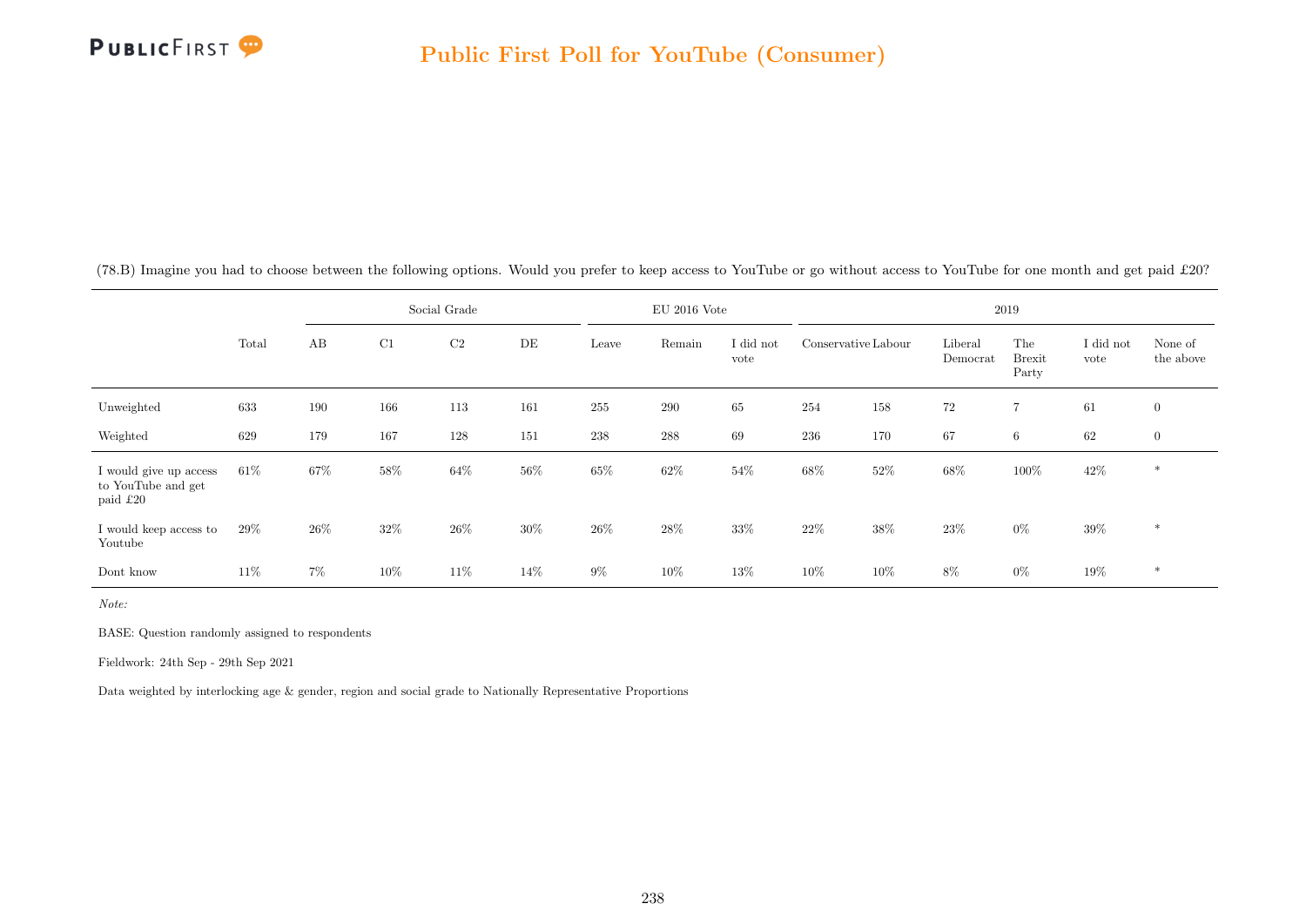## Public First Poll for YouTube (Consumer)

(78.B) Imagine you had to choose between the following options. Would you prefer to keep access to YouTube or go without access to YouTube for one month and get paid £20?

| | Total | Social Grade | | | | EU 2016 Vote | | | 2019 | | | | | |
|---|---|---|---|---|---|---|---|---|---|---|---|---|---|---|
| | | AB | C1 | C2 | DE | Leave | Remain | I did not vote | Conservative | Labour | Liberal Democrat | The Brexit Party | I did not vote | None of the above |
| Unweighted | 633 | 190 | 166 | 113 | 161 | 255 | 290 | 65 | 254 | 158 | 72 | 7 | 61 | 0 |
| Weighted | 629 | 179 | 167 | 128 | 151 | 238 | 288 | 69 | 236 | 170 | 67 | 6 | 62 | 0 |
| I would give up access to YouTube and get paid £20 | 61% | 67% | 58% | 64% | 56% | 65% | 62% | 54% | 68% | 52% | 68% | 100% | 42% | * |
| I would keep access to Youtube | 29% | 26% | 32% | 26% | 30% | 26% | 28% | 33% | 22% | 38% | 23% | 0% | 39% | * |
| Dont know | 11% | 7% | 10% | 11% | 14% | 9% | 10% | 13% | 10% | 10% | 8% | 0% | 19% | * |

*Note:*

BASE: Question randomly assigned to respondents

Fieldwork: 24th Sep - 29th Sep 2021

Data weighted by interlocking age & gender, region and social grade to Nationally Representative Proportions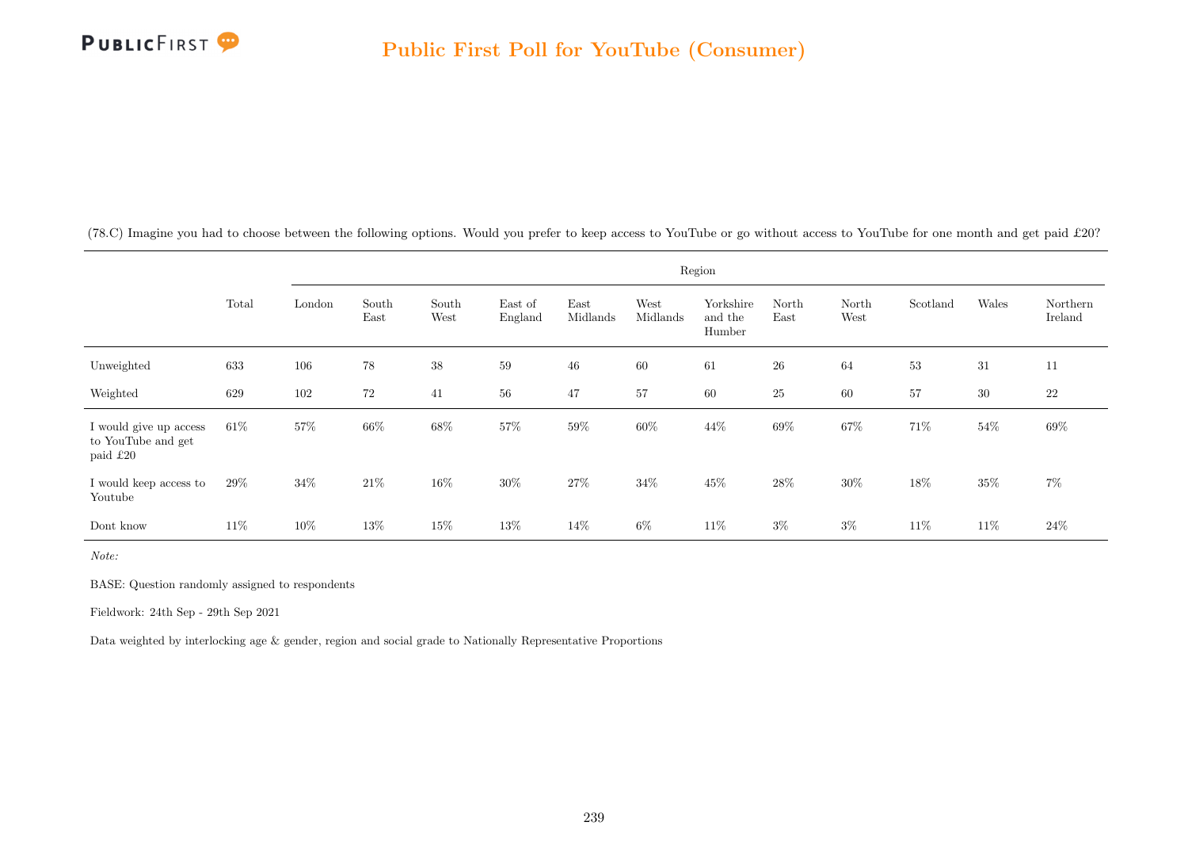# Public First Poll for YouTube (Consumer)

(78.C) Imagine you had to choose between the following options. Would you prefer to keep access to YouTube or go without access to YouTube for one month and get paid £20?

| | Total | Region | | | | | | | | | | | |
|---|---|---|---|---|---|---|---|---|---|---|---|---|---|
| | | London | South East | South West | East of England | East Midlands | West Midlands | Yorkshire and the Humber | North East | North West | Scotland | Wales | Northern Ireland |
| Unweighted | 633 | 106 | 78 | 38 | 59 | 46 | 60 | 61 | 26 | 64 | 53 | 31 | 11 |
| Weighted | 629 | 102 | 72 | 41 | 56 | 47 | 57 | 60 | 25 | 60 | 57 | 30 | 22 |
| I would give up access to YouTube and get paid £20 | 61% | 57% | 66% | 68% | 57% | 59% | 60% | 44% | 69% | 67% | 71% | 54% | 69% |
| I would keep access to Youtube | 29% | 34% | 21% | 16% | 30% | 27% | 34% | 45% | 28% | 30% | 18% | 35% | 7% |
| Dont know | 11% | 10% | 13% | 15% | 13% | 14% | 6% | 11% | 3% | 3% | 11% | 11% | 24% |

*Note:*

BASE: Question randomly assigned to respondents

Fieldwork: 24th Sep - 29th Sep 2021

Data weighted by interlocking age & gender, region and social grade to Nationally Representative Proportions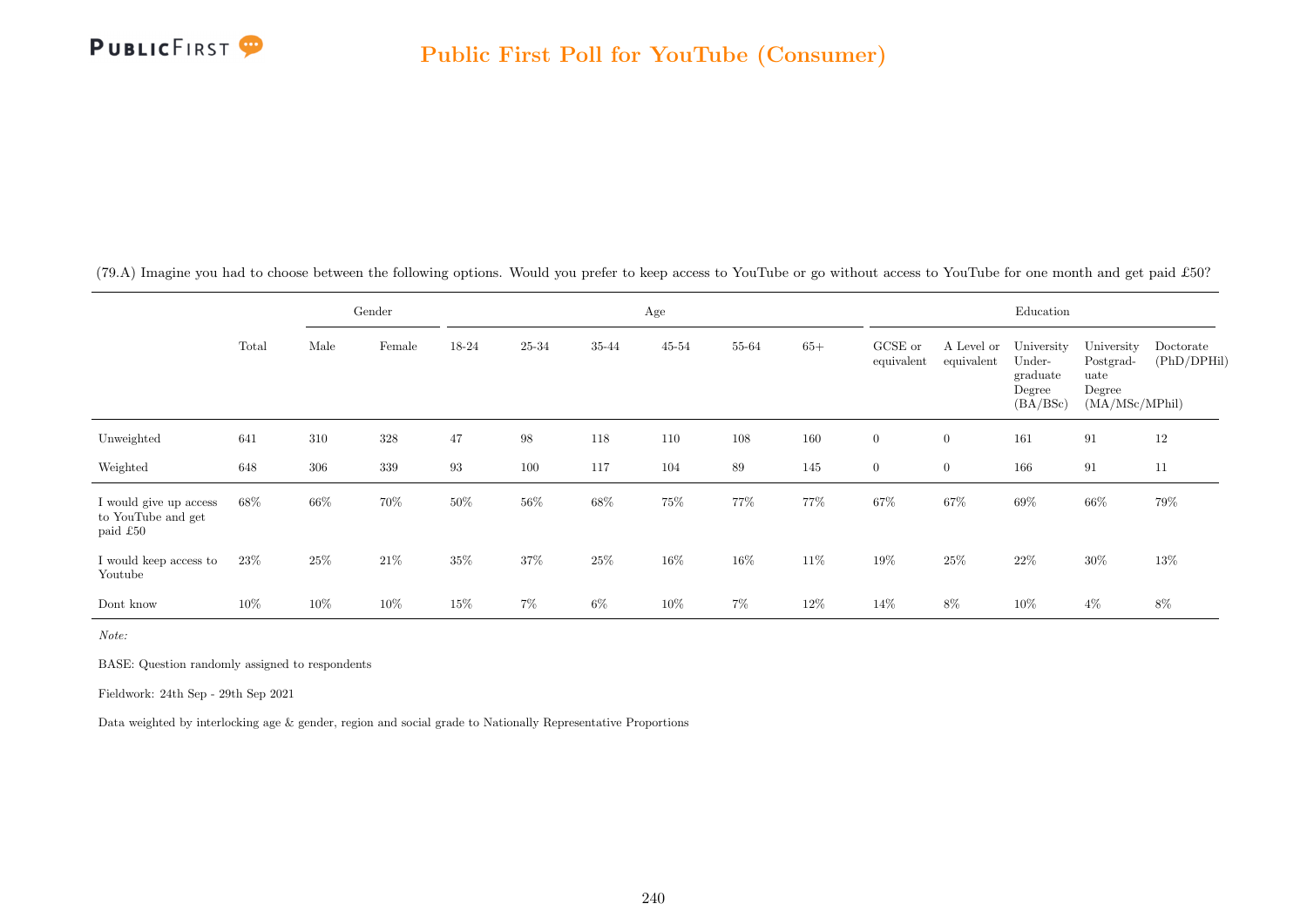(79.A) Imagine you had to choose between the following options. Would you prefer to keep access to YouTube or go without access to YouTube for one month and get paid £50?

| | Total | Gender | | Age | | | | | | Education | | | | |
|---|---|---|---|---|---|---|---|---|---|---|---|---|---|---|
| | | Male | Female | 18-24 | 25-34 | 35-44 | 45-54 | 55-64 | 65+ | GCSE or equivalent | A Level or equivalent | University Under-graduate Degree (BA/BSc) | University Postgrad-uate Degree (MA/MSc/MPhil) | Doctorate (PhD/DPHil) |
| Unweighted | 641 | 310 | 328 | 47 | 98 | 118 | 110 | 108 | 160 | 0 | 0 | 161 | 91 | 12 |
| Weighted | 648 | 306 | 339 | 93 | 100 | 117 | 104 | 89 | 145 | 0 | 0 | 166 | 91 | 11 |
| I would give up access to YouTube and get paid £50 | 68% | 66% | 70% | 50% | 56% | 68% | 75% | 77% | 77% | 67% | 67% | 69% | 66% | 79% |
| I would keep access to Youtube | 23% | 25% | 21% | 35% | 37% | 25% | 16% | 16% | 11% | 19% | 25% | 22% | 30% | 13% |
| Dont know | 10% | 10% | 10% | 15% | 7% | 6% | 10% | 7% | 12% | 14% | 8% | 10% | 4% | 8% |

*Note:*

BASE: Question randomly assigned to respondents

Fieldwork: 24th Sep - 29th Sep 2021

Data weighted by interlocking age & gender, region and social grade to Nationally Representative Proportions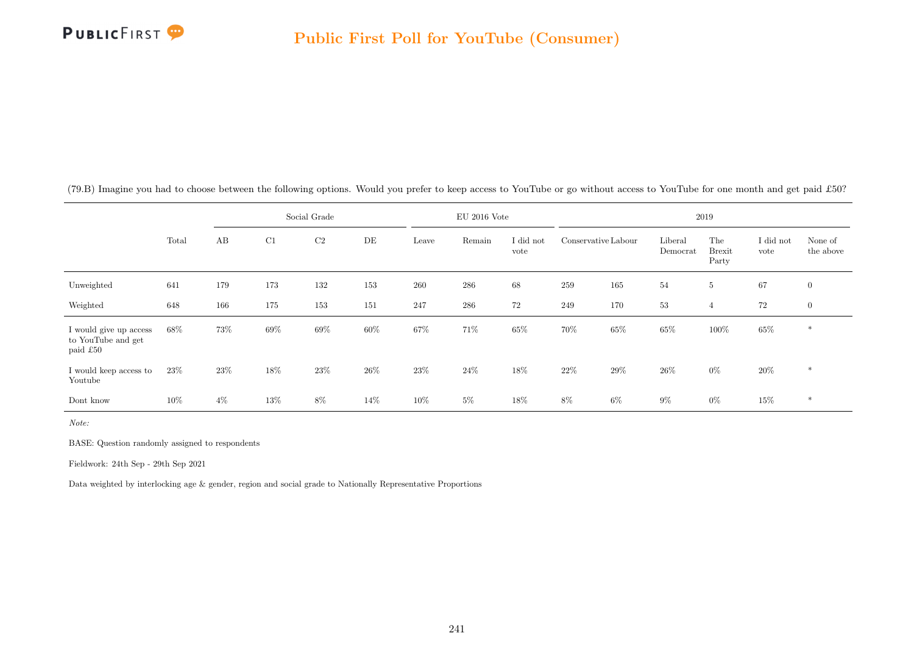## Public First Poll for YouTube (Consumer)

(79.B) Imagine you had to choose between the following options. Would you prefer to keep access to YouTube or go without access to YouTube for one month and get paid £50?

| | | Social Grade | | | | EU 2016 Vote | | | 2019 | | | | | |
|---|---|---|---|---|---|---|---|---|---|---|---|---|---|---|
| | Total | AB | C1 | C2 | DE | Leave | Remain | I did not vote | Conservative | Labour | Liberal Democrat | The Brexit Party | I did not vote | None of the above |
| Unweighted | 641 | 179 | 173 | 132 | 153 | 260 | 286 | 68 | 259 | 165 | 54 | 5 | 67 | 0 |
| Weighted | 648 | 166 | 175 | 153 | 151 | 247 | 286 | 72 | 249 | 170 | 53 | 4 | 72 | 0 |
| I would give up access to YouTube and get paid £50 | 68% | 73% | 69% | 69% | 60% | 67% | 71% | 65% | 70% | 65% | 65% | 100% | 65% | * |
| I would keep access to Youtube | 23% | 23% | 18% | 23% | 26% | 23% | 24% | 18% | 22% | 29% | 26% | 0% | 20% | * |
| Dont know | 10% | 4% | 13% | 8% | 14% | 10% | 5% | 18% | 8% | 6% | 9% | 0% | 15% | * |

*Note:*

BASE: Question randomly assigned to respondents

Fieldwork: 24th Sep - 29th Sep 2021

Data weighted by interlocking age & gender, region and social grade to Nationally Representative Proportions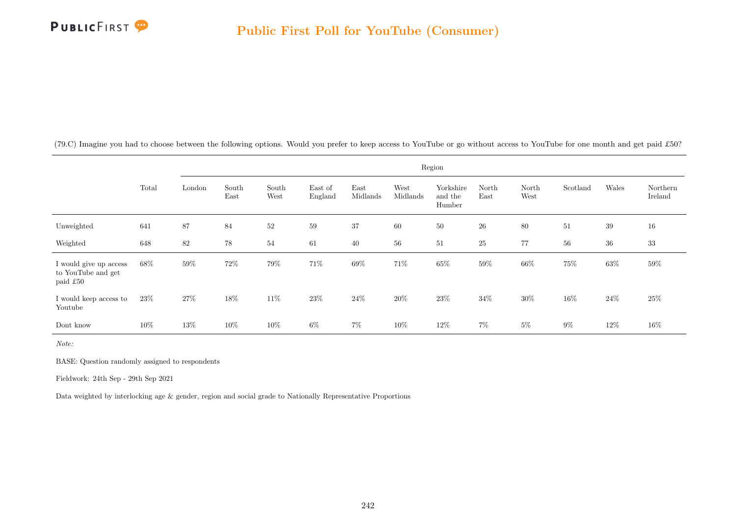# Public First Poll for YouTube (Consumer)

(79.C) Imagine you had to choose between the following options. Would you prefer to keep access to YouTube or go without access to YouTube for one month and get paid £50?

| | Total | Region | | | | | | | | | | | |
|---|---|---|---|---|---|---|---|---|---|---|---|---|---|
| | | London | South East | South West | East of England | East Midlands | West Midlands | Yorkshire and the Humber | North East | North West | Scotland | Wales | Northern Ireland |
| Unweighted | 641 | 87 | 84 | 52 | 59 | 37 | 60 | 50 | 26 | 80 | 51 | 39 | 16 |
| Weighted | 648 | 82 | 78 | 54 | 61 | 40 | 56 | 51 | 25 | 77 | 56 | 36 | 33 |
| I would give up access to YouTube and get paid £50 | 68% | 59% | 72% | 79% | 71% | 69% | 71% | 65% | 59% | 66% | 75% | 63% | 59% |
| I would keep access to Youtube | 23% | 27% | 18% | 11% | 23% | 24% | 20% | 23% | 34% | 30% | 16% | 24% | 25% |
| Dont know | 10% | 13% | 10% | 10% | 6% | 7% | 10% | 12% | 7% | 5% | 9% | 12% | 16% |

*Note:*

BASE: Question randomly assigned to respondents

Fieldwork: 24th Sep - 29th Sep 2021

Data weighted by interlocking age & gender, region and social grade to Nationally Representative Proportions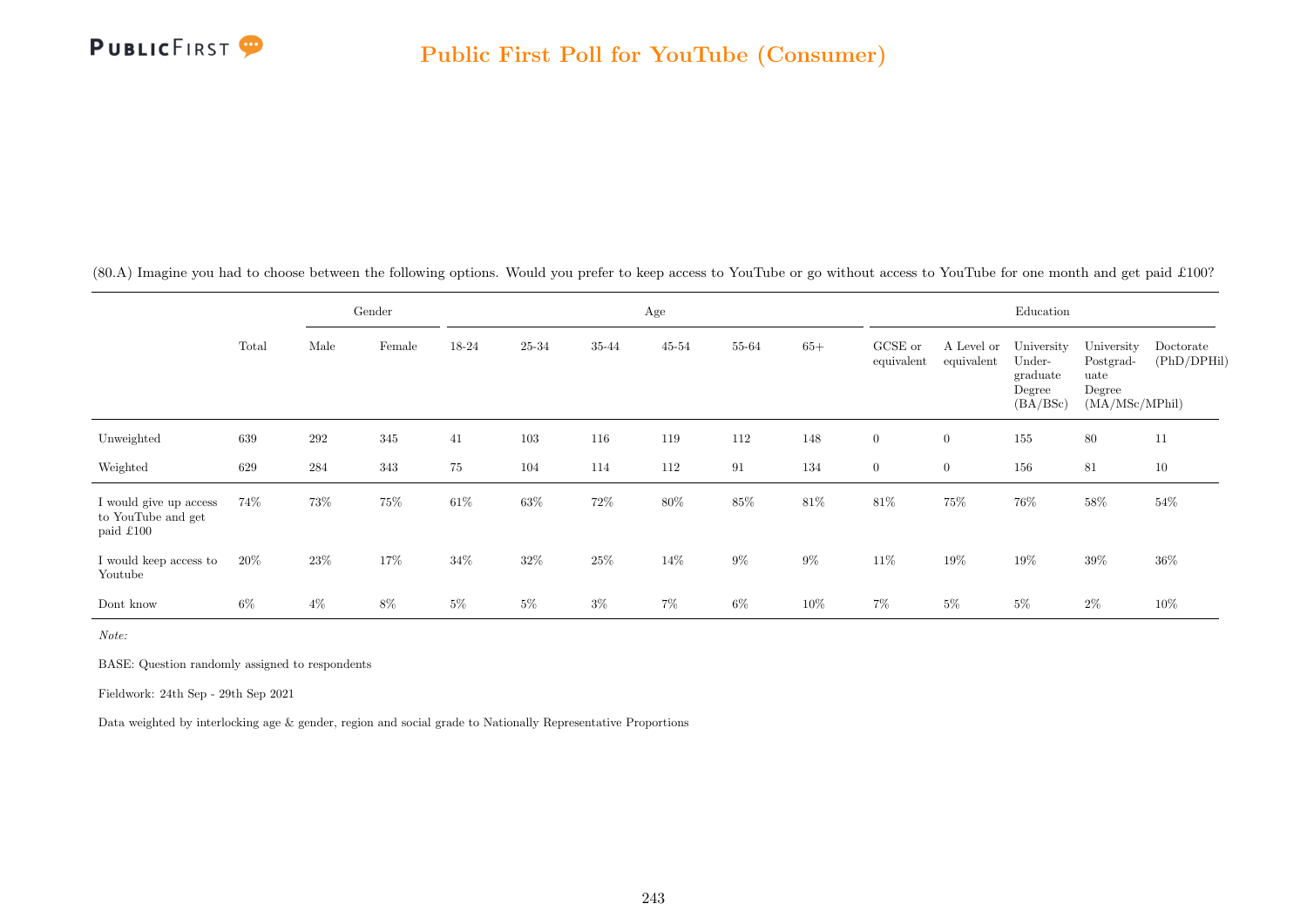## Public First Poll for YouTube (Consumer)

(80.A) Imagine you had to choose between the following options. Would you prefer to keep access to YouTube or go without access to YouTube for one month and get paid £100?

| | Total | Gender | | Age | | | | | | Education | | | | |
|---|---|---|---|---|---|---|---|---|---|---|---|---|---|---|
| | | Male | Female | 18-24 | 25-34 | 35-44 | 45-54 | 55-64 | 65+ | GCSE or equivalent | A Level or equivalent | University Undergraduate Degree (BA/BSc) | University Postgraduate Degree (MA/MSc/MPhil) | Doctorate (PhD/DPHil) |
| Unweighted | 639 | 292 | 345 | 41 | 103 | 116 | 119 | 112 | 148 | 0 | 0 | 155 | 80 | 11 |
| Weighted | 629 | 284 | 343 | 75 | 104 | 114 | 112 | 91 | 134 | 0 | 0 | 156 | 81 | 10 |
| I would give up access to YouTube and get paid £100 | 74% | 73% | 75% | 61% | 63% | 72% | 80% | 85% | 81% | 81% | 75% | 76% | 58% | 54% |
| I would keep access to Youtube | 20% | 23% | 17% | 34% | 32% | 25% | 14% | 9% | 9% | 11% | 19% | 19% | 39% | 36% |
| Dont know | 6% | 4% | 8% | 5% | 5% | 3% | 7% | 6% | 10% | 7% | 5% | 5% | 2% | 10% |

*Note:*

BASE: Question randomly assigned to respondents

Fieldwork: 24th Sep - 29th Sep 2021

Data weighted by interlocking age & gender, region and social grade to Nationally Representative Proportions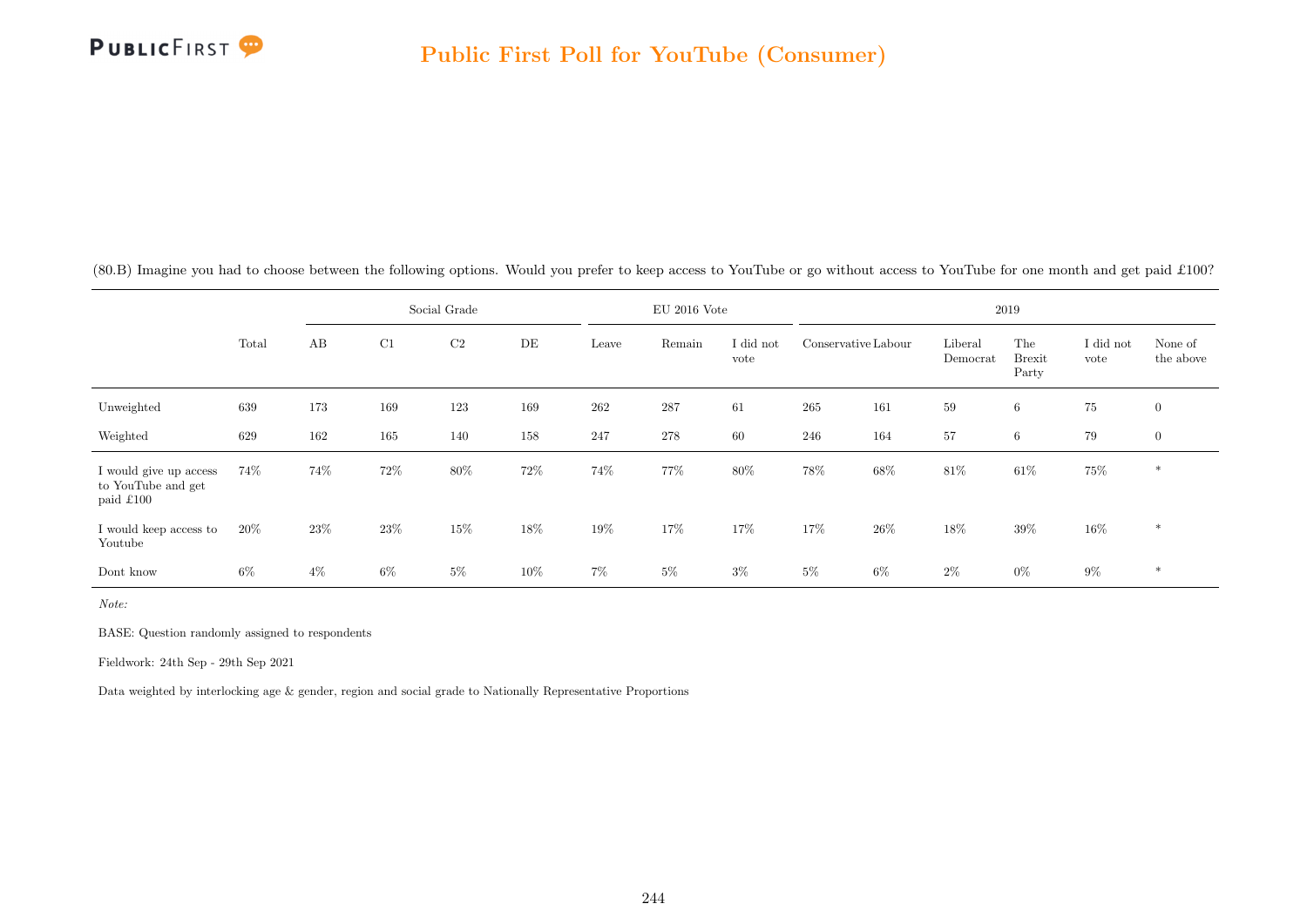## Public First Poll for YouTube (Consumer)

(80.B) Imagine you had to choose between the following options. Would you prefer to keep access to YouTube or go without access to YouTube for one month and get paid £100?

| | Total | Social Grade | | | | EU 2016 Vote | | | 2019 | | | | | |
|---|---|---|---|---|---|---|---|---|---|---|---|---|---|---|
| | | AB | C1 | C2 | DE | Leave | Remain | I did not vote | Conservative | Labour | Liberal Democrat | The Brexit Party | I did not vote | None of the above |
| Unweighted | 639 | 173 | 169 | 123 | 169 | 262 | 287 | 61 | 265 | 161 | 59 | 6 | 75 | 0 |
| Weighted | 629 | 162 | 165 | 140 | 158 | 247 | 278 | 60 | 246 | 164 | 57 | 6 | 79 | 0 |
| I would give up access to YouTube and get paid £100 | 74% | 74% | 72% | 80% | 72% | 74% | 77% | 80% | 78% | 68% | 81% | 61% | 75% | * |
| I would keep access to Youtube | 20% | 23% | 23% | 15% | 18% | 19% | 17% | 17% | 17% | 26% | 18% | 39% | 16% | * |
| Dont know | 6% | 4% | 6% | 5% | 10% | 7% | 5% | 3% | 5% | 6% | 2% | 0% | 9% | * |

*Note:*

BASE: Question randomly assigned to respondents

Fieldwork: 24th Sep - 29th Sep 2021

Data weighted by interlocking age & gender, region and social grade to Nationally Representative Proportions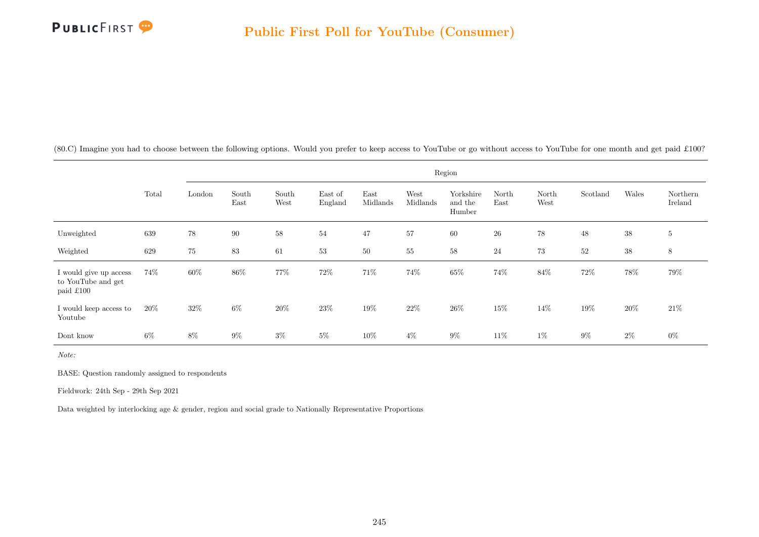(80.C) Imagine you had to choose between the following options. Would you prefer to keep access to YouTube or go without access to YouTube for one month and get paid £100?

| | Total | Region | | | | | | | | | | | |
|---|---|---|---|---|---|---|---|---|---|---|---|---|---|
| | | London | South East | South West | East of England | East Midlands | West Midlands | Yorkshire and the Humber | North East | North West | Scotland | Wales | Northern Ireland |
| Unweighted | 639 | 78 | 90 | 58 | 54 | 47 | 57 | 60 | 26 | 78 | 48 | 38 | 5 |
| Weighted | 629 | 75 | 83 | 61 | 53 | 50 | 55 | 58 | 24 | 73 | 52 | 38 | 8 |
| I would give up access to YouTube and get paid £100 | 74% | 60% | 86% | 77% | 72% | 71% | 74% | 65% | 74% | 84% | 72% | 78% | 79% |
| I would keep access to Youtube | 20% | 32% | 6% | 20% | 23% | 19% | 22% | 26% | 15% | 14% | 19% | 20% | 21% |
| Dont know | 6% | 8% | 9% | 3% | 5% | 10% | 4% | 9% | 11% | 1% | 9% | 2% | 0% |

*Note:*

BASE: Question randomly assigned to respondents

Fieldwork: 24th Sep - 29th Sep 2021

Data weighted by interlocking age & gender, region and social grade to Nationally Representative Proportions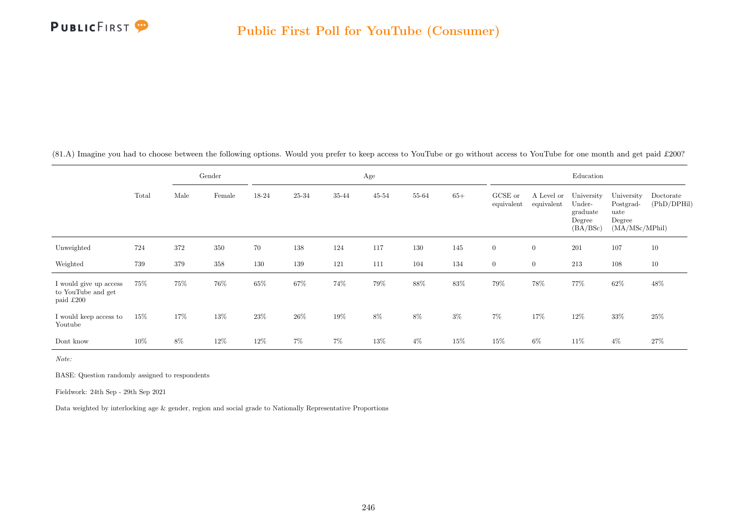# Public First Poll for YouTube (Consumer)

(81.A) Imagine you had to choose between the following options. Would you prefer to keep access to YouTube or go without access to YouTube for one month and get paid £200?

| | Total | Gender | | Age | | | | | | Education | | | | |
|---|---|---|---|---|---|---|---|---|---|---|---|---|---|---|
| | | Male | Female | 18-24 | 25-34 | 35-44 | 45-54 | 55-64 | 65+ | GCSE or equivalent | A Level or equivalent | University Under-graduate Degree (BA/BSc) | University Postgrad-uate Degree (MA/MSc/MPhil) | Doctorate (PhD/DPHil) |
| Unweighted | 724 | 372 | 350 | 70 | 138 | 124 | 117 | 130 | 145 | 0 | 0 | 201 | 107 | 10 |
| Weighted | 739 | 379 | 358 | 130 | 139 | 121 | 111 | 104 | 134 | 0 | 0 | 213 | 108 | 10 |
| I would give up access to YouTube and get paid £200 | 75% | 75% | 76% | 65% | 67% | 74% | 79% | 88% | 83% | 79% | 78% | 77% | 62% | 48% |
| I would keep access to Youtube | 15% | 17% | 13% | 23% | 26% | 19% | 8% | 8% | 3% | 7% | 17% | 12% | 33% | 25% |
| Dont know | 10% | 8% | 12% | 12% | 7% | 7% | 13% | 4% | 15% | 15% | 6% | 11% | 4% | 27% |

*Note:*

BASE: Question randomly assigned to respondents

Fieldwork: 24th Sep - 29th Sep 2021

Data weighted by interlocking age & gender, region and social grade to Nationally Representative Proportions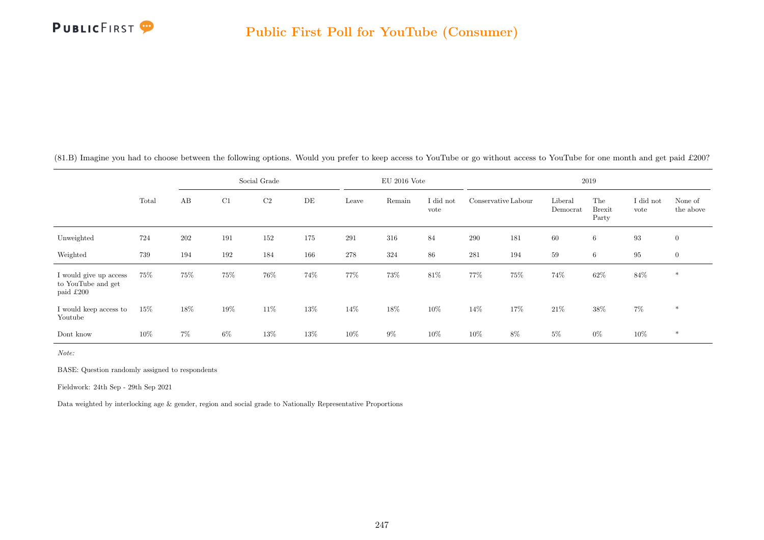(81.B) Imagine you had to choose between the following options. Would you prefer to keep access to YouTube or go without access to YouTube for one month and get paid £200?

| | Total | Social Grade | | | | EU 2016 Vote | | | 2019 | | | | | |
|---|---|---|---|---|---|---|---|---|---|---|---|---|---|---|
| | | AB | C1 | C2 | DE | Leave | Remain | I did not vote | Conservative | Labour | Liberal Democrat | The Brexit Party | I did not vote | None of the above |
| Unweighted | 724 | 202 | 191 | 152 | 175 | 291 | 316 | 84 | 290 | 181 | 60 | 6 | 93 | 0 |
| Weighted | 739 | 194 | 192 | 184 | 166 | 278 | 324 | 86 | 281 | 194 | 59 | 6 | 95 | 0 |
| I would give up access to YouTube and get paid £200 | 75% | 75% | 75% | 76% | 74% | 77% | 73% | 81% | 77% | 75% | 74% | 62% | 84% | * |
| I would keep access to Youtube | 15% | 18% | 19% | 11% | 13% | 14% | 18% | 10% | 14% | 17% | 21% | 38% | 7% | * |
| Dont know | 10% | 7% | 6% | 13% | 13% | 10% | 9% | 10% | 10% | 8% | 5% | 0% | 10% | * |

*Note:*

BASE: Question randomly assigned to respondents

Fieldwork: 24th Sep - 29th Sep 2021

Data weighted by interlocking age & gender, region and social grade to Nationally Representative Proportions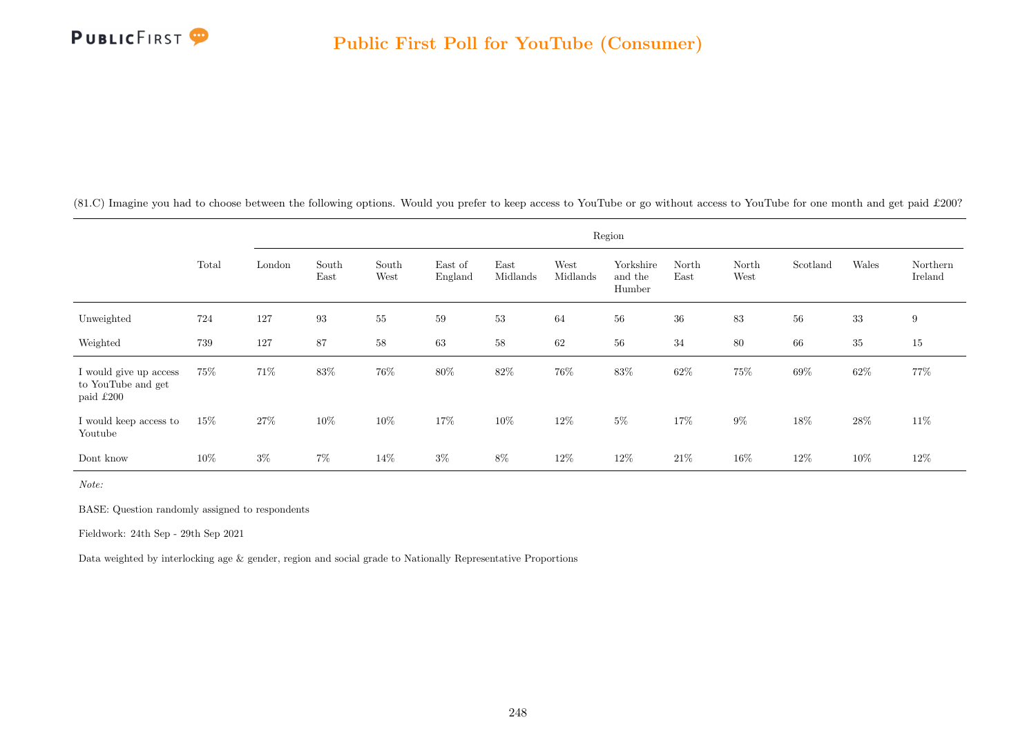(81.C) Imagine you had to choose between the following options. Would you prefer to keep access to YouTube or go without access to YouTube for one month and get paid £200?

| | Total | Region | | | | | | | | | | | |
|---|---|---|---|---|---|---|---|---|---|---|---|---|---|
| | | London | South East | South West | East of England | East Midlands | West Midlands | Yorkshire and the Humber | North East | North West | Scotland | Wales | Northern Ireland |
| Unweighted | 724 | 127 | 93 | 55 | 59 | 53 | 64 | 56 | 36 | 83 | 56 | 33 | 9 |
| Weighted | 739 | 127 | 87 | 58 | 63 | 58 | 62 | 56 | 34 | 80 | 66 | 35 | 15 |
| I would give up access to YouTube and get paid £200 | 75% | 71% | 83% | 76% | 80% | 82% | 76% | 83% | 62% | 75% | 69% | 62% | 77% |
| I would keep access to Youtube | 15% | 27% | 10% | 10% | 17% | 10% | 12% | 5% | 17% | 9% | 18% | 28% | 11% |
| Dont know | 10% | 3% | 7% | 14% | 3% | 8% | 12% | 12% | 21% | 16% | 12% | 10% | 12% |

*Note:*

BASE: Question randomly assigned to respondents

Fieldwork: 24th Sep - 29th Sep 2021

Data weighted by interlocking age & gender, region and social grade to Nationally Representative Proportions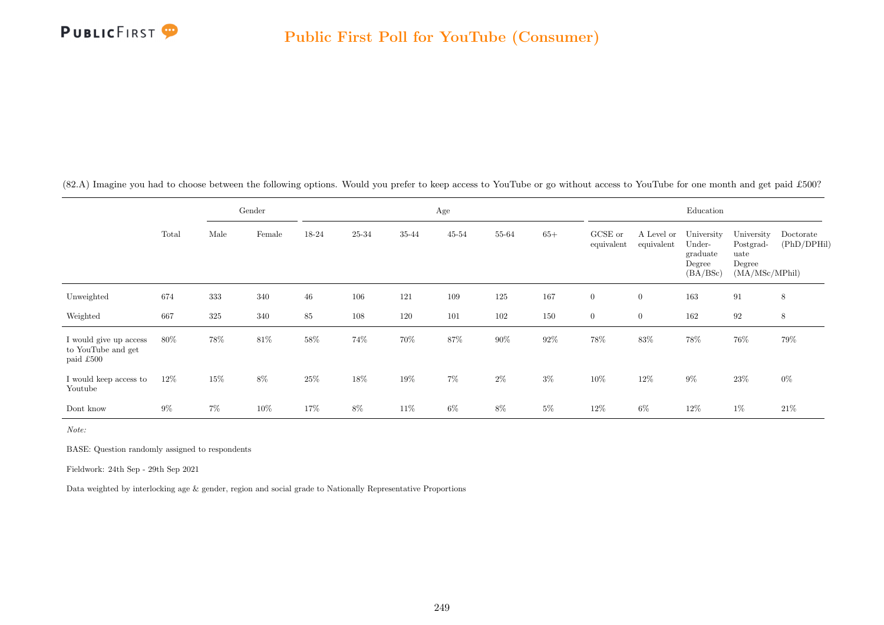## Public First Poll for YouTube (Consumer)

(82.A) Imagine you had to choose between the following options. Would you prefer to keep access to YouTube or go without access to YouTube for one month and get paid £500?

| | | Gender | | Age | | | | | | Education | | | | |
|---|---|---|---|---|---|---|---|---|---|---|---|---|---|---|
| | Total | Male | Female | 18-24 | 25-34 | 35-44 | 45-54 | 55-64 | 65+ | GCSE or equivalent | A Level or equivalent | University Under-graduate Degree (BA/BSc) | University Postgrad-uate Degree (MA/MSc/MPhil) | Doctorate (PhD/DPHil) |
| Unweighted | 674 | 333 | 340 | 46 | 106 | 121 | 109 | 125 | 167 | 0 | 0 | 163 | 91 | 8 |
| Weighted | 667 | 325 | 340 | 85 | 108 | 120 | 101 | 102 | 150 | 0 | 0 | 162 | 92 | 8 |
| I would give up access to YouTube and get paid £500 | 80% | 78% | 81% | 58% | 74% | 70% | 87% | 90% | 92% | 78% | 83% | 78% | 76% | 79% |
| I would keep access to Youtube | 12% | 15% | 8% | 25% | 18% | 19% | 7% | 2% | 3% | 10% | 12% | 9% | 23% | 0% |
| Dont know | 9% | 7% | 10% | 17% | 8% | 11% | 6% | 8% | 5% | 12% | 6% | 12% | 1% | 21% |

*Note:*

BASE: Question randomly assigned to respondents

Fieldwork: 24th Sep - 29th Sep 2021

Data weighted by interlocking age & gender, region and social grade to Nationally Representative Proportions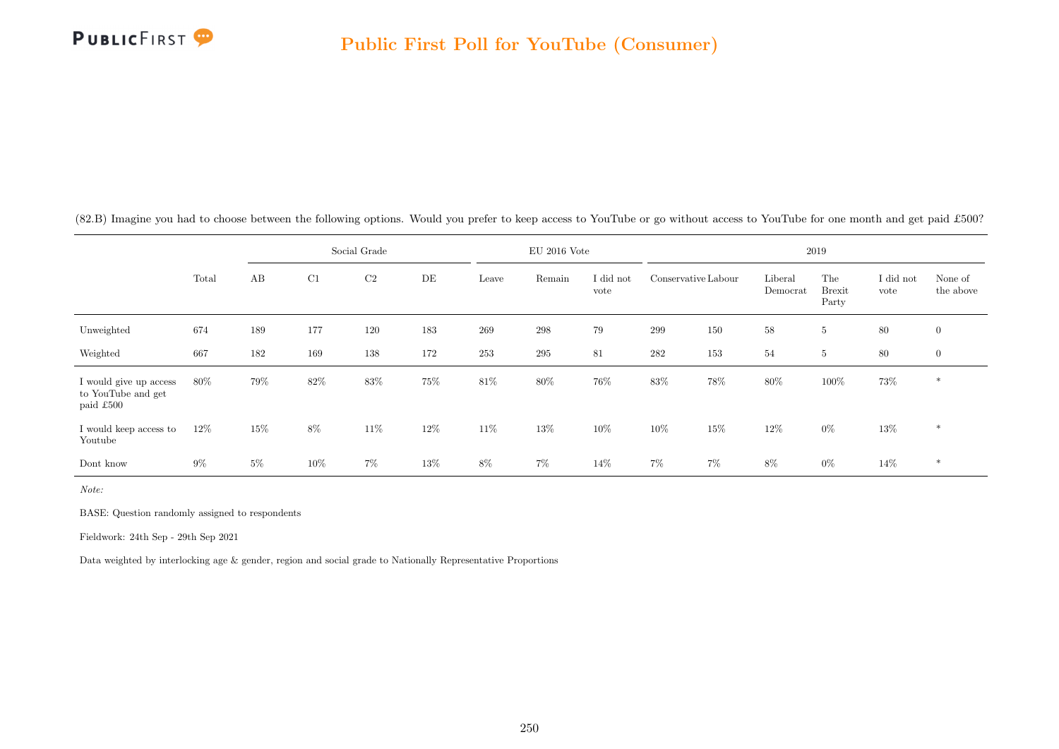## Public First Poll for YouTube (Consumer)

(82.B) Imagine you had to choose between the following options. Would you prefer to keep access to YouTube or go without access to YouTube for one month and get paid £500?

| | Total | Social Grade | | | | EU 2016 Vote | | | 2019 | | | | | |
|---|---|---|---|---|---|---|---|---|---|---|---|---|---|---|
| | | AB | C1 | C2 | DE | Leave | Remain | I did not vote | Conservative | Labour | Liberal Democrat | The Brexit Party | I did not vote | None of the above |
| Unweighted | 674 | 189 | 177 | 120 | 183 | 269 | 298 | 79 | 299 | 150 | 58 | 5 | 80 | 0 |
| Weighted | 667 | 182 | 169 | 138 | 172 | 253 | 295 | 81 | 282 | 153 | 54 | 5 | 80 | 0 |
| I would give up access to YouTube and get paid £500 | 80% | 79% | 82% | 83% | 75% | 81% | 80% | 76% | 83% | 78% | 80% | 100% | 73% | * |
| I would keep access to Youtube | 12% | 15% | 8% | 11% | 12% | 11% | 13% | 10% | 10% | 15% | 12% | 0% | 13% | * |
| Dont know | 9% | 5% | 10% | 7% | 13% | 8% | 7% | 14% | 7% | 7% | 8% | 0% | 14% | * |

*Note:*

BASE: Question randomly assigned to respondents

Fieldwork: 24th Sep - 29th Sep 2021

Data weighted by interlocking age & gender, region and social grade to Nationally Representative Proportions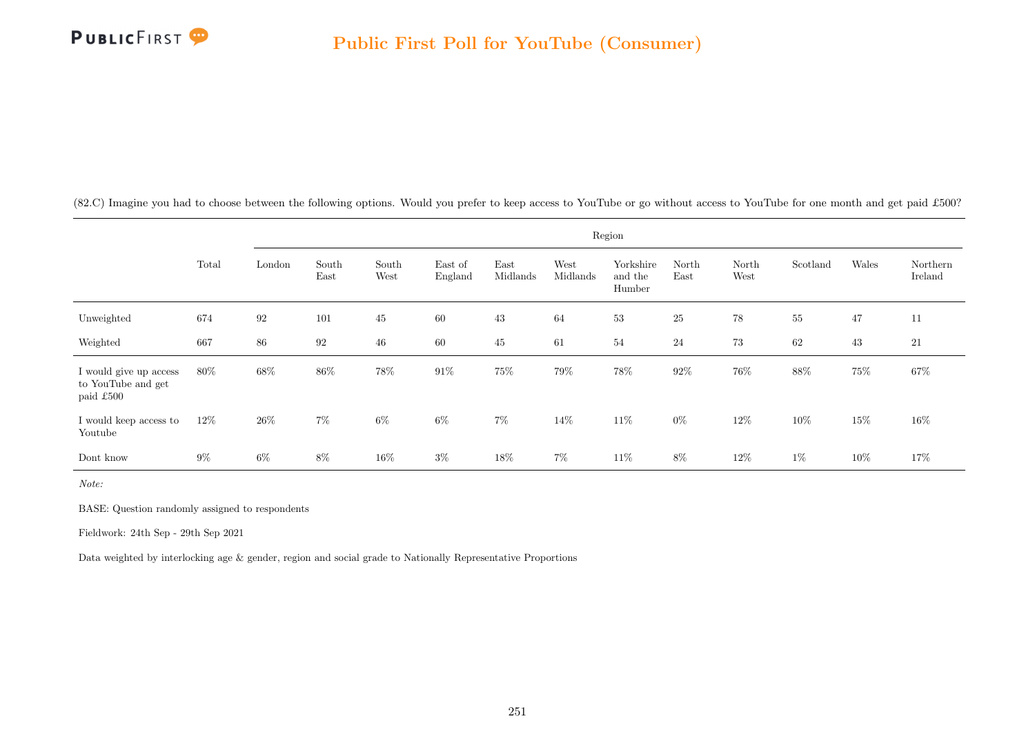(82.C) Imagine you had to choose between the following options. Would you prefer to keep access to YouTube or go without access to YouTube for one month and get paid £500?

| | Total | Region | | | | | | | | | | | |
|---|---|---|---|---|---|---|---|---|---|---|---|---|---|
| | | London | South East | South West | East of England | East Midlands | West Midlands | Yorkshire and the Humber | North East | North West | Scotland | Wales | Northern Ireland |
| Unweighted | 674 | 92 | 101 | 45 | 60 | 43 | 64 | 53 | 25 | 78 | 55 | 47 | 11 |
| Weighted | 667 | 86 | 92 | 46 | 60 | 45 | 61 | 54 | 24 | 73 | 62 | 43 | 21 |
| I would give up access to YouTube and get paid £500 | 80% | 68% | 86% | 78% | 91% | 75% | 79% | 78% | 92% | 76% | 88% | 75% | 67% |
| I would keep access to Youtube | 12% | 26% | 7% | 6% | 6% | 7% | 14% | 11% | 0% | 12% | 10% | 15% | 16% |
| Dont know | 9% | 6% | 8% | 16% | 3% | 18% | 7% | 11% | 8% | 12% | 1% | 10% | 17% |

*Note:*

BASE: Question randomly assigned to respondents

Fieldwork: 24th Sep - 29th Sep 2021

Data weighted by interlocking age & gender, region and social grade to Nationally Representative Proportions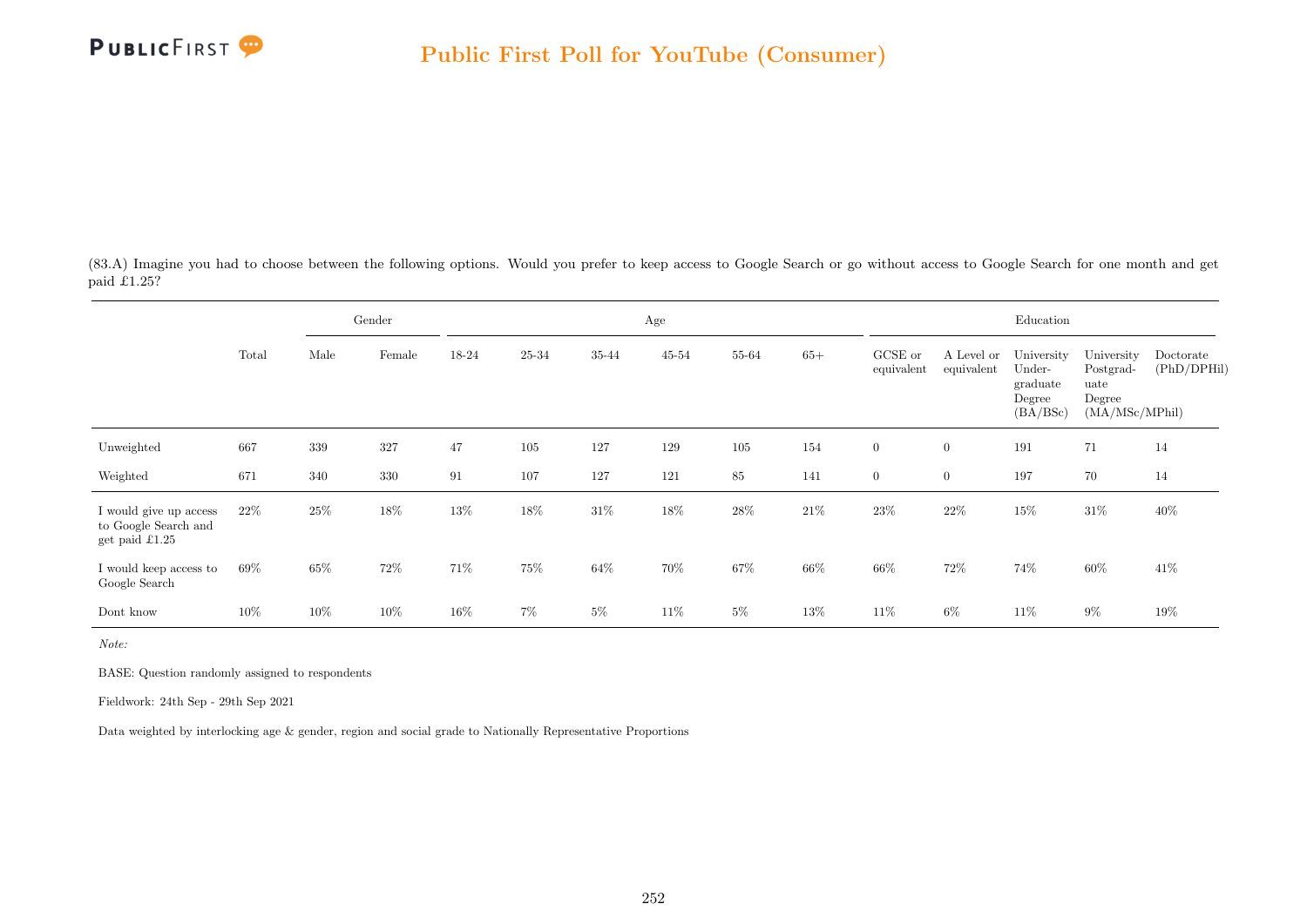## Public First Poll for YouTube (Consumer)

(83.A) Imagine you had to choose between the following options. Would you prefer to keep access to Google Search or go without access to Google Search for one month and get paid £1.25?

| | Total | Gender | | Age | | | | | | Education | | | | |
|---|---|---|---|---|---|---|---|---|---|---|---|---|---|---|
| | | Male | Female | 18-24 | 25-34 | 35-44 | 45-54 | 55-64 | 65+ | GCSE or equivalent | A Level or equivalent | University Under-graduate Degree (BA/BSc) | University Postgrad-uate Degree (MA/MSc/MPhil) | Doctorate (PhD/DPHil) |
| Unweighted | 667 | 339 | 327 | 47 | 105 | 127 | 129 | 105 | 154 | 0 | 0 | 191 | 71 | 14 |
| Weighted | 671 | 340 | 330 | 91 | 107 | 127 | 121 | 85 | 141 | 0 | 0 | 197 | 70 | 14 |
| I would give up access to Google Search and get paid £1.25 | 22% | 25% | 18% | 13% | 18% | 31% | 18% | 28% | 21% | 23% | 22% | 15% | 31% | 40% |
| I would keep access to Google Search | 69% | 65% | 72% | 71% | 75% | 64% | 70% | 67% | 66% | 66% | 72% | 74% | 60% | 41% |
| Dont know | 10% | 10% | 10% | 16% | 7% | 5% | 11% | 5% | 13% | 11% | 6% | 11% | 9% | 19% |

*Note:*

BASE: Question randomly assigned to respondents

Fieldwork: 24th Sep - 29th Sep 2021

Data weighted by interlocking age & gender, region and social grade to Nationally Representative Proportions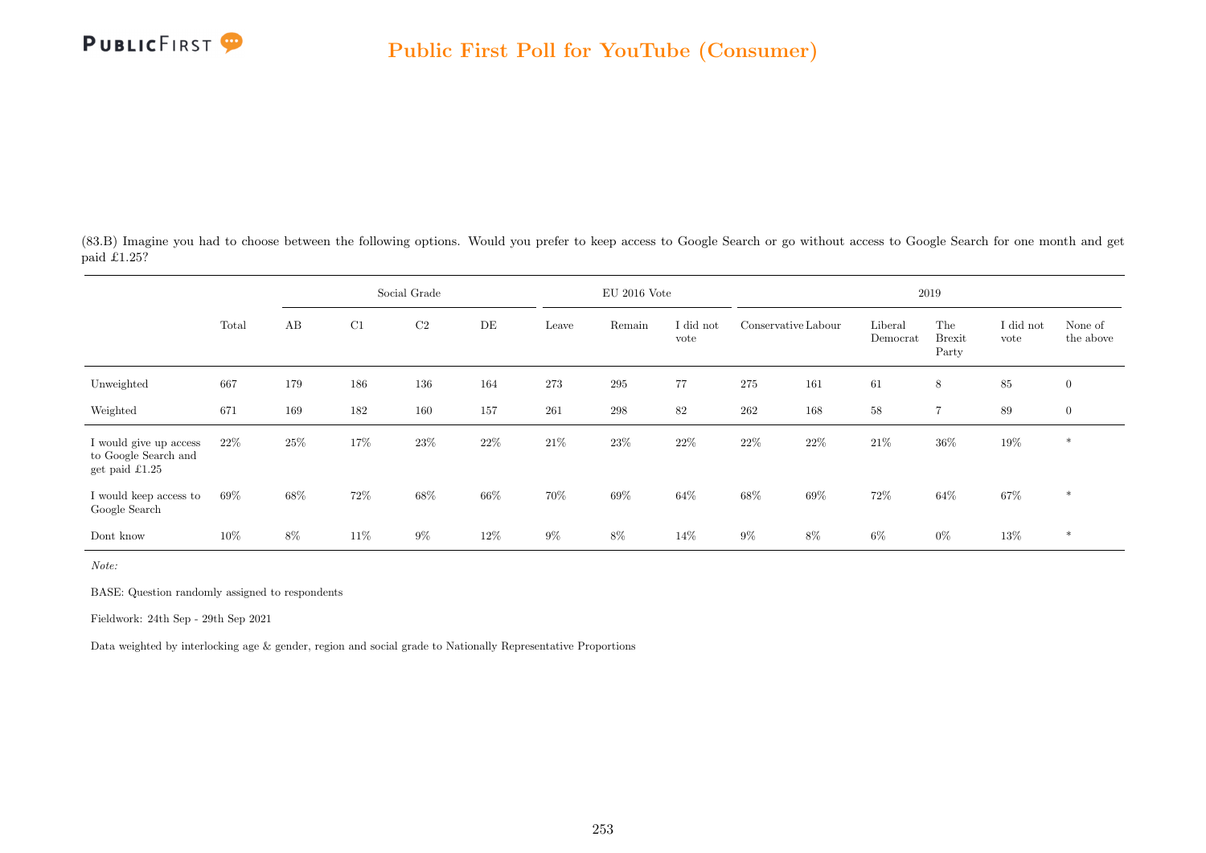## Public First Poll for YouTube (Consumer)

(83.B) Imagine you had to choose between the following options. Would you prefer to keep access to Google Search or go without access to Google Search for one month and get paid £1.25?

| | | Social Grade | | | | EU 2016 Vote | | | 2019 | | | | | |
|---|---|---|---|---|---|---|---|---|---|---|---|---|---|---|
| | Total | AB | C1 | C2 | DE | Leave | Remain | I did not vote | Conservative | Labour | Liberal Democrat | The Brexit Party | I did not vote | None of the above |
| Unweighted | 667 | 179 | 186 | 136 | 164 | 273 | 295 | 77 | 275 | 161 | 61 | 8 | 85 | 0 |
| Weighted | 671 | 169 | 182 | 160 | 157 | 261 | 298 | 82 | 262 | 168 | 58 | 7 | 89 | 0 |
| I would give up access to Google Search and get paid £1.25 | 22% | 25% | 17% | 23% | 22% | 21% | 23% | 22% | 22% | 22% | 21% | 36% | 19% | * |
| I would keep access to Google Search | 69% | 68% | 72% | 68% | 66% | 70% | 69% | 64% | 68% | 69% | 72% | 64% | 67% | * |
| Dont know | 10% | 8% | 11% | 9% | 12% | 9% | 8% | 14% | 9% | 8% | 6% | 0% | 13% | * |

*Note:*

BASE: Question randomly assigned to respondents

Fieldwork: 24th Sep - 29th Sep 2021

Data weighted by interlocking age & gender, region and social grade to Nationally Representative Proportions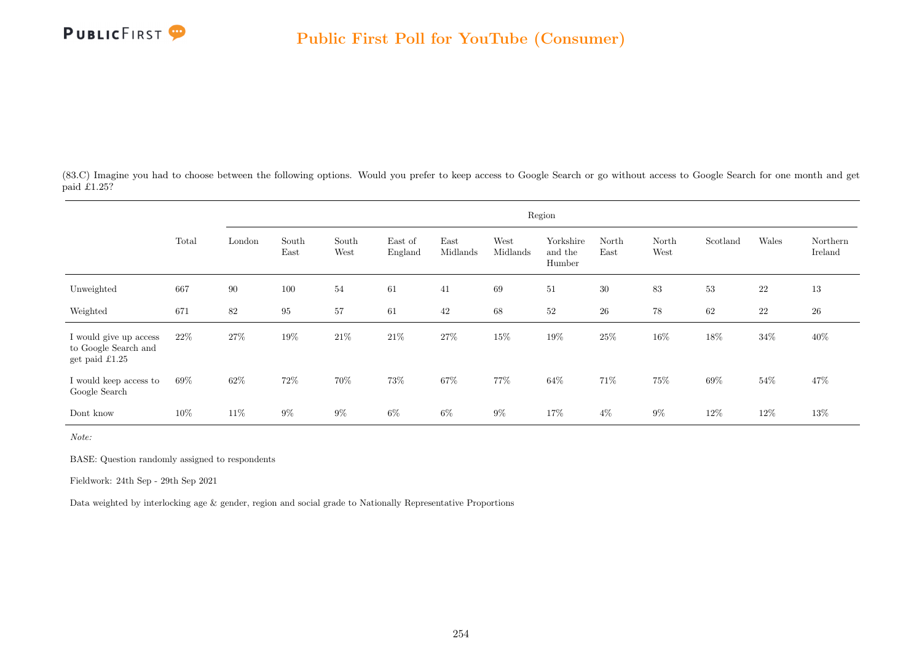(83.C) Imagine you had to choose between the following options. Would you prefer to keep access to Google Search or go without access to Google Search for one month and get paid £1.25?

| | Total | Region | | | | | | | | | | | |
|---|---|---|---|---|---|---|---|---|---|---|---|---|---|
| | | London | South East | South West | East of England | East Midlands | West Midlands | Yorkshire and the Humber | North East | North West | Scotland | Wales | Northern Ireland |
| Unweighted | 667 | 90 | 100 | 54 | 61 | 41 | 69 | 51 | 30 | 83 | 53 | 22 | 13 |
| Weighted | 671 | 82 | 95 | 57 | 61 | 42 | 68 | 52 | 26 | 78 | 62 | 22 | 26 |
| I would give up access to Google Search and get paid £1.25 | 22% | 27% | 19% | 21% | 21% | 27% | 15% | 19% | 25% | 16% | 18% | 34% | 40% |
| I would keep access to Google Search | 69% | 62% | 72% | 70% | 73% | 67% | 77% | 64% | 71% | 75% | 69% | 54% | 47% |
| Dont know | 10% | 11% | 9% | 9% | 6% | 6% | 9% | 17% | 4% | 9% | 12% | 12% | 13% |

*Note:*

BASE: Question randomly assigned to respondents

Fieldwork: 24th Sep - 29th Sep 2021

Data weighted by interlocking age & gender, region and social grade to Nationally Representative Proportions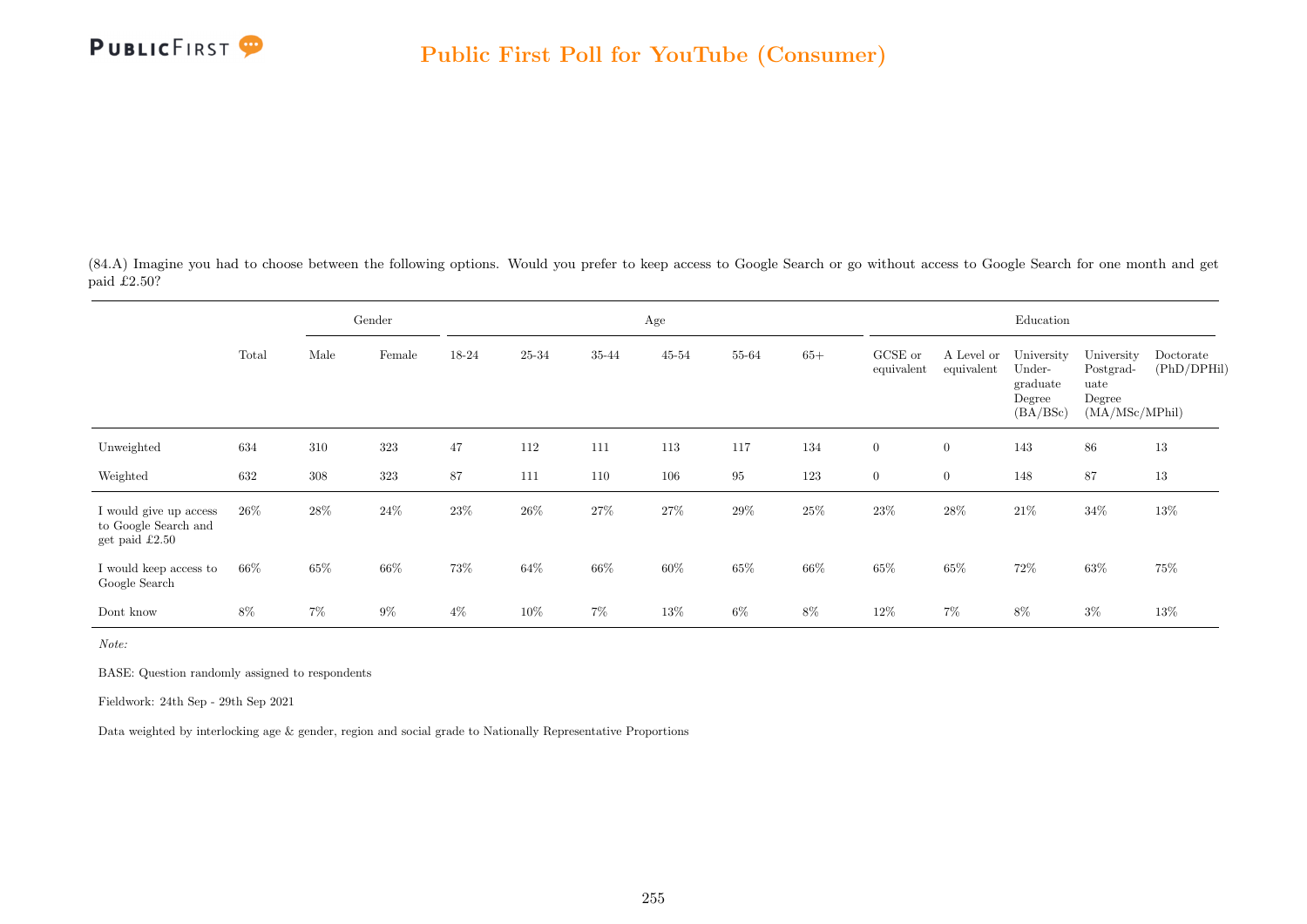(84.A) Imagine you had to choose between the following options. Would you prefer to keep access to Google Search or go without access to Google Search for one month and get paid £2.50?

| | Total | Gender | | Age | | | | | | Education | | | | |
|---|---|---|---|---|---|---|---|---|---|---|---|---|---|---|
| | | Male | Female | 18-24 | 25-34 | 35-44 | 45-54 | 55-64 | 65+ | GCSE or equivalent | A Level or equivalent | University Under-graduate Degree (BA/BSc) | University Postgrad-uate Degree (MA/MSc/MPhil) | Doctorate (PhD/DPHil) |
| Unweighted | 634 | 310 | 323 | 47 | 112 | 111 | 113 | 117 | 134 | 0 | 0 | 143 | 86 | 13 |
| Weighted | 632 | 308 | 323 | 87 | 111 | 110 | 106 | 95 | 123 | 0 | 0 | 148 | 87 | 13 |
| I would give up access to Google Search and get paid £2.50 | 26% | 28% | 24% | 23% | 26% | 27% | 27% | 29% | 25% | 23% | 28% | 21% | 34% | 13% |
| I would keep access to Google Search | 66% | 65% | 66% | 73% | 64% | 66% | 60% | 65% | 66% | 65% | 65% | 72% | 63% | 75% |
| Dont know | 8% | 7% | 9% | 4% | 10% | 7% | 13% | 6% | 8% | 12% | 7% | 8% | 3% | 13% |

*Note:*

BASE: Question randomly assigned to respondents

Fieldwork: 24th Sep - 29th Sep 2021

Data weighted by interlocking age & gender, region and social grade to Nationally Representative Proportions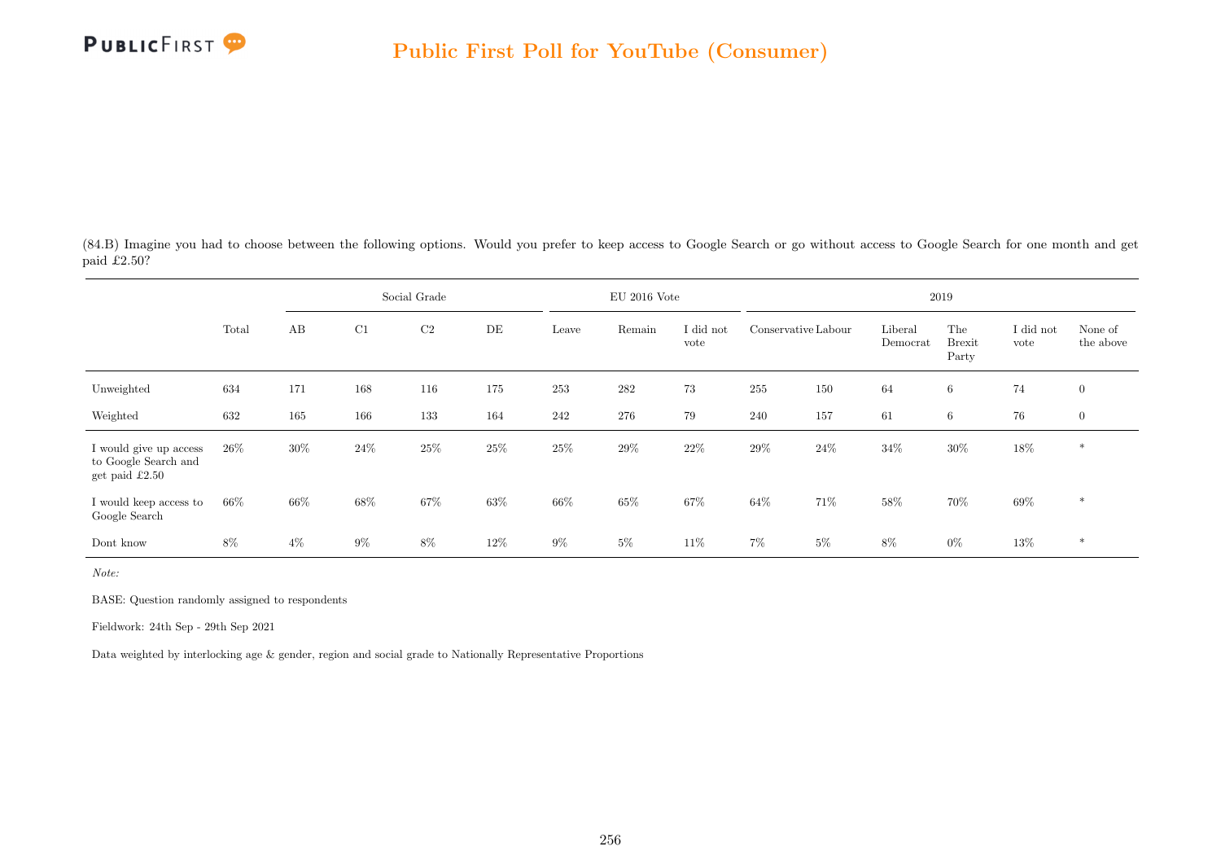## Public First Poll for YouTube (Consumer)

(84.B) Imagine you had to choose between the following options. Would you prefer to keep access to Google Search or go without access to Google Search for one month and get paid £2.50?

| | Total | Social Grade | | | | EU 2016 Vote | | | 2019 | | | | | |
|---|---|---|---|---|---|---|---|---|---|---|---|---|---|---|
| | | AB | C1 | C2 | DE | Leave | Remain | I did not vote | Conservative | Labour | Liberal Democrat | The Brexit Party | I did not vote | None of the above |
| Unweighted | 634 | 171 | 168 | 116 | 175 | 253 | 282 | 73 | 255 | 150 | 64 | 6 | 74 | 0 |
| Weighted | 632 | 165 | 166 | 133 | 164 | 242 | 276 | 79 | 240 | 157 | 61 | 6 | 76 | 0 |
| I would give up access to Google Search and get paid £2.50 | 26% | 30% | 24% | 25% | 25% | 25% | 29% | 22% | 29% | 24% | 34% | 30% | 18% | * |
| I would keep access to Google Search | 66% | 66% | 68% | 67% | 63% | 66% | 65% | 67% | 64% | 71% | 58% | 70% | 69% | * |
| Dont know | 8% | 4% | 9% | 8% | 12% | 9% | 5% | 11% | 7% | 5% | 8% | 0% | 13% | * |

*Note:*

BASE: Question randomly assigned to respondents

Fieldwork: 24th Sep - 29th Sep 2021

Data weighted by interlocking age & gender, region and social grade to Nationally Representative Proportions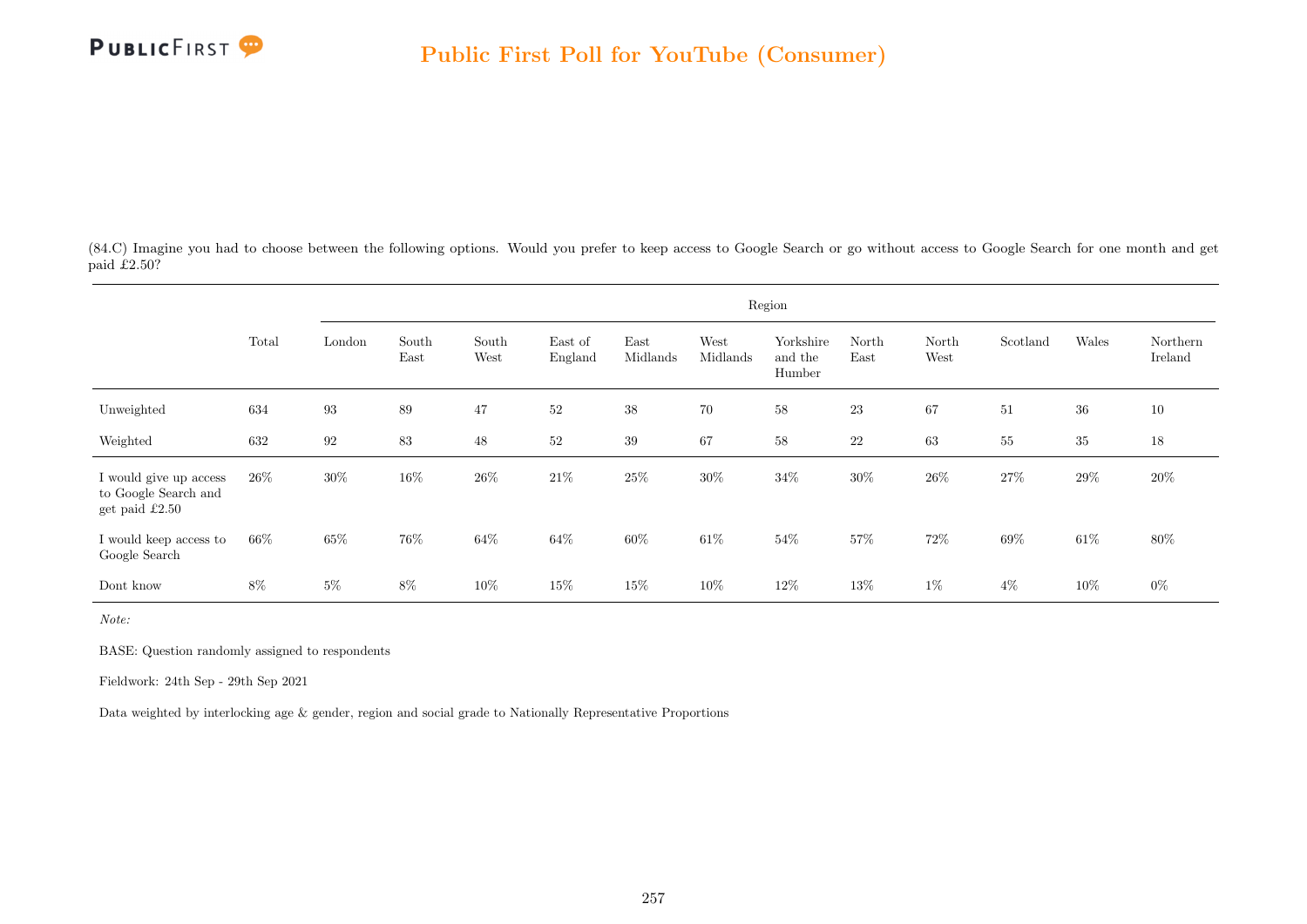(84.C) Imagine you had to choose between the following options. Would you prefer to keep access to Google Search or go without access to Google Search for one month and get paid £2.50?

| | Total | Region | | | | | | | | | | | |
|---|---|---|---|---|---|---|---|---|---|---|---|---|---|
| | | London | South East | South West | East of England | East Midlands | West Midlands | Yorkshire and the Humber | North East | North West | Scotland | Wales | Northern Ireland |
| Unweighted | 634 | 93 | 89 | 47 | 52 | 38 | 70 | 58 | 23 | 67 | 51 | 36 | 10 |
| Weighted | 632 | 92 | 83 | 48 | 52 | 39 | 67 | 58 | 22 | 63 | 55 | 35 | 18 |
| I would give up access to Google Search and get paid £2.50 | 26% | 30% | 16% | 26% | 21% | 25% | 30% | 34% | 30% | 26% | 27% | 29% | 20% |
| I would keep access to Google Search | 66% | 65% | 76% | 64% | 64% | 60% | 61% | 54% | 57% | 72% | 69% | 61% | 80% |
| Dont know | 8% | 5% | 8% | 10% | 15% | 15% | 10% | 12% | 13% | 1% | 4% | 10% | 0% |

*Note:*

BASE: Question randomly assigned to respondents

Fieldwork: 24th Sep - 29th Sep 2021

Data weighted by interlocking age & gender, region and social grade to Nationally Representative Proportions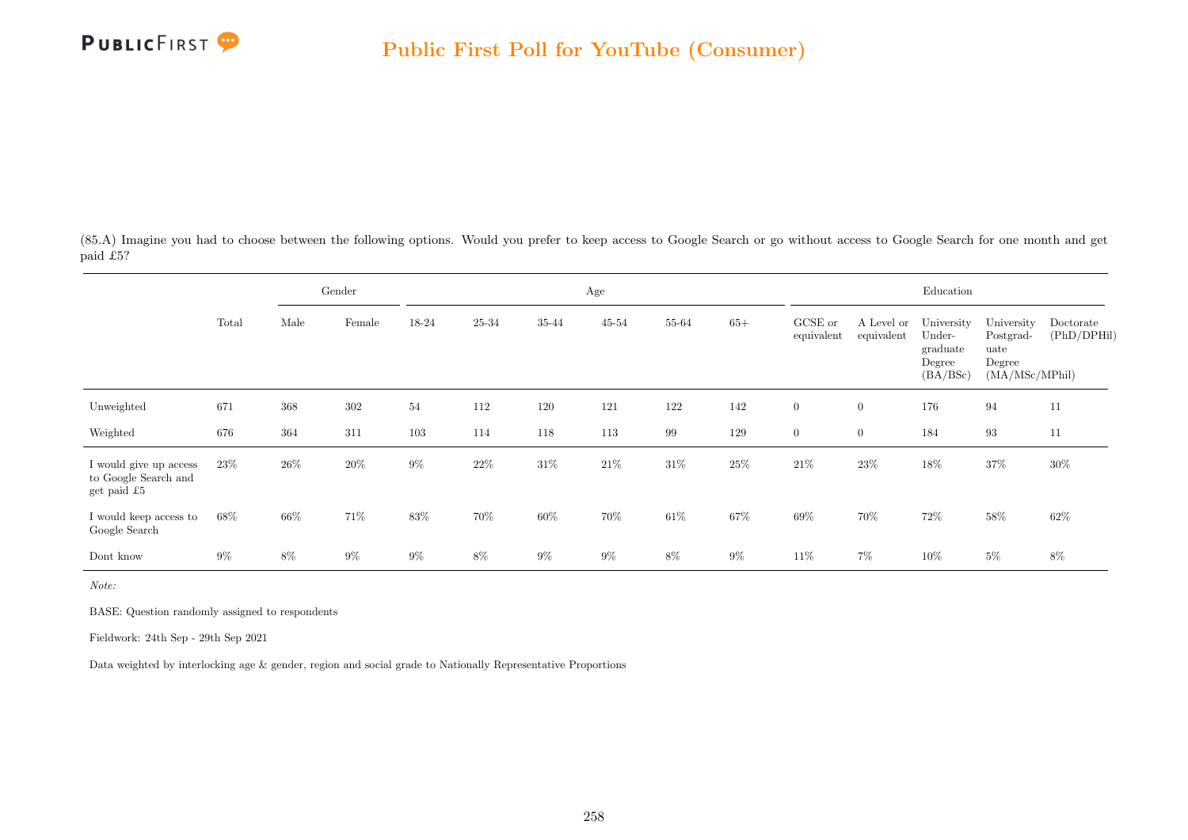## Public First Poll for YouTube (Consumer)

(85.A) Imagine you had to choose between the following options. Would you prefer to keep access to Google Search or go without access to Google Search for one month and get paid £5?

| | Total | Gender | | Age | | | | | | Education | | | | |
|---|---|---|---|---|---|---|---|---|---|---|---|---|---|---|
| | | Male | Female | 18-24 | 25-34 | 35-44 | 45-54 | 55-64 | 65+ | GCSE or equivalent | A Level or equivalent | University Under-graduate Degree (BA/BSc) | University Postgrad-uate Degree (MA/MSc/MPhil) | Doctorate (PhD/DPHil) |
| Unweighted | 671 | 368 | 302 | 54 | 112 | 120 | 121 | 122 | 142 | 0 | 0 | 176 | 94 | 11 |
| Weighted | 676 | 364 | 311 | 103 | 114 | 118 | 113 | 99 | 129 | 0 | 0 | 184 | 93 | 11 |
| I would give up access to Google Search and get paid £5 | 23% | 26% | 20% | 9% | 22% | 31% | 21% | 31% | 25% | 21% | 23% | 18% | 37% | 30% |
| I would keep access to Google Search | 68% | 66% | 71% | 83% | 70% | 60% | 70% | 61% | 67% | 69% | 70% | 72% | 58% | 62% |
| Dont know | 9% | 8% | 9% | 9% | 8% | 9% | 9% | 8% | 9% | 11% | 7% | 10% | 5% | 8% |

*Note:*

BASE: Question randomly assigned to respondents

Fieldwork: 24th Sep - 29th Sep 2021

Data weighted by interlocking age & gender, region and social grade to Nationally Representative Proportions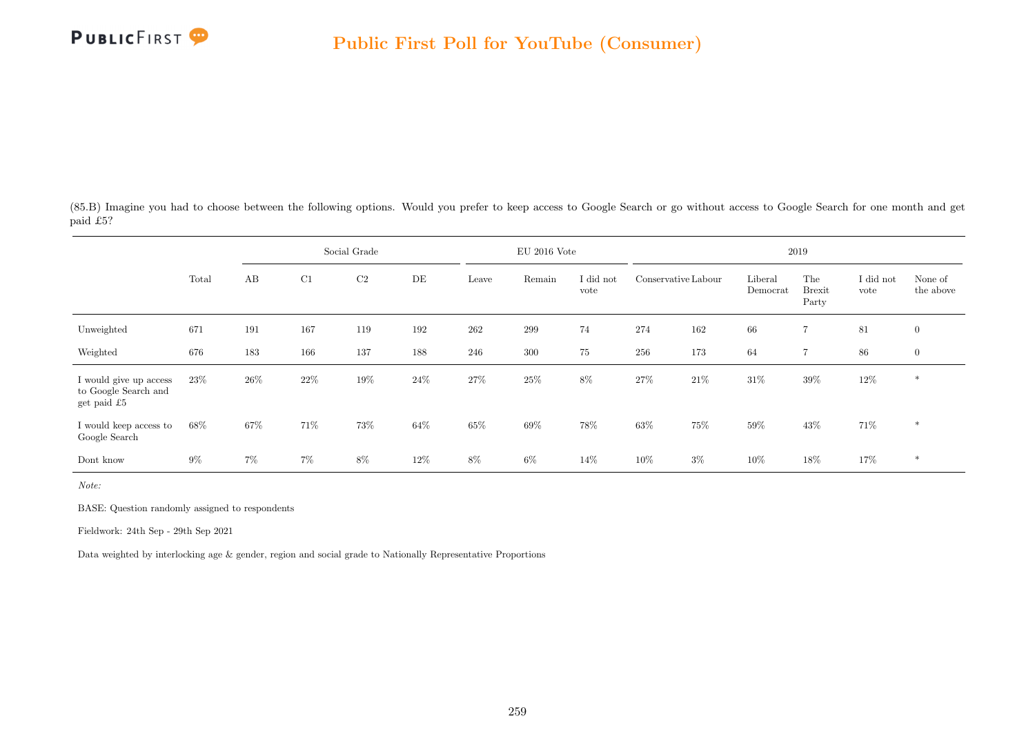## Public First Poll for YouTube (Consumer)

(85.B) Imagine you had to choose between the following options. Would you prefer to keep access to Google Search or go without access to Google Search for one month and get paid £5?

| | Total | Social Grade | | | | EU 2016 Vote | | | 2019 | | | | | |
|---|---|---|---|---|---|---|---|---|---|---|---|---|---|---|
| | | AB | C1 | C2 | DE | Leave | Remain | I did not vote | Conservative | Labour | Liberal Democrat | The Brexit Party | I did not vote | None of the above |
| Unweighted | 671 | 191 | 167 | 119 | 192 | 262 | 299 | 74 | 274 | 162 | 66 | 7 | 81 | 0 |
| Weighted | 676 | 183 | 166 | 137 | 188 | 246 | 300 | 75 | 256 | 173 | 64 | 7 | 86 | 0 |
| I would give up access to Google Search and get paid £5 | 23% | 26% | 22% | 19% | 24% | 27% | 25% | 8% | 27% | 21% | 31% | 39% | 12% | * |
| I would keep access to Google Search | 68% | 67% | 71% | 73% | 64% | 65% | 69% | 78% | 63% | 75% | 59% | 43% | 71% | * |
| Dont know | 9% | 7% | 7% | 8% | 12% | 8% | 6% | 14% | 10% | 3% | 10% | 18% | 17% | * |

*Note:*

BASE: Question randomly assigned to respondents

Fieldwork: 24th Sep - 29th Sep 2021

Data weighted by interlocking age & gender, region and social grade to Nationally Representative Proportions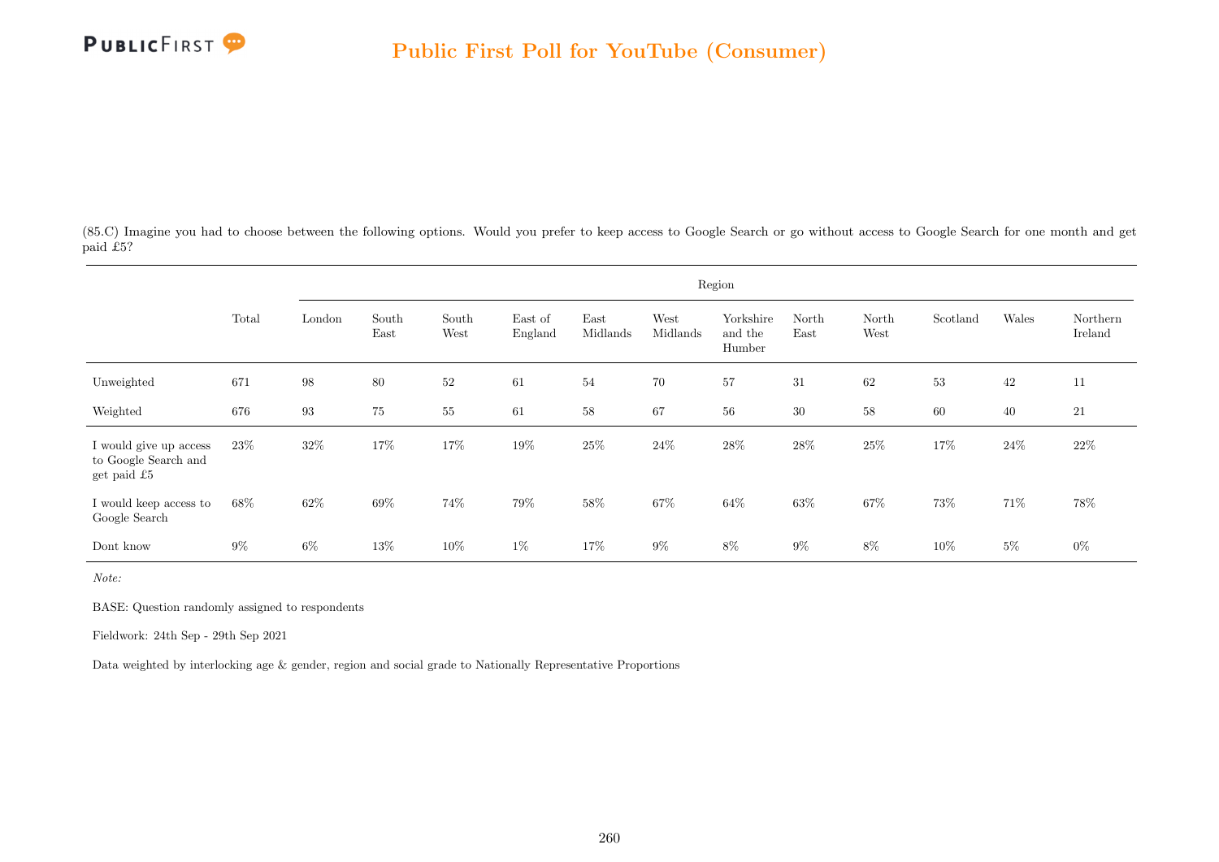(85.C) Imagine you had to choose between the following options. Would you prefer to keep access to Google Search or go without access to Google Search for one month and get paid £5?

| | Total | Region | | | | | | | | | | | |
|---|---|---|---|---|---|---|---|---|---|---|---|---|---|
| | | London | South East | South West | East of England | East Midlands | West Midlands | Yorkshire and the Humber | North East | North West | Scotland | Wales | Northern Ireland |
| Unweighted | 671 | 98 | 80 | 52 | 61 | 54 | 70 | 57 | 31 | 62 | 53 | 42 | 11 |
| Weighted | 676 | 93 | 75 | 55 | 61 | 58 | 67 | 56 | 30 | 58 | 60 | 40 | 21 |
| I would give up access to Google Search and get paid £5 | 23% | 32% | 17% | 17% | 19% | 25% | 24% | 28% | 28% | 25% | 17% | 24% | 22% |
| I would keep access to Google Search | 68% | 62% | 69% | 74% | 79% | 58% | 67% | 64% | 63% | 67% | 73% | 71% | 78% |
| Dont know | 9% | 6% | 13% | 10% | 1% | 17% | 9% | 8% | 9% | 8% | 10% | 5% | 0% |

*Note:*

BASE: Question randomly assigned to respondents

Fieldwork: 24th Sep - 29th Sep 2021

Data weighted by interlocking age & gender, region and social grade to Nationally Representative Proportions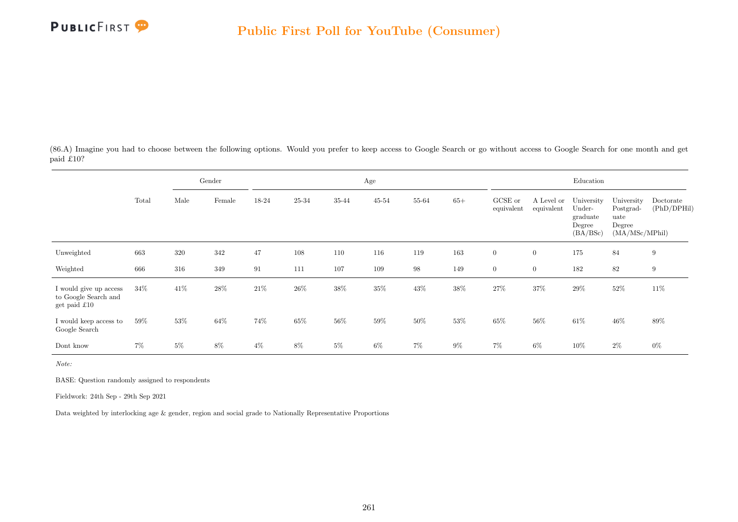## Public First Poll for YouTube (Consumer)

(86.A) Imagine you had to choose between the following options. Would you prefer to keep access to Google Search or go without access to Google Search for one month and get paid £10?

| | Total | Gender | | Age | | | | | | Education | | | | |
|---|---|---|---|---|---|---|---|---|---|---|---|---|---|---|
| | | Male | Female | 18-24 | 25-34 | 35-44 | 45-54 | 55-64 | 65+ | GCSE or equivalent | A Level or equivalent | University Under-graduate Degree (BA/BSc) | University Postgrad-uate Degree (MA/MSc/MPhil) | Doctorate (PhD/DPHil) |
| Unweighted | 663 | 320 | 342 | 47 | 108 | 110 | 116 | 119 | 163 | 0 | 0 | 175 | 84 | 9 |
| Weighted | 666 | 316 | 349 | 91 | 111 | 107 | 109 | 98 | 149 | 0 | 0 | 182 | 82 | 9 |
| I would give up access to Google Search and get paid £10 | 34% | 41% | 28% | 21% | 26% | 38% | 35% | 43% | 38% | 27% | 37% | 29% | 52% | 11% |
| I would keep access to Google Search | 59% | 53% | 64% | 74% | 65% | 56% | 59% | 50% | 53% | 65% | 56% | 61% | 46% | 89% |
| Dont know | 7% | 5% | 8% | 4% | 8% | 5% | 6% | 7% | 9% | 7% | 6% | 10% | 2% | 0% |

*Note:*

BASE: Question randomly assigned to respondents

Fieldwork: 24th Sep - 29th Sep 2021

Data weighted by interlocking age & gender, region and social grade to Nationally Representative Proportions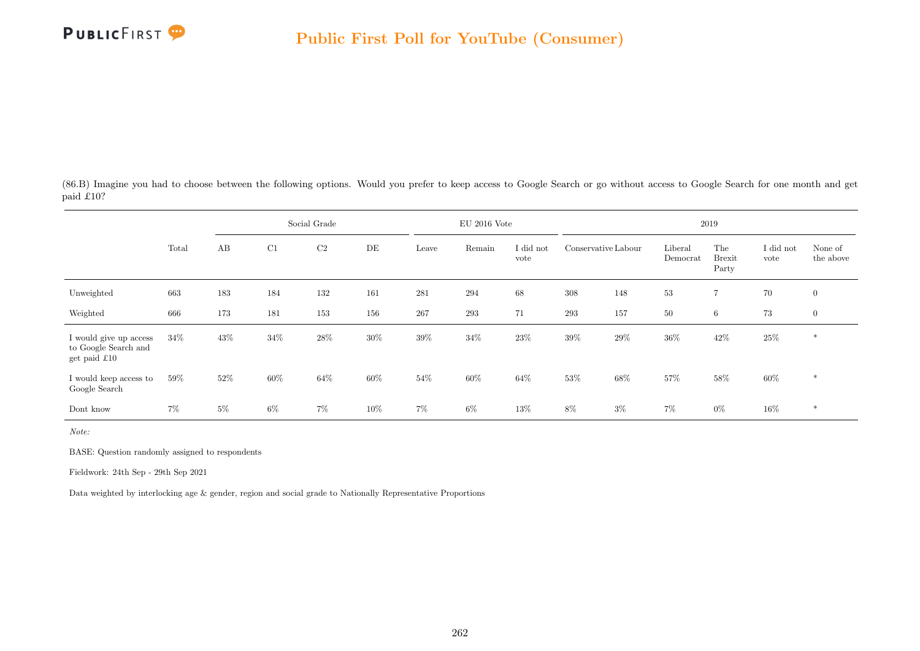## Public First Poll for YouTube (Consumer)

(86.B) Imagine you had to choose between the following options. Would you prefer to keep access to Google Search or go without access to Google Search for one month and get paid £10?

| | | Social Grade | | | | EU 2016 Vote | | | 2019 | | | | | |
|---|---|---|---|---|---|---|---|---|---|---|---|---|---|---|
| | Total | AB | C1 | C2 | DE | Leave | Remain | I did not vote | Conservative | Labour | Liberal Democrat | The Brexit Party | I did not vote | None of the above |
| Unweighted | 663 | 183 | 184 | 132 | 161 | 281 | 294 | 68 | 308 | 148 | 53 | 7 | 70 | 0 |
| Weighted | 666 | 173 | 181 | 153 | 156 | 267 | 293 | 71 | 293 | 157 | 50 | 6 | 73 | 0 |
| I would give up access to Google Search and get paid £10 | 34% | 43% | 34% | 28% | 30% | 39% | 34% | 23% | 39% | 29% | 36% | 42% | 25% | * |
| I would keep access to Google Search | 59% | 52% | 60% | 64% | 60% | 54% | 60% | 64% | 53% | 68% | 57% | 58% | 60% | * |
| Dont know | 7% | 5% | 6% | 7% | 10% | 7% | 6% | 13% | 8% | 3% | 7% | 0% | 16% | * |

*Note:*

BASE: Question randomly assigned to respondents

Fieldwork: 24th Sep - 29th Sep 2021

Data weighted by interlocking age & gender, region and social grade to Nationally Representative Proportions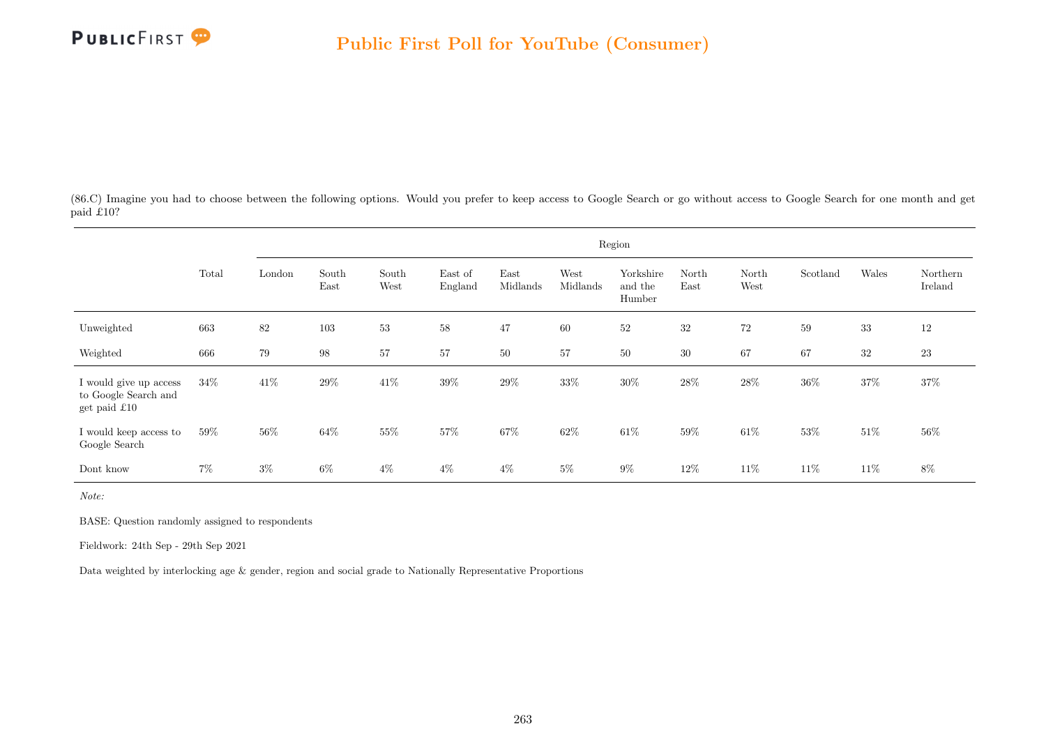(86.C) Imagine you had to choose between the following options. Would you prefer to keep access to Google Search or go without access to Google Search for one month and get paid £10?

| | Total | Region | | | | | | | | | | | |
|---|---|---|---|---|---|---|---|---|---|---|---|---|---|
| | | London | South East | South West | East of England | East Midlands | West Midlands | Yorkshire and the Humber | North East | North West | Scotland | Wales | Northern Ireland |
| Unweighted | 663 | 82 | 103 | 53 | 58 | 47 | 60 | 52 | 32 | 72 | 59 | 33 | 12 |
| Weighted | 666 | 79 | 98 | 57 | 57 | 50 | 57 | 50 | 30 | 67 | 67 | 32 | 23 |
| I would give up access to Google Search and get paid £10 | 34% | 41% | 29% | 41% | 39% | 29% | 33% | 30% | 28% | 28% | 36% | 37% | 37% |
| I would keep access to Google Search | 59% | 56% | 64% | 55% | 57% | 67% | 62% | 61% | 59% | 61% | 53% | 51% | 56% |
| Dont know | 7% | 3% | 6% | 4% | 4% | 4% | 5% | 9% | 12% | 11% | 11% | 11% | 8% |

*Note:*

BASE: Question randomly assigned to respondents

Fieldwork: 24th Sep - 29th Sep 2021

Data weighted by interlocking age & gender, region and social grade to Nationally Representative Proportions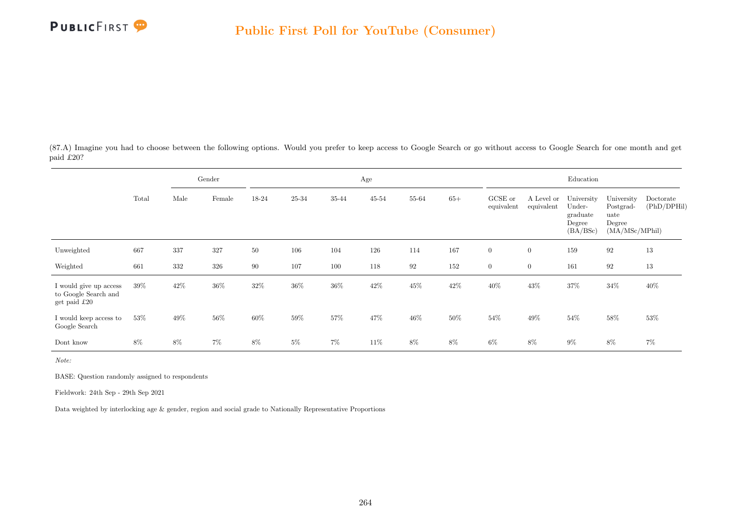## Public First Poll for YouTube (Consumer)

(87.A) Imagine you had to choose between the following options. Would you prefer to keep access to Google Search or go without access to Google Search for one month and get paid £20?

| | Total | Gender | | Age | | | | | | Education | | | | |
|---|---|---|---|---|---|---|---|---|---|---|---|---|---|---|
| | | Male | Female | 18-24 | 25-34 | 35-44 | 45-54 | 55-64 | 65+ | GCSE or equivalent | A Level or equivalent | University Under-graduate Degree (BA/BSc) | University Postgrad-uate Degree (MA/MSc/MPhil) | Doctorate (PhD/DPHil) |
| Unweighted | 667 | 337 | 327 | 50 | 106 | 104 | 126 | 114 | 167 | 0 | 0 | 159 | 92 | 13 |
| Weighted | 661 | 332 | 326 | 90 | 107 | 100 | 118 | 92 | 152 | 0 | 0 | 161 | 92 | 13 |
| I would give up access to Google Search and get paid £20 | 39% | 42% | 36% | 32% | 36% | 36% | 42% | 45% | 42% | 40% | 43% | 37% | 34% | 40% |
| I would keep access to Google Search | 53% | 49% | 56% | 60% | 59% | 57% | 47% | 46% | 50% | 54% | 49% | 54% | 58% | 53% |
| Dont know | 8% | 8% | 7% | 8% | 5% | 7% | 11% | 8% | 8% | 6% | 8% | 9% | 8% | 7% |

*Note:*

BASE: Question randomly assigned to respondents

Fieldwork: 24th Sep - 29th Sep 2021

Data weighted by interlocking age & gender, region and social grade to Nationally Representative Proportions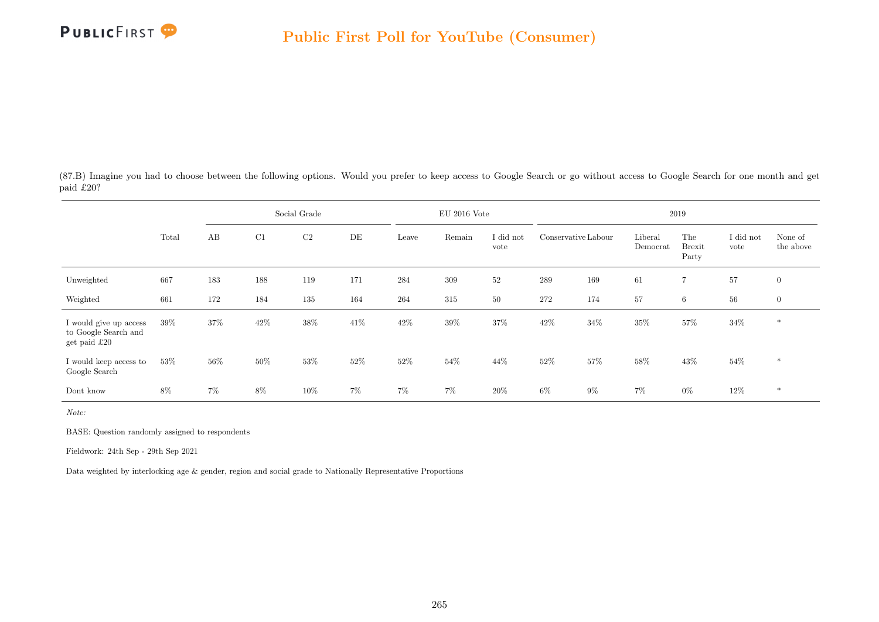## Public First Poll for YouTube (Consumer)

(87.B) Imagine you had to choose between the following options. Would you prefer to keep access to Google Search or go without access to Google Search for one month and get paid £20?

| | Total | Social Grade | | | | EU 2016 Vote | | | 2019 | | | | | |
|---|---|---|---|---|---|---|---|---|---|---|---|---|---|---|
| | | AB | C1 | C2 | DE | Leave | Remain | I did not vote | Conservative | Labour | Liberal Democrat | The Brexit Party | I did not vote | None of the above |
| Unweighted | 667 | 183 | 188 | 119 | 171 | 284 | 309 | 52 | 289 | 169 | 61 | 7 | 57 | 0 |
| Weighted | 661 | 172 | 184 | 135 | 164 | 264 | 315 | 50 | 272 | 174 | 57 | 6 | 56 | 0 |
| I would give up access to Google Search and get paid £20 | 39% | 37% | 42% | 38% | 41% | 42% | 39% | 37% | 42% | 34% | 35% | 57% | 34% | * |
| I would keep access to Google Search | 53% | 56% | 50% | 53% | 52% | 52% | 54% | 44% | 52% | 57% | 58% | 43% | 54% | * |
| Dont know | 8% | 7% | 8% | 10% | 7% | 7% | 7% | 20% | 6% | 9% | 7% | 0% | 12% | * |

*Note:*

BASE: Question randomly assigned to respondents

Fieldwork: 24th Sep - 29th Sep 2021

Data weighted by interlocking age & gender, region and social grade to Nationally Representative Proportions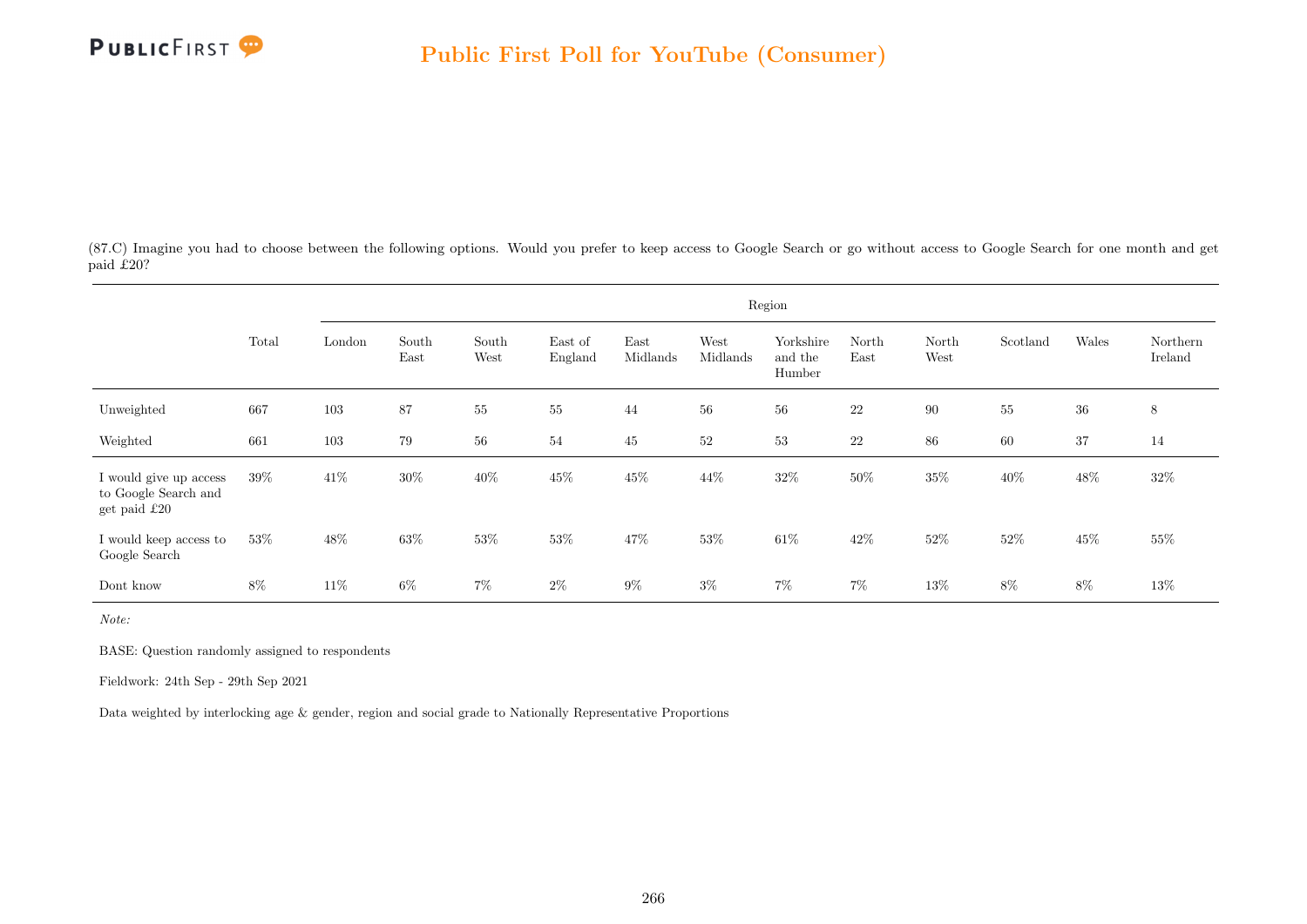## Public First Poll for YouTube (Consumer)

(87.C) Imagine you had to choose between the following options. Would you prefer to keep access to Google Search or go without access to Google Search for one month and get paid £20?

| | Total | Region | | | | | | | | | | | |
|---|---|---|---|---|---|---|---|---|---|---|---|---|---|
| | | London | South East | South West | East of England | East Midlands | West Midlands | Yorkshire and the Humber | North East | North West | Scotland | Wales | Northern Ireland |
| Unweighted | 667 | 103 | 87 | 55 | 55 | 44 | 56 | 56 | 22 | 90 | 55 | 36 | 8 |
| Weighted | 661 | 103 | 79 | 56 | 54 | 45 | 52 | 53 | 22 | 86 | 60 | 37 | 14 |
| I would give up access to Google Search and get paid £20 | 39% | 41% | 30% | 40% | 45% | 45% | 44% | 32% | 50% | 35% | 40% | 48% | 32% |
| I would keep access to Google Search | 53% | 48% | 63% | 53% | 53% | 47% | 53% | 61% | 42% | 52% | 52% | 45% | 55% |
| Dont know | 8% | 11% | 6% | 7% | 2% | 9% | 3% | 7% | 7% | 13% | 8% | 8% | 13% |

*Note:*

BASE: Question randomly assigned to respondents

Fieldwork: 24th Sep - 29th Sep 2021

Data weighted by interlocking age & gender, region and social grade to Nationally Representative Proportions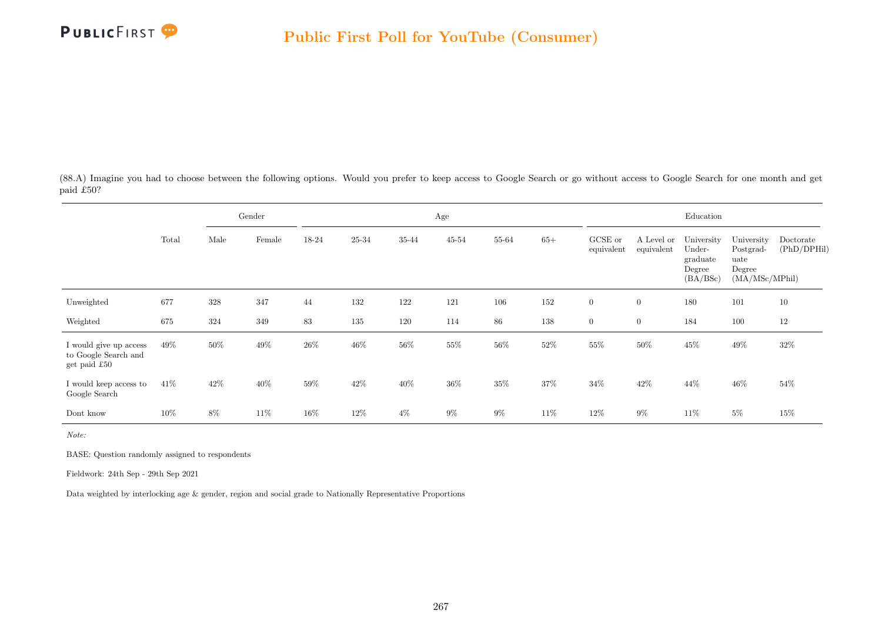(88.A) Imagine you had to choose between the following options. Would you prefer to keep access to Google Search or go without access to Google Search for one month and get paid £50?

| | Total | Gender | | Age | | | | | | Education | | | | |
|---|---|---|---|---|---|---|---|---|---|---|---|---|---|---|
| | | Male | Female | 18-24 | 25-34 | 35-44 | 45-54 | 55-64 | 65+ | GCSE or equivalent | A Level or equivalent | University Undergraduate Degree (BA/BSc) | University Postgraduate Degree (MA/MSc/MPhil) | Doctorate (PhD/DPHil) |
| Unweighted | 677 | 328 | 347 | 44 | 132 | 122 | 121 | 106 | 152 | 0 | 0 | 180 | 101 | 10 |
| Weighted | 675 | 324 | 349 | 83 | 135 | 120 | 114 | 86 | 138 | 0 | 0 | 184 | 100 | 12 |
| I would give up access to Google Search and get paid £50 | 49% | 50% | 49% | 26% | 46% | 56% | 55% | 56% | 52% | 55% | 50% | 45% | 49% | 32% |
| I would keep access to Google Search | 41% | 42% | 40% | 59% | 42% | 40% | 36% | 35% | 37% | 34% | 42% | 44% | 46% | 54% |
| Dont know | 10% | 8% | 11% | 16% | 12% | 4% | 9% | 9% | 11% | 12% | 9% | 11% | 5% | 15% |

*Note:*

BASE: Question randomly assigned to respondents

Fieldwork: 24th Sep - 29th Sep 2021

Data weighted by interlocking age & gender, region and social grade to Nationally Representative Proportions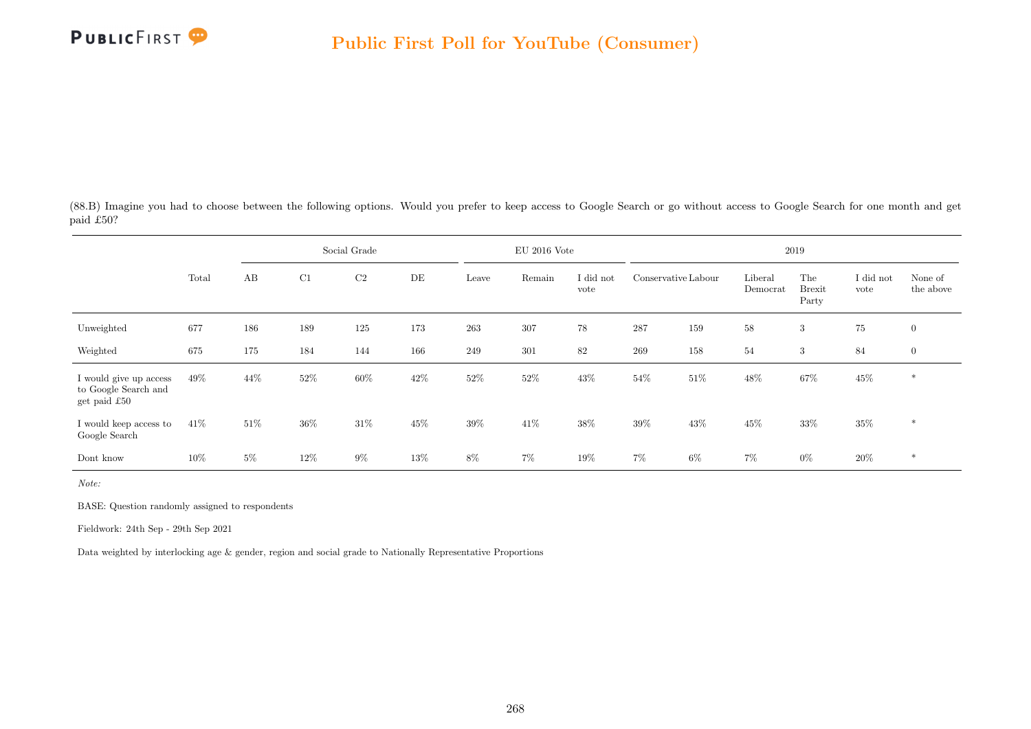## Public First Poll for YouTube (Consumer)

(88.B) Imagine you had to choose between the following options. Would you prefer to keep access to Google Search or go without access to Google Search for one month and get paid £50?

| | Total | Social Grade | | | | EU 2016 Vote | | | 2019 | | | | | |
|---|---|---|---|---|---|---|---|---|---|---|---|---|---|---|
| | | AB | C1 | C2 | DE | Leave | Remain | I did not vote | Conservative | Labour | Liberal Democrat | The Brexit Party | I did not vote | None of the above |
| Unweighted | 677 | 186 | 189 | 125 | 173 | 263 | 307 | 78 | 287 | 159 | 58 | 3 | 75 | 0 |
| Weighted | 675 | 175 | 184 | 144 | 166 | 249 | 301 | 82 | 269 | 158 | 54 | 3 | 84 | 0 |
| I would give up access to Google Search and get paid £50 | 49% | 44% | 52% | 60% | 42% | 52% | 52% | 43% | 54% | 51% | 48% | 67% | 45% | * |
| I would keep access to Google Search | 41% | 51% | 36% | 31% | 45% | 39% | 41% | 38% | 39% | 43% | 45% | 33% | 35% | * |
| Dont know | 10% | 5% | 12% | 9% | 13% | 8% | 7% | 19% | 7% | 6% | 7% | 0% | 20% | * |

*Note:*

BASE: Question randomly assigned to respondents

Fieldwork: 24th Sep - 29th Sep 2021

Data weighted by interlocking age & gender, region and social grade to Nationally Representative Proportions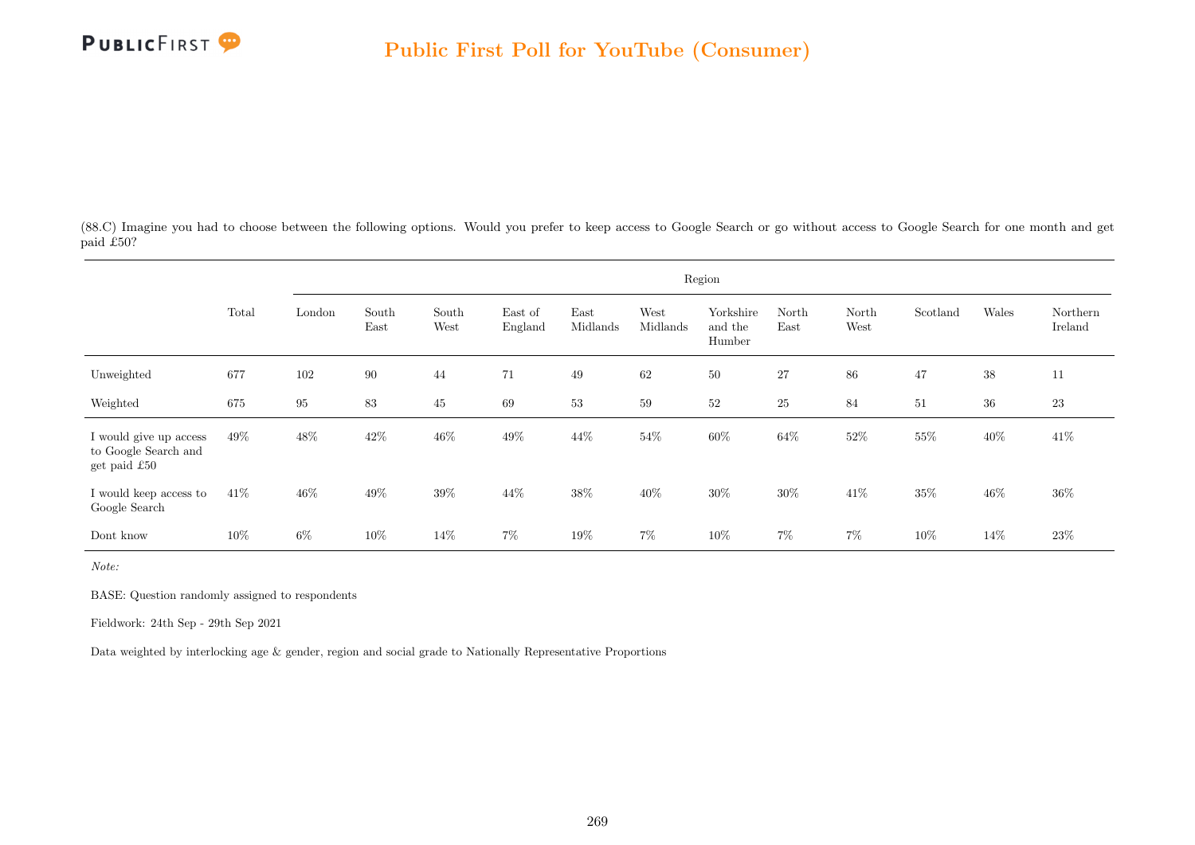(88.C) Imagine you had to choose between the following options. Would you prefer to keep access to Google Search or go without access to Google Search for one month and get paid £50?

| | Total | Region | | | | | | | | | | | |
|---|---|---|---|---|---|---|---|---|---|---|---|---|---|
| | | London | South East | South West | East of England | East Midlands | West Midlands | Yorkshire and the Humber | North East | North West | Scotland | Wales | Northern Ireland |
| Unweighted | 677 | 102 | 90 | 44 | 71 | 49 | 62 | 50 | 27 | 86 | 47 | 38 | 11 |
| Weighted | 675 | 95 | 83 | 45 | 69 | 53 | 59 | 52 | 25 | 84 | 51 | 36 | 23 |
| I would give up access to Google Search and get paid £50 | 49% | 48% | 42% | 46% | 49% | 44% | 54% | 60% | 64% | 52% | 55% | 40% | 41% |
| I would keep access to Google Search | 41% | 46% | 49% | 39% | 44% | 38% | 40% | 30% | 30% | 41% | 35% | 46% | 36% |
| Dont know | 10% | 6% | 10% | 14% | 7% | 19% | 7% | 10% | 7% | 7% | 10% | 14% | 23% |

*Note:*

BASE: Question randomly assigned to respondents

Fieldwork: 24th Sep - 29th Sep 2021

Data weighted by interlocking age & gender, region and social grade to Nationally Representative Proportions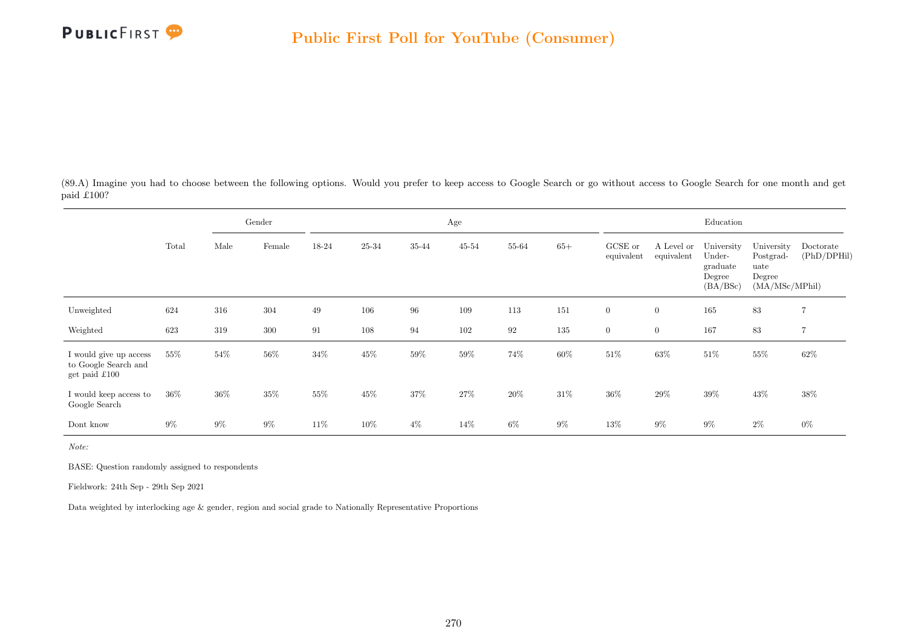## Public First Poll for YouTube (Consumer)

(89.A) Imagine you had to choose between the following options. Would you prefer to keep access to Google Search or go without access to Google Search for one month and get paid £100?

| | Total | Gender | | Age | | | | | | Education | | | | |
|---|---|---|---|---|---|---|---|---|---|---|---|---|---|---|
| | | Male | Female | 18-24 | 25-34 | 35-44 | 45-54 | 55-64 | 65+ | GCSE or equivalent | A Level or equivalent | University Under-graduate Degree (BA/BSc) | University Postgrad-uate Degree (MA/MSc/MPhil) | Doctorate (PhD/DPHil) |
| Unweighted | 624 | 316 | 304 | 49 | 106 | 96 | 109 | 113 | 151 | 0 | 0 | 165 | 83 | 7 |
| Weighted | 623 | 319 | 300 | 91 | 108 | 94 | 102 | 92 | 135 | 0 | 0 | 167 | 83 | 7 |
| I would give up access to Google Search and get paid £100 | 55% | 54% | 56% | 34% | 45% | 59% | 59% | 74% | 60% | 51% | 63% | 51% | 55% | 62% |
| I would keep access to Google Search | 36% | 36% | 35% | 55% | 45% | 37% | 27% | 20% | 31% | 36% | 29% | 39% | 43% | 38% |
| Dont know | 9% | 9% | 9% | 11% | 10% | 4% | 14% | 6% | 9% | 13% | 9% | 9% | 2% | 0% |

*Note:*

BASE: Question randomly assigned to respondents

Fieldwork: 24th Sep - 29th Sep 2021

Data weighted by interlocking age & gender, region and social grade to Nationally Representative Proportions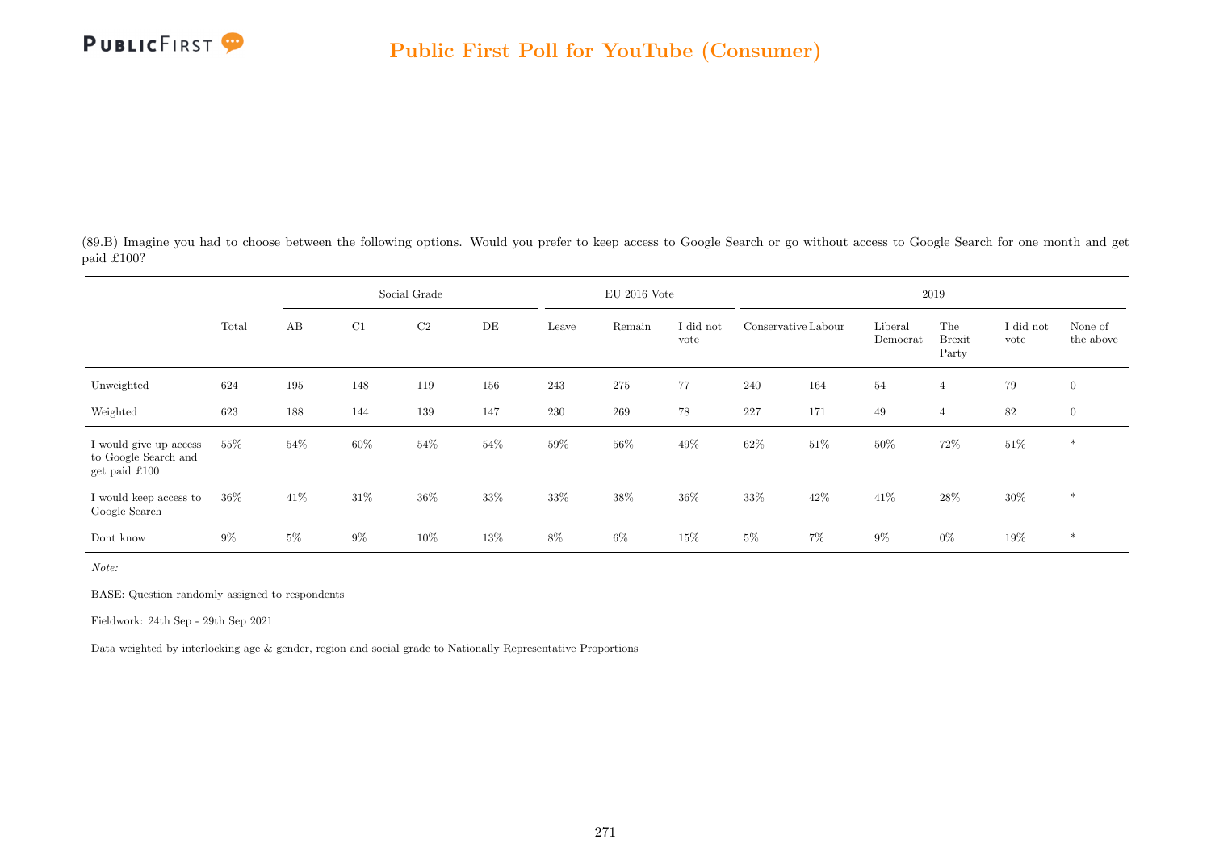(89.B) Imagine you had to choose between the following options. Would you prefer to keep access to Google Search or go without access to Google Search for one month and get paid £100?

| | Total | Social Grade | | | | EU 2016 Vote | | | 2019 | | | | | |
|---|---|---|---|---|---|---|---|---|---|---|---|---|---|---|
| | | AB | C1 | C2 | DE | Leave | Remain | I did not vote | Conservative | Labour | Liberal Democrat | The Brexit Party | I did not vote | None of the above |
| Unweighted | 624 | 195 | 148 | 119 | 156 | 243 | 275 | 77 | 240 | 164 | 54 | 4 | 79 | 0 |
| Weighted | 623 | 188 | 144 | 139 | 147 | 230 | 269 | 78 | 227 | 171 | 49 | 4 | 82 | 0 |
| I would give up access to Google Search and get paid £100 | 55% | 54% | 60% | 54% | 54% | 59% | 56% | 49% | 62% | 51% | 50% | 72% | 51% | * |
| I would keep access to Google Search | 36% | 41% | 31% | 36% | 33% | 33% | 38% | 36% | 33% | 42% | 41% | 28% | 30% | * |
| Dont know | 9% | 5% | 9% | 10% | 13% | 8% | 6% | 15% | 5% | 7% | 9% | 0% | 19% | * |

*Note:*

BASE: Question randomly assigned to respondents

Fieldwork: 24th Sep - 29th Sep 2021

Data weighted by interlocking age & gender, region and social grade to Nationally Representative Proportions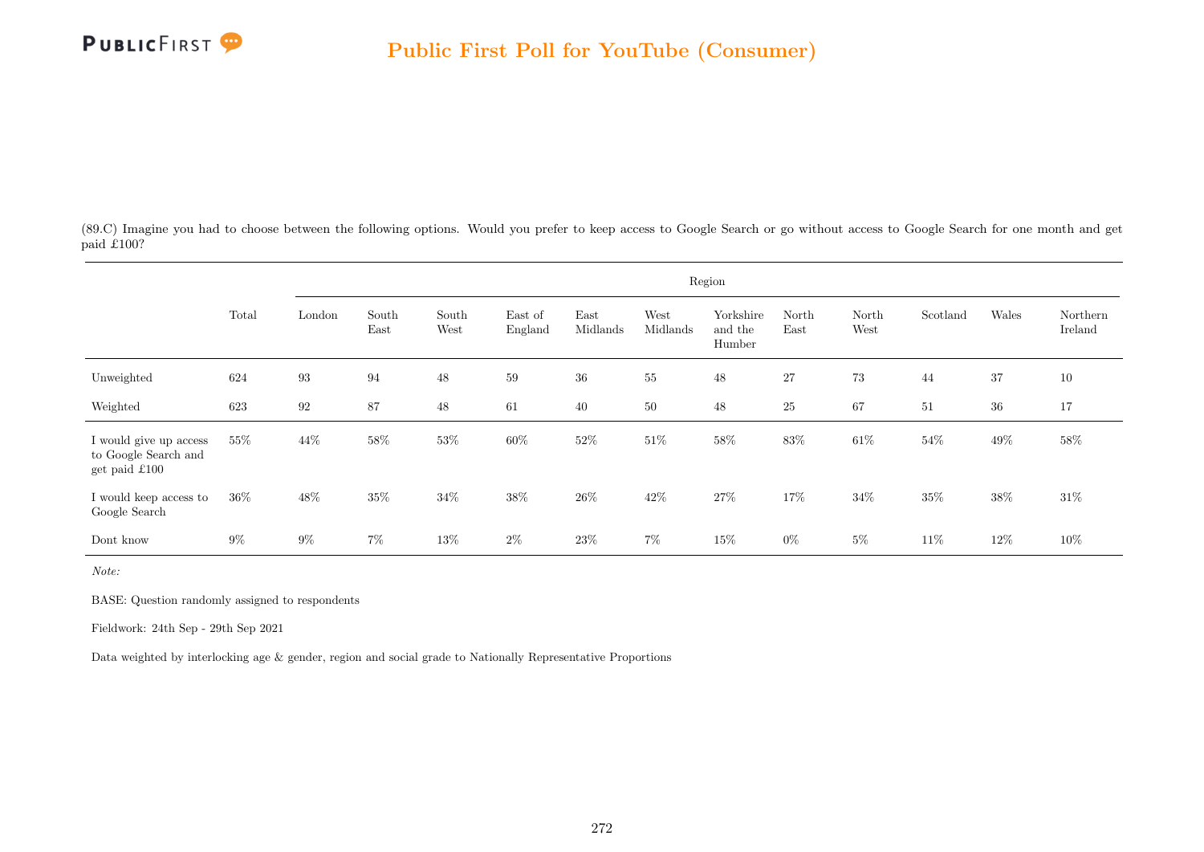(89.C) Imagine you had to choose between the following options. Would you prefer to keep access to Google Search or go without access to Google Search for one month and get paid £100?

| | Total | Region | | | | | | | | | | | |
|---|---|---|---|---|---|---|---|---|---|---|---|---|---|
| | | London | South East | South West | East of England | East Midlands | West Midlands | Yorkshire and the Humber | North East | North West | Scotland | Wales | Northern Ireland |
| Unweighted | 624 | 93 | 94 | 48 | 59 | 36 | 55 | 48 | 27 | 73 | 44 | 37 | 10 |
| Weighted | 623 | 92 | 87 | 48 | 61 | 40 | 50 | 48 | 25 | 67 | 51 | 36 | 17 |
| I would give up access to Google Search and get paid £100 | 55% | 44% | 58% | 53% | 60% | 52% | 51% | 58% | 83% | 61% | 54% | 49% | 58% |
| I would keep access to Google Search | 36% | 48% | 35% | 34% | 38% | 26% | 42% | 27% | 17% | 34% | 35% | 38% | 31% |
| Dont know | 9% | 9% | 7% | 13% | 2% | 23% | 7% | 15% | 0% | 5% | 11% | 12% | 10% |

*Note:*

BASE: Question randomly assigned to respondents

Fieldwork: 24th Sep - 29th Sep 2021

Data weighted by interlocking age & gender, region and social grade to Nationally Representative Proportions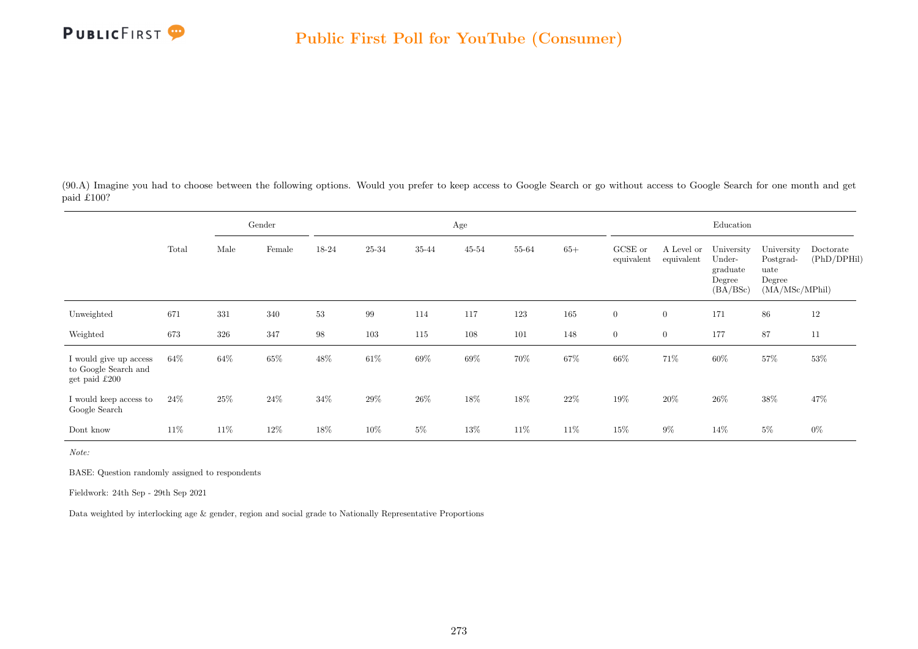(90.A) Imagine you had to choose between the following options. Would you prefer to keep access to Google Search or go without access to Google Search for one month and get paid £100?

| | Total | Gender | | Age | | | | | | Education | | | | |
|---|---|---|---|---|---|---|---|---|---|---|---|---|---|---|
| | | Male | Female | 18-24 | 25-34 | 35-44 | 45-54 | 55-64 | 65+ | GCSE or equivalent | A Level or equivalent | University Under-graduate Degree (BA/BSc) | University Postgrad-uate Degree (MA/MSc/MPhil) | Doctorate (PhD/DPHil) |
| Unweighted | 671 | 331 | 340 | 53 | 99 | 114 | 117 | 123 | 165 | 0 | 0 | 171 | 86 | 12 |
| Weighted | 673 | 326 | 347 | 98 | 103 | 115 | 108 | 101 | 148 | 0 | 0 | 177 | 87 | 11 |
| I would give up access to Google Search and get paid £200 | 64% | 64% | 65% | 48% | 61% | 69% | 69% | 70% | 67% | 66% | 71% | 60% | 57% | 53% |
| I would keep access to Google Search | 24% | 25% | 24% | 34% | 29% | 26% | 18% | 18% | 22% | 19% | 20% | 26% | 38% | 47% |
| Dont know | 11% | 11% | 12% | 18% | 10% | 5% | 13% | 11% | 11% | 15% | 9% | 14% | 5% | 0% |

*Note:*

BASE: Question randomly assigned to respondents

Fieldwork: 24th Sep - 29th Sep 2021

Data weighted by interlocking age & gender, region and social grade to Nationally Representative Proportions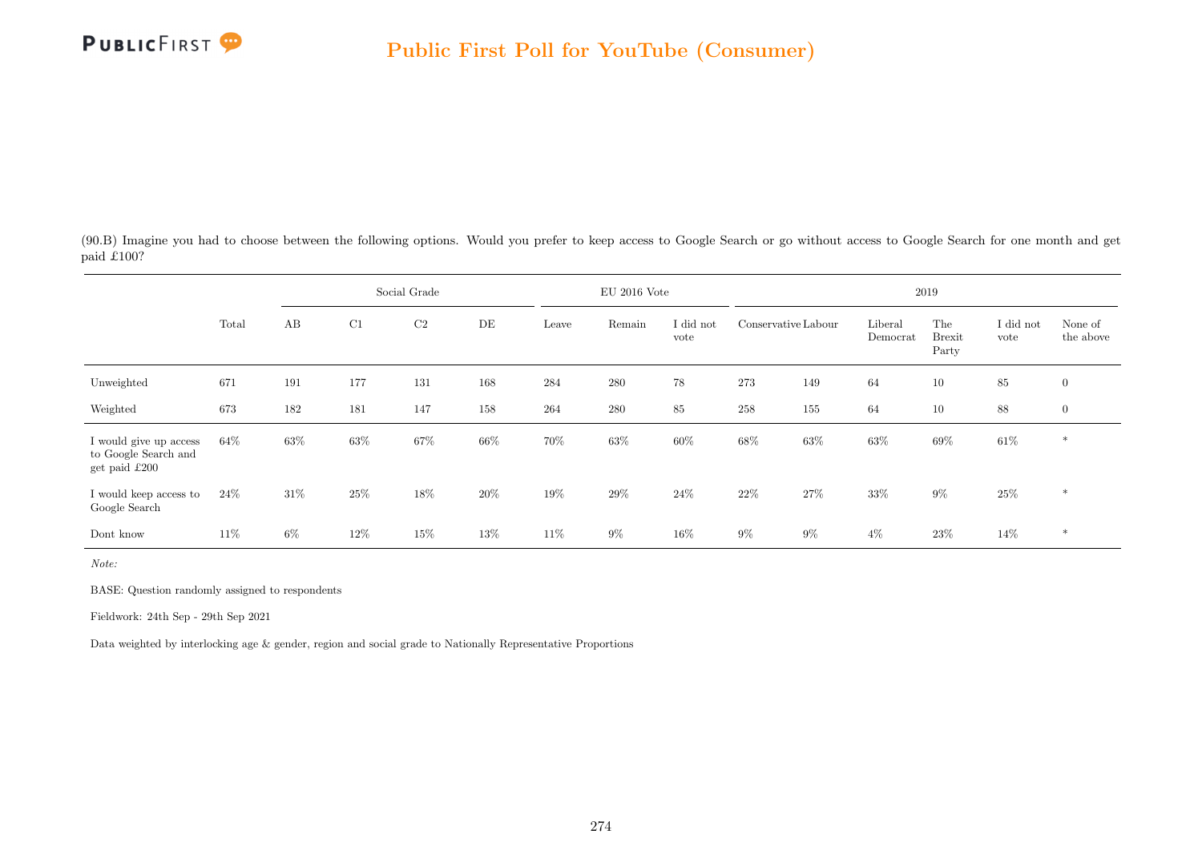(90.B) Imagine you had to choose between the following options. Would you prefer to keep access to Google Search or go without access to Google Search for one month and get paid £100?

| | Total | Social Grade | | | | EU 2016 Vote | | | 2019 | | | | | |
|---|---|---|---|---|---|---|---|---|---|---|---|---|---|---|
| | | AB | C1 | C2 | DE | Leave | Remain | I did not vote | Conservative | Labour | Liberal Democrat | The Brexit Party | I did not vote | None of the above |
| Unweighted | 671 | 191 | 177 | 131 | 168 | 284 | 280 | 78 | 273 | 149 | 64 | 10 | 85 | 0 |
| Weighted | 673 | 182 | 181 | 147 | 158 | 264 | 280 | 85 | 258 | 155 | 64 | 10 | 88 | 0 |
| I would give up access to Google Search and get paid £200 | 64% | 63% | 63% | 67% | 66% | 70% | 63% | 60% | 68% | 63% | 63% | 69% | 61% | * |
| I would keep access to Google Search | 24% | 31% | 25% | 18% | 20% | 19% | 29% | 24% | 22% | 27% | 33% | 9% | 25% | * |
| Dont know | 11% | 6% | 12% | 15% | 13% | 11% | 9% | 16% | 9% | 9% | 4% | 23% | 14% | * |

*Note:*

BASE: Question randomly assigned to respondents

Fieldwork: 24th Sep - 29th Sep 2021

Data weighted by interlocking age & gender, region and social grade to Nationally Representative Proportions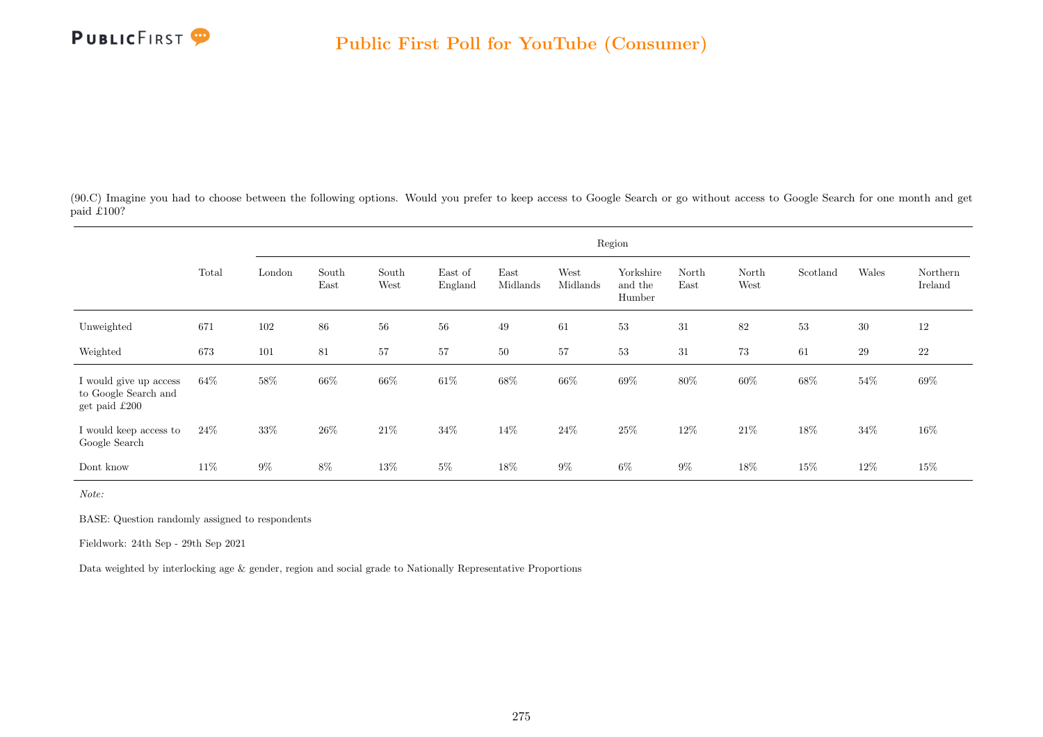# Public First Poll for YouTube (Consumer)

(90.C) Imagine you had to choose between the following options. Would you prefer to keep access to Google Search or go without access to Google Search for one month and get paid £100?

| | Total | Region | | | | | | | | | | | |
|---|---|---|---|---|---|---|---|---|---|---|---|---|---|
| | | London | South East | South West | East of England | East Midlands | West Midlands | Yorkshire and the Humber | North East | North West | Scotland | Wales | Northern Ireland |
| Unweighted | 671 | 102 | 86 | 56 | 56 | 49 | 61 | 53 | 31 | 82 | 53 | 30 | 12 |
| Weighted | 673 | 101 | 81 | 57 | 57 | 50 | 57 | 53 | 31 | 73 | 61 | 29 | 22 |
| I would give up access to Google Search and get paid £200 | 64% | 58% | 66% | 66% | 61% | 68% | 66% | 69% | 80% | 60% | 68% | 54% | 69% |
| I would keep access to Google Search | 24% | 33% | 26% | 21% | 34% | 14% | 24% | 25% | 12% | 21% | 18% | 34% | 16% |
| Dont know | 11% | 9% | 8% | 13% | 5% | 18% | 9% | 6% | 9% | 18% | 15% | 12% | 15% |

*Note:*

BASE: Question randomly assigned to respondents

Fieldwork: 24th Sep - 29th Sep 2021

Data weighted by interlocking age & gender, region and social grade to Nationally Representative Proportions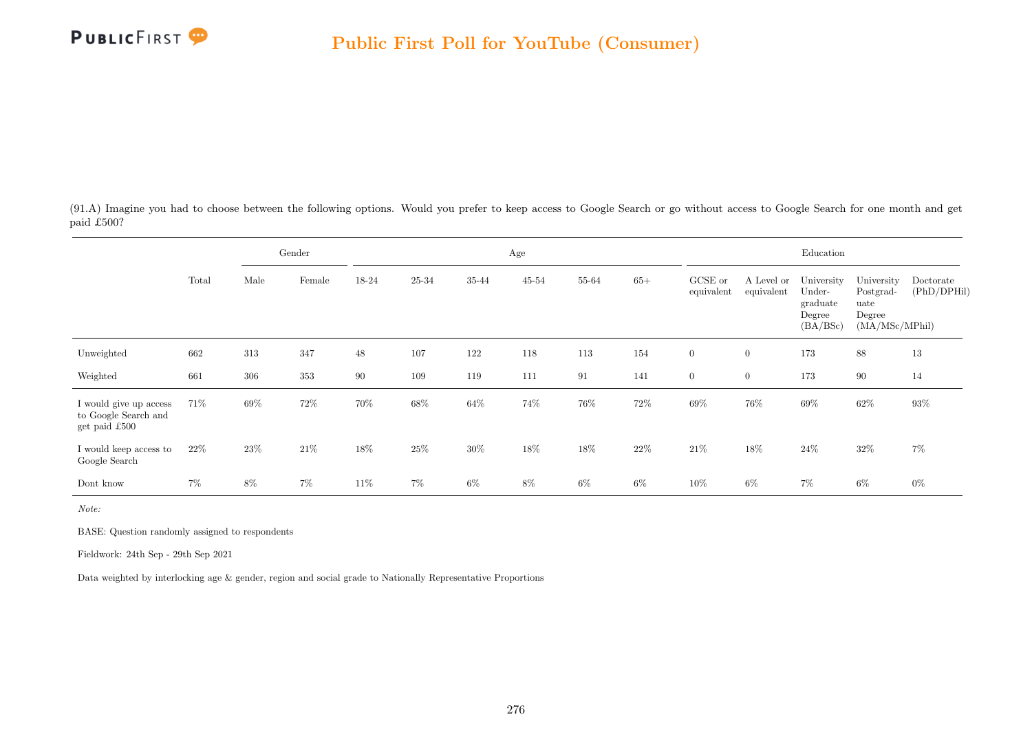## Public First Poll for YouTube (Consumer)

(91.A) Imagine you had to choose between the following options. Would you prefer to keep access to Google Search or go without access to Google Search for one month and get paid £500?

| | Total | Gender | | Age | | | | | | Education | | | | |
|---|---|---|---|---|---|---|---|---|---|---|---|---|---|---|
| | | Male | Female | 18-24 | 25-34 | 35-44 | 45-54 | 55-64 | 65+ | GCSE or equivalent | A Level or equivalent | University Under-graduate Degree (BA/BSc) | University Postgrad-uate Degree (MA/MSc/MPhil) | Doctorate (PhD/DPHil) |
| Unweighted | 662 | 313 | 347 | 48 | 107 | 122 | 118 | 113 | 154 | 0 | 0 | 173 | 88 | 13 |
| Weighted | 661 | 306 | 353 | 90 | 109 | 119 | 111 | 91 | 141 | 0 | 0 | 173 | 90 | 14 |
| I would give up access to Google Search and get paid £500 | 71% | 69% | 72% | 70% | 68% | 64% | 74% | 76% | 72% | 69% | 76% | 69% | 62% | 93% |
| I would keep access to Google Search | 22% | 23% | 21% | 18% | 25% | 30% | 18% | 18% | 22% | 21% | 18% | 24% | 32% | 7% |
| Dont know | 7% | 8% | 7% | 11% | 7% | 6% | 8% | 6% | 6% | 10% | 6% | 7% | 6% | 0% |

*Note:*

BASE: Question randomly assigned to respondents

Fieldwork: 24th Sep - 29th Sep 2021

Data weighted by interlocking age & gender, region and social grade to Nationally Representative Proportions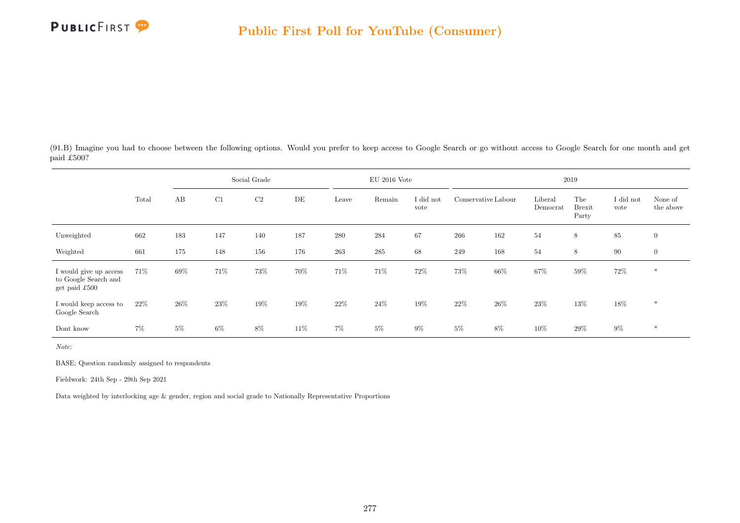## Public First Poll for YouTube (Consumer)

(91.B) Imagine you had to choose between the following options. Would you prefer to keep access to Google Search or go without access to Google Search for one month and get paid £500?

| | Total | Social Grade | | | | EU 2016 Vote | | | 2019 | | | | | |
|---|---|---|---|---|---|---|---|---|---|---|---|---|---|---|
| | | AB | C1 | C2 | DE | Leave | Remain | I did not vote | Conservative | Labour | Liberal Democrat | The Brexit Party | I did not vote | None of the above |
| Unweighted | 662 | 183 | 147 | 140 | 187 | 280 | 284 | 67 | 266 | 162 | 54 | 8 | 85 | 0 |
| Weighted | 661 | 175 | 148 | 156 | 176 | 263 | 285 | 68 | 249 | 168 | 54 | 8 | 90 | 0 |
| I would give up access to Google Search and get paid £500 | 71% | 69% | 71% | 73% | 70% | 71% | 71% | 72% | 73% | 66% | 67% | 59% | 72% | * |
| I would keep access to Google Search | 22% | 26% | 23% | 19% | 19% | 22% | 24% | 19% | 22% | 26% | 23% | 13% | 18% | * |
| Dont know | 7% | 5% | 6% | 8% | 11% | 7% | 5% | 9% | 5% | 8% | 10% | 29% | 9% | * |

*Note:*

BASE: Question randomly assigned to respondents

Fieldwork: 24th Sep - 29th Sep 2021

Data weighted by interlocking age & gender, region and social grade to Nationally Representative Proportions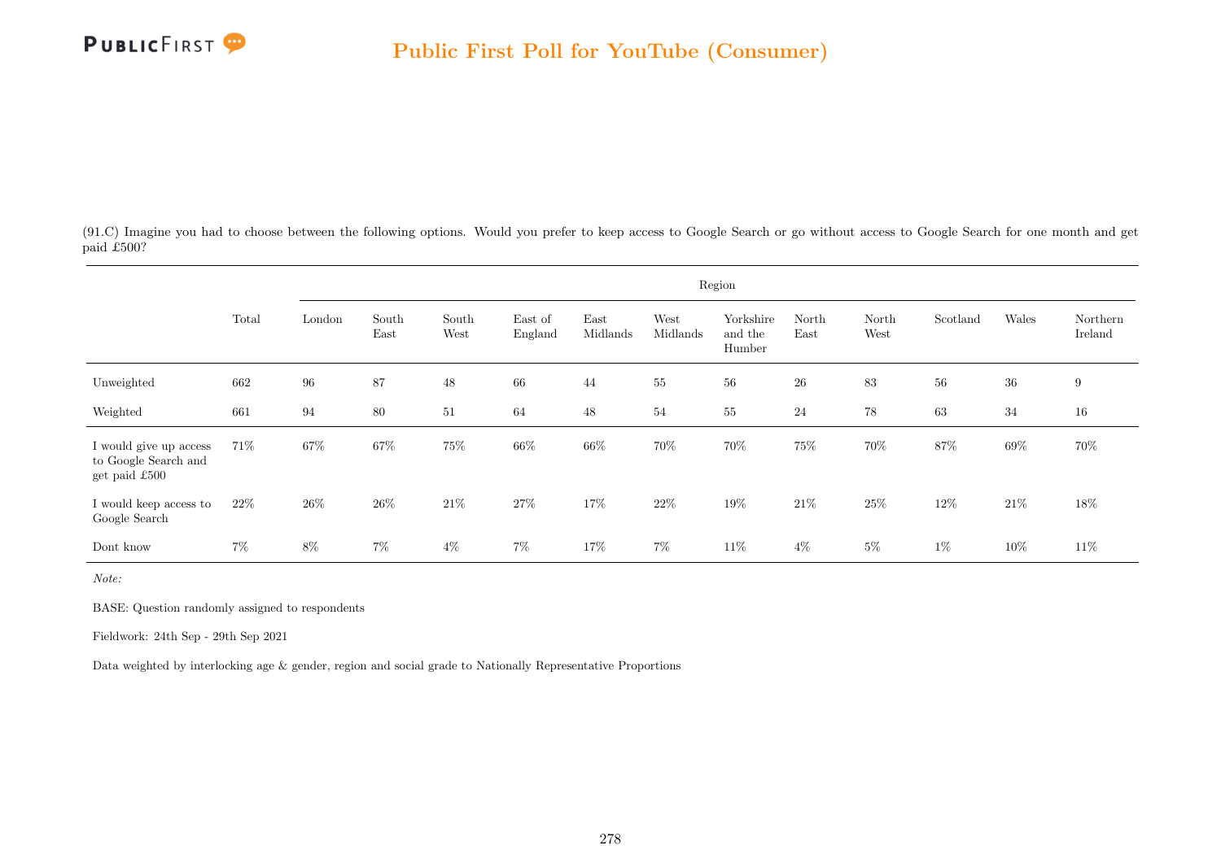## Public First Poll for YouTube (Consumer)

(91.C) Imagine you had to choose between the following options. Would you prefer to keep access to Google Search or go without access to Google Search for one month and get paid £500?

| | Total | Region | | | | | | | | | | | |
|---|---|---|---|---|---|---|---|---|---|---|---|---|---|
| | | London | South East | South West | East of England | East Midlands | West Midlands | Yorkshire and the Humber | North East | North West | Scotland | Wales | Northern Ireland |
| Unweighted | 662 | 96 | 87 | 48 | 66 | 44 | 55 | 56 | 26 | 83 | 56 | 36 | 9 |
| Weighted | 661 | 94 | 80 | 51 | 64 | 48 | 54 | 55 | 24 | 78 | 63 | 34 | 16 |
| I would give up access to Google Search and get paid £500 | 71% | 67% | 67% | 75% | 66% | 66% | 70% | 70% | 75% | 70% | 87% | 69% | 70% |
| I would keep access to Google Search | 22% | 26% | 26% | 21% | 27% | 17% | 22% | 19% | 21% | 25% | 12% | 21% | 18% |
| Dont know | 7% | 8% | 7% | 4% | 7% | 17% | 7% | 11% | 4% | 5% | 1% | 10% | 11% |

*Note:*

BASE: Question randomly assigned to respondents

Fieldwork: 24th Sep - 29th Sep 2021

Data weighted by interlocking age & gender, region and social grade to Nationally Representative Proportions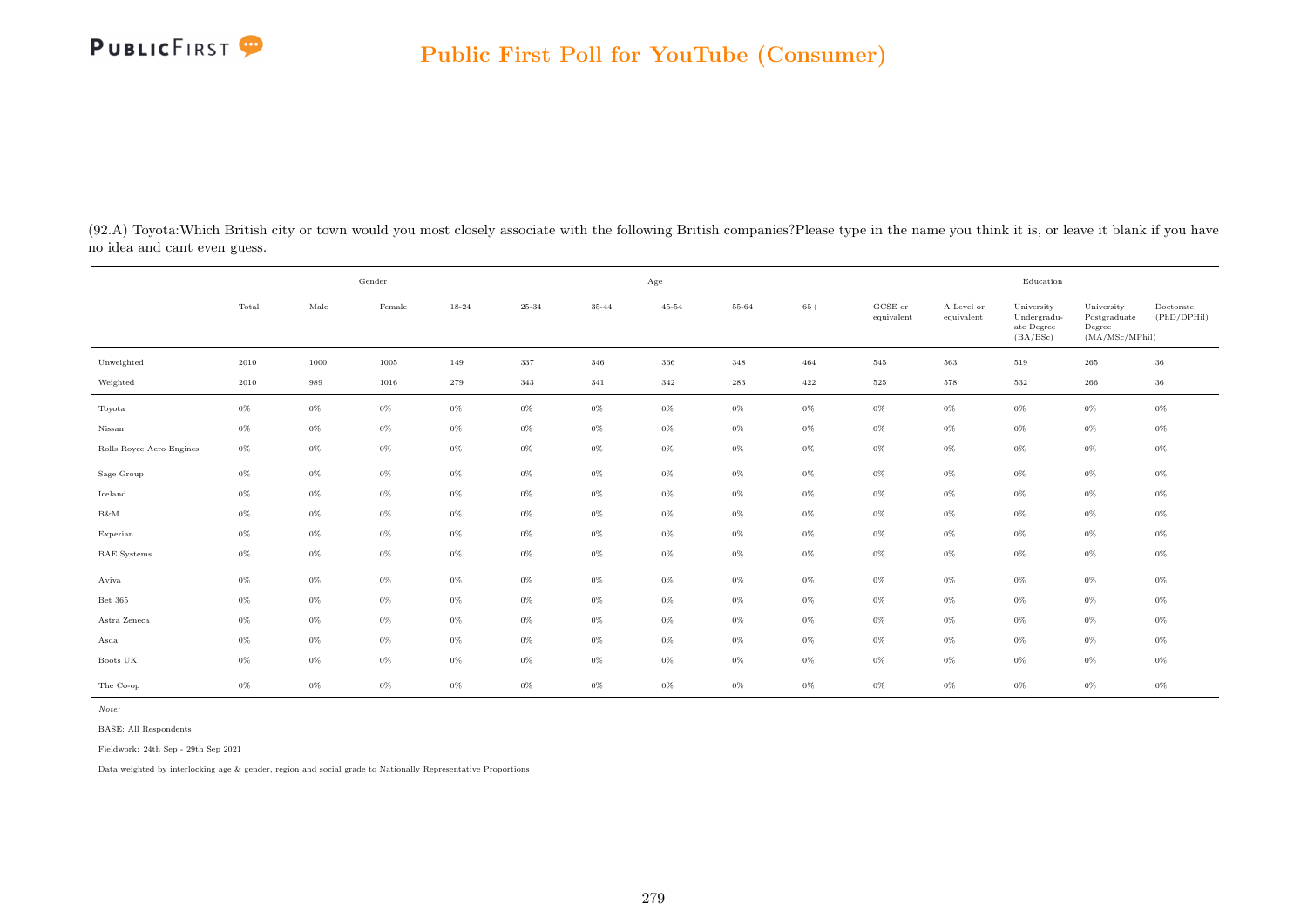(92.A) Toyota:Which British city or town would you most closely associate with the following British companies?Please type in the name you think it is, or leave it blank if you have no idea and cant even guess.

| | Total | Gender | | Age | | | | | | Education | | | | |
|---|---|---|---|---|---|---|---|---|---|---|---|---|---|---|
| | | Male | Female | 18-24 | 25-34 | 35-44 | 45-54 | 55-64 | 65+ | GCSE or equivalent | A Level or equivalent | University Undergraduate Degree (BA/BSc) | University Postgraduate Degree (MA/MSc/MPhil) | Doctorate (PhD/DPHil) |
| Unweighted | 2010 | 1000 | 1005 | 149 | 337 | 346 | 366 | 348 | 464 | 545 | 563 | 519 | 265 | 36 |
| Weighted | 2010 | 989 | 1016 | 279 | 343 | 341 | 342 | 283 | 422 | 525 | 578 | 532 | 266 | 36 |
| Toyota | 0% | 0% | 0% | 0% | 0% | 0% | 0% | 0% | 0% | 0% | 0% | 0% | 0% | 0% |
| Nissan | 0% | 0% | 0% | 0% | 0% | 0% | 0% | 0% | 0% | 0% | 0% | 0% | 0% | 0% |
| Rolls Royce Aero Engines | 0% | 0% | 0% | 0% | 0% | 0% | 0% | 0% | 0% | 0% | 0% | 0% | 0% | 0% |
| Sage Group | 0% | 0% | 0% | 0% | 0% | 0% | 0% | 0% | 0% | 0% | 0% | 0% | 0% | 0% |
| Iceland | 0% | 0% | 0% | 0% | 0% | 0% | 0% | 0% | 0% | 0% | 0% | 0% | 0% | 0% |
| B&M | 0% | 0% | 0% | 0% | 0% | 0% | 0% | 0% | 0% | 0% | 0% | 0% | 0% | 0% |
| Experian | 0% | 0% | 0% | 0% | 0% | 0% | 0% | 0% | 0% | 0% | 0% | 0% | 0% | 0% |
| BAE Systems | 0% | 0% | 0% | 0% | 0% | 0% | 0% | 0% | 0% | 0% | 0% | 0% | 0% | 0% |
| Aviva | 0% | 0% | 0% | 0% | 0% | 0% | 0% | 0% | 0% | 0% | 0% | 0% | 0% | 0% |
| Bet 365 | 0% | 0% | 0% | 0% | 0% | 0% | 0% | 0% | 0% | 0% | 0% | 0% | 0% | 0% |
| Astra Zeneca | 0% | 0% | 0% | 0% | 0% | 0% | 0% | 0% | 0% | 0% | 0% | 0% | 0% | 0% |
| Asda | 0% | 0% | 0% | 0% | 0% | 0% | 0% | 0% | 0% | 0% | 0% | 0% | 0% | 0% |
| Boots UK | 0% | 0% | 0% | 0% | 0% | 0% | 0% | 0% | 0% | 0% | 0% | 0% | 0% | 0% |
| The Co-op | 0% | 0% | 0% | 0% | 0% | 0% | 0% | 0% | 0% | 0% | 0% | 0% | 0% | 0% |

*Note:*

BASE: All Respondents

Fieldwork: 24th Sep - 29th Sep 2021

Data weighted by interlocking age & gender, region and social grade to Nationally Representative Proportions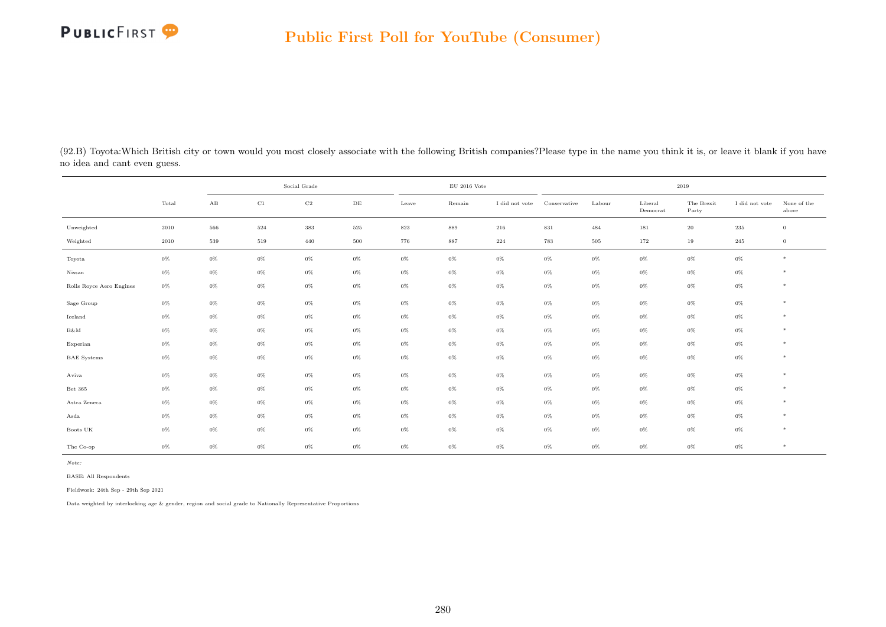(92.B) Toyota:Which British city or town would you most closely associate with the following British companies?Please type in the name you think it is, or leave it blank if you have no idea and cant even guess.

| | Total | Social Grade | | | | EU 2016 Vote | | | 2019 | | | | | |
|---|---|---|---|---|---|---|---|---|---|---|---|---|---|---|
| | | AB | C1 | C2 | DE | Leave | Remain | I did not vote | Conservative | Labour | Liberal Democrat | The Brexit Party | I did not vote | None of the above |
| Unweighted | 2010 | 566 | 524 | 383 | 525 | 823 | 889 | 216 | 831 | 484 | 181 | 20 | 235 | 0 |
| Weighted | 2010 | 539 | 519 | 440 | 500 | 776 | 887 | 224 | 783 | 505 | 172 | 19 | 245 | 0 |
| Toyota | 0% | 0% | 0% | 0% | 0% | 0% | 0% | 0% | 0% | 0% | 0% | 0% | 0% | * |
| Nissan | 0% | 0% | 0% | 0% | 0% | 0% | 0% | 0% | 0% | 0% | 0% | 0% | 0% | * |
| Rolls Royce Aero Engines | 0% | 0% | 0% | 0% | 0% | 0% | 0% | 0% | 0% | 0% | 0% | 0% | 0% | * |
| Sage Group | 0% | 0% | 0% | 0% | 0% | 0% | 0% | 0% | 0% | 0% | 0% | 0% | 0% | * |
| Iceland | 0% | 0% | 0% | 0% | 0% | 0% | 0% | 0% | 0% | 0% | 0% | 0% | 0% | * |
| B&M | 0% | 0% | 0% | 0% | 0% | 0% | 0% | 0% | 0% | 0% | 0% | 0% | 0% | * |
| Experian | 0% | 0% | 0% | 0% | 0% | 0% | 0% | 0% | 0% | 0% | 0% | 0% | 0% | * |
| BAE Systems | 0% | 0% | 0% | 0% | 0% | 0% | 0% | 0% | 0% | 0% | 0% | 0% | 0% | * |
| Aviva | 0% | 0% | 0% | 0% | 0% | 0% | 0% | 0% | 0% | 0% | 0% | 0% | 0% | * |
| Bet 365 | 0% | 0% | 0% | 0% | 0% | 0% | 0% | 0% | 0% | 0% | 0% | 0% | 0% | * |
| Astra Zeneca | 0% | 0% | 0% | 0% | 0% | 0% | 0% | 0% | 0% | 0% | 0% | 0% | 0% | * |
| Asda | 0% | 0% | 0% | 0% | 0% | 0% | 0% | 0% | 0% | 0% | 0% | 0% | 0% | * |
| Boots UK | 0% | 0% | 0% | 0% | 0% | 0% | 0% | 0% | 0% | 0% | 0% | 0% | 0% | * |
| The Co-op | 0% | 0% | 0% | 0% | 0% | 0% | 0% | 0% | 0% | 0% | 0% | 0% | 0% | * |

*Note:*

BASE: All Respondents

Fieldwork: 24th Sep - 29th Sep 2021

Data weighted by interlocking age & gender, region and social grade to Nationally Representative Proportions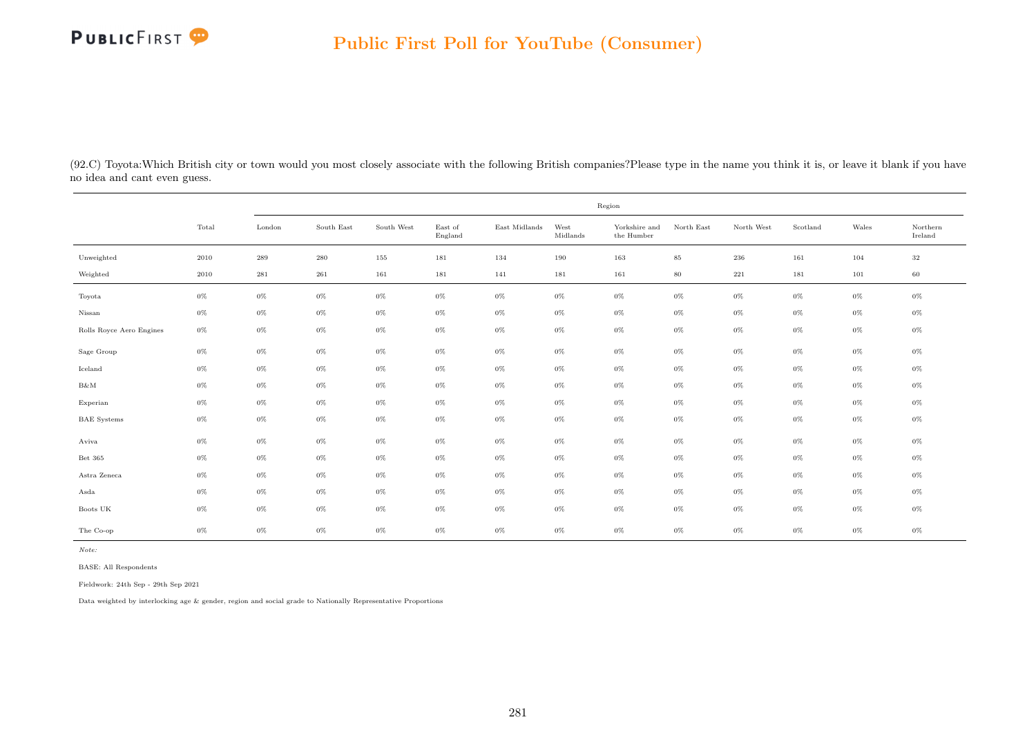(92.C) Toyota:Which British city or town would you most closely associate with the following British companies?Please type in the name you think it is, or leave it blank if you have no idea and cant even guess.

| | | Region | | | | | | | | | | | |
|---|---|---|---|---|---|---|---|---|---|---|---|---|---|
| | Total | London | South East | South West | East of England | East Midlands | West Midlands | Yorkshire and the Humber | North East | North West | Scotland | Wales | Northern Ireland |
| Unweighted | 2010 | 289 | 280 | 155 | 181 | 134 | 190 | 163 | 85 | 236 | 161 | 104 | 32 |
| Weighted | 2010 | 281 | 261 | 161 | 181 | 141 | 181 | 161 | 80 | 221 | 181 | 101 | 60 |
| Toyota | 0% | 0% | 0% | 0% | 0% | 0% | 0% | 0% | 0% | 0% | 0% | 0% | 0% |
| Nissan | 0% | 0% | 0% | 0% | 0% | 0% | 0% | 0% | 0% | 0% | 0% | 0% | 0% |
| Rolls Royce Aero Engines | 0% | 0% | 0% | 0% | 0% | 0% | 0% | 0% | 0% | 0% | 0% | 0% | 0% |
| Sage Group | 0% | 0% | 0% | 0% | 0% | 0% | 0% | 0% | 0% | 0% | 0% | 0% | 0% |
| Iceland | 0% | 0% | 0% | 0% | 0% | 0% | 0% | 0% | 0% | 0% | 0% | 0% | 0% |
| B&M | 0% | 0% | 0% | 0% | 0% | 0% | 0% | 0% | 0% | 0% | 0% | 0% | 0% |
| Experian | 0% | 0% | 0% | 0% | 0% | 0% | 0% | 0% | 0% | 0% | 0% | 0% | 0% |
| BAE Systems | 0% | 0% | 0% | 0% | 0% | 0% | 0% | 0% | 0% | 0% | 0% | 0% | 0% |
| Aviva | 0% | 0% | 0% | 0% | 0% | 0% | 0% | 0% | 0% | 0% | 0% | 0% | 0% |
| Bet 365 | 0% | 0% | 0% | 0% | 0% | 0% | 0% | 0% | 0% | 0% | 0% | 0% | 0% |
| Astra Zeneca | 0% | 0% | 0% | 0% | 0% | 0% | 0% | 0% | 0% | 0% | 0% | 0% | 0% |
| Asda | 0% | 0% | 0% | 0% | 0% | 0% | 0% | 0% | 0% | 0% | 0% | 0% | 0% |
| Boots UK | 0% | 0% | 0% | 0% | 0% | 0% | 0% | 0% | 0% | 0% | 0% | 0% | 0% |
| The Co-op | 0% | 0% | 0% | 0% | 0% | 0% | 0% | 0% | 0% | 0% | 0% | 0% | 0% |

*Note:*

BASE: All Respondents

Fieldwork: 24th Sep - 29th Sep 2021

Data weighted by interlocking age & gender, region and social grade to Nationally Representative Proportions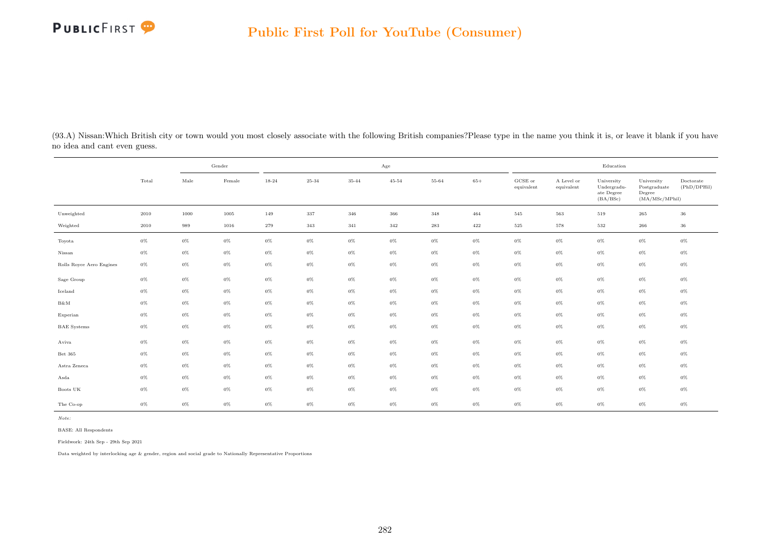(93.A) Nissan:Which British city or town would you most closely associate with the following British companies?Please type in the name you think it is, or leave it blank if you have no idea and cant even guess.

| | Total | Gender | | Age | | | | | | Education | | | | |
|---|---|---|---|---|---|---|---|---|---|---|---|---|---|---|
| | | Male | Female | 18-24 | 25-34 | 35-44 | 45-54 | 55-64 | 65+ | GCSE or equivalent | A Level or equivalent | University Undergraduate Degree (BA/BSc) | University Postgraduate Degree (MA/MSc/MPhil) | Doctorate (PhD/DPHil) |
| Unweighted | 2010 | 1000 | 1005 | 149 | 337 | 346 | 366 | 348 | 464 | 545 | 563 | 519 | 265 | 36 |
| Weighted | 2010 | 989 | 1016 | 279 | 343 | 341 | 342 | 283 | 422 | 525 | 578 | 532 | 266 | 36 |
| Toyota | 0% | 0% | 0% | 0% | 0% | 0% | 0% | 0% | 0% | 0% | 0% | 0% | 0% | 0% |
| Nissan | 0% | 0% | 0% | 0% | 0% | 0% | 0% | 0% | 0% | 0% | 0% | 0% | 0% | 0% |
| Rolls Royce Aero Engines | 0% | 0% | 0% | 0% | 0% | 0% | 0% | 0% | 0% | 0% | 0% | 0% | 0% | 0% |
| Sage Group | 0% | 0% | 0% | 0% | 0% | 0% | 0% | 0% | 0% | 0% | 0% | 0% | 0% | 0% |
| Iceland | 0% | 0% | 0% | 0% | 0% | 0% | 0% | 0% | 0% | 0% | 0% | 0% | 0% | 0% |
| B&M | 0% | 0% | 0% | 0% | 0% | 0% | 0% | 0% | 0% | 0% | 0% | 0% | 0% | 0% |
| Experian | 0% | 0% | 0% | 0% | 0% | 0% | 0% | 0% | 0% | 0% | 0% | 0% | 0% | 0% |
| BAE Systems | 0% | 0% | 0% | 0% | 0% | 0% | 0% | 0% | 0% | 0% | 0% | 0% | 0% | 0% |
| Aviva | 0% | 0% | 0% | 0% | 0% | 0% | 0% | 0% | 0% | 0% | 0% | 0% | 0% | 0% |
| Bet 365 | 0% | 0% | 0% | 0% | 0% | 0% | 0% | 0% | 0% | 0% | 0% | 0% | 0% | 0% |
| Astra Zeneca | 0% | 0% | 0% | 0% | 0% | 0% | 0% | 0% | 0% | 0% | 0% | 0% | 0% | 0% |
| Asda | 0% | 0% | 0% | 0% | 0% | 0% | 0% | 0% | 0% | 0% | 0% | 0% | 0% | 0% |
| Boots UK | 0% | 0% | 0% | 0% | 0% | 0% | 0% | 0% | 0% | 0% | 0% | 0% | 0% | 0% |
| The Co-op | 0% | 0% | 0% | 0% | 0% | 0% | 0% | 0% | 0% | 0% | 0% | 0% | 0% | 0% |

*Note:*

BASE: All Respondents

Fieldwork: 24th Sep - 29th Sep 2021

Data weighted by interlocking age & gender, region and social grade to Nationally Representative Proportions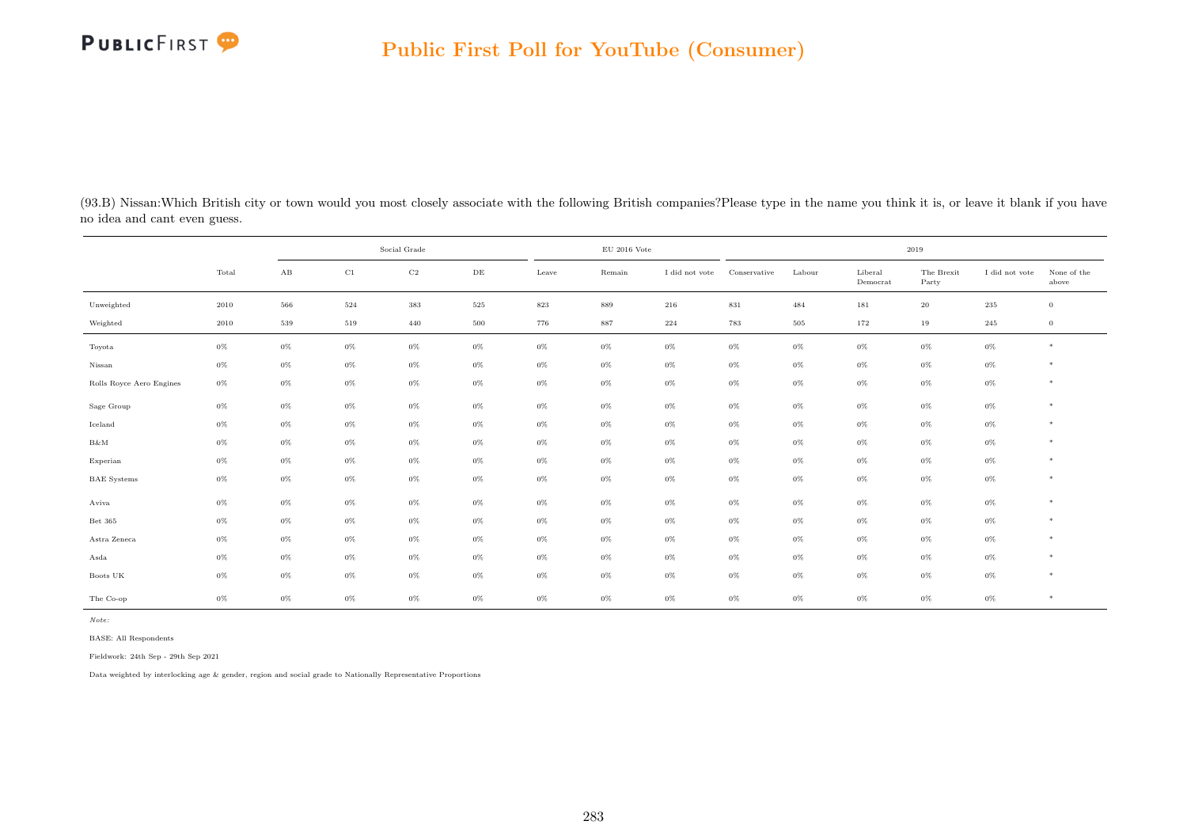(93.B) Nissan:Which British city or town would you most closely associate with the following British companies?Please type in the name you think it is, or leave it blank if you have no idea and cant even guess.

| | Total | Social Grade | | | | EU 2016 Vote | | | 2019 | | | | | |
|---|---|---|---|---|---|---|---|---|---|---|---|---|---|---|
| | | AB | C1 | C2 | DE | Leave | Remain | I did not vote | Conservative | Labour | Liberal Democrat | The Brexit Party | I did not vote | None of the above |
| Unweighted | 2010 | 566 | 524 | 383 | 525 | 823 | 889 | 216 | 831 | 484 | 181 | 20 | 235 | 0 |
| Weighted | 2010 | 539 | 519 | 440 | 500 | 776 | 887 | 224 | 783 | 505 | 172 | 19 | 245 | 0 |
| Toyota | 0% | 0% | 0% | 0% | 0% | 0% | 0% | 0% | 0% | 0% | 0% | 0% | 0% | * |
| Nissan | 0% | 0% | 0% | 0% | 0% | 0% | 0% | 0% | 0% | 0% | 0% | 0% | 0% | * |
| Rolls Royce Aero Engines | 0% | 0% | 0% | 0% | 0% | 0% | 0% | 0% | 0% | 0% | 0% | 0% | 0% | * |
| Sage Group | 0% | 0% | 0% | 0% | 0% | 0% | 0% | 0% | 0% | 0% | 0% | 0% | 0% | * |
| Iceland | 0% | 0% | 0% | 0% | 0% | 0% | 0% | 0% | 0% | 0% | 0% | 0% | 0% | * |
| B&M | 0% | 0% | 0% | 0% | 0% | 0% | 0% | 0% | 0% | 0% | 0% | 0% | 0% | * |
| Experian | 0% | 0% | 0% | 0% | 0% | 0% | 0% | 0% | 0% | 0% | 0% | 0% | 0% | * |
| BAE Systems | 0% | 0% | 0% | 0% | 0% | 0% | 0% | 0% | 0% | 0% | 0% | 0% | 0% | * |
| Aviva | 0% | 0% | 0% | 0% | 0% | 0% | 0% | 0% | 0% | 0% | 0% | 0% | 0% | * |
| Bet 365 | 0% | 0% | 0% | 0% | 0% | 0% | 0% | 0% | 0% | 0% | 0% | 0% | 0% | * |
| Astra Zeneca | 0% | 0% | 0% | 0% | 0% | 0% | 0% | 0% | 0% | 0% | 0% | 0% | 0% | * |
| Asda | 0% | 0% | 0% | 0% | 0% | 0% | 0% | 0% | 0% | 0% | 0% | 0% | 0% | * |
| Boots UK | 0% | 0% | 0% | 0% | 0% | 0% | 0% | 0% | 0% | 0% | 0% | 0% | 0% | * |
| The Co-op | 0% | 0% | 0% | 0% | 0% | 0% | 0% | 0% | 0% | 0% | 0% | 0% | 0% | * |

*Note:*

BASE: All Respondents

Fieldwork: 24th Sep - 29th Sep 2021

Data weighted by interlocking age & gender, region and social grade to Nationally Representative Proportions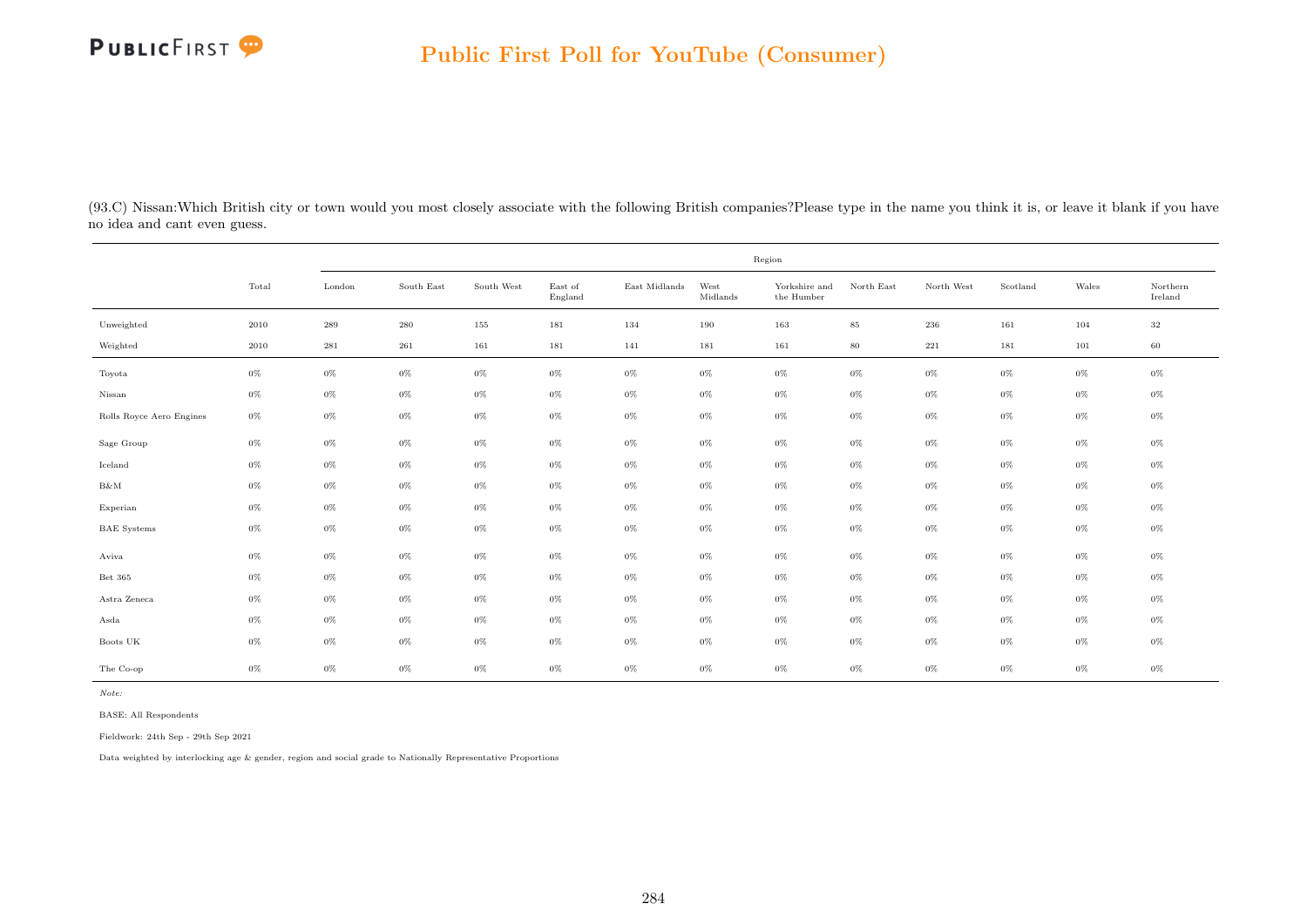(93.C) Nissan:Which British city or town would you most closely associate with the following British companies?Please type in the name you think it is, or leave it blank if you have no idea and cant even guess.

| | Total | Region | | | | | | | | | | | |
|---|---|---|---|---|---|---|---|---|---|---|---|---|---|
| | | London | South East | South West | East of England | East Midlands | West Midlands | Yorkshire and the Humber | North East | North West | Scotland | Wales | Northern Ireland |
| Unweighted | 2010 | 289 | 280 | 155 | 181 | 134 | 190 | 163 | 85 | 236 | 161 | 104 | 32 |
| Weighted | 2010 | 281 | 261 | 161 | 181 | 141 | 181 | 161 | 80 | 221 | 181 | 101 | 60 |
| Toyota | 0% | 0% | 0% | 0% | 0% | 0% | 0% | 0% | 0% | 0% | 0% | 0% | 0% |
| Nissan | 0% | 0% | 0% | 0% | 0% | 0% | 0% | 0% | 0% | 0% | 0% | 0% | 0% |
| Rolls Royce Aero Engines | 0% | 0% | 0% | 0% | 0% | 0% | 0% | 0% | 0% | 0% | 0% | 0% | 0% |
| Sage Group | 0% | 0% | 0% | 0% | 0% | 0% | 0% | 0% | 0% | 0% | 0% | 0% | 0% |
| Iceland | 0% | 0% | 0% | 0% | 0% | 0% | 0% | 0% | 0% | 0% | 0% | 0% | 0% |
| B&M | 0% | 0% | 0% | 0% | 0% | 0% | 0% | 0% | 0% | 0% | 0% | 0% | 0% |
| Experian | 0% | 0% | 0% | 0% | 0% | 0% | 0% | 0% | 0% | 0% | 0% | 0% | 0% |
| BAE Systems | 0% | 0% | 0% | 0% | 0% | 0% | 0% | 0% | 0% | 0% | 0% | 0% | 0% |
| Aviva | 0% | 0% | 0% | 0% | 0% | 0% | 0% | 0% | 0% | 0% | 0% | 0% | 0% |
| Bet 365 | 0% | 0% | 0% | 0% | 0% | 0% | 0% | 0% | 0% | 0% | 0% | 0% | 0% |
| Astra Zeneca | 0% | 0% | 0% | 0% | 0% | 0% | 0% | 0% | 0% | 0% | 0% | 0% | 0% |
| Asda | 0% | 0% | 0% | 0% | 0% | 0% | 0% | 0% | 0% | 0% | 0% | 0% | 0% |
| Boots UK | 0% | 0% | 0% | 0% | 0% | 0% | 0% | 0% | 0% | 0% | 0% | 0% | 0% |
| The Co-op | 0% | 0% | 0% | 0% | 0% | 0% | 0% | 0% | 0% | 0% | 0% | 0% | 0% |

*Note:*

BASE: All Respondents

Fieldwork: 24th Sep - 29th Sep 2021

Data weighted by interlocking age & gender, region and social grade to Nationally Representative Proportions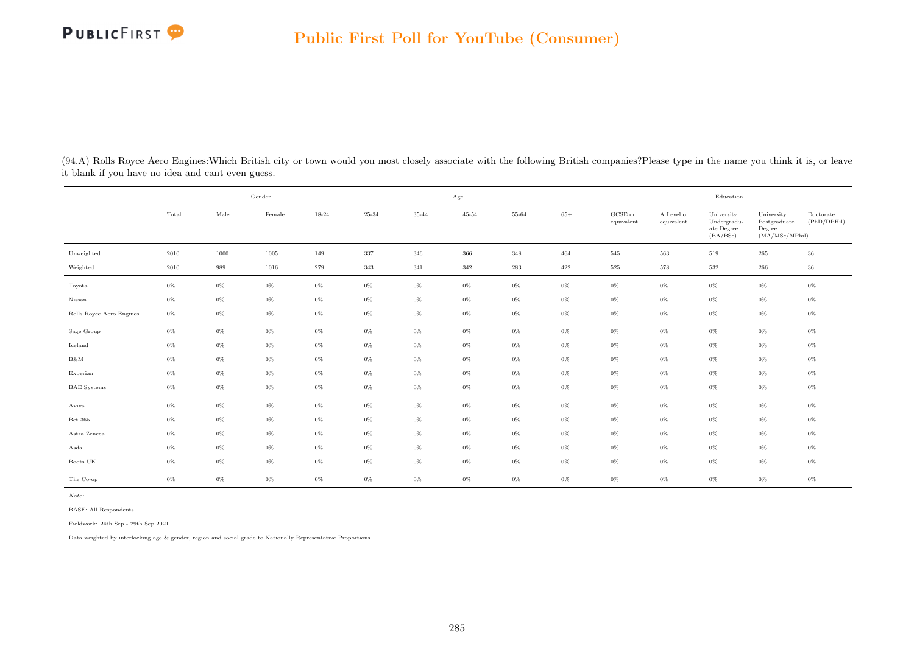(94.A) Rolls Royce Aero Engines:Which British city or town would you most closely associate with the following British companies?Please type in the name you think it is, or leave it blank if you have no idea and cant even guess.

| | Total | Gender | | Age | | | | | | Education | | | | |
|---|---|---|---|---|---|---|---|---|---|---|---|---|---|---|
| | | Male | Female | 18-24 | 25-34 | 35-44 | 45-54 | 55-64 | 65+ | GCSE or equivalent | A Level or equivalent | University Undergraduate Degree (BA/BSc) | University Postgraduate Degree (MA/MSc/MPhil) | Doctorate (PhD/DPHil) |
| Unweighted | 2010 | 1000 | 1005 | 149 | 337 | 346 | 366 | 348 | 464 | 545 | 563 | 519 | 265 | 36 |
| Weighted | 2010 | 989 | 1016 | 279 | 343 | 341 | 342 | 283 | 422 | 525 | 578 | 532 | 266 | 36 |
| Toyota | 0% | 0% | 0% | 0% | 0% | 0% | 0% | 0% | 0% | 0% | 0% | 0% | 0% | 0% |
| Nissan | 0% | 0% | 0% | 0% | 0% | 0% | 0% | 0% | 0% | 0% | 0% | 0% | 0% | 0% |
| Rolls Royce Aero Engines | 0% | 0% | 0% | 0% | 0% | 0% | 0% | 0% | 0% | 0% | 0% | 0% | 0% | 0% |
| Sage Group | 0% | 0% | 0% | 0% | 0% | 0% | 0% | 0% | 0% | 0% | 0% | 0% | 0% | 0% |
| Iceland | 0% | 0% | 0% | 0% | 0% | 0% | 0% | 0% | 0% | 0% | 0% | 0% | 0% | 0% |
| B&M | 0% | 0% | 0% | 0% | 0% | 0% | 0% | 0% | 0% | 0% | 0% | 0% | 0% | 0% |
| Experian | 0% | 0% | 0% | 0% | 0% | 0% | 0% | 0% | 0% | 0% | 0% | 0% | 0% | 0% |
| BAE Systems | 0% | 0% | 0% | 0% | 0% | 0% | 0% | 0% | 0% | 0% | 0% | 0% | 0% | 0% |
| Aviva | 0% | 0% | 0% | 0% | 0% | 0% | 0% | 0% | 0% | 0% | 0% | 0% | 0% | 0% |
| Bet 365 | 0% | 0% | 0% | 0% | 0% | 0% | 0% | 0% | 0% | 0% | 0% | 0% | 0% | 0% |
| Astra Zeneca | 0% | 0% | 0% | 0% | 0% | 0% | 0% | 0% | 0% | 0% | 0% | 0% | 0% | 0% |
| Asda | 0% | 0% | 0% | 0% | 0% | 0% | 0% | 0% | 0% | 0% | 0% | 0% | 0% | 0% |
| Boots UK | 0% | 0% | 0% | 0% | 0% | 0% | 0% | 0% | 0% | 0% | 0% | 0% | 0% | 0% |
| The Co-op | 0% | 0% | 0% | 0% | 0% | 0% | 0% | 0% | 0% | 0% | 0% | 0% | 0% | 0% |

*Note:*

BASE: All Respondents

Fieldwork: 24th Sep - 29th Sep 2021

Data weighted by interlocking age & gender, region and social grade to Nationally Representative Proportions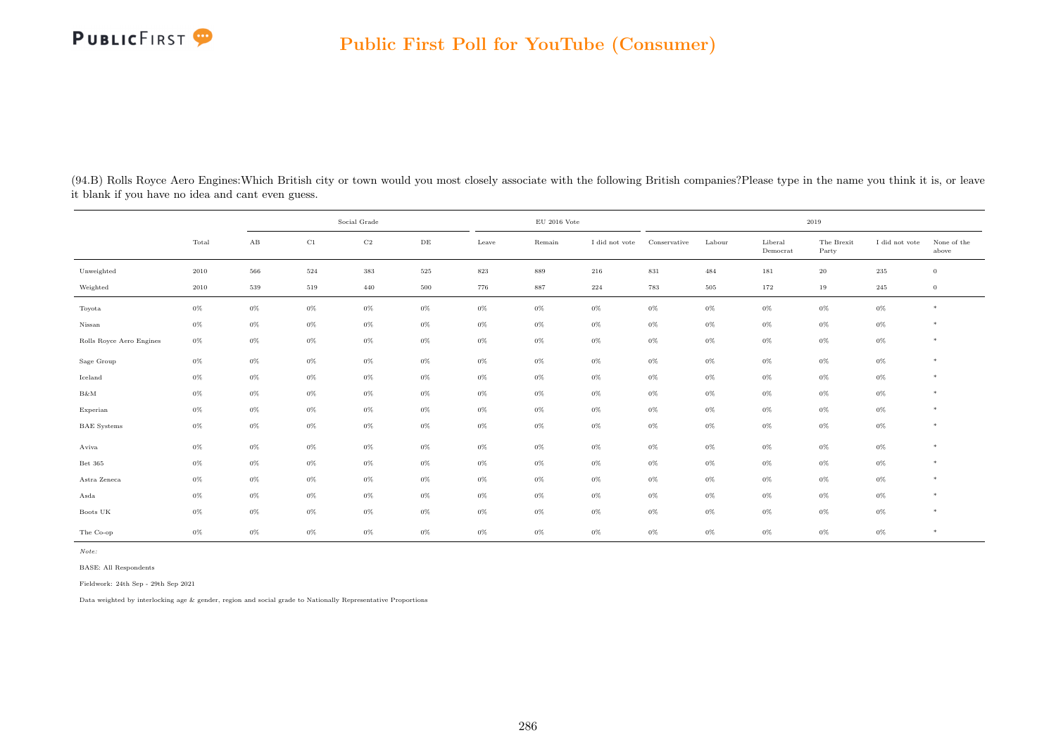(94.B) Rolls Royce Aero Engines:Which British city or town would you most closely associate with the following British companies?Please type in the name you think it is, or leave it blank if you have no idea and cant even guess.

| | Total | Social Grade | | | | EU 2016 Vote | | | 2019 | | | | | |
|---|---|---|---|---|---|---|---|---|---|---|---|---|---|---|
| | | AB | C1 | C2 | DE | Leave | Remain | I did not vote | Conservative | Labour | Liberal Democrat | The Brexit Party | I did not vote | None of the above |
| Unweighted | 2010 | 566 | 524 | 383 | 525 | 823 | 889 | 216 | 831 | 484 | 181 | 20 | 235 | 0 |
| Weighted | 2010 | 539 | 519 | 440 | 500 | 776 | 887 | 224 | 783 | 505 | 172 | 19 | 245 | 0 |
| Toyota | 0% | 0% | 0% | 0% | 0% | 0% | 0% | 0% | 0% | 0% | 0% | 0% | 0% | * |
| Nissan | 0% | 0% | 0% | 0% | 0% | 0% | 0% | 0% | 0% | 0% | 0% | 0% | 0% | * |
| Rolls Royce Aero Engines | 0% | 0% | 0% | 0% | 0% | 0% | 0% | 0% | 0% | 0% | 0% | 0% | 0% | * |
| Sage Group | 0% | 0% | 0% | 0% | 0% | 0% | 0% | 0% | 0% | 0% | 0% | 0% | 0% | * |
| Iceland | 0% | 0% | 0% | 0% | 0% | 0% | 0% | 0% | 0% | 0% | 0% | 0% | 0% | * |
| B&M | 0% | 0% | 0% | 0% | 0% | 0% | 0% | 0% | 0% | 0% | 0% | 0% | 0% | * |
| Experian | 0% | 0% | 0% | 0% | 0% | 0% | 0% | 0% | 0% | 0% | 0% | 0% | 0% | * |
| BAE Systems | 0% | 0% | 0% | 0% | 0% | 0% | 0% | 0% | 0% | 0% | 0% | 0% | 0% | * |
| Aviva | 0% | 0% | 0% | 0% | 0% | 0% | 0% | 0% | 0% | 0% | 0% | 0% | 0% | * |
| Bet 365 | 0% | 0% | 0% | 0% | 0% | 0% | 0% | 0% | 0% | 0% | 0% | 0% | 0% | * |
| Astra Zeneca | 0% | 0% | 0% | 0% | 0% | 0% | 0% | 0% | 0% | 0% | 0% | 0% | 0% | * |
| Asda | 0% | 0% | 0% | 0% | 0% | 0% | 0% | 0% | 0% | 0% | 0% | 0% | 0% | * |
| Boots UK | 0% | 0% | 0% | 0% | 0% | 0% | 0% | 0% | 0% | 0% | 0% | 0% | 0% | * |
| The Co-op | 0% | 0% | 0% | 0% | 0% | 0% | 0% | 0% | 0% | 0% | 0% | 0% | 0% | * |

*Note:*

BASE: All Respondents

Fieldwork: 24th Sep - 29th Sep 2021

Data weighted by interlocking age & gender, region and social grade to Nationally Representative Proportions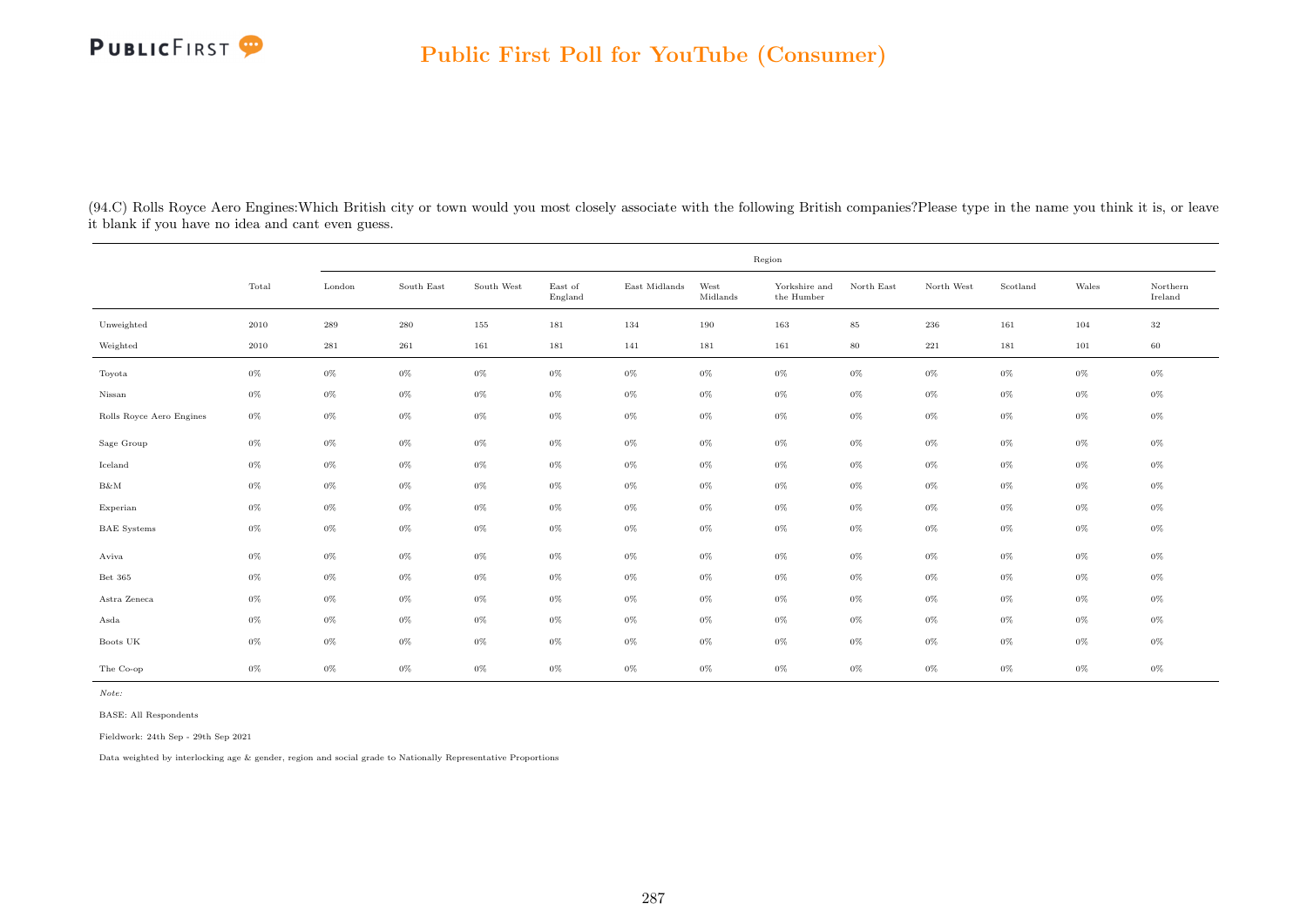## Public First Poll for YouTube (Consumer)

(94.C) Rolls Royce Aero Engines:Which British city or town would you most closely associate with the following British companies?Please type in the name you think it is, or leave it blank if you have no idea and cant even guess.

| | Total | Region | | | | | | | | | | | |
|---|---|---|---|---|---|---|---|---|---|---|---|---|---|
| | | London | South East | South West | East of England | East Midlands | West Midlands | Yorkshire and the Humber | North East | North West | Scotland | Wales | Northern Ireland |
| Unweighted | 2010 | 289 | 280 | 155 | 181 | 134 | 190 | 163 | 85 | 236 | 161 | 104 | 32 |
| Weighted | 2010 | 281 | 261 | 161 | 181 | 141 | 181 | 161 | 80 | 221 | 181 | 101 | 60 |
| Toyota | 0% | 0% | 0% | 0% | 0% | 0% | 0% | 0% | 0% | 0% | 0% | 0% | 0% |
| Nissan | 0% | 0% | 0% | 0% | 0% | 0% | 0% | 0% | 0% | 0% | 0% | 0% | 0% |
| Rolls Royce Aero Engines | 0% | 0% | 0% | 0% | 0% | 0% | 0% | 0% | 0% | 0% | 0% | 0% | 0% |
| Sage Group | 0% | 0% | 0% | 0% | 0% | 0% | 0% | 0% | 0% | 0% | 0% | 0% | 0% |
| Iceland | 0% | 0% | 0% | 0% | 0% | 0% | 0% | 0% | 0% | 0% | 0% | 0% | 0% |
| B&M | 0% | 0% | 0% | 0% | 0% | 0% | 0% | 0% | 0% | 0% | 0% | 0% | 0% |
| Experian | 0% | 0% | 0% | 0% | 0% | 0% | 0% | 0% | 0% | 0% | 0% | 0% | 0% |
| BAE Systems | 0% | 0% | 0% | 0% | 0% | 0% | 0% | 0% | 0% | 0% | 0% | 0% | 0% |
| Aviva | 0% | 0% | 0% | 0% | 0% | 0% | 0% | 0% | 0% | 0% | 0% | 0% | 0% |
| Bet 365 | 0% | 0% | 0% | 0% | 0% | 0% | 0% | 0% | 0% | 0% | 0% | 0% | 0% |
| Astra Zeneca | 0% | 0% | 0% | 0% | 0% | 0% | 0% | 0% | 0% | 0% | 0% | 0% | 0% |
| Asda | 0% | 0% | 0% | 0% | 0% | 0% | 0% | 0% | 0% | 0% | 0% | 0% | 0% |
| Boots UK | 0% | 0% | 0% | 0% | 0% | 0% | 0% | 0% | 0% | 0% | 0% | 0% | 0% |
| The Co-op | 0% | 0% | 0% | 0% | 0% | 0% | 0% | 0% | 0% | 0% | 0% | 0% | 0% |

*Note:*

BASE: All Respondents

Fieldwork: 24th Sep - 29th Sep 2021

Data weighted by interlocking age & gender, region and social grade to Nationally Representative Proportions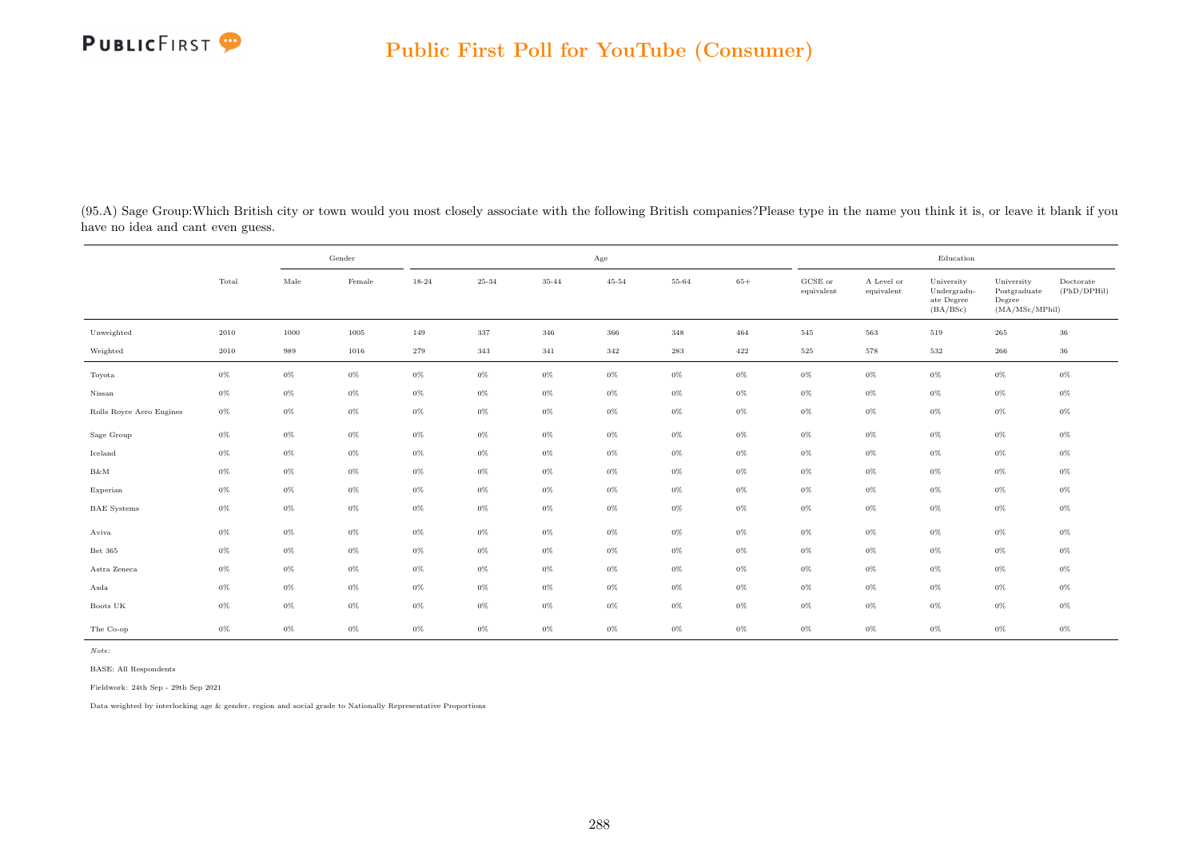(95.A) Sage Group:Which British city or town would you most closely associate with the following British companies?Please type in the name you think it is, or leave it blank if you have no idea and cant even guess.

| | Total | Gender | | Age | | | | | | Education | | | | |
|---|---|---|---|---|---|---|---|---|---|---|---|---|---|---|
| | | Male | Female | 18-24 | 25-34 | 35-44 | 45-54 | 55-64 | 65+ | GCSE or equivalent | A Level or equivalent | University Undergraduate Degree (BA/BSc) | University Postgraduate Degree (MA/MSc/MPhil) | Doctorate (PhD/DPHil) |
| Unweighted | 2010 | 1000 | 1005 | 149 | 337 | 346 | 366 | 348 | 464 | 545 | 563 | 519 | 265 | 36 |
| Weighted | 2010 | 989 | 1016 | 279 | 343 | 341 | 342 | 283 | 422 | 525 | 578 | 532 | 266 | 36 |
| Toyota | 0% | 0% | 0% | 0% | 0% | 0% | 0% | 0% | 0% | 0% | 0% | 0% | 0% | 0% |
| Nissan | 0% | 0% | 0% | 0% | 0% | 0% | 0% | 0% | 0% | 0% | 0% | 0% | 0% | 0% |
| Rolls Royce Aero Engines | 0% | 0% | 0% | 0% | 0% | 0% | 0% | 0% | 0% | 0% | 0% | 0% | 0% | 0% |
| Sage Group | 0% | 0% | 0% | 0% | 0% | 0% | 0% | 0% | 0% | 0% | 0% | 0% | 0% | 0% |
| Iceland | 0% | 0% | 0% | 0% | 0% | 0% | 0% | 0% | 0% | 0% | 0% | 0% | 0% | 0% |
| B&M | 0% | 0% | 0% | 0% | 0% | 0% | 0% | 0% | 0% | 0% | 0% | 0% | 0% | 0% |
| Experian | 0% | 0% | 0% | 0% | 0% | 0% | 0% | 0% | 0% | 0% | 0% | 0% | 0% | 0% |
| BAE Systems | 0% | 0% | 0% | 0% | 0% | 0% | 0% | 0% | 0% | 0% | 0% | 0% | 0% | 0% |
| Aviva | 0% | 0% | 0% | 0% | 0% | 0% | 0% | 0% | 0% | 0% | 0% | 0% | 0% | 0% |
| Bet 365 | 0% | 0% | 0% | 0% | 0% | 0% | 0% | 0% | 0% | 0% | 0% | 0% | 0% | 0% |
| Astra Zeneca | 0% | 0% | 0% | 0% | 0% | 0% | 0% | 0% | 0% | 0% | 0% | 0% | 0% | 0% |
| Asda | 0% | 0% | 0% | 0% | 0% | 0% | 0% | 0% | 0% | 0% | 0% | 0% | 0% | 0% |
| Boots UK | 0% | 0% | 0% | 0% | 0% | 0% | 0% | 0% | 0% | 0% | 0% | 0% | 0% | 0% |
| The Co-op | 0% | 0% | 0% | 0% | 0% | 0% | 0% | 0% | 0% | 0% | 0% | 0% | 0% | 0% |

*Note:*

BASE: All Respondents

Fieldwork: 24th Sep - 29th Sep 2021

Data weighted by interlocking age & gender, region and social grade to Nationally Representative Proportions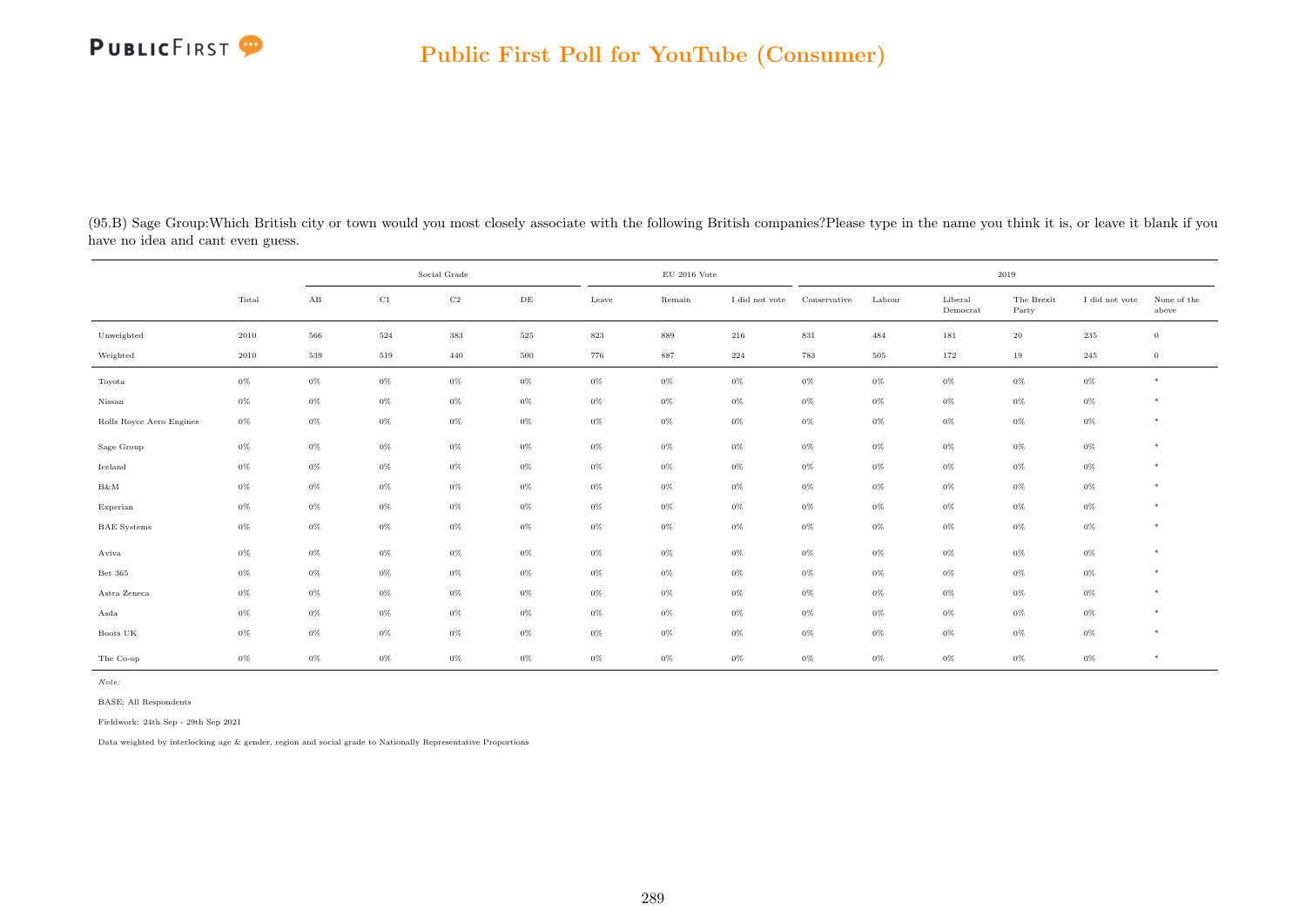(95.B) Sage Group:Which British city or town would you most closely associate with the following British companies?Please type in the name you think it is, or leave it blank if you have no idea and cant even guess.

| | Total | Social Grade | | | | EU 2016 Vote | | | 2019 | | | | | |
|---|---|---|---|---|---|---|---|---|---|---|---|---|---|---|
| | | AB | C1 | C2 | DE | Leave | Remain | I did not vote | Conservative | Labour | Liberal Democrat | The Brexit Party | I did not vote | None of the above |
| Unweighted | 2010 | 566 | 524 | 383 | 525 | 823 | 889 | 216 | 831 | 484 | 181 | 20 | 235 | 0 |
| Weighted | 2010 | 539 | 519 | 440 | 500 | 776 | 887 | 224 | 783 | 505 | 172 | 19 | 245 | 0 |
| Toyota | 0% | 0% | 0% | 0% | 0% | 0% | 0% | 0% | 0% | 0% | 0% | 0% | 0% | * |
| Nissan | 0% | 0% | 0% | 0% | 0% | 0% | 0% | 0% | 0% | 0% | 0% | 0% | 0% | * |
| Rolls Royce Aero Engines | 0% | 0% | 0% | 0% | 0% | 0% | 0% | 0% | 0% | 0% | 0% | 0% | 0% | * |
| Sage Group | 0% | 0% | 0% | 0% | 0% | 0% | 0% | 0% | 0% | 0% | 0% | 0% | 0% | * |
| Iceland | 0% | 0% | 0% | 0% | 0% | 0% | 0% | 0% | 0% | 0% | 0% | 0% | 0% | * |
| B&M | 0% | 0% | 0% | 0% | 0% | 0% | 0% | 0% | 0% | 0% | 0% | 0% | 0% | * |
| Experian | 0% | 0% | 0% | 0% | 0% | 0% | 0% | 0% | 0% | 0% | 0% | 0% | 0% | * |
| BAE Systems | 0% | 0% | 0% | 0% | 0% | 0% | 0% | 0% | 0% | 0% | 0% | 0% | 0% | * |
| Aviva | 0% | 0% | 0% | 0% | 0% | 0% | 0% | 0% | 0% | 0% | 0% | 0% | 0% | * |
| Bet 365 | 0% | 0% | 0% | 0% | 0% | 0% | 0% | 0% | 0% | 0% | 0% | 0% | 0% | * |
| Astra Zeneca | 0% | 0% | 0% | 0% | 0% | 0% | 0% | 0% | 0% | 0% | 0% | 0% | 0% | * |
| Asda | 0% | 0% | 0% | 0% | 0% | 0% | 0% | 0% | 0% | 0% | 0% | 0% | 0% | * |
| Boots UK | 0% | 0% | 0% | 0% | 0% | 0% | 0% | 0% | 0% | 0% | 0% | 0% | 0% | * |
| The Co-op | 0% | 0% | 0% | 0% | 0% | 0% | 0% | 0% | 0% | 0% | 0% | 0% | 0% | * |

*Note:*

BASE: All Respondents

Fieldwork: 24th Sep - 29th Sep 2021

Data weighted by interlocking age & gender, region and social grade to Nationally Representative Proportions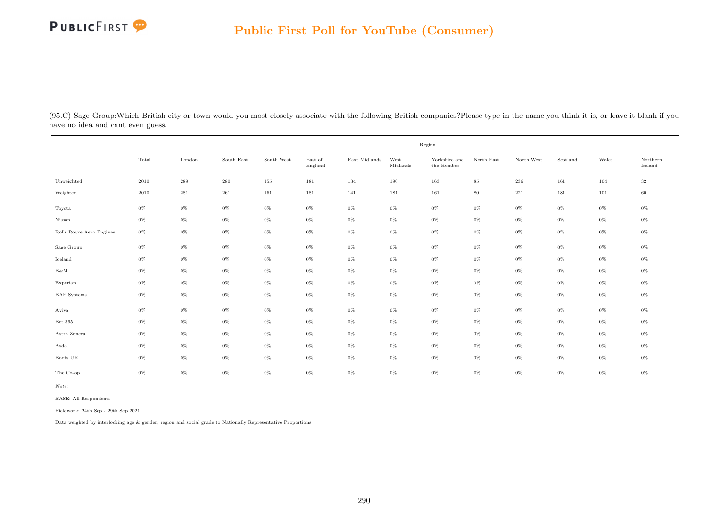(95.C) Sage Group:Which British city or town would you most closely associate with the following British companies?Please type in the name you think it is, or leave it blank if you have no idea and cant even guess.

| | Total | Region | | | | | | | | | | | |
|---|---|---|---|---|---|---|---|---|---|---|---|---|---|
| | | London | South East | South West | East of England | East Midlands | West Midlands | Yorkshire and the Humber | North East | North West | Scotland | Wales | Northern Ireland |
| Unweighted | 2010 | 289 | 280 | 155 | 181 | 134 | 190 | 163 | 85 | 236 | 161 | 104 | 32 |
| Weighted | 2010 | 281 | 261 | 161 | 181 | 141 | 181 | 161 | 80 | 221 | 181 | 101 | 60 |
| Toyota | 0% | 0% | 0% | 0% | 0% | 0% | 0% | 0% | 0% | 0% | 0% | 0% | 0% |
| Nissan | 0% | 0% | 0% | 0% | 0% | 0% | 0% | 0% | 0% | 0% | 0% | 0% | 0% |
| Rolls Royce Aero Engines | 0% | 0% | 0% | 0% | 0% | 0% | 0% | 0% | 0% | 0% | 0% | 0% | 0% |
| Sage Group | 0% | 0% | 0% | 0% | 0% | 0% | 0% | 0% | 0% | 0% | 0% | 0% | 0% |
| Iceland | 0% | 0% | 0% | 0% | 0% | 0% | 0% | 0% | 0% | 0% | 0% | 0% | 0% |
| B&M | 0% | 0% | 0% | 0% | 0% | 0% | 0% | 0% | 0% | 0% | 0% | 0% | 0% |
| Experian | 0% | 0% | 0% | 0% | 0% | 0% | 0% | 0% | 0% | 0% | 0% | 0% | 0% |
| BAE Systems | 0% | 0% | 0% | 0% | 0% | 0% | 0% | 0% | 0% | 0% | 0% | 0% | 0% |
| Aviva | 0% | 0% | 0% | 0% | 0% | 0% | 0% | 0% | 0% | 0% | 0% | 0% | 0% |
| Bet 365 | 0% | 0% | 0% | 0% | 0% | 0% | 0% | 0% | 0% | 0% | 0% | 0% | 0% |
| Astra Zeneca | 0% | 0% | 0% | 0% | 0% | 0% | 0% | 0% | 0% | 0% | 0% | 0% | 0% |
| Asda | 0% | 0% | 0% | 0% | 0% | 0% | 0% | 0% | 0% | 0% | 0% | 0% | 0% |
| Boots UK | 0% | 0% | 0% | 0% | 0% | 0% | 0% | 0% | 0% | 0% | 0% | 0% | 0% |
| The Co-op | 0% | 0% | 0% | 0% | 0% | 0% | 0% | 0% | 0% | 0% | 0% | 0% | 0% |

*Note:*

BASE: All Respondents

Fieldwork: 24th Sep - 29th Sep 2021

Data weighted by interlocking age & gender, region and social grade to Nationally Representative Proportions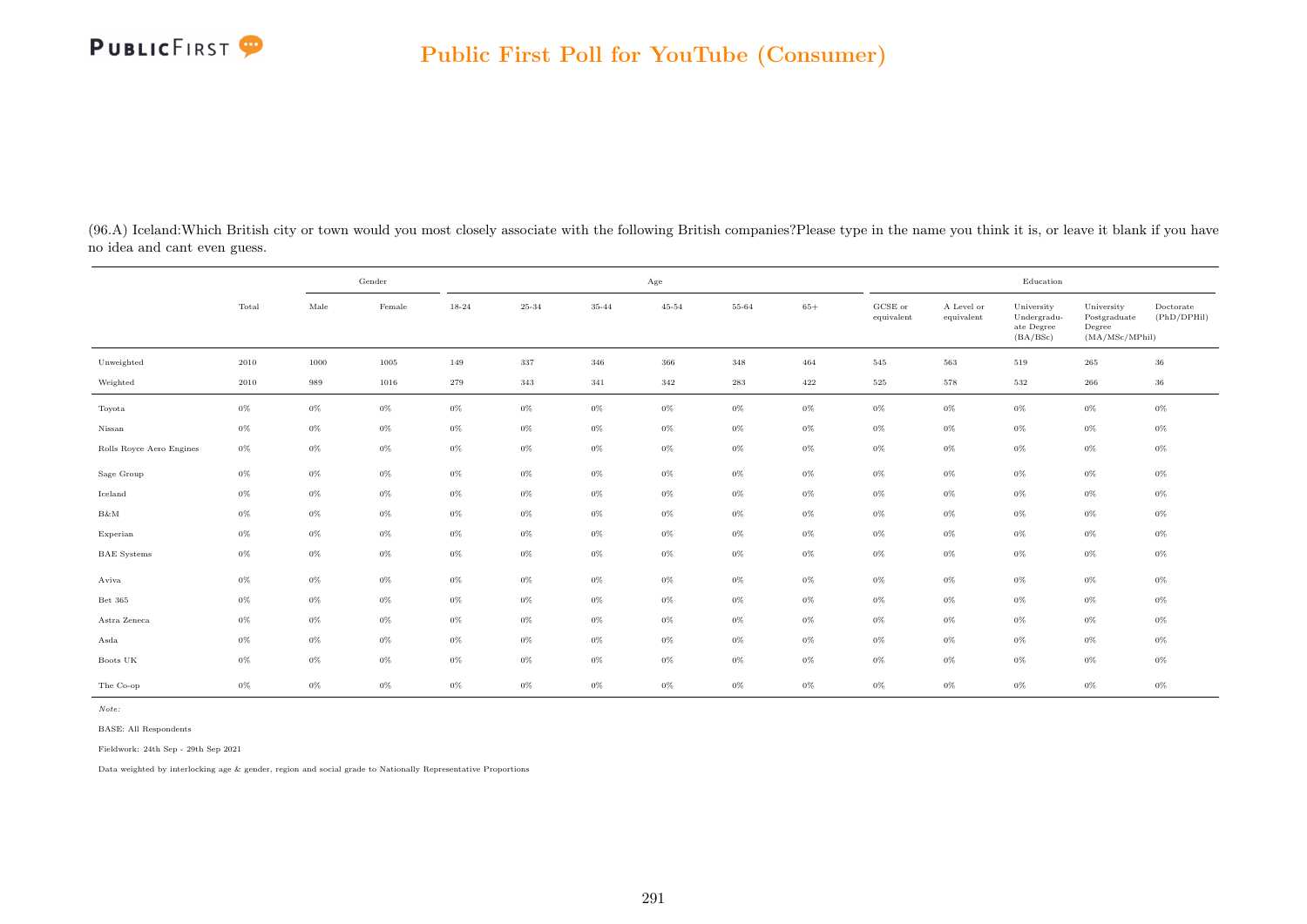(96.A) Iceland:Which British city or town would you most closely associate with the following British companies?Please type in the name you think it is, or leave it blank if you have no idea and cant even guess.

| | Total | Gender | | Age | | | | | | Education | | | | |
|---|---|---|---|---|---|---|---|---|---|---|---|---|---|---|
| | | Male | Female | 18-24 | 25-34 | 35-44 | 45-54 | 55-64 | 65+ | GCSE or equivalent | A Level or equivalent | University Undergraduate Degree (BA/BSc) | University Postgraduate Degree (MA/MSc/MPhil) | Doctorate (PhD/DPHil) |
| Unweighted | 2010 | 1000 | 1005 | 149 | 337 | 346 | 366 | 348 | 464 | 545 | 563 | 519 | 265 | 36 |
| Weighted | 2010 | 989 | 1016 | 279 | 343 | 341 | 342 | 283 | 422 | 525 | 578 | 532 | 266 | 36 |
| Toyota | 0% | 0% | 0% | 0% | 0% | 0% | 0% | 0% | 0% | 0% | 0% | 0% | 0% | 0% |
| Nissan | 0% | 0% | 0% | 0% | 0% | 0% | 0% | 0% | 0% | 0% | 0% | 0% | 0% | 0% |
| Rolls Royce Aero Engines | 0% | 0% | 0% | 0% | 0% | 0% | 0% | 0% | 0% | 0% | 0% | 0% | 0% | 0% |
| Sage Group | 0% | 0% | 0% | 0% | 0% | 0% | 0% | 0% | 0% | 0% | 0% | 0% | 0% | 0% |
| Iceland | 0% | 0% | 0% | 0% | 0% | 0% | 0% | 0% | 0% | 0% | 0% | 0% | 0% | 0% |
| B&M | 0% | 0% | 0% | 0% | 0% | 0% | 0% | 0% | 0% | 0% | 0% | 0% | 0% | 0% |
| Experian | 0% | 0% | 0% | 0% | 0% | 0% | 0% | 0% | 0% | 0% | 0% | 0% | 0% | 0% |
| BAE Systems | 0% | 0% | 0% | 0% | 0% | 0% | 0% | 0% | 0% | 0% | 0% | 0% | 0% | 0% |
| Aviva | 0% | 0% | 0% | 0% | 0% | 0% | 0% | 0% | 0% | 0% | 0% | 0% | 0% | 0% |
| Bet 365 | 0% | 0% | 0% | 0% | 0% | 0% | 0% | 0% | 0% | 0% | 0% | 0% | 0% | 0% |
| Astra Zeneca | 0% | 0% | 0% | 0% | 0% | 0% | 0% | 0% | 0% | 0% | 0% | 0% | 0% | 0% |
| Asda | 0% | 0% | 0% | 0% | 0% | 0% | 0% | 0% | 0% | 0% | 0% | 0% | 0% | 0% |
| Boots UK | 0% | 0% | 0% | 0% | 0% | 0% | 0% | 0% | 0% | 0% | 0% | 0% | 0% | 0% |
| The Co-op | 0% | 0% | 0% | 0% | 0% | 0% | 0% | 0% | 0% | 0% | 0% | 0% | 0% | 0% |

*Note:*

BASE: All Respondents

Fieldwork: 24th Sep - 29th Sep 2021

Data weighted by interlocking age & gender, region and social grade to Nationally Representative Proportions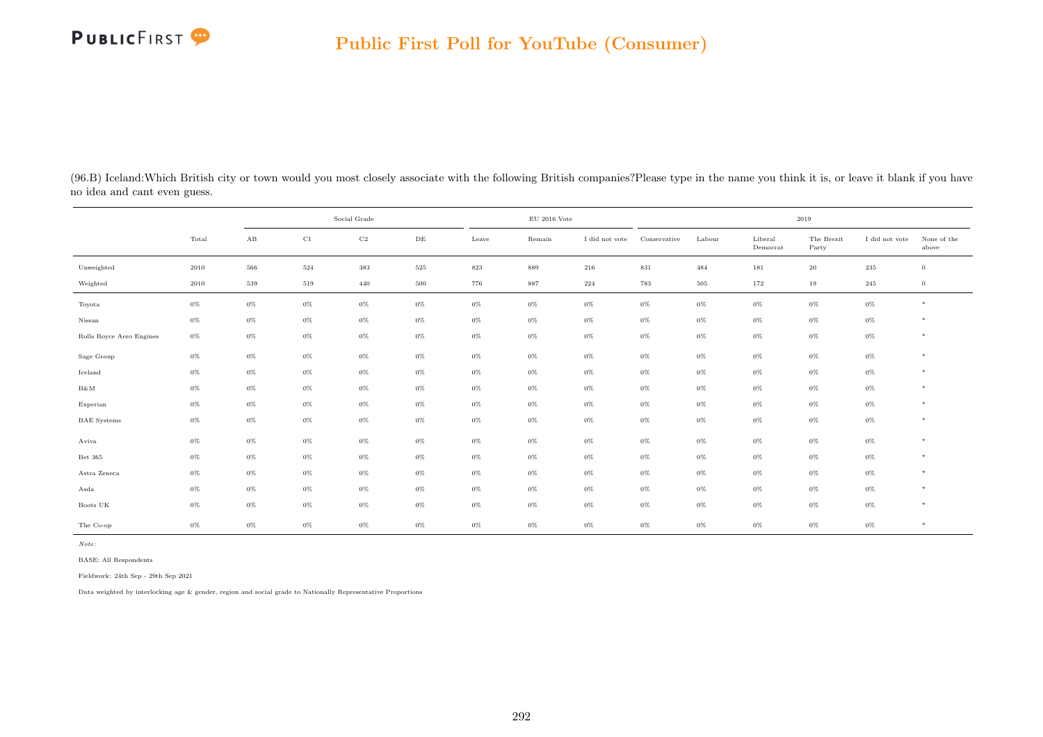(96.B) Iceland:Which British city or town would you most closely associate with the following British companies?Please type in the name you think it is, or leave it blank if you have no idea and cant even guess.

| | Total | Social Grade | | | | EU 2016 Vote | | | 2019 | | | | | |
|---|---|---|---|---|---|---|---|---|---|---|---|---|---|---|
| | | AB | C1 | C2 | DE | Leave | Remain | I did not vote | Conservative | Labour | Liberal Democrat | The Brexit Party | I did not vote | None of the above |
| Unweighted | 2010 | 566 | 524 | 383 | 525 | 823 | 889 | 216 | 831 | 484 | 181 | 20 | 235 | 0 |
| Weighted | 2010 | 539 | 519 | 440 | 500 | 776 | 887 | 224 | 783 | 505 | 172 | 19 | 245 | 0 |
| Toyota | 0% | 0% | 0% | 0% | 0% | 0% | 0% | 0% | 0% | 0% | 0% | 0% | 0% | * |
| Nissan | 0% | 0% | 0% | 0% | 0% | 0% | 0% | 0% | 0% | 0% | 0% | 0% | 0% | * |
| Rolls Royce Aero Engines | 0% | 0% | 0% | 0% | 0% | 0% | 0% | 0% | 0% | 0% | 0% | 0% | 0% | * |
| Sage Group | 0% | 0% | 0% | 0% | 0% | 0% | 0% | 0% | 0% | 0% | 0% | 0% | 0% | * |
| Iceland | 0% | 0% | 0% | 0% | 0% | 0% | 0% | 0% | 0% | 0% | 0% | 0% | 0% | * |
| B&M | 0% | 0% | 0% | 0% | 0% | 0% | 0% | 0% | 0% | 0% | 0% | 0% | 0% | * |
| Experian | 0% | 0% | 0% | 0% | 0% | 0% | 0% | 0% | 0% | 0% | 0% | 0% | 0% | * |
| BAE Systems | 0% | 0% | 0% | 0% | 0% | 0% | 0% | 0% | 0% | 0% | 0% | 0% | 0% | * |
| Aviva | 0% | 0% | 0% | 0% | 0% | 0% | 0% | 0% | 0% | 0% | 0% | 0% | 0% | * |
| Bet 365 | 0% | 0% | 0% | 0% | 0% | 0% | 0% | 0% | 0% | 0% | 0% | 0% | 0% | * |
| Astra Zeneca | 0% | 0% | 0% | 0% | 0% | 0% | 0% | 0% | 0% | 0% | 0% | 0% | 0% | * |
| Asda | 0% | 0% | 0% | 0% | 0% | 0% | 0% | 0% | 0% | 0% | 0% | 0% | 0% | * |
| Boots UK | 0% | 0% | 0% | 0% | 0% | 0% | 0% | 0% | 0% | 0% | 0% | 0% | 0% | * |
| The Co-op | 0% | 0% | 0% | 0% | 0% | 0% | 0% | 0% | 0% | 0% | 0% | 0% | 0% | * |

*Note:*

BASE: All Respondents

Fieldwork: 24th Sep - 29th Sep 2021

Data weighted by interlocking age & gender, region and social grade to Nationally Representative Proportions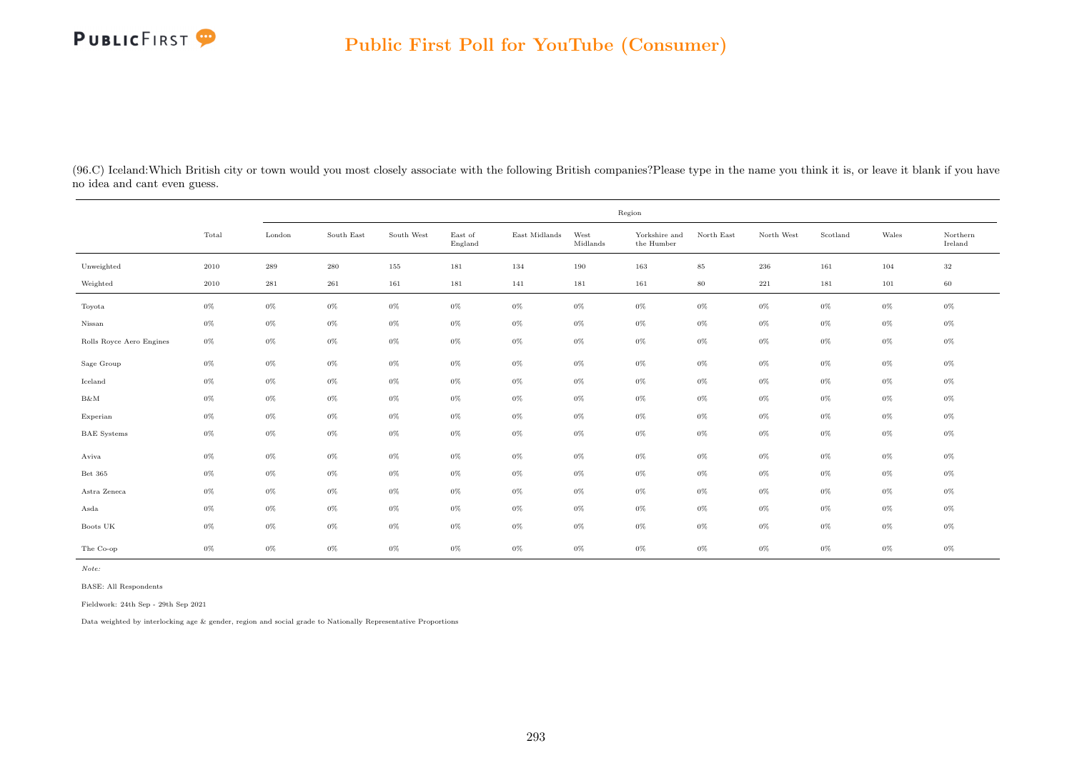(96.C) Iceland:Which British city or town would you most closely associate with the following British companies?Please type in the name you think it is, or leave it blank if you have no idea and cant even guess.

| | Total | Region | | | | | | | | | | | |
|---|---|---|---|---|---|---|---|---|---|---|---|---|---|
| | | London | South East | South West | East of England | East Midlands | West Midlands | Yorkshire and the Humber | North East | North West | Scotland | Wales | Northern Ireland |
| Unweighted | 2010 | 289 | 280 | 155 | 181 | 134 | 190 | 163 | 85 | 236 | 161 | 104 | 32 |
| Weighted | 2010 | 281 | 261 | 161 | 181 | 141 | 181 | 161 | 80 | 221 | 181 | 101 | 60 |
| Toyota | 0% | 0% | 0% | 0% | 0% | 0% | 0% | 0% | 0% | 0% | 0% | 0% | 0% |
| Nissan | 0% | 0% | 0% | 0% | 0% | 0% | 0% | 0% | 0% | 0% | 0% | 0% | 0% |
| Rolls Royce Aero Engines | 0% | 0% | 0% | 0% | 0% | 0% | 0% | 0% | 0% | 0% | 0% | 0% | 0% |
| Sage Group | 0% | 0% | 0% | 0% | 0% | 0% | 0% | 0% | 0% | 0% | 0% | 0% | 0% |
| Iceland | 0% | 0% | 0% | 0% | 0% | 0% | 0% | 0% | 0% | 0% | 0% | 0% | 0% |
| B&M | 0% | 0% | 0% | 0% | 0% | 0% | 0% | 0% | 0% | 0% | 0% | 0% | 0% |
| Experian | 0% | 0% | 0% | 0% | 0% | 0% | 0% | 0% | 0% | 0% | 0% | 0% | 0% |
| BAE Systems | 0% | 0% | 0% | 0% | 0% | 0% | 0% | 0% | 0% | 0% | 0% | 0% | 0% |
| Aviva | 0% | 0% | 0% | 0% | 0% | 0% | 0% | 0% | 0% | 0% | 0% | 0% | 0% |
| Bet 365 | 0% | 0% | 0% | 0% | 0% | 0% | 0% | 0% | 0% | 0% | 0% | 0% | 0% |
| Astra Zeneca | 0% | 0% | 0% | 0% | 0% | 0% | 0% | 0% | 0% | 0% | 0% | 0% | 0% |
| Asda | 0% | 0% | 0% | 0% | 0% | 0% | 0% | 0% | 0% | 0% | 0% | 0% | 0% |
| Boots UK | 0% | 0% | 0% | 0% | 0% | 0% | 0% | 0% | 0% | 0% | 0% | 0% | 0% |
| The Co-op | 0% | 0% | 0% | 0% | 0% | 0% | 0% | 0% | 0% | 0% | 0% | 0% | 0% |

*Note:*

BASE: All Respondents

Fieldwork: 24th Sep - 29th Sep 2021

Data weighted by interlocking age & gender, region and social grade to Nationally Representative Proportions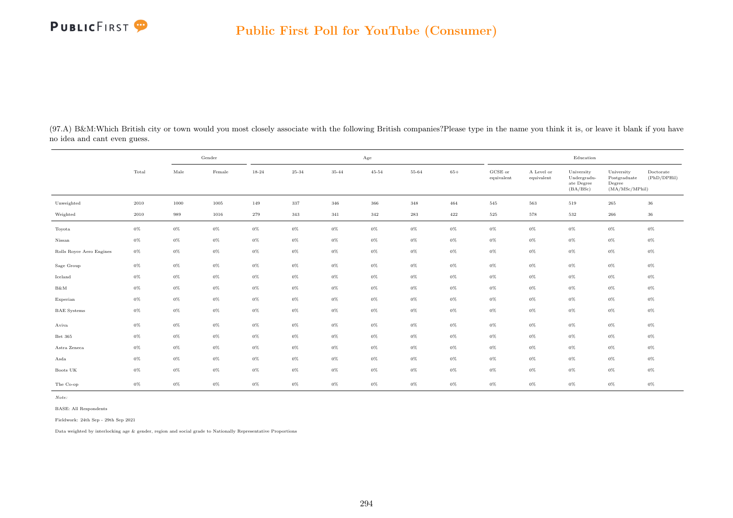(97.A) B&M:Which British city or town would you most closely associate with the following British companies?Please type in the name you think it is, or leave it blank if you have no idea and cant even guess.

| | Total | Gender | | Age | | | | | | Education | | | | |
|---|---|---|---|---|---|---|---|---|---|---|---|---|---|---|
| | | Male | Female | 18-24 | 25-34 | 35-44 | 45-54 | 55-64 | 65+ | GCSE or equivalent | A Level or equivalent | University Undergraduate Degree (BA/BSc) | University Postgraduate Degree (MA/MSc/MPhil) | Doctorate (PhD/DPHil) |
| Unweighted | 2010 | 1000 | 1005 | 149 | 337 | 346 | 366 | 348 | 464 | 545 | 563 | 519 | 265 | 36 |
| Weighted | 2010 | 989 | 1016 | 279 | 343 | 341 | 342 | 283 | 422 | 525 | 578 | 532 | 266 | 36 |
| Toyota | 0% | 0% | 0% | 0% | 0% | 0% | 0% | 0% | 0% | 0% | 0% | 0% | 0% | 0% |
| Nissan | 0% | 0% | 0% | 0% | 0% | 0% | 0% | 0% | 0% | 0% | 0% | 0% | 0% | 0% |
| Rolls Royce Aero Engines | 0% | 0% | 0% | 0% | 0% | 0% | 0% | 0% | 0% | 0% | 0% | 0% | 0% | 0% |
| Sage Group | 0% | 0% | 0% | 0% | 0% | 0% | 0% | 0% | 0% | 0% | 0% | 0% | 0% | 0% |
| Iceland | 0% | 0% | 0% | 0% | 0% | 0% | 0% | 0% | 0% | 0% | 0% | 0% | 0% | 0% |
| B&M | 0% | 0% | 0% | 0% | 0% | 0% | 0% | 0% | 0% | 0% | 0% | 0% | 0% | 0% |
| Experian | 0% | 0% | 0% | 0% | 0% | 0% | 0% | 0% | 0% | 0% | 0% | 0% | 0% | 0% |
| BAE Systems | 0% | 0% | 0% | 0% | 0% | 0% | 0% | 0% | 0% | 0% | 0% | 0% | 0% | 0% |
| Aviva | 0% | 0% | 0% | 0% | 0% | 0% | 0% | 0% | 0% | 0% | 0% | 0% | 0% | 0% |
| Bet 365 | 0% | 0% | 0% | 0% | 0% | 0% | 0% | 0% | 0% | 0% | 0% | 0% | 0% | 0% |
| Astra Zeneca | 0% | 0% | 0% | 0% | 0% | 0% | 0% | 0% | 0% | 0% | 0% | 0% | 0% | 0% |
| Asda | 0% | 0% | 0% | 0% | 0% | 0% | 0% | 0% | 0% | 0% | 0% | 0% | 0% | 0% |
| Boots UK | 0% | 0% | 0% | 0% | 0% | 0% | 0% | 0% | 0% | 0% | 0% | 0% | 0% | 0% |
| The Co-op | 0% | 0% | 0% | 0% | 0% | 0% | 0% | 0% | 0% | 0% | 0% | 0% | 0% | 0% |

*Note:*

BASE: All Respondents

Fieldwork: 24th Sep - 29th Sep 2021

Data weighted by interlocking age & gender, region and social grade to Nationally Representative Proportions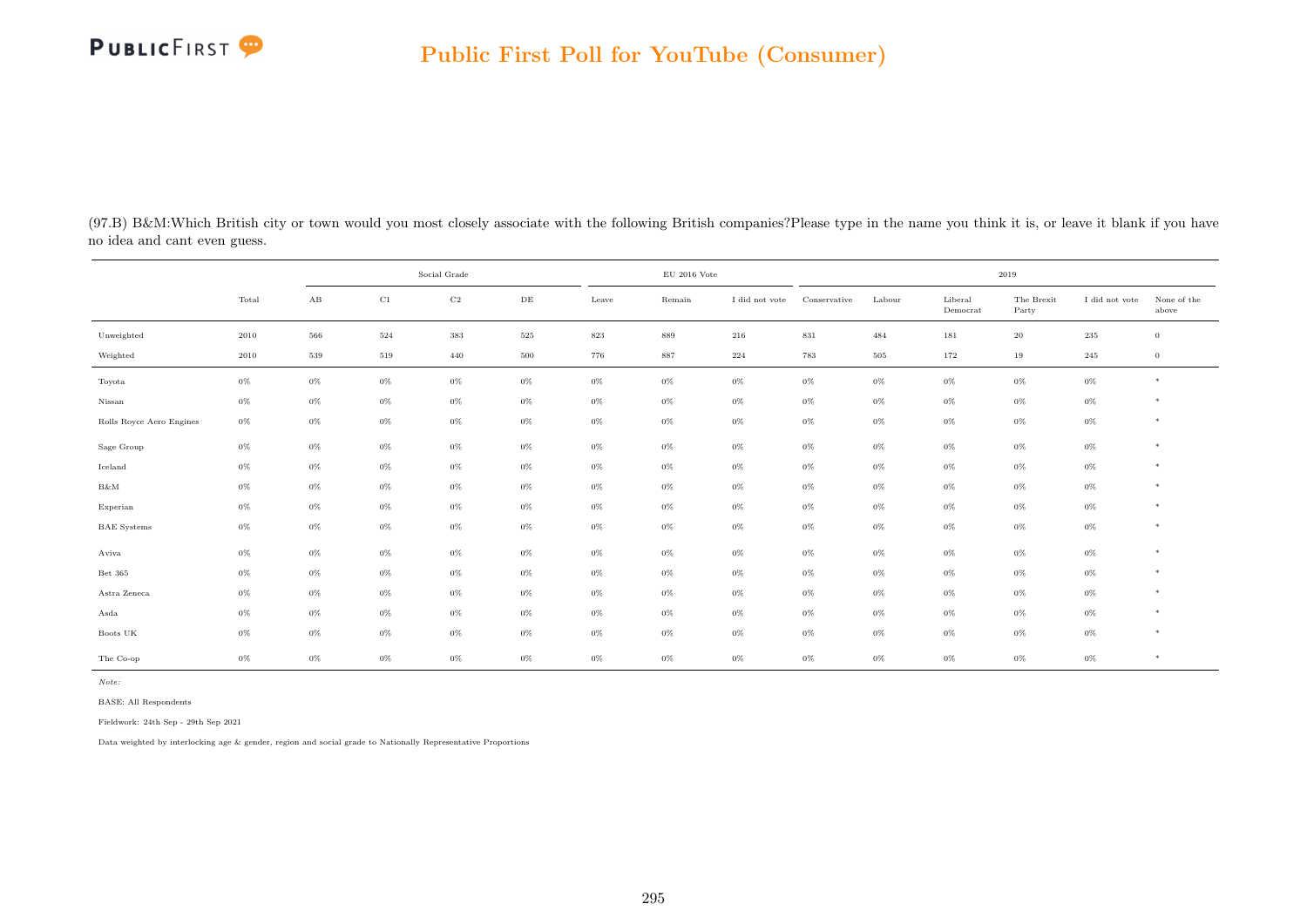(97.B) B&M:Which British city or town would you most closely associate with the following British companies?Please type in the name you think it is, or leave it blank if you have no idea and cant even guess.

| | Total | Social Grade | | | | EU 2016 Vote | | | 2019 | | | | | |
|---|---|---|---|---|---|---|---|---|---|---|---|---|---|---|
| | | AB | C1 | C2 | DE | Leave | Remain | I did not vote | Conservative | Labour | Liberal Democrat | The Brexit Party | I did not vote | None of the above |
| Unweighted | 2010 | 566 | 524 | 383 | 525 | 823 | 889 | 216 | 831 | 484 | 181 | 20 | 235 | 0 |
| Weighted | 2010 | 539 | 519 | 440 | 500 | 776 | 887 | 224 | 783 | 505 | 172 | 19 | 245 | 0 |
| Toyota | 0% | 0% | 0% | 0% | 0% | 0% | 0% | 0% | 0% | 0% | 0% | 0% | 0% | * |
| Nissan | 0% | 0% | 0% | 0% | 0% | 0% | 0% | 0% | 0% | 0% | 0% | 0% | 0% | * |
| Rolls Royce Aero Engines | 0% | 0% | 0% | 0% | 0% | 0% | 0% | 0% | 0% | 0% | 0% | 0% | 0% | * |
| Sage Group | 0% | 0% | 0% | 0% | 0% | 0% | 0% | 0% | 0% | 0% | 0% | 0% | 0% | * |
| Iceland | 0% | 0% | 0% | 0% | 0% | 0% | 0% | 0% | 0% | 0% | 0% | 0% | 0% | * |
| B&M | 0% | 0% | 0% | 0% | 0% | 0% | 0% | 0% | 0% | 0% | 0% | 0% | 0% | * |
| Experian | 0% | 0% | 0% | 0% | 0% | 0% | 0% | 0% | 0% | 0% | 0% | 0% | 0% | * |
| BAE Systems | 0% | 0% | 0% | 0% | 0% | 0% | 0% | 0% | 0% | 0% | 0% | 0% | 0% | * |
| Aviva | 0% | 0% | 0% | 0% | 0% | 0% | 0% | 0% | 0% | 0% | 0% | 0% | 0% | * |
| Bet 365 | 0% | 0% | 0% | 0% | 0% | 0% | 0% | 0% | 0% | 0% | 0% | 0% | 0% | * |
| Astra Zeneca | 0% | 0% | 0% | 0% | 0% | 0% | 0% | 0% | 0% | 0% | 0% | 0% | 0% | * |
| Asda | 0% | 0% | 0% | 0% | 0% | 0% | 0% | 0% | 0% | 0% | 0% | 0% | 0% | * |
| Boots UK | 0% | 0% | 0% | 0% | 0% | 0% | 0% | 0% | 0% | 0% | 0% | 0% | 0% | * |
| The Co-op | 0% | 0% | 0% | 0% | 0% | 0% | 0% | 0% | 0% | 0% | 0% | 0% | 0% | * |

*Note:*

BASE: All Respondents

Fieldwork: 24th Sep - 29th Sep 2021

Data weighted by interlocking age & gender, region and social grade to Nationally Representative Proportions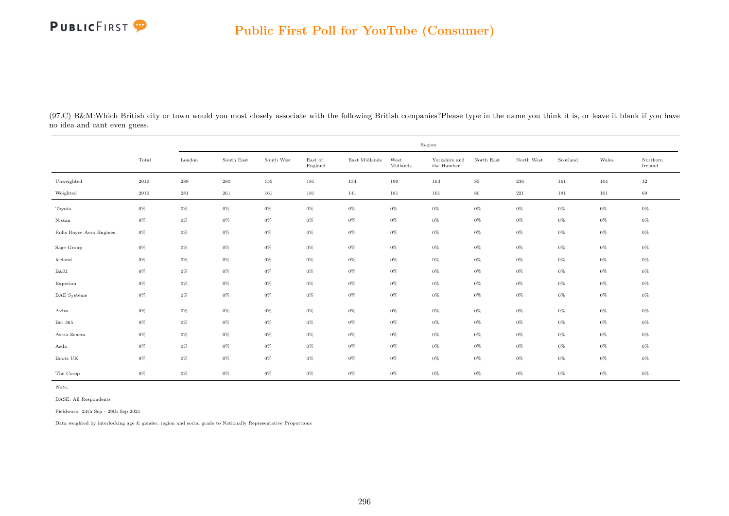(97.C) B&M:Which British city or town would you most closely associate with the following British companies?Please type in the name you think it is, or leave it blank if you have no idea and cant even guess.

| | Total | Region | | | | | | | | | | | |
|---|---|---|---|---|---|---|---|---|---|---|---|---|---|
| | | London | South East | South West | East of England | East Midlands | West Midlands | Yorkshire and the Humber | North East | North West | Scotland | Wales | Northern Ireland |
| Unweighted | 2010 | 289 | 280 | 155 | 181 | 134 | 190 | 163 | 85 | 236 | 161 | 104 | 32 |
| Weighted | 2010 | 281 | 261 | 161 | 181 | 141 | 181 | 161 | 80 | 221 | 181 | 101 | 60 |
| Toyota | 0% | 0% | 0% | 0% | 0% | 0% | 0% | 0% | 0% | 0% | 0% | 0% | 0% |
| Nissan | 0% | 0% | 0% | 0% | 0% | 0% | 0% | 0% | 0% | 0% | 0% | 0% | 0% |
| Rolls Royce Aero Engines | 0% | 0% | 0% | 0% | 0% | 0% | 0% | 0% | 0% | 0% | 0% | 0% | 0% |
| Sage Group | 0% | 0% | 0% | 0% | 0% | 0% | 0% | 0% | 0% | 0% | 0% | 0% | 0% |
| Iceland | 0% | 0% | 0% | 0% | 0% | 0% | 0% | 0% | 0% | 0% | 0% | 0% | 0% |
| B&M | 0% | 0% | 0% | 0% | 0% | 0% | 0% | 0% | 0% | 0% | 0% | 0% | 0% |
| Experian | 0% | 0% | 0% | 0% | 0% | 0% | 0% | 0% | 0% | 0% | 0% | 0% | 0% |
| BAE Systems | 0% | 0% | 0% | 0% | 0% | 0% | 0% | 0% | 0% | 0% | 0% | 0% | 0% |
| Aviva | 0% | 0% | 0% | 0% | 0% | 0% | 0% | 0% | 0% | 0% | 0% | 0% | 0% |
| Bet 365 | 0% | 0% | 0% | 0% | 0% | 0% | 0% | 0% | 0% | 0% | 0% | 0% | 0% |
| Astra Zeneca | 0% | 0% | 0% | 0% | 0% | 0% | 0% | 0% | 0% | 0% | 0% | 0% | 0% |
| Asda | 0% | 0% | 0% | 0% | 0% | 0% | 0% | 0% | 0% | 0% | 0% | 0% | 0% |
| Boots UK | 0% | 0% | 0% | 0% | 0% | 0% | 0% | 0% | 0% | 0% | 0% | 0% | 0% |
| The Co-op | 0% | 0% | 0% | 0% | 0% | 0% | 0% | 0% | 0% | 0% | 0% | 0% | 0% |

*Note:*

BASE: All Respondents

Fieldwork: 24th Sep - 29th Sep 2021

Data weighted by interlocking age & gender, region and social grade to Nationally Representative Proportions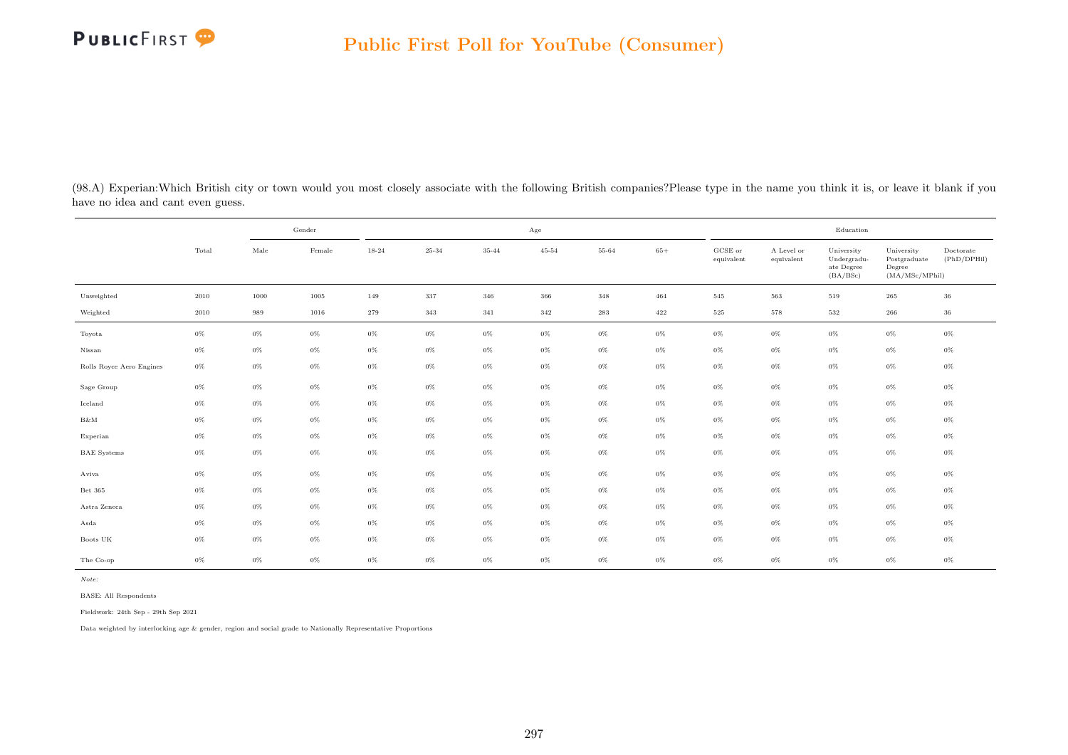(98.A) Experian:Which British city or town would you most closely associate with the following British companies?Please type in the name you think it is, or leave it blank if you have no idea and cant even guess.

| | Total | Gender | | Age | | | | | | Education | | | | |
|---|---|---|---|---|---|---|---|---|---|---|---|---|---|---|
| | | Male | Female | 18-24 | 25-34 | 35-44 | 45-54 | 55-64 | 65+ | GCSE or equivalent | A Level or equivalent | University Undergraduate Degree (BA/BSc) | University Postgraduate Degree (MA/MSc/MPhil) | Doctorate (PhD/DPHil) |
| Unweighted | 2010 | 1000 | 1005 | 149 | 337 | 346 | 366 | 348 | 464 | 545 | 563 | 519 | 265 | 36 |
| Weighted | 2010 | 989 | 1016 | 279 | 343 | 341 | 342 | 283 | 422 | 525 | 578 | 532 | 266 | 36 |
| Toyota | 0% | 0% | 0% | 0% | 0% | 0% | 0% | 0% | 0% | 0% | 0% | 0% | 0% | 0% |
| Nissan | 0% | 0% | 0% | 0% | 0% | 0% | 0% | 0% | 0% | 0% | 0% | 0% | 0% | 0% |
| Rolls Royce Aero Engines | 0% | 0% | 0% | 0% | 0% | 0% | 0% | 0% | 0% | 0% | 0% | 0% | 0% | 0% |
| Sage Group | 0% | 0% | 0% | 0% | 0% | 0% | 0% | 0% | 0% | 0% | 0% | 0% | 0% | 0% |
| Iceland | 0% | 0% | 0% | 0% | 0% | 0% | 0% | 0% | 0% | 0% | 0% | 0% | 0% | 0% |
| B&M | 0% | 0% | 0% | 0% | 0% | 0% | 0% | 0% | 0% | 0% | 0% | 0% | 0% | 0% |
| Experian | 0% | 0% | 0% | 0% | 0% | 0% | 0% | 0% | 0% | 0% | 0% | 0% | 0% | 0% |
| BAE Systems | 0% | 0% | 0% | 0% | 0% | 0% | 0% | 0% | 0% | 0% | 0% | 0% | 0% | 0% |
| Aviva | 0% | 0% | 0% | 0% | 0% | 0% | 0% | 0% | 0% | 0% | 0% | 0% | 0% | 0% |
| Bet 365 | 0% | 0% | 0% | 0% | 0% | 0% | 0% | 0% | 0% | 0% | 0% | 0% | 0% | 0% |
| Astra Zeneca | 0% | 0% | 0% | 0% | 0% | 0% | 0% | 0% | 0% | 0% | 0% | 0% | 0% | 0% |
| Asda | 0% | 0% | 0% | 0% | 0% | 0% | 0% | 0% | 0% | 0% | 0% | 0% | 0% | 0% |
| Boots UK | 0% | 0% | 0% | 0% | 0% | 0% | 0% | 0% | 0% | 0% | 0% | 0% | 0% | 0% |
| The Co-op | 0% | 0% | 0% | 0% | 0% | 0% | 0% | 0% | 0% | 0% | 0% | 0% | 0% | 0% |

*Note:*

BASE: All Respondents

Fieldwork: 24th Sep - 29th Sep 2021

Data weighted by interlocking age & gender, region and social grade to Nationally Representative Proportions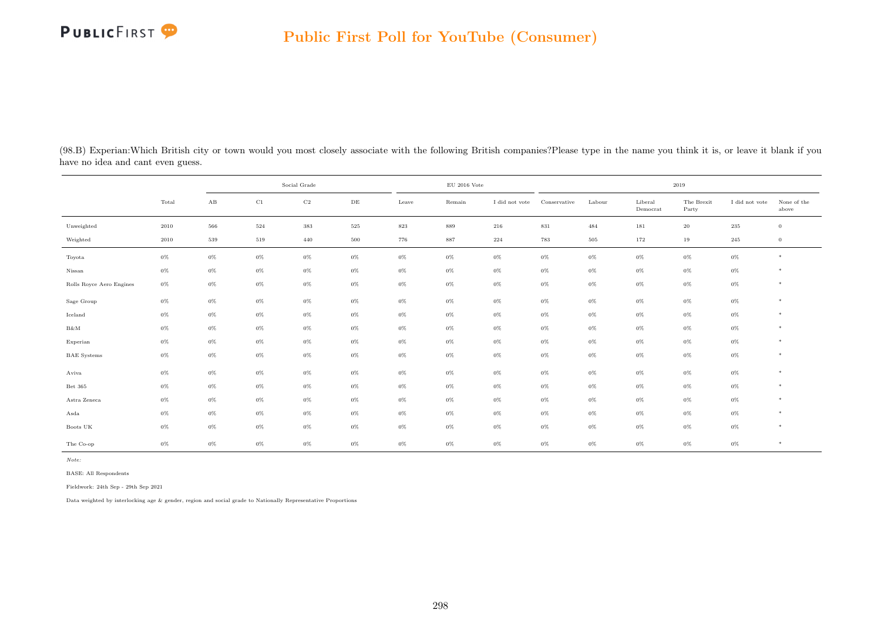(98.B) Experian:Which British city or town would you most closely associate with the following British companies?Please type in the name you think it is, or leave it blank if you have no idea and cant even guess.

| | Total | Social Grade | | | | EU 2016 Vote | | | 2019 | | | | | |
|---|---|---|---|---|---|---|---|---|---|---|---|---|---|---|
| | | AB | C1 | C2 | DE | Leave | Remain | I did not vote | Conservative | Labour | Liberal Democrat | The Brexit Party | I did not vote | None of the above |
| Unweighted | 2010 | 566 | 524 | 383 | 525 | 823 | 889 | 216 | 831 | 484 | 181 | 20 | 235 | 0 |
| Weighted | 2010 | 539 | 519 | 440 | 500 | 776 | 887 | 224 | 783 | 505 | 172 | 19 | 245 | 0 |
| Toyota | 0% | 0% | 0% | 0% | 0% | 0% | 0% | 0% | 0% | 0% | 0% | 0% | 0% | * |
| Nissan | 0% | 0% | 0% | 0% | 0% | 0% | 0% | 0% | 0% | 0% | 0% | 0% | 0% | * |
| Rolls Royce Aero Engines | 0% | 0% | 0% | 0% | 0% | 0% | 0% | 0% | 0% | 0% | 0% | 0% | 0% | * |
| Sage Group | 0% | 0% | 0% | 0% | 0% | 0% | 0% | 0% | 0% | 0% | 0% | 0% | 0% | * |
| Iceland | 0% | 0% | 0% | 0% | 0% | 0% | 0% | 0% | 0% | 0% | 0% | 0% | 0% | * |
| B&M | 0% | 0% | 0% | 0% | 0% | 0% | 0% | 0% | 0% | 0% | 0% | 0% | 0% | * |
| Experian | 0% | 0% | 0% | 0% | 0% | 0% | 0% | 0% | 0% | 0% | 0% | 0% | 0% | * |
| BAE Systems | 0% | 0% | 0% | 0% | 0% | 0% | 0% | 0% | 0% | 0% | 0% | 0% | 0% | * |
| Aviva | 0% | 0% | 0% | 0% | 0% | 0% | 0% | 0% | 0% | 0% | 0% | 0% | 0% | * |
| Bet 365 | 0% | 0% | 0% | 0% | 0% | 0% | 0% | 0% | 0% | 0% | 0% | 0% | 0% | * |
| Astra Zeneca | 0% | 0% | 0% | 0% | 0% | 0% | 0% | 0% | 0% | 0% | 0% | 0% | 0% | * |
| Asda | 0% | 0% | 0% | 0% | 0% | 0% | 0% | 0% | 0% | 0% | 0% | 0% | 0% | * |
| Boots UK | 0% | 0% | 0% | 0% | 0% | 0% | 0% | 0% | 0% | 0% | 0% | 0% | 0% | * |
| The Co-op | 0% | 0% | 0% | 0% | 0% | 0% | 0% | 0% | 0% | 0% | 0% | 0% | 0% | * |

*Note:*

BASE: All Respondents

Fieldwork: 24th Sep - 29th Sep 2021

Data weighted by interlocking age & gender, region and social grade to Nationally Representative Proportions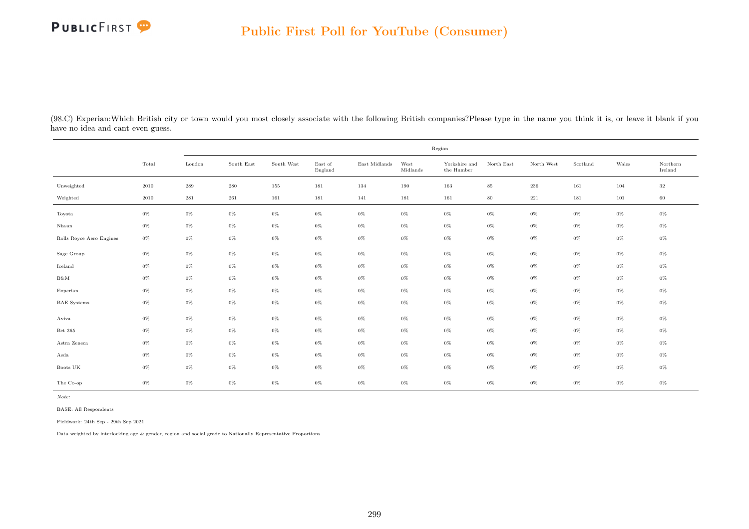(98.C) Experian:Which British city or town would you most closely associate with the following British companies?Please type in the name you think it is, or leave it blank if you have no idea and cant even guess.

| | Total | Region | | | | | | | | | | | |
|---|---|---|---|---|---|---|---|---|---|---|---|---|---|
| | | London | South East | South West | East of England | East Midlands | West Midlands | Yorkshire and the Humber | North East | North West | Scotland | Wales | Northern Ireland |
| Unweighted | 2010 | 289 | 280 | 155 | 181 | 134 | 190 | 163 | 85 | 236 | 161 | 104 | 32 |
| Weighted | 2010 | 281 | 261 | 161 | 181 | 141 | 181 | 161 | 80 | 221 | 181 | 101 | 60 |
| Toyota | 0% | 0% | 0% | 0% | 0% | 0% | 0% | 0% | 0% | 0% | 0% | 0% | 0% |
| Nissan | 0% | 0% | 0% | 0% | 0% | 0% | 0% | 0% | 0% | 0% | 0% | 0% | 0% |
| Rolls Royce Aero Engines | 0% | 0% | 0% | 0% | 0% | 0% | 0% | 0% | 0% | 0% | 0% | 0% | 0% |
| Sage Group | 0% | 0% | 0% | 0% | 0% | 0% | 0% | 0% | 0% | 0% | 0% | 0% | 0% |
| Iceland | 0% | 0% | 0% | 0% | 0% | 0% | 0% | 0% | 0% | 0% | 0% | 0% | 0% |
| B&M | 0% | 0% | 0% | 0% | 0% | 0% | 0% | 0% | 0% | 0% | 0% | 0% | 0% |
| Experian | 0% | 0% | 0% | 0% | 0% | 0% | 0% | 0% | 0% | 0% | 0% | 0% | 0% |
| BAE Systems | 0% | 0% | 0% | 0% | 0% | 0% | 0% | 0% | 0% | 0% | 0% | 0% | 0% |
| Aviva | 0% | 0% | 0% | 0% | 0% | 0% | 0% | 0% | 0% | 0% | 0% | 0% | 0% |
| Bet 365 | 0% | 0% | 0% | 0% | 0% | 0% | 0% | 0% | 0% | 0% | 0% | 0% | 0% |
| Astra Zeneca | 0% | 0% | 0% | 0% | 0% | 0% | 0% | 0% | 0% | 0% | 0% | 0% | 0% |
| Asda | 0% | 0% | 0% | 0% | 0% | 0% | 0% | 0% | 0% | 0% | 0% | 0% | 0% |
| Boots UK | 0% | 0% | 0% | 0% | 0% | 0% | 0% | 0% | 0% | 0% | 0% | 0% | 0% |
| The Co-op | 0% | 0% | 0% | 0% | 0% | 0% | 0% | 0% | 0% | 0% | 0% | 0% | 0% |

*Note:*

BASE: All Respondents

Fieldwork: 24th Sep - 29th Sep 2021

Data weighted by interlocking age & gender, region and social grade to Nationally Representative Proportions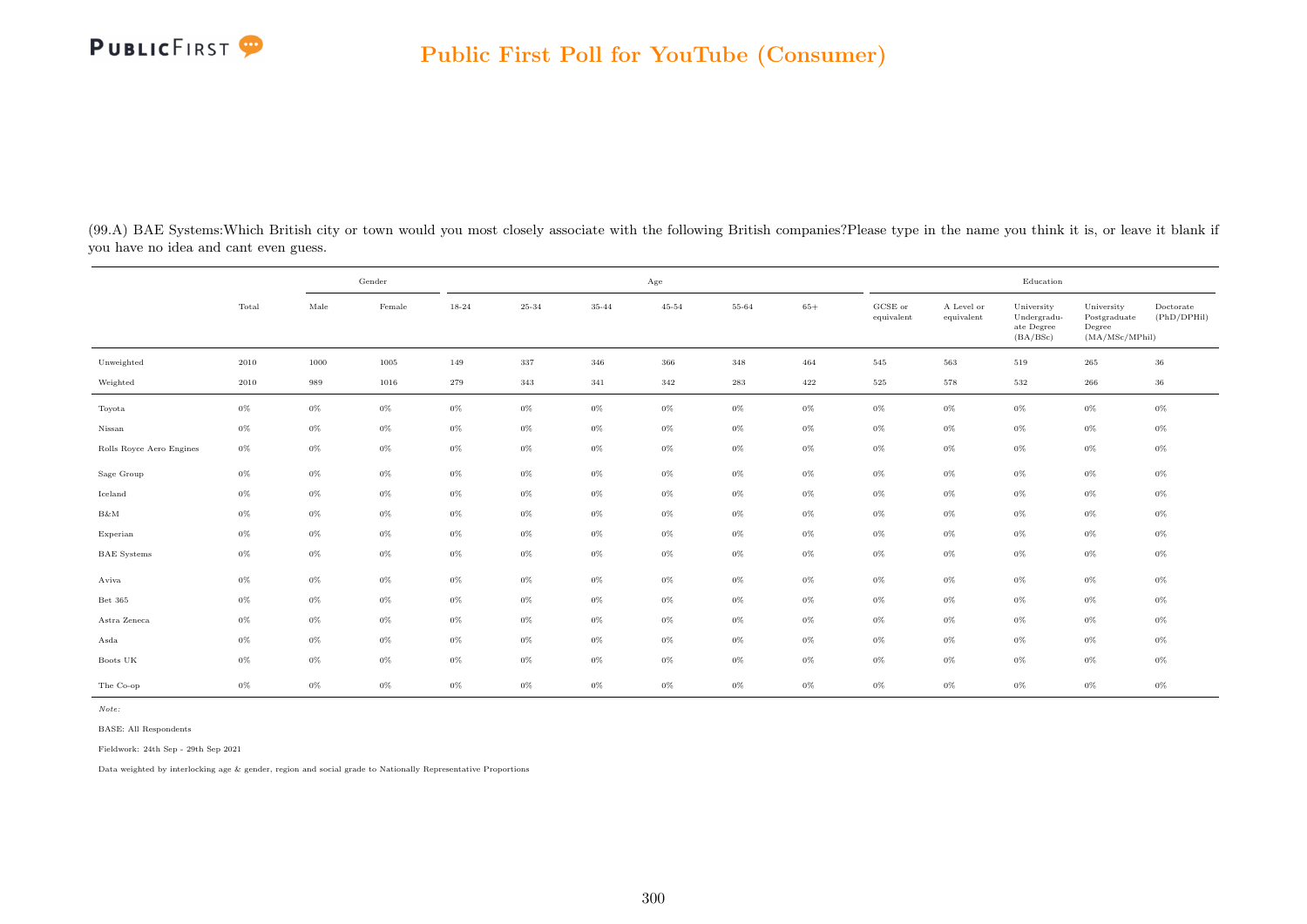(99.A) BAE Systems:Which British city or town would you most closely associate with the following British companies?Please type in the name you think it is, or leave it blank if you have no idea and cant even guess.

| | Total | Gender | | Age | | | | | | Education | | | | |
|---|---|---|---|---|---|---|---|---|---|---|---|---|---|---|
| | | Male | Female | 18-24 | 25-34 | 35-44 | 45-54 | 55-64 | 65+ | GCSE or equivalent | A Level or equivalent | University Undergraduate Degree (BA/BSc) | University Postgraduate Degree (MA/MSc/MPhil) | Doctorate (PhD/DPHil) |
| Unweighted | 2010 | 1000 | 1005 | 149 | 337 | 346 | 366 | 348 | 464 | 545 | 563 | 519 | 265 | 36 |
| Weighted | 2010 | 989 | 1016 | 279 | 343 | 341 | 342 | 283 | 422 | 525 | 578 | 532 | 266 | 36 |
| Toyota | 0% | 0% | 0% | 0% | 0% | 0% | 0% | 0% | 0% | 0% | 0% | 0% | 0% | 0% |
| Nissan | 0% | 0% | 0% | 0% | 0% | 0% | 0% | 0% | 0% | 0% | 0% | 0% | 0% | 0% |
| Rolls Royce Aero Engines | 0% | 0% | 0% | 0% | 0% | 0% | 0% | 0% | 0% | 0% | 0% | 0% | 0% | 0% |
| Sage Group | 0% | 0% | 0% | 0% | 0% | 0% | 0% | 0% | 0% | 0% | 0% | 0% | 0% | 0% |
| Iceland | 0% | 0% | 0% | 0% | 0% | 0% | 0% | 0% | 0% | 0% | 0% | 0% | 0% | 0% |
| B&M | 0% | 0% | 0% | 0% | 0% | 0% | 0% | 0% | 0% | 0% | 0% | 0% | 0% | 0% |
| Experian | 0% | 0% | 0% | 0% | 0% | 0% | 0% | 0% | 0% | 0% | 0% | 0% | 0% | 0% |
| BAE Systems | 0% | 0% | 0% | 0% | 0% | 0% | 0% | 0% | 0% | 0% | 0% | 0% | 0% | 0% |
| Aviva | 0% | 0% | 0% | 0% | 0% | 0% | 0% | 0% | 0% | 0% | 0% | 0% | 0% | 0% |
| Bet 365 | 0% | 0% | 0% | 0% | 0% | 0% | 0% | 0% | 0% | 0% | 0% | 0% | 0% | 0% |
| Astra Zeneca | 0% | 0% | 0% | 0% | 0% | 0% | 0% | 0% | 0% | 0% | 0% | 0% | 0% | 0% |
| Asda | 0% | 0% | 0% | 0% | 0% | 0% | 0% | 0% | 0% | 0% | 0% | 0% | 0% | 0% |
| Boots UK | 0% | 0% | 0% | 0% | 0% | 0% | 0% | 0% | 0% | 0% | 0% | 0% | 0% | 0% |
| The Co-op | 0% | 0% | 0% | 0% | 0% | 0% | 0% | 0% | 0% | 0% | 0% | 0% | 0% | 0% |

*Note:*

BASE: All Respondents

Fieldwork: 24th Sep - 29th Sep 2021

Data weighted by interlocking age & gender, region and social grade to Nationally Representative Proportions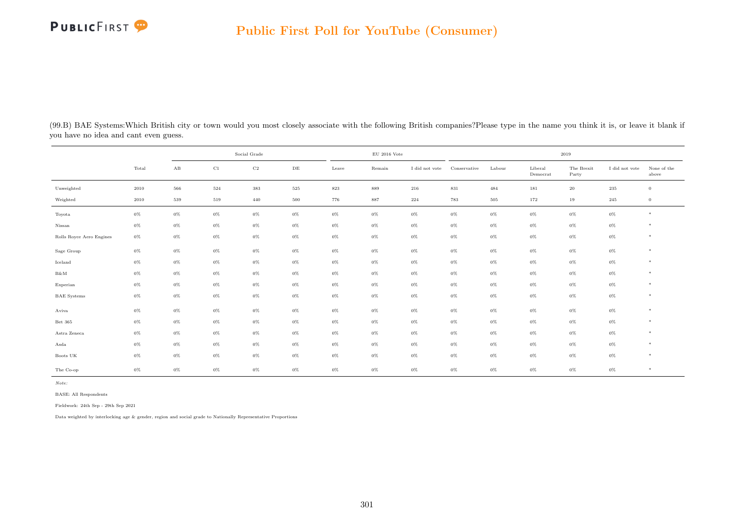(99.B) BAE Systems:Which British city or town would you most closely associate with the following British companies?Please type in the name you think it is, or leave it blank if you have no idea and cant even guess.

| | Total | Social Grade | | | | EU 2016 Vote | | | 2019 | | | | | |
|---|---|---|---|---|---|---|---|---|---|---|---|---|---|---|
| | | AB | C1 | C2 | DE | Leave | Remain | I did not vote | Conservative | Labour | Liberal Democrat | The Brexit Party | I did not vote | None of the above |
| Unweighted | 2010 | 566 | 524 | 383 | 525 | 823 | 889 | 216 | 831 | 484 | 181 | 20 | 235 | 0 |
| Weighted | 2010 | 539 | 519 | 440 | 500 | 776 | 887 | 224 | 783 | 505 | 172 | 19 | 245 | 0 |
| Toyota | 0% | 0% | 0% | 0% | 0% | 0% | 0% | 0% | 0% | 0% | 0% | 0% | 0% | * |
| Nissan | 0% | 0% | 0% | 0% | 0% | 0% | 0% | 0% | 0% | 0% | 0% | 0% | 0% | * |
| Rolls Royce Aero Engines | 0% | 0% | 0% | 0% | 0% | 0% | 0% | 0% | 0% | 0% | 0% | 0% | 0% | * |
| Sage Group | 0% | 0% | 0% | 0% | 0% | 0% | 0% | 0% | 0% | 0% | 0% | 0% | 0% | * |
| Iceland | 0% | 0% | 0% | 0% | 0% | 0% | 0% | 0% | 0% | 0% | 0% | 0% | 0% | * |
| B&M | 0% | 0% | 0% | 0% | 0% | 0% | 0% | 0% | 0% | 0% | 0% | 0% | 0% | * |
| Experian | 0% | 0% | 0% | 0% | 0% | 0% | 0% | 0% | 0% | 0% | 0% | 0% | 0% | * |
| BAE Systems | 0% | 0% | 0% | 0% | 0% | 0% | 0% | 0% | 0% | 0% | 0% | 0% | 0% | * |
| Aviva | 0% | 0% | 0% | 0% | 0% | 0% | 0% | 0% | 0% | 0% | 0% | 0% | 0% | * |
| Bet 365 | 0% | 0% | 0% | 0% | 0% | 0% | 0% | 0% | 0% | 0% | 0% | 0% | 0% | * |
| Astra Zeneca | 0% | 0% | 0% | 0% | 0% | 0% | 0% | 0% | 0% | 0% | 0% | 0% | 0% | * |
| Asda | 0% | 0% | 0% | 0% | 0% | 0% | 0% | 0% | 0% | 0% | 0% | 0% | 0% | * |
| Boots UK | 0% | 0% | 0% | 0% | 0% | 0% | 0% | 0% | 0% | 0% | 0% | 0% | 0% | * |
| The Co-op | 0% | 0% | 0% | 0% | 0% | 0% | 0% | 0% | 0% | 0% | 0% | 0% | 0% | * |

*Note:*

BASE: All Respondents

Fieldwork: 24th Sep - 29th Sep 2021

Data weighted by interlocking age & gender, region and social grade to Nationally Representative Proportions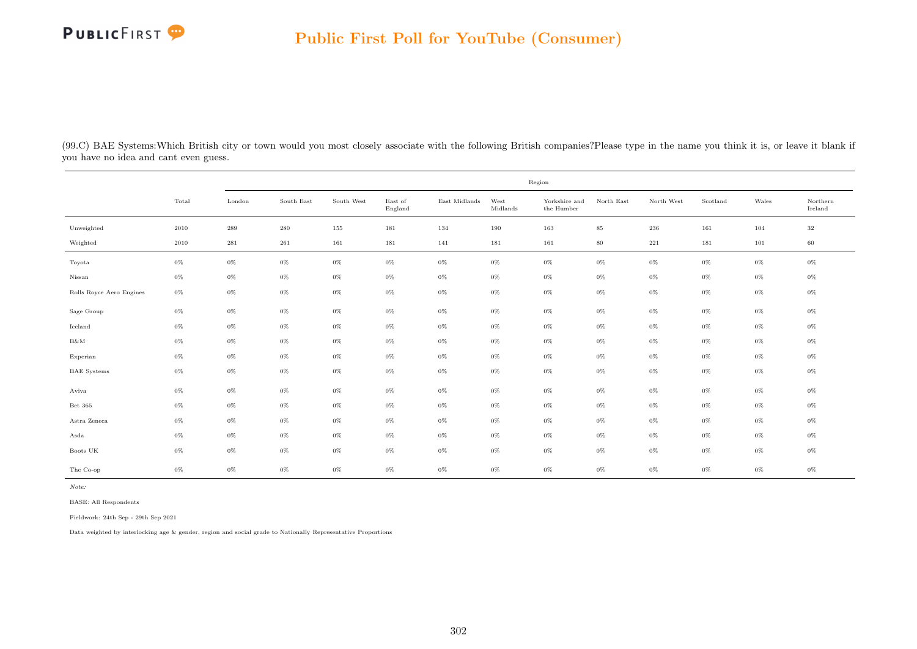(99.C) BAE Systems:Which British city or town would you most closely associate with the following British companies?Please type in the name you think it is, or leave it blank if you have no idea and cant even guess.

| | Total | Region | | | | | | | | | | | |
|---|---|---|---|---|---|---|---|---|---|---|---|---|---|
| | | London | South East | South West | East of England | East Midlands | West Midlands | Yorkshire and the Humber | North East | North West | Scotland | Wales | Northern Ireland |
| Unweighted | 2010 | 289 | 280 | 155 | 181 | 134 | 190 | 163 | 85 | 236 | 161 | 104 | 32 |
| Weighted | 2010 | 281 | 261 | 161 | 181 | 141 | 181 | 161 | 80 | 221 | 181 | 101 | 60 |
| Toyota | 0% | 0% | 0% | 0% | 0% | 0% | 0% | 0% | 0% | 0% | 0% | 0% | 0% |
| Nissan | 0% | 0% | 0% | 0% | 0% | 0% | 0% | 0% | 0% | 0% | 0% | 0% | 0% |
| Rolls Royce Aero Engines | 0% | 0% | 0% | 0% | 0% | 0% | 0% | 0% | 0% | 0% | 0% | 0% | 0% |
| Sage Group | 0% | 0% | 0% | 0% | 0% | 0% | 0% | 0% | 0% | 0% | 0% | 0% | 0% |
| Iceland | 0% | 0% | 0% | 0% | 0% | 0% | 0% | 0% | 0% | 0% | 0% | 0% | 0% |
| B&M | 0% | 0% | 0% | 0% | 0% | 0% | 0% | 0% | 0% | 0% | 0% | 0% | 0% |
| Experian | 0% | 0% | 0% | 0% | 0% | 0% | 0% | 0% | 0% | 0% | 0% | 0% | 0% |
| BAE Systems | 0% | 0% | 0% | 0% | 0% | 0% | 0% | 0% | 0% | 0% | 0% | 0% | 0% |
| Aviva | 0% | 0% | 0% | 0% | 0% | 0% | 0% | 0% | 0% | 0% | 0% | 0% | 0% |
| Bet 365 | 0% | 0% | 0% | 0% | 0% | 0% | 0% | 0% | 0% | 0% | 0% | 0% | 0% |
| Astra Zeneca | 0% | 0% | 0% | 0% | 0% | 0% | 0% | 0% | 0% | 0% | 0% | 0% | 0% |
| Asda | 0% | 0% | 0% | 0% | 0% | 0% | 0% | 0% | 0% | 0% | 0% | 0% | 0% |
| Boots UK | 0% | 0% | 0% | 0% | 0% | 0% | 0% | 0% | 0% | 0% | 0% | 0% | 0% |
| The Co-op | 0% | 0% | 0% | 0% | 0% | 0% | 0% | 0% | 0% | 0% | 0% | 0% | 0% |

*Note:*

BASE: All Respondents

Fieldwork: 24th Sep - 29th Sep 2021

Data weighted by interlocking age & gender, region and social grade to Nationally Representative Proportions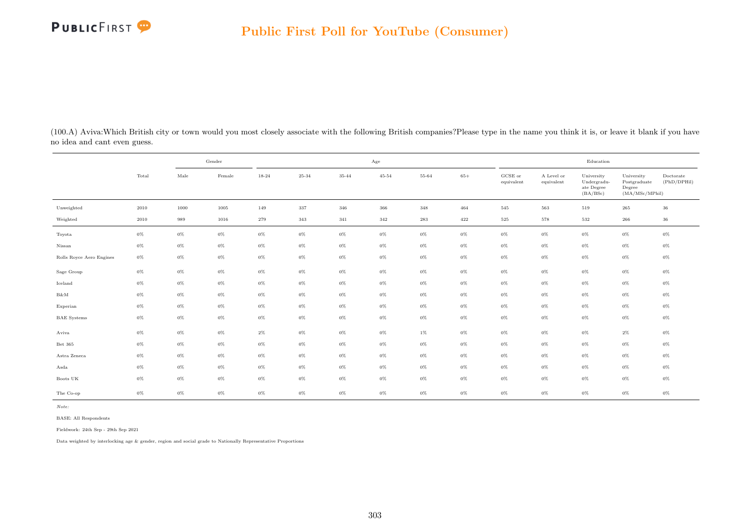## Public First Poll for YouTube (Consumer)

(100.A) Aviva:Which British city or town would you most closely associate with the following British companies?Please type in the name you think it is, or leave it blank if you have no idea and cant even guess.

| | Total | Gender | | Age | | | | | | Education | | | | |
|---|---|---|---|---|---|---|---|---|---|---|---|---|---|---|
| | | Male | Female | 18-24 | 25-34 | 35-44 | 45-54 | 55-64 | 65+ | GCSE or equivalent | A Level or equivalent | University Undergraduate Degree (BA/BSc) | University Postgraduate Degree (MA/MSc/MPhil) | Doctorate (PhD/DPHil) |
| Unweighted | 2010 | 1000 | 1005 | 149 | 337 | 346 | 366 | 348 | 464 | 545 | 563 | 519 | 265 | 36 |
| Weighted | 2010 | 989 | 1016 | 279 | 343 | 341 | 342 | 283 | 422 | 525 | 578 | 532 | 266 | 36 |
| Toyota | 0% | 0% | 0% | 0% | 0% | 0% | 0% | 0% | 0% | 0% | 0% | 0% | 0% | 0% |
| Nissan | 0% | 0% | 0% | 0% | 0% | 0% | 0% | 0% | 0% | 0% | 0% | 0% | 0% | 0% |
| Rolls Royce Aero Engines | 0% | 0% | 0% | 0% | 0% | 0% | 0% | 0% | 0% | 0% | 0% | 0% | 0% | 0% |
| Sage Group | 0% | 0% | 0% | 0% | 0% | 0% | 0% | 0% | 0% | 0% | 0% | 0% | 0% | 0% |
| Iceland | 0% | 0% | 0% | 0% | 0% | 0% | 0% | 0% | 0% | 0% | 0% | 0% | 0% | 0% |
| B&M | 0% | 0% | 0% | 0% | 0% | 0% | 0% | 0% | 0% | 0% | 0% | 0% | 0% | 0% |
| Experian | 0% | 0% | 0% | 0% | 0% | 0% | 0% | 0% | 0% | 0% | 0% | 0% | 0% | 0% |
| BAE Systems | 0% | 0% | 0% | 0% | 0% | 0% | 0% | 0% | 0% | 0% | 0% | 0% | 0% | 0% |
| Aviva | 0% | 0% | 0% | 2% | 0% | 0% | 0% | 1% | 0% | 0% | 0% | 0% | 2% | 0% |
| Bet 365 | 0% | 0% | 0% | 0% | 0% | 0% | 0% | 0% | 0% | 0% | 0% | 0% | 0% | 0% |
| Astra Zeneca | 0% | 0% | 0% | 0% | 0% | 0% | 0% | 0% | 0% | 0% | 0% | 0% | 0% | 0% |
| Asda | 0% | 0% | 0% | 0% | 0% | 0% | 0% | 0% | 0% | 0% | 0% | 0% | 0% | 0% |
| Boots UK | 0% | 0% | 0% | 0% | 0% | 0% | 0% | 0% | 0% | 0% | 0% | 0% | 0% | 0% |
| The Co-op | 0% | 0% | 0% | 0% | 0% | 0% | 0% | 0% | 0% | 0% | 0% | 0% | 0% | 0% |

*Note:*

BASE: All Respondents

Fieldwork: 24th Sep - 29th Sep 2021

Data weighted by interlocking age & gender, region and social grade to Nationally Representative Proportions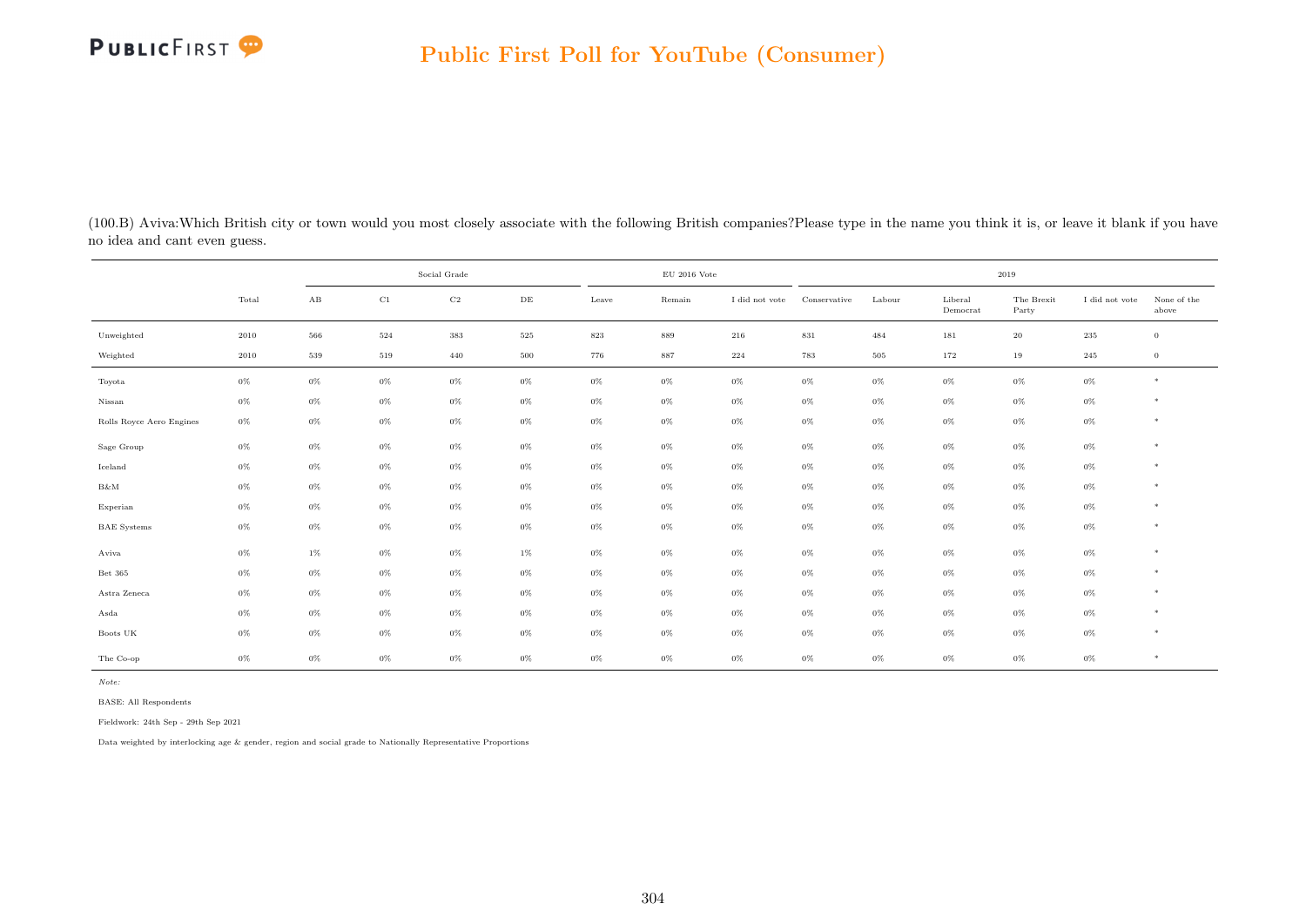(100.B) Aviva:Which British city or town would you most closely associate with the following British companies?Please type in the name you think it is, or leave it blank if you have no idea and cant even guess.

| | Total | Social Grade | | | | EU 2016 Vote | | | 2019 | | | | | |
|---|---|---|---|---|---|---|---|---|---|---|---|---|---|---|
| | | AB | C1 | C2 | DE | Leave | Remain | I did not vote | Conservative | Labour | Liberal Democrat | The Brexit Party | I did not vote | None of the above |
| Unweighted | 2010 | 566 | 524 | 383 | 525 | 823 | 889 | 216 | 831 | 484 | 181 | 20 | 235 | 0 |
| Weighted | 2010 | 539 | 519 | 440 | 500 | 776 | 887 | 224 | 783 | 505 | 172 | 19 | 245 | 0 |
| Toyota | 0% | 0% | 0% | 0% | 0% | 0% | 0% | 0% | 0% | 0% | 0% | 0% | 0% | * |
| Nissan | 0% | 0% | 0% | 0% | 0% | 0% | 0% | 0% | 0% | 0% | 0% | 0% | 0% | * |
| Rolls Royce Aero Engines | 0% | 0% | 0% | 0% | 0% | 0% | 0% | 0% | 0% | 0% | 0% | 0% | 0% | * |
| Sage Group | 0% | 0% | 0% | 0% | 0% | 0% | 0% | 0% | 0% | 0% | 0% | 0% | 0% | * |
| Iceland | 0% | 0% | 0% | 0% | 0% | 0% | 0% | 0% | 0% | 0% | 0% | 0% | 0% | * |
| B&M | 0% | 0% | 0% | 0% | 0% | 0% | 0% | 0% | 0% | 0% | 0% | 0% | 0% | * |
| Experian | 0% | 0% | 0% | 0% | 0% | 0% | 0% | 0% | 0% | 0% | 0% | 0% | 0% | * |
| BAE Systems | 0% | 0% | 0% | 0% | 0% | 0% | 0% | 0% | 0% | 0% | 0% | 0% | 0% | * |
| Aviva | 0% | 1% | 0% | 0% | 1% | 0% | 0% | 0% | 0% | 0% | 0% | 0% | 0% | * |
| Bet 365 | 0% | 0% | 0% | 0% | 0% | 0% | 0% | 0% | 0% | 0% | 0% | 0% | 0% | * |
| Astra Zeneca | 0% | 0% | 0% | 0% | 0% | 0% | 0% | 0% | 0% | 0% | 0% | 0% | 0% | * |
| Asda | 0% | 0% | 0% | 0% | 0% | 0% | 0% | 0% | 0% | 0% | 0% | 0% | 0% | * |
| Boots UK | 0% | 0% | 0% | 0% | 0% | 0% | 0% | 0% | 0% | 0% | 0% | 0% | 0% | * |
| The Co-op | 0% | 0% | 0% | 0% | 0% | 0% | 0% | 0% | 0% | 0% | 0% | 0% | 0% | * |

*Note:*

BASE: All Respondents

Fieldwork: 24th Sep - 29th Sep 2021

Data weighted by interlocking age & gender, region and social grade to Nationally Representative Proportions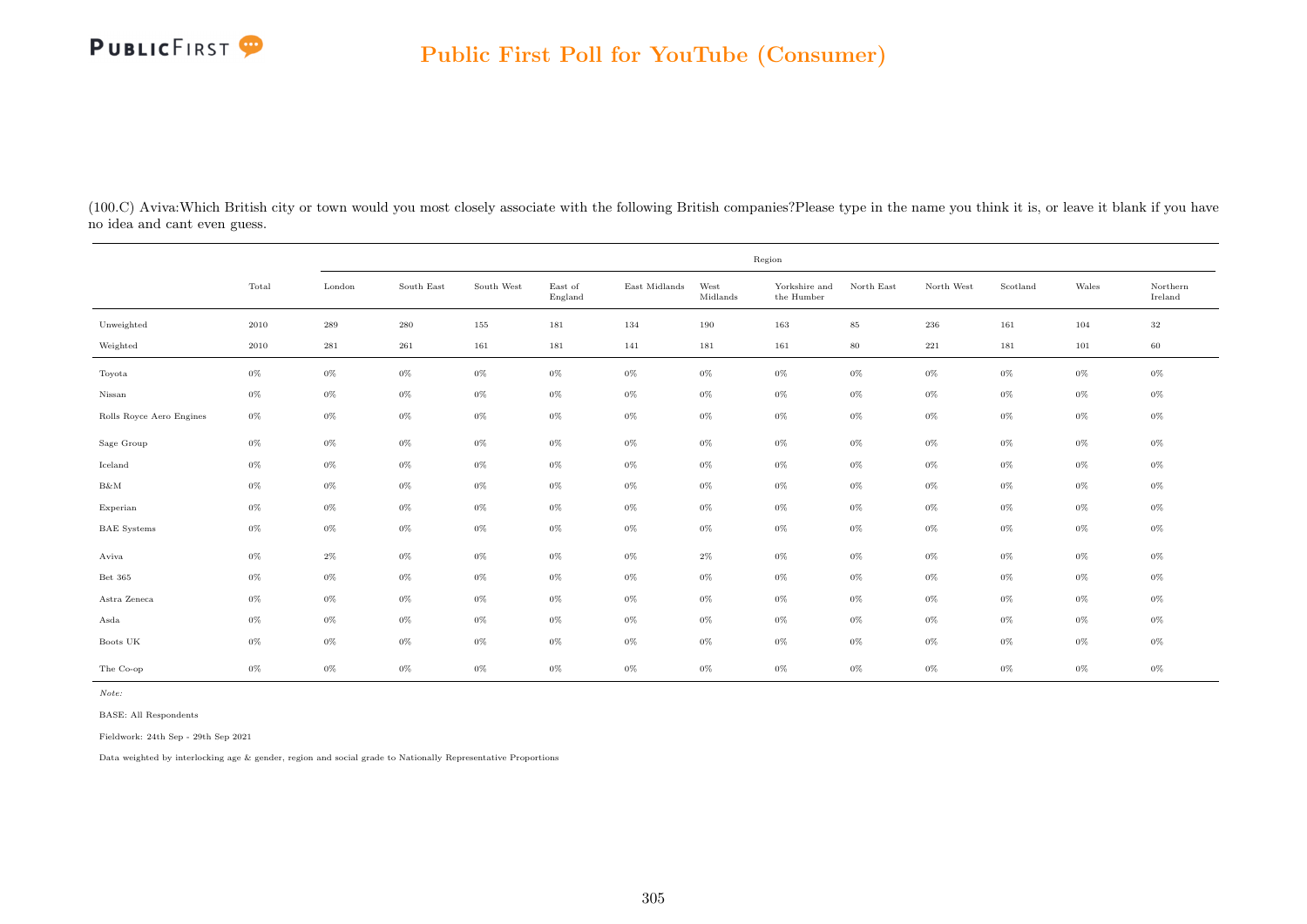(100.C) Aviva:Which British city or town would you most closely associate with the following British companies?Please type in the name you think it is, or leave it blank if you have no idea and cant even guess.

| | Total | Region | | | | | | | | | | | |
|---|---|---|---|---|---|---|---|---|---|---|---|---|---|
| | | London | South East | South West | East of England | East Midlands | West Midlands | Yorkshire and the Humber | North East | North West | Scotland | Wales | Northern Ireland |
| Unweighted | 2010 | 289 | 280 | 155 | 181 | 134 | 190 | 163 | 85 | 236 | 161 | 104 | 32 |
| Weighted | 2010 | 281 | 261 | 161 | 181 | 141 | 181 | 161 | 80 | 221 | 181 | 101 | 60 |
| Toyota | 0% | 0% | 0% | 0% | 0% | 0% | 0% | 0% | 0% | 0% | 0% | 0% | 0% |
| Nissan | 0% | 0% | 0% | 0% | 0% | 0% | 0% | 0% | 0% | 0% | 0% | 0% | 0% |
| Rolls Royce Aero Engines | 0% | 0% | 0% | 0% | 0% | 0% | 0% | 0% | 0% | 0% | 0% | 0% | 0% |
| Sage Group | 0% | 0% | 0% | 0% | 0% | 0% | 0% | 0% | 0% | 0% | 0% | 0% | 0% |
| Iceland | 0% | 0% | 0% | 0% | 0% | 0% | 0% | 0% | 0% | 0% | 0% | 0% | 0% |
| B&M | 0% | 0% | 0% | 0% | 0% | 0% | 0% | 0% | 0% | 0% | 0% | 0% | 0% |
| Experian | 0% | 0% | 0% | 0% | 0% | 0% | 0% | 0% | 0% | 0% | 0% | 0% | 0% |
| BAE Systems | 0% | 0% | 0% | 0% | 0% | 0% | 0% | 0% | 0% | 0% | 0% | 0% | 0% |
| Aviva | 0% | 2% | 0% | 0% | 0% | 0% | 2% | 0% | 0% | 0% | 0% | 0% | 0% |
| Bet 365 | 0% | 0% | 0% | 0% | 0% | 0% | 0% | 0% | 0% | 0% | 0% | 0% | 0% |
| Astra Zeneca | 0% | 0% | 0% | 0% | 0% | 0% | 0% | 0% | 0% | 0% | 0% | 0% | 0% |
| Asda | 0% | 0% | 0% | 0% | 0% | 0% | 0% | 0% | 0% | 0% | 0% | 0% | 0% |
| Boots UK | 0% | 0% | 0% | 0% | 0% | 0% | 0% | 0% | 0% | 0% | 0% | 0% | 0% |
| The Co-op | 0% | 0% | 0% | 0% | 0% | 0% | 0% | 0% | 0% | 0% | 0% | 0% | 0% |

*Note:*

BASE: All Respondents

Fieldwork: 24th Sep - 29th Sep 2021

Data weighted by interlocking age & gender, region and social grade to Nationally Representative Proportions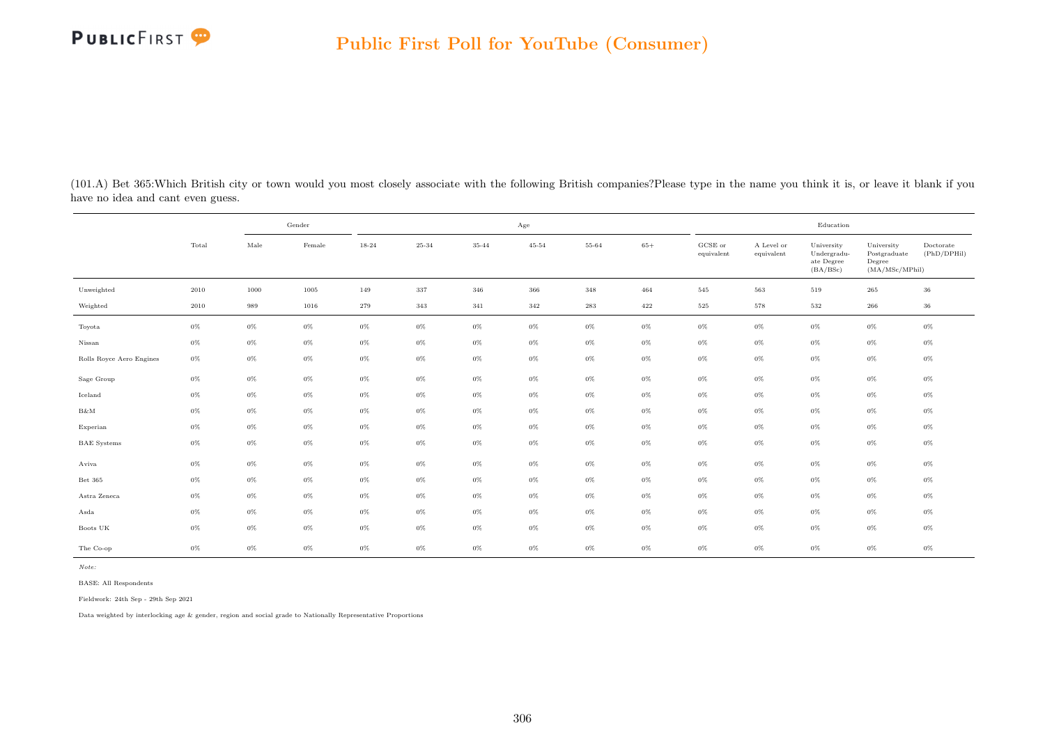(101.A) Bet 365:Which British city or town would you most closely associate with the following British companies?Please type in the name you think it is, or leave it blank if you have no idea and cant even guess.

| | Total | Gender | | Age | | | | | | Education | | | | |
|---|---|---|---|---|---|---|---|---|---|---|---|---|---|---|
| | | Male | Female | 18-24 | 25-34 | 35-44 | 45-54 | 55-64 | 65+ | GCSE or equivalent | A Level or equivalent | University Undergraduate Degree (BA/BSc) | University Postgraduate Degree (MA/MSc/MPhil) | Doctorate (PhD/DPHil) |
| Unweighted | 2010 | 1000 | 1005 | 149 | 337 | 346 | 366 | 348 | 464 | 545 | 563 | 519 | 265 | 36 |
| Weighted | 2010 | 989 | 1016 | 279 | 343 | 341 | 342 | 283 | 422 | 525 | 578 | 532 | 266 | 36 |
| Toyota | 0% | 0% | 0% | 0% | 0% | 0% | 0% | 0% | 0% | 0% | 0% | 0% | 0% | 0% |
| Nissan | 0% | 0% | 0% | 0% | 0% | 0% | 0% | 0% | 0% | 0% | 0% | 0% | 0% | 0% |
| Rolls Royce Aero Engines | 0% | 0% | 0% | 0% | 0% | 0% | 0% | 0% | 0% | 0% | 0% | 0% | 0% | 0% |
| Sage Group | 0% | 0% | 0% | 0% | 0% | 0% | 0% | 0% | 0% | 0% | 0% | 0% | 0% | 0% |
| Iceland | 0% | 0% | 0% | 0% | 0% | 0% | 0% | 0% | 0% | 0% | 0% | 0% | 0% | 0% |
| B&M | 0% | 0% | 0% | 0% | 0% | 0% | 0% | 0% | 0% | 0% | 0% | 0% | 0% | 0% |
| Experian | 0% | 0% | 0% | 0% | 0% | 0% | 0% | 0% | 0% | 0% | 0% | 0% | 0% | 0% |
| BAE Systems | 0% | 0% | 0% | 0% | 0% | 0% | 0% | 0% | 0% | 0% | 0% | 0% | 0% | 0% |
| Aviva | 0% | 0% | 0% | 0% | 0% | 0% | 0% | 0% | 0% | 0% | 0% | 0% | 0% | 0% |
| Bet 365 | 0% | 0% | 0% | 0% | 0% | 0% | 0% | 0% | 0% | 0% | 0% | 0% | 0% | 0% |
| Astra Zeneca | 0% | 0% | 0% | 0% | 0% | 0% | 0% | 0% | 0% | 0% | 0% | 0% | 0% | 0% |
| Asda | 0% | 0% | 0% | 0% | 0% | 0% | 0% | 0% | 0% | 0% | 0% | 0% | 0% | 0% |
| Boots UK | 0% | 0% | 0% | 0% | 0% | 0% | 0% | 0% | 0% | 0% | 0% | 0% | 0% | 0% |
| The Co-op | 0% | 0% | 0% | 0% | 0% | 0% | 0% | 0% | 0% | 0% | 0% | 0% | 0% | 0% |

*Note:*

BASE: All Respondents

Fieldwork: 24th Sep - 29th Sep 2021

Data weighted by interlocking age & gender, region and social grade to Nationally Representative Proportions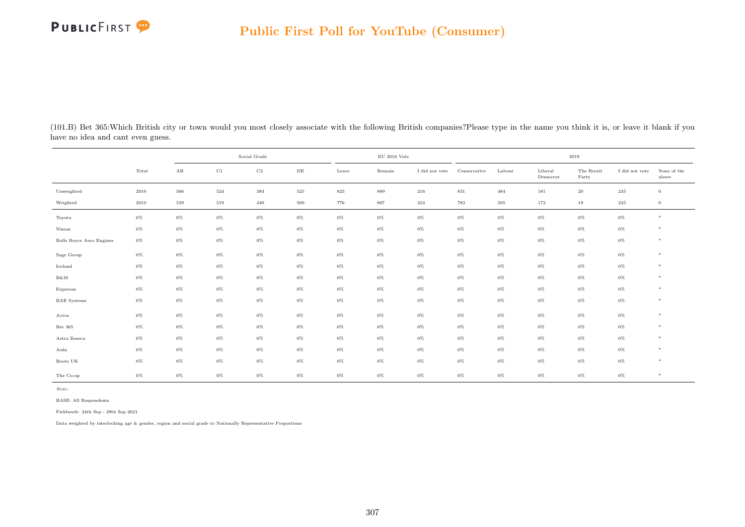(101.B) Bet 365:Which British city or town would you most closely associate with the following British companies?Please type in the name you think it is, or leave it blank if you have no idea and cant even guess.

| | Total | Social Grade | | | | EU 2016 Vote | | | 2019 | | | | | |
|---|---|---|---|---|---|---|---|---|---|---|---|---|---|---|
| | | AB | C1 | C2 | DE | Leave | Remain | I did not vote | Conservative | Labour | Liberal Democrat | The Brexit Party | I did not vote | None of the above |
| Unweighted | 2010 | 566 | 524 | 383 | 525 | 823 | 889 | 216 | 831 | 484 | 181 | 20 | 235 | 0 |
| Weighted | 2010 | 539 | 519 | 440 | 500 | 776 | 887 | 224 | 783 | 505 | 172 | 19 | 245 | 0 |
| Toyota | 0% | 0% | 0% | 0% | 0% | 0% | 0% | 0% | 0% | 0% | 0% | 0% | 0% | * |
| Nissan | 0% | 0% | 0% | 0% | 0% | 0% | 0% | 0% | 0% | 0% | 0% | 0% | 0% | * |
| Rolls Royce Aero Engines | 0% | 0% | 0% | 0% | 0% | 0% | 0% | 0% | 0% | 0% | 0% | 0% | 0% | * |
| Sage Group | 0% | 0% | 0% | 0% | 0% | 0% | 0% | 0% | 0% | 0% | 0% | 0% | 0% | * |
| Iceland | 0% | 0% | 0% | 0% | 0% | 0% | 0% | 0% | 0% | 0% | 0% | 0% | 0% | * |
| B&M | 0% | 0% | 0% | 0% | 0% | 0% | 0% | 0% | 0% | 0% | 0% | 0% | 0% | * |
| Experian | 0% | 0% | 0% | 0% | 0% | 0% | 0% | 0% | 0% | 0% | 0% | 0% | 0% | * |
| BAE Systems | 0% | 0% | 0% | 0% | 0% | 0% | 0% | 0% | 0% | 0% | 0% | 0% | 0% | * |
| Aviva | 0% | 0% | 0% | 0% | 0% | 0% | 0% | 0% | 0% | 0% | 0% | 0% | 0% | * |
| Bet 365 | 0% | 0% | 0% | 0% | 0% | 0% | 0% | 0% | 0% | 0% | 0% | 0% | 0% | * |
| Astra Zeneca | 0% | 0% | 0% | 0% | 0% | 0% | 0% | 0% | 0% | 0% | 0% | 0% | 0% | * |
| Asda | 0% | 0% | 0% | 0% | 0% | 0% | 0% | 0% | 0% | 0% | 0% | 0% | 0% | * |
| Boots UK | 0% | 0% | 0% | 0% | 0% | 0% | 0% | 0% | 0% | 0% | 0% | 0% | 0% | * |
| The Co-op | 0% | 0% | 0% | 0% | 0% | 0% | 0% | 0% | 0% | 0% | 0% | 0% | 0% | * |

*Note:*

BASE: All Respondents

Fieldwork: 24th Sep - 29th Sep 2021

Data weighted by interlocking age & gender, region and social grade to Nationally Representative Proportions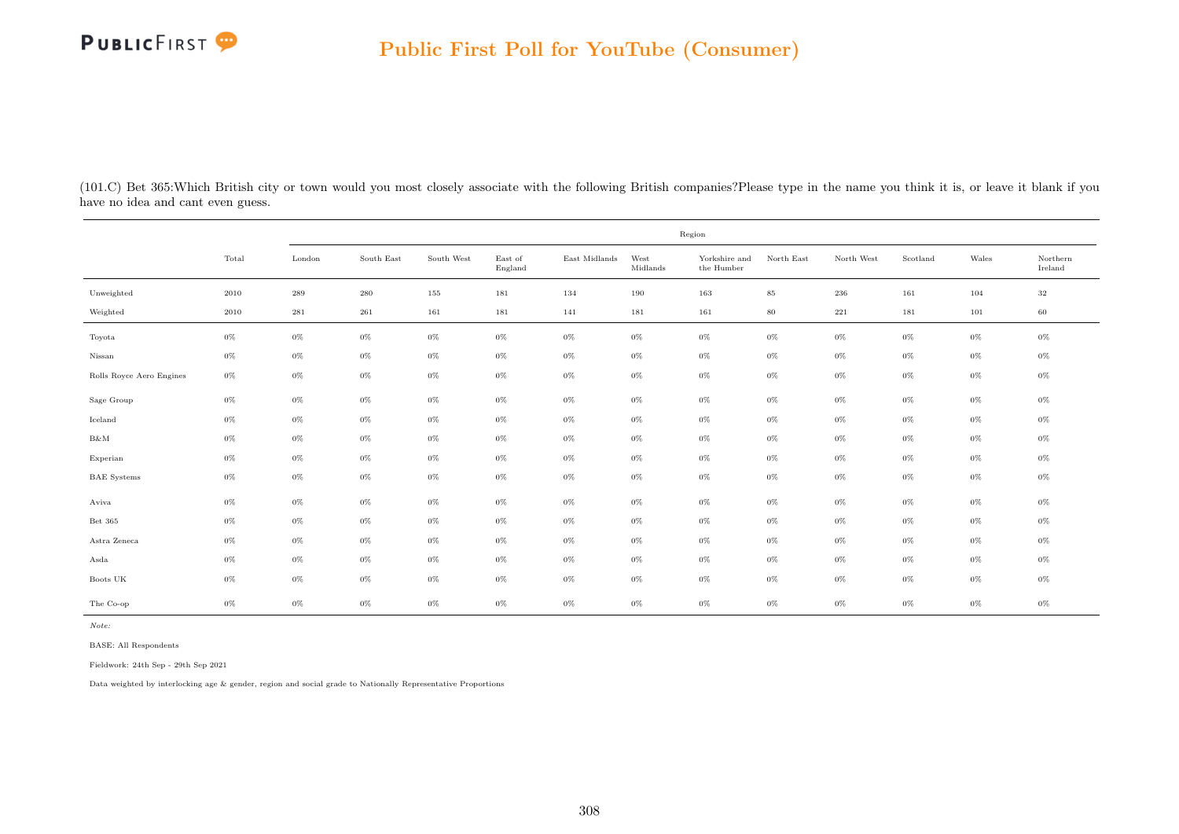(101.C) Bet 365:Which British city or town would you most closely associate with the following British companies?Please type in the name you think it is, or leave it blank if you have no idea and cant even guess.

| | Total | Region | | | | | | | | | | | |
|---|---|---|---|---|---|---|---|---|---|---|---|---|---|
| | | London | South East | South West | East of England | East Midlands | West Midlands | Yorkshire and the Humber | North East | North West | Scotland | Wales | Northern Ireland |
| Unweighted | 2010 | 289 | 280 | 155 | 181 | 134 | 190 | 163 | 85 | 236 | 161 | 104 | 32 |
| Weighted | 2010 | 281 | 261 | 161 | 181 | 141 | 181 | 161 | 80 | 221 | 181 | 101 | 60 |
| Toyota | 0% | 0% | 0% | 0% | 0% | 0% | 0% | 0% | 0% | 0% | 0% | 0% | 0% |
| Nissan | 0% | 0% | 0% | 0% | 0% | 0% | 0% | 0% | 0% | 0% | 0% | 0% | 0% |
| Rolls Royce Aero Engines | 0% | 0% | 0% | 0% | 0% | 0% | 0% | 0% | 0% | 0% | 0% | 0% | 0% |
| Sage Group | 0% | 0% | 0% | 0% | 0% | 0% | 0% | 0% | 0% | 0% | 0% | 0% | 0% |
| Iceland | 0% | 0% | 0% | 0% | 0% | 0% | 0% | 0% | 0% | 0% | 0% | 0% | 0% |
| B&M | 0% | 0% | 0% | 0% | 0% | 0% | 0% | 0% | 0% | 0% | 0% | 0% | 0% |
| Experian | 0% | 0% | 0% | 0% | 0% | 0% | 0% | 0% | 0% | 0% | 0% | 0% | 0% |
| BAE Systems | 0% | 0% | 0% | 0% | 0% | 0% | 0% | 0% | 0% | 0% | 0% | 0% | 0% |
| Aviva | 0% | 0% | 0% | 0% | 0% | 0% | 0% | 0% | 0% | 0% | 0% | 0% | 0% |
| Bet 365 | 0% | 0% | 0% | 0% | 0% | 0% | 0% | 0% | 0% | 0% | 0% | 0% | 0% |
| Astra Zeneca | 0% | 0% | 0% | 0% | 0% | 0% | 0% | 0% | 0% | 0% | 0% | 0% | 0% |
| Asda | 0% | 0% | 0% | 0% | 0% | 0% | 0% | 0% | 0% | 0% | 0% | 0% | 0% |
| Boots UK | 0% | 0% | 0% | 0% | 0% | 0% | 0% | 0% | 0% | 0% | 0% | 0% | 0% |
| The Co-op | 0% | 0% | 0% | 0% | 0% | 0% | 0% | 0% | 0% | 0% | 0% | 0% | 0% |

*Note:*

BASE: All Respondents

Fieldwork: 24th Sep - 29th Sep 2021

Data weighted by interlocking age & gender, region and social grade to Nationally Representative Proportions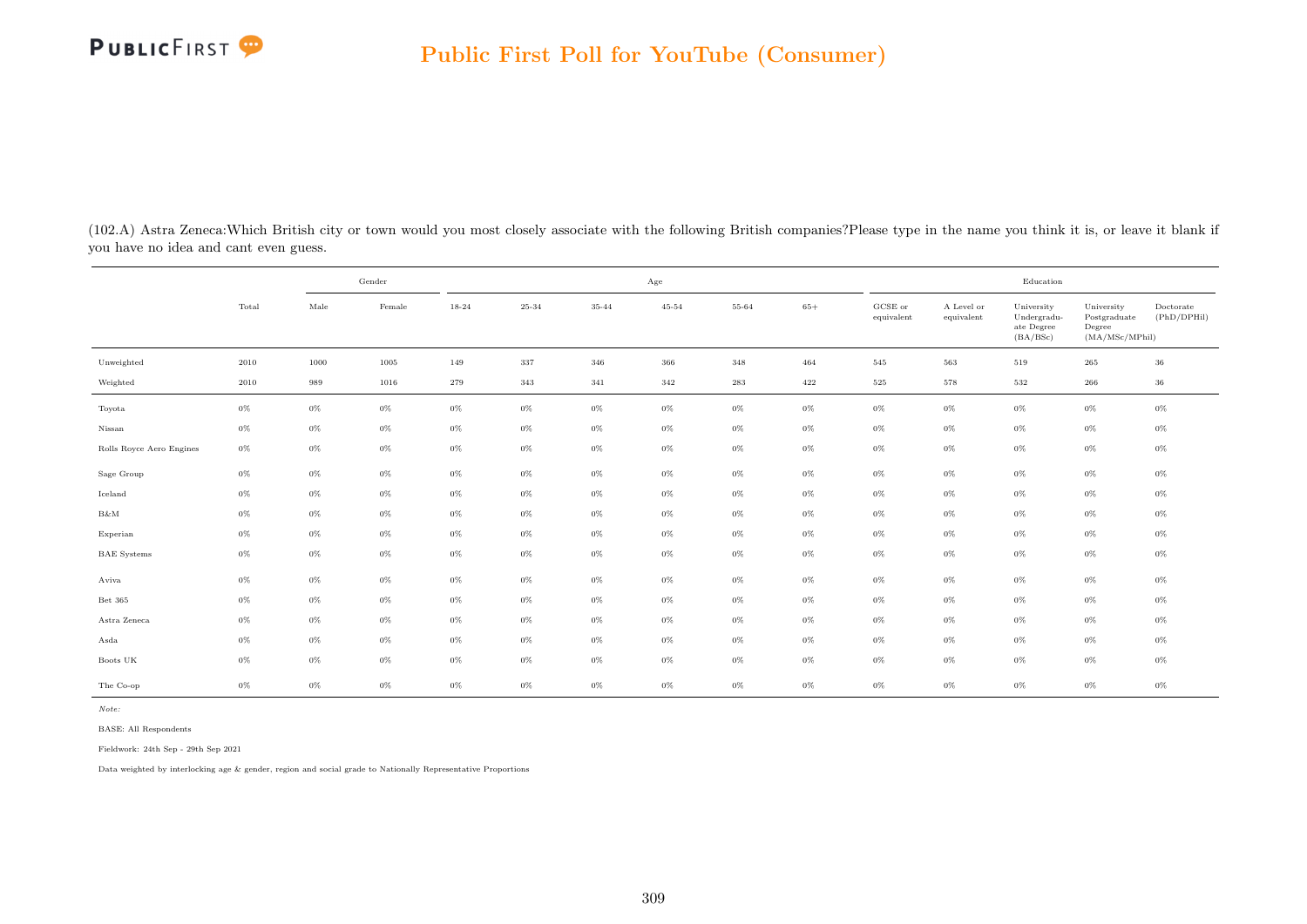(102.A) Astra Zeneca:Which British city or town would you most closely associate with the following British companies?Please type in the name you think it is, or leave it blank if you have no idea and cant even guess.

| | Total | Gender | | Age | | | | | | Education | | | | |
|---|---|---|---|---|---|---|---|---|---|---|---|---|---|---|
| | | Male | Female | 18-24 | 25-34 | 35-44 | 45-54 | 55-64 | 65+ | GCSE or equivalent | A Level or equivalent | University Undergraduate Degree (BA/BSc) | University Postgraduate Degree (MA/MSc/MPhil) | Doctorate (PhD/DPHil) |
| Unweighted | 2010 | 1000 | 1005 | 149 | 337 | 346 | 366 | 348 | 464 | 545 | 563 | 519 | 265 | 36 |
| Weighted | 2010 | 989 | 1016 | 279 | 343 | 341 | 342 | 283 | 422 | 525 | 578 | 532 | 266 | 36 |
| Toyota | 0% | 0% | 0% | 0% | 0% | 0% | 0% | 0% | 0% | 0% | 0% | 0% | 0% | 0% |
| Nissan | 0% | 0% | 0% | 0% | 0% | 0% | 0% | 0% | 0% | 0% | 0% | 0% | 0% | 0% |
| Rolls Royce Aero Engines | 0% | 0% | 0% | 0% | 0% | 0% | 0% | 0% | 0% | 0% | 0% | 0% | 0% | 0% |
| Sage Group | 0% | 0% | 0% | 0% | 0% | 0% | 0% | 0% | 0% | 0% | 0% | 0% | 0% | 0% |
| Iceland | 0% | 0% | 0% | 0% | 0% | 0% | 0% | 0% | 0% | 0% | 0% | 0% | 0% | 0% |
| B&M | 0% | 0% | 0% | 0% | 0% | 0% | 0% | 0% | 0% | 0% | 0% | 0% | 0% | 0% |
| Experian | 0% | 0% | 0% | 0% | 0% | 0% | 0% | 0% | 0% | 0% | 0% | 0% | 0% | 0% |
| BAE Systems | 0% | 0% | 0% | 0% | 0% | 0% | 0% | 0% | 0% | 0% | 0% | 0% | 0% | 0% |
| Aviva | 0% | 0% | 0% | 0% | 0% | 0% | 0% | 0% | 0% | 0% | 0% | 0% | 0% | 0% |
| Bet 365 | 0% | 0% | 0% | 0% | 0% | 0% | 0% | 0% | 0% | 0% | 0% | 0% | 0% | 0% |
| Astra Zeneca | 0% | 0% | 0% | 0% | 0% | 0% | 0% | 0% | 0% | 0% | 0% | 0% | 0% | 0% |
| Asda | 0% | 0% | 0% | 0% | 0% | 0% | 0% | 0% | 0% | 0% | 0% | 0% | 0% | 0% |
| Boots UK | 0% | 0% | 0% | 0% | 0% | 0% | 0% | 0% | 0% | 0% | 0% | 0% | 0% | 0% |
| The Co-op | 0% | 0% | 0% | 0% | 0% | 0% | 0% | 0% | 0% | 0% | 0% | 0% | 0% | 0% |

*Note:*

BASE: All Respondents

Fieldwork: 24th Sep - 29th Sep 2021

Data weighted by interlocking age & gender, region and social grade to Nationally Representative Proportions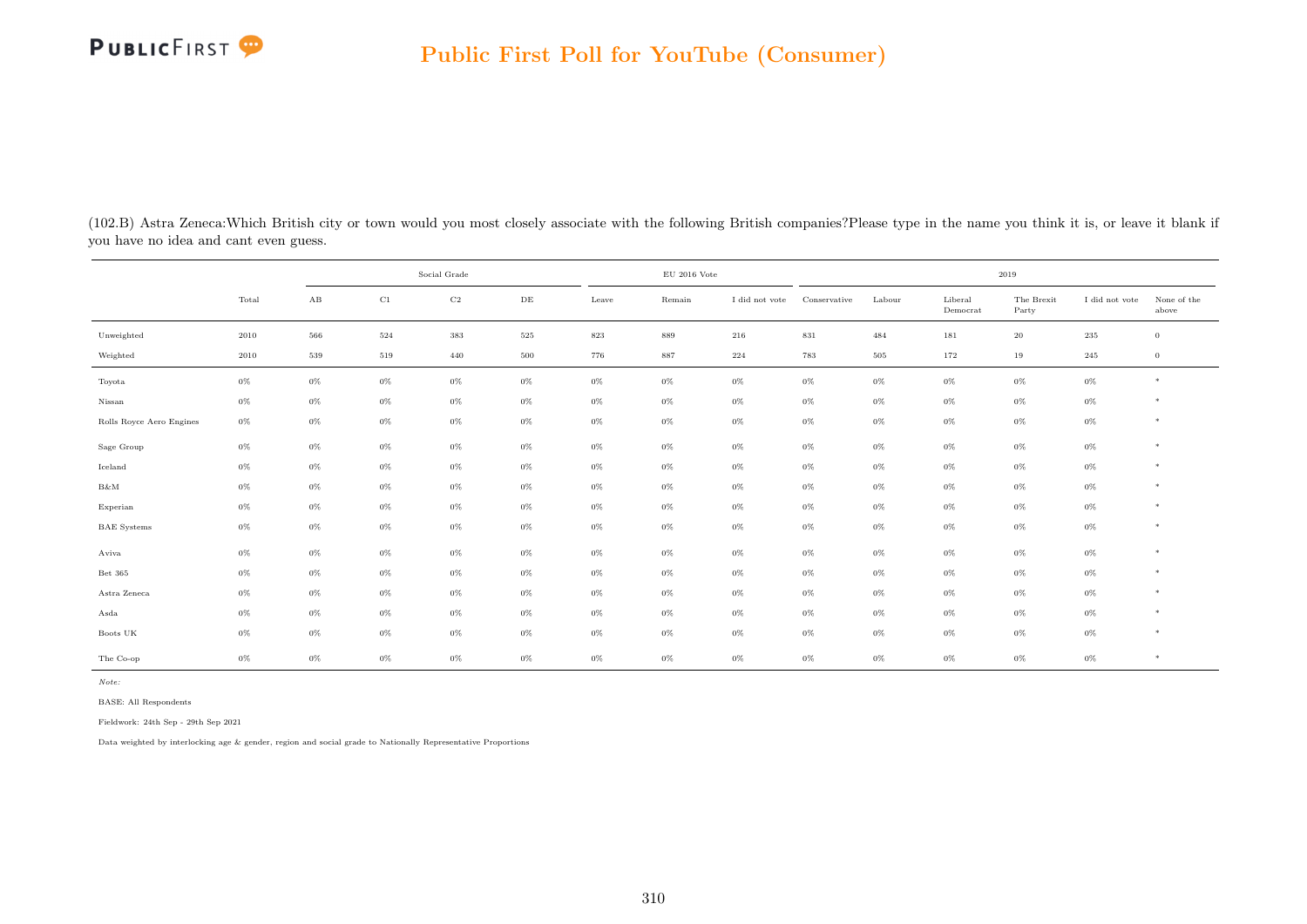(102.B) Astra Zeneca:Which British city or town would you most closely associate with the following British companies?Please type in the name you think it is, or leave it blank if you have no idea and cant even guess.

| | Total | Social Grade | | | | EU 2016 Vote | | | 2019 | | | | | |
|---|---|---|---|---|---|---|---|---|---|---|---|---|---|---|
| | | AB | C1 | C2 | DE | Leave | Remain | I did not vote | Conservative | Labour | Liberal Democrat | The Brexit Party | I did not vote | None of the above |
| Unweighted | 2010 | 566 | 524 | 383 | 525 | 823 | 889 | 216 | 831 | 484 | 181 | 20 | 235 | 0 |
| Weighted | 2010 | 539 | 519 | 440 | 500 | 776 | 887 | 224 | 783 | 505 | 172 | 19 | 245 | 0 |
| Toyota | 0% | 0% | 0% | 0% | 0% | 0% | 0% | 0% | 0% | 0% | 0% | 0% | 0% | * |
| Nissan | 0% | 0% | 0% | 0% | 0% | 0% | 0% | 0% | 0% | 0% | 0% | 0% | 0% | * |
| Rolls Royce Aero Engines | 0% | 0% | 0% | 0% | 0% | 0% | 0% | 0% | 0% | 0% | 0% | 0% | 0% | * |
| Sage Group | 0% | 0% | 0% | 0% | 0% | 0% | 0% | 0% | 0% | 0% | 0% | 0% | 0% | * |
| Iceland | 0% | 0% | 0% | 0% | 0% | 0% | 0% | 0% | 0% | 0% | 0% | 0% | 0% | * |
| B&M | 0% | 0% | 0% | 0% | 0% | 0% | 0% | 0% | 0% | 0% | 0% | 0% | 0% | * |
| Experian | 0% | 0% | 0% | 0% | 0% | 0% | 0% | 0% | 0% | 0% | 0% | 0% | 0% | * |
| BAE Systems | 0% | 0% | 0% | 0% | 0% | 0% | 0% | 0% | 0% | 0% | 0% | 0% | 0% | * |
| Aviva | 0% | 0% | 0% | 0% | 0% | 0% | 0% | 0% | 0% | 0% | 0% | 0% | 0% | * |
| Bet 365 | 0% | 0% | 0% | 0% | 0% | 0% | 0% | 0% | 0% | 0% | 0% | 0% | 0% | * |
| Astra Zeneca | 0% | 0% | 0% | 0% | 0% | 0% | 0% | 0% | 0% | 0% | 0% | 0% | 0% | * |
| Asda | 0% | 0% | 0% | 0% | 0% | 0% | 0% | 0% | 0% | 0% | 0% | 0% | 0% | * |
| Boots UK | 0% | 0% | 0% | 0% | 0% | 0% | 0% | 0% | 0% | 0% | 0% | 0% | 0% | * |
| The Co-op | 0% | 0% | 0% | 0% | 0% | 0% | 0% | 0% | 0% | 0% | 0% | 0% | 0% | * |

*Note:*

BASE: All Respondents

Fieldwork: 24th Sep - 29th Sep 2021

Data weighted by interlocking age & gender, region and social grade to Nationally Representative Proportions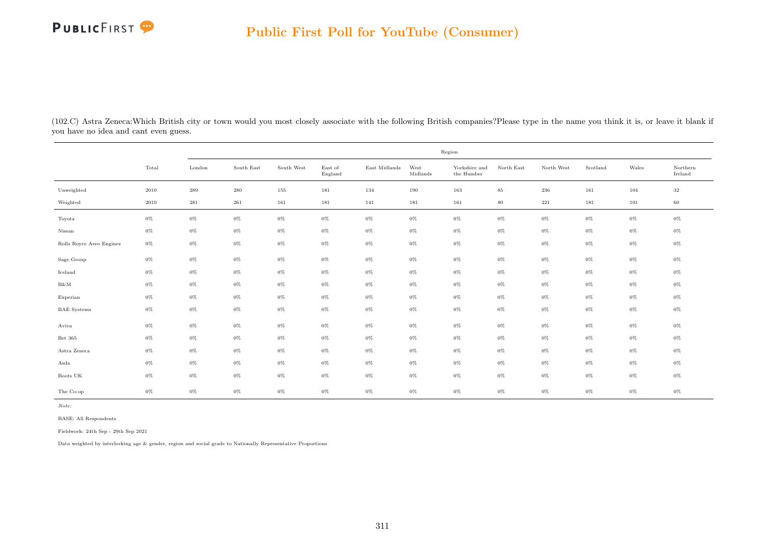(102.C) Astra Zeneca:Which British city or town would you most closely associate with the following British companies?Please type in the name you think it is, or leave it blank if you have no idea and cant even guess.

| | Total | Region | | | | | | | | | | | |
|---|---|---|---|---|---|---|---|---|---|---|---|---|---|
| | | London | South East | South West | East of England | East Midlands | West Midlands | Yorkshire and the Humber | North East | North West | Scotland | Wales | Northern Ireland |
| Unweighted | 2010 | 289 | 280 | 155 | 181 | 134 | 190 | 163 | 85 | 236 | 161 | 104 | 32 |
| Weighted | 2010 | 281 | 261 | 161 | 181 | 141 | 181 | 161 | 80 | 221 | 181 | 101 | 60 |
| Toyota | 0% | 0% | 0% | 0% | 0% | 0% | 0% | 0% | 0% | 0% | 0% | 0% | 0% |
| Nissan | 0% | 0% | 0% | 0% | 0% | 0% | 0% | 0% | 0% | 0% | 0% | 0% | 0% |
| Rolls Royce Aero Engines | 0% | 0% | 0% | 0% | 0% | 0% | 0% | 0% | 0% | 0% | 0% | 0% | 0% |
| Sage Group | 0% | 0% | 0% | 0% | 0% | 0% | 0% | 0% | 0% | 0% | 0% | 0% | 0% |
| Iceland | 0% | 0% | 0% | 0% | 0% | 0% | 0% | 0% | 0% | 0% | 0% | 0% | 0% |
| B&M | 0% | 0% | 0% | 0% | 0% | 0% | 0% | 0% | 0% | 0% | 0% | 0% | 0% |
| Experian | 0% | 0% | 0% | 0% | 0% | 0% | 0% | 0% | 0% | 0% | 0% | 0% | 0% |
| BAE Systems | 0% | 0% | 0% | 0% | 0% | 0% | 0% | 0% | 0% | 0% | 0% | 0% | 0% |
| Aviva | 0% | 0% | 0% | 0% | 0% | 0% | 0% | 0% | 0% | 0% | 0% | 0% | 0% |
| Bet 365 | 0% | 0% | 0% | 0% | 0% | 0% | 0% | 0% | 0% | 0% | 0% | 0% | 0% |
| Astra Zeneca | 0% | 0% | 0% | 0% | 0% | 0% | 0% | 0% | 0% | 0% | 0% | 0% | 0% |
| Asda | 0% | 0% | 0% | 0% | 0% | 0% | 0% | 0% | 0% | 0% | 0% | 0% | 0% |
| Boots UK | 0% | 0% | 0% | 0% | 0% | 0% | 0% | 0% | 0% | 0% | 0% | 0% | 0% |
| The Co-op | 0% | 0% | 0% | 0% | 0% | 0% | 0% | 0% | 0% | 0% | 0% | 0% | 0% |

*Note:*

BASE: All Respondents

Fieldwork: 24th Sep - 29th Sep 2021

Data weighted by interlocking age & gender, region and social grade to Nationally Representative Proportions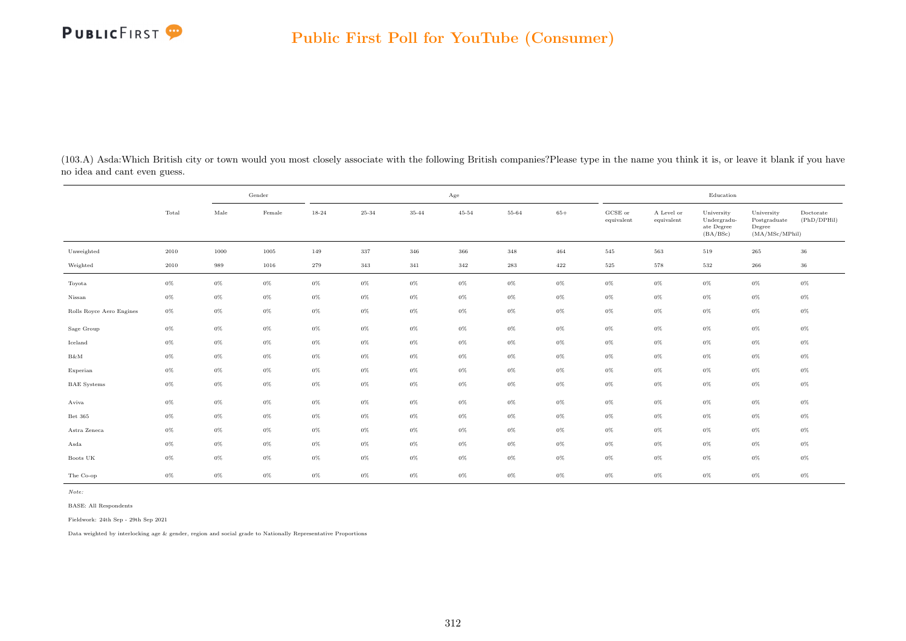(103.A) Asda:Which British city or town would you most closely associate with the following British companies?Please type in the name you think it is, or leave it blank if you have no idea and cant even guess.

| | Total | Gender | | Age | | | | | | Education | | | | |
|---|---|---|---|---|---|---|---|---|---|---|---|---|---|---|
| | | Male | Female | 18-24 | 25-34 | 35-44 | 45-54 | 55-64 | 65+ | GCSE or equivalent | A Level or equivalent | University Undergraduate Degree (BA/BSc) | University Postgraduate Degree (MA/MSc/MPhil) | Doctorate (PhD/DPHil) |
| Unweighted | 2010 | 1000 | 1005 | 149 | 337 | 346 | 366 | 348 | 464 | 545 | 563 | 519 | 265 | 36 |
| Weighted | 2010 | 989 | 1016 | 279 | 343 | 341 | 342 | 283 | 422 | 525 | 578 | 532 | 266 | 36 |
| Toyota | 0% | 0% | 0% | 0% | 0% | 0% | 0% | 0% | 0% | 0% | 0% | 0% | 0% | 0% |
| Nissan | 0% | 0% | 0% | 0% | 0% | 0% | 0% | 0% | 0% | 0% | 0% | 0% | 0% | 0% |
| Rolls Royce Aero Engines | 0% | 0% | 0% | 0% | 0% | 0% | 0% | 0% | 0% | 0% | 0% | 0% | 0% | 0% |
| Sage Group | 0% | 0% | 0% | 0% | 0% | 0% | 0% | 0% | 0% | 0% | 0% | 0% | 0% | 0% |
| Iceland | 0% | 0% | 0% | 0% | 0% | 0% | 0% | 0% | 0% | 0% | 0% | 0% | 0% | 0% |
| B&M | 0% | 0% | 0% | 0% | 0% | 0% | 0% | 0% | 0% | 0% | 0% | 0% | 0% | 0% |
| Experian | 0% | 0% | 0% | 0% | 0% | 0% | 0% | 0% | 0% | 0% | 0% | 0% | 0% | 0% |
| BAE Systems | 0% | 0% | 0% | 0% | 0% | 0% | 0% | 0% | 0% | 0% | 0% | 0% | 0% | 0% |
| Aviva | 0% | 0% | 0% | 0% | 0% | 0% | 0% | 0% | 0% | 0% | 0% | 0% | 0% | 0% |
| Bet 365 | 0% | 0% | 0% | 0% | 0% | 0% | 0% | 0% | 0% | 0% | 0% | 0% | 0% | 0% |
| Astra Zeneca | 0% | 0% | 0% | 0% | 0% | 0% | 0% | 0% | 0% | 0% | 0% | 0% | 0% | 0% |
| Asda | 0% | 0% | 0% | 0% | 0% | 0% | 0% | 0% | 0% | 0% | 0% | 0% | 0% | 0% |
| Boots UK | 0% | 0% | 0% | 0% | 0% | 0% | 0% | 0% | 0% | 0% | 0% | 0% | 0% | 0% |
| The Co-op | 0% | 0% | 0% | 0% | 0% | 0% | 0% | 0% | 0% | 0% | 0% | 0% | 0% | 0% |

*Note:*

BASE: All Respondents

Fieldwork: 24th Sep - 29th Sep 2021

Data weighted by interlocking age & gender, region and social grade to Nationally Representative Proportions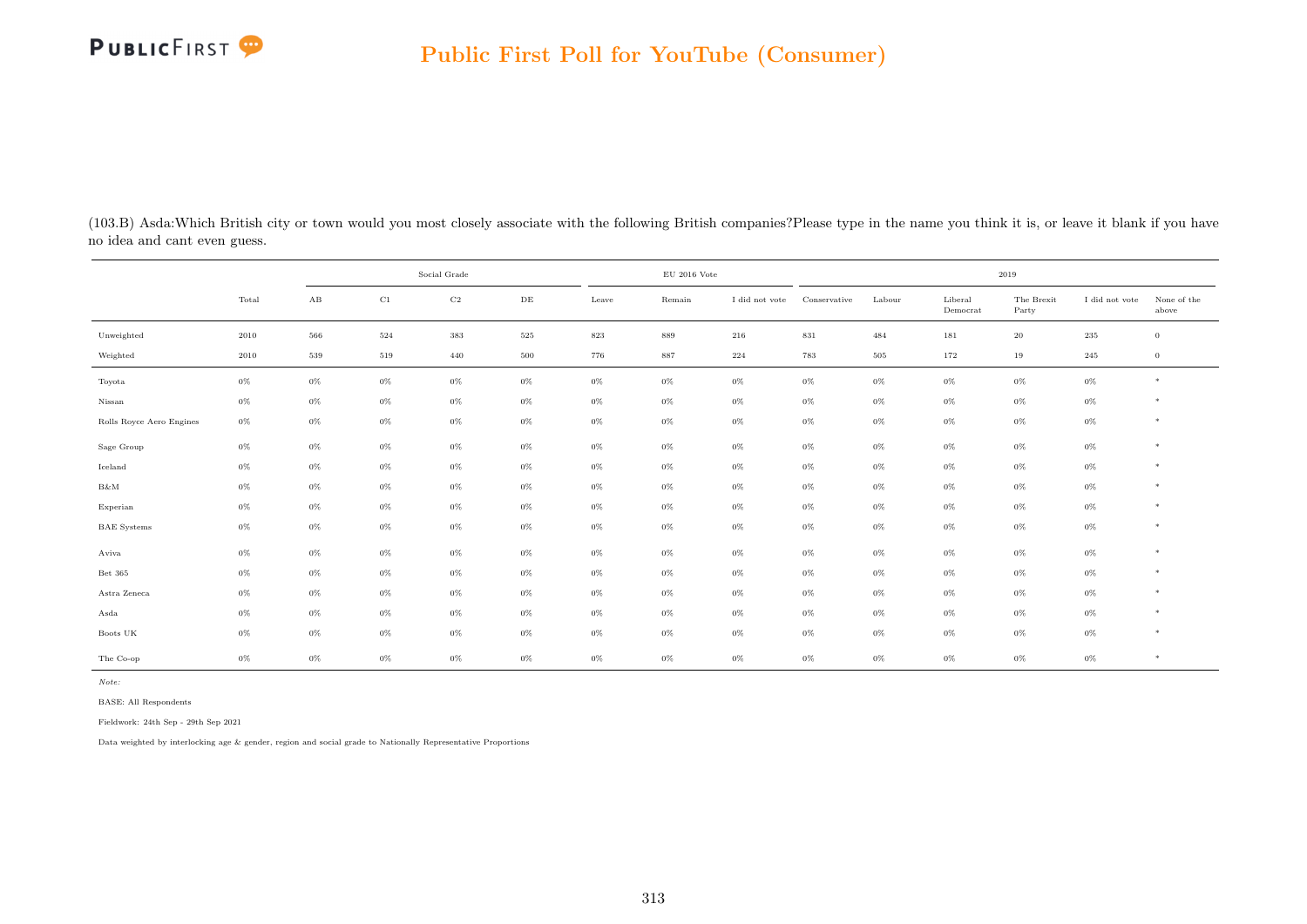(103.B) Asda:Which British city or town would you most closely associate with the following British companies?Please type in the name you think it is, or leave it blank if you have no idea and cant even guess.

| | Total | Social Grade | | | | EU 2016 Vote | | | 2019 | | | | | |
|---|---|---|---|---|---|---|---|---|---|---|---|---|---|---|
| | | AB | C1 | C2 | DE | Leave | Remain | I did not vote | Conservative | Labour | Liberal Democrat | The Brexit Party | I did not vote | None of the above |
| Unweighted | 2010 | 566 | 524 | 383 | 525 | 823 | 889 | 216 | 831 | 484 | 181 | 20 | 235 | 0 |
| Weighted | 2010 | 539 | 519 | 440 | 500 | 776 | 887 | 224 | 783 | 505 | 172 | 19 | 245 | 0 |
| Toyota | 0% | 0% | 0% | 0% | 0% | 0% | 0% | 0% | 0% | 0% | 0% | 0% | 0% | * |
| Nissan | 0% | 0% | 0% | 0% | 0% | 0% | 0% | 0% | 0% | 0% | 0% | 0% | 0% | * |
| Rolls Royce Aero Engines | 0% | 0% | 0% | 0% | 0% | 0% | 0% | 0% | 0% | 0% | 0% | 0% | 0% | * |
| Sage Group | 0% | 0% | 0% | 0% | 0% | 0% | 0% | 0% | 0% | 0% | 0% | 0% | 0% | * |
| Iceland | 0% | 0% | 0% | 0% | 0% | 0% | 0% | 0% | 0% | 0% | 0% | 0% | 0% | * |
| B&M | 0% | 0% | 0% | 0% | 0% | 0% | 0% | 0% | 0% | 0% | 0% | 0% | 0% | * |
| Experian | 0% | 0% | 0% | 0% | 0% | 0% | 0% | 0% | 0% | 0% | 0% | 0% | 0% | * |
| BAE Systems | 0% | 0% | 0% | 0% | 0% | 0% | 0% | 0% | 0% | 0% | 0% | 0% | 0% | * |
| Aviva | 0% | 0% | 0% | 0% | 0% | 0% | 0% | 0% | 0% | 0% | 0% | 0% | 0% | * |
| Bet 365 | 0% | 0% | 0% | 0% | 0% | 0% | 0% | 0% | 0% | 0% | 0% | 0% | 0% | * |
| Astra Zeneca | 0% | 0% | 0% | 0% | 0% | 0% | 0% | 0% | 0% | 0% | 0% | 0% | 0% | * |
| Asda | 0% | 0% | 0% | 0% | 0% | 0% | 0% | 0% | 0% | 0% | 0% | 0% | 0% | * |
| Boots UK | 0% | 0% | 0% | 0% | 0% | 0% | 0% | 0% | 0% | 0% | 0% | 0% | 0% | * |
| The Co-op | 0% | 0% | 0% | 0% | 0% | 0% | 0% | 0% | 0% | 0% | 0% | 0% | 0% | * |

*Note:*

BASE: All Respondents

Fieldwork: 24th Sep - 29th Sep 2021

Data weighted by interlocking age & gender, region and social grade to Nationally Representative Proportions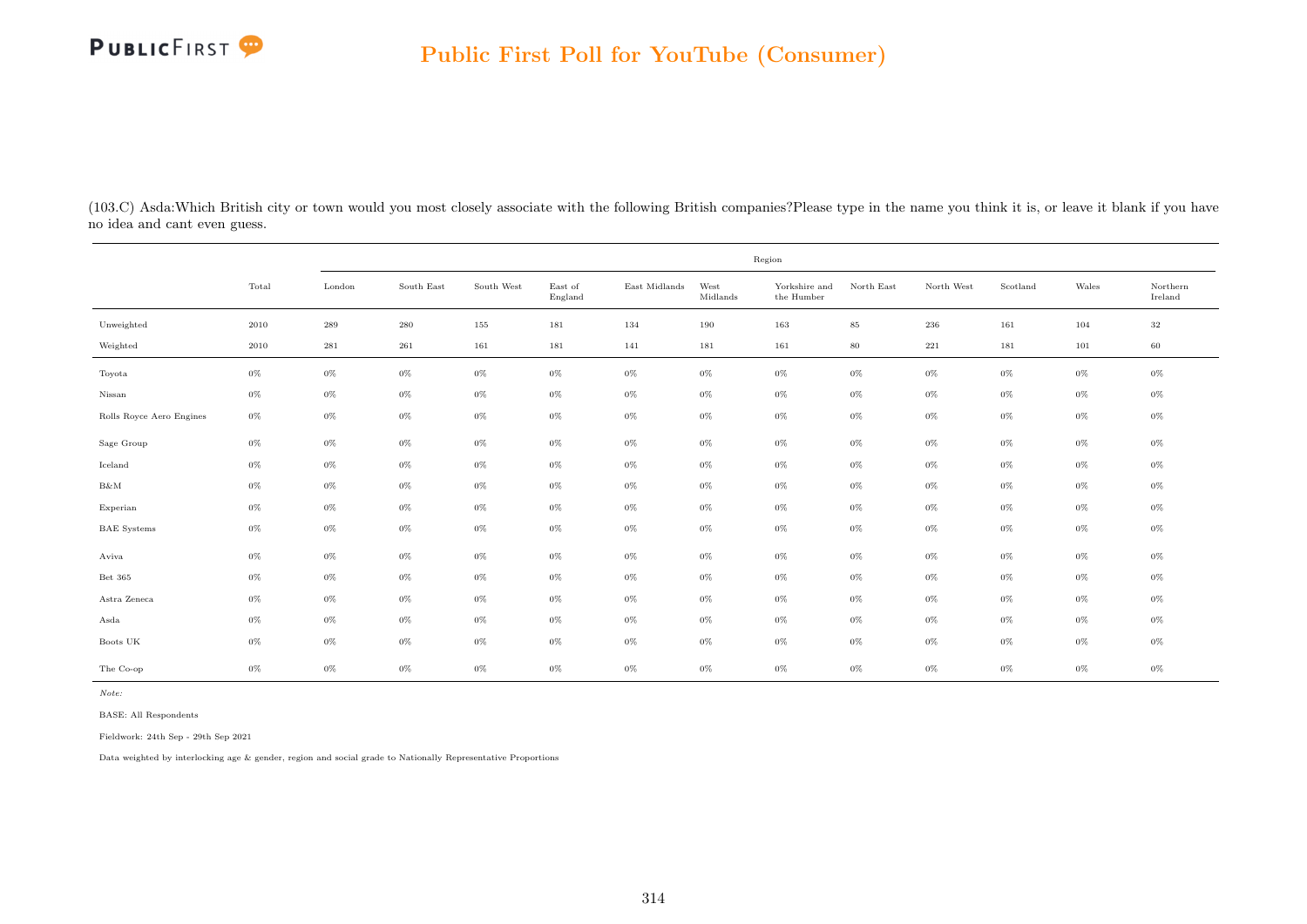## Public First Poll for YouTube (Consumer)

(103.C) Asda:Which British city or town would you most closely associate with the following British companies?Please type in the name you think it is, or leave it blank if you have no idea and cant even guess.

| | Total | Region | | | | | | | | | | | |
|---|---|---|---|---|---|---|---|---|---|---|---|---|---|
| | | London | South East | South West | East of England | East Midlands | West Midlands | Yorkshire and the Humber | North East | North West | Scotland | Wales | Northern Ireland |
| Unweighted | 2010 | 289 | 280 | 155 | 181 | 134 | 190 | 163 | 85 | 236 | 161 | 104 | 32 |
| Weighted | 2010 | 281 | 261 | 161 | 181 | 141 | 181 | 161 | 80 | 221 | 181 | 101 | 60 |
| Toyota | 0% | 0% | 0% | 0% | 0% | 0% | 0% | 0% | 0% | 0% | 0% | 0% | 0% |
| Nissan | 0% | 0% | 0% | 0% | 0% | 0% | 0% | 0% | 0% | 0% | 0% | 0% | 0% |
| Rolls Royce Aero Engines | 0% | 0% | 0% | 0% | 0% | 0% | 0% | 0% | 0% | 0% | 0% | 0% | 0% |
| Sage Group | 0% | 0% | 0% | 0% | 0% | 0% | 0% | 0% | 0% | 0% | 0% | 0% | 0% |
| Iceland | 0% | 0% | 0% | 0% | 0% | 0% | 0% | 0% | 0% | 0% | 0% | 0% | 0% |
| B&M | 0% | 0% | 0% | 0% | 0% | 0% | 0% | 0% | 0% | 0% | 0% | 0% | 0% |
| Experian | 0% | 0% | 0% | 0% | 0% | 0% | 0% | 0% | 0% | 0% | 0% | 0% | 0% |
| BAE Systems | 0% | 0% | 0% | 0% | 0% | 0% | 0% | 0% | 0% | 0% | 0% | 0% | 0% |
| Aviva | 0% | 0% | 0% | 0% | 0% | 0% | 0% | 0% | 0% | 0% | 0% | 0% | 0% |
| Bet 365 | 0% | 0% | 0% | 0% | 0% | 0% | 0% | 0% | 0% | 0% | 0% | 0% | 0% |
| Astra Zeneca | 0% | 0% | 0% | 0% | 0% | 0% | 0% | 0% | 0% | 0% | 0% | 0% | 0% |
| Asda | 0% | 0% | 0% | 0% | 0% | 0% | 0% | 0% | 0% | 0% | 0% | 0% | 0% |
| Boots UK | 0% | 0% | 0% | 0% | 0% | 0% | 0% | 0% | 0% | 0% | 0% | 0% | 0% |
| The Co-op | 0% | 0% | 0% | 0% | 0% | 0% | 0% | 0% | 0% | 0% | 0% | 0% | 0% |

*Note:*

BASE: All Respondents

Fieldwork: 24th Sep - 29th Sep 2021

Data weighted by interlocking age & gender, region and social grade to Nationally Representative Proportions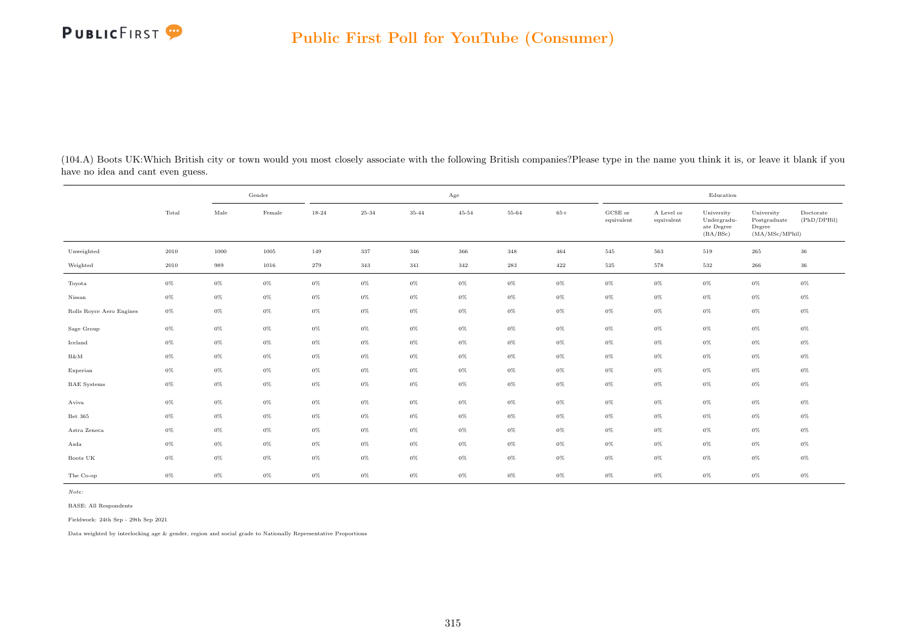(104.A) Boots UK:Which British city or town would you most closely associate with the following British companies?Please type in the name you think it is, or leave it blank if you have no idea and cant even guess.

| | Total | Gender | | Age | | | | | | Education | | | | |
|---|---|---|---|---|---|---|---|---|---|---|---|---|---|---|
| | | Male | Female | 18-24 | 25-34 | 35-44 | 45-54 | 55-64 | 65+ | GCSE or equivalent | A Level or equivalent | University Undergraduate Degree (BA/BSc) | University Postgraduate Degree (MA/MSc/MPhil) | Doctorate (PhD/DPHil) |
| Unweighted | 2010 | 1000 | 1005 | 149 | 337 | 346 | 366 | 348 | 464 | 545 | 563 | 519 | 265 | 36 |
| Weighted | 2010 | 989 | 1016 | 279 | 343 | 341 | 342 | 283 | 422 | 525 | 578 | 532 | 266 | 36 |
| Toyota | 0% | 0% | 0% | 0% | 0% | 0% | 0% | 0% | 0% | 0% | 0% | 0% | 0% | 0% |
| Nissan | 0% | 0% | 0% | 0% | 0% | 0% | 0% | 0% | 0% | 0% | 0% | 0% | 0% | 0% |
| Rolls Royce Aero Engines | 0% | 0% | 0% | 0% | 0% | 0% | 0% | 0% | 0% | 0% | 0% | 0% | 0% | 0% |
| Sage Group | 0% | 0% | 0% | 0% | 0% | 0% | 0% | 0% | 0% | 0% | 0% | 0% | 0% | 0% |
| Iceland | 0% | 0% | 0% | 0% | 0% | 0% | 0% | 0% | 0% | 0% | 0% | 0% | 0% | 0% |
| B&M | 0% | 0% | 0% | 0% | 0% | 0% | 0% | 0% | 0% | 0% | 0% | 0% | 0% | 0% |
| Experian | 0% | 0% | 0% | 0% | 0% | 0% | 0% | 0% | 0% | 0% | 0% | 0% | 0% | 0% |
| BAE Systems | 0% | 0% | 0% | 0% | 0% | 0% | 0% | 0% | 0% | 0% | 0% | 0% | 0% | 0% |
| Aviva | 0% | 0% | 0% | 0% | 0% | 0% | 0% | 0% | 0% | 0% | 0% | 0% | 0% | 0% |
| Bet 365 | 0% | 0% | 0% | 0% | 0% | 0% | 0% | 0% | 0% | 0% | 0% | 0% | 0% | 0% |
| Astra Zeneca | 0% | 0% | 0% | 0% | 0% | 0% | 0% | 0% | 0% | 0% | 0% | 0% | 0% | 0% |
| Asda | 0% | 0% | 0% | 0% | 0% | 0% | 0% | 0% | 0% | 0% | 0% | 0% | 0% | 0% |
| Boots UK | 0% | 0% | 0% | 0% | 0% | 0% | 0% | 0% | 0% | 0% | 0% | 0% | 0% | 0% |
| The Co-op | 0% | 0% | 0% | 0% | 0% | 0% | 0% | 0% | 0% | 0% | 0% | 0% | 0% | 0% |

*Note:*

BASE: All Respondents

Fieldwork: 24th Sep - 29th Sep 2021

Data weighted by interlocking age & gender, region and social grade to Nationally Representative Proportions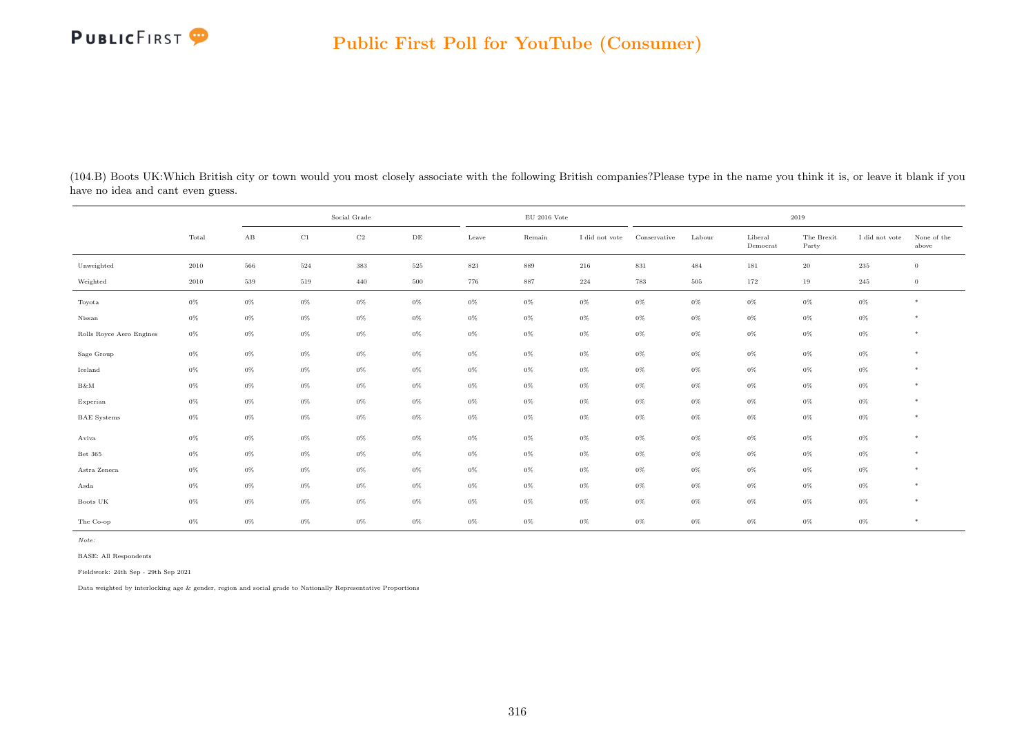## Public First Poll for YouTube (Consumer)

(104.B) Boots UK:Which British city or town would you most closely associate with the following British companies?Please type in the name you think it is, or leave it blank if you have no idea and cant even guess.

| | Total | Social Grade | | | | EU 2016 Vote | | | 2019 | | | | | |
|---|---|---|---|---|---|---|---|---|---|---|---|---|---|---|
| | | AB | C1 | C2 | DE | Leave | Remain | I did not vote | Conservative | Labour | Liberal Democrat | The Brexit Party | I did not vote | None of the above |
| Unweighted | 2010 | 566 | 524 | 383 | 525 | 823 | 889 | 216 | 831 | 484 | 181 | 20 | 235 | 0 |
| Weighted | 2010 | 539 | 519 | 440 | 500 | 776 | 887 | 224 | 783 | 505 | 172 | 19 | 245 | 0 |
| Toyota | 0% | 0% | 0% | 0% | 0% | 0% | 0% | 0% | 0% | 0% | 0% | 0% | 0% | * |
| Nissan | 0% | 0% | 0% | 0% | 0% | 0% | 0% | 0% | 0% | 0% | 0% | 0% | 0% | * |
| Rolls Royce Aero Engines | 0% | 0% | 0% | 0% | 0% | 0% | 0% | 0% | 0% | 0% | 0% | 0% | 0% | * |
| Sage Group | 0% | 0% | 0% | 0% | 0% | 0% | 0% | 0% | 0% | 0% | 0% | 0% | 0% | * |
| Iceland | 0% | 0% | 0% | 0% | 0% | 0% | 0% | 0% | 0% | 0% | 0% | 0% | 0% | * |
| B&M | 0% | 0% | 0% | 0% | 0% | 0% | 0% | 0% | 0% | 0% | 0% | 0% | 0% | * |
| Experian | 0% | 0% | 0% | 0% | 0% | 0% | 0% | 0% | 0% | 0% | 0% | 0% | 0% | * |
| BAE Systems | 0% | 0% | 0% | 0% | 0% | 0% | 0% | 0% | 0% | 0% | 0% | 0% | 0% | * |
| Aviva | 0% | 0% | 0% | 0% | 0% | 0% | 0% | 0% | 0% | 0% | 0% | 0% | 0% | * |
| Bet 365 | 0% | 0% | 0% | 0% | 0% | 0% | 0% | 0% | 0% | 0% | 0% | 0% | 0% | * |
| Astra Zeneca | 0% | 0% | 0% | 0% | 0% | 0% | 0% | 0% | 0% | 0% | 0% | 0% | 0% | * |
| Asda | 0% | 0% | 0% | 0% | 0% | 0% | 0% | 0% | 0% | 0% | 0% | 0% | 0% | * |
| Boots UK | 0% | 0% | 0% | 0% | 0% | 0% | 0% | 0% | 0% | 0% | 0% | 0% | 0% | * |
| The Co-op | 0% | 0% | 0% | 0% | 0% | 0% | 0% | 0% | 0% | 0% | 0% | 0% | 0% | * |

*Note:*

BASE: All Respondents

Fieldwork: 24th Sep - 29th Sep 2021

Data weighted by interlocking age & gender, region and social grade to Nationally Representative Proportions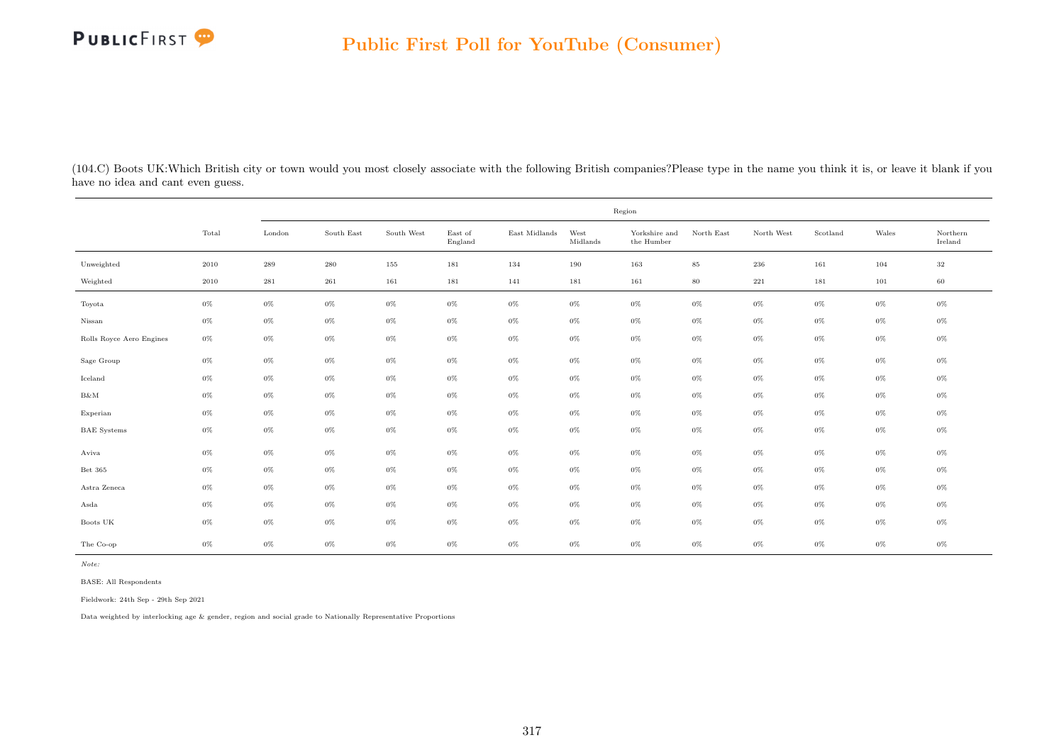## Public First Poll for YouTube (Consumer)

(104.C) Boots UK:Which British city or town would you most closely associate with the following British companies?Please type in the name you think it is, or leave it blank if you have no idea and cant even guess.

| | Total | Region | | | | | | | | | | | |
|---|---|---|---|---|---|---|---|---|---|---|---|---|---|
| | | London | South East | South West | East of England | East Midlands | West Midlands | Yorkshire and the Humber | North East | North West | Scotland | Wales | Northern Ireland |
| Unweighted | 2010 | 289 | 280 | 155 | 181 | 134 | 190 | 163 | 85 | 236 | 161 | 104 | 32 |
| Weighted | 2010 | 281 | 261 | 161 | 181 | 141 | 181 | 161 | 80 | 221 | 181 | 101 | 60 |
| Toyota | 0% | 0% | 0% | 0% | 0% | 0% | 0% | 0% | 0% | 0% | 0% | 0% | 0% |
| Nissan | 0% | 0% | 0% | 0% | 0% | 0% | 0% | 0% | 0% | 0% | 0% | 0% | 0% |
| Rolls Royce Aero Engines | 0% | 0% | 0% | 0% | 0% | 0% | 0% | 0% | 0% | 0% | 0% | 0% | 0% |
| Sage Group | 0% | 0% | 0% | 0% | 0% | 0% | 0% | 0% | 0% | 0% | 0% | 0% | 0% |
| Iceland | 0% | 0% | 0% | 0% | 0% | 0% | 0% | 0% | 0% | 0% | 0% | 0% | 0% |
| B&M | 0% | 0% | 0% | 0% | 0% | 0% | 0% | 0% | 0% | 0% | 0% | 0% | 0% |
| Experian | 0% | 0% | 0% | 0% | 0% | 0% | 0% | 0% | 0% | 0% | 0% | 0% | 0% |
| BAE Systems | 0% | 0% | 0% | 0% | 0% | 0% | 0% | 0% | 0% | 0% | 0% | 0% | 0% |
| Aviva | 0% | 0% | 0% | 0% | 0% | 0% | 0% | 0% | 0% | 0% | 0% | 0% | 0% |
| Bet 365 | 0% | 0% | 0% | 0% | 0% | 0% | 0% | 0% | 0% | 0% | 0% | 0% | 0% |
| Astra Zeneca | 0% | 0% | 0% | 0% | 0% | 0% | 0% | 0% | 0% | 0% | 0% | 0% | 0% |
| Asda | 0% | 0% | 0% | 0% | 0% | 0% | 0% | 0% | 0% | 0% | 0% | 0% | 0% |
| Boots UK | 0% | 0% | 0% | 0% | 0% | 0% | 0% | 0% | 0% | 0% | 0% | 0% | 0% |
| The Co-op | 0% | 0% | 0% | 0% | 0% | 0% | 0% | 0% | 0% | 0% | 0% | 0% | 0% |

*Note:*

BASE: All Respondents

Fieldwork: 24th Sep - 29th Sep 2021

Data weighted by interlocking age & gender, region and social grade to Nationally Representative Proportions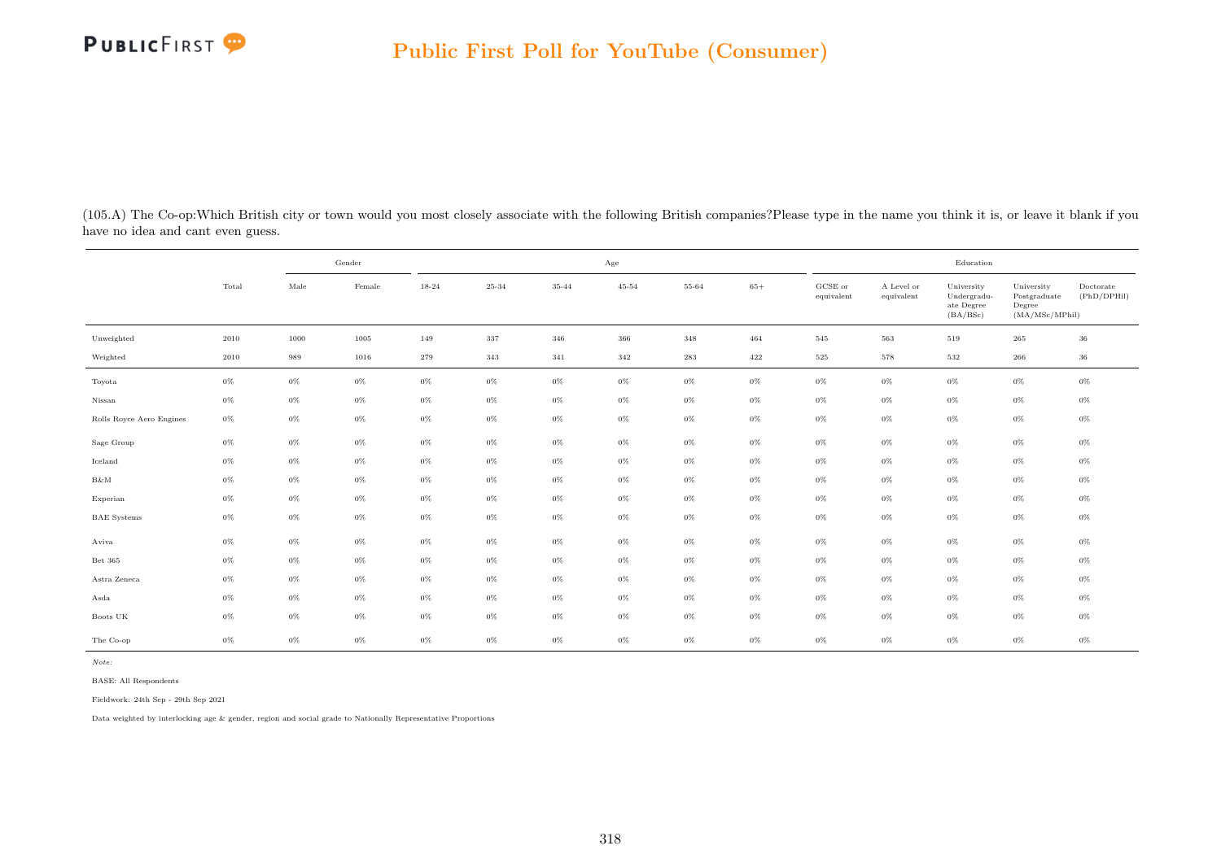(105.A) The Co-op:Which British city or town would you most closely associate with the following British companies?Please type in the name you think it is, or leave it blank if you have no idea and cant even guess.

| | Total | Gender | | Age | | | | | | Education | | | | |
|---|---|---|---|---|---|---|---|---|---|---|---|---|---|---|
| | | Male | Female | 18-24 | 25-34 | 35-44 | 45-54 | 55-64 | 65+ | GCSE or equivalent | A Level or equivalent | University Undergraduate Degree (BA/BSc) | University Postgraduate Degree (MA/MSc/MPhil) | Doctorate (PhD/DPHil) |
| Unweighted | 2010 | 1000 | 1005 | 149 | 337 | 346 | 366 | 348 | 464 | 545 | 563 | 519 | 265 | 36 |
| Weighted | 2010 | 989 | 1016 | 279 | 343 | 341 | 342 | 283 | 422 | 525 | 578 | 532 | 266 | 36 |
| Toyota | 0% | 0% | 0% | 0% | 0% | 0% | 0% | 0% | 0% | 0% | 0% | 0% | 0% | 0% |
| Nissan | 0% | 0% | 0% | 0% | 0% | 0% | 0% | 0% | 0% | 0% | 0% | 0% | 0% | 0% |
| Rolls Royce Aero Engines | 0% | 0% | 0% | 0% | 0% | 0% | 0% | 0% | 0% | 0% | 0% | 0% | 0% | 0% |
| Sage Group | 0% | 0% | 0% | 0% | 0% | 0% | 0% | 0% | 0% | 0% | 0% | 0% | 0% | 0% |
| Iceland | 0% | 0% | 0% | 0% | 0% | 0% | 0% | 0% | 0% | 0% | 0% | 0% | 0% | 0% |
| B&M | 0% | 0% | 0% | 0% | 0% | 0% | 0% | 0% | 0% | 0% | 0% | 0% | 0% | 0% |
| Experian | 0% | 0% | 0% | 0% | 0% | 0% | 0% | 0% | 0% | 0% | 0% | 0% | 0% | 0% |
| BAE Systems | 0% | 0% | 0% | 0% | 0% | 0% | 0% | 0% | 0% | 0% | 0% | 0% | 0% | 0% |
| Aviva | 0% | 0% | 0% | 0% | 0% | 0% | 0% | 0% | 0% | 0% | 0% | 0% | 0% | 0% |
| Bet 365 | 0% | 0% | 0% | 0% | 0% | 0% | 0% | 0% | 0% | 0% | 0% | 0% | 0% | 0% |
| Astra Zeneca | 0% | 0% | 0% | 0% | 0% | 0% | 0% | 0% | 0% | 0% | 0% | 0% | 0% | 0% |
| Asda | 0% | 0% | 0% | 0% | 0% | 0% | 0% | 0% | 0% | 0% | 0% | 0% | 0% | 0% |
| Boots UK | 0% | 0% | 0% | 0% | 0% | 0% | 0% | 0% | 0% | 0% | 0% | 0% | 0% | 0% |
| The Co-op | 0% | 0% | 0% | 0% | 0% | 0% | 0% | 0% | 0% | 0% | 0% | 0% | 0% | 0% |

*Note:*

BASE: All Respondents

Fieldwork: 24th Sep - 29th Sep 2021

Data weighted by interlocking age & gender, region and social grade to Nationally Representative Proportions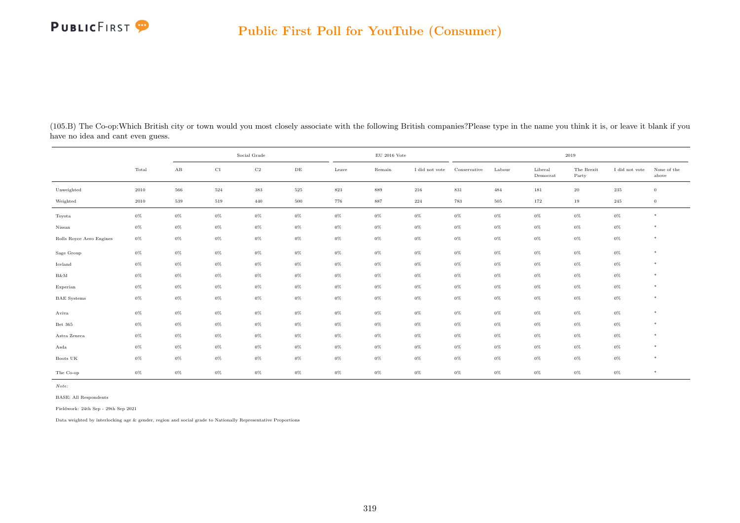(105.B) The Co-op:Which British city or town would you most closely associate with the following British companies?Please type in the name you think it is, or leave it blank if you have no idea and cant even guess.

| | Total | Social Grade | | | | EU 2016 Vote | | | 2019 | | | | | |
|---|---|---|---|---|---|---|---|---|---|---|---|---|---|---|
| | | AB | C1 | C2 | DE | Leave | Remain | I did not vote | Conservative | Labour | Liberal Democrat | The Brexit Party | I did not vote | None of the above |
| Unweighted | 2010 | 566 | 524 | 383 | 525 | 823 | 889 | 216 | 831 | 484 | 181 | 20 | 235 | 0 |
| Weighted | 2010 | 539 | 519 | 440 | 500 | 776 | 887 | 224 | 783 | 505 | 172 | 19 | 245 | 0 |
| Toyota | 0% | 0% | 0% | 0% | 0% | 0% | 0% | 0% | 0% | 0% | 0% | 0% | 0% | * |
| Nissan | 0% | 0% | 0% | 0% | 0% | 0% | 0% | 0% | 0% | 0% | 0% | 0% | 0% | * |
| Rolls Royce Aero Engines | 0% | 0% | 0% | 0% | 0% | 0% | 0% | 0% | 0% | 0% | 0% | 0% | 0% | * |
| Sage Group | 0% | 0% | 0% | 0% | 0% | 0% | 0% | 0% | 0% | 0% | 0% | 0% | 0% | * |
| Iceland | 0% | 0% | 0% | 0% | 0% | 0% | 0% | 0% | 0% | 0% | 0% | 0% | 0% | * |
| B&M | 0% | 0% | 0% | 0% | 0% | 0% | 0% | 0% | 0% | 0% | 0% | 0% | 0% | * |
| Experian | 0% | 0% | 0% | 0% | 0% | 0% | 0% | 0% | 0% | 0% | 0% | 0% | 0% | * |
| BAE Systems | 0% | 0% | 0% | 0% | 0% | 0% | 0% | 0% | 0% | 0% | 0% | 0% | 0% | * |
| Aviva | 0% | 0% | 0% | 0% | 0% | 0% | 0% | 0% | 0% | 0% | 0% | 0% | 0% | * |
| Bet 365 | 0% | 0% | 0% | 0% | 0% | 0% | 0% | 0% | 0% | 0% | 0% | 0% | 0% | * |
| Astra Zeneca | 0% | 0% | 0% | 0% | 0% | 0% | 0% | 0% | 0% | 0% | 0% | 0% | 0% | * |
| Asda | 0% | 0% | 0% | 0% | 0% | 0% | 0% | 0% | 0% | 0% | 0% | 0% | 0% | * |
| Boots UK | 0% | 0% | 0% | 0% | 0% | 0% | 0% | 0% | 0% | 0% | 0% | 0% | 0% | * |
| The Co-op | 0% | 0% | 0% | 0% | 0% | 0% | 0% | 0% | 0% | 0% | 0% | 0% | 0% | * |

*Note:*

BASE: All Respondents

Fieldwork: 24th Sep - 29th Sep 2021

Data weighted by interlocking age & gender, region and social grade to Nationally Representative Proportions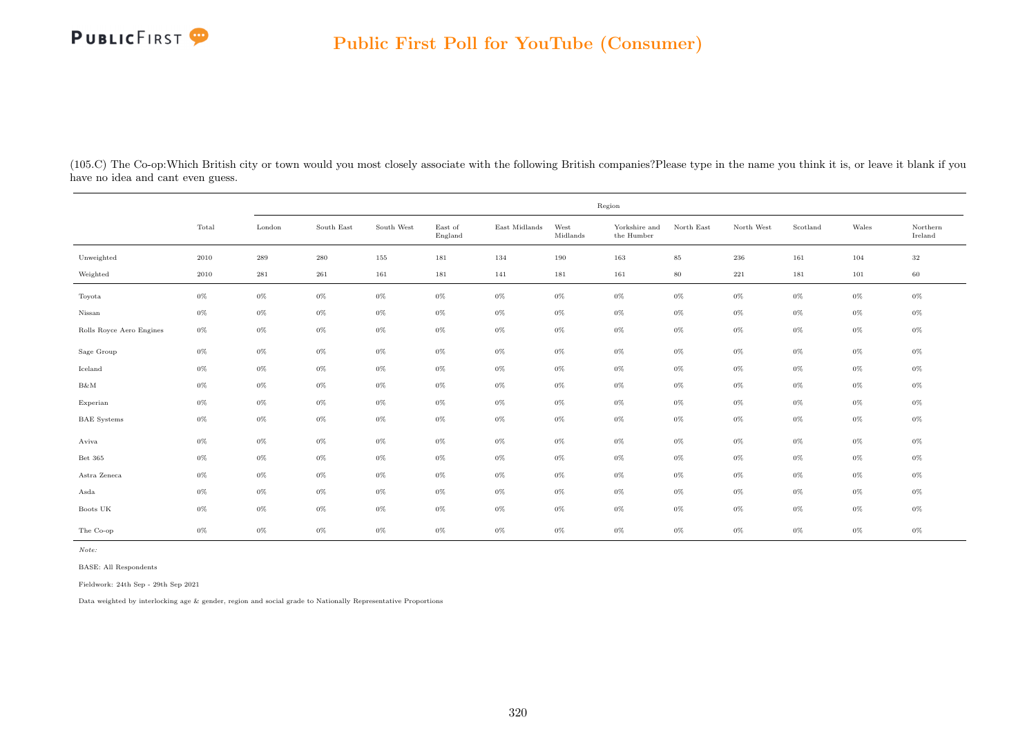## Public First Poll for YouTube (Consumer)

(105.C) The Co-op:Which British city or town would you most closely associate with the following British companies?Please type in the name you think it is, or leave it blank if you have no idea and cant even guess.

| | Total | Region | | | | | | | | | | | |
|---|---|---|---|---|---|---|---|---|---|---|---|---|---|
| | | London | South East | South West | East of England | East Midlands | West Midlands | Yorkshire and the Humber | North East | North West | Scotland | Wales | Northern Ireland |
| Unweighted | 2010 | 289 | 280 | 155 | 181 | 134 | 190 | 163 | 85 | 236 | 161 | 104 | 32 |
| Weighted | 2010 | 281 | 261 | 161 | 181 | 141 | 181 | 161 | 80 | 221 | 181 | 101 | 60 |
| Toyota | 0% | 0% | 0% | 0% | 0% | 0% | 0% | 0% | 0% | 0% | 0% | 0% | 0% |
| Nissan | 0% | 0% | 0% | 0% | 0% | 0% | 0% | 0% | 0% | 0% | 0% | 0% | 0% |
| Rolls Royce Aero Engines | 0% | 0% | 0% | 0% | 0% | 0% | 0% | 0% | 0% | 0% | 0% | 0% | 0% |
| Sage Group | 0% | 0% | 0% | 0% | 0% | 0% | 0% | 0% | 0% | 0% | 0% | 0% | 0% |
| Iceland | 0% | 0% | 0% | 0% | 0% | 0% | 0% | 0% | 0% | 0% | 0% | 0% | 0% |
| B&M | 0% | 0% | 0% | 0% | 0% | 0% | 0% | 0% | 0% | 0% | 0% | 0% | 0% |
| Experian | 0% | 0% | 0% | 0% | 0% | 0% | 0% | 0% | 0% | 0% | 0% | 0% | 0% |
| BAE Systems | 0% | 0% | 0% | 0% | 0% | 0% | 0% | 0% | 0% | 0% | 0% | 0% | 0% |
| Aviva | 0% | 0% | 0% | 0% | 0% | 0% | 0% | 0% | 0% | 0% | 0% | 0% | 0% |
| Bet 365 | 0% | 0% | 0% | 0% | 0% | 0% | 0% | 0% | 0% | 0% | 0% | 0% | 0% |
| Astra Zeneca | 0% | 0% | 0% | 0% | 0% | 0% | 0% | 0% | 0% | 0% | 0% | 0% | 0% |
| Asda | 0% | 0% | 0% | 0% | 0% | 0% | 0% | 0% | 0% | 0% | 0% | 0% | 0% |
| Boots UK | 0% | 0% | 0% | 0% | 0% | 0% | 0% | 0% | 0% | 0% | 0% | 0% | 0% |
| The Co-op | 0% | 0% | 0% | 0% | 0% | 0% | 0% | 0% | 0% | 0% | 0% | 0% | 0% |

*Note:*

BASE: All Respondents

Fieldwork: 24th Sep - 29th Sep 2021

Data weighted by interlocking age & gender, region and social grade to Nationally Representative Proportions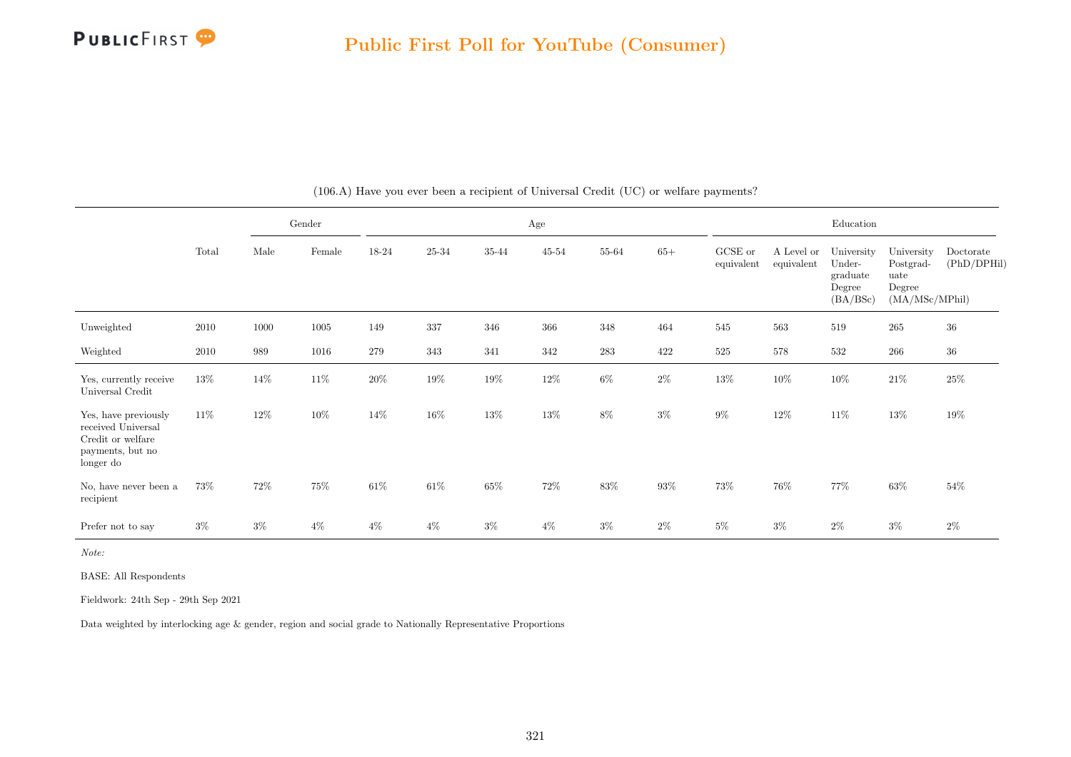## Public First Poll for YouTube (Consumer)

(106.A) Have you ever been a recipient of Universal Credit (UC) or welfare payments?

| | Total | Gender | | Age | | | | | | Education | | | | |
|---|---|---|---|---|---|---|---|---|---|---|---|---|---|---|
| | | Male | Female | 18-24 | 25-34 | 35-44 | 45-54 | 55-64 | 65+ | GCSE or equivalent | A Level or equivalent | University Undergraduate Degree (BA/BSc) | University Postgraduate Degree (MA/MSc/MPhil) | Doctorate (PhD/DPHil) |
| Unweighted | 2010 | 1000 | 1005 | 149 | 337 | 346 | 366 | 348 | 464 | 545 | 563 | 519 | 265 | 36 |
| Weighted | 2010 | 989 | 1016 | 279 | 343 | 341 | 342 | 283 | 422 | 525 | 578 | 532 | 266 | 36 |
| Yes, currently receive Universal Credit | 13% | 14% | 11% | 20% | 19% | 19% | 12% | 6% | 2% | 13% | 10% | 10% | 21% | 25% |
| Yes, have previously received Universal Credit or welfare payments, but no longer do | 11% | 12% | 10% | 14% | 16% | 13% | 13% | 8% | 3% | 9% | 12% | 11% | 13% | 19% |
| No, have never been a recipient | 73% | 72% | 75% | 61% | 61% | 65% | 72% | 83% | 93% | 73% | 76% | 77% | 63% | 54% |
| Prefer not to say | 3% | 3% | 4% | 4% | 4% | 3% | 4% | 3% | 2% | 5% | 3% | 2% | 3% | 2% |

*Note:*

BASE: All Respondents

Fieldwork: 24th Sep - 29th Sep 2021

Data weighted by interlocking age & gender, region and social grade to Nationally Representative Proportions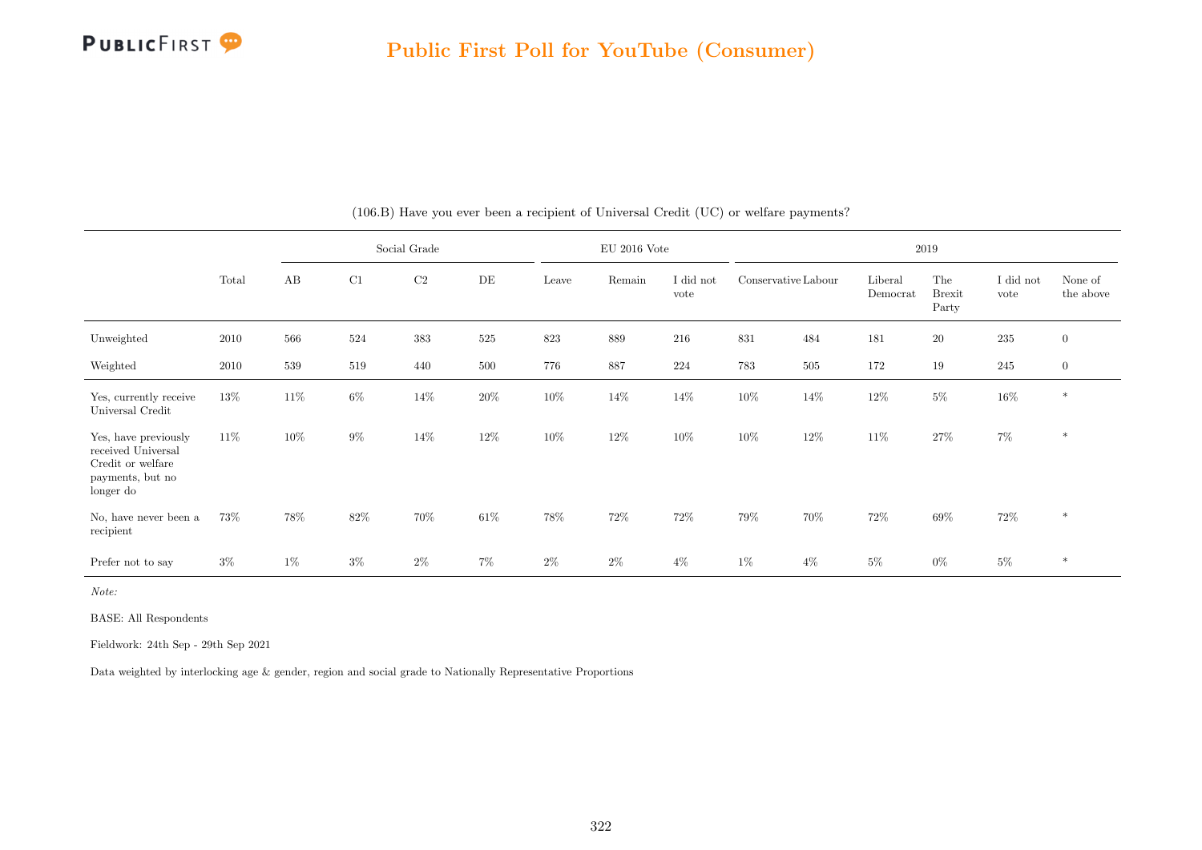## Public First Poll for YouTube (Consumer)

(106.B) Have you ever been a recipient of Universal Credit (UC) or welfare payments?

| | Total | Social Grade | | | | EU 2016 Vote | | | 2019 | | | | | |
|---|---|---|---|---|---|---|---|---|---|---|---|---|---|---|
| | | AB | C1 | C2 | DE | Leave | Remain | I did not vote | Conservative | Labour | Liberal Democrat | The Brexit Party | I did not vote | None of the above |
| Unweighted | 2010 | 566 | 524 | 383 | 525 | 823 | 889 | 216 | 831 | 484 | 181 | 20 | 235 | 0 |
| Weighted | 2010 | 539 | 519 | 440 | 500 | 776 | 887 | 224 | 783 | 505 | 172 | 19 | 245 | 0 |
| Yes, currently receive Universal Credit | 13% | 11% | 6% | 14% | 20% | 10% | 14% | 14% | 10% | 14% | 12% | 5% | 16% | * |
| Yes, have previously received Universal Credit or welfare payments, but no longer do | 11% | 10% | 9% | 14% | 12% | 10% | 12% | 10% | 10% | 12% | 11% | 27% | 7% | * |
| No, have never been a recipient | 73% | 78% | 82% | 70% | 61% | 78% | 72% | 72% | 79% | 70% | 72% | 69% | 72% | * |
| Prefer not to say | 3% | 1% | 3% | 2% | 7% | 2% | 2% | 4% | 1% | 4% | 5% | 0% | 5% | * |

*Note:*

BASE: All Respondents

Fieldwork: 24th Sep - 29th Sep 2021

Data weighted by interlocking age & gender, region and social grade to Nationally Representative Proportions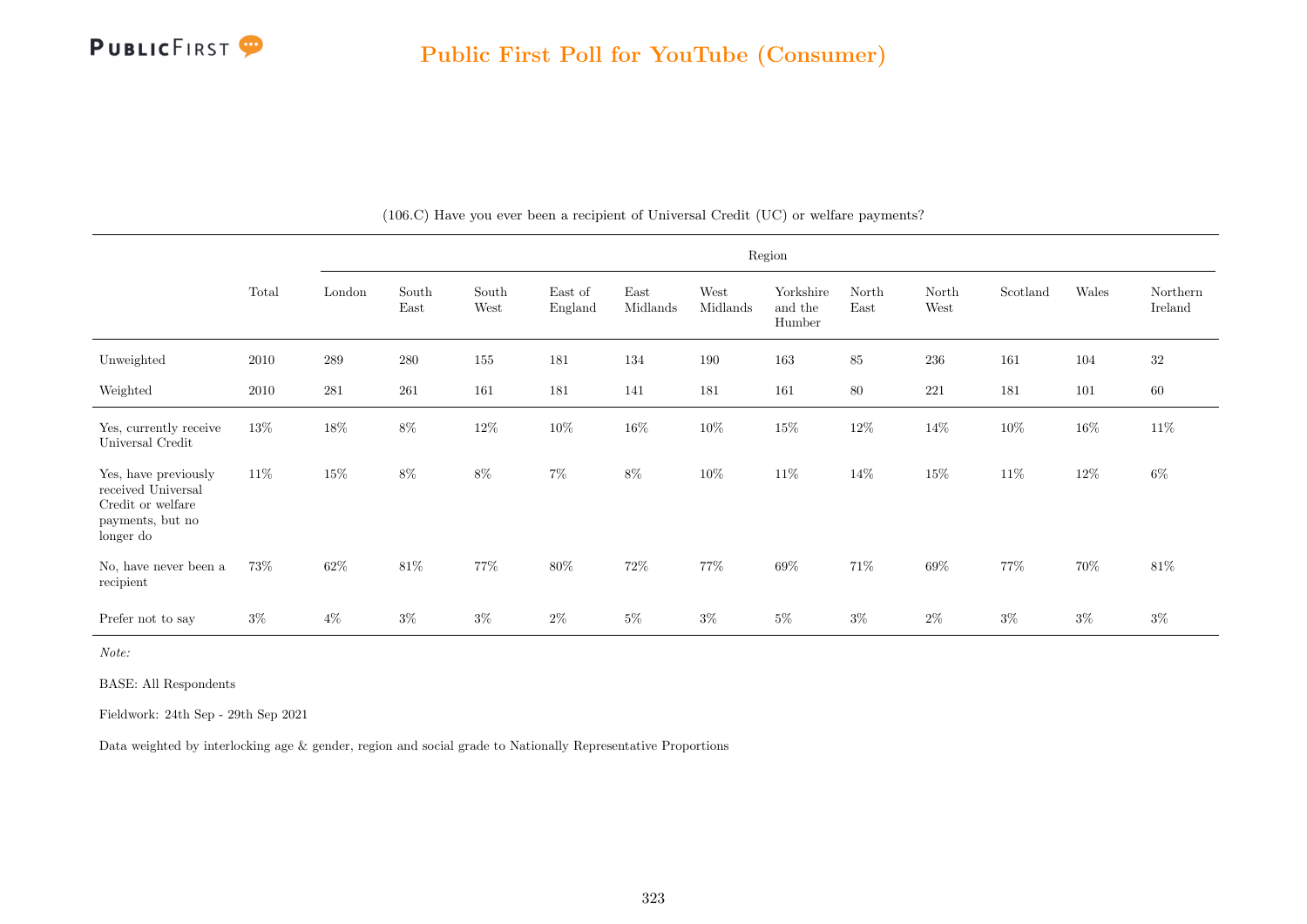## Public First Poll for YouTube (Consumer)

(106.C) Have you ever been a recipient of Universal Credit (UC) or welfare payments?

| | Total | Region | | | | | | | | | | | |
|---|---|---|---|---|---|---|---|---|---|---|---|---|---|
| | | London | South East | South West | East of England | East Midlands | West Midlands | Yorkshire and the Humber | North East | North West | Scotland | Wales | Northern Ireland |
| Unweighted | 2010 | 289 | 280 | 155 | 181 | 134 | 190 | 163 | 85 | 236 | 161 | 104 | 32 |
| Weighted | 2010 | 281 | 261 | 161 | 181 | 141 | 181 | 161 | 80 | 221 | 181 | 101 | 60 |
| Yes, currently receive Universal Credit | 13% | 18% | 8% | 12% | 10% | 16% | 10% | 15% | 12% | 14% | 10% | 16% | 11% |
| Yes, have previously received Universal Credit or welfare payments, but no longer do | 11% | 15% | 8% | 8% | 7% | 8% | 10% | 11% | 14% | 15% | 11% | 12% | 6% |
| No, have never been a recipient | 73% | 62% | 81% | 77% | 80% | 72% | 77% | 69% | 71% | 69% | 77% | 70% | 81% |
| Prefer not to say | 3% | 4% | 3% | 3% | 2% | 5% | 3% | 5% | 3% | 2% | 3% | 3% | 3% |

*Note:*

BASE: All Respondents

Fieldwork: 24th Sep - 29th Sep 2021

Data weighted by interlocking age & gender, region and social grade to Nationally Representative Proportions